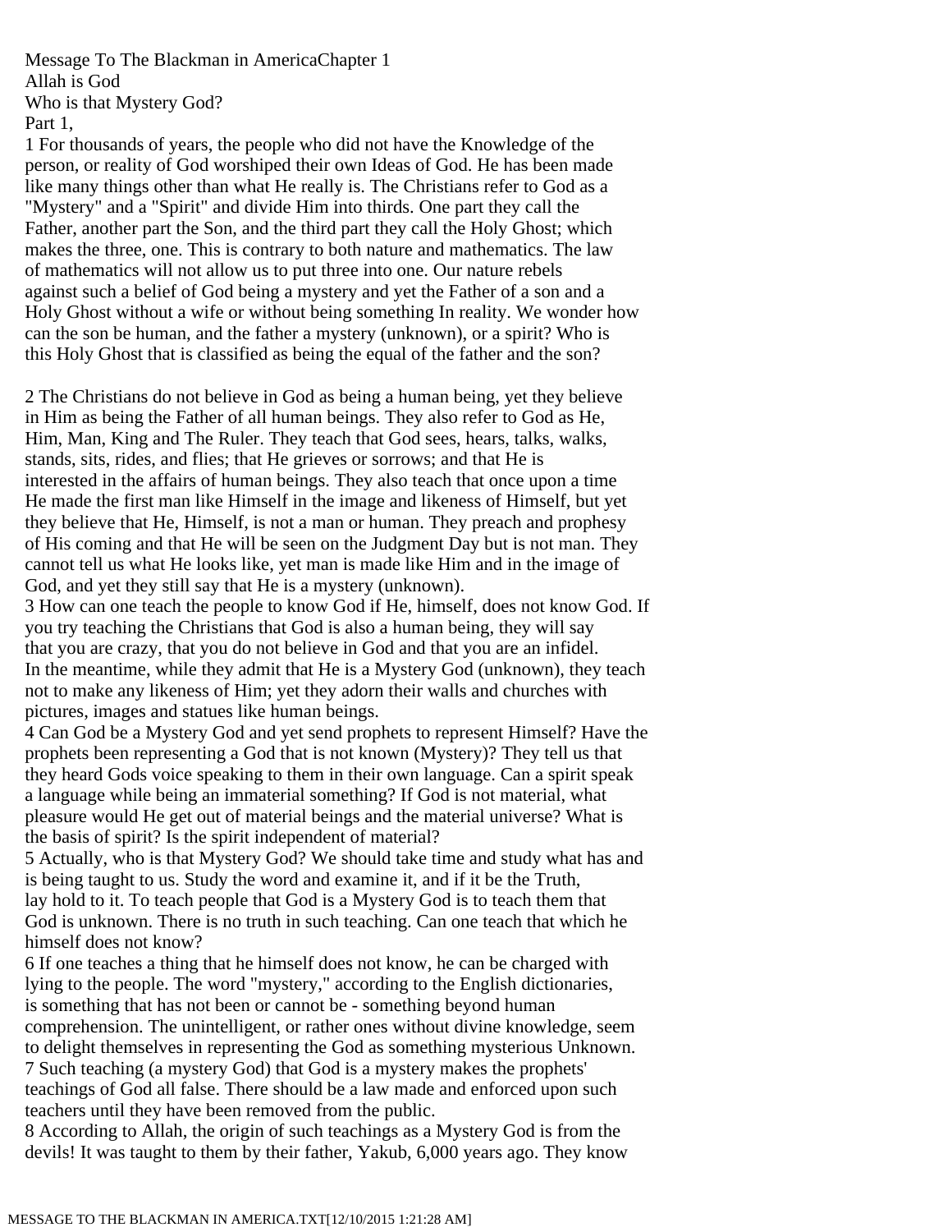Message To The Blackman in AmericaChapter 1

Allah is God

Who is that Mystery God?

Part 1,

1 For thousands of years, the people who did not have the Knowledge of the person, or reality of God worshiped their own Ideas of God. He has been made like many things other than what He really is. The Christians refer to God as a "Mystery" and a "Spirit" and divide Him into thirds. One part they call the Father, another part the Son, and the third part they call the Holy Ghost; which makes the three, one. This is contrary to both nature and mathematics. The law of mathematics will not allow us to put three into one. Our nature rebels against such a belief of God being a mystery and yet the Father of a son and a Holy Ghost without a wife or without being something In reality. We wonder how can the son be human, and the father a mystery (unknown), or a spirit? Who is this Holy Ghost that is classified as being the equal of the father and the son?

2 The Christians do not believe in God as being a human being, yet they believe in Him as being the Father of all human beings. They also refer to God as He, Him, Man, King and The Ruler. They teach that God sees, hears, talks, walks, stands, sits, rides, and flies; that He grieves or sorrows; and that He is interested in the affairs of human beings. They also teach that once upon a time He made the first man like Himself in the image and likeness of Himself, but yet they believe that He, Himself, is not a man or human. They preach and prophesy of His coming and that He will be seen on the Judgment Day but is not man. They cannot tell us what He looks like, yet man is made like Him and in the image of God, and yet they still say that He is a mystery (unknown).

3 How can one teach the people to know God if He, himself, does not know God. If you try teaching the Christians that God is also a human being, they will say that you are crazy, that you do not believe in God and that you are an infidel. In the meantime, while they admit that He is a Mystery God (unknown), they teach not to make any likeness of Him; yet they adorn their walls and churches with pictures, images and statues like human beings.

4 Can God be a Mystery God and yet send prophets to represent Himself? Have the prophets been representing a God that is not known (Mystery)? They tell us that they heard Gods voice speaking to them in their own language. Can a spirit speak a language while being an immaterial something? If God is not material, what pleasure would He get out of material beings and the material universe? What is the basis of spirit? Is the spirit independent of material?

5 Actually, who is that Mystery God? We should take time and study what has and is being taught to us. Study the word and examine it, and if it be the Truth, lay hold to it. To teach people that God is a Mystery God is to teach them that God is unknown. There is no truth in such teaching. Can one teach that which he himself does not know?

6 If one teaches a thing that he himself does not know, he can be charged with lying to the people. The word "mystery," according to the English dictionaries, is something that has not been or cannot be - something beyond human comprehension. The unintelligent, or rather ones without divine knowledge, seem to delight themselves in representing the God as something mysterious Unknown.

7 Such teaching (a mystery God) that God is a mystery makes the prophets' teachings of God all false. There should be a law made and enforced upon such teachers until they have been removed from the public.

8 According to Allah, the origin of such teachings as a Mystery God is from the devils! It was taught to them by their father, Yakub, 6,000 years ago. They know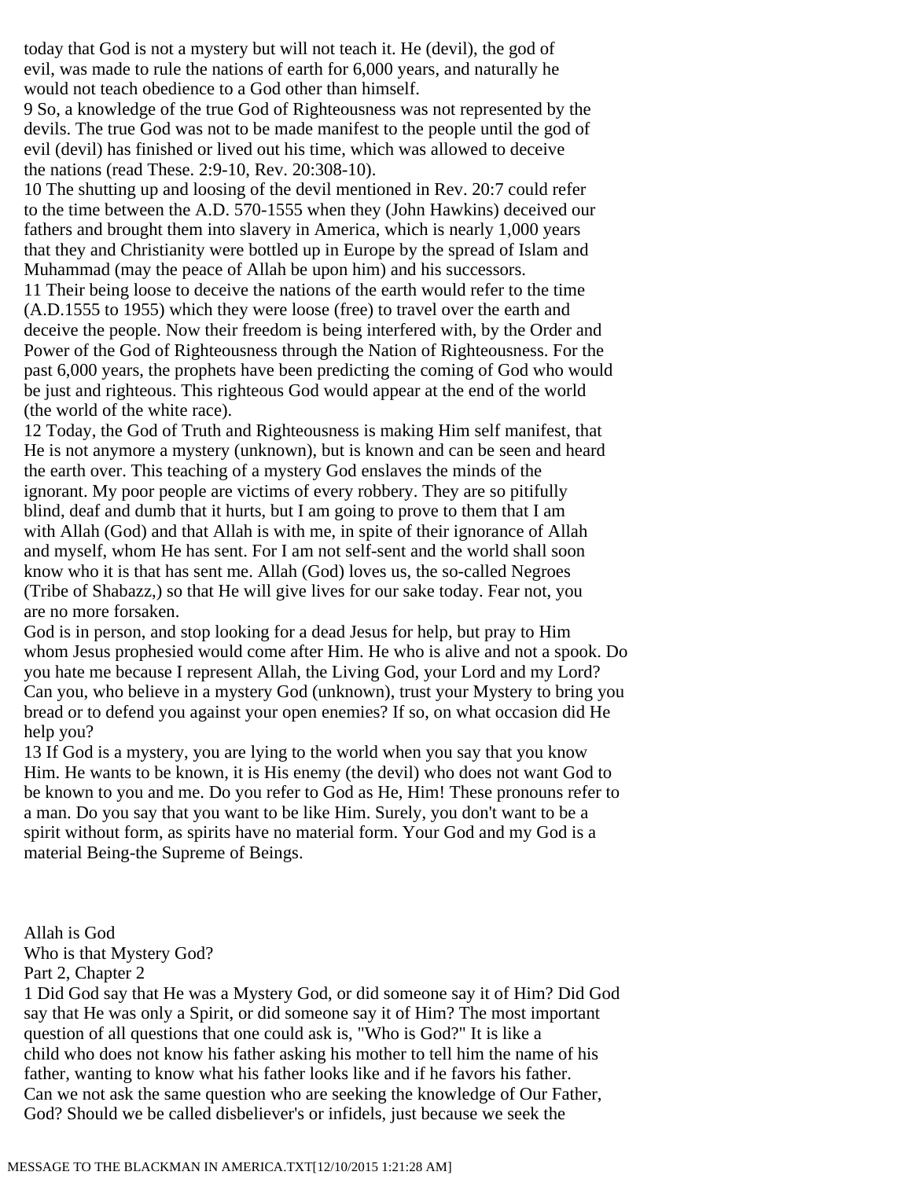today that God is not a mystery but will not teach it. He (devil), the god of evil, was made to rule the nations of earth for 6,000 years, and naturally he would not teach obedience to a God other than himself.

9 So, a knowledge of the true God of Righteousness was not represented by the devils. The true God was not to be made manifest to the people until the god of evil (devil) has finished or lived out his time, which was allowed to deceive the nations (read These. 2:9-10, Rev. 20:308-10).

10 The shutting up and loosing of the devil mentioned in Rev. 20:7 could refer to the time between the A.D. 570-1555 when they (John Hawkins) deceived our fathers and brought them into slavery in America, which is nearly 1,000 years that they and Christianity were bottled up in Europe by the spread of Islam and Muhammad (may the peace of Allah be upon him) and his successors.

11 Their being loose to deceive the nations of the earth would refer to the time (A.D.1555 to 1955) which they were loose (free) to travel over the earth and deceive the people. Now their freedom is being interfered with, by the Order and Power of the God of Righteousness through the Nation of Righteousness. For the past 6,000 years, the prophets have been predicting the coming of God who would be just and righteous. This righteous God would appear at the end of the world (the world of the white race).

12 Today, the God of Truth and Righteousness is making Him self manifest, that He is not anymore a mystery (unknown), but is known and can be seen and heard the earth over. This teaching of a mystery God enslaves the minds of the ignorant. My poor people are victims of every robbery. They are so pitifully blind, deaf and dumb that it hurts, but I am going to prove to them that I am with Allah (God) and that Allah is with me, in spite of their ignorance of Allah and myself, whom He has sent. For I am not self-sent and the world shall soon know who it is that has sent me. Allah (God) loves us, the so-called Negroes (Tribe of Shabazz,) so that He will give lives for our sake today. Fear not, you are no more forsaken.

God is in person, and stop looking for a dead Jesus for help, but pray to Him whom Jesus prophesied would come after Him. He who is alive and not a spook. Do you hate me because I represent Allah, the Living God, your Lord and my Lord? Can you, who believe in a mystery God (unknown), trust your Mystery to bring you bread or to defend you against your open enemies? If so, on what occasion did He help you?

13 If God is a mystery, you are lying to the world when you say that you know Him. He wants to be known, it is His enemy (the devil) who does not want God to be known to you and me. Do you refer to God as He, Him! These pronouns refer to a man. Do you say that you want to be like Him. Surely, you don't want to be a spirit without form, as spirits have no material form. Your God and my God is a material Being-the Supreme of Beings.

Allah is God

Who is that Mystery God?

Part 2, Chapter 2

1 Did God say that He was a Mystery God, or did someone say it of Him? Did God say that He was only a Spirit, or did someone say it of Him? The most important question of all questions that one could ask is, "Who is God?" It is like a child who does not know his father asking his mother to tell him the name of his father, wanting to know what his father looks like and if he favors his father. Can we not ask the same question who are seeking the knowledge of Our Father, God? Should we be called disbeliever's or infidels, just because we seek the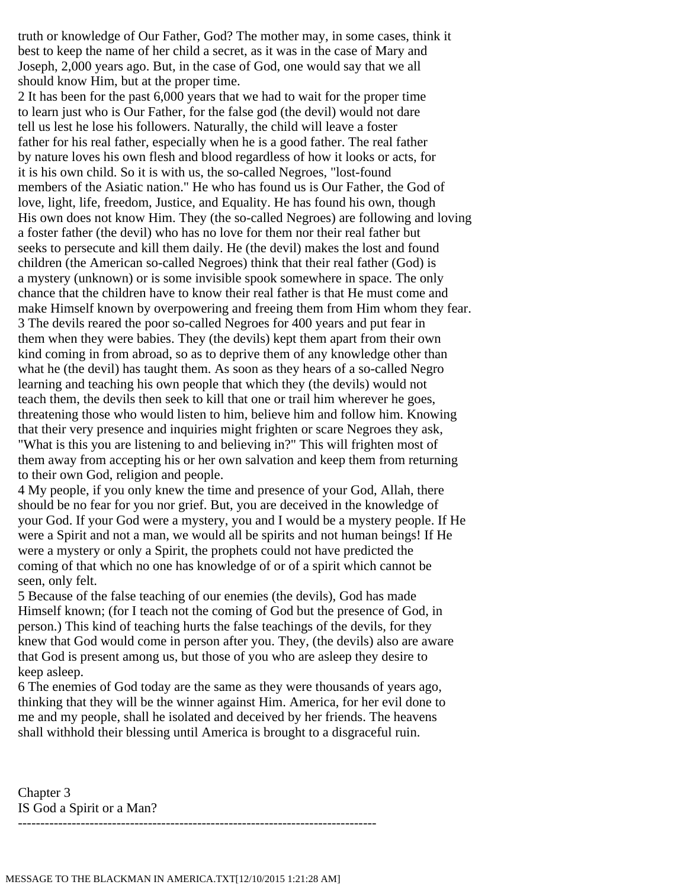truth or knowledge of Our Father, God? The mother may, in some cases, think it best to keep the name of her child a secret, as it was in the case of Mary and Joseph, 2,000 years ago. But, in the case of God, one would say that we all should know Him, but at the proper time.

2 It has been for the past 6,000 years that we had to wait for the proper time to learn just who is Our Father, for the false god (the devil) would not dare tell us lest he lose his followers. Naturally, the child will leave a foster father for his real father, especially when he is a good father. The real father by nature loves his own flesh and blood regardless of how it looks or acts, for it is his own child. So it is with us, the so-called Negroes, "lost-found members of the Asiatic nation." He who has found us is Our Father, the God of love, light, life, freedom, Justice, and Equality. He has found his own, though His own does not know Him. They (the so-called Negroes) are following and loving a foster father (the devil) who has no love for them nor their real father but seeks to persecute and kill them daily. He (the devil) makes the lost and found children (the American so-called Negroes) think that their real father (God) is a mystery (unknown) or is some invisible spook somewhere in space. The only chance that the children have to know their real father is that He must come and make Himself known by overpowering and freeing them from Him whom they fear.

3 The devils reared the poor so-called Negroes for 400 years and put fear in them when they were babies. They (the devils) kept them apart from their own kind coming in from abroad, so as to deprive them of any knowledge other than what he (the devil) has taught them. As soon as they hears of a so-called Negro learning and teaching his own people that which they (the devils) would not teach them, the devils then seek to kill that one or trail him wherever he goes, threatening those who would listen to him, believe him and follow him. Knowing that their very presence and inquiries might frighten or scare Negroes they ask, "What is this you are listening to and believing in?" This will frighten most of them away from accepting his or her own salvation and keep them from returning to their own God, religion and people.

4 My people, if you only knew the time and presence of your God, Allah, there should be no fear for you nor grief. But, you are deceived in the knowledge of your God. If your God were a mystery, you and I would be a mystery people. If He were a Spirit and not a man, we would all be spirits and not human beings! If He were a mystery or only a Spirit, the prophets could not have predicted the coming of that which no one has knowledge of or of a spirit which cannot be seen, only felt.

5 Because of the false teaching of our enemies (the devils), God has made Himself known; (for I teach not the coming of God but the presence of God, in person.) This kind of teaching hurts the false teachings of the devils, for they knew that God would come in person after you. They, (the devils) also are aware that God is present among us, but those of you who are asleep they desire to keep asleep.

6 The enemies of God today are the same as they were thousands of years ago, thinking that they will be the winner against Him. America, for her evil done to me and my people, shall he isolated and deceived by her friends. The heavens shall withhold their blessing until America is brought to a disgraceful ruin.

## Chapter 3
## IS God a Spirit or a Man?

--------------------------------------------------------------------------------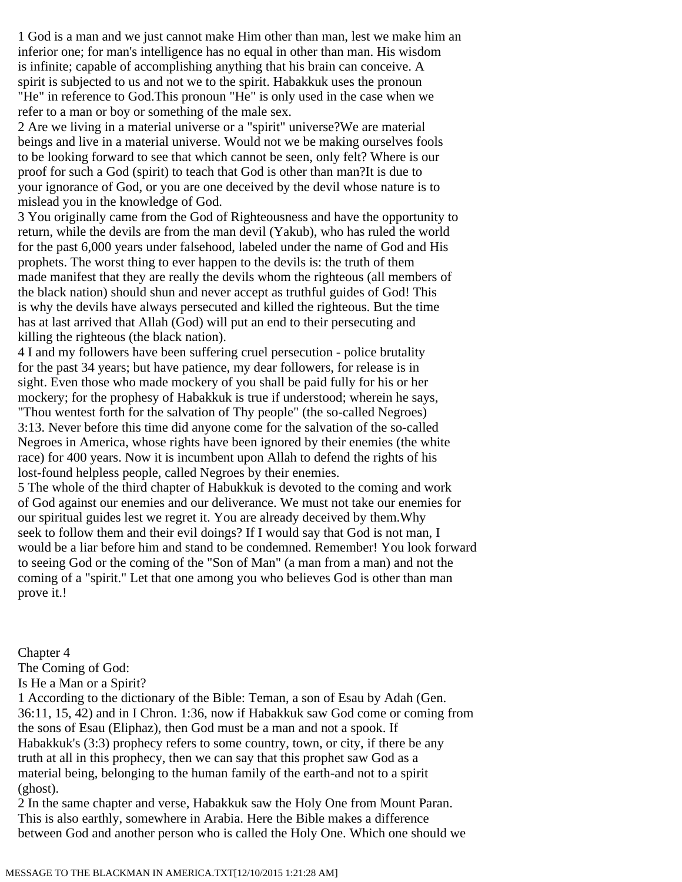1 God is a man and we just cannot make Him other than man, lest we make him an inferior one; for man's intelligence has no equal in other than man. His wisdom is infinite; capable of accomplishing anything that his brain can conceive. A spirit is subjected to us and not we to the spirit. Habakkuk uses the pronoun "He" in reference to God.This pronoun "He" is only used in the case when we refer to a man or boy or something of the male sex.

2 Are we living in a material universe or a "spirit" universe?We are material beings and live in a material universe. Would not we be making ourselves fools to be looking forward to see that which cannot be seen, only felt? Where is our proof for such a God (spirit) to teach that God is other than man?It is due to your ignorance of God, or you are one deceived by the devil whose nature is to mislead you in the knowledge of God.

3 You originally came from the God of Righteousness and have the opportunity to return, while the devils are from the man devil (Yakub), who has ruled the world for the past 6,000 years under falsehood, labeled under the name of God and His prophets. The worst thing to ever happen to the devils is: the truth of them made manifest that they are really the devils whom the righteous (all members of the black nation) should shun and never accept as truthful guides of God! This is why the devils have always persecuted and killed the righteous. But the time has at last arrived that Allah (God) will put an end to their persecuting and killing the righteous (the black nation).

4 I and my followers have been suffering cruel persecution - police brutality for the past 34 years; but have patience, my dear followers, for release is in sight. Even those who made mockery of you shall be paid fully for his or her mockery; for the prophesy of Habakkuk is true if understood; wherein he says, "Thou wentest forth for the salvation of Thy people" (the so-called Negroes) 3:13. Never before this time did anyone come for the salvation of the so-called Negroes in America, whose rights have been ignored by their enemies (the white race) for 400 years. Now it is incumbent upon Allah to defend the rights of his lost-found helpless people, called Negroes by their enemies.

5 The whole of the third chapter of Habukkuk is devoted to the coming and work of God against our enemies and our deliverance. We must not take our enemies for our spiritual guides lest we regret it. You are already deceived by them.Why seek to follow them and their evil doings? If I would say that God is not man, I would be a liar before him and stand to be condemned. Remember! You look forward to seeing God or the coming of the "Son of Man" (a man from a man) and not the coming of a "spirit." Let that one among you who believes God is other than man prove it.!

## Chapter 4
## The Coming of God:
## Is He a Man or a Spirit?

1 According to the dictionary of the Bible: Teman, a son of Esau by Adah (Gen. 36:11, 15, 42) and in I Chron. 1:36, now if Habakkuk saw God come or coming from the sons of Esau (Eliphaz), then God must be a man and not a spook. If Habakkuk's (3:3) prophecy refers to some country, town, or city, if there be any truth at all in this prophecy, then we can say that this prophet saw God as a material being, belonging to the human family of the earth-and not to a spirit (ghost).

2 In the same chapter and verse, Habakkuk saw the Holy One from Mount Paran. This is also earthly, somewhere in Arabia. Here the Bible makes a difference between God and another person who is called the Holy One. Which one should we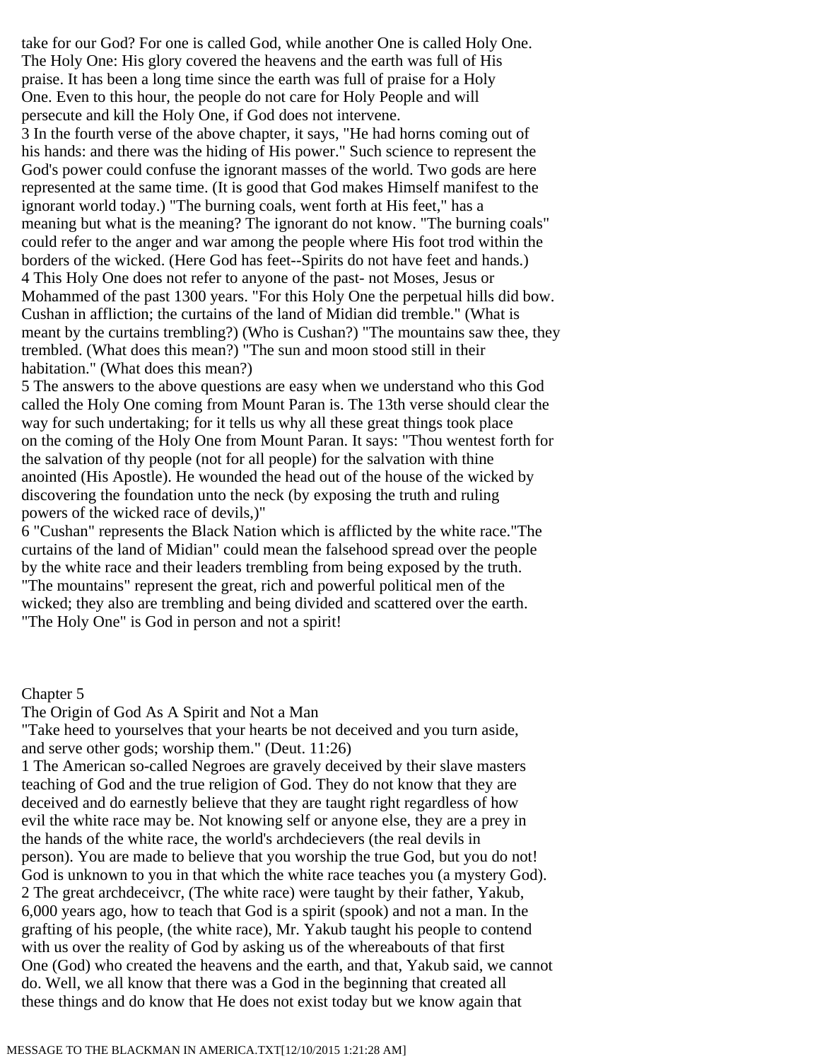take for our God? For one is called God, while another One is called Holy One. The Holy One: His glory covered the heavens and the earth was full of His praise. It has been a long time since the earth was full of praise for a Holy One. Even to this hour, the people do not care for Holy People and will persecute and kill the Holy One, if God does not intervene.

3 In the fourth verse of the above chapter, it says, "He had horns coming out of his hands: and there was the hiding of His power." Such science to represent the God's power could confuse the ignorant masses of the world. Two gods are here represented at the same time. (It is good that God makes Himself manifest to the ignorant world today.) "The burning coals, went forth at His feet," has a meaning but what is the meaning? The ignorant do not know. "The burning coals" could refer to the anger and war among the people where His foot trod within the borders of the wicked. (Here God has feet--Spirits do not have feet and hands.)

4 This Holy One does not refer to anyone of the past- not Moses, Jesus or Mohammed of the past 1300 years. "For this Holy One the perpetual hills did bow. Cushan in affliction; the curtains of the land of Midian did tremble." (What is meant by the curtains trembling?) (Who is Cushan?) "The mountains saw thee, they trembled. (What does this mean?) "The sun and moon stood still in their habitation." (What does this mean?)

5 The answers to the above questions are easy when we understand who this God called the Holy One coming from Mount Paran is. The 13th verse should clear the way for such undertaking; for it tells us why all these great things took place on the coming of the Holy One from Mount Paran. It says: "Thou wentest forth for the salvation of thy people (not for all people) for the salvation with thine anointed (His Apostle). He wounded the head out of the house of the wicked by discovering the foundation unto the neck (by exposing the truth and ruling powers of the wicked race of devils,)"

6 "Cushan" represents the Black Nation which is afflicted by the white race."The curtains of the land of Midian" could mean the falsehood spread over the people by the white race and their leaders trembling from being exposed by the truth. "The mountains" represent the great, rich and powerful political men of the wicked; they also are trembling and being divided and scattered over the earth. "The Holy One" is God in person and not a spirit!

## Chapter 5

### The Origin of God As A Spirit and Not a Man

"Take heed to yourselves that your hearts be not deceived and you turn aside, and serve other gods; worship them." (Deut. 11:26)

1 The American so-called Negroes are gravely deceived by their slave masters teaching of God and the true religion of God. They do not know that they are deceived and do earnestly believe that they are taught right regardless of how evil the white race may be. Not knowing self or anyone else, they are a prey in the hands of the white race, the world's archdecievers (the real devils in person). You are made to believe that you worship the true God, but you do not! God is unknown to you in that which the white race teaches you (a mystery God).

2 The great archdeceivcr, (The white race) were taught by their father, Yakub, 6,000 years ago, how to teach that God is a spirit (spook) and not a man. In the grafting of his people, (the white race), Mr. Yakub taught his people to contend with us over the reality of God by asking us of the whereabouts of that first One (God) who created the heavens and the earth, and that, Yakub said, we cannot do. Well, we all know that there was a God in the beginning that created all these things and do know that He does not exist today but we know again that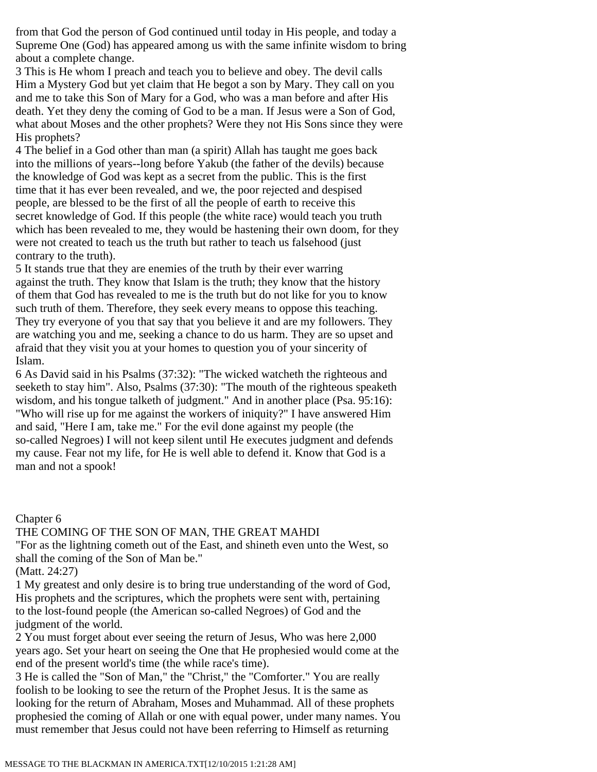from that God the person of God continued until today in His people, and today a Supreme One (God) has appeared among us with the same infinite wisdom to bring about a complete change.

3 This is He whom I preach and teach you to believe and obey. The devil calls Him a Mystery God but yet claim that He begot a son by Mary. They call on you and me to take this Son of Mary for a God, who was a man before and after His death. Yet they deny the coming of God to be a man. If Jesus were a Son of God, what about Moses and the other prophets? Were they not His Sons since they were His prophets?

4 The belief in a God other than man (a spirit) Allah has taught me goes back into the millions of years--long before Yakub (the father of the devils) because the knowledge of God was kept as a secret from the public. This is the first time that it has ever been revealed, and we, the poor rejected and despised people, are blessed to be the first of all the people of earth to receive this secret knowledge of God. If this people (the white race) would teach you truth which has been revealed to me, they would be hastening their own doom, for they were not created to teach us the truth but rather to teach us falsehood (just contrary to the truth).

5 It stands true that they are enemies of the truth by their ever warring against the truth. They know that Islam is the truth; they know that the history of them that God has revealed to me is the truth but do not like for you to know such truth of them. Therefore, they seek every means to oppose this teaching. They try everyone of you that say that you believe it and are my followers. They are watching you and me, seeking a chance to do us harm. They are so upset and afraid that they visit you at your homes to question you of your sincerity of Islam.

6 As David said in his Psalms (37:32): "The wicked watcheth the righteous and seeketh to stay him". Also, Psalms (37:30): "The mouth of the righteous speaketh wisdom, and his tongue talketh of judgment." And in another place (Psa. 95:16): "Who will rise up for me against the workers of iniquity?" I have answered Him and said, "Here I am, take me." For the evil done against my people (the so-called Negroes) I will not keep silent until He executes judgment and defends my cause. Fear not my life, for He is well able to defend it. Know that God is a man and not a spook!

## Chapter 6

## THE COMING OF THE SON OF MAN, THE GREAT MAHDI

"For as the lightning cometh out of the East, and shineth even unto the West, so shall the coming of the Son of Man be."
(Matt. 24:27)

1 My greatest and only desire is to bring true understanding of the word of God, His prophets and the scriptures, which the prophets were sent with, pertaining to the lost-found people (the American so-called Negroes) of God and the judgment of the world.

2 You must forget about ever seeing the return of Jesus, Who was here 2,000 years ago. Set your heart on seeing the One that He prophesied would come at the end of the present world's time (the while race's time).

3 He is called the "Son of Man," the "Christ," the "Comforter." You are really foolish to be looking to see the return of the Prophet Jesus. It is the same as looking for the return of Abraham, Moses and Muhammad. All of these prophets prophesied the coming of Allah or one with equal power, under many names. You must remember that Jesus could not have been referring to Himself as returning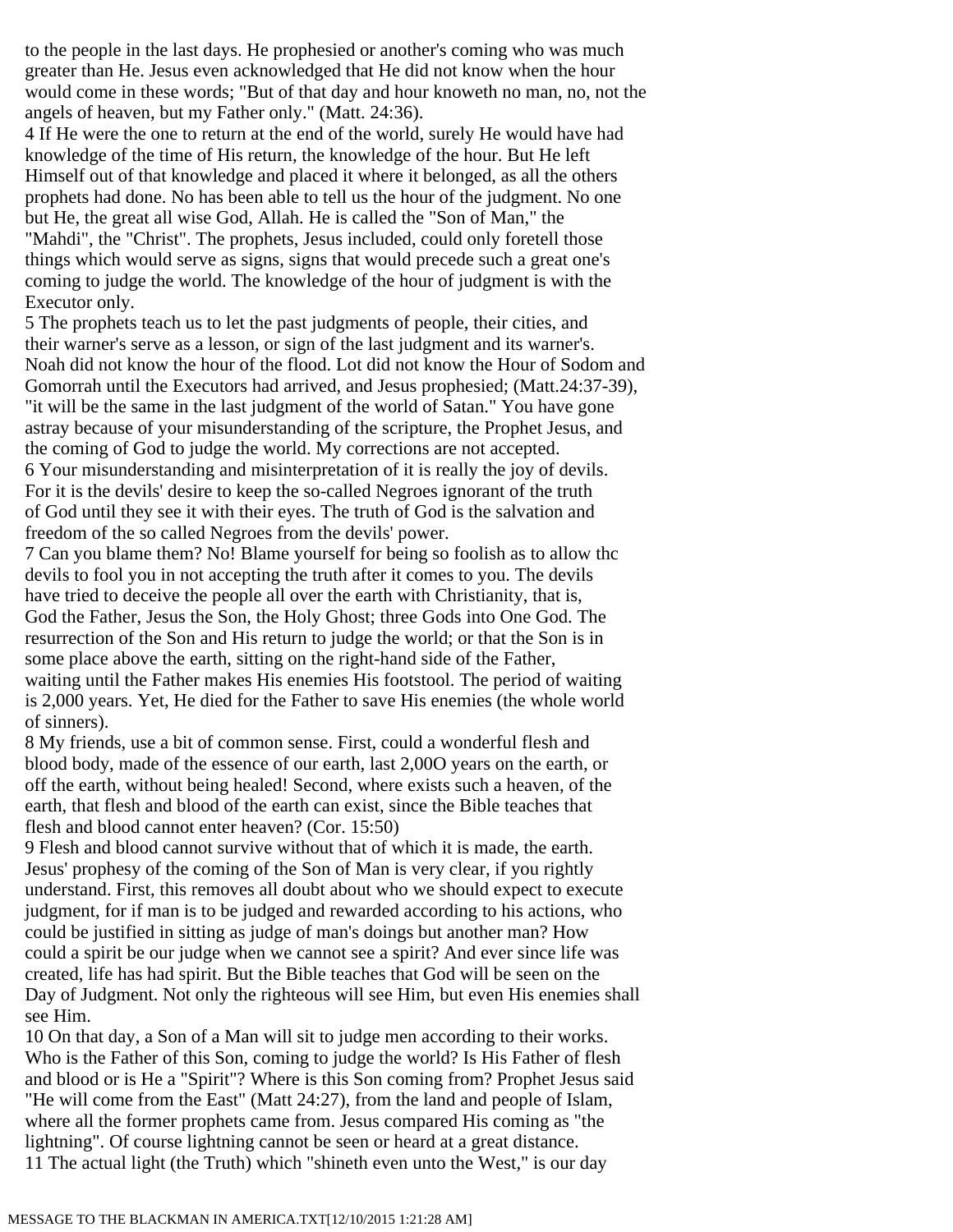to the people in the last days. He prophesied or another's coming who was much greater than He. Jesus even acknowledged that He did not know when the hour would come in these words; "But of that day and hour knoweth no man, no, not the angels of heaven, but my Father only." (Matt. 24:36).

4 If He were the one to return at the end of the world, surely He would have had knowledge of the time of His return, the knowledge of the hour. But He left Himself out of that knowledge and placed it where it belonged, as all the others prophets had done. No has been able to tell us the hour of the judgment. No one but He, the great all wise God, Allah. He is called the "Son of Man," the "Mahdi", the "Christ". The prophets, Jesus included, could only foretell those things which would serve as signs, signs that would precede such a great one's coming to judge the world. The knowledge of the hour of judgment is with the Executor only.

5 The prophets teach us to let the past judgments of people, their cities, and their warner's serve as a lesson, or sign of the last judgment and its warner's. Noah did not know the hour of the flood. Lot did not know the Hour of Sodom and Gomorrah until the Executors had arrived, and Jesus prophesied; (Matt.24:37-39), "it will be the same in the last judgment of the world of Satan." You have gone astray because of your misunderstanding of the scripture, the Prophet Jesus, and the coming of God to judge the world. My corrections are not accepted.

6 Your misunderstanding and misinterpretation of it is really the joy of devils. For it is the devils' desire to keep the so-called Negroes ignorant of the truth of God until they see it with their eyes. The truth of God is the salvation and freedom of the so called Negroes from the devils' power.

7 Can you blame them? No! Blame yourself for being so foolish as to allow thc devils to fool you in not accepting the truth after it comes to you. The devils have tried to deceive the people all over the earth with Christianity, that is, God the Father, Jesus the Son, the Holy Ghost; three Gods into One God. The resurrection of the Son and His return to judge the world; or that the Son is in some place above the earth, sitting on the right-hand side of the Father, waiting until the Father makes His enemies His footstool. The period of waiting is 2,000 years. Yet, He died for the Father to save His enemies (the whole world of sinners).

8 My friends, use a bit of common sense. First, could a wonderful flesh and blood body, made of the essence of our earth, last 2,00O years on the earth, or off the earth, without being healed! Second, where exists such a heaven, of the earth, that flesh and blood of the earth can exist, since the Bible teaches that flesh and blood cannot enter heaven? (Cor. 15:50)

9 Flesh and blood cannot survive without that of which it is made, the earth. Jesus' prophesy of the coming of the Son of Man is very clear, if you rightly understand. First, this removes all doubt about who we should expect to execute judgment, for if man is to be judged and rewarded according to his actions, who could be justified in sitting as judge of man's doings but another man? How could a spirit be our judge when we cannot see a spirit? And ever since life was created, life has had spirit. But the Bible teaches that God will be seen on the Day of Judgment. Not only the righteous will see Him, but even His enemies shall see Him.

10 On that day, a Son of a Man will sit to judge men according to their works. Who is the Father of this Son, coming to judge the world? Is His Father of flesh and blood or is He a "Spirit"? Where is this Son coming from? Prophet Jesus said "He will come from the East" (Matt 24:27), from the land and people of Islam, where all the former prophets came from. Jesus compared His coming as "the lightning". Of course lightning cannot be seen or heard at a great distance.

11 The actual light (the Truth) which "shineth even unto the West," is our day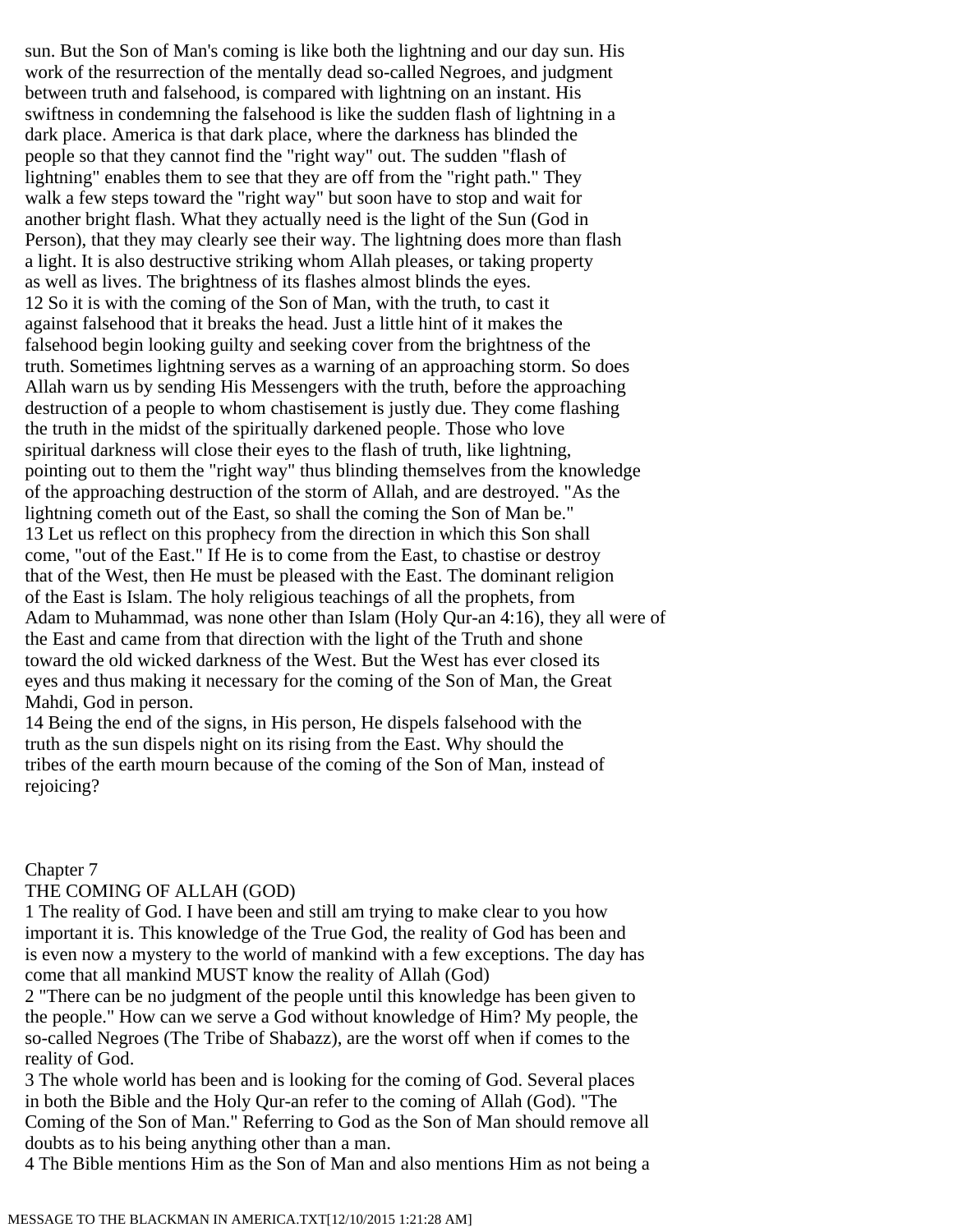sun. But the Son of Man's coming is like both the lightning and our day sun. His work of the resurrection of the mentally dead so-called Negroes, and judgment between truth and falsehood, is compared with lightning on an instant. His swiftness in condemning the falsehood is like the sudden flash of lightning in a dark place. America is that dark place, where the darkness has blinded the people so that they cannot find the "right way" out. The sudden "flash of lightning" enables them to see that they are off from the "right path." They walk a few steps toward the "right way" but soon have to stop and wait for another bright flash. What they actually need is the light of the Sun (God in Person), that they may clearly see their way. The lightning does more than flash a light. It is also destructive striking whom Allah pleases, or taking property as well as lives. The brightness of its flashes almost blinds the eyes.

12 So it is with the coming of the Son of Man, with the truth, to cast it against falsehood that it breaks the head. Just a little hint of it makes the falsehood begin looking guilty and seeking cover from the brightness of the truth. Sometimes lightning serves as a warning of an approaching storm. So does Allah warn us by sending His Messengers with the truth, before the approaching destruction of a people to whom chastisement is justly due. They come flashing the truth in the midst of the spiritually darkened people. Those who love spiritual darkness will close their eyes to the flash of truth, like lightning, pointing out to them the "right way" thus blinding themselves from the knowledge of the approaching destruction of the storm of Allah, and are destroyed. "As the lightning cometh out of the East, so shall the coming the Son of Man be."

13 Let us reflect on this prophecy from the direction in which this Son shall come, "out of the East." If He is to come from the East, to chastise or destroy that of the West, then He must be pleased with the East. The dominant religion of the East is Islam. The holy religious teachings of all the prophets, from Adam to Muhammad, was none other than Islam (Holy Qur-an 4:16), they all were of the East and came from that direction with the light of the Truth and shone toward the old wicked darkness of the West. But the West has ever closed its eyes and thus making it necessary for the coming of the Son of Man, the Great Mahdi, God in person.

14 Being the end of the signs, in His person, He dispels falsehood with the truth as the sun dispels night on its rising from the East. Why should the tribes of the earth mourn because of the coming of the Son of Man, instead of rejoicing?

## Chapter 7

## THE COMING OF ALLAH (GOD)

1 The reality of God. I have been and still am trying to make clear to you how important it is. This knowledge of the True God, the reality of God has been and is even now a mystery to the world of mankind with a few exceptions. The day has come that all mankind MUST know the reality of Allah (God)

2 "There can be no judgment of the people until this knowledge has been given to the people." How can we serve a God without knowledge of Him? My people, the so-called Negroes (The Tribe of Shabazz), are the worst off when if comes to the reality of God.

3 The whole world has been and is looking for the coming of God. Several places in both the Bible and the Holy Qur-an refer to the coming of Allah (God). "The Coming of the Son of Man." Referring to God as the Son of Man should remove all doubts as to his being anything other than a man.

4 The Bible mentions Him as the Son of Man and also mentions Him as not being a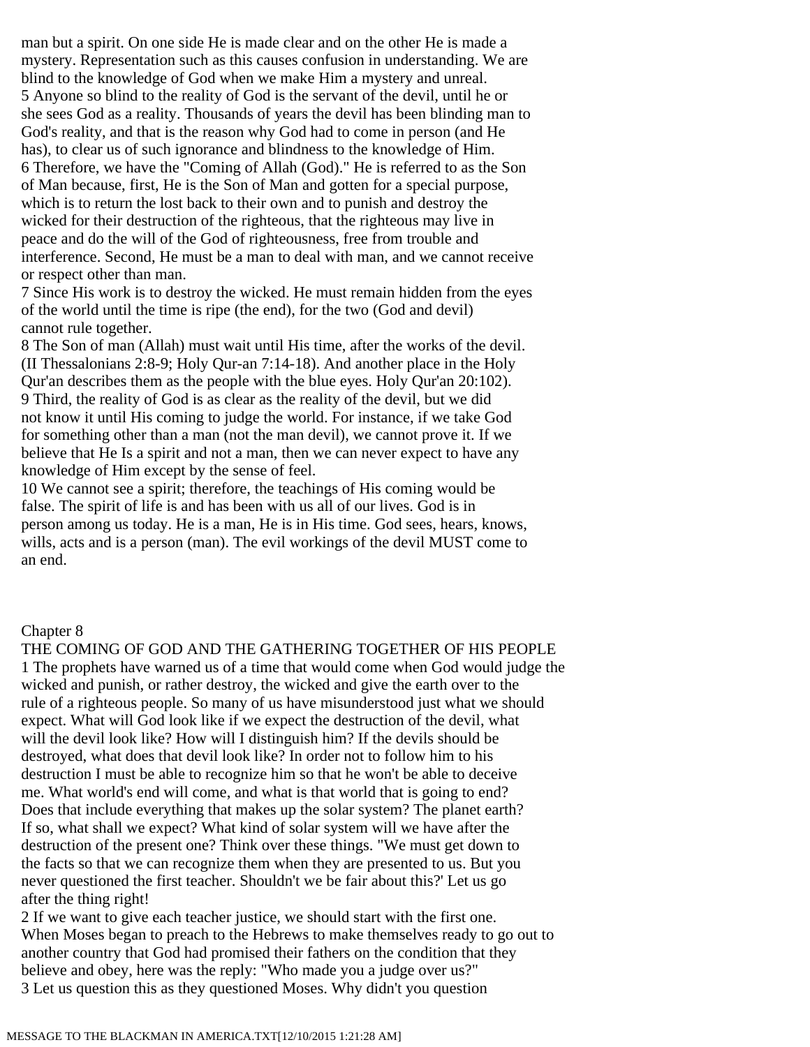man but a spirit. On one side He is made clear and on the other He is made a mystery. Representation such as this causes confusion in understanding. We are blind to the knowledge of God when we make Him a mystery and unreal.

5 Anyone so blind to the reality of God is the servant of the devil, until he or she sees God as a reality. Thousands of years the devil has been blinding man to God's reality, and that is the reason why God had to come in person (and He has), to clear us of such ignorance and blindness to the knowledge of Him.

6 Therefore, we have the "Coming of Allah (God)." He is referred to as the Son of Man because, first, He is the Son of Man and gotten for a special purpose, which is to return the lost back to their own and to punish and destroy the wicked for their destruction of the righteous, that the righteous may live in peace and do the will of the God of righteousness, free from trouble and interference. Second, He must be a man to deal with man, and we cannot receive or respect other than man.

7 Since His work is to destroy the wicked. He must remain hidden from the eyes of the world until the time is ripe (the end), for the two (God and devil) cannot rule together.

8 The Son of man (Allah) must wait until His time, after the works of the devil. (II Thessalonians 2:8-9; Holy Qur-an 7:14-18). And another place in the Holy Qur'an describes them as the people with the blue eyes. Holy Qur'an 20:102).

9 Third, the reality of God is as clear as the reality of the devil, but we did not know it until His coming to judge the world. For instance, if we take God for something other than a man (not the man devil), we cannot prove it. If we believe that He Is a spirit and not a man, then we can never expect to have any knowledge of Him except by the sense of feel.

10 We cannot see a spirit; therefore, the teachings of His coming would be false. The spirit of life is and has been with us all of our lives. God is in person among us today. He is a man, He is in His time. God sees, hears, knows, wills, acts and is a person (man). The evil workings of the devil MUST come to an end.

## Chapter 8

## THE COMING OF GOD AND THE GATHERING TOGETHER OF HIS PEOPLE

1 The prophets have warned us of a time that would come when God would judge the wicked and punish, or rather destroy, the wicked and give the earth over to the rule of a righteous people. So many of us have misunderstood just what we should expect. What will God look like if we expect the destruction of the devil, what will the devil look like? How will I distinguish him? If the devils should be destroyed, what does that devil look like? In order not to follow him to his destruction I must be able to recognize him so that he won't be able to deceive me. What world's end will come, and what is that world that is going to end? Does that include everything that makes up the solar system? The planet earth? If so, what shall we expect? What kind of solar system will we have after the destruction of the present one? Think over these things. "We must get down to the facts so that we can recognize them when they are presented to us. But you never questioned the first teacher. Shouldn't we be fair about this?' Let us go after the thing right!

2 If we want to give each teacher justice, we should start with the first one. When Moses began to preach to the Hebrews to make themselves ready to go out to another country that God had promised their fathers on the condition that they believe and obey, here was the reply: "Who made you a judge over us?"

3 Let us question this as they questioned Moses. Why didn't you question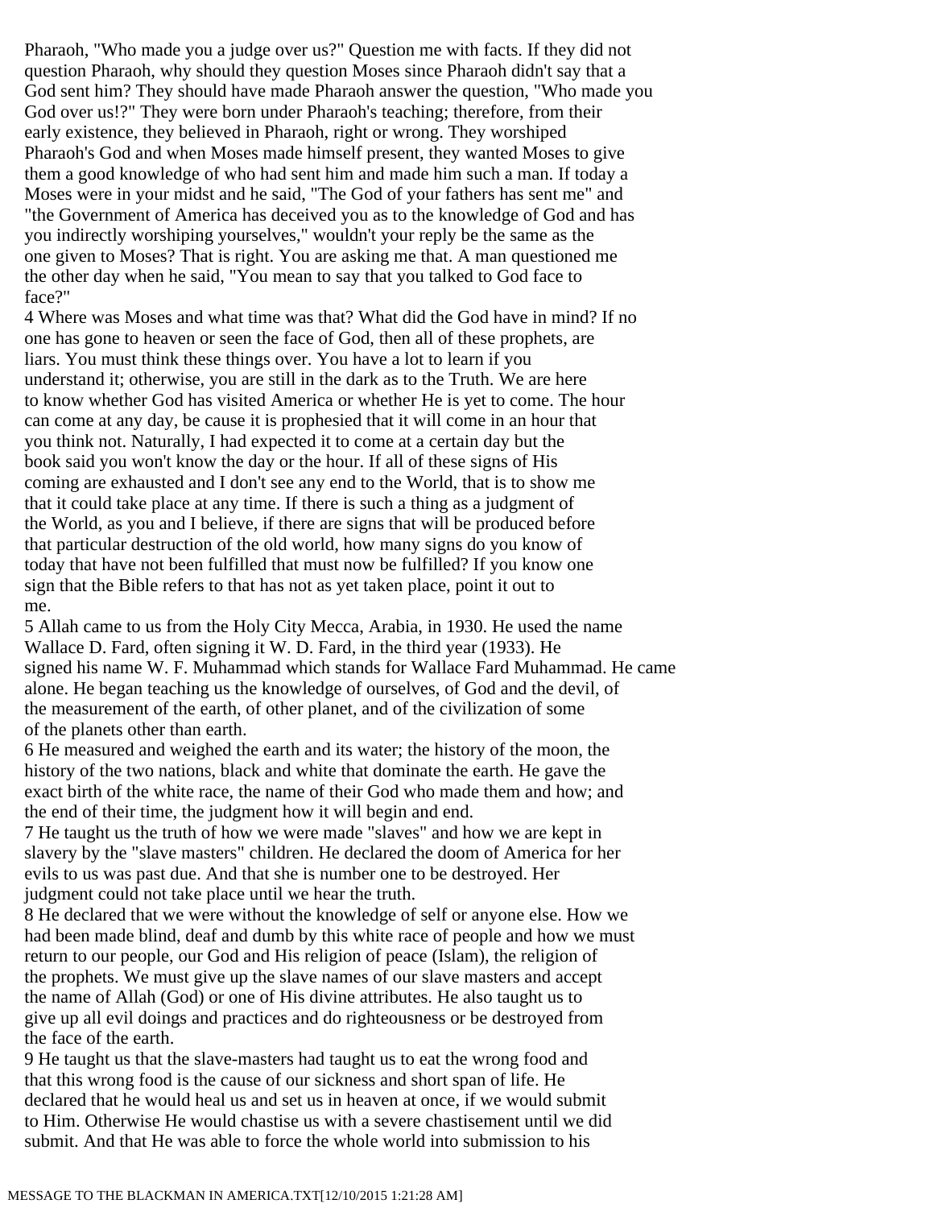Pharaoh, "Who made you a judge over us?" Question me with facts. If they did not question Pharaoh, why should they question Moses since Pharaoh didn't say that a God sent him? They should have made Pharaoh answer the question, "Who made you God over us!?" They were born under Pharaoh's teaching; therefore, from their early existence, they believed in Pharaoh, right or wrong. They worshiped Pharaoh's God and when Moses made himself present, they wanted Moses to give them a good knowledge of who had sent him and made him such a man. If today a Moses were in your midst and he said, "The God of your fathers has sent me" and "the Government of America has deceived you as to the knowledge of God and has you indirectly worshiping yourselves," wouldn't your reply be the same as the one given to Moses? That is right. You are asking me that. A man questioned me the other day when he said, "You mean to say that you talked to God face to face?"

4 Where was Moses and what time was that? What did the God have in mind? If no one has gone to heaven or seen the face of God, then all of these prophets, are liars. You must think these things over. You have a lot to learn if you understand it; otherwise, you are still in the dark as to the Truth. We are here to know whether God has visited America or whether He is yet to come. The hour can come at any day, be cause it is prophesied that it will come in an hour that you think not. Naturally, I had expected it to come at a certain day but the book said you won't know the day or the hour. If all of these signs of His coming are exhausted and I don't see any end to the World, that is to show me that it could take place at any time. If there is such a thing as a judgment of the World, as you and I believe, if there are signs that will be produced before that particular destruction of the old world, how many signs do you know of today that have not been fulfilled that must now be fulfilled? If you know one sign that the Bible refers to that has not as yet taken place, point it out to me.

5 Allah came to us from the Holy City Mecca, Arabia, in 1930. He used the name Wallace D. Fard, often signing it W. D. Fard, in the third year (1933). He signed his name W. F. Muhammad which stands for Wallace Fard Muhammad. He came alone. He began teaching us the knowledge of ourselves, of God and the devil, of the measurement of the earth, of other planet, and of the civilization of some of the planets other than earth.

6 He measured and weighed the earth and its water; the history of the moon, the history of the two nations, black and white that dominate the earth. He gave the exact birth of the white race, the name of their God who made them and how; and the end of their time, the judgment how it will begin and end.

7 He taught us the truth of how we were made "slaves" and how we are kept in slavery by the "slave masters" children. He declared the doom of America for her evils to us was past due. And that she is number one to be destroyed. Her judgment could not take place until we hear the truth.

8 He declared that we were without the knowledge of self or anyone else. How we had been made blind, deaf and dumb by this white race of people and how we must return to our people, our God and His religion of peace (Islam), the religion of the prophets. We must give up the slave names of our slave masters and accept the name of Allah (God) or one of His divine attributes. He also taught us to give up all evil doings and practices and do righteousness or be destroyed from the face of the earth.

9 He taught us that the slave-masters had taught us to eat the wrong food and that this wrong food is the cause of our sickness and short span of life. He declared that he would heal us and set us in heaven at once, if we would submit to Him. Otherwise He would chastise us with a severe chastisement until we did submit. And that He was able to force the whole world into submission to his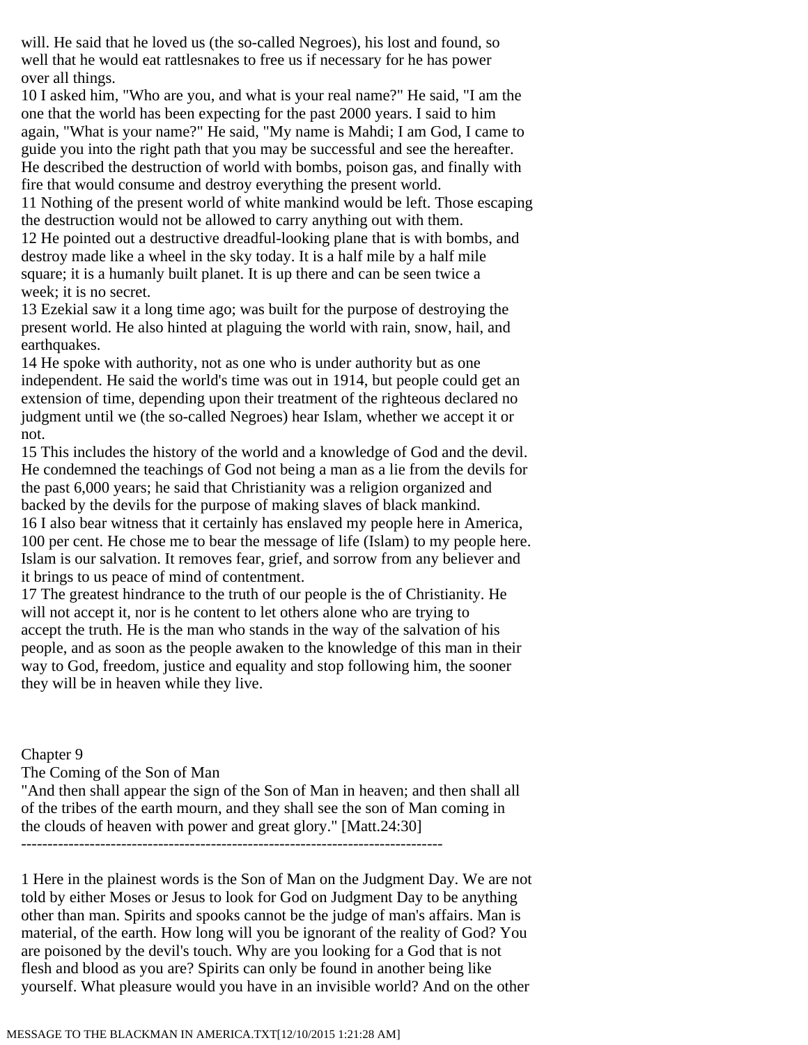will. He said that he loved us (the so-called Negroes), his lost and found, so well that he would eat rattlesnakes to free us if necessary for he has power over all things.

10 I asked him, "Who are you, and what is your real name?" He said, "I am the one that the world has been expecting for the past 2000 years. I said to him again, "What is your name?" He said, "My name is Mahdi; I am God, I came to guide you into the right path that you may be successful and see the hereafter. He described the destruction of world with bombs, poison gas, and finally with fire that would consume and destroy everything the present world.

11 Nothing of the present world of white mankind would be left. Those escaping the destruction would not be allowed to carry anything out with them.

12 He pointed out a destructive dreadful-looking plane that is with bombs, and destroy made like a wheel in the sky today. It is a half mile by a half mile square; it is a humanly built planet. It is up there and can be seen twice a week; it is no secret.

13 Ezekial saw it a long time ago; was built for the purpose of destroying the present world. He also hinted at plaguing the world with rain, snow, hail, and earthquakes.

14 He spoke with authority, not as one who is under authority but as one independent. He said the world's time was out in 1914, but people could get an extension of time, depending upon their treatment of the righteous declared no judgment until we (the so-called Negroes) hear Islam, whether we accept it or not.

15 This includes the history of the world and a knowledge of God and the devil. He condemned the teachings of God not being a man as a lie from the devils for the past 6,000 years; he said that Christianity was a religion organized and backed by the devils for the purpose of making slaves of black mankind.

16 I also bear witness that it certainly has enslaved my people here in America, 100 per cent. He chose me to bear the message of life (Islam) to my people here. Islam is our salvation. It removes fear, grief, and sorrow from any believer and it brings to us peace of mind of contentment.

17 The greatest hindrance to the truth of our people is the of Christianity. He will not accept it, nor is he content to let others alone who are trying to accept the truth. He is the man who stands in the way of the salvation of his people, and as soon as the people awaken to the knowledge of this man in their way to God, freedom, justice and equality and stop following him, the sooner they will be in heaven while they live.

## Chapter 9

### The Coming of the Son of Man

"And then shall appear the sign of the Son of Man in heaven; and then shall all of the tribes of the earth mourn, and they shall see the son of Man coming in the clouds of heaven with power and great glory." [Matt.24:30]

--------------------------------------------------------------------------------

1 Here in the plainest words is the Son of Man on the Judgment Day. We are not told by either Moses or Jesus to look for God on Judgment Day to be anything other than man. Spirits and spooks cannot be the judge of man's affairs. Man is material, of the earth. How long will you be ignorant of the reality of God? You are poisoned by the devil's touch. Why are you looking for a God that is not flesh and blood as you are? Spirits can only be found in another being like yourself. What pleasure would you have in an invisible world? And on the other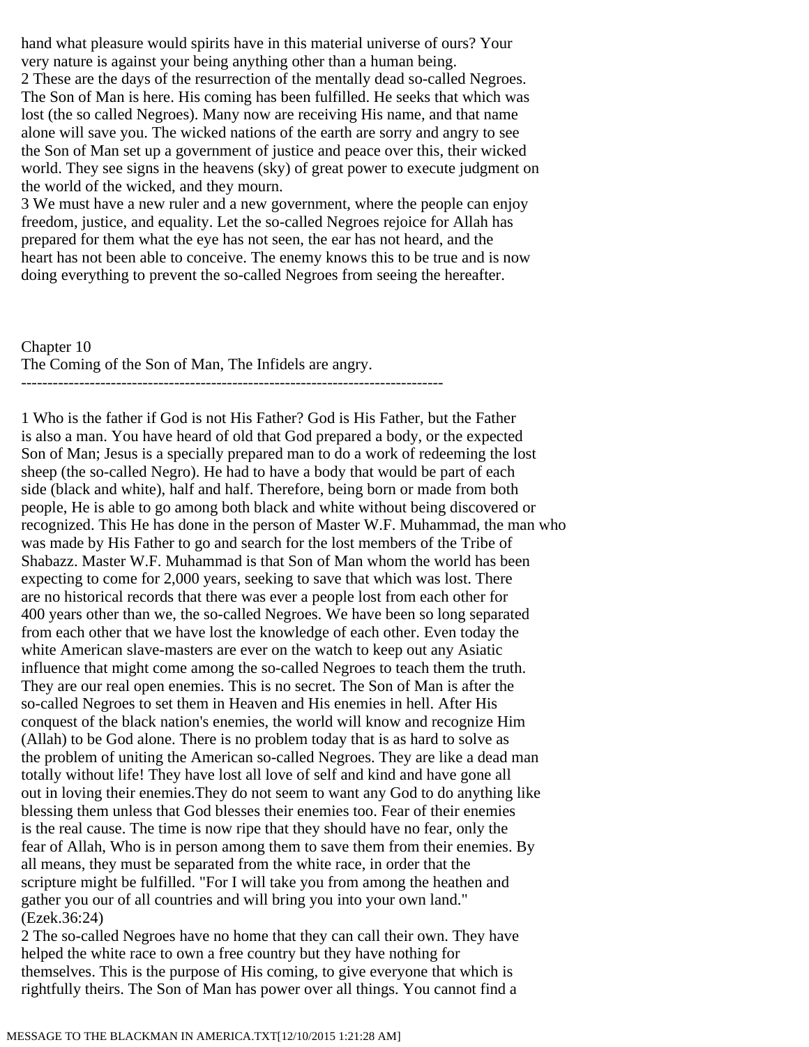hand what pleasure would spirits have in this material universe of ours? Your very nature is against your being anything other than a human being.

2 These are the days of the resurrection of the mentally dead so-called Negroes. The Son of Man is here. His coming has been fulfilled. He seeks that which was lost (the so called Negroes). Many now are receiving His name, and that name alone will save you. The wicked nations of the earth are sorry and angry to see the Son of Man set up a government of justice and peace over this, their wicked world. They see signs in the heavens (sky) of great power to execute judgment on the world of the wicked, and they mourn.

3 We must have a new ruler and a new government, where the people can enjoy freedom, justice, and equality. Let the so-called Negroes rejoice for Allah has prepared for them what the eye has not seen, the ear has not heard, and the heart has not been able to conceive. The enemy knows this to be true and is now doing everything to prevent the so-called Negroes from seeing the hereafter.

## Chapter 10
## The Coming of the Son of Man, The Infidels are angry.

--------------------------------------------------------------------------------

1 Who is the father if God is not His Father? God is His Father, but the Father is also a man. You have heard of old that God prepared a body, or the expected Son of Man; Jesus is a specially prepared man to do a work of redeeming the lost sheep (the so-called Negro). He had to have a body that would be part of each side (black and white), half and half. Therefore, being born or made from both people, He is able to go among both black and white without being discovered or recognized. This He has done in the person of Master W.F. Muhammad, the man who was made by His Father to go and search for the lost members of the Tribe of Shabazz. Master W.F. Muhammad is that Son of Man whom the world has been expecting to come for 2,000 years, seeking to save that which was lost. There are no historical records that there was ever a people lost from each other for 400 years other than we, the so-called Negroes. We have been so long separated from each other that we have lost the knowledge of each other. Even today the white American slave-masters are ever on the watch to keep out any Asiatic influence that might come among the so-called Negroes to teach them the truth. They are our real open enemies. This is no secret. The Son of Man is after the so-called Negroes to set them in Heaven and His enemies in hell. After His conquest of the black nation's enemies, the world will know and recognize Him (Allah) to be God alone. There is no problem today that is as hard to solve as the problem of uniting the American so-called Negroes. They are like a dead man totally without life! They have lost all love of self and kind and have gone all out in loving their enemies.They do not seem to want any God to do anything like blessing them unless that God blesses their enemies too. Fear of their enemies is the real cause. The time is now ripe that they should have no fear, only the fear of Allah, Who is in person among them to save them from their enemies. By all means, they must be separated from the white race, in order that the scripture might be fulfilled. "For I will take you from among the heathen and gather you our of all countries and will bring you into your own land." (Ezek.36:24)

2 The so-called Negroes have no home that they can call their own. They have helped the white race to own a free country but they have nothing for themselves. This is the purpose of His coming, to give everyone that which is rightfully theirs. The Son of Man has power over all things. You cannot find a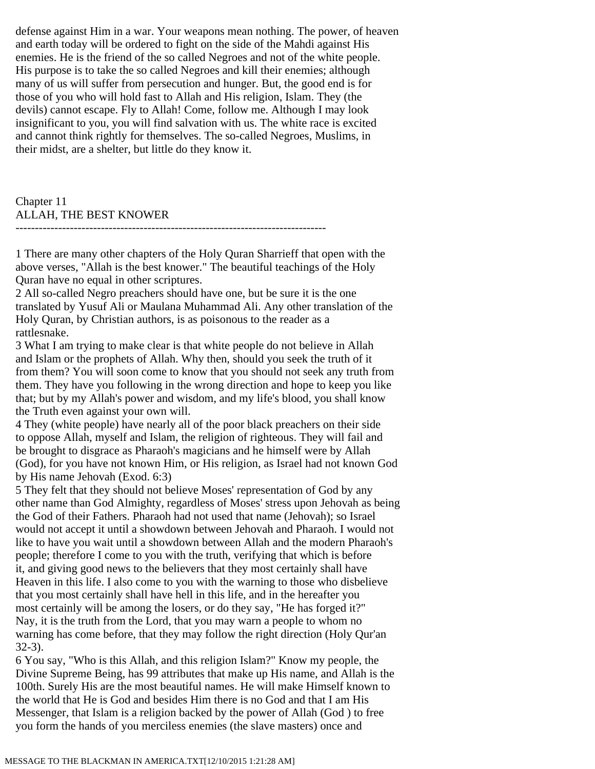defense against Him in a war. Your weapons mean nothing. The power, of heaven and earth today will be ordered to fight on the side of the Mahdi against His enemies. He is the friend of the so called Negroes and not of the white people. His purpose is to take the so called Negroes and kill their enemies; although many of us will suffer from persecution and hunger. But, the good end is for those of you who will hold fast to Allah and His religion, Islam. They (the devils) cannot escape. Fly to Allah! Come, follow me. Although I may look insignificant to you, you will find salvation with us. The white race is excited and cannot think rightly for themselves. The so-called Negroes, Muslims, in their midst, are a shelter, but little do they know it.

## Chapter 11
## ALLAH, THE BEST KNOWER

--------------------------------------------------------------------------------

1 There are many other chapters of the Holy Quran Sharrieff that open with the above verses, "Allah is the best knower." The beautiful teachings of the Holy Quran have no equal in other scriptures.
2 All so-called Negro preachers should have one, but be sure it is the one translated by Yusuf Ali or Maulana Muhammad Ali. Any other translation of the Holy Quran, by Christian authors, is as poisonous to the reader as a rattlesnake.
3 What I am trying to make clear is that white people do not believe in Allah and Islam or the prophets of Allah. Why then, should you seek the truth of it from them? You will soon come to know that you should not seek any truth from them. They have you following in the wrong direction and hope to keep you like that; but by my Allah's power and wisdom, and my life's blood, you shall know the Truth even against your own will.
4 They (white people) have nearly all of the poor black preachers on their side to oppose Allah, myself and Islam, the religion of righteous. They will fail and be brought to disgrace as Pharaoh's magicians and he himself were by Allah (God), for you have not known Him, or His religion, as Israel had not known God by His name Jehovah (Exod. 6:3)
5 They felt that they should not believe Moses' representation of God by any other name than God Almighty, regardless of Moses' stress upon Jehovah as being the God of their Fathers. Pharaoh had not used that name (Jehovah); so Israel would not accept it until a showdown between Jehovah and Pharaoh. I would not like to have you wait until a showdown between Allah and the modern Pharaoh's people; therefore I come to you with the truth, verifying that which is before it, and giving good news to the believers that they most certainly shall have Heaven in this life. I also come to you with the warning to those who disbelieve that you most certainly shall have hell in this life, and in the hereafter you most certainly will be among the losers, or do they say, "He has forged it?" Nay, it is the truth from the Lord, that you may warn a people to whom no warning has come before, that they may follow the right direction (Holy Qur'an 32-3).
6 You say, "Who is this Allah, and this religion Islam?" Know my people, the Divine Supreme Being, has 99 attributes that make up His name, and Allah is the 100th. Surely His are the most beautiful names. He will make Himself known to the world that He is God and besides Him there is no God and that I am His Messenger, that Islam is a religion backed by the power of Allah (God ) to free you form the hands of you merciless enemies (the slave masters) once and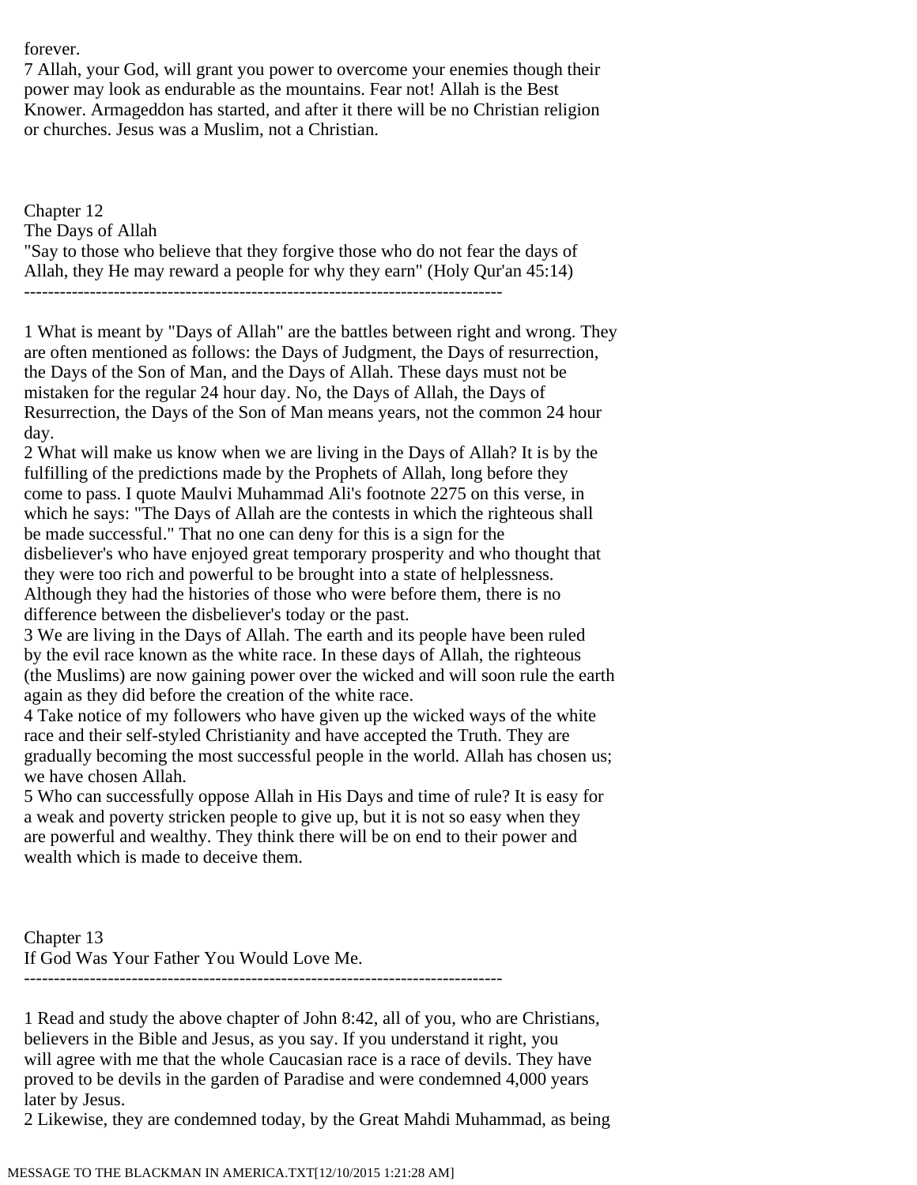forever.

7 Allah, your God, will grant you power to overcome your enemies though their power may look as endurable as the mountains. Fear not! Allah is the Best Knower. Armageddon has started, and after it there will be no Christian religion or churches. Jesus was a Muslim, not a Christian.

## Chapter 12
## The Days of Allah

"Say to those who believe that they forgive those who do not fear the days of Allah, they He may reward a people for why they earn" (Holy Qur'an 45:14)

--------------------------------------------------------------------------------

1 What is meant by "Days of Allah" are the battles between right and wrong. They are often mentioned as follows: the Days of Judgment, the Days of resurrection, the Days of the Son of Man, and the Days of Allah. These days must not be mistaken for the regular 24 hour day. No, the Days of Allah, the Days of Resurrection, the Days of the Son of Man means years, not the common 24 hour day.

2 What will make us know when we are living in the Days of Allah? It is by the fulfilling of the predictions made by the Prophets of Allah, long before they come to pass. I quote Maulvi Muhammad Ali's footnote 2275 on this verse, in which he says: "The Days of Allah are the contests in which the righteous shall be made successful." That no one can deny for this is a sign for the disbeliever's who have enjoyed great temporary prosperity and who thought that they were too rich and powerful to be brought into a state of helplessness. Although they had the histories of those who were before them, there is no difference between the disbeliever's today or the past.

3 We are living in the Days of Allah. The earth and its people have been ruled by the evil race known as the white race. In these days of Allah, the righteous (the Muslims) are now gaining power over the wicked and will soon rule the earth again as they did before the creation of the white race.

4 Take notice of my followers who have given up the wicked ways of the white race and their self-styled Christianity and have accepted the Truth. They are gradually becoming the most successful people in the world. Allah has chosen us; we have chosen Allah.

5 Who can successfully oppose Allah in His Days and time of rule? It is easy for a weak and poverty stricken people to give up, but it is not so easy when they are powerful and wealthy. They think there will be on end to their power and wealth which is made to deceive them.

## Chapter 13
## If God Was Your Father You Would Love Me.

--------------------------------------------------------------------------------

1 Read and study the above chapter of John 8:42, all of you, who are Christians, believers in the Bible and Jesus, as you say. If you understand it right, you will agree with me that the whole Caucasian race is a race of devils. They have proved to be devils in the garden of Paradise and were condemned 4,000 years later by Jesus.

2 Likewise, they are condemned today, by the Great Mahdi Muhammad, as being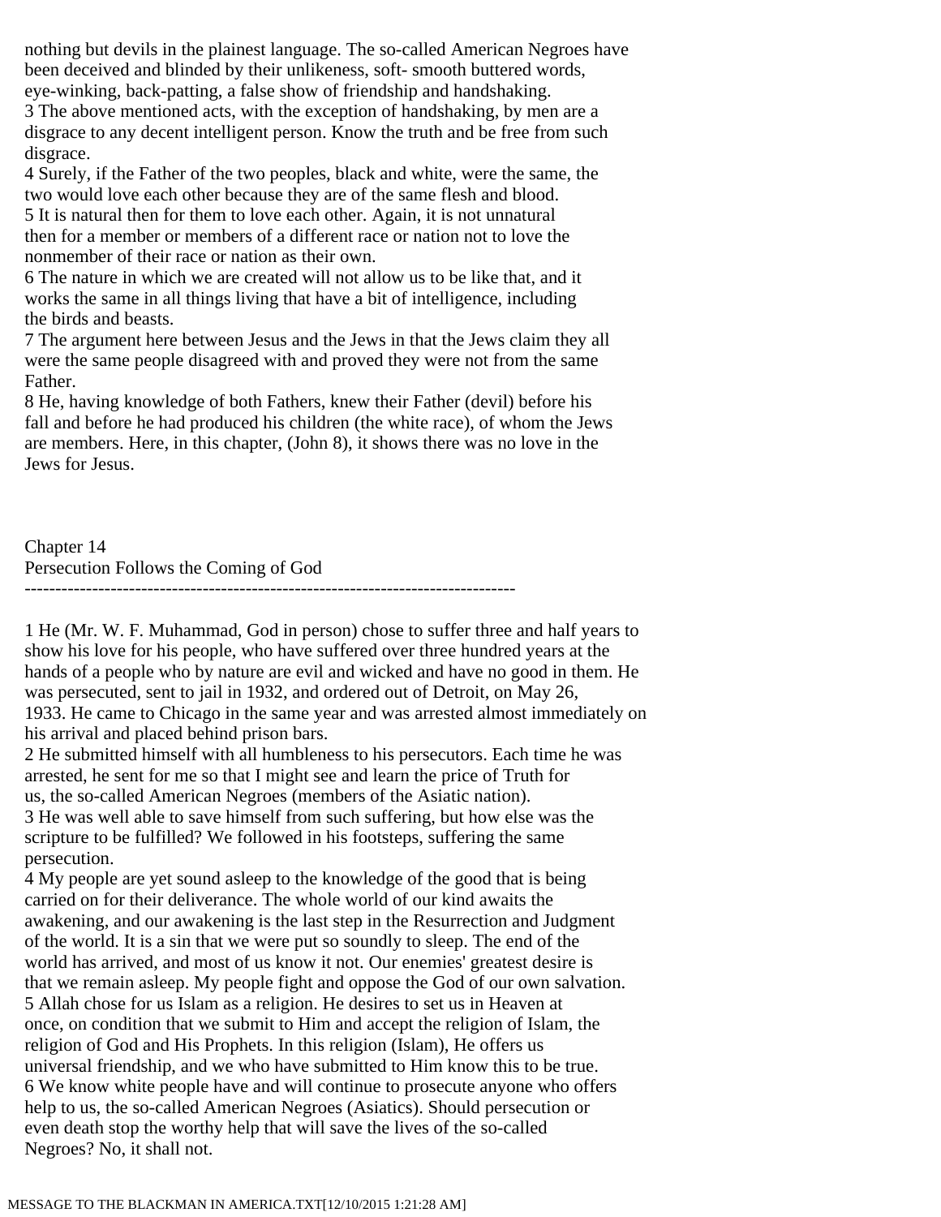nothing but devils in the plainest language. The so-called American Negroes have been deceived and blinded by their unlikeness, soft- smooth buttered words, eye-winking, back-patting, a false show of friendship and handshaking.
3 The above mentioned acts, with the exception of handshaking, by men are a disgrace to any decent intelligent person. Know the truth and be free from such disgrace.
4 Surely, if the Father of the two peoples, black and white, were the same, the two would love each other because they are of the same flesh and blood.
5 It is natural then for them to love each other. Again, it is not unnatural then for a member or members of a different race or nation not to love the nonmember of their race or nation as their own.
6 The nature in which we are created will not allow us to be like that, and it works the same in all things living that have a bit of intelligence, including the birds and beasts.
7 The argument here between Jesus and the Jews in that the Jews claim they all were the same people disagreed with and proved they were not from the same Father.
8 He, having knowledge of both Fathers, knew their Father (devil) before his fall and before he had produced his children (the white race), of whom the Jews are members. Here, in this chapter, (John 8), it shows there was no love in the Jews for Jesus.

## Chapter 14
## Persecution Follows the Coming of God

--------------------------------------------------------------------------------

1 He (Mr. W. F. Muhammad, God in person) chose to suffer three and half years to show his love for his people, who have suffered over three hundred years at the hands of a people who by nature are evil and wicked and have no good in them. He was persecuted, sent to jail in 1932, and ordered out of Detroit, on May 26, 1933. He came to Chicago in the same year and was arrested almost immediately on his arrival and placed behind prison bars.
2 He submitted himself with all humbleness to his persecutors. Each time he was arrested, he sent for me so that I might see and learn the price of Truth for us, the so-called American Negroes (members of the Asiatic nation).
3 He was well able to save himself from such suffering, but how else was the scripture to be fulfilled? We followed in his footsteps, suffering the same persecution.
4 My people are yet sound asleep to the knowledge of the good that is being carried on for their deliverance. The whole world of our kind awaits the awakening, and our awakening is the last step in the Resurrection and Judgment of the world. It is a sin that we were put so soundly to sleep. The end of the world has arrived, and most of us know it not. Our enemies' greatest desire is that we remain asleep. My people fight and oppose the God of our own salvation.
5 Allah chose for us Islam as a religion. He desires to set us in Heaven at once, on condition that we submit to Him and accept the religion of Islam, the religion of God and His Prophets. In this religion (Islam), He offers us universal friendship, and we who have submitted to Him know this to be true.
6 We know white people have and will continue to prosecute anyone who offers help to us, the so-called American Negroes (Asiatics). Should persecution or even death stop the worthy help that will save the lives of the so-called Negroes? No, it shall not.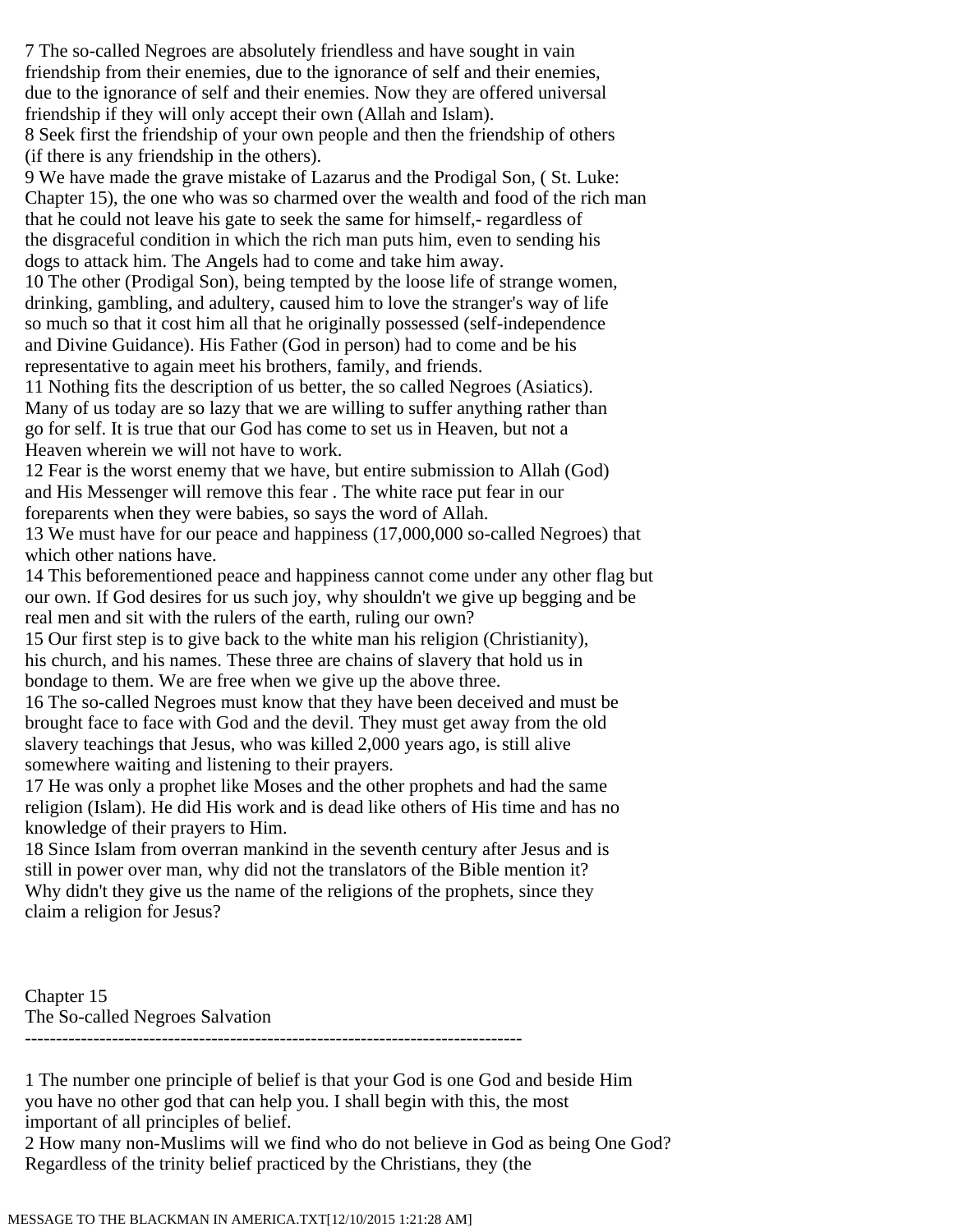7 The so-called Negroes are absolutely friendless and have sought in vain friendship from their enemies, due to the ignorance of self and their enemies, due to the ignorance of self and their enemies. Now they are offered universal friendship if they will only accept their own (Allah and Islam).

8 Seek first the friendship of your own people and then the friendship of others (if there is any friendship in the others).

9 We have made the grave mistake of Lazarus and the Prodigal Son, ( St. Luke: Chapter 15), the one who was so charmed over the wealth and food of the rich man that he could not leave his gate to seek the same for himself,- regardless of the disgraceful condition in which the rich man puts him, even to sending his dogs to attack him. The Angels had to come and take him away.

10 The other (Prodigal Son), being tempted by the loose life of strange women, drinking, gambling, and adultery, caused him to love the stranger's way of life so much so that it cost him all that he originally possessed (self-independence and Divine Guidance). His Father (God in person) had to come and be his representative to again meet his brothers, family, and friends.

11 Nothing fits the description of us better, the so called Negroes (Asiatics). Many of us today are so lazy that we are willing to suffer anything rather than go for self. It is true that our God has come to set us in Heaven, but not a Heaven wherein we will not have to work.

12 Fear is the worst enemy that we have, but entire submission to Allah (God) and His Messenger will remove this fear . The white race put fear in our foreparents when they were babies, so says the word of Allah.

13 We must have for our peace and happiness (17,000,000 so-called Negroes) that which other nations have.

14 This beforementioned peace and happiness cannot come under any other flag but our own. If God desires for us such joy, why shouldn't we give up begging and be real men and sit with the rulers of the earth, ruling our own?

15 Our first step is to give back to the white man his religion (Christianity), his church, and his names. These three are chains of slavery that hold us in bondage to them. We are free when we give up the above three.

16 The so-called Negroes must know that they have been deceived and must be brought face to face with God and the devil. They must get away from the old slavery teachings that Jesus, who was killed 2,000 years ago, is still alive somewhere waiting and listening to their prayers.

17 He was only a prophet like Moses and the other prophets and had the same religion (Islam). He did His work and is dead like others of His time and has no knowledge of their prayers to Him.

18 Since Islam from overran mankind in the seventh century after Jesus and is still in power over man, why did not the translators of the Bible mention it? Why didn't they give us the name of the religions of the prophets, since they claim a religion for Jesus?

## Chapter 15
## The So-called Negroes Salvation

---

1 The number one principle of belief is that your God is one God and beside Him you have no other god that can help you. I shall begin with this, the most important of all principles of belief.

2 How many non-Muslims will we find who do not believe in God as being One God? Regardless of the trinity belief practiced by the Christians, they (the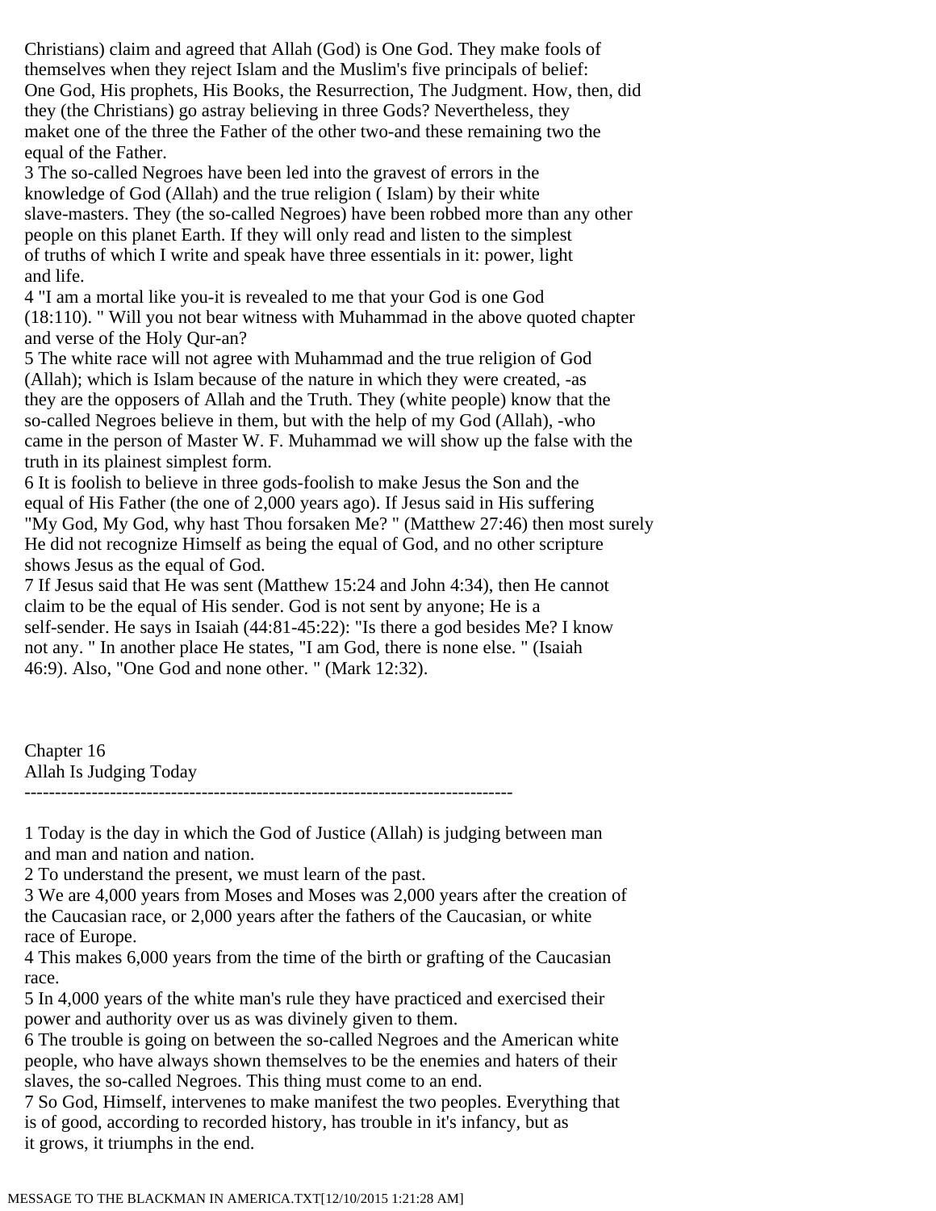Christians) claim and agreed that Allah (God) is One God. They make fools of themselves when they reject Islam and the Muslim's five principals of belief: One God, His prophets, His Books, the Resurrection, The Judgment. How, then, did they (the Christians) go astray believing in three Gods? Nevertheless, they maket one of the three the Father of the other two-and these remaining two the equal of the Father.

3 The so-called Negroes have been led into the gravest of errors in the knowledge of God (Allah) and the true religion ( Islam) by their white slave-masters. They (the so-called Negroes) have been robbed more than any other people on this planet Earth. If they will only read and listen to the simplest of truths of which I write and speak have three essentials in it: power, light and life.

4 "I am a mortal like you-it is revealed to me that your God is one God (18:110). " Will you not bear witness with Muhammad in the above quoted chapter and verse of the Holy Qur-an?

5 The white race will not agree with Muhammad and the true religion of God (Allah); which is Islam because of the nature in which they were created, -as they are the opposers of Allah and the Truth. They (white people) know that the so-called Negroes believe in them, but with the help of my God (Allah), -who came in the person of Master W. F. Muhammad we will show up the false with the truth in its plainest simplest form.

6 It is foolish to believe in three gods-foolish to make Jesus the Son and the equal of His Father (the one of 2,000 years ago). If Jesus said in His suffering "My God, My God, why hast Thou forsaken Me? " (Matthew 27:46) then most surely He did not recognize Himself as being the equal of God, and no other scripture shows Jesus as the equal of God.

7 If Jesus said that He was sent (Matthew 15:24 and John 4:34), then He cannot claim to be the equal of His sender. God is not sent by anyone; He is a self-sender. He says in Isaiah (44:81-45:22): "Is there a god besides Me? I know not any. " In another place He states, "I am God, there is none else. " (Isaiah 46:9). Also, "One God and none other. " (Mark 12:32).

## Chapter 16
## Allah Is Judging Today

--------------------------------------------------------------------------------

1 Today is the day in which the God of Justice (Allah) is judging between man and man and nation and nation.

2 To understand the present, we must learn of the past.

3 We are 4,000 years from Moses and Moses was 2,000 years after the creation of the Caucasian race, or 2,000 years after the fathers of the Caucasian, or white race of Europe.

4 This makes 6,000 years from the time of the birth or grafting of the Caucasian race.

5 In 4,000 years of the white man's rule they have practiced and exercised their power and authority over us as was divinely given to them.

6 The trouble is going on between the so-called Negroes and the American white people, who have always shown themselves to be the enemies and haters of their slaves, the so-called Negroes. This thing must come to an end.

7 So God, Himself, intervenes to make manifest the two peoples. Everything that is of good, according to recorded history, has trouble in it's infancy, but as it grows, it triumphs in the end.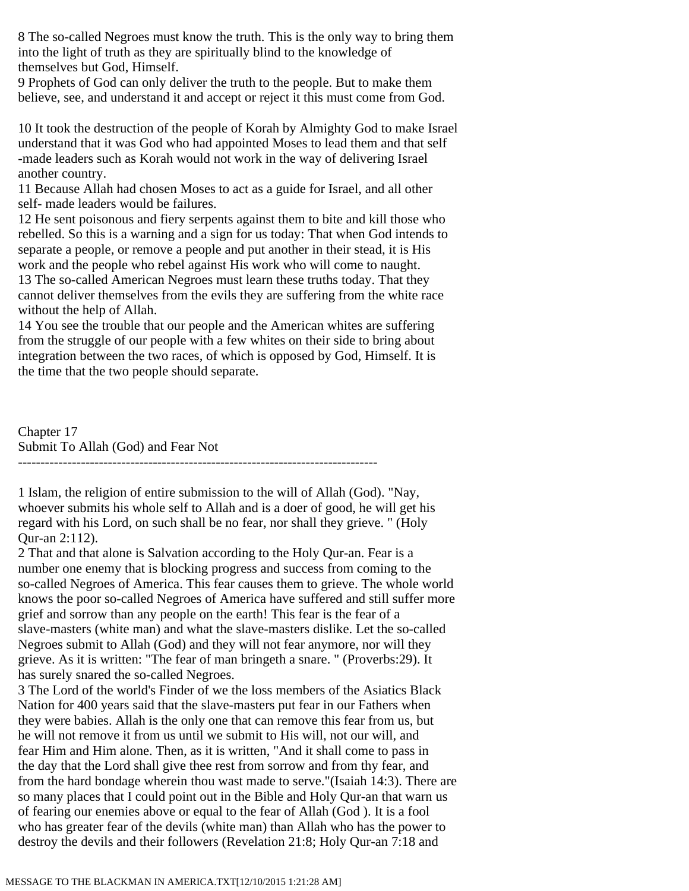8 The so-called Negroes must know the truth. This is the only way to bring them into the light of truth as they are spiritually blind to the knowledge of themselves but God, Himself.
9 Prophets of God can only deliver the truth to the people. But to make them believe, see, and understand it and accept or reject it this must come from God.

10 It took the destruction of the people of Korah by Almighty God to make Israel understand that it was God who had appointed Moses to lead them and that self -made leaders such as Korah would not work in the way of delivering Israel another country.
11 Because Allah had chosen Moses to act as a guide for Israel, and all other self- made leaders would be failures.
12 He sent poisonous and fiery serpents against them to bite and kill those who rebelled. So this is a warning and a sign for us today: That when God intends to separate a people, or remove a people and put another in their stead, it is His work and the people who rebel against His work who will come to naught.
13 The so-called American Negroes must learn these truths today. That they cannot deliver themselves from the evils they are suffering from the white race without the help of Allah.
14 You see the trouble that our people and the American whites are suffering from the struggle of our people with a few whites on their side to bring about integration between the two races, of which is opposed by God, Himself. It is the time that the two people should separate.

## Chapter 17
## Submit To Allah (God) and Fear Not

--------------------------------------------------------------------------------

1 Islam, the religion of entire submission to the will of Allah (God). "Nay, whoever submits his whole self to Allah and is a doer of good, he will get his regard with his Lord, on such shall be no fear, nor shall they grieve. " (Holy Qur-an 2:112).
2 That and that alone is Salvation according to the Holy Qur-an. Fear is a number one enemy that is blocking progress and success from coming to the so-called Negroes of America. This fear causes them to grieve. The whole world knows the poor so-called Negroes of America have suffered and still suffer more grief and sorrow than any people on the earth! This fear is the fear of a slave-masters (white man) and what the slave-masters dislike. Let the so-called Negroes submit to Allah (God) and they will not fear anymore, nor will they grieve. As it is written: "The fear of man bringeth a snare. " (Proverbs:29). It has surely snared the so-called Negroes.
3 The Lord of the world's Finder of we the loss members of the Asiatics Black Nation for 400 years said that the slave-masters put fear in our Fathers when they were babies. Allah is the only one that can remove this fear from us, but he will not remove it from us until we submit to His will, not our will, and fear Him and Him alone. Then, as it is written, "And it shall come to pass in the day that the Lord shall give thee rest from sorrow and from thy fear, and from the hard bondage wherein thou wast made to serve."(Isaiah 14:3). There are so many places that I could point out in the Bible and Holy Qur-an that warn us of fearing our enemies above or equal to the fear of Allah (God ). It is a fool who has greater fear of the devils (white man) than Allah who has the power to destroy the devils and their followers (Revelation 21:8; Holy Qur-an 7:18 and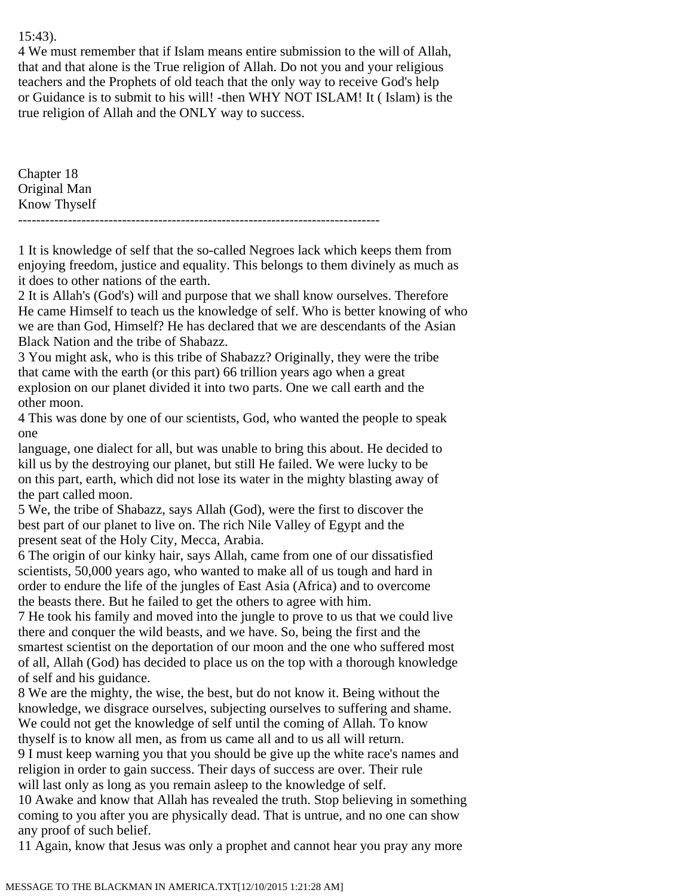15:43).

4 We must remember that if Islam means entire submission to the will of Allah, that and that alone is the True religion of Allah. Do not you and your religious teachers and the Prophets of old teach that the only way to receive God's help or Guidance is to submit to his will! -then WHY NOT ISLAM! It ( Islam) is the true religion of Allah and the ONLY way to success.

# Chapter 18
## Original Man
## Know Thyself

--------------------------------------------------------------------------------

1 It is knowledge of self that the so-called Negroes lack which keeps them from enjoying freedom, justice and equality. This belongs to them divinely as much as it does to other nations of the earth.

2 It is Allah's (God's) will and purpose that we shall know ourselves. Therefore He came Himself to teach us the knowledge of self. Who is better knowing of who we are than God, Himself? He has declared that we are descendants of the Asian Black Nation and the tribe of Shabazz.

3 You might ask, who is this tribe of Shabazz? Originally, they were the tribe that came with the earth (or this part) 66 trillion years ago when a great explosion on our planet divided it into two parts. One we call earth and the other moon.

4 This was done by one of our scientists, God, who wanted the people to speak one language, one dialect for all, but was unable to bring this about. He decided to kill us by the destroying our planet, but still He failed. We were lucky to be on this part, earth, which did not lose its water in the mighty blasting away of the part called moon.

5 We, the tribe of Shabazz, says Allah (God), were the first to discover the best part of our planet to live on. The rich Nile Valley of Egypt and the present seat of the Holy City, Mecca, Arabia.

6 The origin of our kinky hair, says Allah, came from one of our dissatisfied scientists, 50,000 years ago, who wanted to make all of us tough and hard in order to endure the life of the jungles of East Asia (Africa) and to overcome the beasts there. But he failed to get the others to agree with him.

7 He took his family and moved into the jungle to prove to us that we could live there and conquer the wild beasts, and we have. So, being the first and the smartest scientist on the deportation of our moon and the one who suffered most of all, Allah (God) has decided to place us on the top with a thorough knowledge of self and his guidance.

8 We are the mighty, the wise, the best, but do not know it. Being without the knowledge, we disgrace ourselves, subjecting ourselves to suffering and shame. We could not get the knowledge of self until the coming of Allah. To know thyself is to know all men, as from us came all and to us all will return.

9 I must keep warning you that you should be give up the white race's names and religion in order to gain success. Their days of success are over. Their rule will last only as long as you remain asleep to the knowledge of self.

10 Awake and know that Allah has revealed the truth. Stop believing in something coming to you after you are physically dead. That is untrue, and no one can show any proof of such belief.

11 Again, know that Jesus was only a prophet and cannot hear you pray any more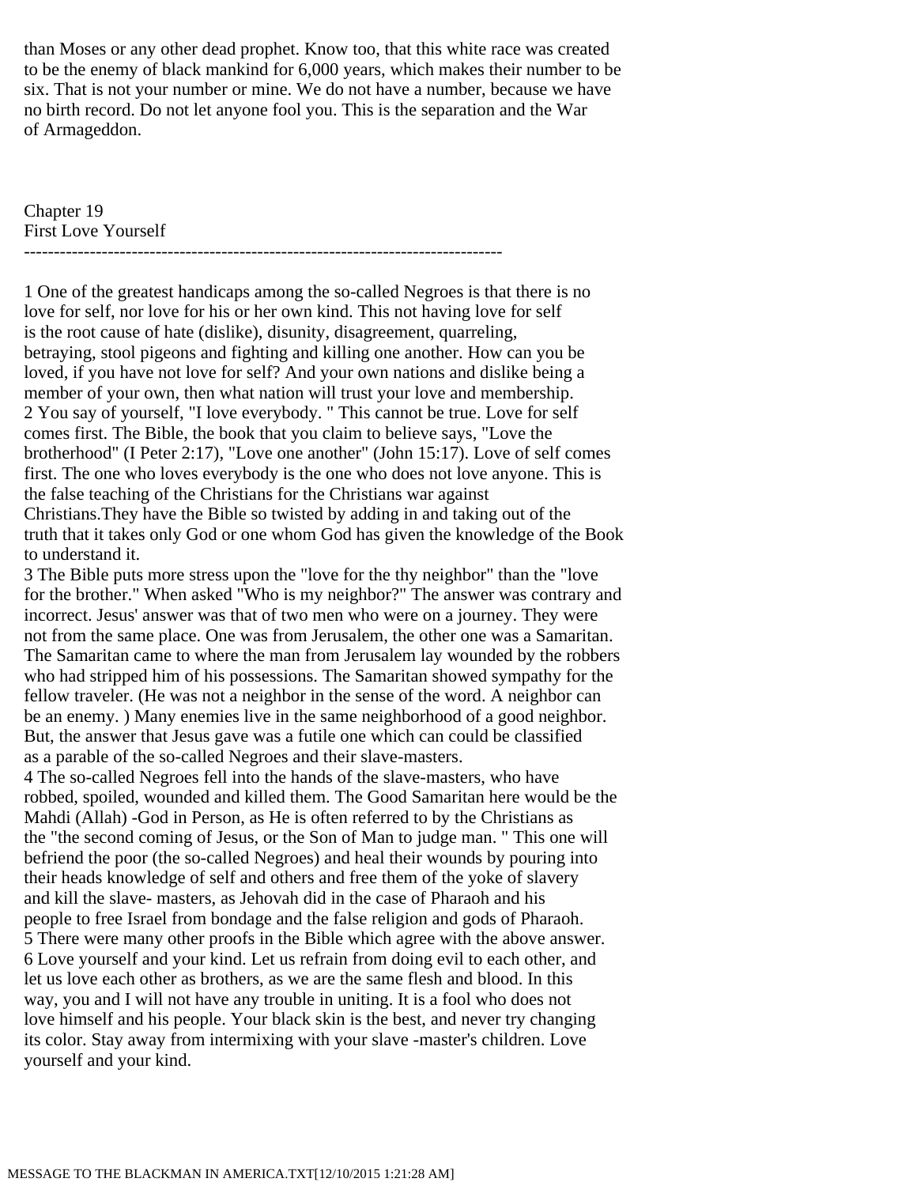than Moses or any other dead prophet. Know too, that this white race was created to be the enemy of black mankind for 6,000 years, which makes their number to be six. That is not your number or mine. We do not have a number, because we have no birth record. Do not let anyone fool you. This is the separation and the War of Armageddon.

## Chapter 19
## First Love Yourself

--------------------------------------------------------------------------------

1 One of the greatest handicaps among the so-called Negroes is that there is no love for self, nor love for his or her own kind. This not having love for self is the root cause of hate (dislike), disunity, disagreement, quarreling, betraying, stool pigeons and fighting and killing one another. How can you be loved, if you have not love for self? And your own nations and dislike being a member of your own, then what nation will trust your love and membership.

2 You say of yourself, "I love everybody. " This cannot be true. Love for self comes first. The Bible, the book that you claim to believe says, "Love the brotherhood" (I Peter 2:17), "Love one another" (John 15:17). Love of self comes first. The one who loves everybody is the one who does not love anyone. This is the false teaching of the Christians for the Christians war against Christians.They have the Bible so twisted by adding in and taking out of the truth that it takes only God or one whom God has given the knowledge of the Book to understand it.

3 The Bible puts more stress upon the "love for the thy neighbor" than the "love for the brother." When asked "Who is my neighbor?" The answer was contrary and incorrect. Jesus' answer was that of two men who were on a journey. They were not from the same place. One was from Jerusalem, the other one was a Samaritan. The Samaritan came to where the man from Jerusalem lay wounded by the robbers who had stripped him of his possessions. The Samaritan showed sympathy for the fellow traveler. (He was not a neighbor in the sense of the word. A neighbor can be an enemy. ) Many enemies live in the same neighborhood of a good neighbor. But, the answer that Jesus gave was a futile one which can could be classified as a parable of the so-called Negroes and their slave-masters.

4 The so-called Negroes fell into the hands of the slave-masters, who have robbed, spoiled, wounded and killed them. The Good Samaritan here would be the Mahdi (Allah) -God in Person, as He is often referred to by the Christians as the "the second coming of Jesus, or the Son of Man to judge man. " This one will befriend the poor (the so-called Negroes) and heal their wounds by pouring into their heads knowledge of self and others and free them of the yoke of slavery and kill the slave- masters, as Jehovah did in the case of Pharaoh and his people to free Israel from bondage and the false religion and gods of Pharaoh.

5 There were many other proofs in the Bible which agree with the above answer.

6 Love yourself and your kind. Let us refrain from doing evil to each other, and let us love each other as brothers, as we are the same flesh and blood. In this way, you and I will not have any trouble in uniting. It is a fool who does not love himself and his people. Your black skin is the best, and never try changing its color. Stay away from intermixing with your slave -master's children. Love yourself and your kind.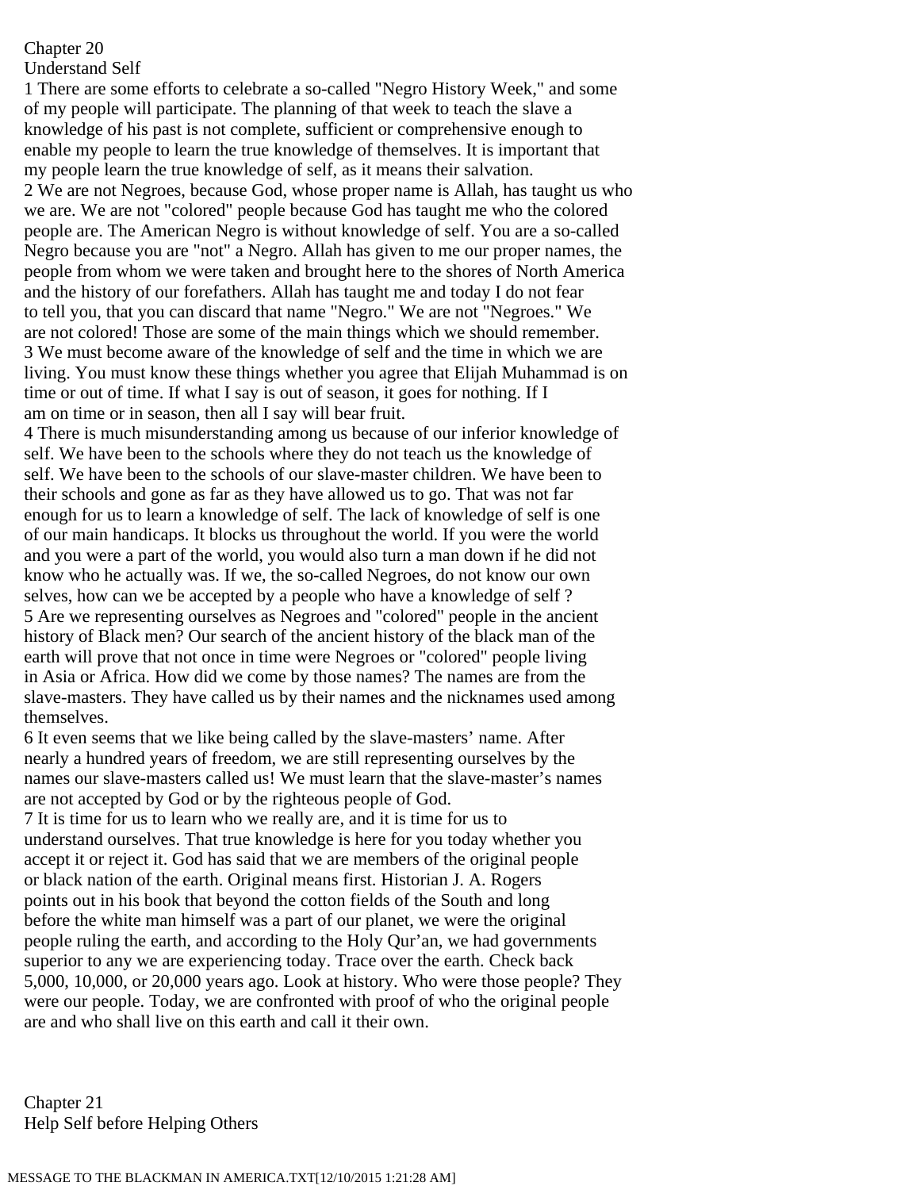# Chapter 20
## Understand Self

1 There are some efforts to celebrate a so-called "Negro History Week," and some of my people will participate. The planning of that week to teach the slave a knowledge of his past is not complete, sufficient or comprehensive enough to enable my people to learn the true knowledge of themselves. It is important that my people learn the true knowledge of self, as it means their salvation.

2 We are not Negroes, because God, whose proper name is Allah, has taught us who we are. We are not "colored" people because God has taught me who the colored people are. The American Negro is without knowledge of self. You are a so-called Negro because you are "not" a Negro. Allah has given to me our proper names, the people from whom we were taken and brought here to the shores of North America and the history of our forefathers. Allah has taught me and today I do not fear to tell you, that you can discard that name "Negro." We are not "Negroes." We are not colored! Those are some of the main things which we should remember.

3 We must become aware of the knowledge of self and the time in which we are living. You must know these things whether you agree that Elijah Muhammad is on time or out of time. If what I say is out of season, it goes for nothing. If I am on time or in season, then all I say will bear fruit.

4 There is much misunderstanding among us because of our inferior knowledge of self. We have been to the schools where they do not teach us the knowledge of self. We have been to the schools of our slave-master children. We have been to their schools and gone as far as they have allowed us to go. That was not far enough for us to learn a knowledge of self. The lack of knowledge of self is one of our main handicaps. It blocks us throughout the world. If you were the world and you were a part of the world, you would also turn a man down if he did not know who he actually was. If we, the so-called Negroes, do not know our own selves, how can we be accepted by a people who have a knowledge of self ?

5 Are we representing ourselves as Negroes and "colored" people in the ancient history of Black men? Our search of the ancient history of the black man of the earth will prove that not once in time were Negroes or "colored" people living in Asia or Africa. How did we come by those names? The names are from the slave-masters. They have called us by their names and the nicknames used among themselves.

6 It even seems that we like being called by the slave-masters' name. After nearly a hundred years of freedom, we are still representing ourselves by the names our slave-masters called us! We must learn that the slave-master's names are not accepted by God or by the righteous people of God.

7 It is time for us to learn who we really are, and it is time for us to understand ourselves. That true knowledge is here for you today whether you accept it or reject it. God has said that we are members of the original people or black nation of the earth. Original means first. Historian J. A. Rogers points out in his book that beyond the cotton fields of the South and long before the white man himself was a part of our planet, we were the original people ruling the earth, and according to the Holy Qur'an, we had governments superior to any we are experiencing today. Trace over the earth. Check back 5,000, 10,000, or 20,000 years ago. Look at history. Who were those people? They were our people. Today, we are confronted with proof of who the original people are and who shall live on this earth and call it their own.

# Chapter 21
## Help Self before Helping Others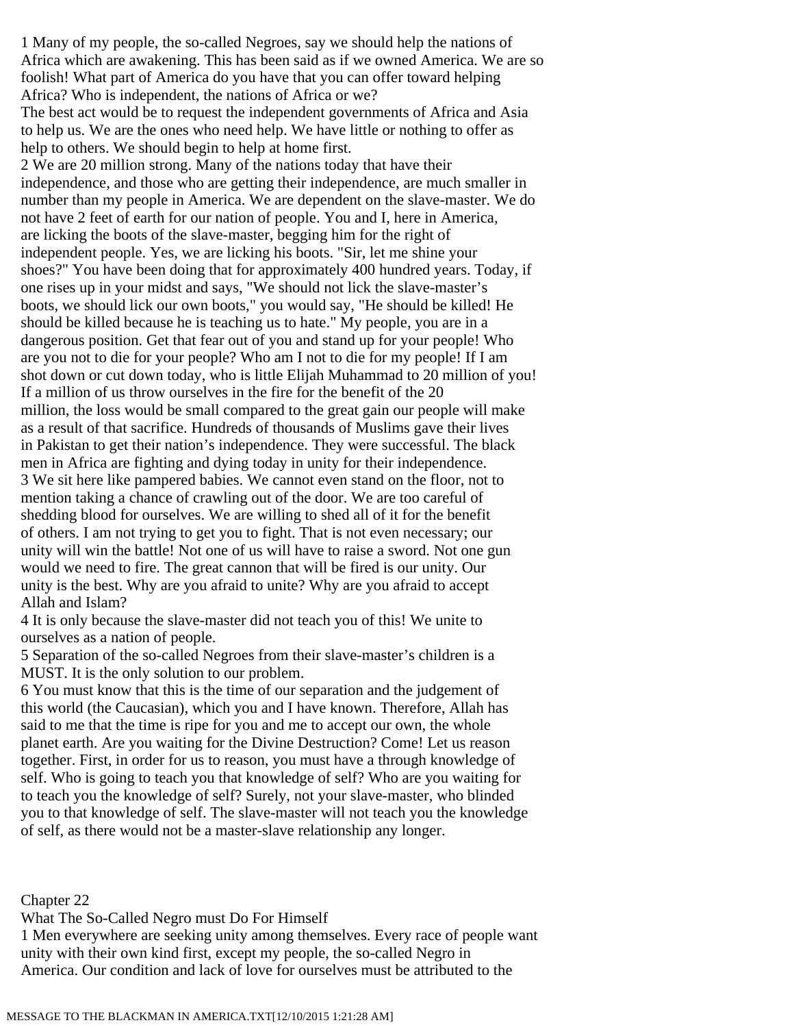1 Many of my people, the so-called Negroes, say we should help the nations of Africa which are awakening. This has been said as if we owned America. We are so foolish! What part of America do you have that you can offer toward helping Africa? Who is independent, the nations of Africa or we?
The best act would be to request the independent governments of Africa and Asia to help us. We are the ones who need help. We have little or nothing to offer as help to others. We should begin to help at home first.
2 We are 20 million strong. Many of the nations today that have their independence, and those who are getting their independence, are much smaller in number than my people in America. We are dependent on the slave-master. We do not have 2 feet of earth for our nation of people. You and I, here in America, are licking the boots of the slave-master, begging him for the right of independent people. Yes, we are licking his boots. "Sir, let me shine your shoes?" You have been doing that for approximately 400 hundred years. Today, if one rises up in your midst and says, "We should not lick the slave-master's boots, we should lick our own boots," you would say, "He should be killed! He should be killed because he is teaching us to hate." My people, you are in a dangerous position. Get that fear out of you and stand up for your people! Who are you not to die for your people? Who am I not to die for my people! If I am shot down or cut down today, who is little Elijah Muhammad to 20 million of you! If a million of us throw ourselves in the fire for the benefit of the 20 million, the loss would be small compared to the great gain our people will make as a result of that sacrifice. Hundreds of thousands of Muslims gave their lives in Pakistan to get their nation's independence. They were successful. The black men in Africa are fighting and dying today in unity for their independence.
3 We sit here like pampered babies. We cannot even stand on the floor, not to mention taking a chance of crawling out of the door. We are too careful of shedding blood for ourselves. We are willing to shed all of it for the benefit of others. I am not trying to get you to fight. That is not even necessary; our unity will win the battle! Not one of us will have to raise a sword. Not one gun would we need to fire. The great cannon that will be fired is our unity. Our unity is the best. Why are you afraid to unite? Why are you afraid to accept Allah and Islam?
4 It is only because the slave-master did not teach you of this! We unite to ourselves as a nation of people.
5 Separation of the so-called Negroes from their slave-master's children is a MUST. It is the only solution to our problem.
6 You must know that this is the time of our separation and the judgement of this world (the Caucasian), which you and I have known. Therefore, Allah has said to me that the time is ripe for you and me to accept our own, the whole planet earth. Are you waiting for the Divine Destruction? Come! Let us reason together. First, in order for us to reason, you must have a through knowledge of self. Who is going to teach you that knowledge of self? Who are you waiting for to teach you the knowledge of self? Surely, not your slave-master, who blinded you to that knowledge of self. The slave-master will not teach you the knowledge of self, as there would not be a master-slave relationship any longer.

## Chapter 22

## What The So-Called Negro must Do For Himself

1 Men everywhere are seeking unity among themselves. Every race of people want unity with their own kind first, except my people, the so-called Negro in America. Our condition and lack of love for ourselves must be attributed to the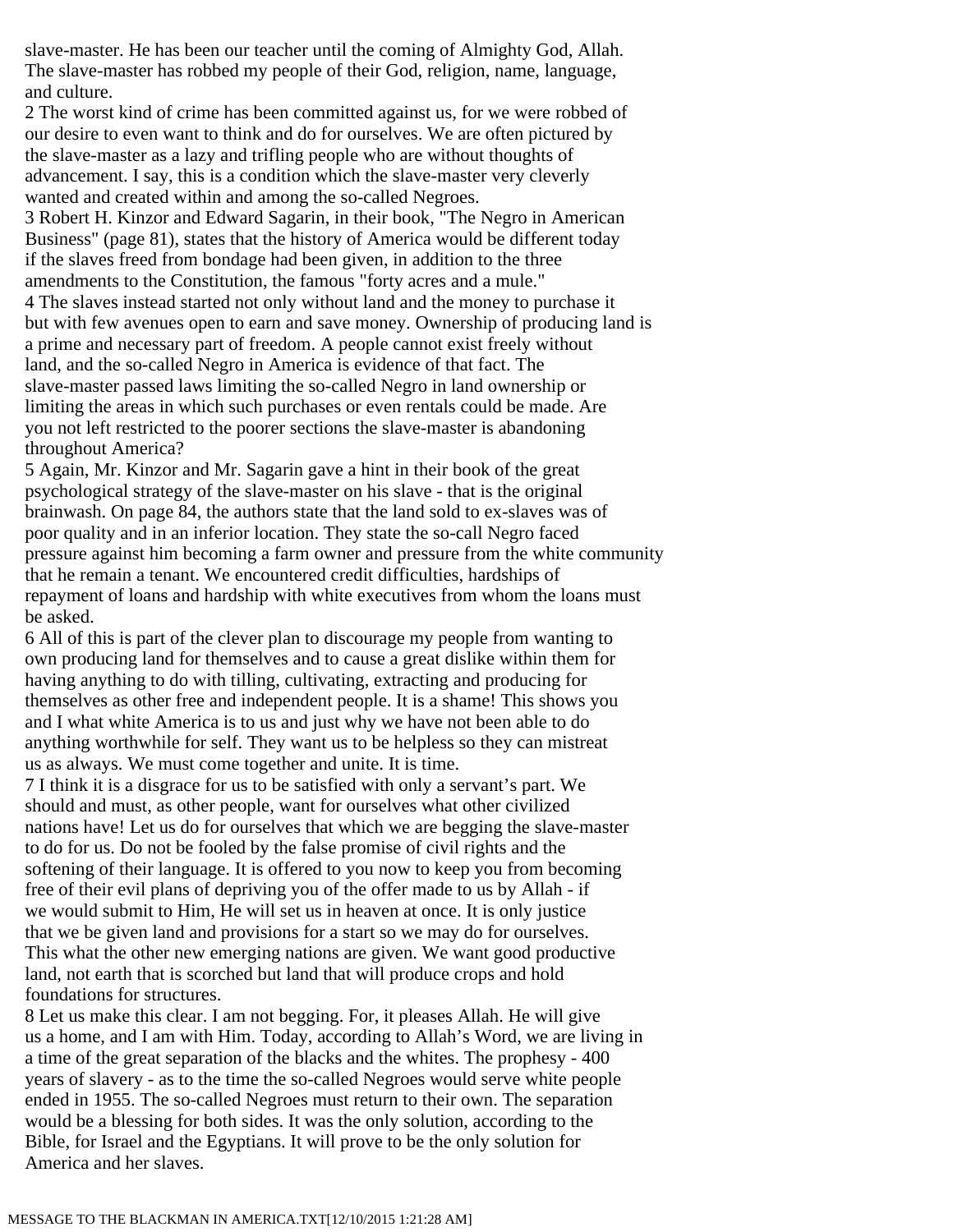slave-master. He has been our teacher until the coming of Almighty God, Allah. The slave-master has robbed my people of their God, religion, name, language, and culture.

2 The worst kind of crime has been committed against us, for we were robbed of our desire to even want to think and do for ourselves. We are often pictured by the slave-master as a lazy and trifling people who are without thoughts of advancement. I say, this is a condition which the slave-master very cleverly wanted and created within and among the so-called Negroes.

3 Robert H. Kinzor and Edward Sagarin, in their book, "The Negro in American Business" (page 81), states that the history of America would be different today if the slaves freed from bondage had been given, in addition to the three amendments to the Constitution, the famous "forty acres and a mule."

4 The slaves instead started not only without land and the money to purchase it but with few avenues open to earn and save money. Ownership of producing land is a prime and necessary part of freedom. A people cannot exist freely without land, and the so-called Negro in America is evidence of that fact. The slave-master passed laws limiting the so-called Negro in land ownership or limiting the areas in which such purchases or even rentals could be made. Are you not left restricted to the poorer sections the slave-master is abandoning throughout America?

5 Again, Mr. Kinzor and Mr. Sagarin gave a hint in their book of the great psychological strategy of the slave-master on his slave - that is the original brainwash. On page 84, the authors state that the land sold to ex-slaves was of poor quality and in an inferior location. They state the so-call Negro faced pressure against him becoming a farm owner and pressure from the white community that he remain a tenant. We encountered credit difficulties, hardships of repayment of loans and hardship with white executives from whom the loans must be asked.

6 All of this is part of the clever plan to discourage my people from wanting to own producing land for themselves and to cause a great dislike within them for having anything to do with tilling, cultivating, extracting and producing for themselves as other free and independent people. It is a shame! This shows you and I what white America is to us and just why we have not been able to do anything worthwhile for self. They want us to be helpless so they can mistreat us as always. We must come together and unite. It is time.

7 I think it is a disgrace for us to be satisfied with only a servant's part. We should and must, as other people, want for ourselves what other civilized nations have! Let us do for ourselves that which we are begging the slave-master to do for us. Do not be fooled by the false promise of civil rights and the softening of their language. It is offered to you now to keep you from becoming free of their evil plans of depriving you of the offer made to us by Allah - if we would submit to Him, He will set us in heaven at once. It is only justice that we be given land and provisions for a start so we may do for ourselves. This what the other new emerging nations are given. We want good productive land, not earth that is scorched but land that will produce crops and hold foundations for structures.

8 Let us make this clear. I am not begging. For, it pleases Allah. He will give us a home, and I am with Him. Today, according to Allah's Word, we are living in a time of the great separation of the blacks and the whites. The prophesy - 400 years of slavery - as to the time the so-called Negroes would serve white people ended in 1955. The so-called Negroes must return to their own. The separation would be a blessing for both sides. It was the only solution, according to the Bible, for Israel and the Egyptians. It will prove to be the only solution for America and her slaves.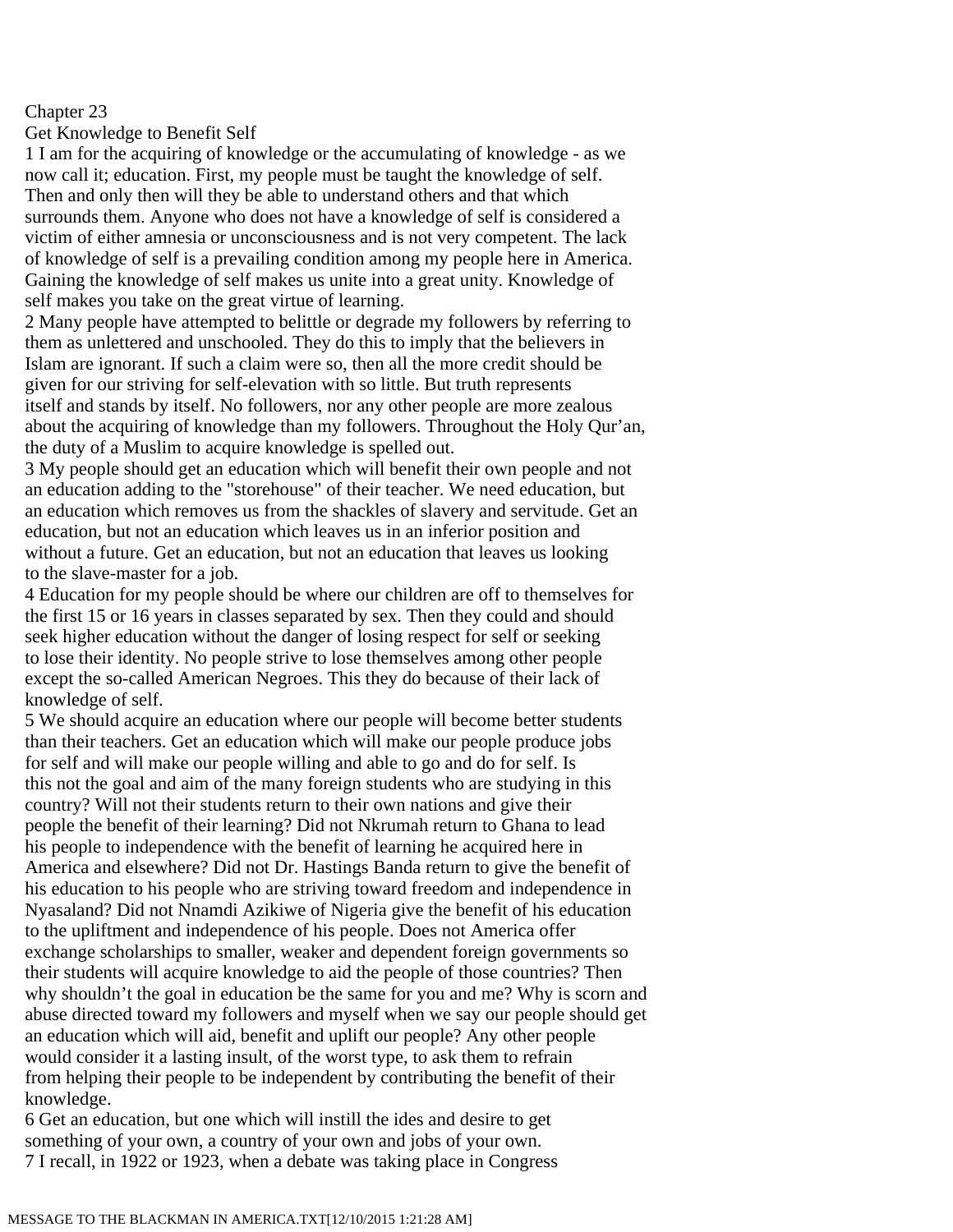Chapter 23

Get Knowledge to Benefit Self

1 I am for the acquiring of knowledge or the accumulating of knowledge - as we now call it; education. First, my people must be taught the knowledge of self. Then and only then will they be able to understand others and that which surrounds them. Anyone who does not have a knowledge of self is considered a victim of either amnesia or unconsciousness and is not very competent. The lack of knowledge of self is a prevailing condition among my people here in America. Gaining the knowledge of self makes us unite into a great unity. Knowledge of self makes you take on the great virtue of learning.

2 Many people have attempted to belittle or degrade my followers by referring to them as unlettered and unschooled. They do this to imply that the believers in Islam are ignorant. If such a claim were so, then all the more credit should be given for our striving for self-elevation with so little. But truth represents itself and stands by itself. No followers, nor any other people are more zealous about the acquiring of knowledge than my followers. Throughout the Holy Qur'an, the duty of a Muslim to acquire knowledge is spelled out.

3 My people should get an education which will benefit their own people and not an education adding to the "storehouse" of their teacher. We need education, but an education which removes us from the shackles of slavery and servitude. Get an education, but not an education which leaves us in an inferior position and without a future. Get an education, but not an education that leaves us looking to the slave-master for a job.

4 Education for my people should be where our children are off to themselves for the first 15 or 16 years in classes separated by sex. Then they could and should seek higher education without the danger of losing respect for self or seeking to lose their identity. No people strive to lose themselves among other people except the so-called American Negroes. This they do because of their lack of knowledge of self.

5 We should acquire an education where our people will become better students than their teachers. Get an education which will make our people produce jobs for self and will make our people willing and able to go and do for self. Is this not the goal and aim of the many foreign students who are studying in this country? Will not their students return to their own nations and give their people the benefit of their learning? Did not Nkrumah return to Ghana to lead his people to independence with the benefit of learning he acquired here in America and elsewhere? Did not Dr. Hastings Banda return to give the benefit of his education to his people who are striving toward freedom and independence in Nyasaland? Did not Nnamdi Azikiwe of Nigeria give the benefit of his education to the upliftment and independence of his people. Does not America offer exchange scholarships to smaller, weaker and dependent foreign governments so their students will acquire knowledge to aid the people of those countries? Then why shouldn't the goal in education be the same for you and me? Why is scorn and abuse directed toward my followers and myself when we say our people should get an education which will aid, benefit and uplift our people? Any other people would consider it a lasting insult, of the worst type, to ask them to refrain from helping their people to be independent by contributing the benefit of their knowledge.

6 Get an education, but one which will instill the ides and desire to get something of your own, a country of your own and jobs of your own.

7 I recall, in 1922 or 1923, when a debate was taking place in Congress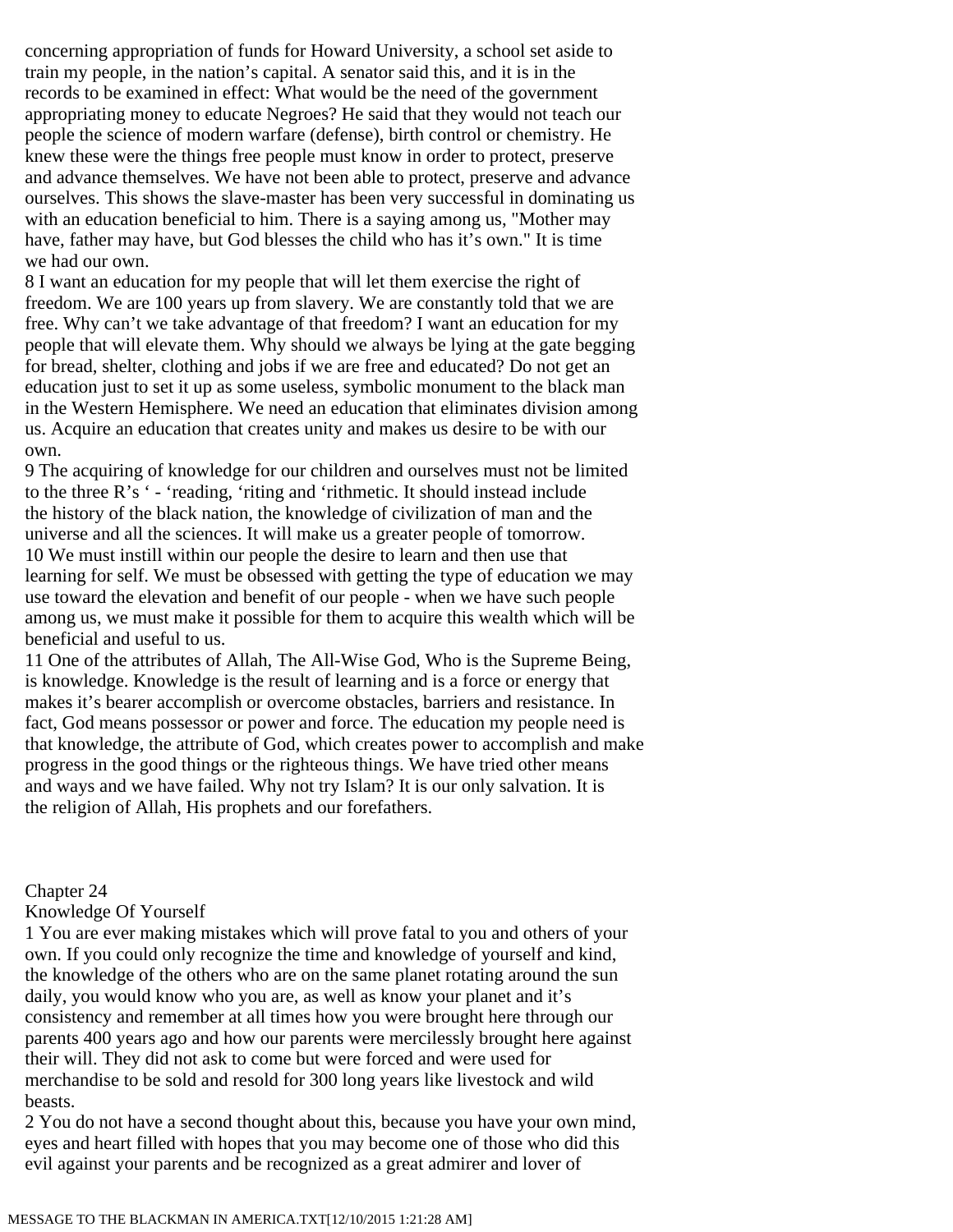concerning appropriation of funds for Howard University, a school set aside to train my people, in the nation's capital. A senator said this, and it is in the records to be examined in effect: What would be the need of the government appropriating money to educate Negroes? He said that they would not teach our people the science of modern warfare (defense), birth control or chemistry. He knew these were the things free people must know in order to protect, preserve and advance themselves. We have not been able to protect, preserve and advance ourselves. This shows the slave-master has been very successful in dominating us with an education beneficial to him. There is a saying among us, "Mother may have, father may have, but God blesses the child who has it's own." It is time we had our own.

8 I want an education for my people that will let them exercise the right of freedom. We are 100 years up from slavery. We are constantly told that we are free. Why can't we take advantage of that freedom? I want an education for my people that will elevate them. Why should we always be lying at the gate begging for bread, shelter, clothing and jobs if we are free and educated? Do not get an education just to set it up as some useless, symbolic monument to the black man in the Western Hemisphere. We need an education that eliminates division among us. Acquire an education that creates unity and makes us desire to be with our own.

9 The acquiring of knowledge for our children and ourselves must not be limited to the three R's ' - 'reading, 'riting and 'rithmetic. It should instead include the history of the black nation, the knowledge of civilization of man and the universe and all the sciences. It will make us a greater people of tomorrow.

10 We must instill within our people the desire to learn and then use that learning for self. We must be obsessed with getting the type of education we may use toward the elevation and benefit of our people - when we have such people among us, we must make it possible for them to acquire this wealth which will be beneficial and useful to us.

11 One of the attributes of Allah, The All-Wise God, Who is the Supreme Being, is knowledge. Knowledge is the result of learning and is a force or energy that makes it's bearer accomplish or overcome obstacles, barriers and resistance. In fact, God means possessor or power and force. The education my people need is that knowledge, the attribute of God, which creates power to accomplish and make progress in the good things or the righteous things. We have tried other means and ways and we have failed. Why not try Islam? It is our only salvation. It is the religion of Allah, His prophets and our forefathers.

## Chapter 24

## Knowledge Of Yourself

1 You are ever making mistakes which will prove fatal to you and others of your own. If you could only recognize the time and knowledge of yourself and kind, the knowledge of the others who are on the same planet rotating around the sun daily, you would know who you are, as well as know your planet and it's consistency and remember at all times how you were brought here through our parents 400 years ago and how our parents were mercilessly brought here against their will. They did not ask to come but were forced and were used for merchandise to be sold and resold for 300 long years like livestock and wild beasts.

2 You do not have a second thought about this, because you have your own mind, eyes and heart filled with hopes that you may become one of those who did this evil against your parents and be recognized as a great admirer and lover of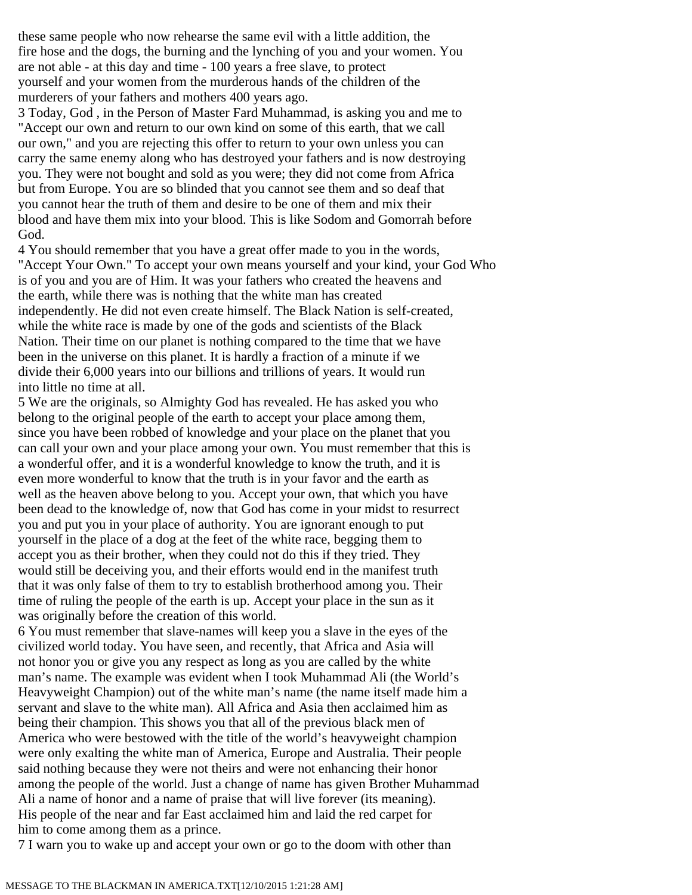these same people who now rehearse the same evil with a little addition, the fire hose and the dogs, the burning and the lynching of you and your women. You are not able - at this day and time - 100 years a free slave, to protect yourself and your women from the murderous hands of the children of the murderers of your fathers and mothers 400 years ago.

3 Today, God , in the Person of Master Fard Muhammad, is asking you and me to "Accept our own and return to our own kind on some of this earth, that we call our own," and you are rejecting this offer to return to your own unless you can carry the same enemy along who has destroyed your fathers and is now destroying you. They were not bought and sold as you were; they did not come from Africa but from Europe. You are so blinded that you cannot see them and so deaf that you cannot hear the truth of them and desire to be one of them and mix their blood and have them mix into your blood. This is like Sodom and Gomorrah before God.

4 You should remember that you have a great offer made to you in the words, "Accept Your Own." To accept your own means yourself and your kind, your God Who is of you and you are of Him. It was your fathers who created the heavens and the earth, while there was is nothing that the white man has created independently. He did not even create himself. The Black Nation is self-created, while the white race is made by one of the gods and scientists of the Black Nation. Their time on our planet is nothing compared to the time that we have been in the universe on this planet. It is hardly a fraction of a minute if we divide their 6,000 years into our billions and trillions of years. It would run into little no time at all.

5 We are the originals, so Almighty God has revealed. He has asked you who belong to the original people of the earth to accept your place among them, since you have been robbed of knowledge and your place on the planet that you can call your own and your place among your own. You must remember that this is a wonderful offer, and it is a wonderful knowledge to know the truth, and it is even more wonderful to know that the truth is in your favor and the earth as well as the heaven above belong to you. Accept your own, that which you have been dead to the knowledge of, now that God has come in your midst to resurrect you and put you in your place of authority. You are ignorant enough to put yourself in the place of a dog at the feet of the white race, begging them to accept you as their brother, when they could not do this if they tried. They would still be deceiving you, and their efforts would end in the manifest truth that it was only false of them to try to establish brotherhood among you. Their time of ruling the people of the earth is up. Accept your place in the sun as it was originally before the creation of this world.

6 You must remember that slave-names will keep you a slave in the eyes of the civilized world today. You have seen, and recently, that Africa and Asia will not honor you or give you any respect as long as you are called by the white man's name. The example was evident when I took Muhammad Ali (the World's Heavyweight Champion) out of the white man's name (the name itself made him a servant and slave to the white man). All Africa and Asia then acclaimed him as being their champion. This shows you that all of the previous black men of America who were bestowed with the title of the world's heavyweight champion were only exalting the white man of America, Europe and Australia. Their people said nothing because they were not theirs and were not enhancing their honor among the people of the world. Just a change of name has given Brother Muhammad Ali a name of honor and a name of praise that will live forever (its meaning). His people of the near and far East acclaimed him and laid the red carpet for him to come among them as a prince.

7 I warn you to wake up and accept your own or go to the doom with other than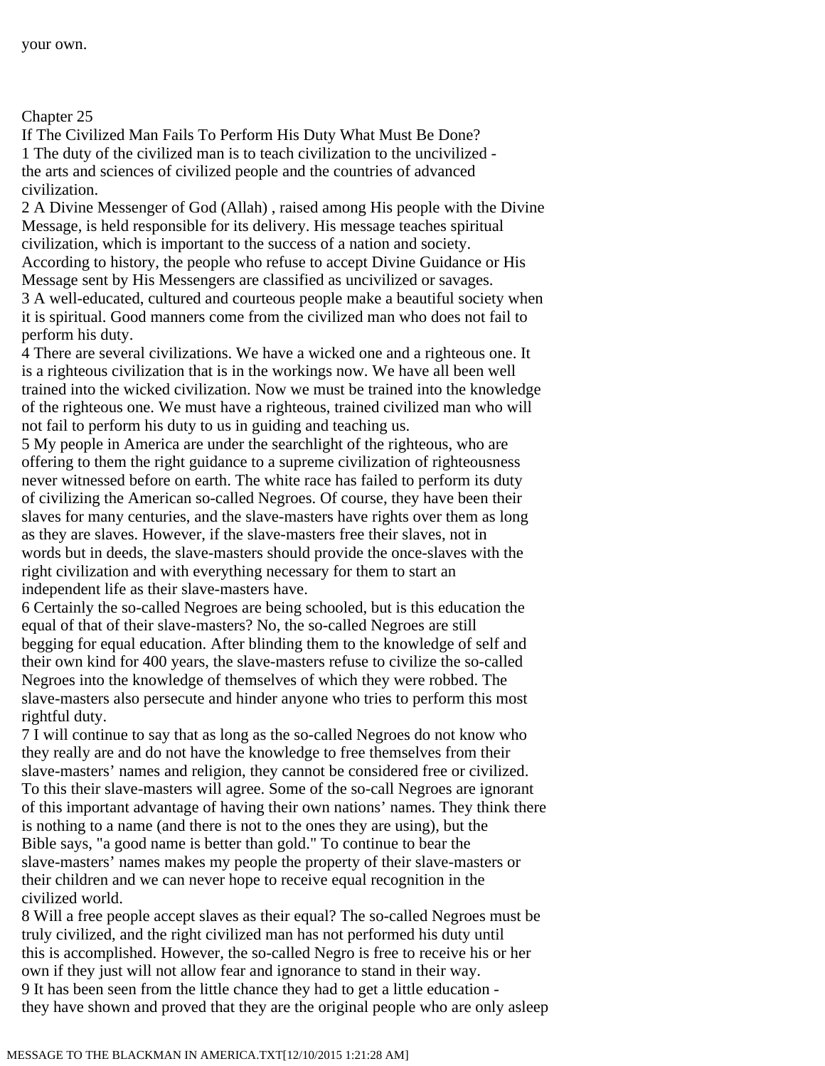your own.

## Chapter 25

## If The Civilized Man Fails To Perform His Duty What Must Be Done?

1 The duty of the civilized man is to teach civilization to the uncivilized - the arts and sciences of civilized people and the countries of advanced civilization.

2 A Divine Messenger of God (Allah) , raised among His people with the Divine Message, is held responsible for its delivery. His message teaches spiritual civilization, which is important to the success of a nation and society. According to history, the people who refuse to accept Divine Guidance or His Message sent by His Messengers are classified as uncivilized or savages.

3 A well-educated, cultured and courteous people make a beautiful society when it is spiritual. Good manners come from the civilized man who does not fail to perform his duty.

4 There are several civilizations. We have a wicked one and a righteous one. It is a righteous civilization that is in the workings now. We have all been well trained into the wicked civilization. Now we must be trained into the knowledge of the righteous one. We must have a righteous, trained civilized man who will not fail to perform his duty to us in guiding and teaching us.

5 My people in America are under the searchlight of the righteous, who are offering to them the right guidance to a supreme civilization of righteousness never witnessed before on earth. The white race has failed to perform its duty of civilizing the American so-called Negroes. Of course, they have been their slaves for many centuries, and the slave-masters have rights over them as long as they are slaves. However, if the slave-masters free their slaves, not in words but in deeds, the slave-masters should provide the once-slaves with the right civilization and with everything necessary for them to start an independent life as their slave-masters have.

6 Certainly the so-called Negroes are being schooled, but is this education the equal of that of their slave-masters? No, the so-called Negroes are still begging for equal education. After blinding them to the knowledge of self and their own kind for 400 years, the slave-masters refuse to civilize the so-called Negroes into the knowledge of themselves of which they were robbed. The slave-masters also persecute and hinder anyone who tries to perform this most rightful duty.

7 I will continue to say that as long as the so-called Negroes do not know who they really are and do not have the knowledge to free themselves from their slave-masters' names and religion, they cannot be considered free or civilized. To this their slave-masters will agree. Some of the so-call Negroes are ignorant of this important advantage of having their own nations' names. They think there is nothing to a name (and there is not to the ones they are using), but the Bible says, "a good name is better than gold." To continue to bear the slave-masters' names makes my people the property of their slave-masters or their children and we can never hope to receive equal recognition in the civilized world.

8 Will a free people accept slaves as their equal? The so-called Negroes must be truly civilized, and the right civilized man has not performed his duty until this is accomplished. However, the so-called Negro is free to receive his or her own if they just will not allow fear and ignorance to stand in their way.

9 It has been seen from the little chance they had to get a little education - they have shown and proved that they are the original people who are only asleep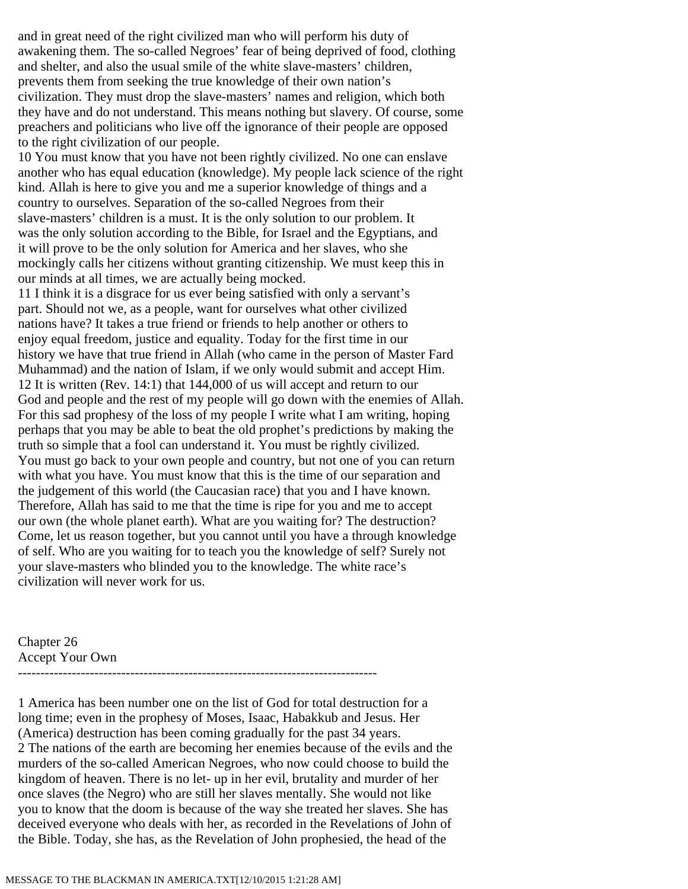and in great need of the right civilized man who will perform his duty of awakening them. The so-called Negroes' fear of being deprived of food, clothing and shelter, and also the usual smile of the white slave-masters' children, prevents them from seeking the true knowledge of their own nation's civilization. They must drop the slave-masters' names and religion, which both they have and do not understand. This means nothing but slavery. Of course, some preachers and politicians who live off the ignorance of their people are opposed to the right civilization of our people.

10 You must know that you have not been rightly civilized. No one can enslave another who has equal education (knowledge). My people lack science of the right kind. Allah is here to give you and me a superior knowledge of things and a country to ourselves. Separation of the so-called Negroes from their slave-masters' children is a must. It is the only solution to our problem. It was the only solution according to the Bible, for Israel and the Egyptians, and it will prove to be the only solution for America and her slaves, who she mockingly calls her citizens without granting citizenship. We must keep this in our minds at all times, we are actually being mocked.

11 I think it is a disgrace for us ever being satisfied with only a servant's part. Should not we, as a people, want for ourselves what other civilized nations have? It takes a true friend or friends to help another or others to enjoy equal freedom, justice and equality. Today for the first time in our history we have that true friend in Allah (who came in the person of Master Fard Muhammad) and the nation of Islam, if we only would submit and accept Him.

12 It is written (Rev. 14:1) that 144,000 of us will accept and return to our God and people and the rest of my people will go down with the enemies of Allah. For this sad prophesy of the loss of my people I write what I am writing, hoping perhaps that you may be able to beat the old prophet's predictions by making the truth so simple that a fool can understand it. You must be rightly civilized. You must go back to your own people and country, but not one of you can return with what you have. You must know that this is the time of our separation and the judgement of this world (the Caucasian race) that you and I have known. Therefore, Allah has said to me that the time is ripe for you and me to accept our own (the whole planet earth). What are you waiting for? The destruction? Come, let us reason together, but you cannot until you have a through knowledge of self. Who are you waiting for to teach you the knowledge of self? Surely not your slave-masters who blinded you to the knowledge. The white race's civilization will never work for us.

## Chapter 26
## Accept Your Own

---

1 America has been number one on the list of God for total destruction for a long time; even in the prophesy of Moses, Isaac, Habakkub and Jesus. Her (America) destruction has been coming gradually for the past 34 years.

2 The nations of the earth are becoming her enemies because of the evils and the murders of the so-called American Negroes, who now could choose to build the kingdom of heaven. There is no let- up in her evil, brutality and murder of her once slaves (the Negro) who are still her slaves mentally. She would not like you to know that the doom is because of the way she treated her slaves. She has deceived everyone who deals with her, as recorded in the Revelations of John of the Bible. Today, she has, as the Revelation of John prophesied, the head of the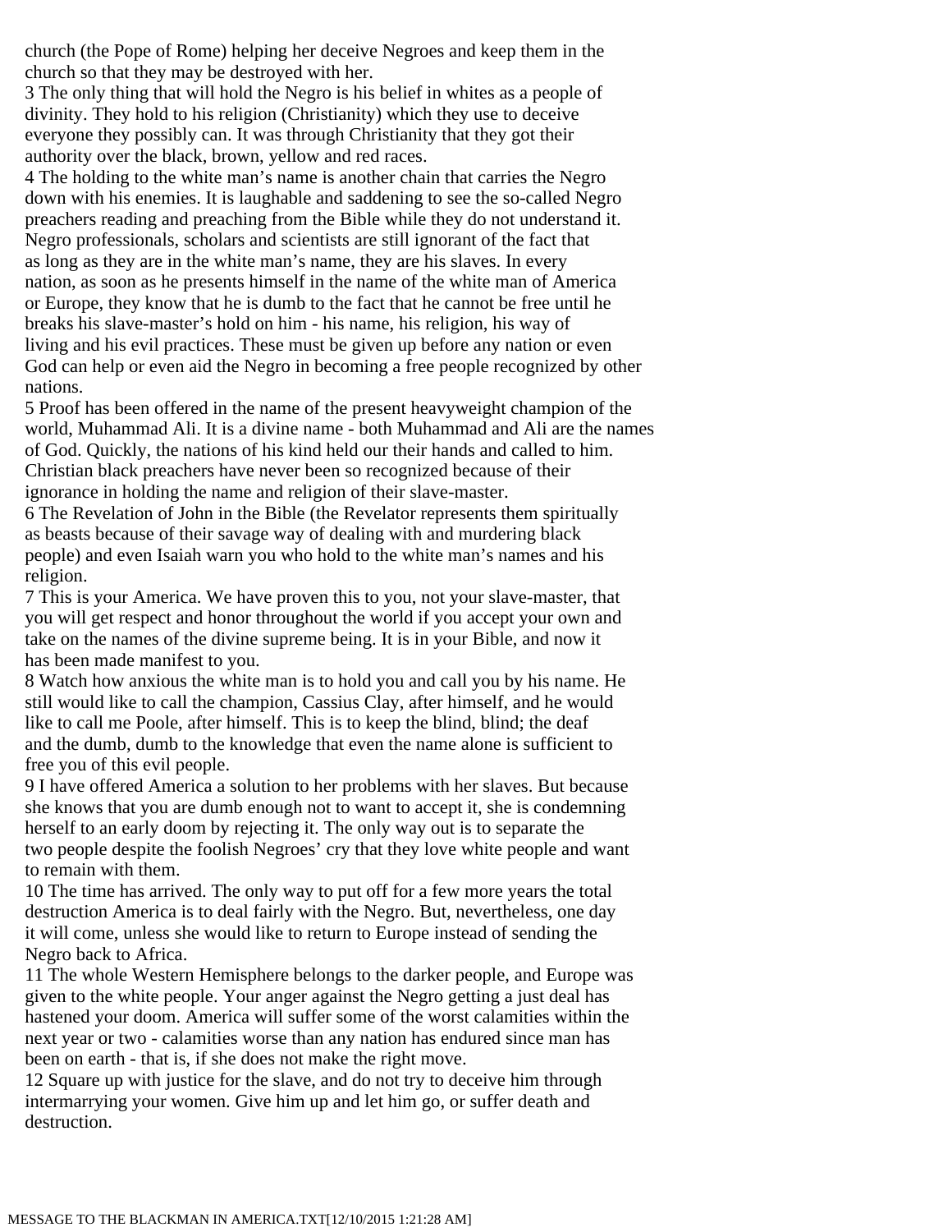church (the Pope of Rome) helping her deceive Negroes and keep them in the church so that they may be destroyed with her.

3 The only thing that will hold the Negro is his belief in whites as a people of divinity. They hold to his religion (Christianity) which they use to deceive everyone they possibly can. It was through Christianity that they got their authority over the black, brown, yellow and red races.

4 The holding to the white man's name is another chain that carries the Negro down with his enemies. It is laughable and saddening to see the so-called Negro preachers reading and preaching from the Bible while they do not understand it. Negro professionals, scholars and scientists are still ignorant of the fact that as long as they are in the white man's name, they are his slaves. In every nation, as soon as he presents himself in the name of the white man of America or Europe, they know that he is dumb to the fact that he cannot be free until he breaks his slave-master's hold on him - his name, his religion, his way of living and his evil practices. These must be given up before any nation or even God can help or even aid the Negro in becoming a free people recognized by other nations.

5 Proof has been offered in the name of the present heavyweight champion of the world, Muhammad Ali. It is a divine name - both Muhammad and Ali are the names of God. Quickly, the nations of his kind held our their hands and called to him. Christian black preachers have never been so recognized because of their ignorance in holding the name and religion of their slave-master.

6 The Revelation of John in the Bible (the Revelator represents them spiritually as beasts because of their savage way of dealing with and murdering black people) and even Isaiah warn you who hold to the white man's names and his religion.

7 This is your America. We have proven this to you, not your slave-master, that you will get respect and honor throughout the world if you accept your own and take on the names of the divine supreme being. It is in your Bible, and now it has been made manifest to you.

8 Watch how anxious the white man is to hold you and call you by his name. He still would like to call the champion, Cassius Clay, after himself, and he would like to call me Poole, after himself. This is to keep the blind, blind; the deaf and the dumb, dumb to the knowledge that even the name alone is sufficient to free you of this evil people.

9 I have offered America a solution to her problems with her slaves. But because she knows that you are dumb enough not to want to accept it, she is condemning herself to an early doom by rejecting it. The only way out is to separate the two people despite the foolish Negroes' cry that they love white people and want to remain with them.

10 The time has arrived. The only way to put off for a few more years the total destruction America is to deal fairly with the Negro. But, nevertheless, one day it will come, unless she would like to return to Europe instead of sending the Negro back to Africa.

11 The whole Western Hemisphere belongs to the darker people, and Europe was given to the white people. Your anger against the Negro getting a just deal has hastened your doom. America will suffer some of the worst calamities within the next year or two - calamities worse than any nation has endured since man has been on earth - that is, if she does not make the right move.

12 Square up with justice for the slave, and do not try to deceive him through intermarrying your women. Give him up and let him go, or suffer death and destruction.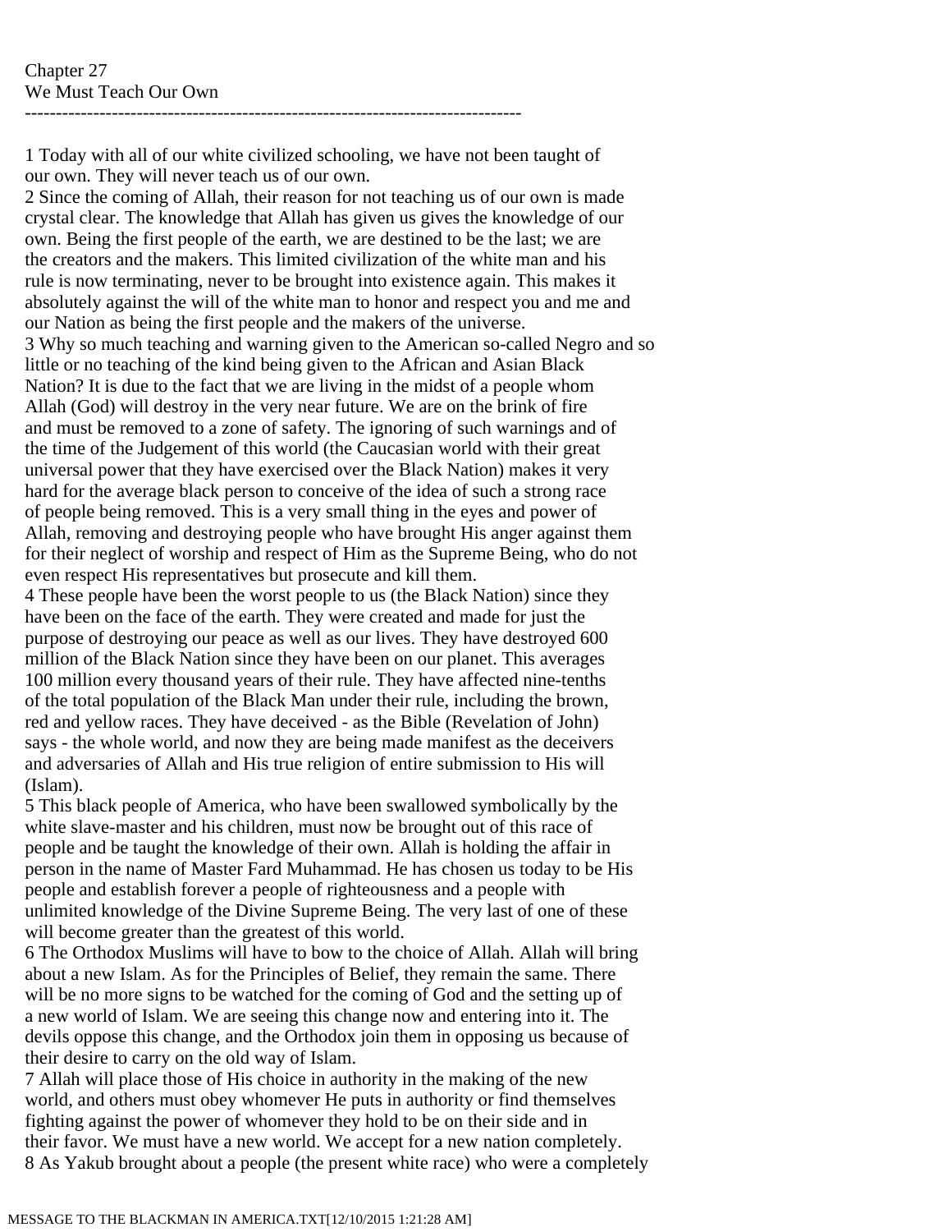Chapter 27
We Must Teach Our Own

--------------------------------------------------------------------------------

1 Today with all of our white civilized schooling, we have not been taught of our own. They will never teach us of our own.
2 Since the coming of Allah, their reason for not teaching us of our own is made crystal clear. The knowledge that Allah has given us gives the knowledge of our own. Being the first people of the earth, we are destined to be the last; we are the creators and the makers. This limited civilization of the white man and his rule is now terminating, never to be brought into existence again. This makes it absolutely against the will of the white man to honor and respect you and me and our Nation as being the first people and the makers of the universe.
3 Why so much teaching and warning given to the American so-called Negro and so little or no teaching of the kind being given to the African and Asian Black Nation? It is due to the fact that we are living in the midst of a people whom Allah (God) will destroy in the very near future. We are on the brink of fire and must be removed to a zone of safety. The ignoring of such warnings and of the time of the Judgement of this world (the Caucasian world with their great universal power that they have exercised over the Black Nation) makes it very hard for the average black person to conceive of the idea of such a strong race of people being removed. This is a very small thing in the eyes and power of Allah, removing and destroying people who have brought His anger against them for their neglect of worship and respect of Him as the Supreme Being, who do not even respect His representatives but prosecute and kill them.
4 These people have been the worst people to us (the Black Nation) since they have been on the face of the earth. They were created and made for just the purpose of destroying our peace as well as our lives. They have destroyed 600 million of the Black Nation since they have been on our planet. This averages 100 million every thousand years of their rule. They have affected nine-tenths of the total population of the Black Man under their rule, including the brown, red and yellow races. They have deceived - as the Bible (Revelation of John) says - the whole world, and now they are being made manifest as the deceivers and adversaries of Allah and His true religion of entire submission to His will (Islam).
5 This black people of America, who have been swallowed symbolically by the white slave-master and his children, must now be brought out of this race of people and be taught the knowledge of their own. Allah is holding the affair in person in the name of Master Fard Muhammad. He has chosen us today to be His people and establish forever a people of righteousness and a people with unlimited knowledge of the Divine Supreme Being. The very last of one of these will become greater than the greatest of this world.
6 The Orthodox Muslims will have to bow to the choice of Allah. Allah will bring about a new Islam. As for the Principles of Belief, they remain the same. There will be no more signs to be watched for the coming of God and the setting up of a new world of Islam. We are seeing this change now and entering into it. The devils oppose this change, and the Orthodox join them in opposing us because of their desire to carry on the old way of Islam.
7 Allah will place those of His choice in authority in the making of the new world, and others must obey whomever He puts in authority or find themselves fighting against the power of whomever they hold to be on their side and in their favor. We must have a new world. We accept for a new nation completely.
8 As Yakub brought about a people (the present white race) who were a completely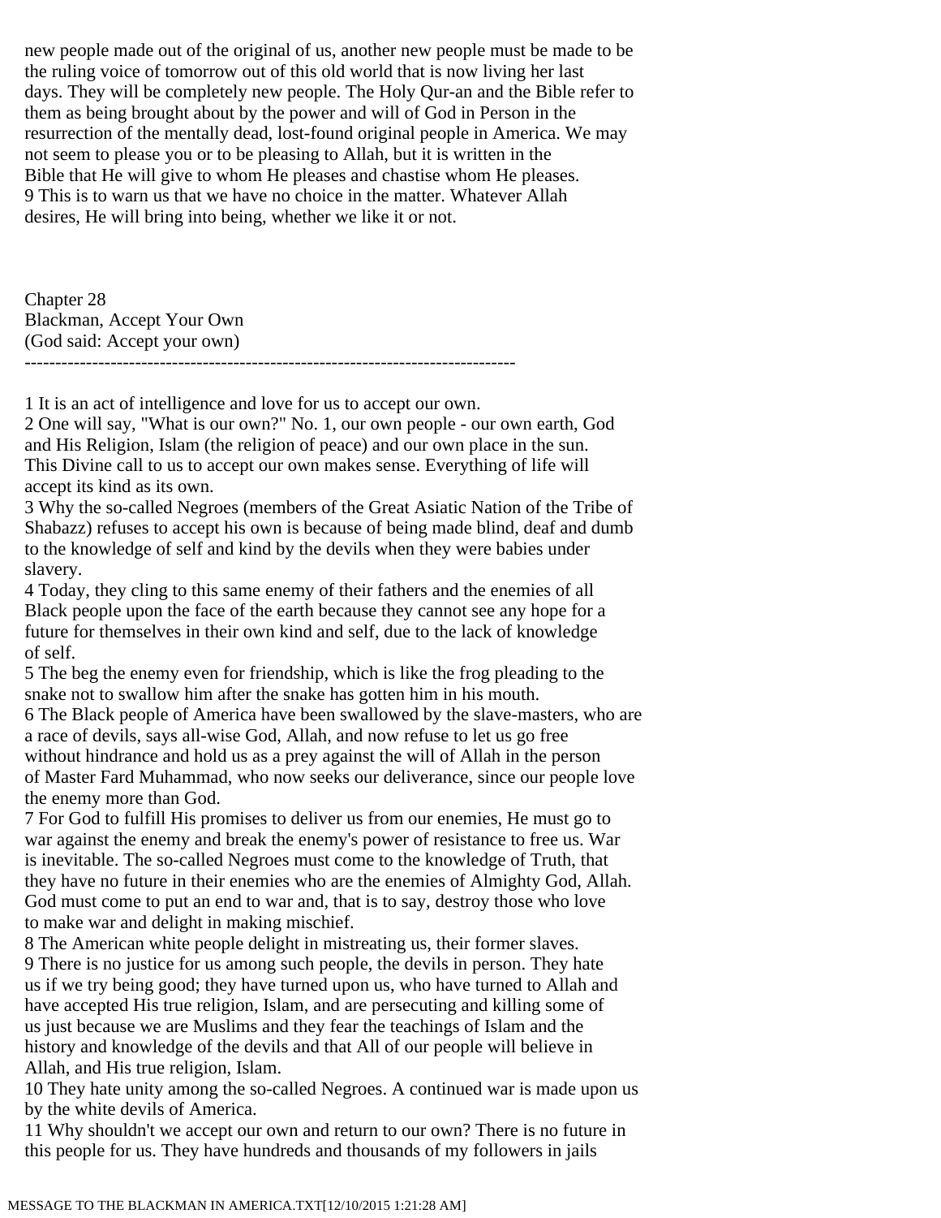new people made out of the original of us, another new people must be made to be the ruling voice of tomorrow out of this old world that is now living her last days. They will be completely new people. The Holy Qur-an and the Bible refer to them as being brought about by the power and will of God in Person in the resurrection of the mentally dead, lost-found original people in America. We may not seem to please you or to be pleasing to Allah, but it is written in the Bible that He will give to whom He pleases and chastise whom He pleases.
9 This is to warn us that we have no choice in the matter. Whatever Allah desires, He will bring into being, whether we like it or not.

## Chapter 28
## Blackman, Accept Your Own
(God said: Accept your own)

---

1 It is an act of intelligence and love for us to accept our own.
2 One will say, "What is our own?" No. 1, our own people - our own earth, God and His Religion, Islam (the religion of peace) and our own place in the sun. This Divine call to us to accept our own makes sense. Everything of life will accept its kind as its own.
3 Why the so-called Negroes (members of the Great Asiatic Nation of the Tribe of Shabazz) refuses to accept his own is because of being made blind, deaf and dumb to the knowledge of self and kind by the devils when they were babies under slavery.
4 Today, they cling to this same enemy of their fathers and the enemies of all Black people upon the face of the earth because they cannot see any hope for a future for themselves in their own kind and self, due to the lack of knowledge of self.
5 The beg the enemy even for friendship, which is like the frog pleading to the snake not to swallow him after the snake has gotten him in his mouth.
6 The Black people of America have been swallowed by the slave-masters, who are a race of devils, says all-wise God, Allah, and now refuse to let us go free without hindrance and hold us as a prey against the will of Allah in the person of Master Fard Muhammad, who now seeks our deliverance, since our people love the enemy more than God.
7 For God to fulfill His promises to deliver us from our enemies, He must go to war against the enemy and break the enemy's power of resistance to free us. War is inevitable. The so-called Negroes must come to the knowledge of Truth, that they have no future in their enemies who are the enemies of Almighty God, Allah. God must come to put an end to war and, that is to say, destroy those who love to make war and delight in making mischief.
8 The American white people delight in mistreating us, their former slaves.
9 There is no justice for us among such people, the devils in person. They hate us if we try being good; they have turned upon us, who have turned to Allah and have accepted His true religion, Islam, and are persecuting and killing some of us just because we are Muslims and they fear the teachings of Islam and the history and knowledge of the devils and that All of our people will believe in Allah, and His true religion, Islam.
10 They hate unity among the so-called Negroes. A continued war is made upon us by the white devils of America.
11 Why shouldn't we accept our own and return to our own? There is no future in this people for us. They have hundreds and thousands of my followers in jails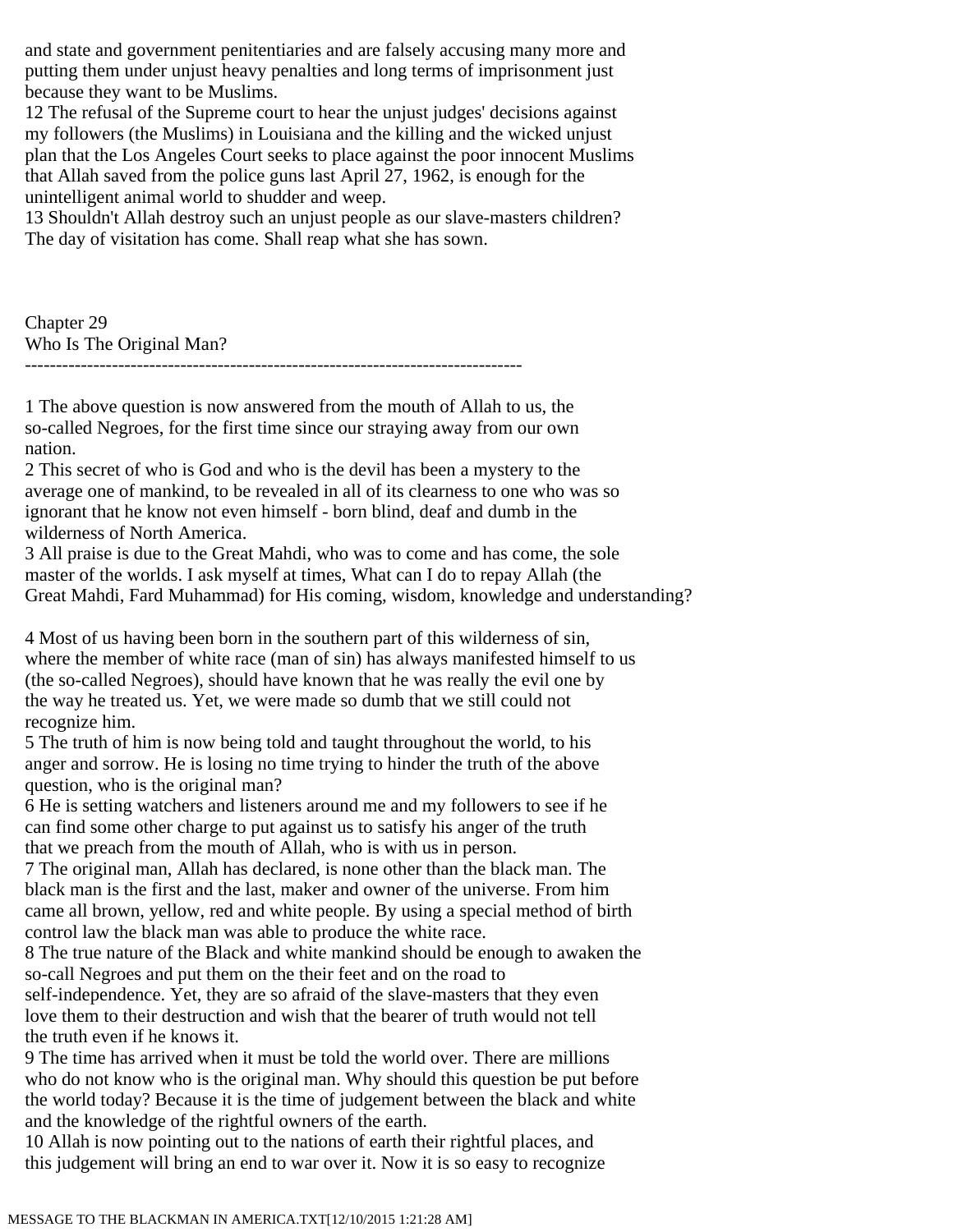and state and government penitentiaries and are falsely accusing many more and putting them under unjust heavy penalties and long terms of imprisonment just because they want to be Muslims.

12 The refusal of the Supreme court to hear the unjust judges' decisions against my followers (the Muslims) in Louisiana and the killing and the wicked unjust plan that the Los Angeles Court seeks to place against the poor innocent Muslims that Allah saved from the police guns last April 27, 1962, is enough for the unintelligent animal world to shudder and weep.

13 Shouldn't Allah destroy such an unjust people as our slave-masters children? The day of visitation has come. Shall reap what she has sown.

## Chapter 29
## Who Is The Original Man?

--------------------------------------------------------------------------------

1 The above question is now answered from the mouth of Allah to us, the so-called Negroes, for the first time since our straying away from our own nation.

2 This secret of who is God and who is the devil has been a mystery to the average one of mankind, to be revealed in all of its clearness to one who was so ignorant that he know not even himself - born blind, deaf and dumb in the wilderness of North America.

3 All praise is due to the Great Mahdi, who was to come and has come, the sole master of the worlds. I ask myself at times, What can I do to repay Allah (the Great Mahdi, Fard Muhammad) for His coming, wisdom, knowledge and understanding?

4 Most of us having been born in the southern part of this wilderness of sin, where the member of white race (man of sin) has always manifested himself to us (the so-called Negroes), should have known that he was really the evil one by the way he treated us. Yet, we were made so dumb that we still could not recognize him.

5 The truth of him is now being told and taught throughout the world, to his anger and sorrow. He is losing no time trying to hinder the truth of the above question, who is the original man?

6 He is setting watchers and listeners around me and my followers to see if he can find some other charge to put against us to satisfy his anger of the truth that we preach from the mouth of Allah, who is with us in person.

7 The original man, Allah has declared, is none other than the black man. The black man is the first and the last, maker and owner of the universe. From him came all brown, yellow, red and white people. By using a special method of birth control law the black man was able to produce the white race.

8 The true nature of the Black and white mankind should be enough to awaken the so-call Negroes and put them on the their feet and on the road to self-independence. Yet, they are so afraid of the slave-masters that they even love them to their destruction and wish that the bearer of truth would not tell the truth even if he knows it.

9 The time has arrived when it must be told the world over. There are millions who do not know who is the original man. Why should this question be put before the world today? Because it is the time of judgement between the black and white and the knowledge of the rightful owners of the earth.

10 Allah is now pointing out to the nations of earth their rightful places, and this judgement will bring an end to war over it. Now it is so easy to recognize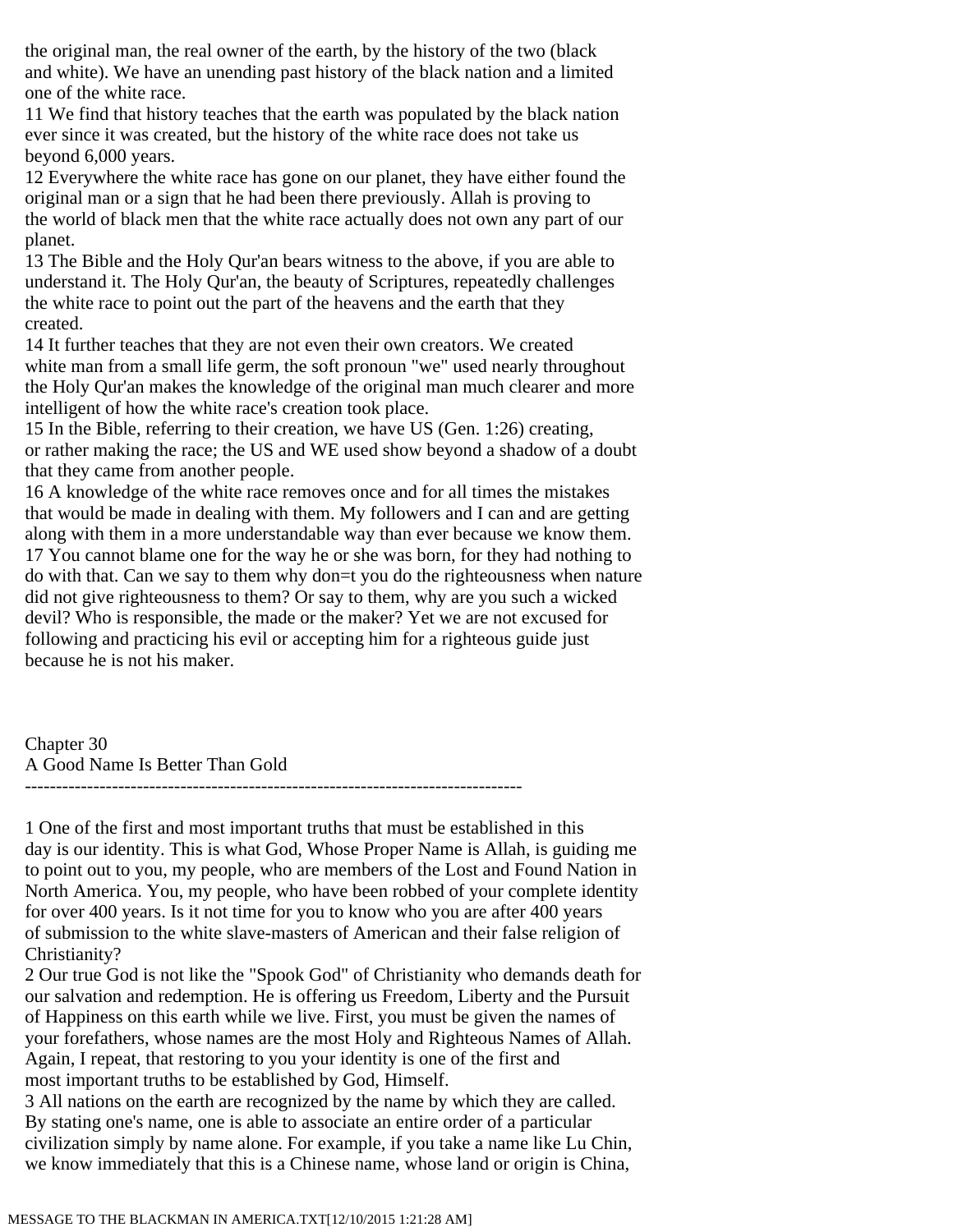the original man, the real owner of the earth, by the history of the two (black and white). We have an unending past history of the black nation and a limited one of the white race.

11 We find that history teaches that the earth was populated by the black nation ever since it was created, but the history of the white race does not take us beyond 6,000 years.

12 Everywhere the white race has gone on our planet, they have either found the original man or a sign that he had been there previously. Allah is proving to the world of black men that the white race actually does not own any part of our planet.

13 The Bible and the Holy Qur'an bears witness to the above, if you are able to understand it. The Holy Qur'an, the beauty of Scriptures, repeatedly challenges the white race to point out the part of the heavens and the earth that they created.

14 It further teaches that they are not even their own creators. We created white man from a small life germ, the soft pronoun "we" used nearly throughout the Holy Qur'an makes the knowledge of the original man much clearer and more intelligent of how the white race's creation took place.

15 In the Bible, referring to their creation, we have US (Gen. 1:26) creating, or rather making the race; the US and WE used show beyond a shadow of a doubt that they came from another people.

16 A knowledge of the white race removes once and for all times the mistakes that would be made in dealing with them. My followers and I can and are getting along with them in a more understandable way than ever because we know them.

17 You cannot blame one for the way he or she was born, for they had nothing to do with that. Can we say to them why don=t you do the righteousness when nature did not give righteousness to them? Or say to them, why are you such a wicked devil? Who is responsible, the made or the maker? Yet we are not excused for following and practicing his evil or accepting him for a righteous guide just because he is not his maker.

## Chapter 30
## A Good Name Is Better Than Gold

--------------------------------------------------------------------------------

1 One of the first and most important truths that must be established in this day is our identity. This is what God, Whose Proper Name is Allah, is guiding me to point out to you, my people, who are members of the Lost and Found Nation in North America. You, my people, who have been robbed of your complete identity for over 400 years. Is it not time for you to know who you are after 400 years of submission to the white slave-masters of American and their false religion of Christianity?

2 Our true God is not like the "Spook God" of Christianity who demands death for our salvation and redemption. He is offering us Freedom, Liberty and the Pursuit of Happiness on this earth while we live. First, you must be given the names of your forefathers, whose names are the most Holy and Righteous Names of Allah. Again, I repeat, that restoring to you your identity is one of the first and most important truths to be established by God, Himself.

3 All nations on the earth are recognized by the name by which they are called. By stating one's name, one is able to associate an entire order of a particular civilization simply by name alone. For example, if you take a name like Lu Chin, we know immediately that this is a Chinese name, whose land or origin is China,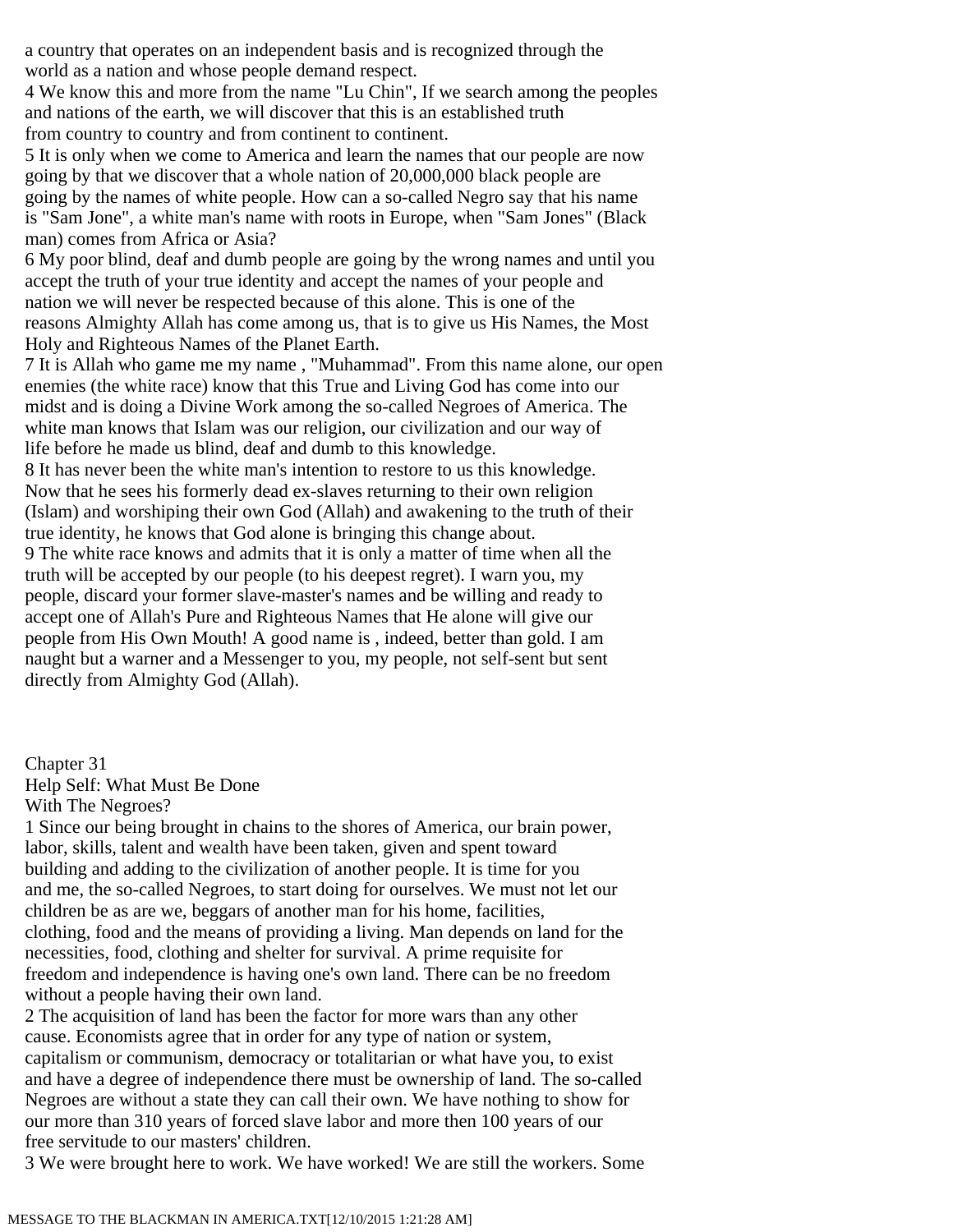a country that operates on an independent basis and is recognized through the world as a nation and whose people demand respect.

4 We know this and more from the name "Lu Chin", If we search among the peoples and nations of the earth, we will discover that this is an established truth from country to country and from continent to continent.

5 It is only when we come to America and learn the names that our people are now going by that we discover that a whole nation of 20,000,000 black people are going by the names of white people. How can a so-called Negro say that his name is "Sam Jone", a white man's name with roots in Europe, when "Sam Jones" (Black man) comes from Africa or Asia?

6 My poor blind, deaf and dumb people are going by the wrong names and until you accept the truth of your true identity and accept the names of your people and nation we will never be respected because of this alone. This is one of the reasons Almighty Allah has come among us, that is to give us His Names, the Most Holy and Righteous Names of the Planet Earth.

7 It is Allah who game me my name , "Muhammad". From this name alone, our open enemies (the white race) know that this True and Living God has come into our midst and is doing a Divine Work among the so-called Negroes of America. The white man knows that Islam was our religion, our civilization and our way of life before he made us blind, deaf and dumb to this knowledge.

8 It has never been the white man's intention to restore to us this knowledge. Now that he sees his formerly dead ex-slaves returning to their own religion (Islam) and worshiping their own God (Allah) and awakening to the truth of their true identity, he knows that God alone is bringing this change about.

9 The white race knows and admits that it is only a matter of time when all the truth will be accepted by our people (to his deepest regret). I warn you, my people, discard your former slave-master's names and be willing and ready to accept one of Allah's Pure and Righteous Names that He alone will give our people from His Own Mouth! A good name is , indeed, better than gold. I am naught but a warner and a Messenger to you, my people, not self-sent but sent directly from Almighty God (Allah).

## Chapter 31

## Help Self: What Must Be Done With The Negroes?

1 Since our being brought in chains to the shores of America, our brain power, labor, skills, talent and wealth have been taken, given and spent toward building and adding to the civilization of another people. It is time for you and me, the so-called Negroes, to start doing for ourselves. We must not let our children be as are we, beggars of another man for his home, facilities, clothing, food and the means of providing a living. Man depends on land for the necessities, food, clothing and shelter for survival. A prime requisite for freedom and independence is having one's own land. There can be no freedom without a people having their own land.

2 The acquisition of land has been the factor for more wars than any other cause. Economists agree that in order for any type of nation or system, capitalism or communism, democracy or totalitarian or what have you, to exist and have a degree of independence there must be ownership of land. The so-called Negroes are without a state they can call their own. We have nothing to show for our more than 310 years of forced slave labor and more then 100 years of our free servitude to our masters' children.

3 We were brought here to work. We have worked! We are still the workers. Some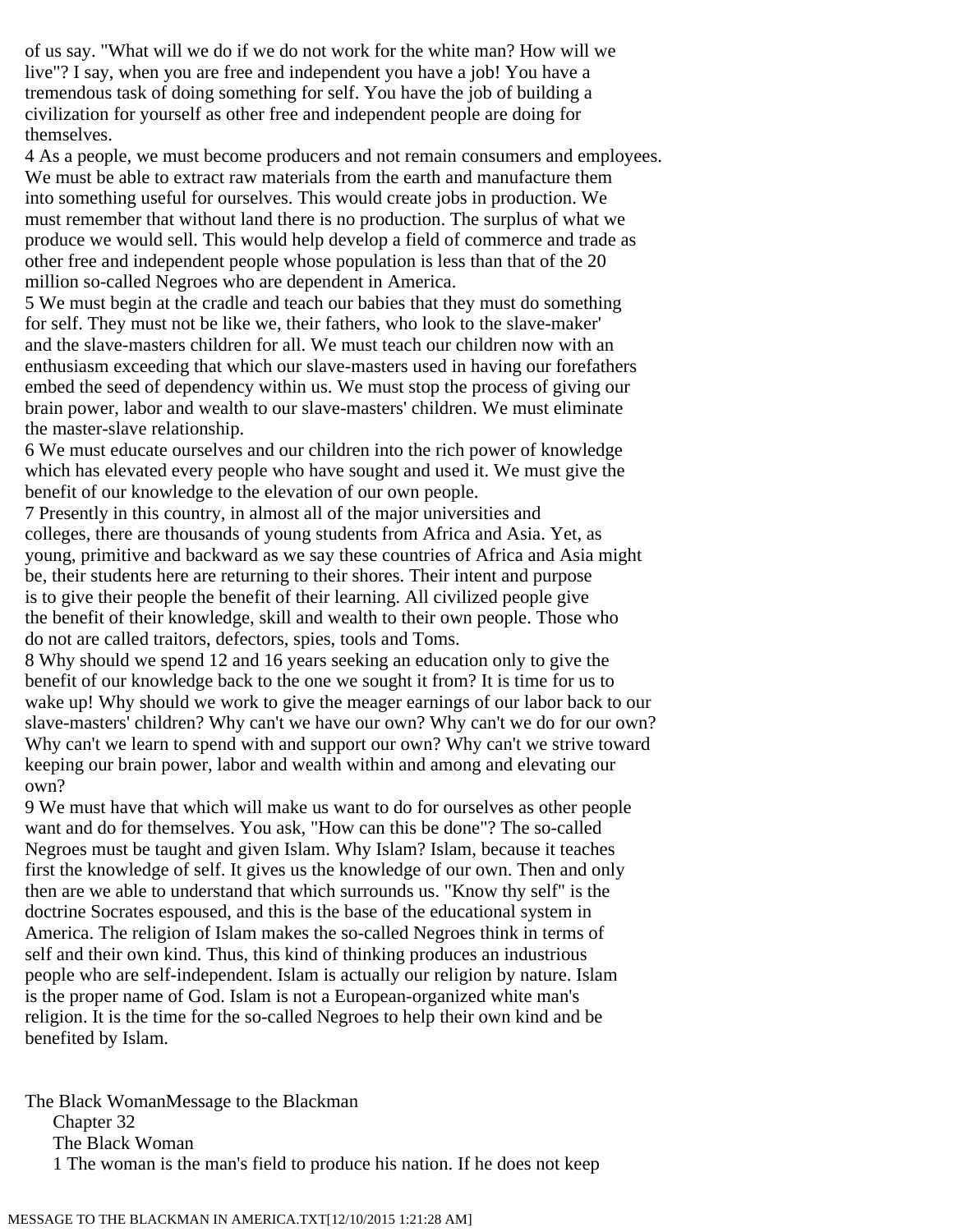of us say. "What will we do if we do not work for the white man? How will we live"? I say, when you are free and independent you have a job! You have a tremendous task of doing something for self. You have the job of building a civilization for yourself as other free and independent people are doing for themselves.

4 As a people, we must become producers and not remain consumers and employees. We must be able to extract raw materials from the earth and manufacture them into something useful for ourselves. This would create jobs in production. We must remember that without land there is no production. The surplus of what we produce we would sell. This would help develop a field of commerce and trade as other free and independent people whose population is less than that of the 20 million so-called Negroes who are dependent in America.

5 We must begin at the cradle and teach our babies that they must do something for self. They must not be like we, their fathers, who look to the slave-maker' and the slave-masters children for all. We must teach our children now with an enthusiasm exceeding that which our slave-masters used in having our forefathers embed the seed of dependency within us. We must stop the process of giving our brain power, labor and wealth to our slave-masters' children. We must eliminate the master-slave relationship.

6 We must educate ourselves and our children into the rich power of knowledge which has elevated every people who have sought and used it. We must give the benefit of our knowledge to the elevation of our own people.

7 Presently in this country, in almost all of the major universities and colleges, there are thousands of young students from Africa and Asia. Yet, as young, primitive and backward as we say these countries of Africa and Asia might be, their students here are returning to their shores. Their intent and purpose is to give their people the benefit of their learning. All civilized people give the benefit of their knowledge, skill and wealth to their own people. Those who do not are called traitors, defectors, spies, tools and Toms.

8 Why should we spend 12 and 16 years seeking an education only to give the benefit of our knowledge back to the one we sought it from? It is time for us to wake up! Why should we work to give the meager earnings of our labor back to our slave-masters' children? Why can't we have our own? Why can't we do for our own? Why can't we learn to spend with and support our own? Why can't we strive toward keeping our brain power, labor and wealth within and among and elevating our own?

9 We must have that which will make us want to do for ourselves as other people want and do for themselves. You ask, "How can this be done"? The so-called Negroes must be taught and given Islam. Why Islam? Islam, because it teaches first the knowledge of self. It gives us the knowledge of our own. Then and only then are we able to understand that which surrounds us. "Know thy self" is the doctrine Socrates espoused, and this is the base of the educational system in America. The religion of Islam makes the so-called Negroes think in terms of self and their own kind. Thus, this kind of thinking produces an industrious people who are self-independent. Islam is actually our religion by nature. Islam is the proper name of God. Islam is not a European-organized white man's religion. It is the time for the so-called Negroes to help their own kind and be benefited by Islam.

The Black WomanMessage to the Blackman

Chapter 32

## The Black Woman

1 The woman is the man's field to produce his nation. If he does not keep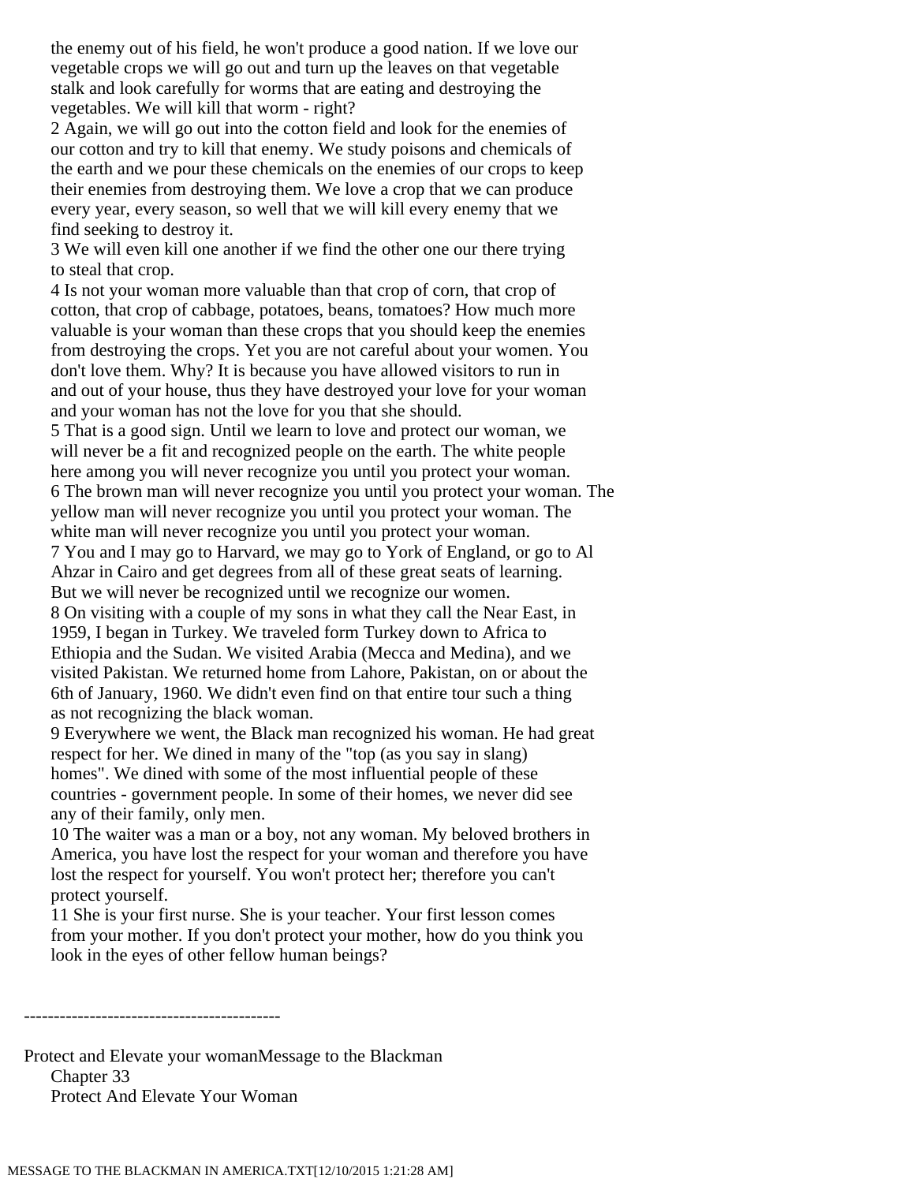the enemy out of his field, he won't produce a good nation. If we love our vegetable crops we will go out and turn up the leaves on that vegetable stalk and look carefully for worms that are eating and destroying the vegetables. We will kill that worm - right?

2 Again, we will go out into the cotton field and look for the enemies of our cotton and try to kill that enemy. We study poisons and chemicals of the earth and we pour these chemicals on the enemies of our crops to keep their enemies from destroying them. We love a crop that we can produce every year, every season, so well that we will kill every enemy that we find seeking to destroy it.

3 We will even kill one another if we find the other one our there trying to steal that crop.

4 Is not your woman more valuable than that crop of corn, that crop of cotton, that crop of cabbage, potatoes, beans, tomatoes? How much more valuable is your woman than these crops that you should keep the enemies from destroying the crops. Yet you are not careful about your women. You don't love them. Why? It is because you have allowed visitors to run in and out of your house, thus they have destroyed your love for your woman and your woman has not the love for you that she should.

5 That is a good sign. Until we learn to love and protect our woman, we will never be a fit and recognized people on the earth. The white people here among you will never recognize you until you protect your woman.

6 The brown man will never recognize you until you protect your woman. The yellow man will never recognize you until you protect your woman. The white man will never recognize you until you protect your woman.

7 You and I may go to Harvard, we may go to York of England, or go to Al Ahzar in Cairo and get degrees from all of these great seats of learning. But we will never be recognized until we recognize our women.

8 On visiting with a couple of my sons in what they call the Near East, in 1959, I began in Turkey. We traveled form Turkey down to Africa to Ethiopia and the Sudan. We visited Arabia (Mecca and Medina), and we visited Pakistan. We returned home from Lahore, Pakistan, on or about the 6th of January, 1960. We didn't even find on that entire tour such a thing as not recognizing the black woman.

9 Everywhere we went, the Black man recognized his woman. He had great respect for her. We dined in many of the "top (as you say in slang) homes". We dined with some of the most influential people of these countries - government people. In some of their homes, we never did see any of their family, only men.

10 The waiter was a man or a boy, not any woman. My beloved brothers in America, you have lost the respect for your woman and therefore you have lost the respect for yourself. You won't protect her; therefore you can't protect yourself.

11 She is your first nurse. She is your teacher. Your first lesson comes from your mother. If you don't protect your mother, how do you think you look in the eyes of other fellow human beings?

---

Protect and Elevate your womanMessage to the Blackman

Chapter 33

Protect And Elevate Your Woman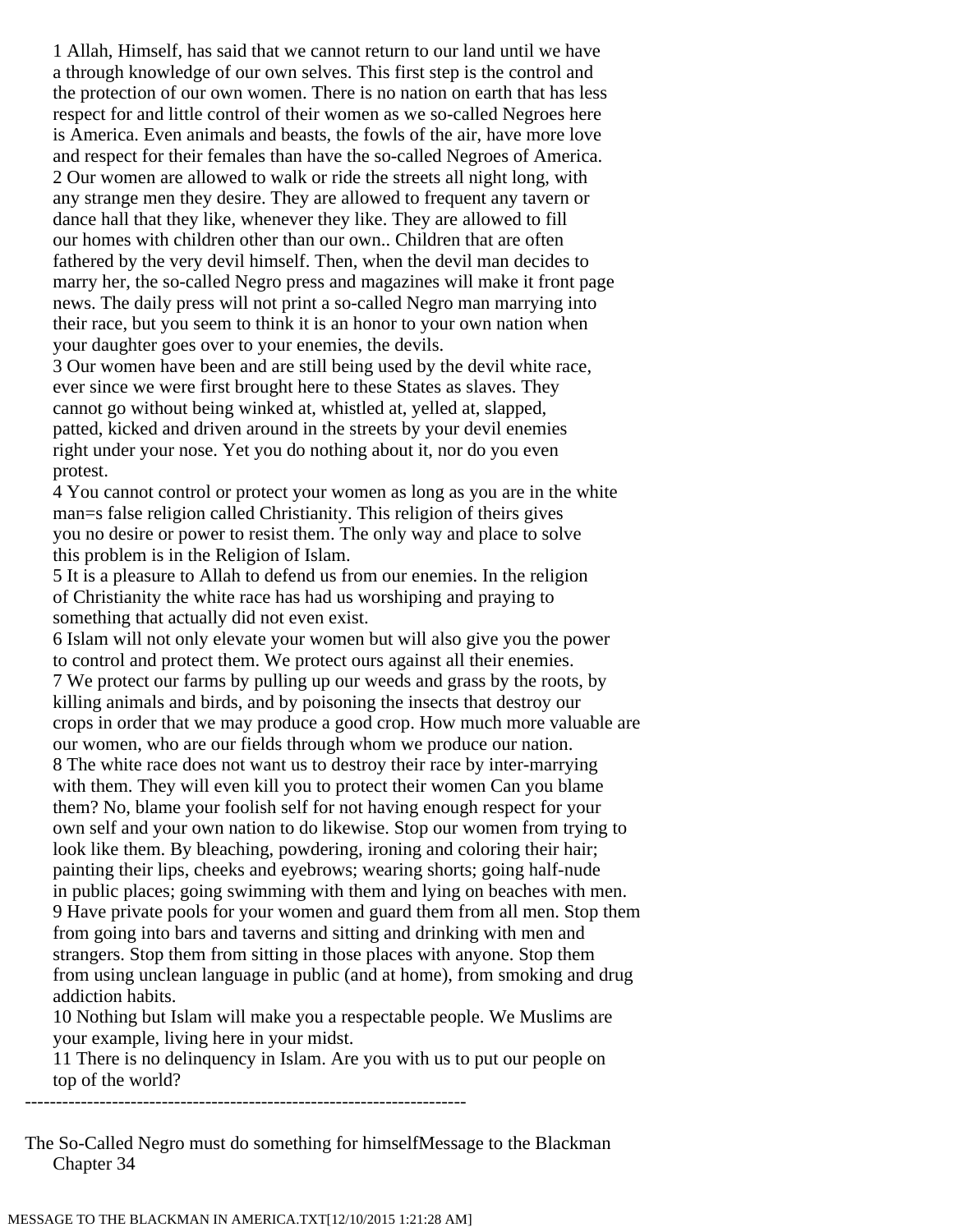1 Allah, Himself, has said that we cannot return to our land until we have a through knowledge of our own selves. This first step is the control and the protection of our own women. There is no nation on earth that has less respect for and little control of their women as we so-called Negroes here is America. Even animals and beasts, the fowls of the air, have more love and respect for their females than have the so-called Negroes of America.

2 Our women are allowed to walk or ride the streets all night long, with any strange men they desire. They are allowed to frequent any tavern or dance hall that they like, whenever they like. They are allowed to fill our homes with children other than our own.. Children that are often fathered by the very devil himself. Then, when the devil man decides to marry her, the so-called Negro press and magazines will make it front page news. The daily press will not print a so-called Negro man marrying into their race, but you seem to think it is an honor to your own nation when your daughter goes over to your enemies, the devils.

3 Our women have been and are still being used by the devil white race, ever since we were first brought here to these States as slaves. They cannot go without being winked at, whistled at, yelled at, slapped, patted, kicked and driven around in the streets by your devil enemies right under your nose. Yet you do nothing about it, nor do you even protest.

4 You cannot control or protect your women as long as you are in the white man=s false religion called Christianity. This religion of theirs gives you no desire or power to resist them. The only way and place to solve this problem is in the Religion of Islam.

5 It is a pleasure to Allah to defend us from our enemies. In the religion of Christianity the white race has had us worshiping and praying to something that actually did not even exist.

6 Islam will not only elevate your women but will also give you the power to control and protect them. We protect ours against all their enemies.

7 We protect our farms by pulling up our weeds and grass by the roots, by killing animals and birds, and by poisoning the insects that destroy our crops in order that we may produce a good crop. How much more valuable are our women, who are our fields through whom we produce our nation.

8 The white race does not want us to destroy their race by inter-marrying with them. They will even kill you to protect their women Can you blame them? No, blame your foolish self for not having enough respect for your own self and your own nation to do likewise. Stop our women from trying to look like them. By bleaching, powdering, ironing and coloring their hair; painting their lips, cheeks and eyebrows; wearing shorts; going half-nude in public places; going swimming with them and lying on beaches with men.

9 Have private pools for your women and guard them from all men. Stop them from going into bars and taverns and sitting and drinking with men and strangers. Stop them from sitting in those places with anyone. Stop them from using unclean language in public (and at home), from smoking and drug addiction habits.

10 Nothing but Islam will make you a respectable people. We Muslims are your example, living here in your midst.

11 There is no delinquency in Islam. Are you with us to put our people on top of the world?

----------------------------------------------------------------------

The So-Called Negro must do something for himselfMessage to the Blackman
Chapter 34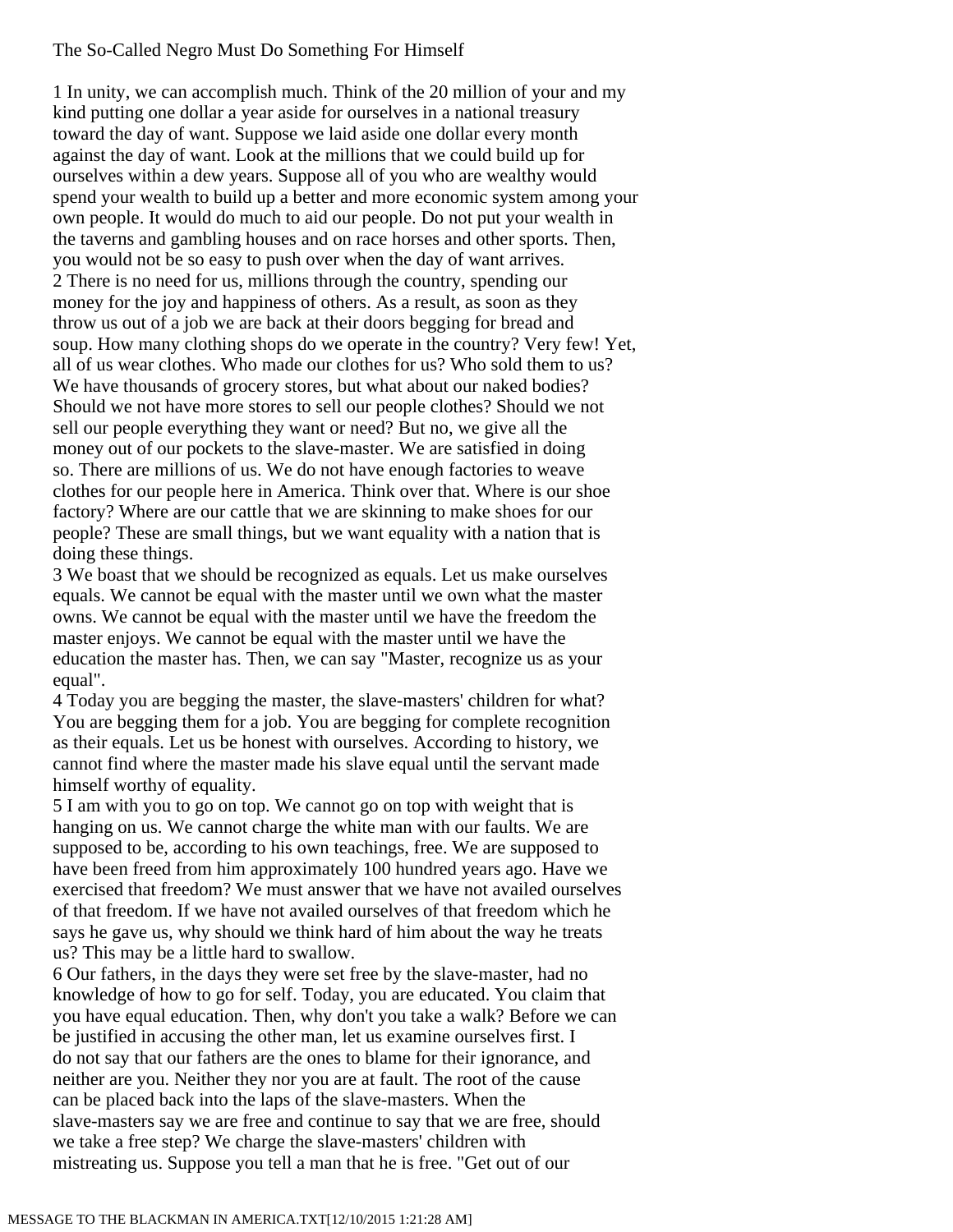# The So-Called Negro Must Do Something For Himself

1 In unity, we can accomplish much. Think of the 20 million of your and my kind putting one dollar a year aside for ourselves in a national treasury toward the day of want. Suppose we laid aside one dollar every month against the day of want. Look at the millions that we could build up for ourselves within a dew years. Suppose all of you who are wealthy would spend your wealth to build up a better and more economic system among your own people. It would do much to aid our people. Do not put your wealth in the taverns and gambling houses and on race horses and other sports. Then, you would not be so easy to push over when the day of want arrives.

2 There is no need for us, millions through the country, spending our money for the joy and happiness of others. As a result, as soon as they throw us out of a job we are back at their doors begging for bread and soup. How many clothing shops do we operate in the country? Very few! Yet, all of us wear clothes. Who made our clothes for us? Who sold them to us? We have thousands of grocery stores, but what about our naked bodies? Should we not have more stores to sell our people clothes? Should we not sell our people everything they want or need? But no, we give all the money out of our pockets to the slave-master. We are satisfied in doing so. There are millions of us. We do not have enough factories to weave clothes for our people here in America. Think over that. Where is our shoe factory? Where are our cattle that we are skinning to make shoes for our people? These are small things, but we want equality with a nation that is doing these things.

3 We boast that we should be recognized as equals. Let us make ourselves equals. We cannot be equal with the master until we own what the master owns. We cannot be equal with the master until we have the freedom the master enjoys. We cannot be equal with the master until we have the education the master has. Then, we can say "Master, recognize us as your equal".

4 Today you are begging the master, the slave-masters' children for what? You are begging them for a job. You are begging for complete recognition as their equals. Let us be honest with ourselves. According to history, we cannot find where the master made his slave equal until the servant made himself worthy of equality.

5 I am with you to go on top. We cannot go on top with weight that is hanging on us. We cannot charge the white man with our faults. We are supposed to be, according to his own teachings, free. We are supposed to have been freed from him approximately 100 hundred years ago. Have we exercised that freedom? We must answer that we have not availed ourselves of that freedom. If we have not availed ourselves of that freedom which he says he gave us, why should we think hard of him about the way he treats us? This may be a little hard to swallow.

6 Our fathers, in the days they were set free by the slave-master, had no knowledge of how to go for self. Today, you are educated. You claim that you have equal education. Then, why don't you take a walk? Before we can be justified in accusing the other man, let us examine ourselves first. I do not say that our fathers are the ones to blame for their ignorance, and neither are you. Neither they nor you are at fault. The root of the cause can be placed back into the laps of the slave-masters. When the slave-masters say we are free and continue to say that we are free, should we take a free step? We charge the slave-masters' children with mistreating us. Suppose you tell a man that he is free. "Get out of our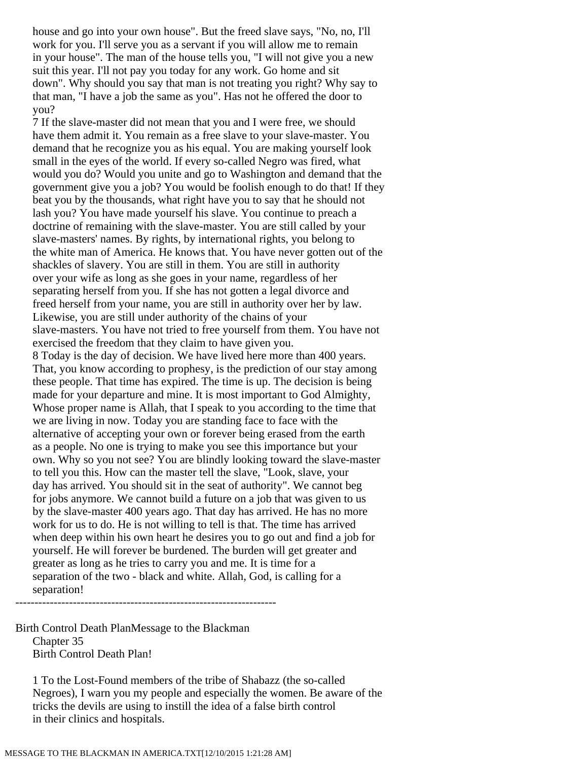house and go into your own house". But the freed slave says, "No, no, I'll work for you. I'll serve you as a servant if you will allow me to remain in your house". The man of the house tells you, "I will not give you a new suit this year. I'll not pay you today for any work. Go home and sit down". Why should you say that man is not treating you right? Why say to that man, "I have a job the same as you". Has not he offered the door to you?

7 If the slave-master did not mean that you and I were free, we should have them admit it. You remain as a free slave to your slave-master. You demand that he recognize you as his equal. You are making yourself look small in the eyes of the world. If every so-called Negro was fired, what would you do? Would you unite and go to Washington and demand that the government give you a job? You would be foolish enough to do that! If they beat you by the thousands, what right have you to say that he should not lash you? You have made yourself his slave. You continue to preach a doctrine of remaining with the slave-master. You are still called by your slave-masters' names. By rights, by international rights, you belong to the white man of America. He knows that. You have never gotten out of the shackles of slavery. You are still in them. You are still in authority over your wife as long as she goes in your name, regardless of her separating herself from you. If she has not gotten a legal divorce and freed herself from your name, you are still in authority over her by law. Likewise, you are still under authority of the chains of your slave-masters. You have not tried to free yourself from them. You have not exercised the freedom that they claim to have given you.

8 Today is the day of decision. We have lived here more than 400 years. That, you know according to prophesy, is the prediction of our stay among these people. That time has expired. The time is up. The decision is being made for your departure and mine. It is most important to God Almighty, Whose proper name is Allah, that I speak to you according to the time that we are living in now. Today you are standing face to face with the alternative of accepting your own or forever being erased from the earth as a people. No one is trying to make you see this importance but your own. Why so you not see? You are blindly looking toward the slave-master to tell you this. How can the master tell the slave, "Look, slave, your day has arrived. You should sit in the seat of authority". We cannot beg for jobs anymore. We cannot build a future on a job that was given to us by the slave-master 400 years ago. That day has arrived. He has no more work for us to do. He is not willing to tell is that. The time has arrived when deep within his own heart he desires you to go out and find a job for yourself. He will forever be burdened. The burden will get greater and greater as long as he tries to carry you and me. It is time for a separation of the two - black and white. Allah, God, is calling for a separation!

---

Birth Control Death PlanMessage to the Blackman

Chapter 35

Birth Control Death Plan!

1 To the Lost-Found members of the tribe of Shabazz (the so-called Negroes), I warn you my people and especially the women. Be aware of the tricks the devils are using to instill the idea of a false birth control in their clinics and hospitals.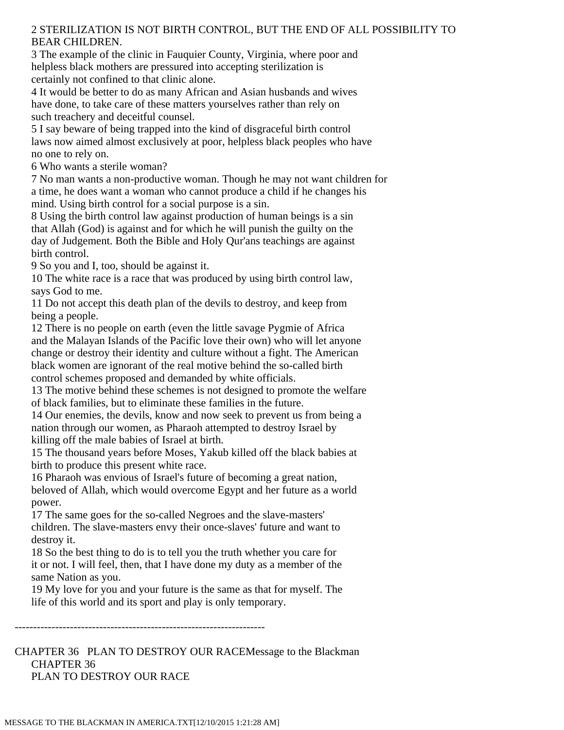2 STERILIZATION IS NOT BIRTH CONTROL, BUT THE END OF ALL POSSIBILITY TO BEAR CHILDREN.

3 The example of the clinic in Fauquier County, Virginia, where poor and helpless black mothers are pressured into accepting sterilization is certainly not confined to that clinic alone.

4 It would be better to do as many African and Asian husbands and wives have done, to take care of these matters yourselves rather than rely on such treachery and deceitful counsel.

5 I say beware of being trapped into the kind of disgraceful birth control laws now aimed almost exclusively at poor, helpless black peoples who have no one to rely on.

6 Who wants a sterile woman?

7 No man wants a non-productive woman. Though he may not want children for a time, he does want a woman who cannot produce a child if he changes his mind. Using birth control for a social purpose is a sin.

8 Using the birth control law against production of human beings is a sin that Allah (God) is against and for which he will punish the guilty on the day of Judgement. Both the Bible and Holy Qur'ans teachings are against birth control.

9 So you and I, too, should be against it.

10 The white race is a race that was produced by using birth control law, says God to me.

11 Do not accept this death plan of the devils to destroy, and keep from being a people.

12 There is no people on earth (even the little savage Pygmie of Africa and the Malayan Islands of the Pacific love their own) who will let anyone change or destroy their identity and culture without a fight. The American black women are ignorant of the real motive behind the so-called birth control schemes proposed and demanded by white officials.

13 The motive behind these schemes is not designed to promote the welfare of black families, but to eliminate these families in the future.

14 Our enemies, the devils, know and now seek to prevent us from being a nation through our women, as Pharaoh attempted to destroy Israel by killing off the male babies of Israel at birth.

15 The thousand years before Moses, Yakub killed off the black babies at birth to produce this present white race.

16 Pharaoh was envious of Israel's future of becoming a great nation, beloved of Allah, which would overcome Egypt and her future as a world power.

17 The same goes for the so-called Negroes and the slave-masters' children. The slave-masters envy their once-slaves' future and want to destroy it.

18 So the best thing to do is to tell you the truth whether you care for it or not. I will feel, then, that I have done my duty as a member of the same Nation as you.

19 My love for you and your future is the same as that for myself. The life of this world and its sport and play is only temporary.

---

CHAPTER 36 PLAN TO DESTROY OUR RACEMessage to the Blackman

CHAPTER 36

PLAN TO DESTROY OUR RACE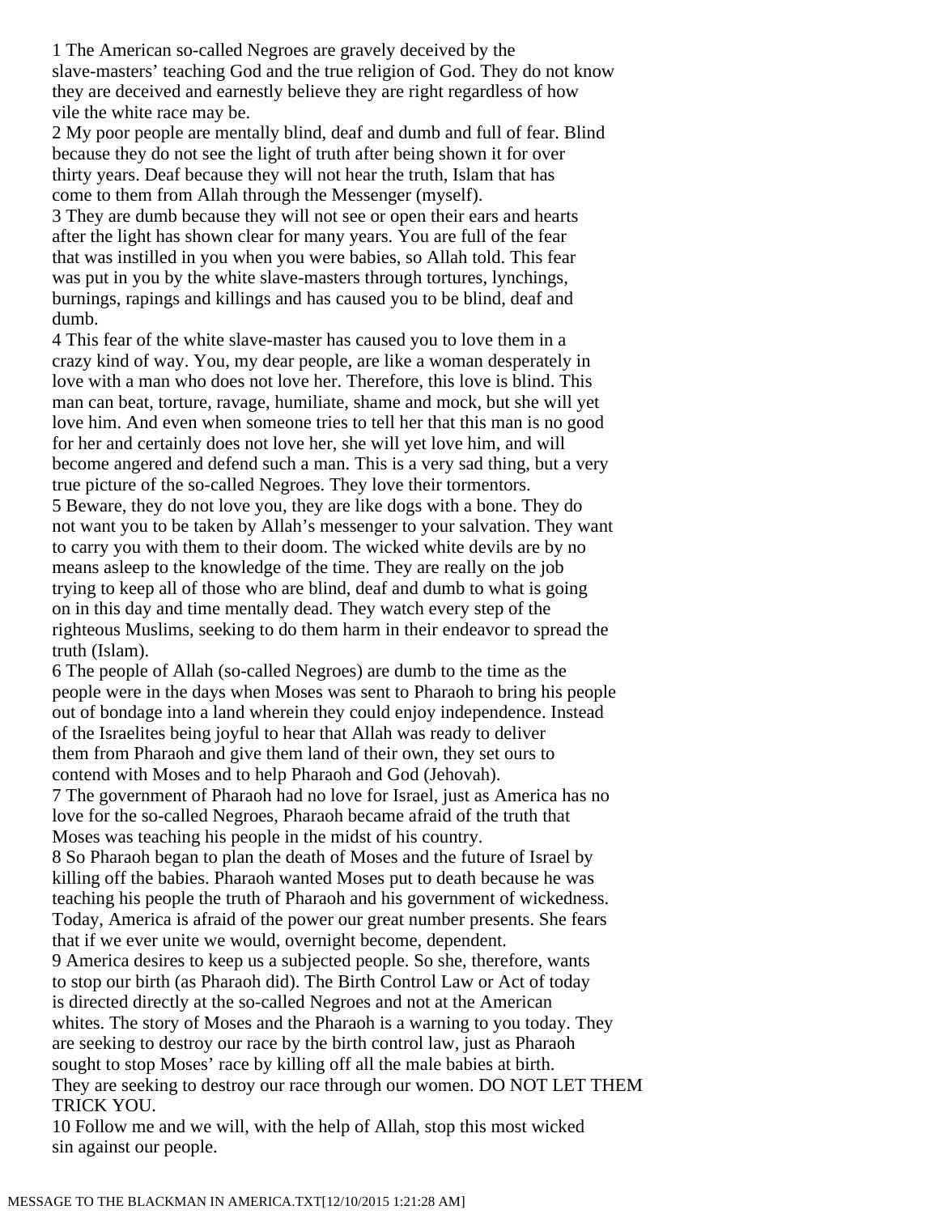1 The American so-called Negroes are gravely deceived by the slave-masters' teaching God and the true religion of God. They do not know they are deceived and earnestly believe they are right regardless of how vile the white race may be.

2 My poor people are mentally blind, deaf and dumb and full of fear. Blind because they do not see the light of truth after being shown it for over thirty years. Deaf because they will not hear the truth, Islam that has come to them from Allah through the Messenger (myself).

3 They are dumb because they will not see or open their ears and hearts after the light has shown clear for many years. You are full of the fear that was instilled in you when you were babies, so Allah told. This fear was put in you by the white slave-masters through tortures, lynchings, burnings, rapings and killings and has caused you to be blind, deaf and dumb.

4 This fear of the white slave-master has caused you to love them in a crazy kind of way. You, my dear people, are like a woman desperately in love with a man who does not love her. Therefore, this love is blind. This man can beat, torture, ravage, humiliate, shame and mock, but she will yet love him. And even when someone tries to tell her that this man is no good for her and certainly does not love her, she will yet love him, and will become angered and defend such a man. This is a very sad thing, but a very true picture of the so-called Negroes. They love their tormentors.

5 Beware, they do not love you, they are like dogs with a bone. They do not want you to be taken by Allah's messenger to your salvation. They want to carry you with them to their doom. The wicked white devils are by no means asleep to the knowledge of the time. They are really on the job trying to keep all of those who are blind, deaf and dumb to what is going on in this day and time mentally dead. They watch every step of the righteous Muslims, seeking to do them harm in their endeavor to spread the truth (Islam).

6 The people of Allah (so-called Negroes) are dumb to the time as the people were in the days when Moses was sent to Pharaoh to bring his people out of bondage into a land wherein they could enjoy independence. Instead of the Israelites being joyful to hear that Allah was ready to deliver them from Pharaoh and give them land of their own, they set ours to contend with Moses and to help Pharaoh and God (Jehovah).

7 The government of Pharaoh had no love for Israel, just as America has no love for the so-called Negroes, Pharaoh became afraid of the truth that Moses was teaching his people in the midst of his country.

8 So Pharaoh began to plan the death of Moses and the future of Israel by killing off the babies. Pharaoh wanted Moses put to death because he was teaching his people the truth of Pharaoh and his government of wickedness. Today, America is afraid of the power our great number presents. She fears that if we ever unite we would, overnight become, dependent.

9 America desires to keep us a subjected people. So she, therefore, wants to stop our birth (as Pharaoh did). The Birth Control Law or Act of today is directed directly at the so-called Negroes and not at the American whites. The story of Moses and the Pharaoh is a warning to you today. They are seeking to destroy our race by the birth control law, just as Pharaoh sought to stop Moses' race by killing off all the male babies at birth. They are seeking to destroy our race through our women. DO NOT LET THEM TRICK YOU.

10 Follow me and we will, with the help of Allah, stop this most wicked sin against our people.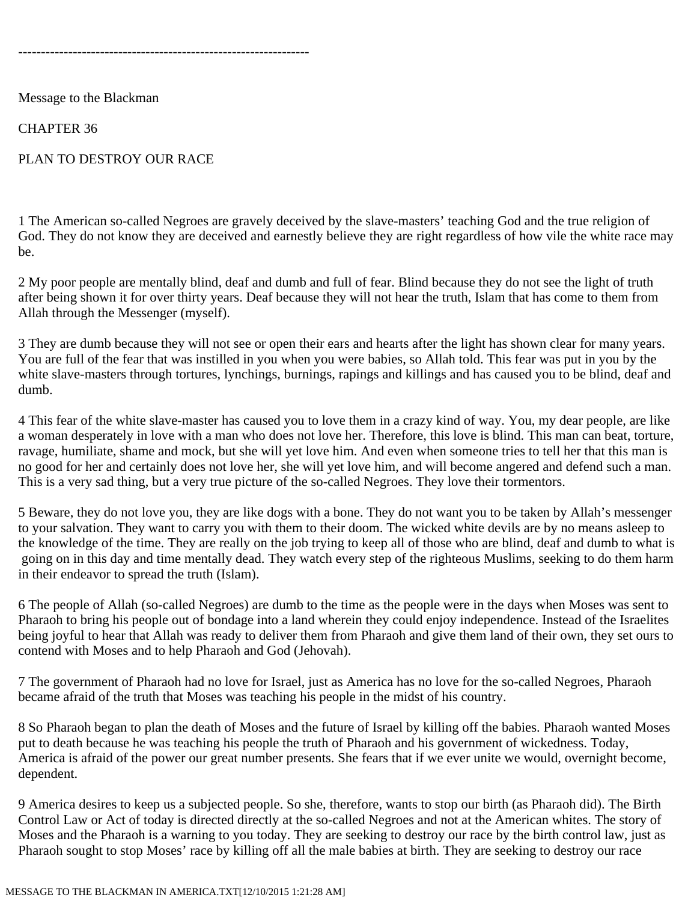----------------------------------------------------------------

Message to the Blackman

CHAPTER 36

PLAN TO DESTROY OUR RACE

1 The American so-called Negroes are gravely deceived by the slave-masters' teaching God and the true religion of God. They do not know they are deceived and earnestly believe they are right regardless of how vile the white race may be.

2 My poor people are mentally blind, deaf and dumb and full of fear. Blind because they do not see the light of truth after being shown it for over thirty years. Deaf because they will not hear the truth, Islam that has come to them from Allah through the Messenger (myself).

3 They are dumb because they will not see or open their ears and hearts after the light has shown clear for many years. You are full of the fear that was instilled in you when you were babies, so Allah told. This fear was put in you by the white slave-masters through tortures, lynchings, burnings, rapings and killings and has caused you to be blind, deaf and dumb.

4 This fear of the white slave-master has caused you to love them in a crazy kind of way. You, my dear people, are like a woman desperately in love with a man who does not love her. Therefore, this love is blind. This man can beat, torture, ravage, humiliate, shame and mock, but she will yet love him. And even when someone tries to tell her that this man is no good for her and certainly does not love her, she will yet love him, and will become angered and defend such a man. This is a very sad thing, but a very true picture of the so-called Negroes. They love their tormentors.

5 Beware, they do not love you, they are like dogs with a bone. They do not want you to be taken by Allah's messenger to your salvation. They want to carry you with them to their doom. The wicked white devils are by no means asleep to the knowledge of the time. They are really on the job trying to keep all of those who are blind, deaf and dumb to what is going on in this day and time mentally dead. They watch every step of the righteous Muslims, seeking to do them harm in their endeavor to spread the truth (Islam).

6 The people of Allah (so-called Negroes) are dumb to the time as the people were in the days when Moses was sent to Pharaoh to bring his people out of bondage into a land wherein they could enjoy independence. Instead of the Israelites being joyful to hear that Allah was ready to deliver them from Pharaoh and give them land of their own, they set ours to contend with Moses and to help Pharaoh and God (Jehovah).

7 The government of Pharaoh had no love for Israel, just as America has no love for the so-called Negroes, Pharaoh became afraid of the truth that Moses was teaching his people in the midst of his country.

8 So Pharaoh began to plan the death of Moses and the future of Israel by killing off the babies. Pharaoh wanted Moses put to death because he was teaching his people the truth of Pharaoh and his government of wickedness. Today, America is afraid of the power our great number presents. She fears that if we ever unite we would, overnight become, dependent.

9 America desires to keep us a subjected people. So she, therefore, wants to stop our birth (as Pharaoh did). The Birth Control Law or Act of today is directed directly at the so-called Negroes and not at the American whites. The story of Moses and the Pharaoh is a warning to you today. They are seeking to destroy our race by the birth control law, just as Pharaoh sought to stop Moses' race by killing off all the male babies at birth. They are seeking to destroy our race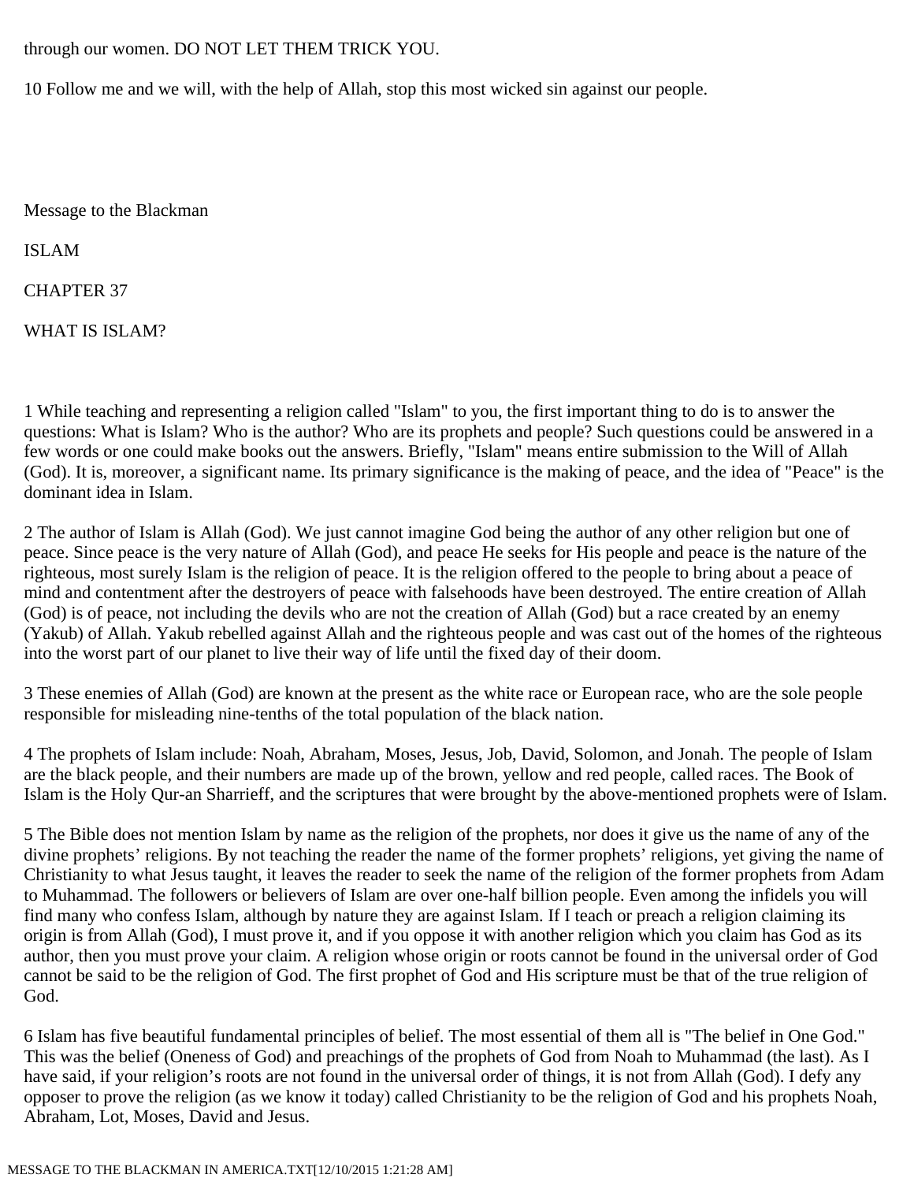through our women. DO NOT LET THEM TRICK YOU.

10 Follow me and we will, with the help of Allah, stop this most wicked sin against our people.

Message to the Blackman

ISLAM

CHAPTER 37

WHAT IS ISLAM?

1 While teaching and representing a religion called "Islam" to you, the first important thing to do is to answer the questions: What is Islam? Who is the author? Who are its prophets and people? Such questions could be answered in a few words or one could make books out the answers. Briefly, "Islam" means entire submission to the Will of Allah (God). It is, moreover, a significant name. Its primary significance is the making of peace, and the idea of "Peace" is the dominant idea in Islam.

2 The author of Islam is Allah (God). We just cannot imagine God being the author of any other religion but one of peace. Since peace is the very nature of Allah (God), and peace He seeks for His people and peace is the nature of the righteous, most surely Islam is the religion of peace. It is the religion offered to the people to bring about a peace of mind and contentment after the destroyers of peace with falsehoods have been destroyed. The entire creation of Allah (God) is of peace, not including the devils who are not the creation of Allah (God) but a race created by an enemy (Yakub) of Allah. Yakub rebelled against Allah and the righteous people and was cast out of the homes of the righteous into the worst part of our planet to live their way of life until the fixed day of their doom.

3 These enemies of Allah (God) are known at the present as the white race or European race, who are the sole people responsible for misleading nine-tenths of the total population of the black nation.

4 The prophets of Islam include: Noah, Abraham, Moses, Jesus, Job, David, Solomon, and Jonah. The people of Islam are the black people, and their numbers are made up of the brown, yellow and red people, called races. The Book of Islam is the Holy Qur-an Sharrieff, and the scriptures that were brought by the above-mentioned prophets were of Islam.

5 The Bible does not mention Islam by name as the religion of the prophets, nor does it give us the name of any of the divine prophets' religions. By not teaching the reader the name of the former prophets' religions, yet giving the name of Christianity to what Jesus taught, it leaves the reader to seek the name of the religion of the former prophets from Adam to Muhammad. The followers or believers of Islam are over one-half billion people. Even among the infidels you will find many who confess Islam, although by nature they are against Islam. If I teach or preach a religion claiming its origin is from Allah (God), I must prove it, and if you oppose it with another religion which you claim has God as its author, then you must prove your claim. A religion whose origin or roots cannot be found in the universal order of God cannot be said to be the religion of God. The first prophet of God and His scripture must be that of the true religion of God.

6 Islam has five beautiful fundamental principles of belief. The most essential of them all is "The belief in One God." This was the belief (Oneness of God) and preachings of the prophets of God from Noah to Muhammad (the last). As I have said, if your religion's roots are not found in the universal order of things, it is not from Allah (God). I defy any opposer to prove the religion (as we know it today) called Christianity to be the religion of God and his prophets Noah, Abraham, Lot, Moses, David and Jesus.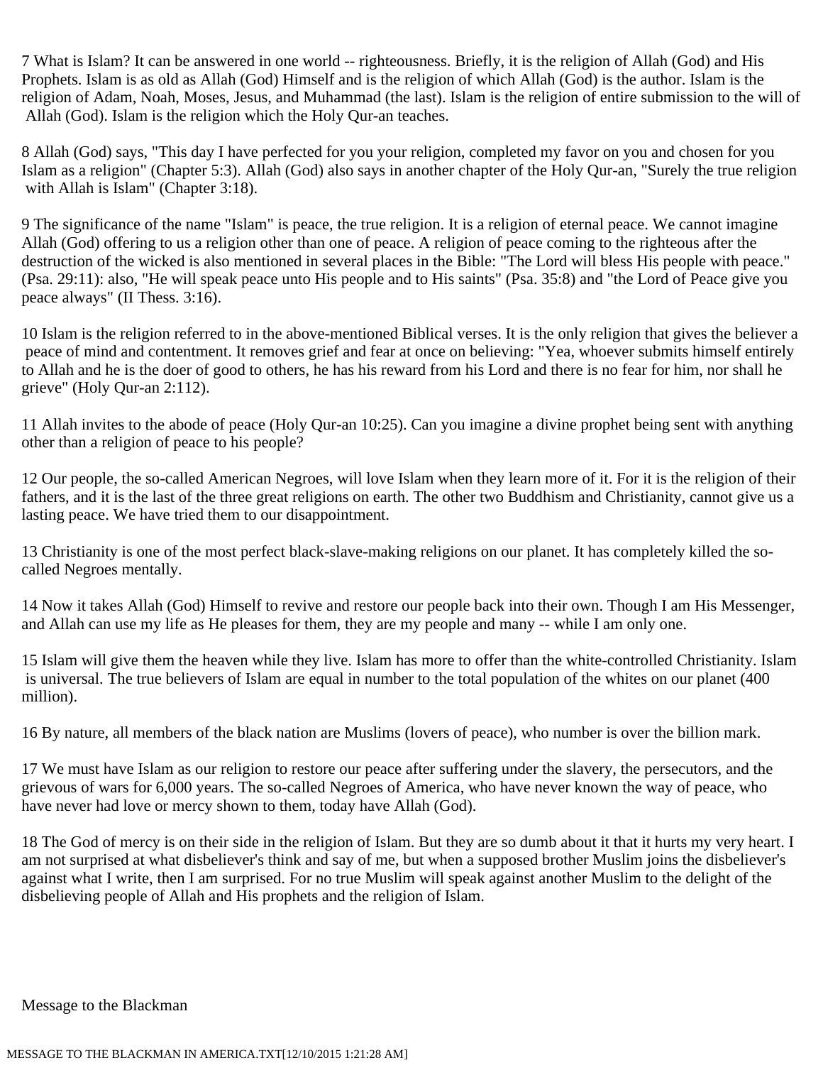7 What is Islam? It can be answered in one world -- righteousness. Briefly, it is the religion of Allah (God) and His Prophets. Islam is as old as Allah (God) Himself and is the religion of which Allah (God) is the author. Islam is the religion of Adam, Noah, Moses, Jesus, and Muhammad (the last). Islam is the religion of entire submission to the will of Allah (God). Islam is the religion which the Holy Qur-an teaches.

8 Allah (God) says, "This day I have perfected for you your religion, completed my favor on you and chosen for you Islam as a religion" (Chapter 5:3). Allah (God) also says in another chapter of the Holy Qur-an, "Surely the true religion with Allah is Islam" (Chapter 3:18).

9 The significance of the name "Islam" is peace, the true religion. It is a religion of eternal peace. We cannot imagine Allah (God) offering to us a religion other than one of peace. A religion of peace coming to the righteous after the destruction of the wicked is also mentioned in several places in the Bible: "The Lord will bless His people with peace." (Psa. 29:11): also, "He will speak peace unto His people and to His saints" (Psa. 35:8) and "the Lord of Peace give you peace always" (II Thess. 3:16).

10 Islam is the religion referred to in the above-mentioned Biblical verses. It is the only religion that gives the believer a peace of mind and contentment. It removes grief and fear at once on believing: "Yea, whoever submits himself entirely to Allah and he is the doer of good to others, he has his reward from his Lord and there is no fear for him, nor shall he grieve" (Holy Qur-an 2:112).

11 Allah invites to the abode of peace (Holy Qur-an 10:25). Can you imagine a divine prophet being sent with anything other than a religion of peace to his people?

12 Our people, the so-called American Negroes, will love Islam when they learn more of it. For it is the religion of their fathers, and it is the last of the three great religions on earth. The other two Buddhism and Christianity, cannot give us a lasting peace. We have tried them to our disappointment.

13 Christianity is one of the most perfect black-slave-making religions on our planet. It has completely killed the so-called Negroes mentally.

14 Now it takes Allah (God) Himself to revive and restore our people back into their own. Though I am His Messenger, and Allah can use my life as He pleases for them, they are my people and many -- while I am only one.

15 Islam will give them the heaven while they live. Islam has more to offer than the white-controlled Christianity. Islam is universal. The true believers of Islam are equal in number to the total population of the whites on our planet (400 million).

16 By nature, all members of the black nation are Muslims (lovers of peace), who number is over the billion mark.

17 We must have Islam as our religion to restore our peace after suffering under the slavery, the persecutors, and the grievous of wars for 6,000 years. The so-called Negroes of America, who have never known the way of peace, who have never had love or mercy shown to them, today have Allah (God).

18 The God of mercy is on their side in the religion of Islam. But they are so dumb about it that it hurts my very heart. I am not surprised at what disbeliever's think and say of me, but when a supposed brother Muslim joins the disbeliever's against what I write, then I am surprised. For no true Muslim will speak against another Muslim to the delight of the disbelieving people of Allah and His prophets and the religion of Islam.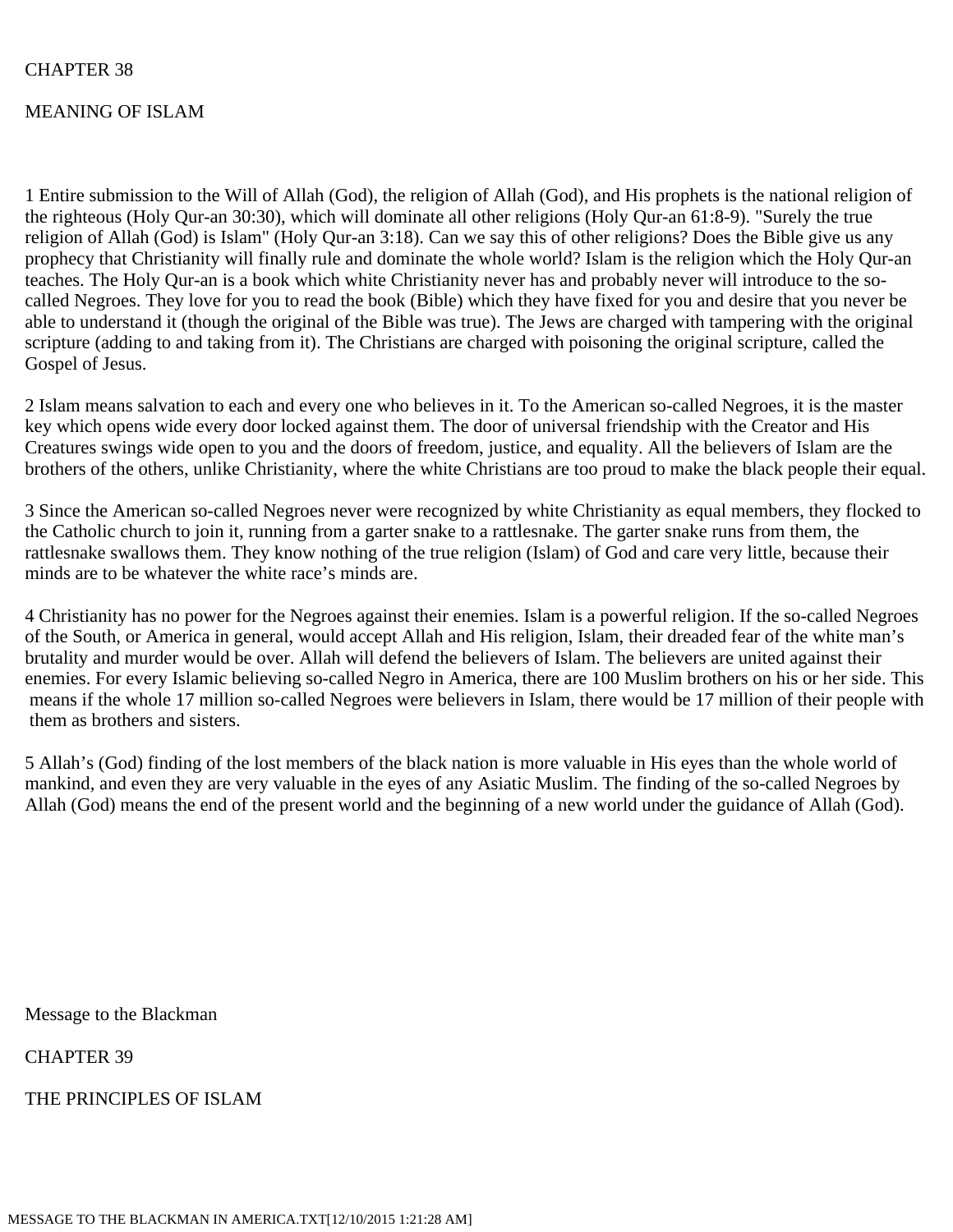CHAPTER 38

MEANING OF ISLAM

1 Entire submission to the Will of Allah (God), the religion of Allah (God), and His prophets is the national religion of the righteous (Holy Qur-an 30:30), which will dominate all other religions (Holy Qur-an 61:8-9). "Surely the true religion of Allah (God) is Islam" (Holy Qur-an 3:18). Can we say this of other religions? Does the Bible give us any prophecy that Christianity will finally rule and dominate the whole world? Islam is the religion which the Holy Qur-an teaches. The Holy Qur-an is a book which white Christianity never has and probably never will introduce to the so-called Negroes. They love for you to read the book (Bible) which they have fixed for you and desire that you never be able to understand it (though the original of the Bible was true). The Jews are charged with tampering with the original scripture (adding to and taking from it). The Christians are charged with poisoning the original scripture, called the Gospel of Jesus.

2 Islam means salvation to each and every one who believes in it. To the American so-called Negroes, it is the master key which opens wide every door locked against them. The door of universal friendship with the Creator and His Creatures swings wide open to you and the doors of freedom, justice, and equality. All the believers of Islam are the brothers of the others, unlike Christianity, where the white Christians are too proud to make the black people their equal.

3 Since the American so-called Negroes never were recognized by white Christianity as equal members, they flocked to the Catholic church to join it, running from a garter snake to a rattlesnake. The garter snake runs from them, the rattlesnake swallows them. They know nothing of the true religion (Islam) of God and care very little, because their minds are to be whatever the white race's minds are.

4 Christianity has no power for the Negroes against their enemies. Islam is a powerful religion. If the so-called Negroes of the South, or America in general, would accept Allah and His religion, Islam, their dreaded fear of the white man's brutality and murder would be over. Allah will defend the believers of Islam. The believers are united against their enemies. For every Islamic believing so-called Negro in America, there are 100 Muslim brothers on his or her side. This means if the whole 17 million so-called Negroes were believers in Islam, there would be 17 million of their people with them as brothers and sisters.

5 Allah's (God) finding of the lost members of the black nation is more valuable in His eyes than the whole world of mankind, and even they are very valuable in the eyes of any Asiatic Muslim. The finding of the so-called Negroes by Allah (God) means the end of the present world and the beginning of a new world under the guidance of Allah (God).

Message to the Blackman

CHAPTER 39

THE PRINCIPLES OF ISLAM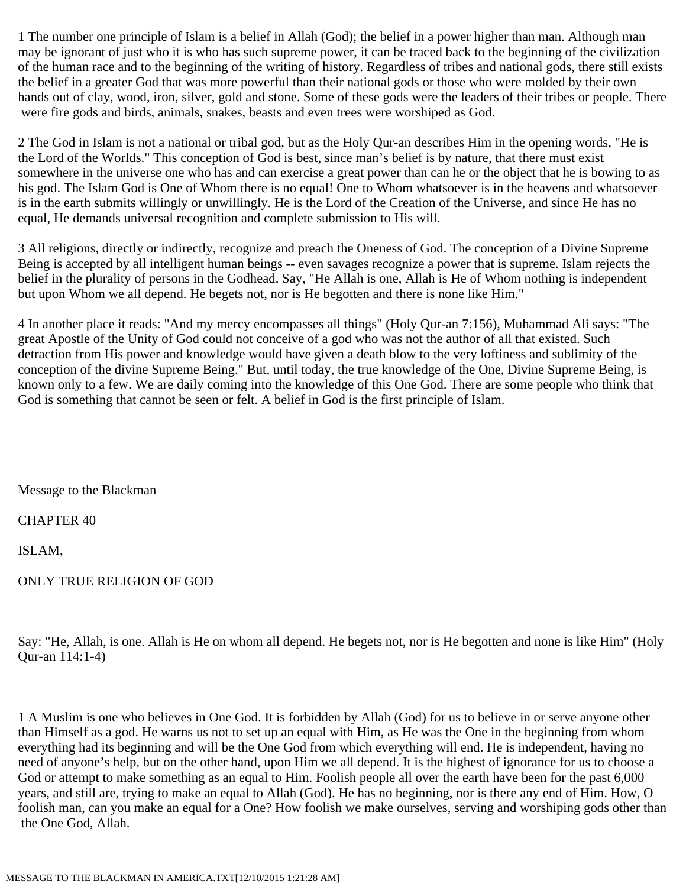1 The number one principle of Islam is a belief in Allah (God); the belief in a power higher than man. Although man may be ignorant of just who it is who has such supreme power, it can be traced back to the beginning of the civilization of the human race and to the beginning of the writing of history. Regardless of tribes and national gods, there still exists the belief in a greater God that was more powerful than their national gods or those who were molded by their own hands out of clay, wood, iron, silver, gold and stone. Some of these gods were the leaders of their tribes or people. There were fire gods and birds, animals, snakes, beasts and even trees were worshiped as God.

2 The God in Islam is not a national or tribal god, but as the Holy Qur-an describes Him in the opening words, "He is the Lord of the Worlds." This conception of God is best, since man's belief is by nature, that there must exist somewhere in the universe one who has and can exercise a great power than can he or the object that he is bowing to as his god. The Islam God is One of Whom there is no equal! One to Whom whatsoever is in the heavens and whatsoever is in the earth submits willingly or unwillingly. He is the Lord of the Creation of the Universe, and since He has no equal, He demands universal recognition and complete submission to His will.

3 All religions, directly or indirectly, recognize and preach the Oneness of God. The conception of a Divine Supreme Being is accepted by all intelligent human beings -- even savages recognize a power that is supreme. Islam rejects the belief in the plurality of persons in the Godhead. Say, "He Allah is one, Allah is He of Whom nothing is independent but upon Whom we all depend. He begets not, nor is He begotten and there is none like Him."

4 In another place it reads: "And my mercy encompasses all things" (Holy Qur-an 7:156), Muhammad Ali says: "The great Apostle of the Unity of God could not conceive of a god who was not the author of all that existed. Such detraction from His power and knowledge would have given a death blow to the very loftiness and sublimity of the conception of the divine Supreme Being." But, until today, the true knowledge of the One, Divine Supreme Being, is known only to a few. We are daily coming into the knowledge of this One God. There are some people who think that God is something that cannot be seen or felt. A belief in God is the first principle of Islam.

Message to the Blackman

CHAPTER 40

# ISLAM,

# ONLY TRUE RELIGION OF GOD

Say: "He, Allah, is one. Allah is He on whom all depend. He begets not, nor is He begotten and none is like Him" (Holy Qur-an 114:1-4)

1 A Muslim is one who believes in One God. It is forbidden by Allah (God) for us to believe in or serve anyone other than Himself as a god. He warns us not to set up an equal with Him, as He was the One in the beginning from whom everything had its beginning and will be the One God from which everything will end. He is independent, having no need of anyone's help, but on the other hand, upon Him we all depend. It is the highest of ignorance for us to choose a God or attempt to make something as an equal to Him. Foolish people all over the earth have been for the past 6,000 years, and still are, trying to make an equal to Allah (God). He has no beginning, nor is there any end of Him. How, O foolish man, can you make an equal for a One? How foolish we make ourselves, serving and worshiping gods other than the One God, Allah.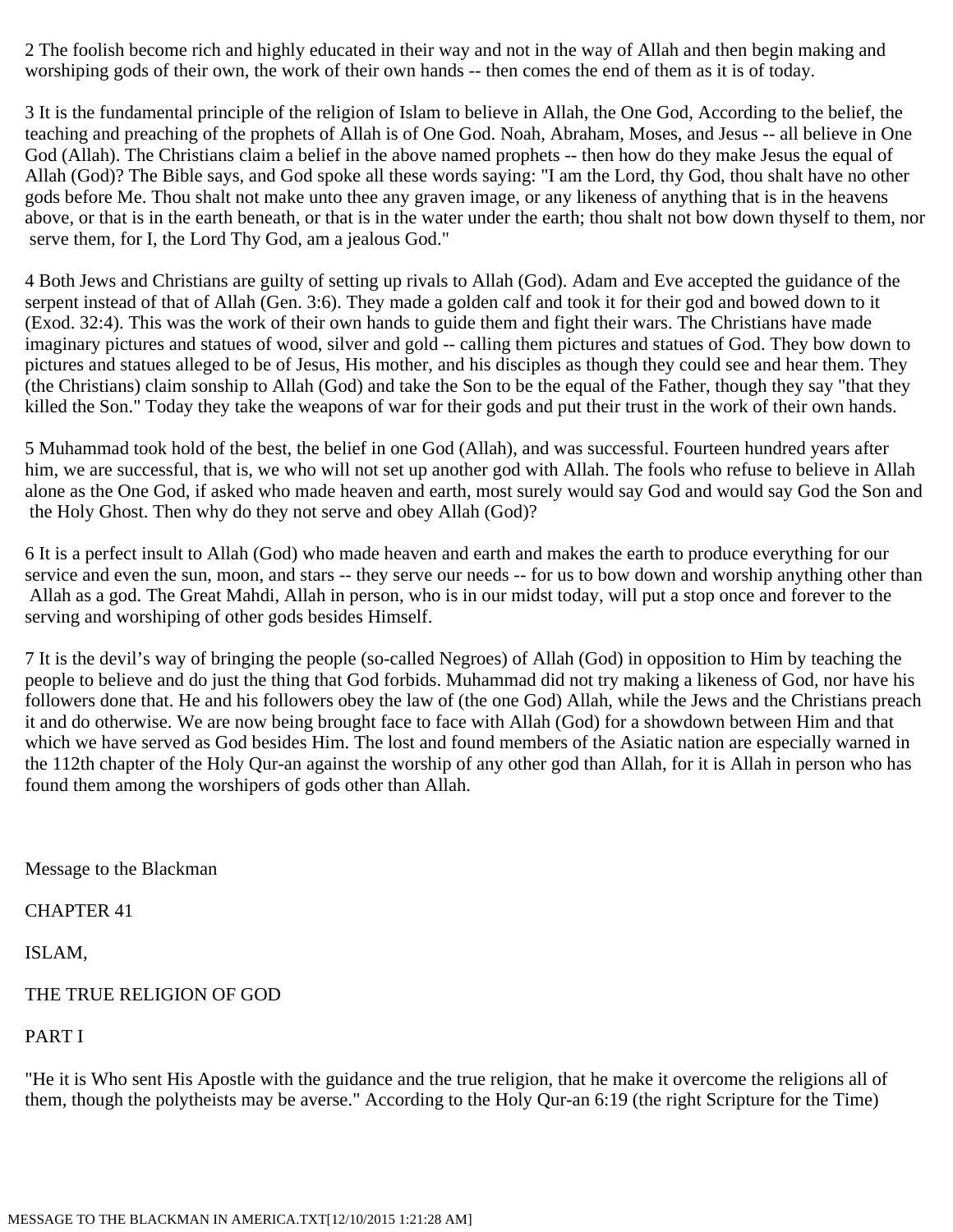2 The foolish become rich and highly educated in their way and not in the way of Allah and then begin making and worshiping gods of their own, the work of their own hands -- then comes the end of them as it is of today.

3 It is the fundamental principle of the religion of Islam to believe in Allah, the One God, According to the belief, the teaching and preaching of the prophets of Allah is of One God. Noah, Abraham, Moses, and Jesus -- all believe in One God (Allah). The Christians claim a belief in the above named prophets -- then how do they make Jesus the equal of Allah (God)? The Bible says, and God spoke all these words saying: "I am the Lord, thy God, thou shalt have no other gods before Me. Thou shalt not make unto thee any graven image, or any likeness of anything that is in the heavens above, or that is in the earth beneath, or that is in the water under the earth; thou shalt not bow down thyself to them, nor serve them, for I, the Lord Thy God, am a jealous God."

4 Both Jews and Christians are guilty of setting up rivals to Allah (God). Adam and Eve accepted the guidance of the serpent instead of that of Allah (Gen. 3:6). They made a golden calf and took it for their god and bowed down to it (Exod. 32:4). This was the work of their own hands to guide them and fight their wars. The Christians have made imaginary pictures and statues of wood, silver and gold -- calling them pictures and statues of God. They bow down to pictures and statues alleged to be of Jesus, His mother, and his disciples as though they could see and hear them. They (the Christians) claim sonship to Allah (God) and take the Son to be the equal of the Father, though they say "that they killed the Son." Today they take the weapons of war for their gods and put their trust in the work of their own hands.

5 Muhammad took hold of the best, the belief in one God (Allah), and was successful. Fourteen hundred years after him, we are successful, that is, we who will not set up another god with Allah. The fools who refuse to believe in Allah alone as the One God, if asked who made heaven and earth, most surely would say God and would say God the Son and the Holy Ghost. Then why do they not serve and obey Allah (God)?

6 It is a perfect insult to Allah (God) who made heaven and earth and makes the earth to produce everything for our service and even the sun, moon, and stars -- they serve our needs -- for us to bow down and worship anything other than Allah as a god. The Great Mahdi, Allah in person, who is in our midst today, will put a stop once and forever to the serving and worshiping of other gods besides Himself.

7 It is the devil's way of bringing the people (so-called Negroes) of Allah (God) in opposition to Him by teaching the people to believe and do just the thing that God forbids. Muhammad did not try making a likeness of God, nor have his followers done that. He and his followers obey the law of (the one God) Allah, while the Jews and the Christians preach it and do otherwise. We are now being brought face to face with Allah (God) for a showdown between Him and that which we have served as God besides Him. The lost and found members of the Asiatic nation are especially warned in the 112th chapter of the Holy Qur-an against the worship of any other god than Allah, for it is Allah in person who has found them among the worshipers of gods other than Allah.

Message to the Blackman

# CHAPTER 41

# ISLAM,

# THE TRUE RELIGION OF GOD

## PART I

"He it is Who sent His Apostle with the guidance and the true religion, that he make it overcome the religions all of them, though the polytheists may be averse." According to the Holy Qur-an 6:19 (the right Scripture for the Time)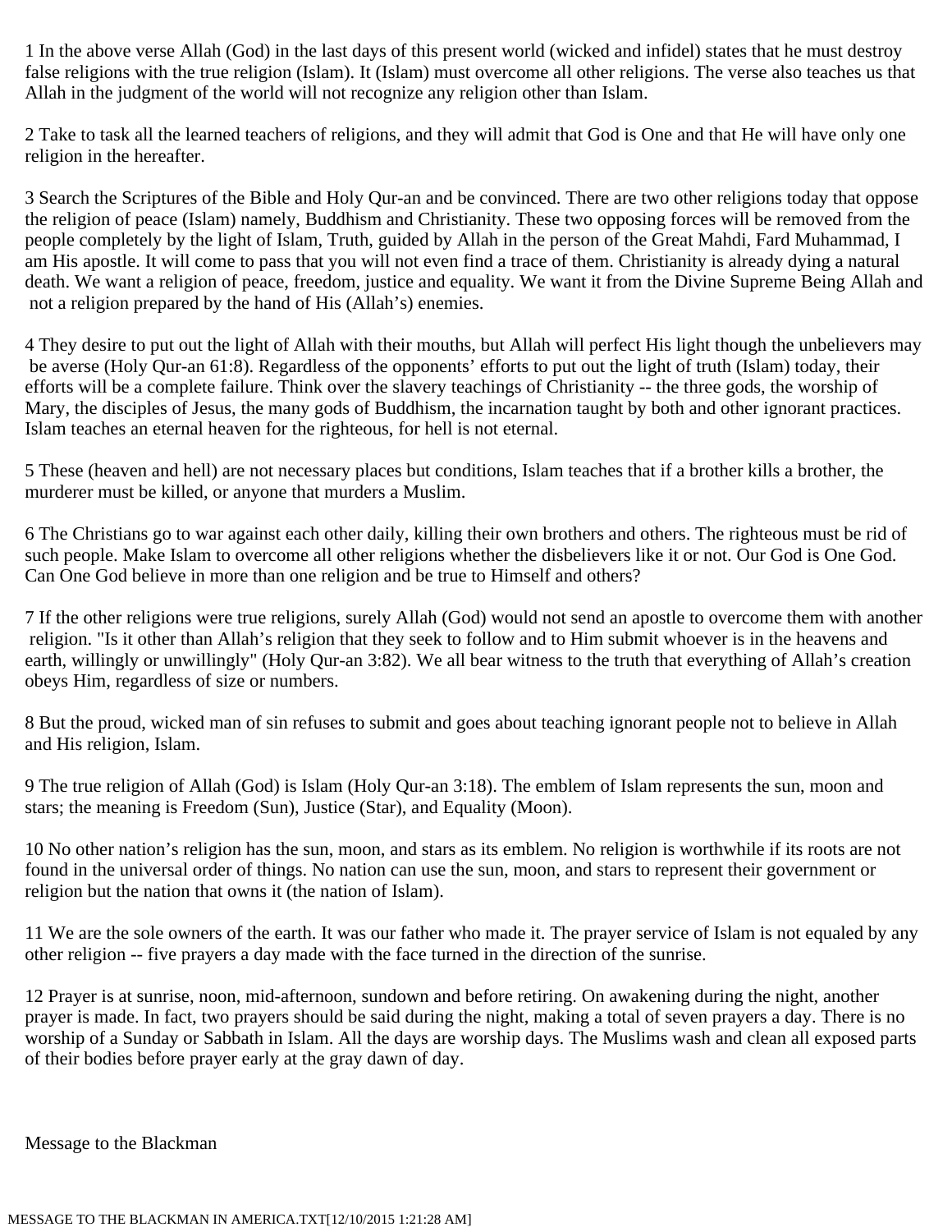1 In the above verse Allah (God) in the last days of this present world (wicked and infidel) states that he must destroy false religions with the true religion (Islam). It (Islam) must overcome all other religions. The verse also teaches us that Allah in the judgment of the world will not recognize any religion other than Islam.

2 Take to task all the learned teachers of religions, and they will admit that God is One and that He will have only one religion in the hereafter.

3 Search the Scriptures of the Bible and Holy Qur-an and be convinced. There are two other religions today that oppose the religion of peace (Islam) namely, Buddhism and Christianity. These two opposing forces will be removed from the people completely by the light of Islam, Truth, guided by Allah in the person of the Great Mahdi, Fard Muhammad, I am His apostle. It will come to pass that you will not even find a trace of them. Christianity is already dying a natural death. We want a religion of peace, freedom, justice and equality. We want it from the Divine Supreme Being Allah and not a religion prepared by the hand of His (Allah's) enemies.

4 They desire to put out the light of Allah with their mouths, but Allah will perfect His light though the unbelievers may be averse (Holy Qur-an 61:8). Regardless of the opponents' efforts to put out the light of truth (Islam) today, their efforts will be a complete failure. Think over the slavery teachings of Christianity -- the three gods, the worship of Mary, the disciples of Jesus, the many gods of Buddhism, the incarnation taught by both and other ignorant practices. Islam teaches an eternal heaven for the righteous, for hell is not eternal.

5 These (heaven and hell) are not necessary places but conditions, Islam teaches that if a brother kills a brother, the murderer must be killed, or anyone that murders a Muslim.

6 The Christians go to war against each other daily, killing their own brothers and others. The righteous must be rid of such people. Make Islam to overcome all other religions whether the disbelievers like it or not. Our God is One God. Can One God believe in more than one religion and be true to Himself and others?

7 If the other religions were true religions, surely Allah (God) would not send an apostle to overcome them with another religion. "Is it other than Allah's religion that they seek to follow and to Him submit whoever is in the heavens and earth, willingly or unwillingly" (Holy Qur-an 3:82). We all bear witness to the truth that everything of Allah's creation obeys Him, regardless of size or numbers.

8 But the proud, wicked man of sin refuses to submit and goes about teaching ignorant people not to believe in Allah and His religion, Islam.

9 The true religion of Allah (God) is Islam (Holy Qur-an 3:18). The emblem of Islam represents the sun, moon and stars; the meaning is Freedom (Sun), Justice (Star), and Equality (Moon).

10 No other nation's religion has the sun, moon, and stars as its emblem. No religion is worthwhile if its roots are not found in the universal order of things. No nation can use the sun, moon, and stars to represent their government or religion but the nation that owns it (the nation of Islam).

11 We are the sole owners of the earth. It was our father who made it. The prayer service of Islam is not equaled by any other religion -- five prayers a day made with the face turned in the direction of the sunrise.

12 Prayer is at sunrise, noon, mid-afternoon, sundown and before retiring. On awakening during the night, another prayer is made. In fact, two prayers should be said during the night, making a total of seven prayers a day. There is no worship of a Sunday or Sabbath in Islam. All the days are worship days. The Muslims wash and clean all exposed parts of their bodies before prayer early at the gray dawn of day.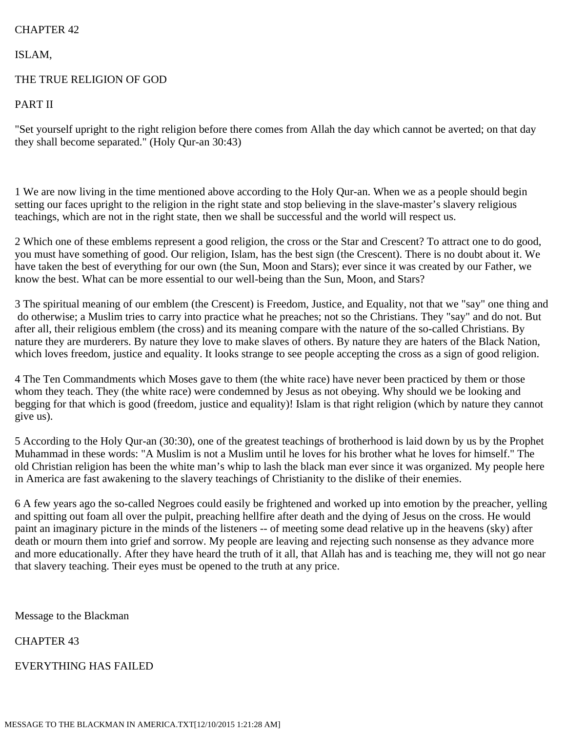CHAPTER 42

ISLAM,

THE TRUE RELIGION OF GOD

PART II

"Set yourself upright to the right religion before there comes from Allah the day which cannot be averted; on that day they shall become separated." (Holy Qur-an 30:43)

1 We are now living in the time mentioned above according to the Holy Qur-an. When we as a people should begin setting our faces upright to the religion in the right state and stop believing in the slave-master's slavery religious teachings, which are not in the right state, then we shall be successful and the world will respect us.

2 Which one of these emblems represent a good religion, the cross or the Star and Crescent? To attract one to do good, you must have something of good. Our religion, Islam, has the best sign (the Crescent). There is no doubt about it. We have taken the best of everything for our own (the Sun, Moon and Stars); ever since it was created by our Father, we know the best. What can be more essential to our well-being than the Sun, Moon, and Stars?

3 The spiritual meaning of our emblem (the Crescent) is Freedom, Justice, and Equality, not that we "say" one thing and do otherwise; a Muslim tries to carry into practice what he preaches; not so the Christians. They "say" and do not. But after all, their religious emblem (the cross) and its meaning compare with the nature of the so-called Christians. By nature they are murderers. By nature they love to make slaves of others. By nature they are haters of the Black Nation, which loves freedom, justice and equality. It looks strange to see people accepting the cross as a sign of good religion.

4 The Ten Commandments which Moses gave to them (the white race) have never been practiced by them or those whom they teach. They (the white race) were condemned by Jesus as not obeying. Why should we be looking and begging for that which is good (freedom, justice and equality)! Islam is that right religion (which by nature they cannot give us).

5 According to the Holy Qur-an (30:30), one of the greatest teachings of brotherhood is laid down by us by the Prophet Muhammad in these words: "A Muslim is not a Muslim until he loves for his brother what he loves for himself." The old Christian religion has been the white man's whip to lash the black man ever since it was organized. My people here in America are fast awakening to the slavery teachings of Christianity to the dislike of their enemies.

6 A few years ago the so-called Negroes could easily be frightened and worked up into emotion by the preacher, yelling and spitting out foam all over the pulpit, preaching hellfire after death and the dying of Jesus on the cross. He would paint an imaginary picture in the minds of the listeners -- of meeting some dead relative up in the heavens (sky) after death or mourn them into grief and sorrow. My people are leaving and rejecting such nonsense as they advance more and more educationally. After they have heard the truth of it all, that Allah has and is teaching me, they will not go near that slavery teaching. Their eyes must be opened to the truth at any price.

Message to the Blackman

CHAPTER 43

EVERYTHING HAS FAILED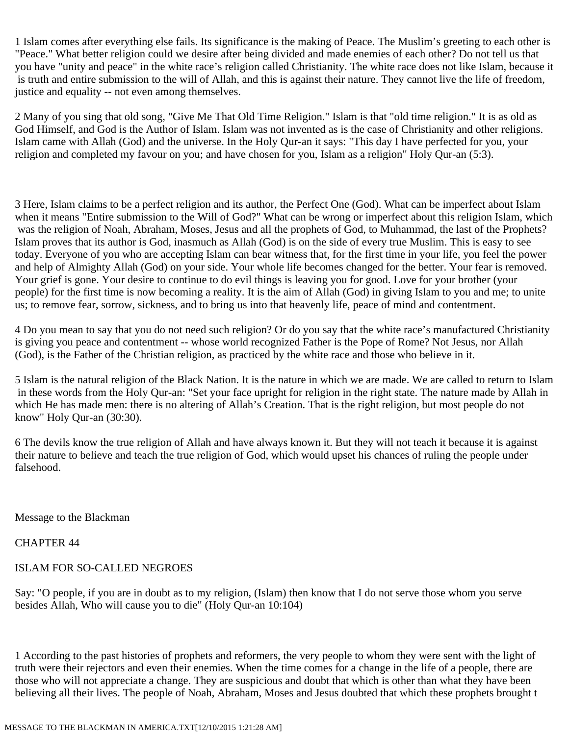1 Islam comes after everything else fails. Its significance is the making of Peace. The Muslim's greeting to each other is "Peace." What better religion could we desire after being divided and made enemies of each other? Do not tell us that you have "unity and peace" in the white race's religion called Christianity. The white race does not like Islam, because it is truth and entire submission to the will of Allah, and this is against their nature. They cannot live the life of freedom, justice and equality -- not even among themselves.

2 Many of you sing that old song, "Give Me That Old Time Religion." Islam is that "old time religion." It is as old as God Himself, and God is the Author of Islam. Islam was not invented as is the case of Christianity and other religions. Islam came with Allah (God) and the universe. In the Holy Qur-an it says: "This day I have perfected for you, your religion and completed my favour on you; and have chosen for you, Islam as a religion" Holy Qur-an (5:3).

3 Here, Islam claims to be a perfect religion and its author, the Perfect One (God). What can be imperfect about Islam when it means "Entire submission to the Will of God?" What can be wrong or imperfect about this religion Islam, which was the religion of Noah, Abraham, Moses, Jesus and all the prophets of God, to Muhammad, the last of the Prophets? Islam proves that its author is God, inasmuch as Allah (God) is on the side of every true Muslim. This is easy to see today. Everyone of you who are accepting Islam can bear witness that, for the first time in your life, you feel the power and help of Almighty Allah (God) on your side. Your whole life becomes changed for the better. Your fear is removed. Your grief is gone. Your desire to continue to do evil things is leaving you for good. Love for your brother (your people) for the first time is now becoming a reality. It is the aim of Allah (God) in giving Islam to you and me; to unite us; to remove fear, sorrow, sickness, and to bring us into that heavenly life, peace of mind and contentment.

4 Do you mean to say that you do not need such religion? Or do you say that the white race's manufactured Christianity is giving you peace and contentment -- whose world recognized Father is the Pope of Rome? Not Jesus, nor Allah (God), is the Father of the Christian religion, as practiced by the white race and those who believe in it.

5 Islam is the natural religion of the Black Nation. It is the nature in which we are made. We are called to return to Islam in these words from the Holy Qur-an: "Set your face upright for religion in the right state. The nature made by Allah in which He has made men: there is no altering of Allah's Creation. That is the right religion, but most people do not know" Holy Qur-an (30:30).

6 The devils know the true religion of Allah and have always known it. But they will not teach it because it is against their nature to believe and teach the true religion of God, which would upset his chances of ruling the people under falsehood.

Message to the Blackman

CHAPTER 44

## ISLAM FOR SO-CALLED NEGROES

Say: "O people, if you are in doubt as to my religion, (Islam) then know that I do not serve those whom you serve besides Allah, Who will cause you to die" (Holy Qur-an 10:104)

1 According to the past histories of prophets and reformers, the very people to whom they were sent with the light of truth were their rejectors and even their enemies. When the time comes for a change in the life of a people, there are those who will not appreciate a change. They are suspicious and doubt that which is other than what they have been believing all their lives. The people of Noah, Abraham, Moses and Jesus doubted that which these prophets brought t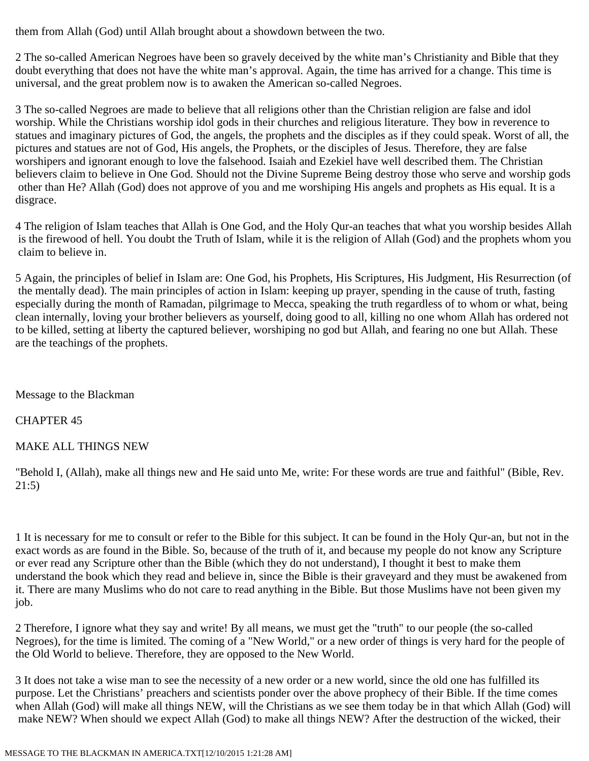them from Allah (God) until Allah brought about a showdown between the two.

2 The so-called American Negroes have been so gravely deceived by the white man's Christianity and Bible that they doubt everything that does not have the white man's approval. Again, the time has arrived for a change. This time is universal, and the great problem now is to awaken the American so-called Negroes.

3 The so-called Negroes are made to believe that all religions other than the Christian religion are false and idol worship. While the Christians worship idol gods in their churches and religious literature. They bow in reverence to statues and imaginary pictures of God, the angels, the prophets and the disciples as if they could speak. Worst of all, the pictures and statues are not of God, His angels, the Prophets, or the disciples of Jesus. Therefore, they are false worshipers and ignorant enough to love the falsehood. Isaiah and Ezekiel have well described them. The Christian believers claim to believe in One God. Should not the Divine Supreme Being destroy those who serve and worship gods other than He? Allah (God) does not approve of you and me worshiping His angels and prophets as His equal. It is a disgrace.

4 The religion of Islam teaches that Allah is One God, and the Holy Qur-an teaches that what you worship besides Allah is the firewood of hell. You doubt the Truth of Islam, while it is the religion of Allah (God) and the prophets whom you claim to believe in.

5 Again, the principles of belief in Islam are: One God, his Prophets, His Scriptures, His Judgment, His Resurrection (of the mentally dead). The main principles of action in Islam: keeping up prayer, spending in the cause of truth, fasting especially during the month of Ramadan, pilgrimage to Mecca, speaking the truth regardless of to whom or what, being clean internally, loving your brother believers as yourself, doing good to all, killing no one whom Allah has ordered not to be killed, setting at liberty the captured believer, worshiping no god but Allah, and fearing no one but Allah. These are the teachings of the prophets.

Message to the Blackman

## CHAPTER 45

## MAKE ALL THINGS NEW

"Behold I, (Allah), make all things new and He said unto Me, write: For these words are true and faithful" (Bible, Rev. 21:5)

1 It is necessary for me to consult or refer to the Bible for this subject. It can be found in the Holy Qur-an, but not in the exact words as are found in the Bible. So, because of the truth of it, and because my people do not know any Scripture or ever read any Scripture other than the Bible (which they do not understand), I thought it best to make them understand the book which they read and believe in, since the Bible is their graveyard and they must be awakened from it. There are many Muslims who do not care to read anything in the Bible. But those Muslims have not been given my job.

2 Therefore, I ignore what they say and write! By all means, we must get the "truth" to our people (the so-called Negroes), for the time is limited. The coming of a "New World," or a new order of things is very hard for the people of the Old World to believe. Therefore, they are opposed to the New World.

3 It does not take a wise man to see the necessity of a new order or a new world, since the old one has fulfilled its purpose. Let the Christians' preachers and scientists ponder over the above prophecy of their Bible. If the time comes when Allah (God) will make all things NEW, will the Christians as we see them today be in that which Allah (God) will make NEW? When should we expect Allah (God) to make all things NEW? After the destruction of the wicked, their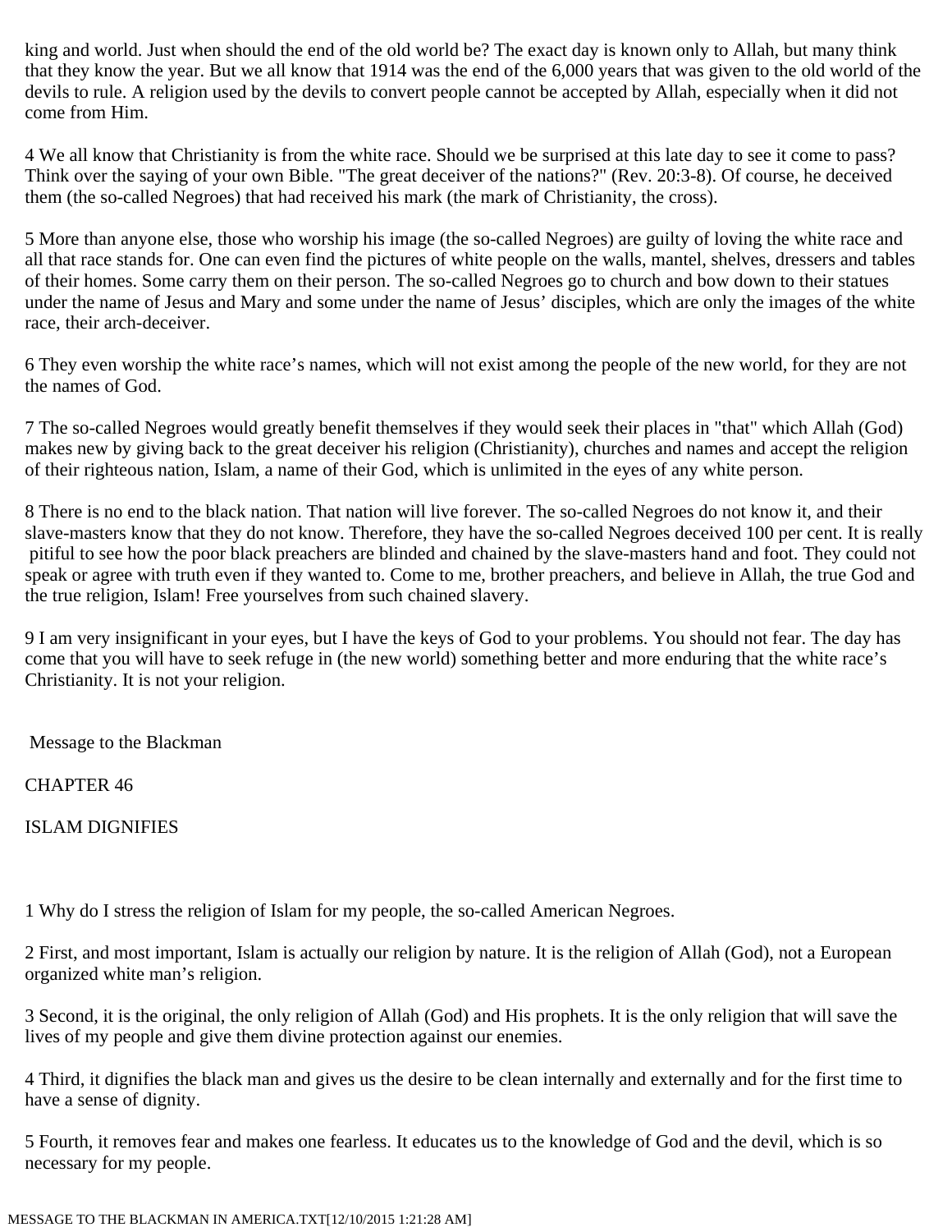king and world. Just when should the end of the old world be? The exact day is known only to Allah, but many think that they know the year. But we all know that 1914 was the end of the 6,000 years that was given to the old world of the devils to rule. A religion used by the devils to convert people cannot be accepted by Allah, especially when it did not come from Him.

4 We all know that Christianity is from the white race. Should we be surprised at this late day to see it come to pass? Think over the saying of your own Bible. "The great deceiver of the nations?" (Rev. 20:3-8). Of course, he deceived them (the so-called Negroes) that had received his mark (the mark of Christianity, the cross).

5 More than anyone else, those who worship his image (the so-called Negroes) are guilty of loving the white race and all that race stands for. One can even find the pictures of white people on the walls, mantel, shelves, dressers and tables of their homes. Some carry them on their person. The so-called Negroes go to church and bow down to their statues under the name of Jesus and Mary and some under the name of Jesus' disciples, which are only the images of the white race, their arch-deceiver.

6 They even worship the white race's names, which will not exist among the people of the new world, for they are not the names of God.

7 The so-called Negroes would greatly benefit themselves if they would seek their places in "that" which Allah (God) makes new by giving back to the great deceiver his religion (Christianity), churches and names and accept the religion of their righteous nation, Islam, a name of their God, which is unlimited in the eyes of any white person.

8 There is no end to the black nation. That nation will live forever. The so-called Negroes do not know it, and their slave-masters know that they do not know. Therefore, they have the so-called Negroes deceived 100 per cent. It is really pitiful to see how the poor black preachers are blinded and chained by the slave-masters hand and foot. They could not speak or agree with truth even if they wanted to. Come to me, brother preachers, and believe in Allah, the true God and the true religion, Islam! Free yourselves from such chained slavery.

9 I am very insignificant in your eyes, but I have the keys of God to your problems. You should not fear. The day has come that you will have to seek refuge in (the new world) something better and more enduring that the white race's Christianity. It is not your religion.

Message to the Blackman

## CHAPTER 46

## ISLAM DIGNIFIES

1 Why do I stress the religion of Islam for my people, the so-called American Negroes.

2 First, and most important, Islam is actually our religion by nature. It is the religion of Allah (God), not a European organized white man's religion.

3 Second, it is the original, the only religion of Allah (God) and His prophets. It is the only religion that will save the lives of my people and give them divine protection against our enemies.

4 Third, it dignifies the black man and gives us the desire to be clean internally and externally and for the first time to have a sense of dignity.

5 Fourth, it removes fear and makes one fearless. It educates us to the knowledge of God and the devil, which is so necessary for my people.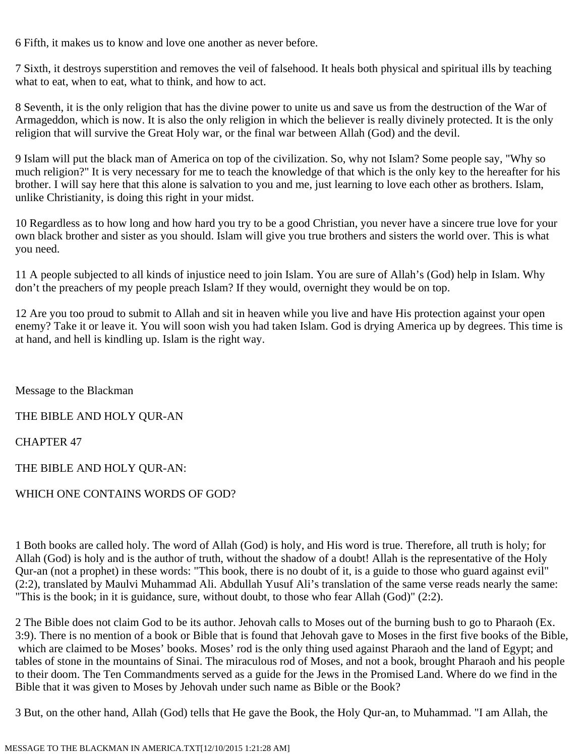6 Fifth, it makes us to know and love one another as never before.

7 Sixth, it destroys superstition and removes the veil of falsehood. It heals both physical and spiritual ills by teaching what to eat, when to eat, what to think, and how to act.

8 Seventh, it is the only religion that has the divine power to unite us and save us from the destruction of the War of Armageddon, which is now. It is also the only religion in which the believer is really divinely protected. It is the only religion that will survive the Great Holy war, or the final war between Allah (God) and the devil.

9 Islam will put the black man of America on top of the civilization. So, why not Islam? Some people say, "Why so much religion?" It is very necessary for me to teach the knowledge of that which is the only key to the hereafter for his brother. I will say here that this alone is salvation to you and me, just learning to love each other as brothers. Islam, unlike Christianity, is doing this right in your midst.

10 Regardless as to how long and how hard you try to be a good Christian, you never have a sincere true love for your own black brother and sister as you should. Islam will give you true brothers and sisters the world over. This is what you need.

11 A people subjected to all kinds of injustice need to join Islam. You are sure of Allah's (God) help in Islam. Why don't the preachers of my people preach Islam? If they would, overnight they would be on top.

12 Are you too proud to submit to Allah and sit in heaven while you live and have His protection against your open enemy? Take it or leave it. You will soon wish you had taken Islam. God is drying America up by degrees. This time is at hand, and hell is kindling up. Islam is the right way.

Message to the Blackman

THE BIBLE AND HOLY QUR-AN

CHAPTER 47

## THE BIBLE AND HOLY QUR-AN:

## WHICH ONE CONTAINS WORDS OF GOD?

1 Both books are called holy. The word of Allah (God) is holy, and His word is true. Therefore, all truth is holy; for Allah (God) is holy and is the author of truth, without the shadow of a doubt! Allah is the representative of the Holy Qur-an (not a prophet) in these words: "This book, there is no doubt of it, is a guide to those who guard against evil" (2:2), translated by Maulvi Muhammad Ali. Abdullah Yusuf Ali's translation of the same verse reads nearly the same: "This is the book; in it is guidance, sure, without doubt, to those who fear Allah (God)" (2:2).

2 The Bible does not claim God to be its author. Jehovah calls to Moses out of the burning bush to go to Pharaoh (Ex. 3:9). There is no mention of a book or Bible that is found that Jehovah gave to Moses in the first five books of the Bible, which are claimed to be Moses' books. Moses' rod is the only thing used against Pharaoh and the land of Egypt; and tables of stone in the mountains of Sinai. The miraculous rod of Moses, and not a book, brought Pharaoh and his people to their doom. The Ten Commandments served as a guide for the Jews in the Promised Land. Where do we find in the Bible that it was given to Moses by Jehovah under such name as Bible or the Book?

3 But, on the other hand, Allah (God) tells that He gave the Book, the Holy Qur-an, to Muhammad. "I am Allah, the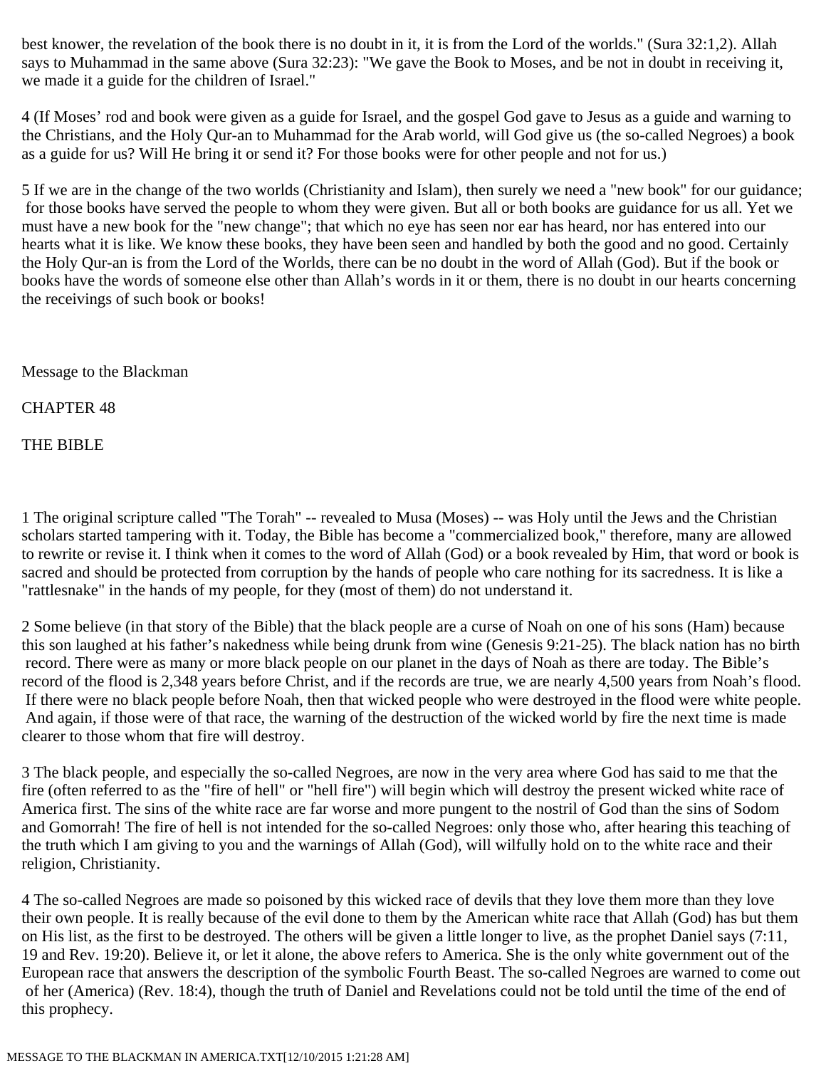best knower, the revelation of the book there is no doubt in it, it is from the Lord of the worlds." (Sura 32:1,2). Allah says to Muhammad in the same above (Sura 32:23): "We gave the Book to Moses, and be not in doubt in receiving it, we made it a guide for the children of Israel."

4 (If Moses' rod and book were given as a guide for Israel, and the gospel God gave to Jesus as a guide and warning to the Christians, and the Holy Qur-an to Muhammad for the Arab world, will God give us (the so-called Negroes) a book as a guide for us? Will He bring it or send it? For those books were for other people and not for us.)

5 If we are in the change of the two worlds (Christianity and Islam), then surely we need a "new book" for our guidance; for those books have served the people to whom they were given. But all or both books are guidance for us all. Yet we must have a new book for the "new change"; that which no eye has seen nor ear has heard, nor has entered into our hearts what it is like. We know these books, they have been seen and handled by both the good and no good. Certainly the Holy Qur-an is from the Lord of the Worlds, there can be no doubt in the word of Allah (God). But if the book or books have the words of someone else other than Allah's words in it or them, there is no doubt in our hearts concerning the receivings of such book or books!

Message to the Blackman

CHAPTER 48

THE BIBLE

1 The original scripture called "The Torah" -- revealed to Musa (Moses) -- was Holy until the Jews and the Christian scholars started tampering with it. Today, the Bible has become a "commercialized book," therefore, many are allowed to rewrite or revise it. I think when it comes to the word of Allah (God) or a book revealed by Him, that word or book is sacred and should be protected from corruption by the hands of people who care nothing for its sacredness. It is like a "rattlesnake" in the hands of my people, for they (most of them) do not understand it.

2 Some believe (in that story of the Bible) that the black people are a curse of Noah on one of his sons (Ham) because this son laughed at his father's nakedness while being drunk from wine (Genesis 9:21-25). The black nation has no birth record. There were as many or more black people on our planet in the days of Noah as there are today. The Bible's record of the flood is 2,348 years before Christ, and if the records are true, we are nearly 4,500 years from Noah's flood. If there were no black people before Noah, then that wicked people who were destroyed in the flood were white people. And again, if those were of that race, the warning of the destruction of the wicked world by fire the next time is made clearer to those whom that fire will destroy.

3 The black people, and especially the so-called Negroes, are now in the very area where God has said to me that the fire (often referred to as the "fire of hell" or "hell fire") will begin which will destroy the present wicked white race of America first. The sins of the white race are far worse and more pungent to the nostril of God than the sins of Sodom and Gomorrah! The fire of hell is not intended for the so-called Negroes: only those who, after hearing this teaching of the truth which I am giving to you and the warnings of Allah (God), will wilfully hold on to the white race and their religion, Christianity.

4 The so-called Negroes are made so poisoned by this wicked race of devils that they love them more than they love their own people. It is really because of the evil done to them by the American white race that Allah (God) has but them on His list, as the first to be destroyed. The others will be given a little longer to live, as the prophet Daniel says (7:11, 19 and Rev. 19:20). Believe it, or let it alone, the above refers to America. She is the only white government out of the European race that answers the description of the symbolic Fourth Beast. The so-called Negroes are warned to come out of her (America) (Rev. 18:4), though the truth of Daniel and Revelations could not be told until the time of the end of this prophecy.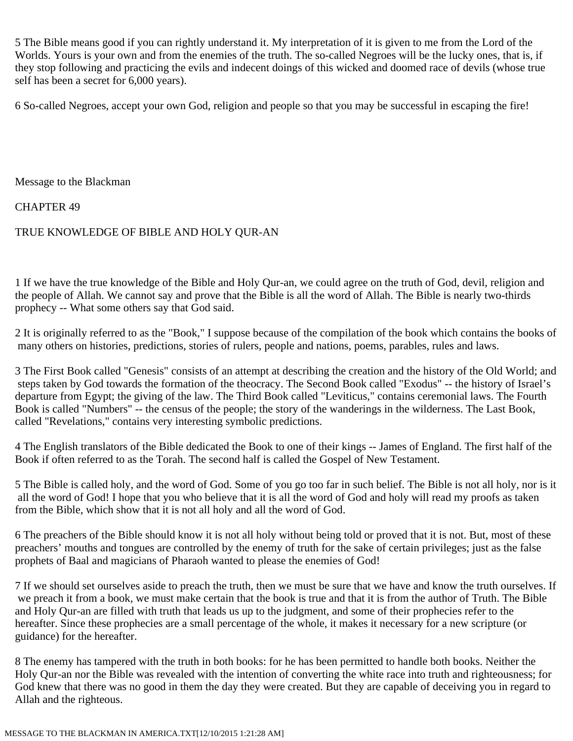5 The Bible means good if you can rightly understand it. My interpretation of it is given to me from the Lord of the Worlds. Yours is your own and from the enemies of the truth. The so-called Negroes will be the lucky ones, that is, if they stop following and practicing the evils and indecent doings of this wicked and doomed race of devils (whose true self has been a secret for 6,000 years).

6 So-called Negroes, accept your own God, religion and people so that you may be successful in escaping the fire!

Message to the Blackman

CHAPTER 49

## TRUE KNOWLEDGE OF BIBLE AND HOLY QUR-AN

1 If we have the true knowledge of the Bible and Holy Qur-an, we could agree on the truth of God, devil, religion and the people of Allah. We cannot say and prove that the Bible is all the word of Allah. The Bible is nearly two-thirds prophecy -- What some others say that God said.

2 It is originally referred to as the "Book," I suppose because of the compilation of the book which contains the books of many others on histories, predictions, stories of rulers, people and nations, poems, parables, rules and laws.

3 The First Book called "Genesis" consists of an attempt at describing the creation and the history of the Old World; and steps taken by God towards the formation of the theocracy. The Second Book called "Exodus" -- the history of Israel's departure from Egypt; the giving of the law. The Third Book called "Leviticus," contains ceremonial laws. The Fourth Book is called "Numbers" -- the census of the people; the story of the wanderings in the wilderness. The Last Book, called "Revelations," contains very interesting symbolic predictions.

4 The English translators of the Bible dedicated the Book to one of their kings -- James of England. The first half of the Book if often referred to as the Torah. The second half is called the Gospel of New Testament.

5 The Bible is called holy, and the word of God. Some of you go too far in such belief. The Bible is not all holy, nor is it all the word of God! I hope that you who believe that it is all the word of God and holy will read my proofs as taken from the Bible, which show that it is not all holy and all the word of God.

6 The preachers of the Bible should know it is not all holy without being told or proved that it is not. But, most of these preachers' mouths and tongues are controlled by the enemy of truth for the sake of certain privileges; just as the false prophets of Baal and magicians of Pharaoh wanted to please the enemies of God!

7 If we should set ourselves aside to preach the truth, then we must be sure that we have and know the truth ourselves. If we preach it from a book, we must make certain that the book is true and that it is from the author of Truth. The Bible and Holy Qur-an are filled with truth that leads us up to the judgment, and some of their prophecies refer to the hereafter. Since these prophecies are a small percentage of the whole, it makes it necessary for a new scripture (or guidance) for the hereafter.

8 The enemy has tampered with the truth in both books: for he has been permitted to handle both books. Neither the Holy Qur-an nor the Bible was revealed with the intention of converting the white race into truth and righteousness; for God knew that there was no good in them the day they were created. But they are capable of deceiving you in regard to Allah and the righteous.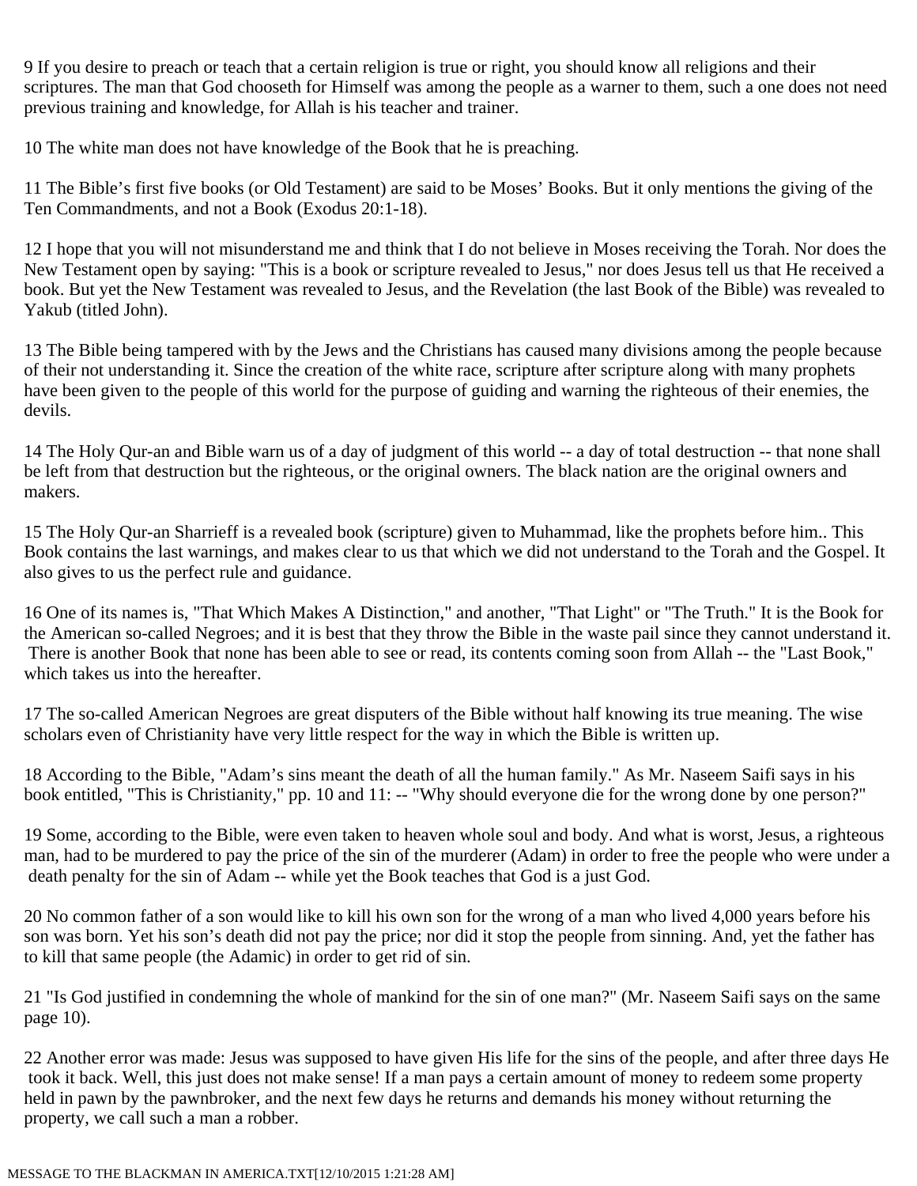9 If you desire to preach or teach that a certain religion is true or right, you should know all religions and their scriptures. The man that God chooseth for Himself was among the people as a warner to them, such a one does not need previous training and knowledge, for Allah is his teacher and trainer.

10 The white man does not have knowledge of the Book that he is preaching.

11 The Bible's first five books (or Old Testament) are said to be Moses' Books. But it only mentions the giving of the Ten Commandments, and not a Book (Exodus 20:1-18).

12 I hope that you will not misunderstand me and think that I do not believe in Moses receiving the Torah. Nor does the New Testament open by saying: "This is a book or scripture revealed to Jesus," nor does Jesus tell us that He received a book. But yet the New Testament was revealed to Jesus, and the Revelation (the last Book of the Bible) was revealed to Yakub (titled John).

13 The Bible being tampered with by the Jews and the Christians has caused many divisions among the people because of their not understanding it. Since the creation of the white race, scripture after scripture along with many prophets have been given to the people of this world for the purpose of guiding and warning the righteous of their enemies, the devils.

14 The Holy Qur-an and Bible warn us of a day of judgment of this world -- a day of total destruction -- that none shall be left from that destruction but the righteous, or the original owners. The black nation are the original owners and makers.

15 The Holy Qur-an Sharrieff is a revealed book (scripture) given to Muhammad, like the prophets before him.. This Book contains the last warnings, and makes clear to us that which we did not understand to the Torah and the Gospel. It also gives to us the perfect rule and guidance.

16 One of its names is, "That Which Makes A Distinction," and another, "That Light" or "The Truth." It is the Book for the American so-called Negroes; and it is best that they throw the Bible in the waste pail since they cannot understand it. There is another Book that none has been able to see or read, its contents coming soon from Allah -- the "Last Book," which takes us into the hereafter.

17 The so-called American Negroes are great disputers of the Bible without half knowing its true meaning. The wise scholars even of Christianity have very little respect for the way in which the Bible is written up.

18 According to the Bible, "Adam's sins meant the death of all the human family." As Mr. Naseem Saifi says in his book entitled, "This is Christianity," pp. 10 and 11: -- "Why should everyone die for the wrong done by one person?"

19 Some, according to the Bible, were even taken to heaven whole soul and body. And what is worst, Jesus, a righteous man, had to be murdered to pay the price of the sin of the murderer (Adam) in order to free the people who were under a death penalty for the sin of Adam -- while yet the Book teaches that God is a just God.

20 No common father of a son would like to kill his own son for the wrong of a man who lived 4,000 years before his son was born. Yet his son's death did not pay the price; nor did it stop the people from sinning. And, yet the father has to kill that same people (the Adamic) in order to get rid of sin.

21 "Is God justified in condemning the whole of mankind for the sin of one man?" (Mr. Naseem Saifi says on the same page 10).

22 Another error was made: Jesus was supposed to have given His life for the sins of the people, and after three days He took it back. Well, this just does not make sense! If a man pays a certain amount of money to redeem some property held in pawn by the pawnbroker, and the next few days he returns and demands his money without returning the property, we call such a man a robber.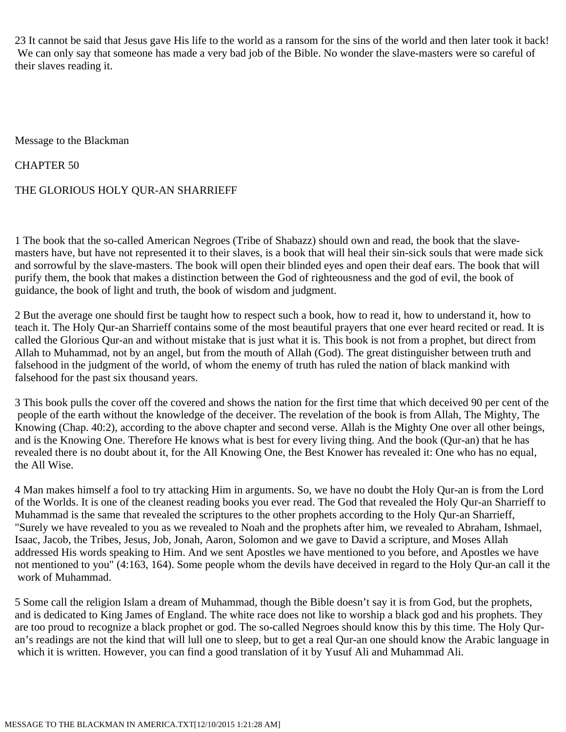23 It cannot be said that Jesus gave His life to the world as a ransom for the sins of the world and then later took it back! We can only say that someone has made a very bad job of the Bible. No wonder the slave-masters were so careful of their slaves reading it.

Message to the Blackman

## CHAPTER 50

## THE GLORIOUS HOLY QUR-AN SHARRIEFF

1 The book that the so-called American Negroes (Tribe of Shabazz) should own and read, the book that the slave-masters have, but have not represented it to their slaves, is a book that will heal their sin-sick souls that were made sick and sorrowful by the slave-masters. The book will open their blinded eyes and open their deaf ears. The book that will purify them, the book that makes a distinction between the God of righteousness and the god of evil, the book of guidance, the book of light and truth, the book of wisdom and judgment.

2 But the average one should first be taught how to respect such a book, how to read it, how to understand it, how to teach it. The Holy Qur-an Sharrieff contains some of the most beautiful prayers that one ever heard recited or read. It is called the Glorious Qur-an and without mistake that is just what it is. This book is not from a prophet, but direct from Allah to Muhammad, not by an angel, but from the mouth of Allah (God). The great distinguisher between truth and falsehood in the judgment of the world, of whom the enemy of truth has ruled the nation of black mankind with falsehood for the past six thousand years.

3 This book pulls the cover off the covered and shows the nation for the first time that which deceived 90 per cent of the people of the earth without the knowledge of the deceiver. The revelation of the book is from Allah, The Mighty, The Knowing (Chap. 40:2), according to the above chapter and second verse. Allah is the Mighty One over all other beings, and is the Knowing One. Therefore He knows what is best for every living thing. And the book (Qur-an) that he has revealed there is no doubt about it, for the All Knowing One, the Best Knower has revealed it: One who has no equal, the All Wise.

4 Man makes himself a fool to try attacking Him in arguments. So, we have no doubt the Holy Qur-an is from the Lord of the Worlds. It is one of the cleanest reading books you ever read. The God that revealed the Holy Qur-an Sharrieff to Muhammad is the same that revealed the scriptures to the other prophets according to the Holy Qur-an Sharrieff, "Surely we have revealed to you as we revealed to Noah and the prophets after him, we revealed to Abraham, Ishmael, Isaac, Jacob, the Tribes, Jesus, Job, Jonah, Aaron, Solomon and we gave to David a scripture, and Moses Allah addressed His words speaking to Him. And we sent Apostles we have mentioned to you before, and Apostles we have not mentioned to you" (4:163, 164). Some people whom the devils have deceived in regard to the Holy Qur-an call it the work of Muhammad.

5 Some call the religion Islam a dream of Muhammad, though the Bible doesn't say it is from God, but the prophets, and is dedicated to King James of England. The white race does not like to worship a black god and his prophets. They are too proud to recognize a black prophet or god. The so-called Negroes should know this by this time. The Holy Qur-an's readings are not the kind that will lull one to sleep, but to get a real Qur-an one should know the Arabic language in which it is written. However, you can find a good translation of it by Yusuf Ali and Muhammad Ali.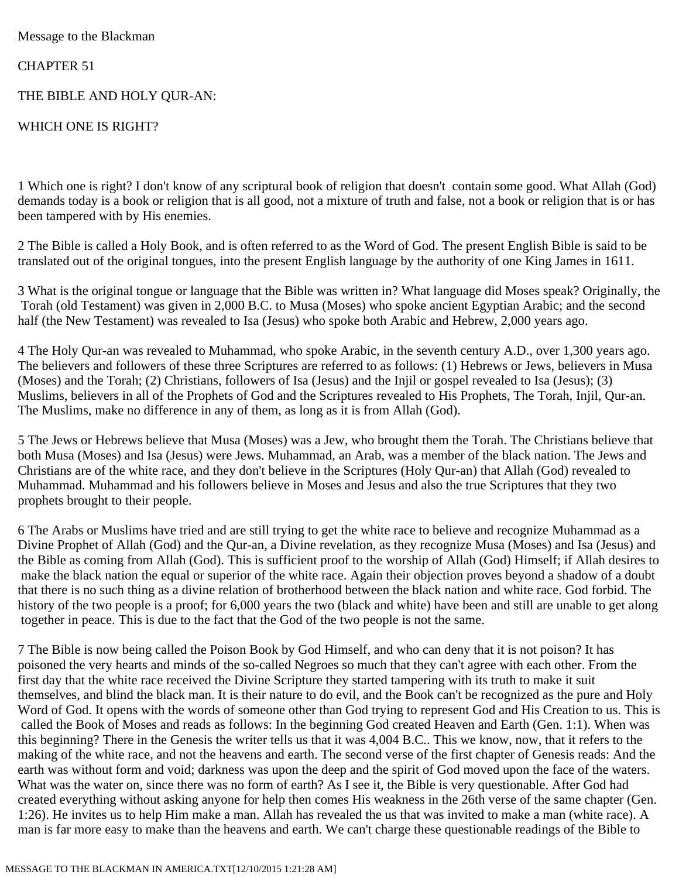Message to the Blackman

CHAPTER 51

# THE BIBLE AND HOLY QUR-AN:

# WHICH ONE IS RIGHT?

1 Which one is right? I don't know of any scriptural book of religion that doesn't contain some good. What Allah (God) demands today is a book or religion that is all good, not a mixture of truth and false, not a book or religion that is or has been tampered with by His enemies.

2 The Bible is called a Holy Book, and is often referred to as the Word of God. The present English Bible is said to be translated out of the original tongues, into the present English language by the authority of one King James in 1611.

3 What is the original tongue or language that the Bible was written in? What language did Moses speak? Originally, the Torah (old Testament) was given in 2,000 B.C. to Musa (Moses) who spoke ancient Egyptian Arabic; and the second half (the New Testament) was revealed to Isa (Jesus) who spoke both Arabic and Hebrew, 2,000 years ago.

4 The Holy Qur-an was revealed to Muhammad, who spoke Arabic, in the seventh century A.D., over 1,300 years ago. The believers and followers of these three Scriptures are referred to as follows: (1) Hebrews or Jews, believers in Musa (Moses) and the Torah; (2) Christians, followers of Isa (Jesus) and the Injil or gospel revealed to Isa (Jesus); (3) Muslims, believers in all of the Prophets of God and the Scriptures revealed to His Prophets, The Torah, Injil, Qur-an. The Muslims, make no difference in any of them, as long as it is from Allah (God).

5 The Jews or Hebrews believe that Musa (Moses) was a Jew, who brought them the Torah. The Christians believe that both Musa (Moses) and Isa (Jesus) were Jews. Muhammad, an Arab, was a member of the black nation. The Jews and Christians are of the white race, and they don't believe in the Scriptures (Holy Qur-an) that Allah (God) revealed to Muhammad. Muhammad and his followers believe in Moses and Jesus and also the true Scriptures that they two prophets brought to their people.

6 The Arabs or Muslims have tried and are still trying to get the white race to believe and recognize Muhammad as a Divine Prophet of Allah (God) and the Qur-an, a Divine revelation, as they recognize Musa (Moses) and Isa (Jesus) and the Bible as coming from Allah (God). This is sufficient proof to the worship of Allah (God) Himself; if Allah desires to make the black nation the equal or superior of the white race. Again their objection proves beyond a shadow of a doubt that there is no such thing as a divine relation of brotherhood between the black nation and white race. God forbid. The history of the two people is a proof; for 6,000 years the two (black and white) have been and still are unable to get along together in peace. This is due to the fact that the God of the two people is not the same.

7 The Bible is now being called the Poison Book by God Himself, and who can deny that it is not poison? It has poisoned the very hearts and minds of the so-called Negroes so much that they can't agree with each other. From the first day that the white race received the Divine Scripture they started tampering with its truth to make it suit themselves, and blind the black man. It is their nature to do evil, and the Book can't be recognized as the pure and Holy Word of God. It opens with the words of someone other than God trying to represent God and His Creation to us. This is called the Book of Moses and reads as follows: In the beginning God created Heaven and Earth (Gen. 1:1). When was this beginning? There in the Genesis the writer tells us that it was 4,004 B.C.. This we know, now, that it refers to the making of the white race, and not the heavens and earth. The second verse of the first chapter of Genesis reads: And the earth was without form and void; darkness was upon the deep and the spirit of God moved upon the face of the waters. What was the water on, since there was no form of earth? As I see it, the Bible is very questionable. After God had created everything without asking anyone for help then comes His weakness in the 26th verse of the same chapter (Gen. 1:26). He invites us to help Him make a man. Allah has revealed the us that was invited to make a man (white race). A man is far more easy to make than the heavens and earth. We can't charge these questionable readings of the Bible to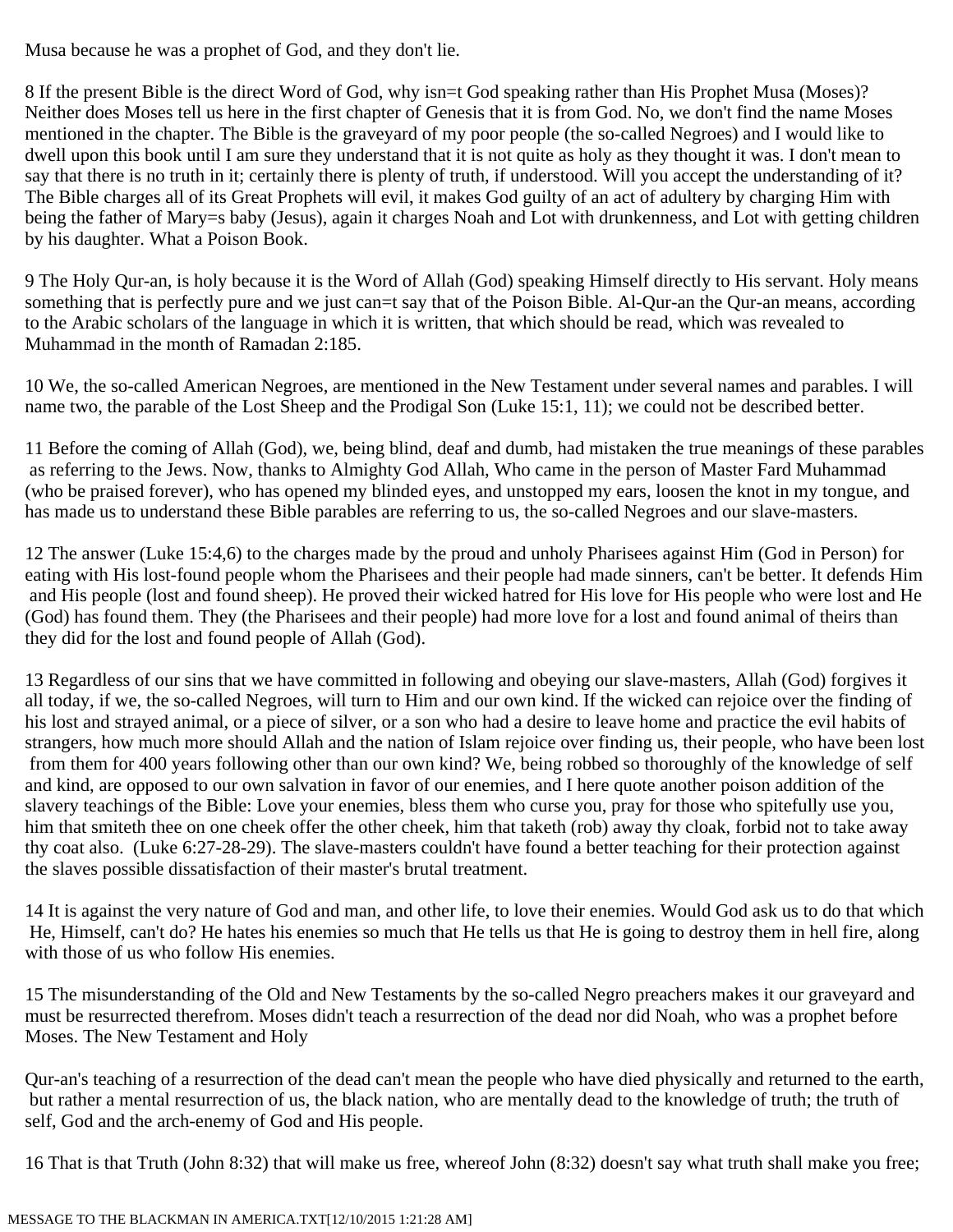Musa because he was a prophet of God, and they don't lie.

8 If the present Bible is the direct Word of God, why isn=t God speaking rather than His Prophet Musa (Moses)? Neither does Moses tell us here in the first chapter of Genesis that it is from God. No, we don't find the name Moses mentioned in the chapter. The Bible is the graveyard of my poor people (the so-called Negroes) and I would like to dwell upon this book until I am sure they understand that it is not quite as holy as they thought it was. I don't mean to say that there is no truth in it; certainly there is plenty of truth, if understood. Will you accept the understanding of it? The Bible charges all of its Great Prophets will evil, it makes God guilty of an act of adultery by charging Him with being the father of Mary=s baby (Jesus), again it charges Noah and Lot with drunkenness, and Lot with getting children by his daughter. What a Poison Book.

9 The Holy Qur-an, is holy because it is the Word of Allah (God) speaking Himself directly to His servant. Holy means something that is perfectly pure and we just can=t say that of the Poison Bible. Al-Qur-an the Qur-an means, according to the Arabic scholars of the language in which it is written, that which should be read, which was revealed to Muhammad in the month of Ramadan 2:185.

10 We, the so-called American Negroes, are mentioned in the New Testament under several names and parables. I will name two, the parable of the Lost Sheep and the Prodigal Son (Luke 15:1, 11); we could not be described better.

11 Before the coming of Allah (God), we, being blind, deaf and dumb, had mistaken the true meanings of these parables as referring to the Jews. Now, thanks to Almighty God Allah, Who came in the person of Master Fard Muhammad (who be praised forever), who has opened my blinded eyes, and unstopped my ears, loosen the knot in my tongue, and has made us to understand these Bible parables are referring to us, the so-called Negroes and our slave-masters.

12 The answer (Luke 15:4,6) to the charges made by the proud and unholy Pharisees against Him (God in Person) for eating with His lost-found people whom the Pharisees and their people had made sinners, can't be better. It defends Him and His people (lost and found sheep). He proved their wicked hatred for His love for His people who were lost and He (God) has found them. They (the Pharisees and their people) had more love for a lost and found animal of theirs than they did for the lost and found people of Allah (God).

13 Regardless of our sins that we have committed in following and obeying our slave-masters, Allah (God) forgives it all today, if we, the so-called Negroes, will turn to Him and our own kind. If the wicked can rejoice over the finding of his lost and strayed animal, or a piece of silver, or a son who had a desire to leave home and practice the evil habits of strangers, how much more should Allah and the nation of Islam rejoice over finding us, their people, who have been lost from them for 400 years following other than our own kind? We, being robbed so thoroughly of the knowledge of self and kind, are opposed to our own salvation in favor of our enemies, and I here quote another poison addition of the slavery teachings of the Bible: Love your enemies, bless them who curse you, pray for those who spitefully use you, him that smiteth thee on one cheek offer the other cheek, him that taketh (rob) away thy cloak, forbid not to take away thy coat also. (Luke 6:27-28-29). The slave-masters couldn't have found a better teaching for their protection against the slaves possible dissatisfaction of their master's brutal treatment.

14 It is against the very nature of God and man, and other life, to love their enemies. Would God ask us to do that which He, Himself, can't do? He hates his enemies so much that He tells us that He is going to destroy them in hell fire, along with those of us who follow His enemies.

15 The misunderstanding of the Old and New Testaments by the so-called Negro preachers makes it our graveyard and must be resurrected therefrom. Moses didn't teach a resurrection of the dead nor did Noah, who was a prophet before Moses. The New Testament and Holy

Qur-an's teaching of a resurrection of the dead can't mean the people who have died physically and returned to the earth, but rather a mental resurrection of us, the black nation, who are mentally dead to the knowledge of truth; the truth of self, God and the arch-enemy of God and His people.

16 That is that Truth (John 8:32) that will make us free, whereof John (8:32) doesn't say what truth shall make you free;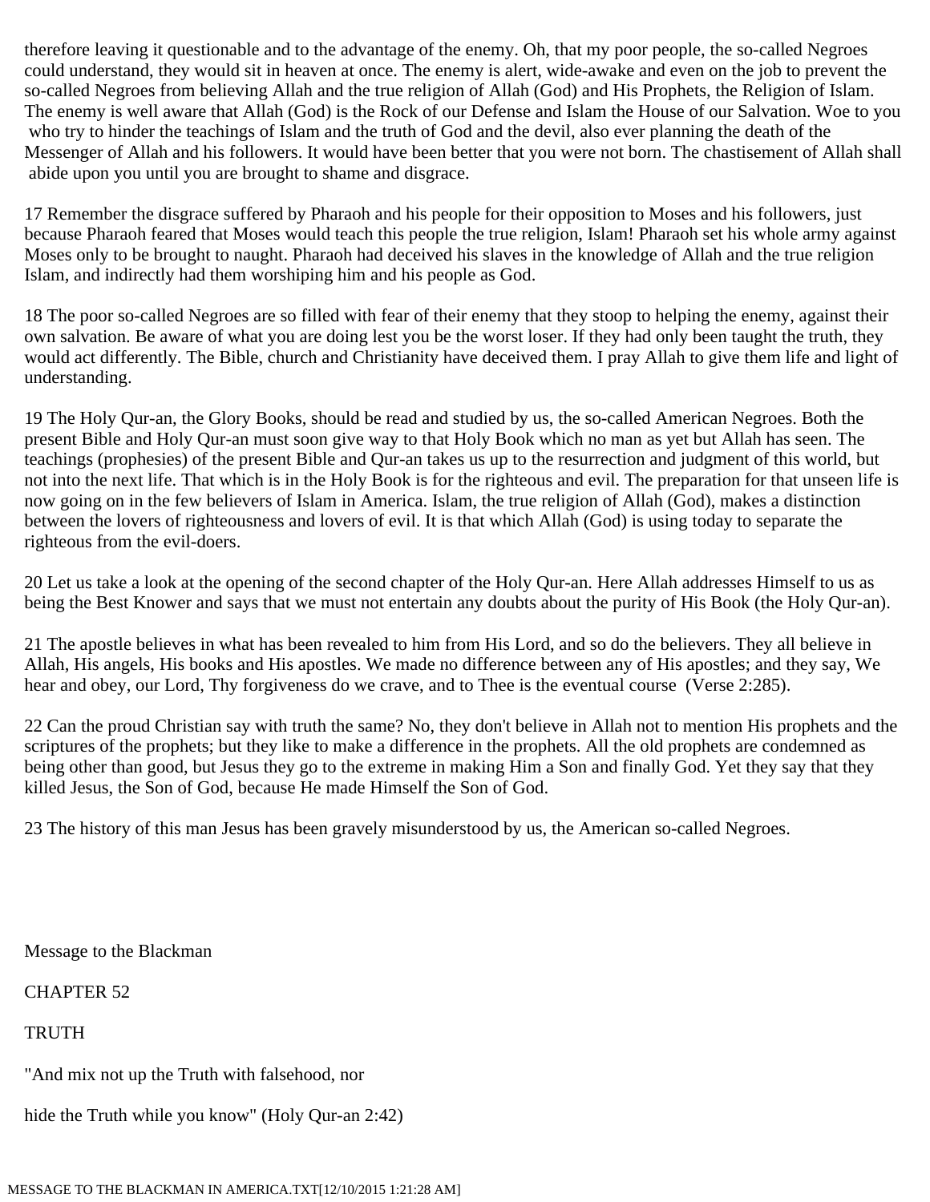therefore leaving it questionable and to the advantage of the enemy. Oh, that my poor people, the so-called Negroes could understand, they would sit in heaven at once. The enemy is alert, wide-awake and even on the job to prevent the so-called Negroes from believing Allah and the true religion of Allah (God) and His Prophets, the Religion of Islam. The enemy is well aware that Allah (God) is the Rock of our Defense and Islam the House of our Salvation. Woe to you who try to hinder the teachings of Islam and the truth of God and the devil, also ever planning the death of the Messenger of Allah and his followers. It would have been better that you were not born. The chastisement of Allah shall abide upon you until you are brought to shame and disgrace.

17 Remember the disgrace suffered by Pharaoh and his people for their opposition to Moses and his followers, just because Pharaoh feared that Moses would teach this people the true religion, Islam! Pharaoh set his whole army against Moses only to be brought to naught. Pharaoh had deceived his slaves in the knowledge of Allah and the true religion Islam, and indirectly had them worshiping him and his people as God.

18 The poor so-called Negroes are so filled with fear of their enemy that they stoop to helping the enemy, against their own salvation. Be aware of what you are doing lest you be the worst loser. If they had only been taught the truth, they would act differently. The Bible, church and Christianity have deceived them. I pray Allah to give them life and light of understanding.

19 The Holy Qur-an, the Glory Books, should be read and studied by us, the so-called American Negroes. Both the present Bible and Holy Qur-an must soon give way to that Holy Book which no man as yet but Allah has seen. The teachings (prophesies) of the present Bible and Qur-an takes us up to the resurrection and judgment of this world, but not into the next life. That which is in the Holy Book is for the righteous and evil. The preparation for that unseen life is now going on in the few believers of Islam in America. Islam, the true religion of Allah (God), makes a distinction between the lovers of righteousness and lovers of evil. It is that which Allah (God) is using today to separate the righteous from the evil-doers.

20 Let us take a look at the opening of the second chapter of the Holy Qur-an. Here Allah addresses Himself to us as being the Best Knower and says that we must not entertain any doubts about the purity of His Book (the Holy Qur-an).

21 The apostle believes in what has been revealed to him from His Lord, and so do the believers. They all believe in Allah, His angels, His books and His apostles. We made no difference between any of His apostles; and they say, We hear and obey, our Lord, Thy forgiveness do we crave, and to Thee is the eventual course (Verse 2:285).

22 Can the proud Christian say with truth the same? No, they don't believe in Allah not to mention His prophets and the scriptures of the prophets; but they like to make a difference in the prophets. All the old prophets are condemned as being other than good, but Jesus they go to the extreme in making Him a Son and finally God. Yet they say that they killed Jesus, the Son of God, because He made Himself the Son of God.

23 The history of this man Jesus has been gravely misunderstood by us, the American so-called Negroes.

Message to the Blackman

## CHAPTER 52

## TRUTH

"And mix not up the Truth with falsehood, nor

hide the Truth while you know" (Holy Qur-an 2:42)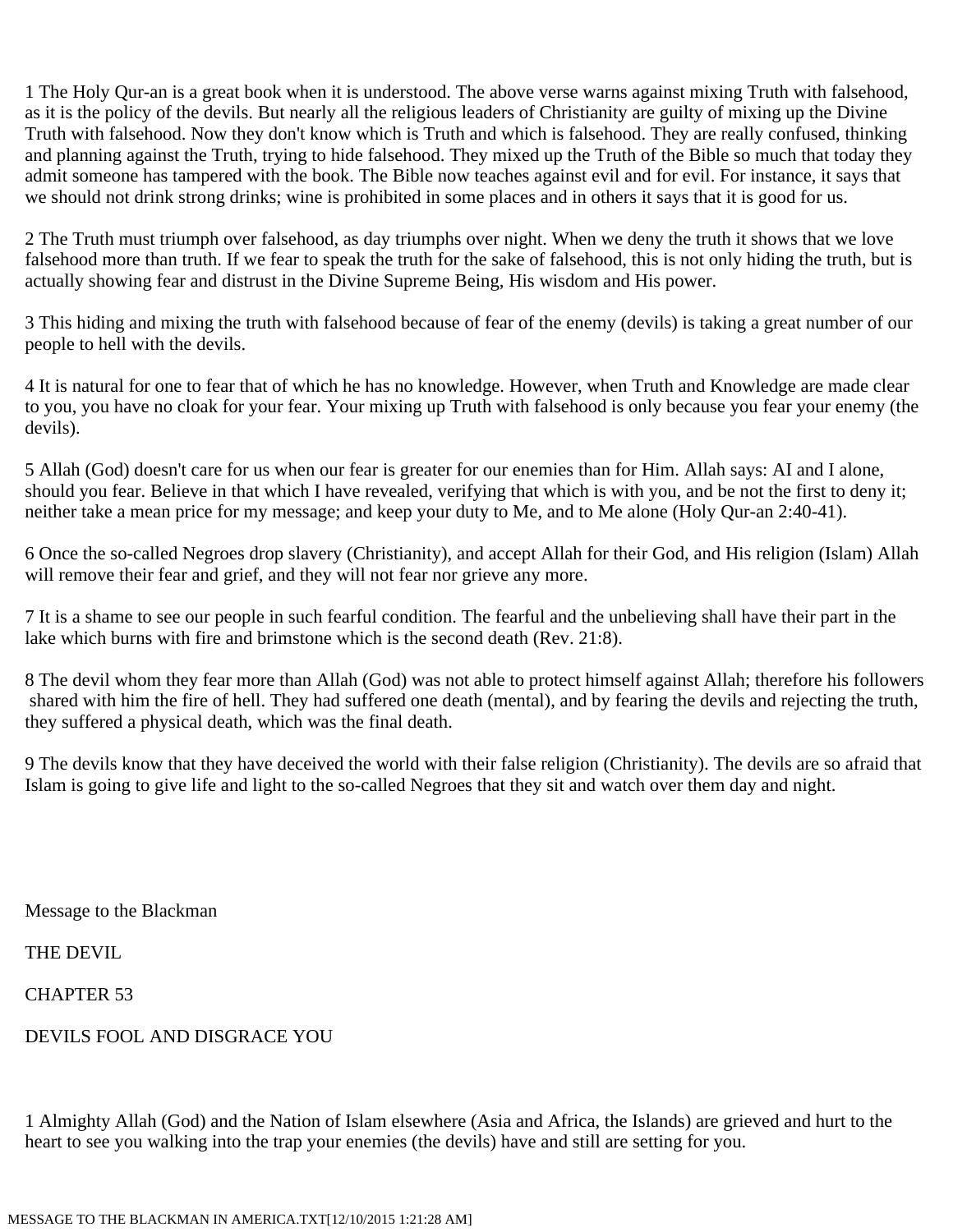1 The Holy Qur-an is a great book when it is understood. The above verse warns against mixing Truth with falsehood, as it is the policy of the devils. But nearly all the religious leaders of Christianity are guilty of mixing up the Divine Truth with falsehood. Now they don't know which is Truth and which is falsehood. They are really confused, thinking and planning against the Truth, trying to hide falsehood. They mixed up the Truth of the Bible so much that today they admit someone has tampered with the book. The Bible now teaches against evil and for evil. For instance, it says that we should not drink strong drinks; wine is prohibited in some places and in others it says that it is good for us.

2 The Truth must triumph over falsehood, as day triumphs over night. When we deny the truth it shows that we love falsehood more than truth. If we fear to speak the truth for the sake of falsehood, this is not only hiding the truth, but is actually showing fear and distrust in the Divine Supreme Being, His wisdom and His power.

3 This hiding and mixing the truth with falsehood because of fear of the enemy (devils) is taking a great number of our people to hell with the devils.

4 It is natural for one to fear that of which he has no knowledge. However, when Truth and Knowledge are made clear to you, you have no cloak for your fear. Your mixing up Truth with falsehood is only because you fear your enemy (the devils).

5 Allah (God) doesn't care for us when our fear is greater for our enemies than for Him. Allah says: AI and I alone, should you fear. Believe in that which I have revealed, verifying that which is with you, and be not the first to deny it; neither take a mean price for my message; and keep your duty to Me, and to Me alone (Holy Qur-an 2:40-41).

6 Once the so-called Negroes drop slavery (Christianity), and accept Allah for their God, and His religion (Islam) Allah will remove their fear and grief, and they will not fear nor grieve any more.

7 It is a shame to see our people in such fearful condition. The fearful and the unbelieving shall have their part in the lake which burns with fire and brimstone which is the second death (Rev. 21:8).

8 The devil whom they fear more than Allah (God) was not able to protect himself against Allah; therefore his followers shared with him the fire of hell. They had suffered one death (mental), and by fearing the devils and rejecting the truth, they suffered a physical death, which was the final death.

9 The devils know that they have deceived the world with their false religion (Christianity). The devils are so afraid that Islam is going to give life and light to the so-called Negroes that they sit and watch over them day and night.

Message to the Blackman

THE DEVIL

CHAPTER 53

## DEVILS FOOL AND DISGRACE YOU

1 Almighty Allah (God) and the Nation of Islam elsewhere (Asia and Africa, the Islands) are grieved and hurt to the heart to see you walking into the trap your enemies (the devils) have and still are setting for you.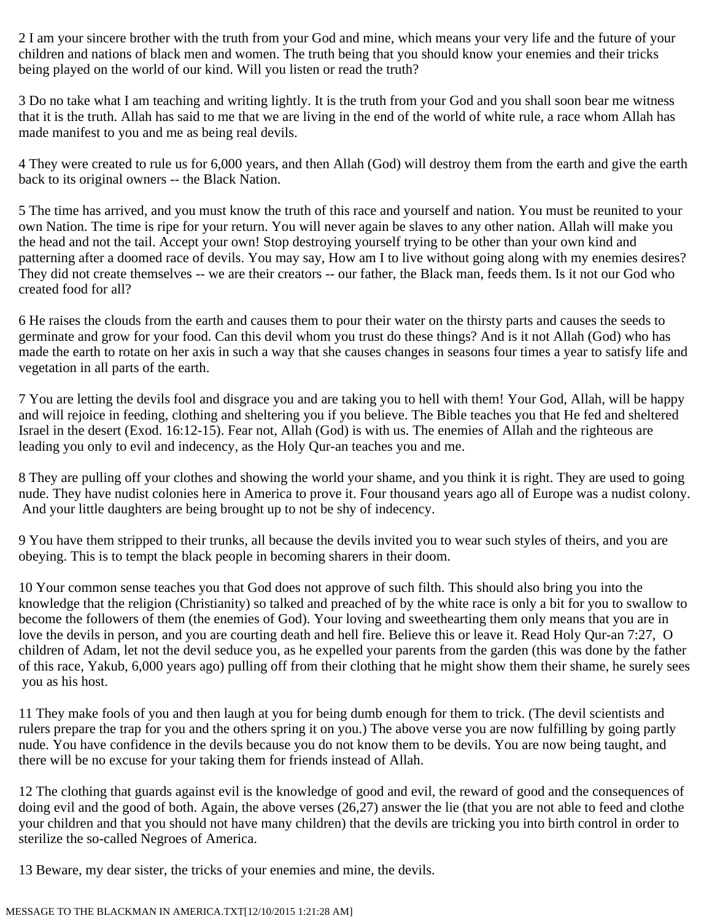2 I am your sincere brother with the truth from your God and mine, which means your very life and the future of your children and nations of black men and women. The truth being that you should know your enemies and their tricks being played on the world of our kind. Will you listen or read the truth?

3 Do no take what I am teaching and writing lightly. It is the truth from your God and you shall soon bear me witness that it is the truth. Allah has said to me that we are living in the end of the world of white rule, a race whom Allah has made manifest to you and me as being real devils.

4 They were created to rule us for 6,000 years, and then Allah (God) will destroy them from the earth and give the earth back to its original owners -- the Black Nation.

5 The time has arrived, and you must know the truth of this race and yourself and nation. You must be reunited to your own Nation. The time is ripe for your return. You will never again be slaves to any other nation. Allah will make you the head and not the tail. Accept your own! Stop destroying yourself trying to be other than your own kind and patterning after a doomed race of devils. You may say, How am I to live without going along with my enemies desires? They did not create themselves -- we are their creators -- our father, the Black man, feeds them. Is it not our God who created food for all?

6 He raises the clouds from the earth and causes them to pour their water on the thirsty parts and causes the seeds to germinate and grow for your food. Can this devil whom you trust do these things? And is it not Allah (God) who has made the earth to rotate on her axis in such a way that she causes changes in seasons four times a year to satisfy life and vegetation in all parts of the earth.

7 You are letting the devils fool and disgrace you and are taking you to hell with them! Your God, Allah, will be happy and will rejoice in feeding, clothing and sheltering you if you believe. The Bible teaches you that He fed and sheltered Israel in the desert (Exod. 16:12-15). Fear not, Allah (God) is with us. The enemies of Allah and the righteous are leading you only to evil and indecency, as the Holy Qur-an teaches you and me.

8 They are pulling off your clothes and showing the world your shame, and you think it is right. They are used to going nude. They have nudist colonies here in America to prove it. Four thousand years ago all of Europe was a nudist colony. And your little daughters are being brought up to not be shy of indecency.

9 You have them stripped to their trunks, all because the devils invited you to wear such styles of theirs, and you are obeying. This is to tempt the black people in becoming sharers in their doom.

10 Your common sense teaches you that God does not approve of such filth. This should also bring you into the knowledge that the religion (Christianity) so talked and preached of by the white race is only a bit for you to swallow to become the followers of them (the enemies of God). Your loving and sweethearting them only means that you are in love the devils in person, and you are courting death and hell fire. Believe this or leave it. Read Holy Qur-an 7:27, O children of Adam, let not the devil seduce you, as he expelled your parents from the garden (this was done by the father of this race, Yakub, 6,000 years ago) pulling off from their clothing that he might show them their shame, he surely sees you as his host.

11 They make fools of you and then laugh at you for being dumb enough for them to trick. (The devil scientists and rulers prepare the trap for you and the others spring it on you.) The above verse you are now fulfilling by going partly nude. You have confidence in the devils because you do not know them to be devils. You are now being taught, and there will be no excuse for your taking them for friends instead of Allah.

12 The clothing that guards against evil is the knowledge of good and evil, the reward of good and the consequences of doing evil and the good of both. Again, the above verses (26,27) answer the lie (that you are not able to feed and clothe your children and that you should not have many children) that the devils are tricking you into birth control in order to sterilize the so-called Negroes of America.

13 Beware, my dear sister, the tricks of your enemies and mine, the devils.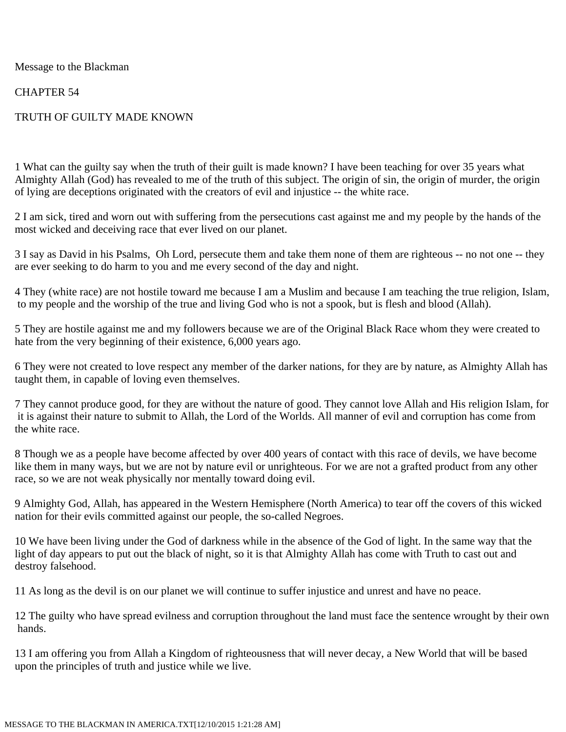Message to the Blackman

CHAPTER 54

TRUTH OF GUILTY MADE KNOWN

1 What can the guilty say when the truth of their guilt is made known? I have been teaching for over 35 years what Almighty Allah (God) has revealed to me of the truth of this subject. The origin of sin, the origin of murder, the origin of lying are deceptions originated with the creators of evil and injustice -- the white race.

2 I am sick, tired and worn out with suffering from the persecutions cast against me and my people by the hands of the most wicked and deceiving race that ever lived on our planet.

3 I say as David in his Psalms, Oh Lord, persecute them and take them none of them are righteous -- no not one -- they are ever seeking to do harm to you and me every second of the day and night.

4 They (white race) are not hostile toward me because I am a Muslim and because I am teaching the true religion, Islam, to my people and the worship of the true and living God who is not a spook, but is flesh and blood (Allah).

5 They are hostile against me and my followers because we are of the Original Black Race whom they were created to hate from the very beginning of their existence, 6,000 years ago.

6 They were not created to love respect any member of the darker nations, for they are by nature, as Almighty Allah has taught them, in capable of loving even themselves.

7 They cannot produce good, for they are without the nature of good. They cannot love Allah and His religion Islam, for it is against their nature to submit to Allah, the Lord of the Worlds. All manner of evil and corruption has come from the white race.

8 Though we as a people have become affected by over 400 years of contact with this race of devils, we have become like them in many ways, but we are not by nature evil or unrighteous. For we are not a grafted product from any other race, so we are not weak physically nor mentally toward doing evil.

9 Almighty God, Allah, has appeared in the Western Hemisphere (North America) to tear off the covers of this wicked nation for their evils committed against our people, the so-called Negroes.

10 We have been living under the God of darkness while in the absence of the God of light. In the same way that the light of day appears to put out the black of night, so it is that Almighty Allah has come with Truth to cast out and destroy falsehood.

11 As long as the devil is on our planet we will continue to suffer injustice and unrest and have no peace.

12 The guilty who have spread evilness and corruption throughout the land must face the sentence wrought by their own hands.

13 I am offering you from Allah a Kingdom of righteousness that will never decay, a New World that will be based upon the principles of truth and justice while we live.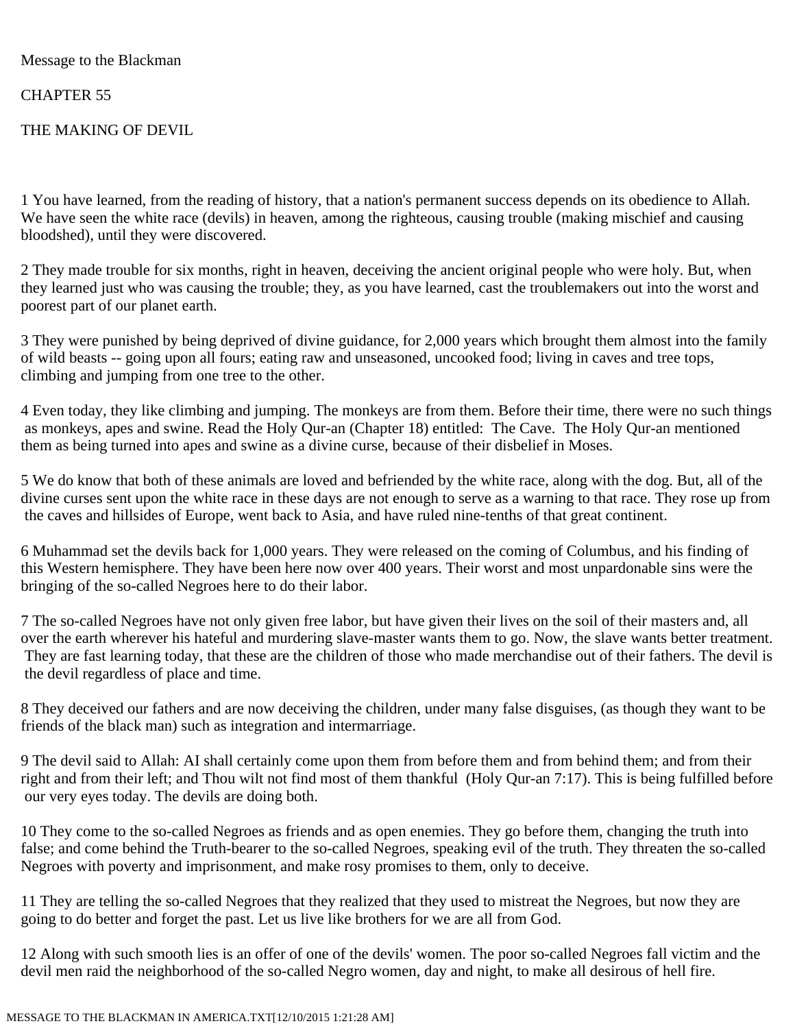Message to the Blackman

CHAPTER 55

THE MAKING OF DEVIL

1 You have learned, from the reading of history, that a nation's permanent success depends on its obedience to Allah. We have seen the white race (devils) in heaven, among the righteous, causing trouble (making mischief and causing bloodshed), until they were discovered.

2 They made trouble for six months, right in heaven, deceiving the ancient original people who were holy. But, when they learned just who was causing the trouble; they, as you have learned, cast the troublemakers out into the worst and poorest part of our planet earth.

3 They were punished by being deprived of divine guidance, for 2,000 years which brought them almost into the family of wild beasts -- going upon all fours; eating raw and unseasoned, uncooked food; living in caves and tree tops, climbing and jumping from one tree to the other.

4 Even today, they like climbing and jumping. The monkeys are from them. Before their time, there were no such things as monkeys, apes and swine. Read the Holy Qur-an (Chapter 18) entitled: The Cave. The Holy Qur-an mentioned them as being turned into apes and swine as a divine curse, because of their disbelief in Moses.

5 We do know that both of these animals are loved and befriended by the white race, along with the dog. But, all of the divine curses sent upon the white race in these days are not enough to serve as a warning to that race. They rose up from the caves and hillsides of Europe, went back to Asia, and have ruled nine-tenths of that great continent.

6 Muhammad set the devils back for 1,000 years. They were released on the coming of Columbus, and his finding of this Western hemisphere. They have been here now over 400 years. Their worst and most unpardonable sins were the bringing of the so-called Negroes here to do their labor.

7 The so-called Negroes have not only given free labor, but have given their lives on the soil of their masters and, all over the earth wherever his hateful and murdering slave-master wants them to go. Now, the slave wants better treatment. They are fast learning today, that these are the children of those who made merchandise out of their fathers. The devil is the devil regardless of place and time.

8 They deceived our fathers and are now deceiving the children, under many false disguises, (as though they want to be friends of the black man) such as integration and intermarriage.

9 The devil said to Allah: AI shall certainly come upon them from before them and from behind them; and from their right and from their left; and Thou wilt not find most of them thankful (Holy Qur-an 7:17). This is being fulfilled before our very eyes today. The devils are doing both.

10 They come to the so-called Negroes as friends and as open enemies. They go before them, changing the truth into false; and come behind the Truth-bearer to the so-called Negroes, speaking evil of the truth. They threaten the so-called Negroes with poverty and imprisonment, and make rosy promises to them, only to deceive.

11 They are telling the so-called Negroes that they realized that they used to mistreat the Negroes, but now they are going to do better and forget the past. Let us live like brothers for we are all from God.

12 Along with such smooth lies is an offer of one of the devils' women. The poor so-called Negroes fall victim and the devil men raid the neighborhood of the so-called Negro women, day and night, to make all desirous of hell fire.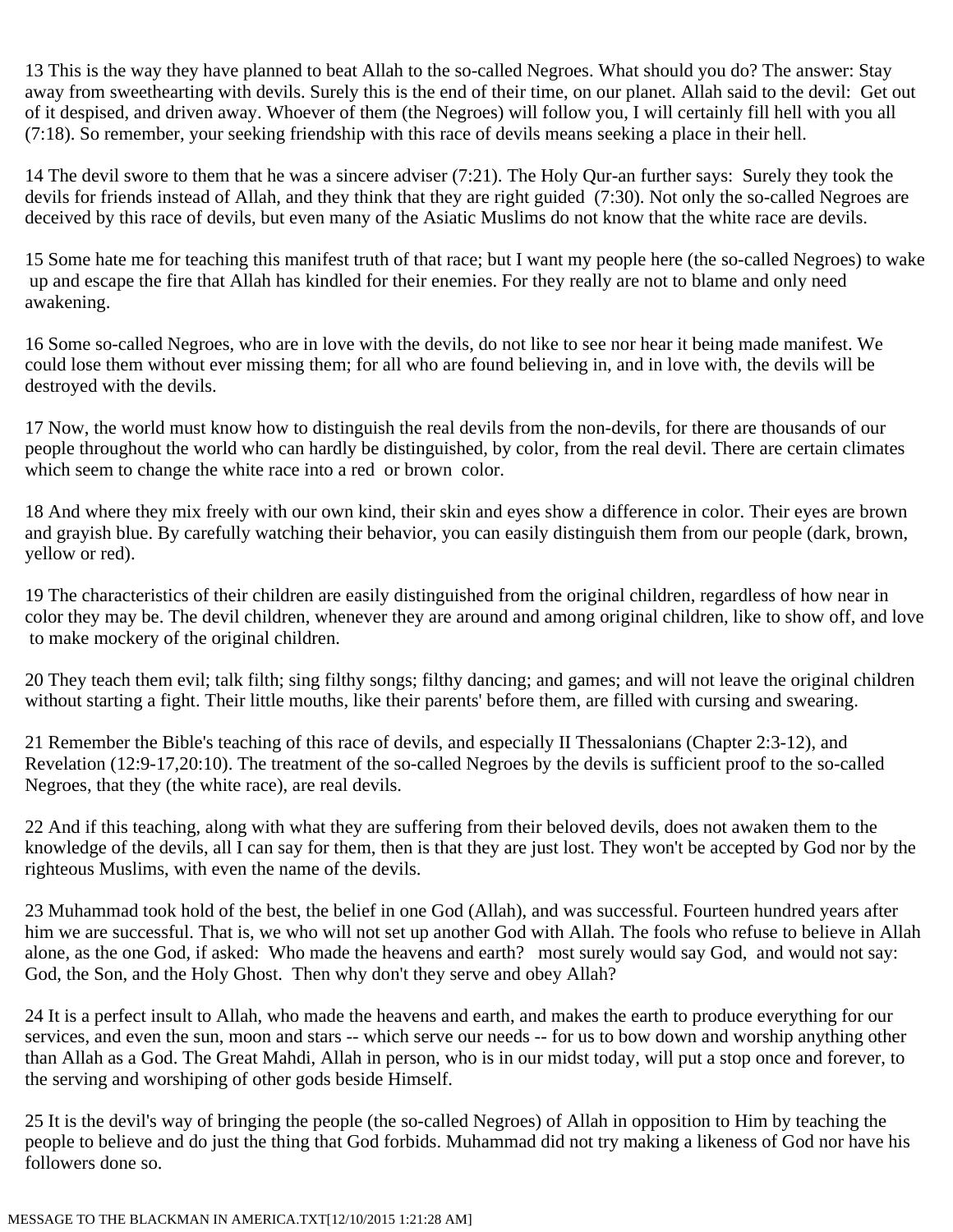13 This is the way they have planned to beat Allah to the so-called Negroes. What should you do? The answer: Stay away from sweethearting with devils. Surely this is the end of their time, on our planet. Allah said to the devil:  Get out of it despised, and driven away. Whoever of them (the Negroes) will follow you, I will certainly fill hell with you all (7:18). So remember, your seeking friendship with this race of devils means seeking a place in their hell.

14 The devil swore to them that he was a sincere adviser (7:21). The Holy Qur-an further says:  Surely they took the devils for friends instead of Allah, and they think that they are right guided  (7:30). Not only the so-called Negroes are deceived by this race of devils, but even many of the Asiatic Muslims do not know that the white race are devils.

15 Some hate me for teaching this manifest truth of that race; but I want my people here (the so-called Negroes) to wake up and escape the fire that Allah has kindled for their enemies. For they really are not to blame and only need awakening.

16 Some so-called Negroes, who are in love with the devils, do not like to see nor hear it being made manifest. We could lose them without ever missing them; for all who are found believing in, and in love with, the devils will be destroyed with the devils.

17 Now, the world must know how to distinguish the real devils from the non-devils, for there are thousands of our people throughout the world who can hardly be distinguished, by color, from the real devil. There are certain climates which seem to change the white race into a red  or brown  color.

18 And where they mix freely with our own kind, their skin and eyes show a difference in color. Their eyes are brown and grayish blue. By carefully watching their behavior, you can easily distinguish them from our people (dark, brown, yellow or red).

19 The characteristics of their children are easily distinguished from the original children, regardless of how near in color they may be. The devil children, whenever they are around and among original children, like to show off, and love to make mockery of the original children.

20 They teach them evil; talk filth; sing filthy songs; filthy dancing; and games; and will not leave the original children without starting a fight. Their little mouths, like their parents' before them, are filled with cursing and swearing.

21 Remember the Bible's teaching of this race of devils, and especially II Thessalonians (Chapter 2:3-12), and Revelation (12:9-17,20:10). The treatment of the so-called Negroes by the devils is sufficient proof to the so-called Negroes, that they (the white race), are real devils.

22 And if this teaching, along with what they are suffering from their beloved devils, does not awaken them to the knowledge of the devils, all I can say for them, then is that they are just lost. They won't be accepted by God nor by the righteous Muslims, with even the name of the devils.

23 Muhammad took hold of the best, the belief in one God (Allah), and was successful. Fourteen hundred years after him we are successful. That is, we who will not set up another God with Allah. The fools who refuse to believe in Allah alone, as the one God, if asked:  Who made the heavens and earth?   most surely would say God,  and would not say: God, the Son, and the Holy Ghost.  Then why don't they serve and obey Allah?

24 It is a perfect insult to Allah, who made the heavens and earth, and makes the earth to produce everything for our services, and even the sun, moon and stars -- which serve our needs -- for us to bow down and worship anything other than Allah as a God. The Great Mahdi, Allah in person, who is in our midst today, will put a stop once and forever, to the serving and worshiping of other gods beside Himself.

25 It is the devil's way of bringing the people (the so-called Negroes) of Allah in opposition to Him by teaching the people to believe and do just the thing that God forbids. Muhammad did not try making a likeness of God nor have his followers done so.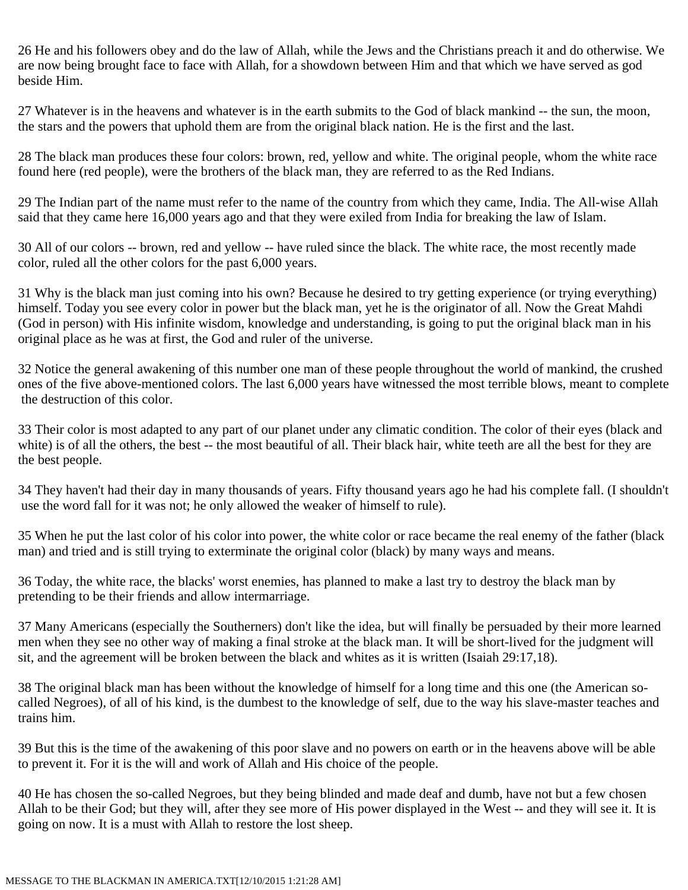26 He and his followers obey and do the law of Allah, while the Jews and the Christians preach it and do otherwise. We are now being brought face to face with Allah, for a showdown between Him and that which we have served as god beside Him.

27 Whatever is in the heavens and whatever is in the earth submits to the God of black mankind -- the sun, the moon, the stars and the powers that uphold them are from the original black nation. He is the first and the last.

28 The black man produces these four colors: brown, red, yellow and white. The original people, whom the white race found here (red people), were the brothers of the black man, they are referred to as the Red Indians.

29 The Indian part of the name must refer to the name of the country from which they came, India. The All-wise Allah said that they came here 16,000 years ago and that they were exiled from India for breaking the law of Islam.

30 All of our colors -- brown, red and yellow -- have ruled since the black. The white race, the most recently made color, ruled all the other colors for the past 6,000 years.

31 Why is the black man just coming into his own? Because he desired to try getting experience (or trying everything) himself. Today you see every color in power but the black man, yet he is the originator of all. Now the Great Mahdi (God in person) with His infinite wisdom, knowledge and understanding, is going to put the original black man in his original place as he was at first, the God and ruler of the universe.

32 Notice the general awakening of this number one man of these people throughout the world of mankind, the crushed ones of the five above-mentioned colors. The last 6,000 years have witnessed the most terrible blows, meant to complete the destruction of this color.

33 Their color is most adapted to any part of our planet under any climatic condition. The color of their eyes (black and white) is of all the others, the best -- the most beautiful of all. Their black hair, white teeth are all the best for they are the best people.

34 They haven't had their day in many thousands of years. Fifty thousand years ago he had his complete fall. (I shouldn't use the word fall for it was not; he only allowed the weaker of himself to rule).

35 When he put the last color of his color into power, the white color or race became the real enemy of the father (black man) and tried and is still trying to exterminate the original color (black) by many ways and means.

36 Today, the white race, the blacks' worst enemies, has planned to make a last try to destroy the black man by pretending to be their friends and allow intermarriage.

37 Many Americans (especially the Southerners) don't like the idea, but will finally be persuaded by their more learned men when they see no other way of making a final stroke at the black man. It will be short-lived for the judgment will sit, and the agreement will be broken between the black and whites as it is written (Isaiah 29:17,18).

38 The original black man has been without the knowledge of himself for a long time and this one (the American so-called Negroes), of all of his kind, is the dumbest to the knowledge of self, due to the way his slave-master teaches and trains him.

39 But this is the time of the awakening of this poor slave and no powers on earth or in the heavens above will be able to prevent it. For it is the will and work of Allah and His choice of the people.

40 He has chosen the so-called Negroes, but they being blinded and made deaf and dumb, have not but a few chosen Allah to be their God; but they will, after they see more of His power displayed in the West -- and they will see it. It is going on now. It is a must with Allah to restore the lost sheep.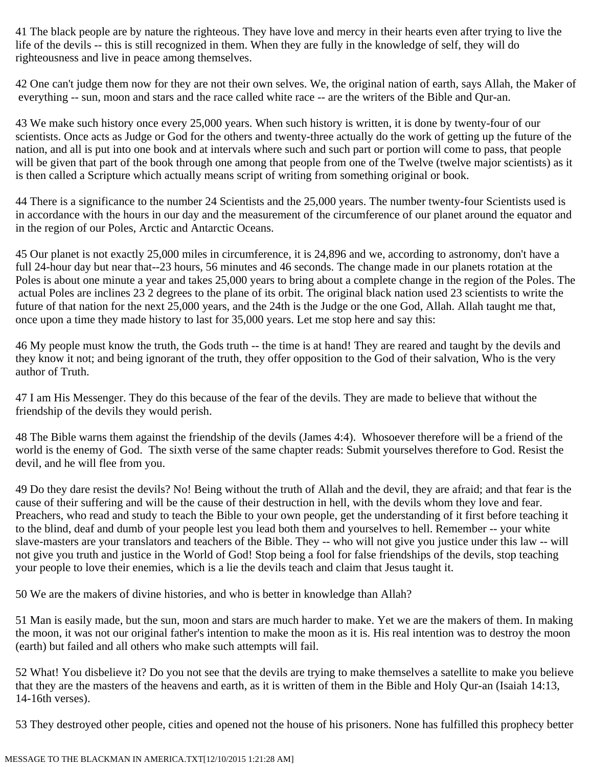41 The black people are by nature the righteous. They have love and mercy in their hearts even after trying to live the life of the devils -- this is still recognized in them. When they are fully in the knowledge of self, they will do righteousness and live in peace among themselves.

42 One can't judge them now for they are not their own selves. We, the original nation of earth, says Allah, the Maker of everything -- sun, moon and stars and the race called white race -- are the writers of the Bible and Qur-an.

43 We make such history once every 25,000 years. When such history is written, it is done by twenty-four of our scientists. Once acts as Judge or God for the others and twenty-three actually do the work of getting up the future of the nation, and all is put into one book and at intervals where such and such part or portion will come to pass, that people will be given that part of the book through one among that people from one of the Twelve (twelve major scientists) as it is then called a Scripture which actually means script of writing from something original or book.

44 There is a significance to the number 24 Scientists and the 25,000 years. The number twenty-four Scientists used is in accordance with the hours in our day and the measurement of the circumference of our planet around the equator and in the region of our Poles, Arctic and Antarctic Oceans.

45 Our planet is not exactly 25,000 miles in circumference, it is 24,896 and we, according to astronomy, don't have a full 24-hour day but near that--23 hours, 56 minutes and 46 seconds. The change made in our planets rotation at the Poles is about one minute a year and takes 25,000 years to bring about a complete change in the region of the Poles. The actual Poles are inclines 23 2 degrees to the plane of its orbit. The original black nation used 23 scientists to write the future of that nation for the next 25,000 years, and the 24th is the Judge or the one God, Allah. Allah taught me that, once upon a time they made history to last for 35,000 years. Let me stop here and say this:

46 My people must know the truth, the Gods truth -- the time is at hand! They are reared and taught by the devils and they know it not; and being ignorant of the truth, they offer opposition to the God of their salvation, Who is the very author of Truth.

47 I am His Messenger. They do this because of the fear of the devils. They are made to believe that without the friendship of the devils they would perish.

48 The Bible warns them against the friendship of the devils (James 4:4). Whosoever therefore will be a friend of the world is the enemy of God. The sixth verse of the same chapter reads: Submit yourselves therefore to God. Resist the devil, and he will flee from you.

49 Do they dare resist the devils? No! Being without the truth of Allah and the devil, they are afraid; and that fear is the cause of their suffering and will be the cause of their destruction in hell, with the devils whom they love and fear. Preachers, who read and study to teach the Bible to your own people, get the understanding of it first before teaching it to the blind, deaf and dumb of your people lest you lead both them and yourselves to hell. Remember -- your white slave-masters are your translators and teachers of the Bible. They -- who will not give you justice under this law -- will not give you truth and justice in the World of God! Stop being a fool for false friendships of the devils, stop teaching your people to love their enemies, which is a lie the devils teach and claim that Jesus taught it.

50 We are the makers of divine histories, and who is better in knowledge than Allah?

51 Man is easily made, but the sun, moon and stars are much harder to make. Yet we are the makers of them. In making the moon, it was not our original father's intention to make the moon as it is. His real intention was to destroy the moon (earth) but failed and all others who make such attempts will fail.

52 What! You disbelieve it? Do you not see that the devils are trying to make themselves a satellite to make you believe that they are the masters of the heavens and earth, as it is written of them in the Bible and Holy Qur-an (Isaiah 14:13, 14-16th verses).

53 They destroyed other people, cities and opened not the house of his prisoners. None has fulfilled this prophecy better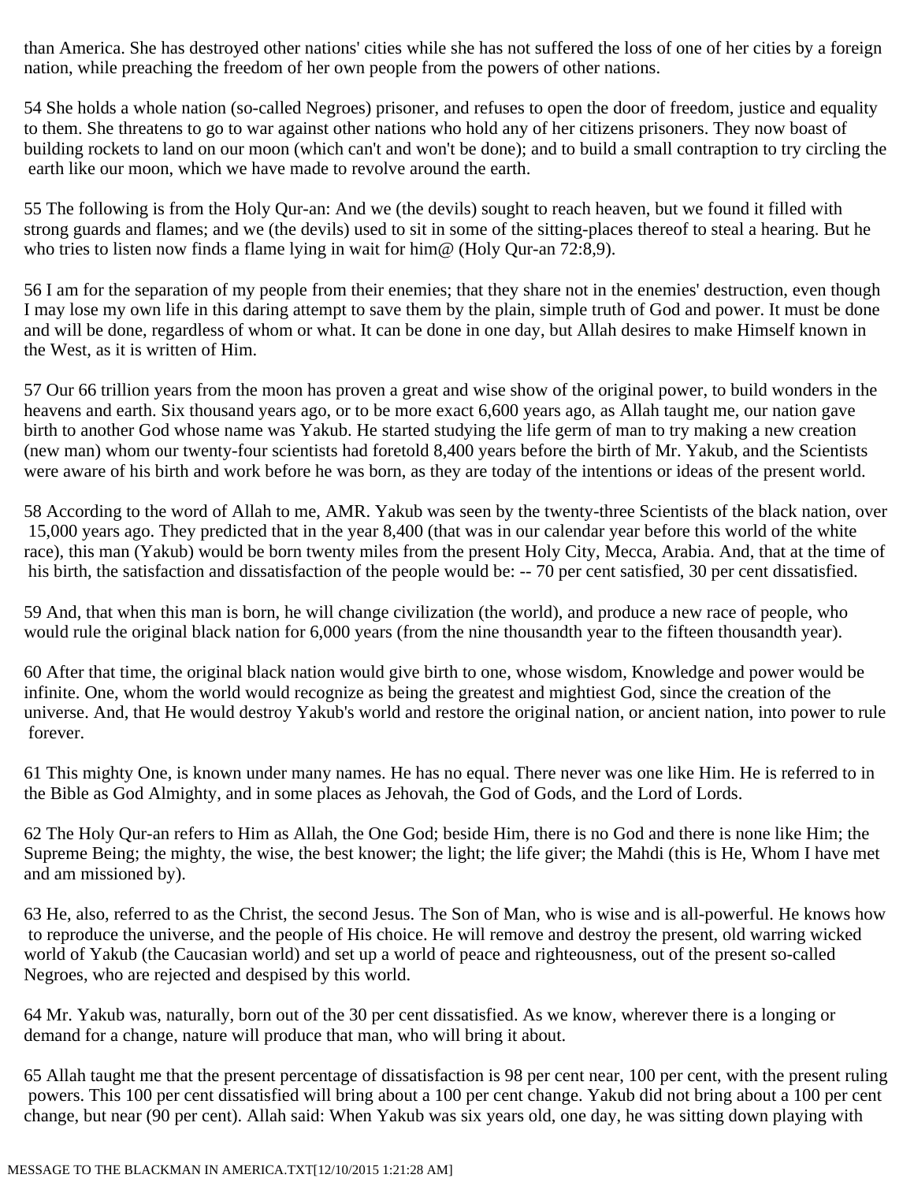than America. She has destroyed other nations' cities while she has not suffered the loss of one of her cities by a foreign nation, while preaching the freedom of her own people from the powers of other nations.

54 She holds a whole nation (so-called Negroes) prisoner, and refuses to open the door of freedom, justice and equality to them. She threatens to go to war against other nations who hold any of her citizens prisoners. They now boast of building rockets to land on our moon (which can't and won't be done); and to build a small contraption to try circling the earth like our moon, which we have made to revolve around the earth.

55 The following is from the Holy Qur-an: And we (the devils) sought to reach heaven, but we found it filled with strong guards and flames; and we (the devils) used to sit in some of the sitting-places thereof to steal a hearing. But he who tries to listen now finds a flame lying in wait for him@ (Holy Qur-an 72:8,9).

56 I am for the separation of my people from their enemies; that they share not in the enemies' destruction, even though I may lose my own life in this daring attempt to save them by the plain, simple truth of God and power. It must be done and will be done, regardless of whom or what. It can be done in one day, but Allah desires to make Himself known in the West, as it is written of Him.

57 Our 66 trillion years from the moon has proven a great and wise show of the original power, to build wonders in the heavens and earth. Six thousand years ago, or to be more exact 6,600 years ago, as Allah taught me, our nation gave birth to another God whose name was Yakub. He started studying the life germ of man to try making a new creation (new man) whom our twenty-four scientists had foretold 8,400 years before the birth of Mr. Yakub, and the Scientists were aware of his birth and work before he was born, as they are today of the intentions or ideas of the present world.

58 According to the word of Allah to me, AMR. Yakub was seen by the twenty-three Scientists of the black nation, over 15,000 years ago. They predicted that in the year 8,400 (that was in our calendar year before this world of the white race), this man (Yakub) would be born twenty miles from the present Holy City, Mecca, Arabia. And, that at the time of his birth, the satisfaction and dissatisfaction of the people would be: -- 70 per cent satisfied, 30 per cent dissatisfied.

59 And, that when this man is born, he will change civilization (the world), and produce a new race of people, who would rule the original black nation for 6,000 years (from the nine thousandth year to the fifteen thousandth year).

60 After that time, the original black nation would give birth to one, whose wisdom, Knowledge and power would be infinite. One, whom the world would recognize as being the greatest and mightiest God, since the creation of the universe. And, that He would destroy Yakub's world and restore the original nation, or ancient nation, into power to rule forever.

61 This mighty One, is known under many names. He has no equal. There never was one like Him. He is referred to in the Bible as God Almighty, and in some places as Jehovah, the God of Gods, and the Lord of Lords.

62 The Holy Qur-an refers to Him as Allah, the One God; beside Him, there is no God and there is none like Him; the Supreme Being; the mighty, the wise, the best knower; the light; the life giver; the Mahdi (this is He, Whom I have met and am missioned by).

63 He, also, referred to as the Christ, the second Jesus. The Son of Man, who is wise and is all-powerful. He knows how to reproduce the universe, and the people of His choice. He will remove and destroy the present, old warring wicked world of Yakub (the Caucasian world) and set up a world of peace and righteousness, out of the present so-called Negroes, who are rejected and despised by this world.

64 Mr. Yakub was, naturally, born out of the 30 per cent dissatisfied. As we know, wherever there is a longing or demand for a change, nature will produce that man, who will bring it about.

65 Allah taught me that the present percentage of dissatisfaction is 98 per cent near, 100 per cent, with the present ruling powers. This 100 per cent dissatisfied will bring about a 100 per cent change. Yakub did not bring about a 100 per cent change, but near (90 per cent). Allah said: When Yakub was six years old, one day, he was sitting down playing with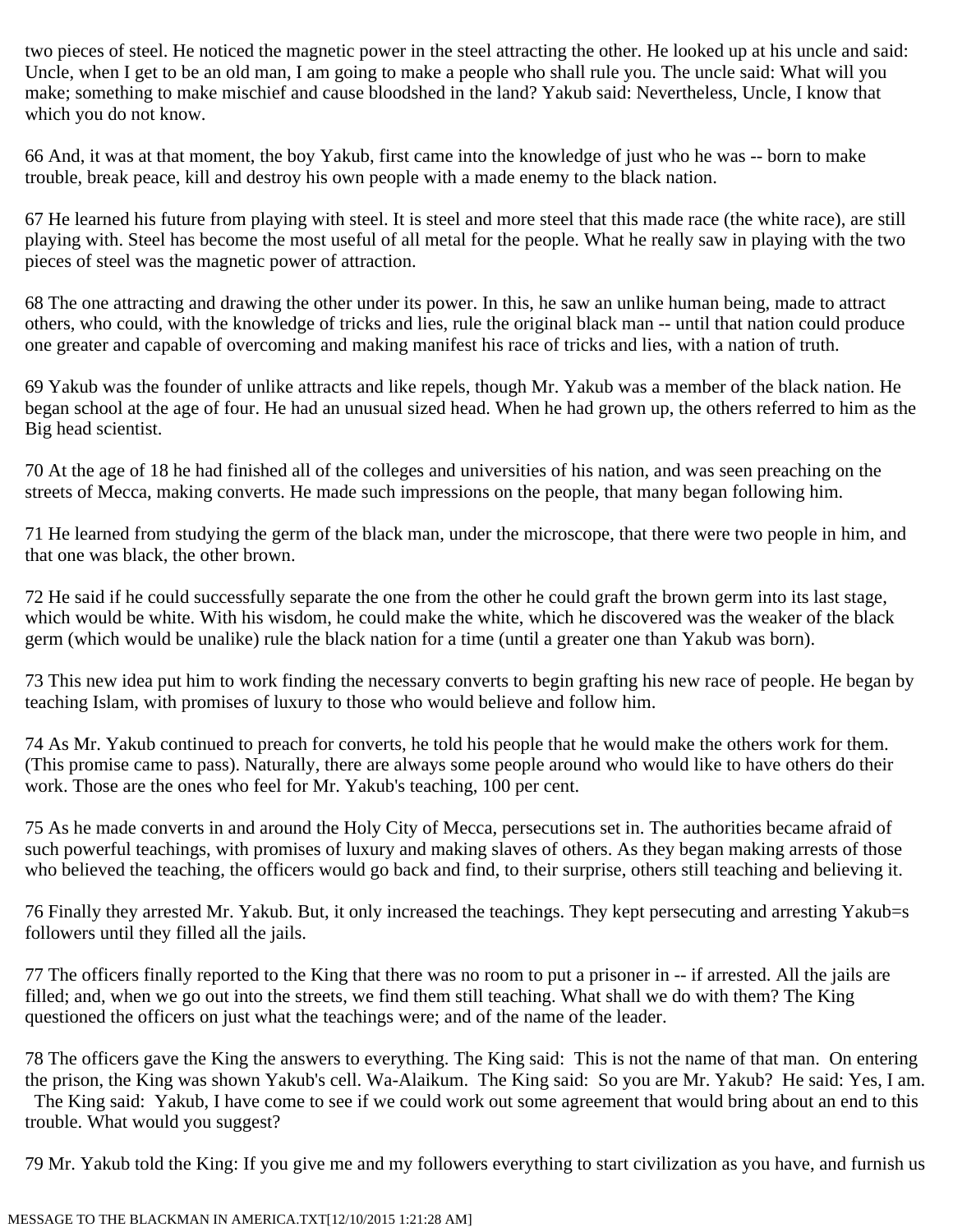two pieces of steel. He noticed the magnetic power in the steel attracting the other. He looked up at his uncle and said: Uncle, when I get to be an old man, I am going to make a people who shall rule you. The uncle said: What will you make; something to make mischief and cause bloodshed in the land? Yakub said: Nevertheless, Uncle, I know that which you do not know.

66 And, it was at that moment, the boy Yakub, first came into the knowledge of just who he was -- born to make trouble, break peace, kill and destroy his own people with a made enemy to the black nation.

67 He learned his future from playing with steel. It is steel and more steel that this made race (the white race), are still playing with. Steel has become the most useful of all metal for the people. What he really saw in playing with the two pieces of steel was the magnetic power of attraction.

68 The one attracting and drawing the other under its power. In this, he saw an unlike human being, made to attract others, who could, with the knowledge of tricks and lies, rule the original black man -- until that nation could produce one greater and capable of overcoming and making manifest his race of tricks and lies, with a nation of truth.

69 Yakub was the founder of unlike attracts and like repels, though Mr. Yakub was a member of the black nation. He began school at the age of four. He had an unusual sized head. When he had grown up, the others referred to him as the Big head scientist.

70 At the age of 18 he had finished all of the colleges and universities of his nation, and was seen preaching on the streets of Mecca, making converts. He made such impressions on the people, that many began following him.

71 He learned from studying the germ of the black man, under the microscope, that there were two people in him, and that one was black, the other brown.

72 He said if he could successfully separate the one from the other he could graft the brown germ into its last stage, which would be white. With his wisdom, he could make the white, which he discovered was the weaker of the black germ (which would be unalike) rule the black nation for a time (until a greater one than Yakub was born).

73 This new idea put him to work finding the necessary converts to begin grafting his new race of people. He began by teaching Islam, with promises of luxury to those who would believe and follow him.

74 As Mr. Yakub continued to preach for converts, he told his people that he would make the others work for them. (This promise came to pass). Naturally, there are always some people around who would like to have others do their work. Those are the ones who feel for Mr. Yakub's teaching, 100 per cent.

75 As he made converts in and around the Holy City of Mecca, persecutions set in. The authorities became afraid of such powerful teachings, with promises of luxury and making slaves of others. As they began making arrests of those who believed the teaching, the officers would go back and find, to their surprise, others still teaching and believing it.

76 Finally they arrested Mr. Yakub. But, it only increased the teachings. They kept persecuting and arresting Yakub=s followers until they filled all the jails.

77 The officers finally reported to the King that there was no room to put a prisoner in -- if arrested. All the jails are filled; and, when we go out into the streets, we find them still teaching. What shall we do with them? The King questioned the officers on just what the teachings were; and of the name of the leader.

78 The officers gave the King the answers to everything. The King said: This is not the name of that man. On entering the prison, the King was shown Yakub's cell. Wa-Alaikum. The King said: So you are Mr. Yakub? He said: Yes, I am. The King said: Yakub, I have come to see if we could work out some agreement that would bring about an end to this trouble. What would you suggest?

79 Mr. Yakub told the King: If you give me and my followers everything to start civilization as you have, and furnish us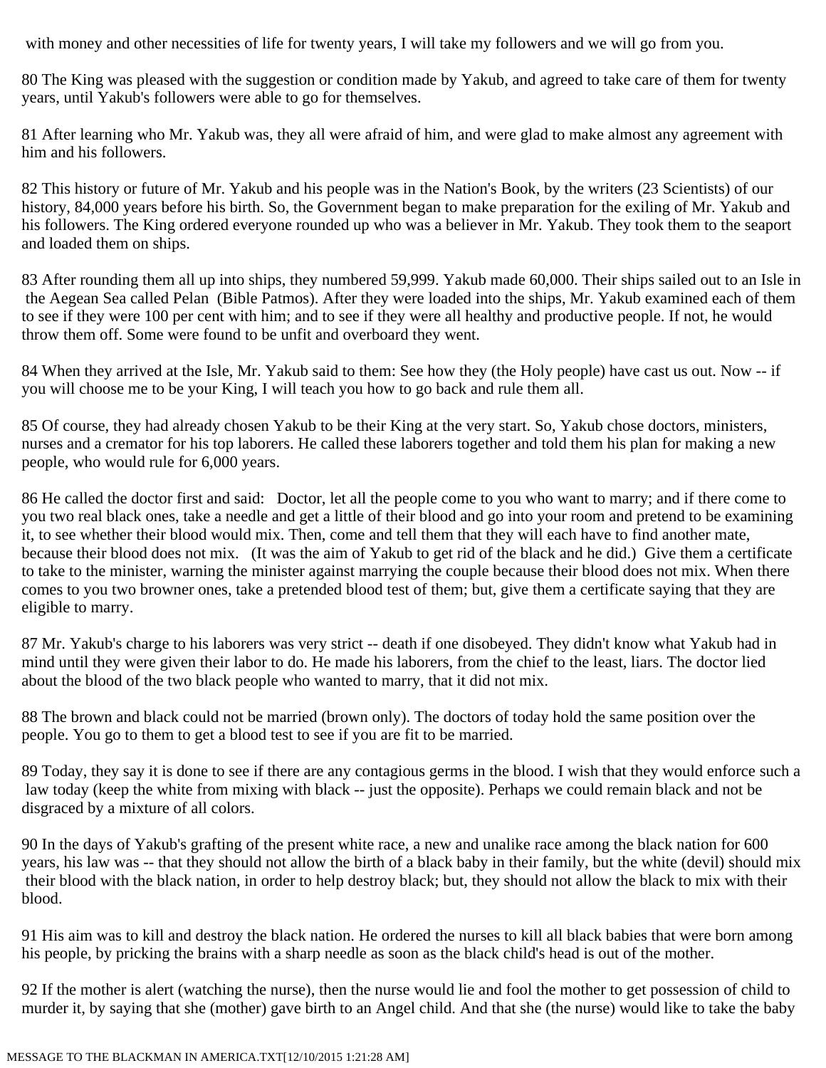with money and other necessities of life for twenty years, I will take my followers and we will go from you.

80 The King was pleased with the suggestion or condition made by Yakub, and agreed to take care of them for twenty years, until Yakub's followers were able to go for themselves.

81 After learning who Mr. Yakub was, they all were afraid of him, and were glad to make almost any agreement with him and his followers.

82 This history or future of Mr. Yakub and his people was in the Nation's Book, by the writers (23 Scientists) of our history, 84,000 years before his birth. So, the Government began to make preparation for the exiling of Mr. Yakub and his followers. The King ordered everyone rounded up who was a believer in Mr. Yakub. They took them to the seaport and loaded them on ships.

83 After rounding them all up into ships, they numbered 59,999. Yakub made 60,000. Their ships sailed out to an Isle in the Aegean Sea called Pelan (Bible Patmos). After they were loaded into the ships, Mr. Yakub examined each of them to see if they were 100 per cent with him; and to see if they were all healthy and productive people. If not, he would throw them off. Some were found to be unfit and overboard they went.

84 When they arrived at the Isle, Mr. Yakub said to them: See how they (the Holy people) have cast us out. Now -- if you will choose me to be your King, I will teach you how to go back and rule them all.

85 Of course, they had already chosen Yakub to be their King at the very start. So, Yakub chose doctors, ministers, nurses and a cremator for his top laborers. He called these laborers together and told them his plan for making a new people, who would rule for 6,000 years.

86 He called the doctor first and said: Doctor, let all the people come to you who want to marry; and if there come to you two real black ones, take a needle and get a little of their blood and go into your room and pretend to be examining it, to see whether their blood would mix. Then, come and tell them that they will each have to find another mate, because their blood does not mix. (It was the aim of Yakub to get rid of the black and he did.) Give them a certificate to take to the minister, warning the minister against marrying the couple because their blood does not mix. When there comes to you two browner ones, take a pretended blood test of them; but, give them a certificate saying that they are eligible to marry.

87 Mr. Yakub's charge to his laborers was very strict -- death if one disobeyed. They didn't know what Yakub had in mind until they were given their labor to do. He made his laborers, from the chief to the least, liars. The doctor lied about the blood of the two black people who wanted to marry, that it did not mix.

88 The brown and black could not be married (brown only). The doctors of today hold the same position over the people. You go to them to get a blood test to see if you are fit to be married.

89 Today, they say it is done to see if there are any contagious germs in the blood. I wish that they would enforce such a law today (keep the white from mixing with black -- just the opposite). Perhaps we could remain black and not be disgraced by a mixture of all colors.

90 In the days of Yakub's grafting of the present white race, a new and unalike race among the black nation for 600 years, his law was -- that they should not allow the birth of a black baby in their family, but the white (devil) should mix their blood with the black nation, in order to help destroy black; but, they should not allow the black to mix with their blood.

91 His aim was to kill and destroy the black nation. He ordered the nurses to kill all black babies that were born among his people, by pricking the brains with a sharp needle as soon as the black child's head is out of the mother.

92 If the mother is alert (watching the nurse), then the nurse would lie and fool the mother to get possession of child to murder it, by saying that she (mother) gave birth to an Angel child. And that she (the nurse) would like to take the baby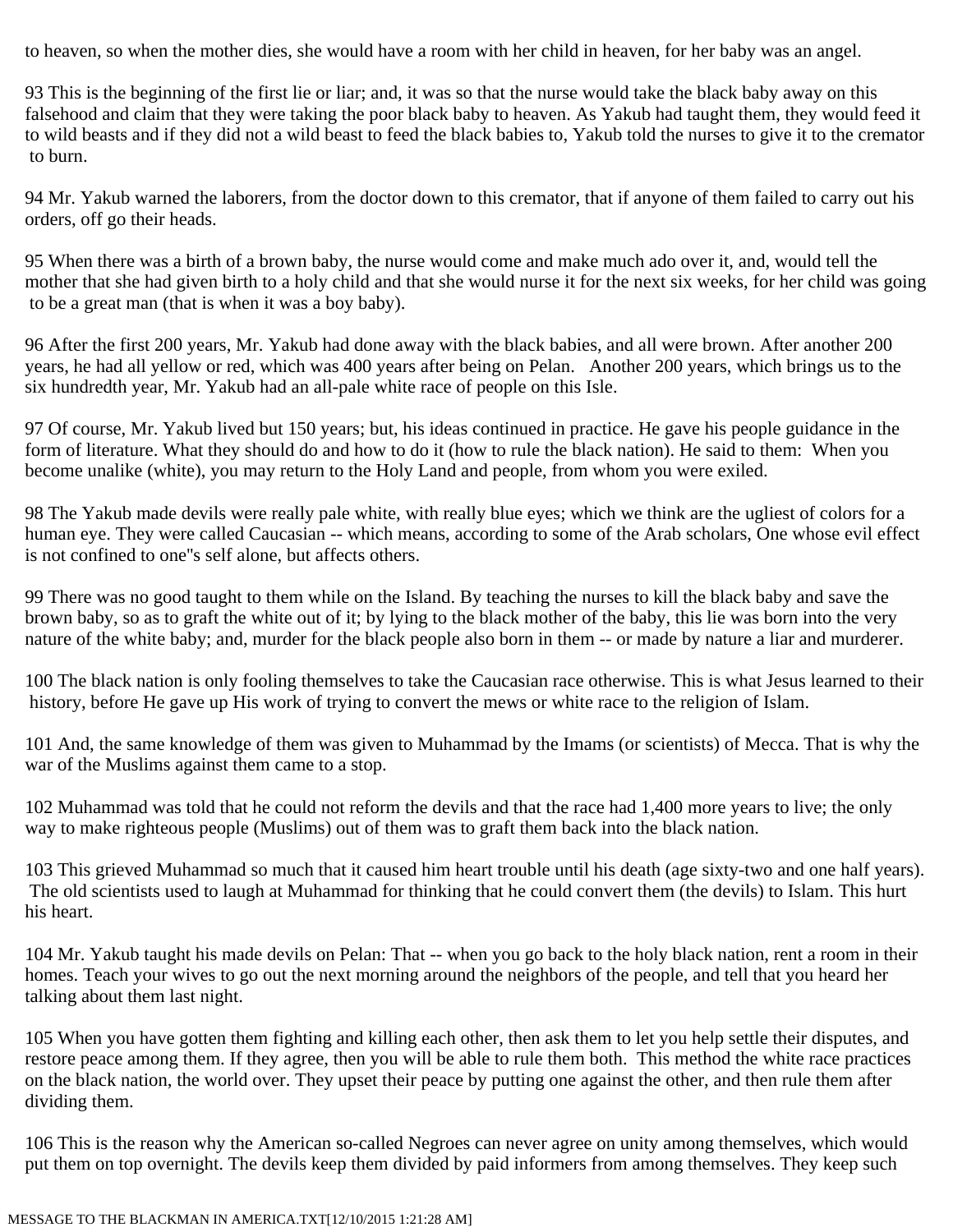to heaven, so when the mother dies, she would have a room with her child in heaven, for her baby was an angel.

93 This is the beginning of the first lie or liar; and, it was so that the nurse would take the black baby away on this falsehood and claim that they were taking the poor black baby to heaven. As Yakub had taught them, they would feed it to wild beasts and if they did not a wild beast to feed the black babies to, Yakub told the nurses to give it to the cremator to burn.

94 Mr. Yakub warned the laborers, from the doctor down to this cremator, that if anyone of them failed to carry out his orders, off go their heads.

95 When there was a birth of a brown baby, the nurse would come and make much ado over it, and, would tell the mother that she had given birth to a holy child and that she would nurse it for the next six weeks, for her child was going to be a great man (that is when it was a boy baby).

96 After the first 200 years, Mr. Yakub had done away with the black babies, and all were brown. After another 200 years, he had all yellow or red, which was 400 years after being on Pelan. Another 200 years, which brings us to the six hundredth year, Mr. Yakub had an all-pale white race of people on this Isle.

97 Of course, Mr. Yakub lived but 150 years; but, his ideas continued in practice. He gave his people guidance in the form of literature. What they should do and how to do it (how to rule the black nation). He said to them: When you become unalike (white), you may return to the Holy Land and people, from whom you were exiled.

98 The Yakub made devils were really pale white, with really blue eyes; which we think are the ugliest of colors for a human eye. They were called Caucasian -- which means, according to some of the Arab scholars, One whose evil effect is not confined to one''s self alone, but affects others.

99 There was no good taught to them while on the Island. By teaching the nurses to kill the black baby and save the brown baby, so as to graft the white out of it; by lying to the black mother of the baby, this lie was born into the very nature of the white baby; and, murder for the black people also born in them -- or made by nature a liar and murderer.

100 The black nation is only fooling themselves to take the Caucasian race otherwise. This is what Jesus learned to their history, before He gave up His work of trying to convert the mews or white race to the religion of Islam.

101 And, the same knowledge of them was given to Muhammad by the Imams (or scientists) of Mecca. That is why the war of the Muslims against them came to a stop.

102 Muhammad was told that he could not reform the devils and that the race had 1,400 more years to live; the only way to make righteous people (Muslims) out of them was to graft them back into the black nation.

103 This grieved Muhammad so much that it caused him heart trouble until his death (age sixty-two and one half years). The old scientists used to laugh at Muhammad for thinking that he could convert them (the devils) to Islam. This hurt his heart.

104 Mr. Yakub taught his made devils on Pelan: That -- when you go back to the holy black nation, rent a room in their homes. Teach your wives to go out the next morning around the neighbors of the people, and tell that you heard her talking about them last night.

105 When you have gotten them fighting and killing each other, then ask them to let you help settle their disputes, and restore peace among them. If they agree, then you will be able to rule them both. This method the white race practices on the black nation, the world over. They upset their peace by putting one against the other, and then rule them after dividing them.

106 This is the reason why the American so-called Negroes can never agree on unity among themselves, which would put them on top overnight. The devils keep them divided by paid informers from among themselves. They keep such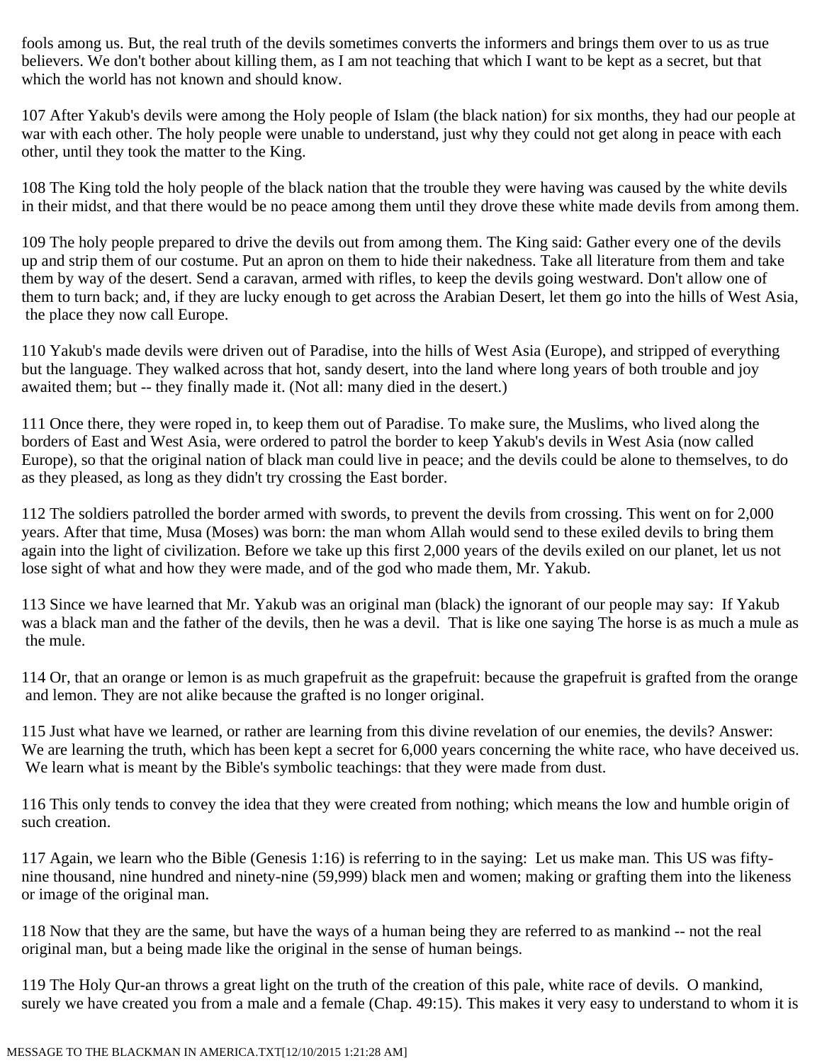fools among us. But, the real truth of the devils sometimes converts the informers and brings them over to us as true believers. We don't bother about killing them, as I am not teaching that which I want to be kept as a secret, but that which the world has not known and should know.

107 After Yakub's devils were among the Holy people of Islam (the black nation) for six months, they had our people at war with each other. The holy people were unable to understand, just why they could not get along in peace with each other, until they took the matter to the King.

108 The King told the holy people of the black nation that the trouble they were having was caused by the white devils in their midst, and that there would be no peace among them until they drove these white made devils from among them.

109 The holy people prepared to drive the devils out from among them. The King said: Gather every one of the devils up and strip them of our costume. Put an apron on them to hide their nakedness. Take all literature from them and take them by way of the desert. Send a caravan, armed with rifles, to keep the devils going westward. Don't allow one of them to turn back; and, if they are lucky enough to get across the Arabian Desert, let them go into the hills of West Asia, the place they now call Europe.

110 Yakub's made devils were driven out of Paradise, into the hills of West Asia (Europe), and stripped of everything but the language. They walked across that hot, sandy desert, into the land where long years of both trouble and joy awaited them; but -- they finally made it. (Not all: many died in the desert.)

111 Once there, they were roped in, to keep them out of Paradise. To make sure, the Muslims, who lived along the borders of East and West Asia, were ordered to patrol the border to keep Yakub's devils in West Asia (now called Europe), so that the original nation of black man could live in peace; and the devils could be alone to themselves, to do as they pleased, as long as they didn't try crossing the East border.

112 The soldiers patrolled the border armed with swords, to prevent the devils from crossing. This went on for 2,000 years. After that time, Musa (Moses) was born: the man whom Allah would send to these exiled devils to bring them again into the light of civilization. Before we take up this first 2,000 years of the devils exiled on our planet, let us not lose sight of what and how they were made, and of the god who made them, Mr. Yakub.

113 Since we have learned that Mr. Yakub was an original man (black) the ignorant of our people may say: If Yakub was a black man and the father of the devils, then he was a devil. That is like one saying The horse is as much a mule as the mule.

114 Or, that an orange or lemon is as much grapefruit as the grapefruit: because the grapefruit is grafted from the orange and lemon. They are not alike because the grafted is no longer original.

115 Just what have we learned, or rather are learning from this divine revelation of our enemies, the devils? Answer: We are learning the truth, which has been kept a secret for 6,000 years concerning the white race, who have deceived us. We learn what is meant by the Bible's symbolic teachings: that they were made from dust.

116 This only tends to convey the idea that they were created from nothing; which means the low and humble origin of such creation.

117 Again, we learn who the Bible (Genesis 1:16) is referring to in the saying: Let us make man. This US was fifty-nine thousand, nine hundred and ninety-nine (59,999) black men and women; making or grafting them into the likeness or image of the original man.

118 Now that they are the same, but have the ways of a human being they are referred to as mankind -- not the real original man, but a being made like the original in the sense of human beings.

119 The Holy Qur-an throws a great light on the truth of the creation of this pale, white race of devils. O mankind, surely we have created you from a male and a female (Chap. 49:15). This makes it very easy to understand to whom it is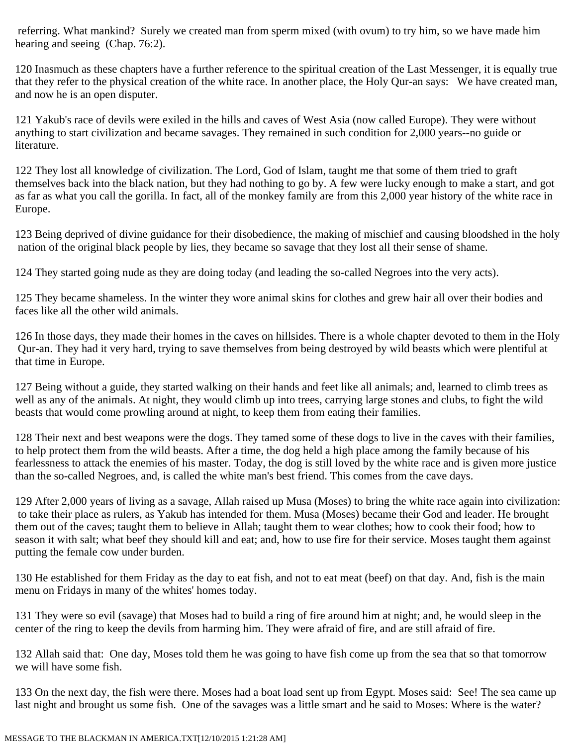referring. What mankind? Surely we created man from sperm mixed (with ovum) to try him, so we have made him hearing and seeing (Chap. 76:2).

120 Inasmuch as these chapters have a further reference to the spiritual creation of the Last Messenger, it is equally true that they refer to the physical creation of the white race. In another place, the Holy Qur-an says: We have created man, and now he is an open disputer.

121 Yakub's race of devils were exiled in the hills and caves of West Asia (now called Europe). They were without anything to start civilization and became savages. They remained in such condition for 2,000 years--no guide or literature.

122 They lost all knowledge of civilization. The Lord, God of Islam, taught me that some of them tried to graft themselves back into the black nation, but they had nothing to go by. A few were lucky enough to make a start, and got as far as what you call the gorilla. In fact, all of the monkey family are from this 2,000 year history of the white race in Europe.

123 Being deprived of divine guidance for their disobedience, the making of mischief and causing bloodshed in the holy nation of the original black people by lies, they became so savage that they lost all their sense of shame.

124 They started going nude as they are doing today (and leading the so-called Negroes into the very acts).

125 They became shameless. In the winter they wore animal skins for clothes and grew hair all over their bodies and faces like all the other wild animals.

126 In those days, they made their homes in the caves on hillsides. There is a whole chapter devoted to them in the Holy Qur-an. They had it very hard, trying to save themselves from being destroyed by wild beasts which were plentiful at that time in Europe.

127 Being without a guide, they started walking on their hands and feet like all animals; and, learned to climb trees as well as any of the animals. At night, they would climb up into trees, carrying large stones and clubs, to fight the wild beasts that would come prowling around at night, to keep them from eating their families.

128 Their next and best weapons were the dogs. They tamed some of these dogs to live in the caves with their families, to help protect them from the wild beasts. After a time, the dog held a high place among the family because of his fearlessness to attack the enemies of his master. Today, the dog is still loved by the white race and is given more justice than the so-called Negroes, and, is called the white man's best friend. This comes from the cave days.

129 After 2,000 years of living as a savage, Allah raised up Musa (Moses) to bring the white race again into civilization: to take their place as rulers, as Yakub has intended for them. Musa (Moses) became their God and leader. He brought them out of the caves; taught them to believe in Allah; taught them to wear clothes; how to cook their food; how to season it with salt; what beef they should kill and eat; and, how to use fire for their service. Moses taught them against putting the female cow under burden.

130 He established for them Friday as the day to eat fish, and not to eat meat (beef) on that day. And, fish is the main menu on Fridays in many of the whites' homes today.

131 They were so evil (savage) that Moses had to build a ring of fire around him at night; and, he would sleep in the center of the ring to keep the devils from harming him. They were afraid of fire, and are still afraid of fire.

132 Allah said that: One day, Moses told them he was going to have fish come up from the sea that so that tomorrow we will have some fish.

133 On the next day, the fish were there. Moses had a boat load sent up from Egypt. Moses said: See! The sea came up last night and brought us some fish. One of the savages was a little smart and he said to Moses: Where is the water?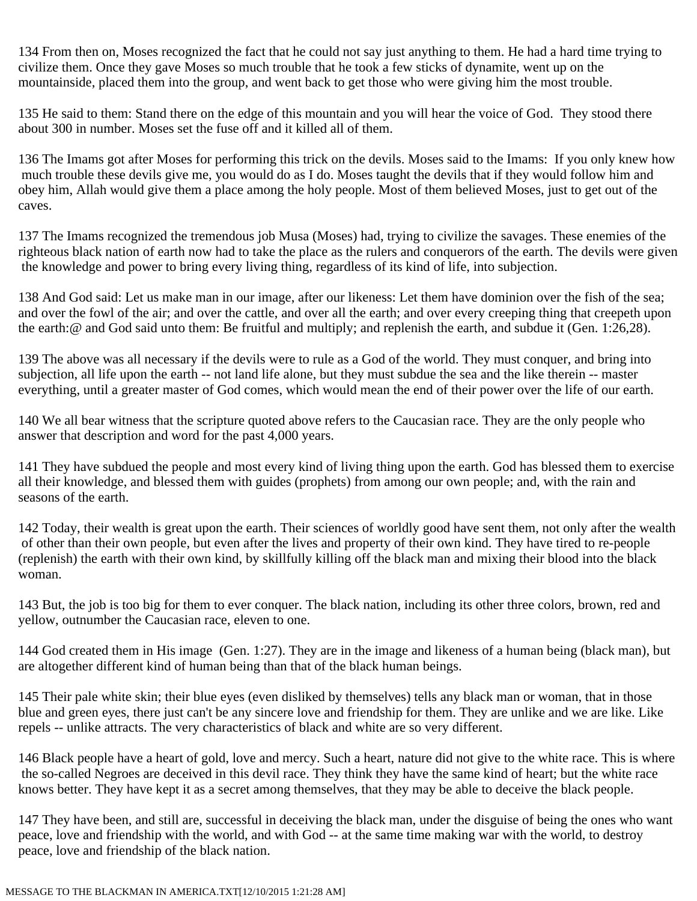134 From then on, Moses recognized the fact that he could not say just anything to them. He had a hard time trying to civilize them. Once they gave Moses so much trouble that he took a few sticks of dynamite, went up on the mountainside, placed them into the group, and went back to get those who were giving him the most trouble.

135 He said to them: Stand there on the edge of this mountain and you will hear the voice of God. They stood there about 300 in number. Moses set the fuse off and it killed all of them.

136 The Imams got after Moses for performing this trick on the devils. Moses said to the Imams: If you only knew how much trouble these devils give me, you would do as I do. Moses taught the devils that if they would follow him and obey him, Allah would give them a place among the holy people. Most of them believed Moses, just to get out of the caves.

137 The Imams recognized the tremendous job Musa (Moses) had, trying to civilize the savages. These enemies of the righteous black nation of earth now had to take the place as the rulers and conquerors of the earth. The devils were given the knowledge and power to bring every living thing, regardless of its kind of life, into subjection.

138 And God said: Let us make man in our image, after our likeness: Let them have dominion over the fish of the sea; and over the fowl of the air; and over the cattle, and over all the earth; and over every creeping thing that creepeth upon the earth:@ and God said unto them: Be fruitful and multiply; and replenish the earth, and subdue it (Gen. 1:26,28).

139 The above was all necessary if the devils were to rule as a God of the world. They must conquer, and bring into subjection, all life upon the earth -- not land life alone, but they must subdue the sea and the like therein -- master everything, until a greater master of God comes, which would mean the end of their power over the life of our earth.

140 We all bear witness that the scripture quoted above refers to the Caucasian race. They are the only people who answer that description and word for the past 4,000 years.

141 They have subdued the people and most every kind of living thing upon the earth. God has blessed them to exercise all their knowledge, and blessed them with guides (prophets) from among our own people; and, with the rain and seasons of the earth.

142 Today, their wealth is great upon the earth. Their sciences of worldly good have sent them, not only after the wealth of other than their own people, but even after the lives and property of their own kind. They have tired to re-people (replenish) the earth with their own kind, by skillfully killing off the black man and mixing their blood into the black woman.

143 But, the job is too big for them to ever conquer. The black nation, including its other three colors, brown, red and yellow, outnumber the Caucasian race, eleven to one.

144 God created them in His image (Gen. 1:27). They are in the image and likeness of a human being (black man), but are altogether different kind of human being than that of the black human beings.

145 Their pale white skin; their blue eyes (even disliked by themselves) tells any black man or woman, that in those blue and green eyes, there just can't be any sincere love and friendship for them. They are unlike and we are like. Like repels -- unlike attracts. The very characteristics of black and white are so very different.

146 Black people have a heart of gold, love and mercy. Such a heart, nature did not give to the white race. This is where the so-called Negroes are deceived in this devil race. They think they have the same kind of heart; but the white race knows better. They have kept it as a secret among themselves, that they may be able to deceive the black people.

147 They have been, and still are, successful in deceiving the black man, under the disguise of being the ones who want peace, love and friendship with the world, and with God -- at the same time making war with the world, to destroy peace, love and friendship of the black nation.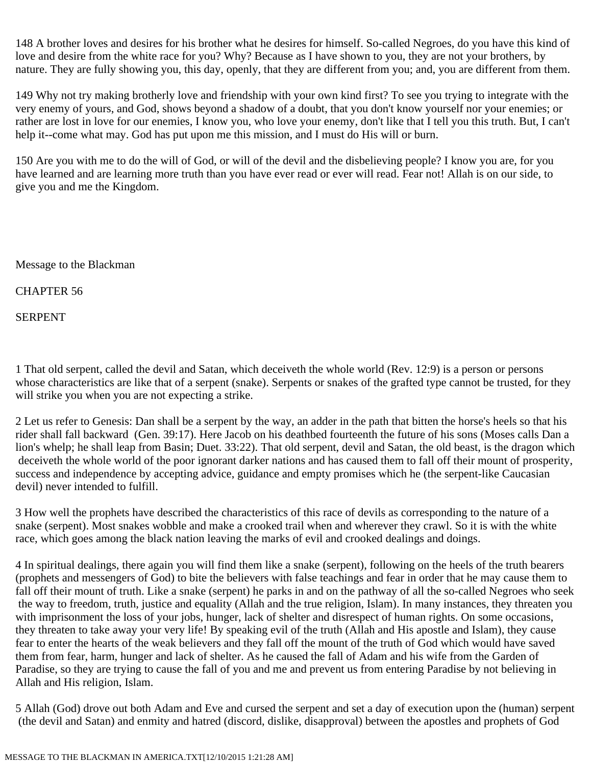148 A brother loves and desires for his brother what he desires for himself. So-called Negroes, do you have this kind of love and desire from the white race for you? Why? Because as I have shown to you, they are not your brothers, by nature. They are fully showing you, this day, openly, that they are different from you; and, you are different from them.

149 Why not try making brotherly love and friendship with your own kind first? To see you trying to integrate with the very enemy of yours, and God, shows beyond a shadow of a doubt, that you don't know yourself nor your enemies; or rather are lost in love for our enemies, I know you, who love your enemy, don't like that I tell you this truth. But, I can't help it--come what may. God has put upon me this mission, and I must do His will or burn.

150 Are you with me to do the will of God, or will of the devil and the disbelieving people? I know you are, for you have learned and are learning more truth than you have ever read or ever will read. Fear not! Allah is on our side, to give you and me the Kingdom.

Message to the Blackman

CHAPTER 56

SERPENT

1 That old serpent, called the devil and Satan, which deceiveth the whole world (Rev. 12:9) is a person or persons whose characteristics are like that of a serpent (snake). Serpents or snakes of the grafted type cannot be trusted, for they will strike you when you are not expecting a strike.

2 Let us refer to Genesis: Dan shall be a serpent by the way, an adder in the path that bitten the horse's heels so that his rider shall fall backward (Gen. 39:17). Here Jacob on his deathbed fourteenth the future of his sons (Moses calls Dan a lion's whelp; he shall leap from Basin; Duet. 33:22). That old serpent, devil and Satan, the old beast, is the dragon which deceiveth the whole world of the poor ignorant darker nations and has caused them to fall off their mount of prosperity, success and independence by accepting advice, guidance and empty promises which he (the serpent-like Caucasian devil) never intended to fulfill.

3 How well the prophets have described the characteristics of this race of devils as corresponding to the nature of a snake (serpent). Most snakes wobble and make a crooked trail when and wherever they crawl. So it is with the white race, which goes among the black nation leaving the marks of evil and crooked dealings and doings.

4 In spiritual dealings, there again you will find them like a snake (serpent), following on the heels of the truth bearers (prophets and messengers of God) to bite the believers with false teachings and fear in order that he may cause them to fall off their mount of truth. Like a snake (serpent) he parks in and on the pathway of all the so-called Negroes who seek the way to freedom, truth, justice and equality (Allah and the true religion, Islam). In many instances, they threaten you with imprisonment the loss of your jobs, hunger, lack of shelter and disrespect of human rights. On some occasions, they threaten to take away your very life! By speaking evil of the truth (Allah and His apostle and Islam), they cause fear to enter the hearts of the weak believers and they fall off the mount of the truth of God which would have saved them from fear, harm, hunger and lack of shelter. As he caused the fall of Adam and his wife from the Garden of Paradise, so they are trying to cause the fall of you and me and prevent us from entering Paradise by not believing in Allah and His religion, Islam.

5 Allah (God) drove out both Adam and Eve and cursed the serpent and set a day of execution upon the (human) serpent (the devil and Satan) and enmity and hatred (discord, dislike, disapproval) between the apostles and prophets of God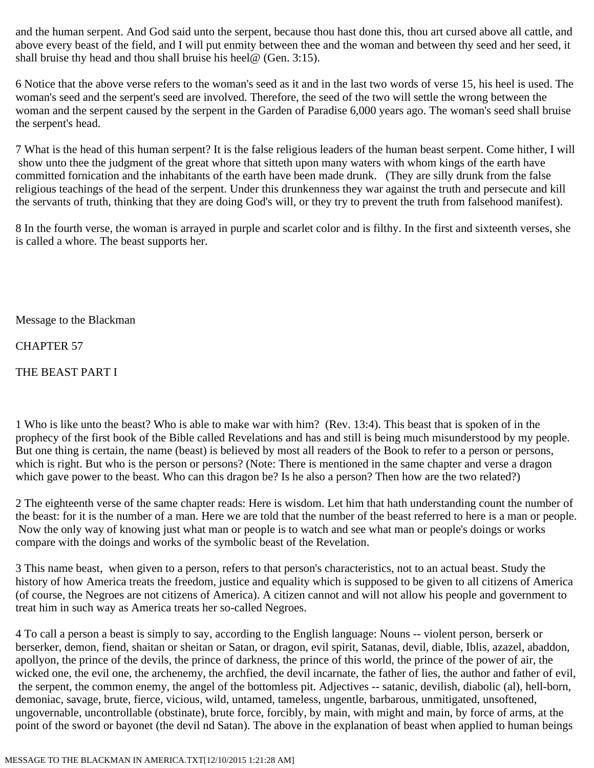and the human serpent. And God said unto the serpent, because thou hast done this, thou art cursed above all cattle, and above every beast of the field, and I will put enmity between thee and the woman and between thy seed and her seed, it shall bruise thy head and thou shall bruise his heel@ (Gen. 3:15).

6 Notice that the above verse refers to the woman's seed as it and in the last two words of verse 15, his heel is used. The woman's seed and the serpent's seed are involved. Therefore, the seed of the two will settle the wrong between the woman and the serpent caused by the serpent in the Garden of Paradise 6,000 years ago. The woman's seed shall bruise the serpent's head.

7 What is the head of this human serpent? It is the false religious leaders of the human beast serpent. Come hither, I will show unto thee the judgment of the great whore that sitteth upon many waters with whom kings of the earth have committed fornication and the inhabitants of the earth have been made drunk. (They are silly drunk from the false religious teachings of the head of the serpent. Under this drunkenness they war against the truth and persecute and kill the servants of truth, thinking that they are doing God's will, or they try to prevent the truth from falsehood manifest).

8 In the fourth verse, the woman is arrayed in purple and scarlet color and is filthy. In the first and sixteenth verses, she is called a whore. The beast supports her.

Message to the Blackman

CHAPTER 57

THE BEAST PART I

1 Who is like unto the beast? Who is able to make war with him? (Rev. 13:4). This beast that is spoken of in the prophecy of the first book of the Bible called Revelations and has and still is being much misunderstood by my people. But one thing is certain, the name (beast) is believed by most all readers of the Book to refer to a person or persons, which is right. But who is the person or persons? (Note: There is mentioned in the same chapter and verse a dragon which gave power to the beast. Who can this dragon be? Is he also a person? Then how are the two related?)

2 The eighteenth verse of the same chapter reads: Here is wisdom. Let him that hath understanding count the number of the beast: for it is the number of a man. Here we are told that the number of the beast referred to here is a man or people. Now the only way of knowing just what man or people is to watch and see what man or people's doings or works compare with the doings and works of the symbolic beast of the Revelation.

3 This name beast, when given to a person, refers to that person's characteristics, not to an actual beast. Study the history of how America treats the freedom, justice and equality which is supposed to be given to all citizens of America (of course, the Negroes are not citizens of America). A citizen cannot and will not allow his people and government to treat him in such way as America treats her so-called Negroes.

4 To call a person a beast is simply to say, according to the English language: Nouns -- violent person, berserk or berserker, demon, fiend, shaitan or sheitan or Satan, or dragon, evil spirit, Satanas, devil, diable, Iblis, azazel, abaddon, apollyon, the prince of the devils, the prince of darkness, the prince of this world, the prince of the power of air, the wicked one, the evil one, the archenemy, the archfied, the devil incarnate, the father of lies, the author and father of evil, the serpent, the common enemy, the angel of the bottomless pit. Adjectives -- satanic, devilish, diabolic (al), hell-born, demoniac, savage, brute, fierce, vicious, wild, untamed, tameless, ungentle, barbarous, unmitigated, unsoftened, ungovernable, uncontrollable (obstinate), brute force, forcibly, by main, with might and main, by force of arms, at the point of the sword or bayonet (the devil nd Satan). The above in the explanation of beast when applied to human beings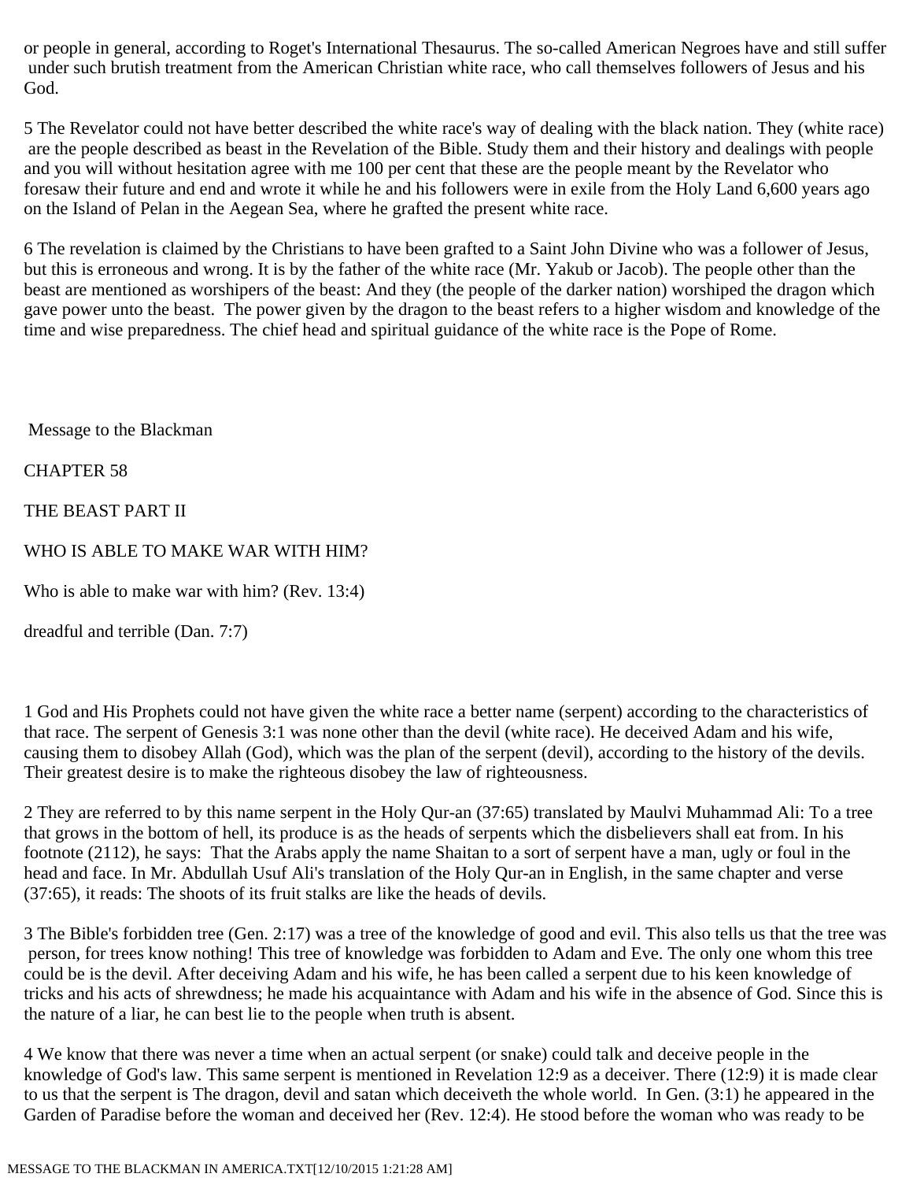or people in general, according to Roget's International Thesaurus. The so-called American Negroes have and still suffer under such brutish treatment from the American Christian white race, who call themselves followers of Jesus and his God.

5 The Revelator could not have better described the white race's way of dealing with the black nation. They (white race) are the people described as beast in the Revelation of the Bible. Study them and their history and dealings with people and you will without hesitation agree with me 100 per cent that these are the people meant by the Revelator who foresaw their future and end and wrote it while he and his followers were in exile from the Holy Land 6,600 years ago on the Island of Pelan in the Aegean Sea, where he grafted the present white race.

6 The revelation is claimed by the Christians to have been grafted to a Saint John Divine who was a follower of Jesus, but this is erroneous and wrong. It is by the father of the white race (Mr. Yakub or Jacob). The people other than the beast are mentioned as worshipers of the beast: And they (the people of the darker nation) worshiped the dragon which gave power unto the beast. The power given by the dragon to the beast refers to a higher wisdom and knowledge of the time and wise preparedness. The chief head and spiritual guidance of the white race is the Pope of Rome.

Message to the Blackman

## CHAPTER 58

## THE BEAST PART II

## WHO IS ABLE TO MAKE WAR WITH HIM?

Who is able to make war with him? (Rev. 13:4)

dreadful and terrible (Dan. 7:7)

1 God and His Prophets could not have given the white race a better name (serpent) according to the characteristics of that race. The serpent of Genesis 3:1 was none other than the devil (white race). He deceived Adam and his wife, causing them to disobey Allah (God), which was the plan of the serpent (devil), according to the history of the devils. Their greatest desire is to make the righteous disobey the law of righteousness.

2 They are referred to by this name serpent in the Holy Qur-an (37:65) translated by Maulvi Muhammad Ali: To a tree that grows in the bottom of hell, its produce is as the heads of serpents which the disbelievers shall eat from. In his footnote (2112), he says: That the Arabs apply the name Shaitan to a sort of serpent have a man, ugly or foul in the head and face. In Mr. Abdullah Usuf Ali's translation of the Holy Qur-an in English, in the same chapter and verse (37:65), it reads: The shoots of its fruit stalks are like the heads of devils.

3 The Bible's forbidden tree (Gen. 2:17) was a tree of the knowledge of good and evil. This also tells us that the tree was person, for trees know nothing! This tree of knowledge was forbidden to Adam and Eve. The only one whom this tree could be is the devil. After deceiving Adam and his wife, he has been called a serpent due to his keen knowledge of tricks and his acts of shrewdness; he made his acquaintance with Adam and his wife in the absence of God. Since this is the nature of a liar, he can best lie to the people when truth is absent.

4 We know that there was never a time when an actual serpent (or snake) could talk and deceive people in the knowledge of God's law. This same serpent is mentioned in Revelation 12:9 as a deceiver. There (12:9) it is made clear to us that the serpent is The dragon, devil and satan which deceiveth the whole world. In Gen. (3:1) he appeared in the Garden of Paradise before the woman and deceived her (Rev. 12:4). He stood before the woman who was ready to be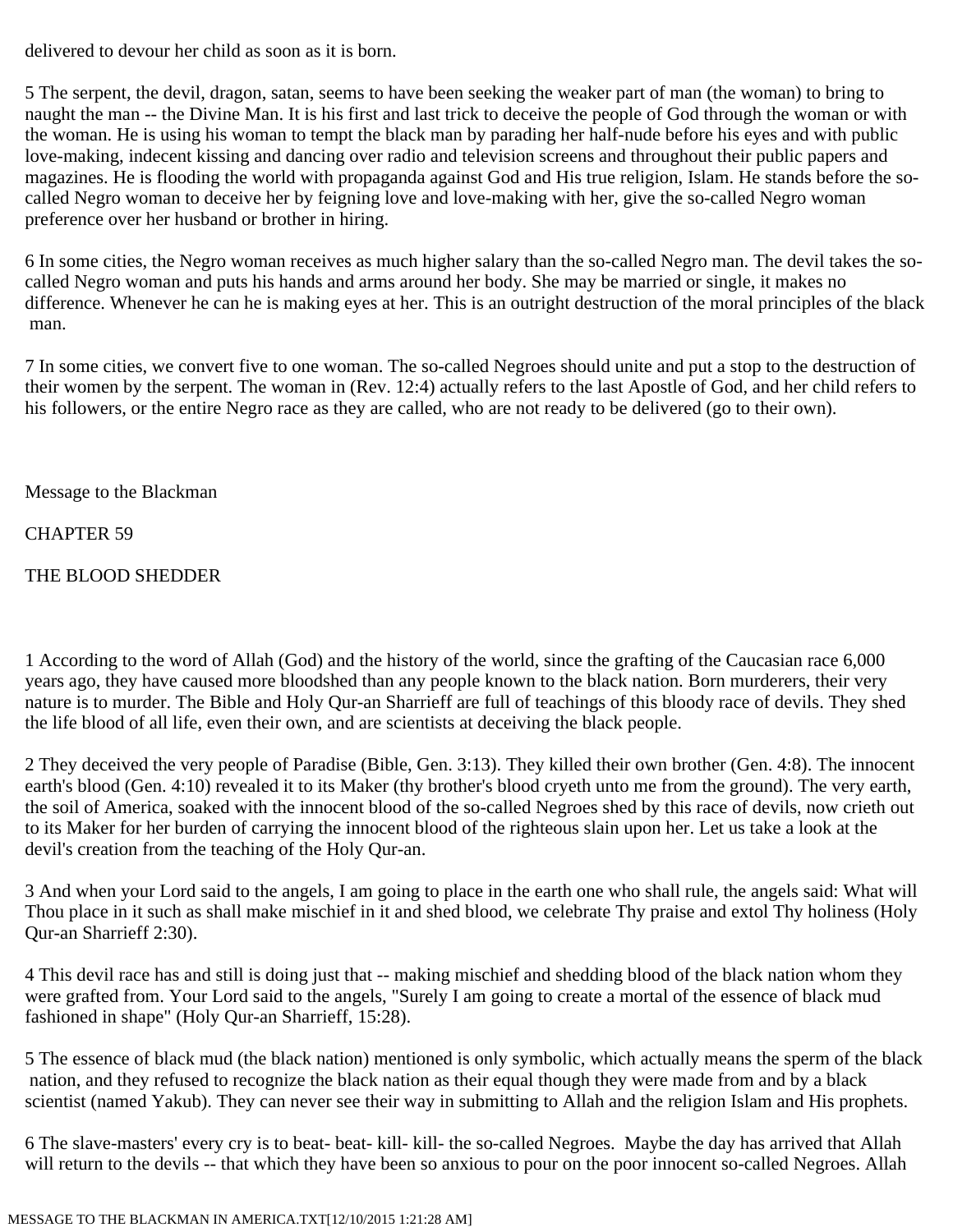delivered to devour her child as soon as it is born.

5 The serpent, the devil, dragon, satan, seems to have been seeking the weaker part of man (the woman) to bring to naught the man -- the Divine Man. It is his first and last trick to deceive the people of God through the woman or with the woman. He is using his woman to tempt the black man by parading her half-nude before his eyes and with public love-making, indecent kissing and dancing over radio and television screens and throughout their public papers and magazines. He is flooding the world with propaganda against God and His true religion, Islam. He stands before the so-called Negro woman to deceive her by feigning love and love-making with her, give the so-called Negro woman preference over her husband or brother in hiring.

6 In some cities, the Negro woman receives as much higher salary than the so-called Negro man. The devil takes the so-called Negro woman and puts his hands and arms around her body. She may be married or single, it makes no difference. Whenever he can he is making eyes at her. This is an outright destruction of the moral principles of the black man.

7 In some cities, we convert five to one woman. The so-called Negroes should unite and put a stop to the destruction of their women by the serpent. The woman in (Rev. 12:4) actually refers to the last Apostle of God, and her child refers to his followers, or the entire Negro race as they are called, who are not ready to be delivered (go to their own).

Message to the Blackman

CHAPTER 59

THE BLOOD SHEDDER

1 According to the word of Allah (God) and the history of the world, since the grafting of the Caucasian race 6,000 years ago, they have caused more bloodshed than any people known to the black nation. Born murderers, their very nature is to murder. The Bible and Holy Qur-an Sharrieff are full of teachings of this bloody race of devils. They shed the life blood of all life, even their own, and are scientists at deceiving the black people.

2 They deceived the very people of Paradise (Bible, Gen. 3:13). They killed their own brother (Gen. 4:8). The innocent earth's blood (Gen. 4:10) revealed it to its Maker (thy brother's blood cryeth unto me from the ground). The very earth, the soil of America, soaked with the innocent blood of the so-called Negroes shed by this race of devils, now crieth out to its Maker for her burden of carrying the innocent blood of the righteous slain upon her. Let us take a look at the devil's creation from the teaching of the Holy Qur-an.

3 And when your Lord said to the angels, I am going to place in the earth one who shall rule, the angels said: What will Thou place in it such as shall make mischief in it and shed blood, we celebrate Thy praise and extol Thy holiness (Holy Qur-an Sharrieff 2:30).

4 This devil race has and still is doing just that -- making mischief and shedding blood of the black nation whom they were grafted from. Your Lord said to the angels, "Surely I am going to create a mortal of the essence of black mud fashioned in shape" (Holy Qur-an Sharrieff, 15:28).

5 The essence of black mud (the black nation) mentioned is only symbolic, which actually means the sperm of the black nation, and they refused to recognize the black nation as their equal though they were made from and by a black scientist (named Yakub). They can never see their way in submitting to Allah and the religion Islam and His prophets.

6 The slave-masters' every cry is to beat- beat- kill- kill- the so-called Negroes. Maybe the day has arrived that Allah will return to the devils -- that which they have been so anxious to pour on the poor innocent so-called Negroes. Allah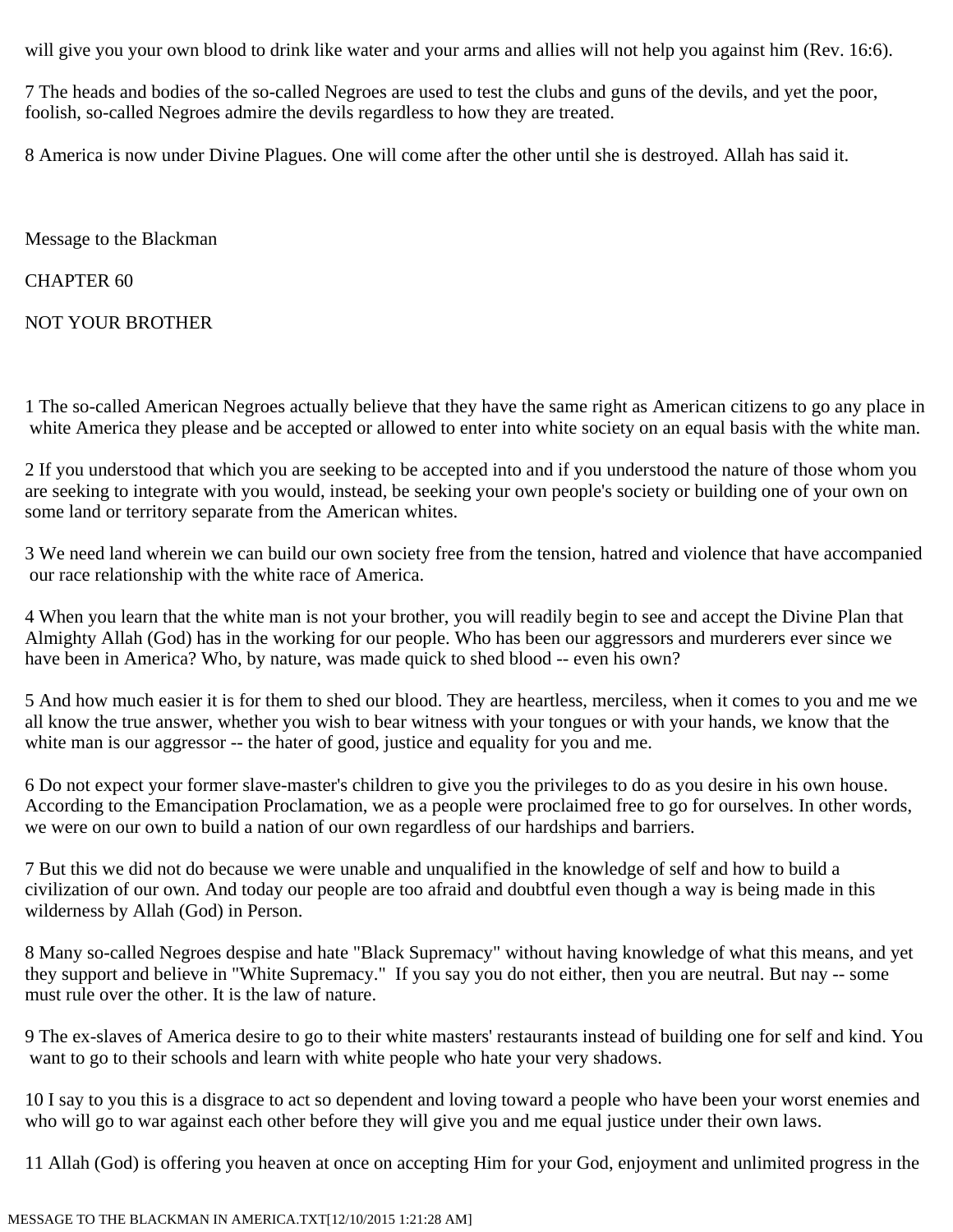will give you your own blood to drink like water and your arms and allies will not help you against him (Rev. 16:6).

7 The heads and bodies of the so-called Negroes are used to test the clubs and guns of the devils, and yet the poor, foolish, so-called Negroes admire the devils regardless to how they are treated.

8 America is now under Divine Plagues. One will come after the other until she is destroyed. Allah has said it.

Message to the Blackman

## CHAPTER 60

## NOT YOUR BROTHER

1 The so-called American Negroes actually believe that they have the same right as American citizens to go any place in white America they please and be accepted or allowed to enter into white society on an equal basis with the white man.

2 If you understood that which you are seeking to be accepted into and if you understood the nature of those whom you are seeking to integrate with you would, instead, be seeking your own people's society or building one of your own on some land or territory separate from the American whites.

3 We need land wherein we can build our own society free from the tension, hatred and violence that have accompanied our race relationship with the white race of America.

4 When you learn that the white man is not your brother, you will readily begin to see and accept the Divine Plan that Almighty Allah (God) has in the working for our people. Who has been our aggressors and murderers ever since we have been in America? Who, by nature, was made quick to shed blood -- even his own?

5 And how much easier it is for them to shed our blood. They are heartless, merciless, when it comes to you and me we all know the true answer, whether you wish to bear witness with your tongues or with your hands, we know that the white man is our aggressor -- the hater of good, justice and equality for you and me.

6 Do not expect your former slave-master's children to give you the privileges to do as you desire in his own house. According to the Emancipation Proclamation, we as a people were proclaimed free to go for ourselves. In other words, we were on our own to build a nation of our own regardless of our hardships and barriers.

7 But this we did not do because we were unable and unqualified in the knowledge of self and how to build a civilization of our own. And today our people are too afraid and doubtful even though a way is being made in this wilderness by Allah (God) in Person.

8 Many so-called Negroes despise and hate "Black Supremacy" without having knowledge of what this means, and yet they support and believe in "White Supremacy." If you say you do not either, then you are neutral. But nay -- some must rule over the other. It is the law of nature.

9 The ex-slaves of America desire to go to their white masters' restaurants instead of building one for self and kind. You want to go to their schools and learn with white people who hate your very shadows.

10 I say to you this is a disgrace to act so dependent and loving toward a people who have been your worst enemies and who will go to war against each other before they will give you and me equal justice under their own laws.

11 Allah (God) is offering you heaven at once on accepting Him for your God, enjoyment and unlimited progress in the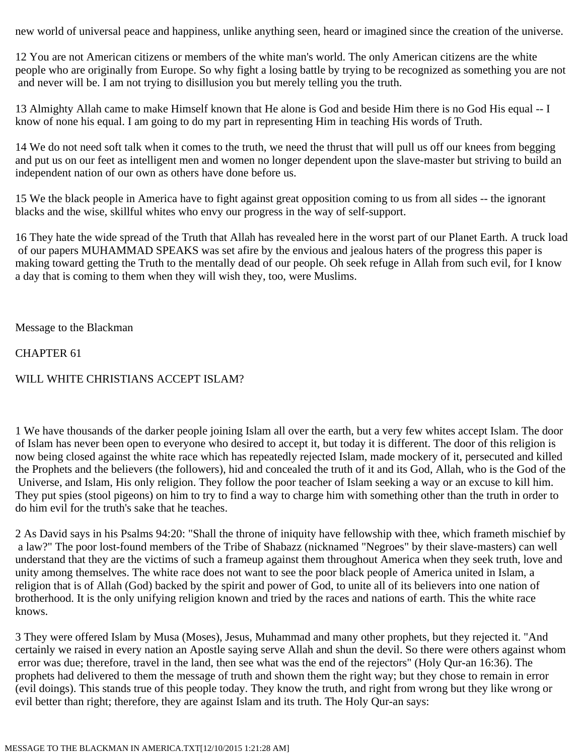new world of universal peace and happiness, unlike anything seen, heard or imagined since the creation of the universe.

12 You are not American citizens or members of the white man's world. The only American citizens are the white people who are originally from Europe. So why fight a losing battle by trying to be recognized as something you are not and never will be. I am not trying to disillusion you but merely telling you the truth.

13 Almighty Allah came to make Himself known that He alone is God and beside Him there is no God His equal -- I know of none his equal. I am going to do my part in representing Him in teaching His words of Truth.

14 We do not need soft talk when it comes to the truth, we need the thrust that will pull us off our knees from begging and put us on our feet as intelligent men and women no longer dependent upon the slave-master but striving to build an independent nation of our own as others have done before us.

15 We the black people in America have to fight against great opposition coming to us from all sides -- the ignorant blacks and the wise, skillful whites who envy our progress in the way of self-support.

16 They hate the wide spread of the Truth that Allah has revealed here in the worst part of our Planet Earth. A truck load of our papers MUHAMMAD SPEAKS was set afire by the envious and jealous haters of the progress this paper is making toward getting the Truth to the mentally dead of our people. Oh seek refuge in Allah from such evil, for I know a day that is coming to them when they will wish they, too, were Muslims.

Message to the Blackman

CHAPTER 61

## WILL WHITE CHRISTIANS ACCEPT ISLAM?

1 We have thousands of the darker people joining Islam all over the earth, but a very few whites accept Islam. The door of Islam has never been open to everyone who desired to accept it, but today it is different. The door of this religion is now being closed against the white race which has repeatedly rejected Islam, made mockery of it, persecuted and killed the Prophets and the believers (the followers), hid and concealed the truth of it and its God, Allah, who is the God of the Universe, and Islam, His only religion. They follow the poor teacher of Islam seeking a way or an excuse to kill him. They put spies (stool pigeons) on him to try to find a way to charge him with something other than the truth in order to do him evil for the truth's sake that he teaches.

2 As David says in his Psalms 94:20: "Shall the throne of iniquity have fellowship with thee, which frameth mischief by a law?" The poor lost-found members of the Tribe of Shabazz (nicknamed "Negroes" by their slave-masters) can well understand that they are the victims of such a frameup against them throughout America when they seek truth, love and unity among themselves. The white race does not want to see the poor black people of America united in Islam, a religion that is of Allah (God) backed by the spirit and power of God, to unite all of its believers into one nation of brotherhood. It is the only unifying religion known and tried by the races and nations of earth. This the white race knows.

3 They were offered Islam by Musa (Moses), Jesus, Muhammad and many other prophets, but they rejected it. "And certainly we raised in every nation an Apostle saying serve Allah and shun the devil. So there were others against whom error was due; therefore, travel in the land, then see what was the end of the rejectors" (Holy Qur-an 16:36). The prophets had delivered to them the message of truth and shown them the right way; but they chose to remain in error (evil doings). This stands true of this people today. They know the truth, and right from wrong but they like wrong or evil better than right; therefore, they are against Islam and its truth. The Holy Qur-an says: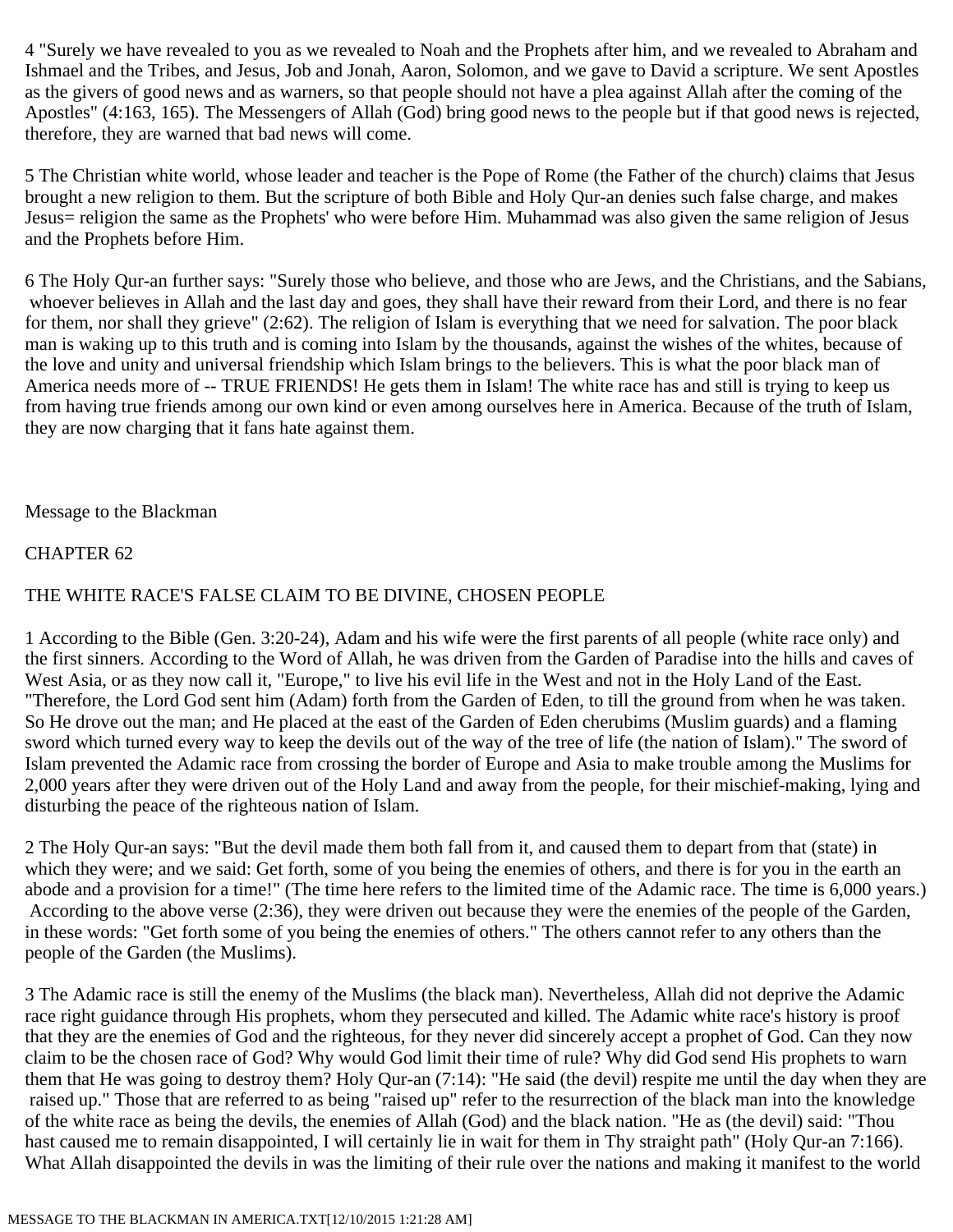4 "Surely we have revealed to you as we revealed to Noah and the Prophets after him, and we revealed to Abraham and Ishmael and the Tribes, and Jesus, Job and Jonah, Aaron, Solomon, and we gave to David a scripture. We sent Apostles as the givers of good news and as warners, so that people should not have a plea against Allah after the coming of the Apostles" (4:163, 165). The Messengers of Allah (God) bring good news to the people but if that good news is rejected, therefore, they are warned that bad news will come.

5 The Christian white world, whose leader and teacher is the Pope of Rome (the Father of the church) claims that Jesus brought a new religion to them. But the scripture of both Bible and Holy Qur-an denies such false charge, and makes Jesus= religion the same as the Prophets' who were before Him. Muhammad was also given the same religion of Jesus and the Prophets before Him.

6 The Holy Qur-an further says: "Surely those who believe, and those who are Jews, and the Christians, and the Sabians, whoever believes in Allah and the last day and goes, they shall have their reward from their Lord, and there is no fear for them, nor shall they grieve" (2:62). The religion of Islam is everything that we need for salvation. The poor black man is waking up to this truth and is coming into Islam by the thousands, against the wishes of the whites, because of the love and unity and universal friendship which Islam brings to the believers. This is what the poor black man of America needs more of -- TRUE FRIENDS! He gets them in Islam! The white race has and still is trying to keep us from having true friends among our own kind or even among ourselves here in America. Because of the truth of Islam, they are now charging that it fans hate against them.

Message to the Blackman

CHAPTER 62

THE WHITE RACE'S FALSE CLAIM TO BE DIVINE, CHOSEN PEOPLE

1 According to the Bible (Gen. 3:20-24), Adam and his wife were the first parents of all people (white race only) and the first sinners. According to the Word of Allah, he was driven from the Garden of Paradise into the hills and caves of West Asia, or as they now call it, "Europe," to live his evil life in the West and not in the Holy Land of the East. "Therefore, the Lord God sent him (Adam) forth from the Garden of Eden, to till the ground from when he was taken. So He drove out the man; and He placed at the east of the Garden of Eden cherubims (Muslim guards) and a flaming sword which turned every way to keep the devils out of the way of the tree of life (the nation of Islam)." The sword of Islam prevented the Adamic race from crossing the border of Europe and Asia to make trouble among the Muslims for 2,000 years after they were driven out of the Holy Land and away from the people, for their mischief-making, lying and disturbing the peace of the righteous nation of Islam.

2 The Holy Qur-an says: "But the devil made them both fall from it, and caused them to depart from that (state) in which they were; and we said: Get forth, some of you being the enemies of others, and there is for you in the earth an abode and a provision for a time!" (The time here refers to the limited time of the Adamic race. The time is 6,000 years.) According to the above verse (2:36), they were driven out because they were the enemies of the people of the Garden, in these words: "Get forth some of you being the enemies of others." The others cannot refer to any others than the people of the Garden (the Muslims).

3 The Adamic race is still the enemy of the Muslims (the black man). Nevertheless, Allah did not deprive the Adamic race right guidance through His prophets, whom they persecuted and killed. The Adamic white race's history is proof that they are the enemies of God and the righteous, for they never did sincerely accept a prophet of God. Can they now claim to be the chosen race of God? Why would God limit their time of rule? Why did God send His prophets to warn them that He was going to destroy them? Holy Qur-an (7:14): "He said (the devil) respite me until the day when they are raised up." Those that are referred to as being "raised up" refer to the resurrection of the black man into the knowledge of the white race as being the devils, the enemies of Allah (God) and the black nation. "He as (the devil) said: "Thou hast caused me to remain disappointed, I will certainly lie in wait for them in Thy straight path" (Holy Qur-an 7:166). What Allah disappointed the devils in was the limiting of their rule over the nations and making it manifest to the world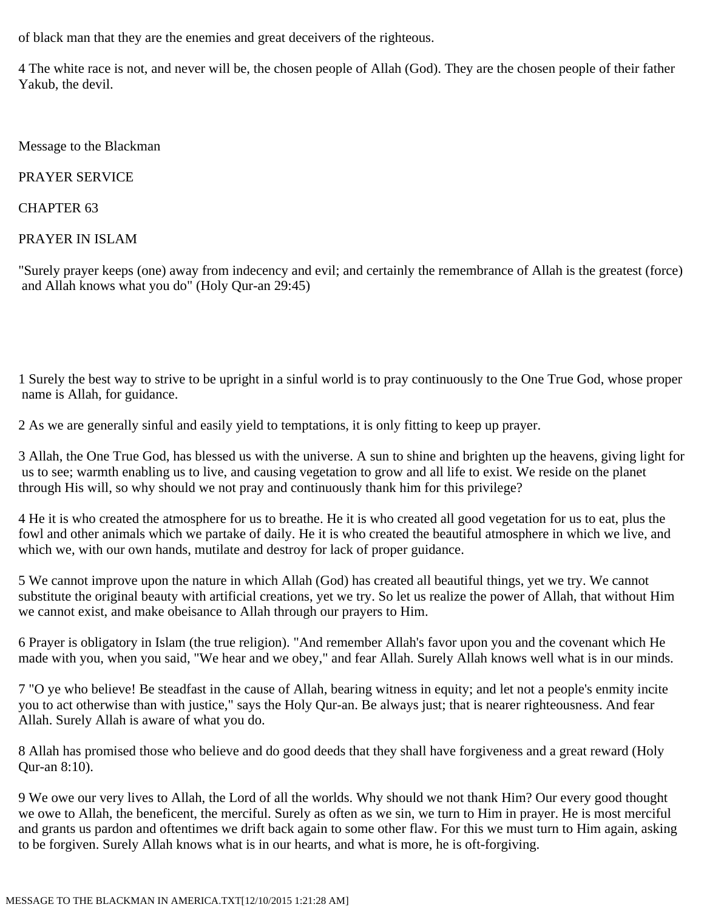of black man that they are the enemies and great deceivers of the righteous.

4 The white race is not, and never will be, the chosen people of Allah (God). They are the chosen people of their father Yakub, the devil.

Message to the Blackman

PRAYER SERVICE

CHAPTER 63

PRAYER IN ISLAM

"Surely prayer keeps (one) away from indecency and evil; and certainly the remembrance of Allah is the greatest (force) and Allah knows what you do" (Holy Qur-an 29:45)

1 Surely the best way to strive to be upright in a sinful world is to pray continuously to the One True God, whose proper name is Allah, for guidance.

2 As we are generally sinful and easily yield to temptations, it is only fitting to keep up prayer.

3 Allah, the One True God, has blessed us with the universe. A sun to shine and brighten up the heavens, giving light for us to see; warmth enabling us to live, and causing vegetation to grow and all life to exist. We reside on the planet through His will, so why should we not pray and continuously thank him for this privilege?

4 He it is who created the atmosphere for us to breathe. He it is who created all good vegetation for us to eat, plus the fowl and other animals which we partake of daily. He it is who created the beautiful atmosphere in which we live, and which we, with our own hands, mutilate and destroy for lack of proper guidance.

5 We cannot improve upon the nature in which Allah (God) has created all beautiful things, yet we try. We cannot substitute the original beauty with artificial creations, yet we try. So let us realize the power of Allah, that without Him we cannot exist, and make obeisance to Allah through our prayers to Him.

6 Prayer is obligatory in Islam (the true religion). "And remember Allah's favor upon you and the covenant which He made with you, when you said, "We hear and we obey," and fear Allah. Surely Allah knows well what is in our minds.

7 "O ye who believe! Be steadfast in the cause of Allah, bearing witness in equity; and let not a people's enmity incite you to act otherwise than with justice," says the Holy Qur-an. Be always just; that is nearer righteousness. And fear Allah. Surely Allah is aware of what you do.

8 Allah has promised those who believe and do good deeds that they shall have forgiveness and a great reward (Holy Qur-an 8:10).

9 We owe our very lives to Allah, the Lord of all the worlds. Why should we not thank Him? Our every good thought we owe to Allah, the beneficent, the merciful. Surely as often as we sin, we turn to Him in prayer. He is most merciful and grants us pardon and oftentimes we drift back again to some other flaw. For this we must turn to Him again, asking to be forgiven. Surely Allah knows what is in our hearts, and what is more, he is oft-forgiving.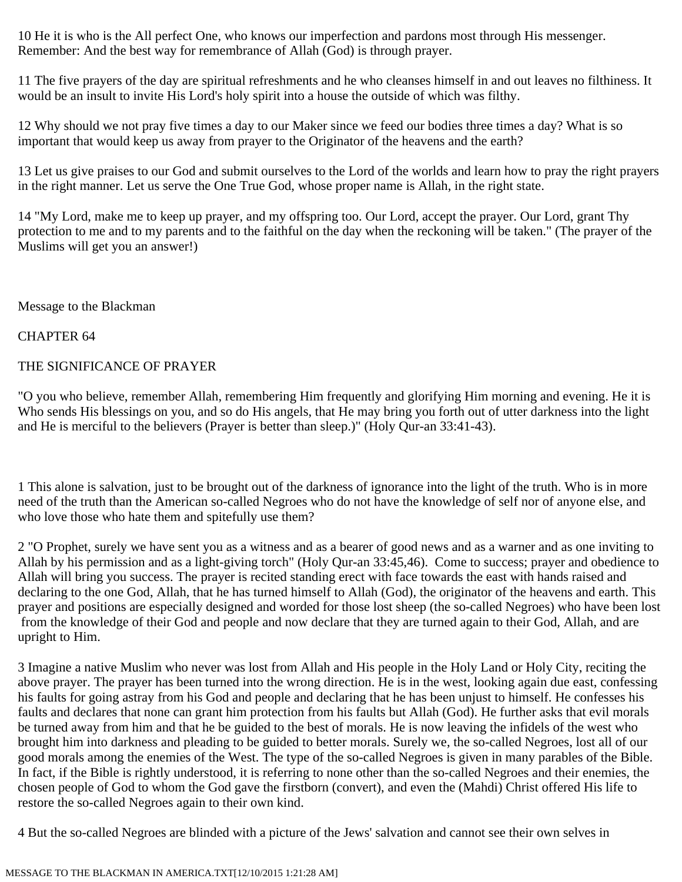10 He it is who is the All perfect One, who knows our imperfection and pardons most through His messenger. Remember: And the best way for remembrance of Allah (God) is through prayer.

11 The five prayers of the day are spiritual refreshments and he who cleanses himself in and out leaves no filthiness. It would be an insult to invite His Lord's holy spirit into a house the outside of which was filthy.

12 Why should we not pray five times a day to our Maker since we feed our bodies three times a day? What is so important that would keep us away from prayer to the Originator of the heavens and the earth?

13 Let us give praises to our God and submit ourselves to the Lord of the worlds and learn how to pray the right prayers in the right manner. Let us serve the One True God, whose proper name is Allah, in the right state.

14 "My Lord, make me to keep up prayer, and my offspring too. Our Lord, accept the prayer. Our Lord, grant Thy protection to me and to my parents and to the faithful on the day when the reckoning will be taken." (The prayer of the Muslims will get you an answer!)

Message to the Blackman

## CHAPTER 64

## THE SIGNIFICANCE OF PRAYER

"O you who believe, remember Allah, remembering Him frequently and glorifying Him morning and evening. He it is Who sends His blessings on you, and so do His angels, that He may bring you forth out of utter darkness into the light and He is merciful to the believers (Prayer is better than sleep.)" (Holy Qur-an 33:41-43).

1 This alone is salvation, just to be brought out of the darkness of ignorance into the light of the truth. Who is in more need of the truth than the American so-called Negroes who do not have the knowledge of self nor of anyone else, and who love those who hate them and spitefully use them?

2 "O Prophet, surely we have sent you as a witness and as a bearer of good news and as a warner and as one inviting to Allah by his permission and as a light-giving torch" (Holy Qur-an 33:45,46). Come to success; prayer and obedience to Allah will bring you success. The prayer is recited standing erect with face towards the east with hands raised and declaring to the one God, Allah, that he has turned himself to Allah (God), the originator of the heavens and earth. This prayer and positions are especially designed and worded for those lost sheep (the so-called Negroes) who have been lost from the knowledge of their God and people and now declare that they are turned again to their God, Allah, and are upright to Him.

3 Imagine a native Muslim who never was lost from Allah and His people in the Holy Land or Holy City, reciting the above prayer. The prayer has been turned into the wrong direction. He is in the west, looking again due east, confessing his faults for going astray from his God and people and declaring that he has been unjust to himself. He confesses his faults and declares that none can grant him protection from his faults but Allah (God). He further asks that evil morals be turned away from him and that he be guided to the best of morals. He is now leaving the infidels of the west who brought him into darkness and pleading to be guided to better morals. Surely we, the so-called Negroes, lost all of our good morals among the enemies of the West. The type of the so-called Negroes is given in many parables of the Bible. In fact, if the Bible is rightly understood, it is referring to none other than the so-called Negroes and their enemies, the chosen people of God to whom the God gave the firstborn (convert), and even the (Mahdi) Christ offered His life to restore the so-called Negroes again to their own kind.

4 But the so-called Negroes are blinded with a picture of the Jews' salvation and cannot see their own selves in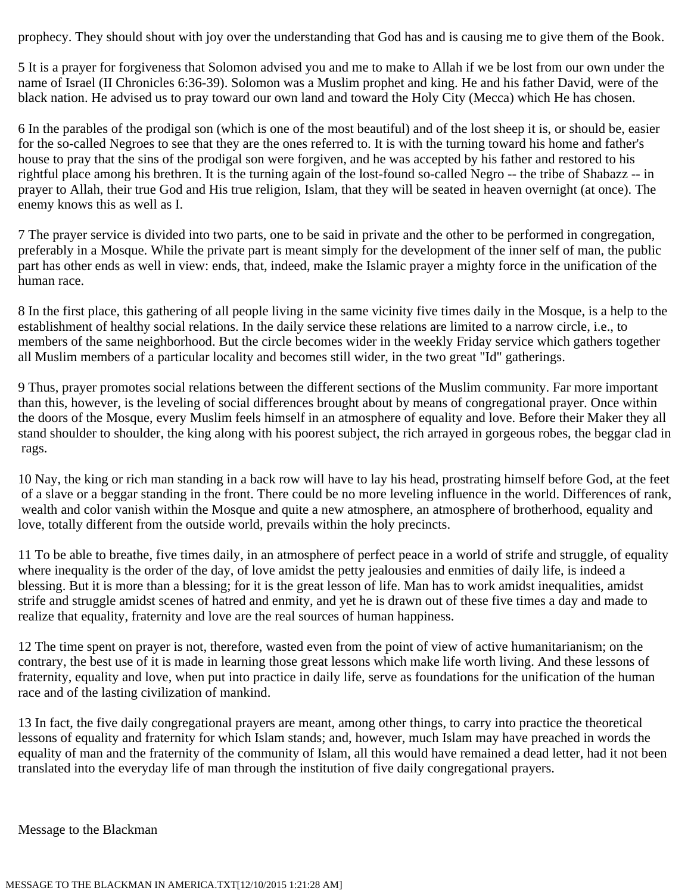prophecy. They should shout with joy over the understanding that God has and is causing me to give them of the Book.

5 It is a prayer for forgiveness that Solomon advised you and me to make to Allah if we be lost from our own under the name of Israel (II Chronicles 6:36-39). Solomon was a Muslim prophet and king. He and his father David, were of the black nation. He advised us to pray toward our own land and toward the Holy City (Mecca) which He has chosen.

6 In the parables of the prodigal son (which is one of the most beautiful) and of the lost sheep it is, or should be, easier for the so-called Negroes to see that they are the ones referred to. It is with the turning toward his home and father's house to pray that the sins of the prodigal son were forgiven, and he was accepted by his father and restored to his rightful place among his brethren. It is the turning again of the lost-found so-called Negro -- the tribe of Shabazz -- in prayer to Allah, their true God and His true religion, Islam, that they will be seated in heaven overnight (at once). The enemy knows this as well as I.

7 The prayer service is divided into two parts, one to be said in private and the other to be performed in congregation, preferably in a Mosque. While the private part is meant simply for the development of the inner self of man, the public part has other ends as well in view: ends, that, indeed, make the Islamic prayer a mighty force in the unification of the human race.

8 In the first place, this gathering of all people living in the same vicinity five times daily in the Mosque, is a help to the establishment of healthy social relations. In the daily service these relations are limited to a narrow circle, i.e., to members of the same neighborhood. But the circle becomes wider in the weekly Friday service which gathers together all Muslim members of a particular locality and becomes still wider, in the two great "Id" gatherings.

9 Thus, prayer promotes social relations between the different sections of the Muslim community. Far more important than this, however, is the leveling of social differences brought about by means of congregational prayer. Once within the doors of the Mosque, every Muslim feels himself in an atmosphere of equality and love. Before their Maker they all stand shoulder to shoulder, the king along with his poorest subject, the rich arrayed in gorgeous robes, the beggar clad in rags.

10 Nay, the king or rich man standing in a back row will have to lay his head, prostrating himself before God, at the feet of a slave or a beggar standing in the front. There could be no more leveling influence in the world. Differences of rank, wealth and color vanish within the Mosque and quite a new atmosphere, an atmosphere of brotherhood, equality and love, totally different from the outside world, prevails within the holy precincts.

11 To be able to breathe, five times daily, in an atmosphere of perfect peace in a world of strife and struggle, of equality where inequality is the order of the day, of love amidst the petty jealousies and enmities of daily life, is indeed a blessing. But it is more than a blessing; for it is the great lesson of life. Man has to work amidst inequalities, amidst strife and struggle amidst scenes of hatred and enmity, and yet he is drawn out of these five times a day and made to realize that equality, fraternity and love are the real sources of human happiness.

12 The time spent on prayer is not, therefore, wasted even from the point of view of active humanitarianism; on the contrary, the best use of it is made in learning those great lessons which make life worth living. And these lessons of fraternity, equality and love, when put into practice in daily life, serve as foundations for the unification of the human race and of the lasting civilization of mankind.

13 In fact, the five daily congregational prayers are meant, among other things, to carry into practice the theoretical lessons of equality and fraternity for which Islam stands; and, however, much Islam may have preached in words the equality of man and the fraternity of the community of Islam, all this would have remained a dead letter, had it not been translated into the everyday life of man through the institution of five daily congregational prayers.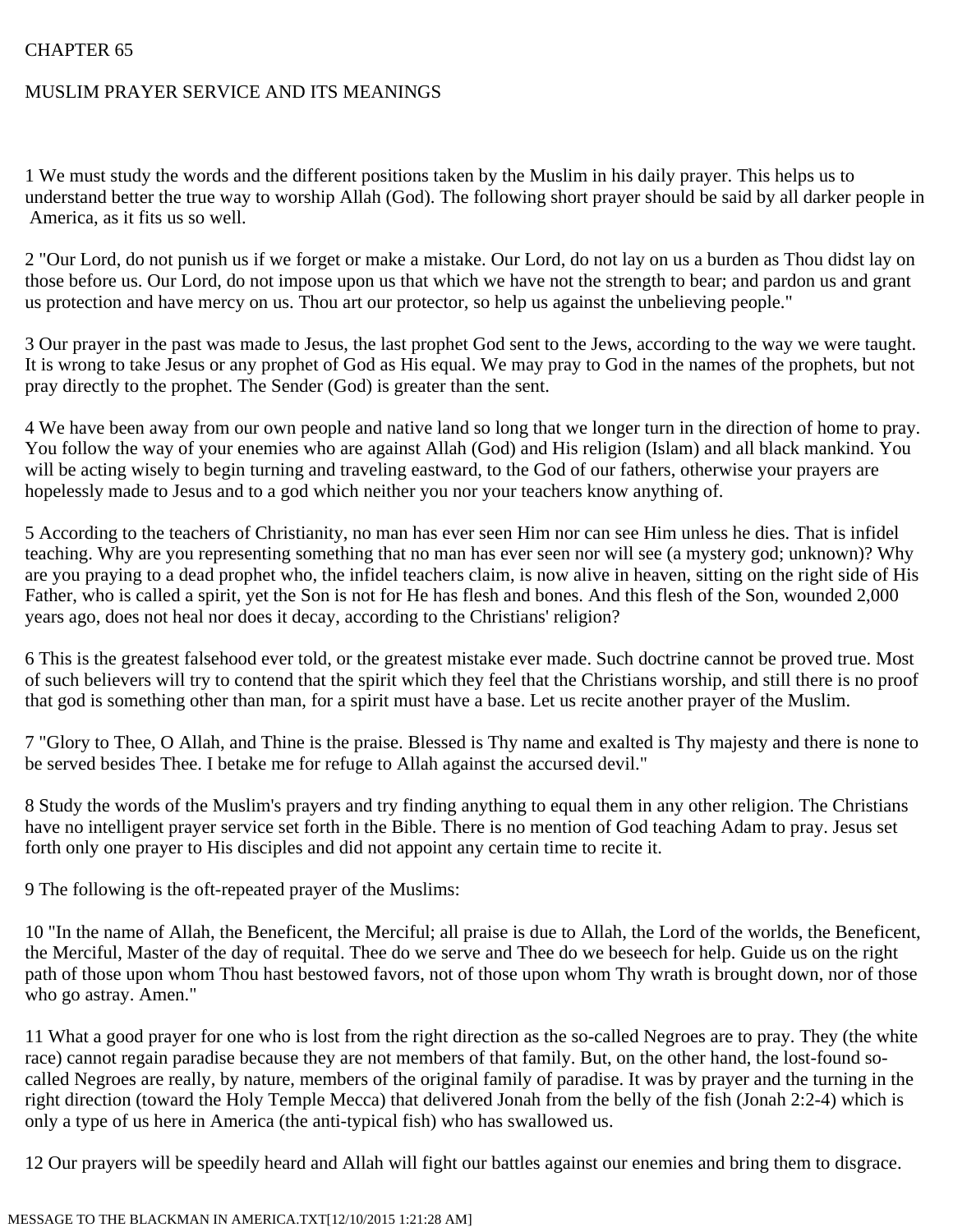CHAPTER 65

MUSLIM PRAYER SERVICE AND ITS MEANINGS

1 We must study the words and the different positions taken by the Muslim in his daily prayer. This helps us to understand better the true way to worship Allah (God). The following short prayer should be said by all darker people in America, as it fits us so well.

2 "Our Lord, do not punish us if we forget or make a mistake. Our Lord, do not lay on us a burden as Thou didst lay on those before us. Our Lord, do not impose upon us that which we have not the strength to bear; and pardon us and grant us protection and have mercy on us. Thou art our protector, so help us against the unbelieving people."

3 Our prayer in the past was made to Jesus, the last prophet God sent to the Jews, according to the way we were taught. It is wrong to take Jesus or any prophet of God as His equal. We may pray to God in the names of the prophets, but not pray directly to the prophet. The Sender (God) is greater than the sent.

4 We have been away from our own people and native land so long that we longer turn in the direction of home to pray. You follow the way of your enemies who are against Allah (God) and His religion (Islam) and all black mankind. You will be acting wisely to begin turning and traveling eastward, to the God of our fathers, otherwise your prayers are hopelessly made to Jesus and to a god which neither you nor your teachers know anything of.

5 According to the teachers of Christianity, no man has ever seen Him nor can see Him unless he dies. That is infidel teaching. Why are you representing something that no man has ever seen nor will see (a mystery god; unknown)? Why are you praying to a dead prophet who, the infidel teachers claim, is now alive in heaven, sitting on the right side of His Father, who is called a spirit, yet the Son is not for He has flesh and bones. And this flesh of the Son, wounded 2,000 years ago, does not heal nor does it decay, according to the Christians' religion?

6 This is the greatest falsehood ever told, or the greatest mistake ever made. Such doctrine cannot be proved true. Most of such believers will try to contend that the spirit which they feel that the Christians worship, and still there is no proof that god is something other than man, for a spirit must have a base. Let us recite another prayer of the Muslim.

7 "Glory to Thee, O Allah, and Thine is the praise. Blessed is Thy name and exalted is Thy majesty and there is none to be served besides Thee. I betake me for refuge to Allah against the accursed devil."

8 Study the words of the Muslim's prayers and try finding anything to equal them in any other religion. The Christians have no intelligent prayer service set forth in the Bible. There is no mention of God teaching Adam to pray. Jesus set forth only one prayer to His disciples and did not appoint any certain time to recite it.

9 The following is the oft-repeated prayer of the Muslims:

10 "In the name of Allah, the Beneficent, the Merciful; all praise is due to Allah, the Lord of the worlds, the Beneficent, the Merciful, Master of the day of requital. Thee do we serve and Thee do we beseech for help. Guide us on the right path of those upon whom Thou hast bestowed favors, not of those upon whom Thy wrath is brought down, nor of those who go astray. Amen."

11 What a good prayer for one who is lost from the right direction as the so-called Negroes are to pray. They (the white race) cannot regain paradise because they are not members of that family. But, on the other hand, the lost-found so-called Negroes are really, by nature, members of the original family of paradise. It was by prayer and the turning in the right direction (toward the Holy Temple Mecca) that delivered Jonah from the belly of the fish (Jonah 2:2-4) which is only a type of us here in America (the anti-typical fish) who has swallowed us.

12 Our prayers will be speedily heard and Allah will fight our battles against our enemies and bring them to disgrace.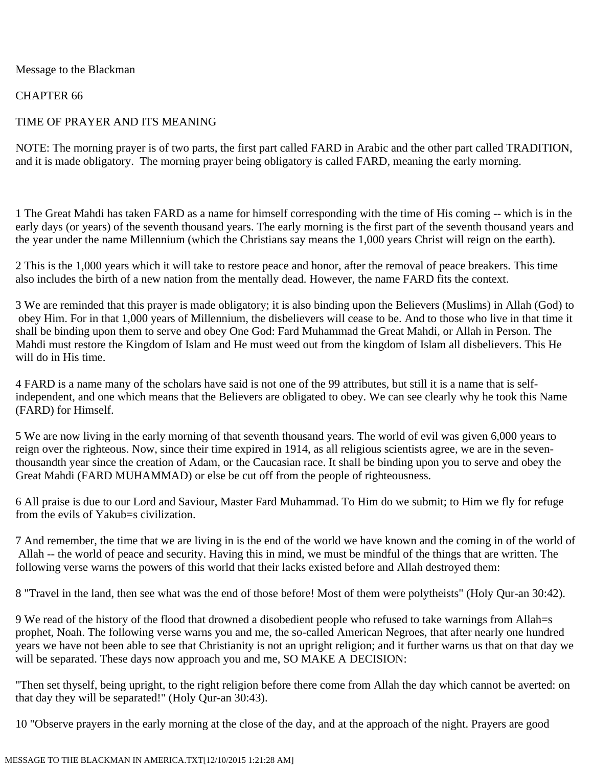Message to the Blackman

CHAPTER 66

TIME OF PRAYER AND ITS MEANING

NOTE: The morning prayer is of two parts, the first part called FARD in Arabic and the other part called TRADITION, and it is made obligatory.  The morning prayer being obligatory is called FARD, meaning the early morning.

1 The Great Mahdi has taken FARD as a name for himself corresponding with the time of His coming -- which is in the early days (or years) of the seventh thousand years. The early morning is the first part of the seventh thousand years and the year under the name Millennium (which the Christians say means the 1,000 years Christ will reign on the earth).

2 This is the 1,000 years which it will take to restore peace and honor, after the removal of peace breakers. This time also includes the birth of a new nation from the mentally dead. However, the name FARD fits the context.

3 We are reminded that this prayer is made obligatory; it is also binding upon the Believers (Muslims) in Allah (God) to obey Him. For in that 1,000 years of Millennium, the disbelievers will cease to be. And to those who live in that time it shall be binding upon them to serve and obey One God: Fard Muhammad the Great Mahdi, or Allah in Person. The Mahdi must restore the Kingdom of Islam and He must weed out from the kingdom of Islam all disbelievers. This He will do in His time.

4 FARD is a name many of the scholars have said is not one of the 99 attributes, but still it is a name that is self-independent, and one which means that the Believers are obligated to obey. We can see clearly why he took this Name (FARD) for Himself.

5 We are now living in the early morning of that seventh thousand years. The world of evil was given 6,000 years to reign over the righteous. Now, since their time expired in 1914, as all religious scientists agree, we are in the seven-thousandth year since the creation of Adam, or the Caucasian race. It shall be binding upon you to serve and obey the Great Mahdi (FARD MUHAMMAD) or else be cut off from the people of righteousness.

6 All praise is due to our Lord and Saviour, Master Fard Muhammad. To Him do we submit; to Him we fly for refuge from the evils of Yakub=s civilization.

7 And remember, the time that we are living in is the end of the world we have known and the coming in of the world of Allah -- the world of peace and security. Having this in mind, we must be mindful of the things that are written. The following verse warns the powers of this world that their lacks existed before and Allah destroyed them:

8 "Travel in the land, then see what was the end of those before! Most of them were polytheists" (Holy Qur-an 30:42).

9 We read of the history of the flood that drowned a disobedient people who refused to take warnings from Allah=s prophet, Noah. The following verse warns you and me, the so-called American Negroes, that after nearly one hundred years we have not been able to see that Christianity is not an upright religion; and it further warns us that on that day we will be separated. These days now approach you and me, SO MAKE A DECISION:

"Then set thyself, being upright, to the right religion before there come from Allah the day which cannot be averted: on that day they will be separated!" (Holy Qur-an 30:43).

10 "Observe prayers in the early morning at the close of the day, and at the approach of the night. Prayers are good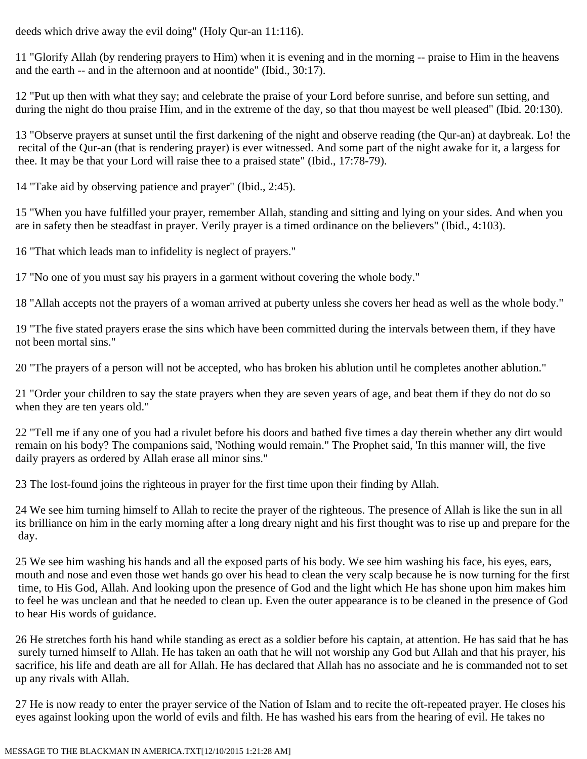deeds which drive away the evil doing" (Holy Qur-an 11:116).

11 "Glorify Allah (by rendering prayers to Him) when it is evening and in the morning -- praise to Him in the heavens and the earth -- and in the afternoon and at noontide" (Ibid., 30:17).

12 "Put up then with what they say; and celebrate the praise of your Lord before sunrise, and before sun setting, and during the night do thou praise Him, and in the extreme of the day, so that thou mayest be well pleased" (Ibid. 20:130).

13 "Observe prayers at sunset until the first darkening of the night and observe reading (the Qur-an) at daybreak. Lo! the recital of the Qur-an (that is rendering prayer) is ever witnessed. And some part of the night awake for it, a largess for thee. It may be that your Lord will raise thee to a praised state" (Ibid., 17:78-79).

14 "Take aid by observing patience and prayer" (Ibid., 2:45).

15 "When you have fulfilled your prayer, remember Allah, standing and sitting and lying on your sides. And when you are in safety then be steadfast in prayer. Verily prayer is a timed ordinance on the believers" (Ibid., 4:103).

16 "That which leads man to infidelity is neglect of prayers."

17 "No one of you must say his prayers in a garment without covering the whole body."

18 "Allah accepts not the prayers of a woman arrived at puberty unless she covers her head as well as the whole body."

19 "The five stated prayers erase the sins which have been committed during the intervals between them, if they have not been mortal sins."

20 "The prayers of a person will not be accepted, who has broken his ablution until he completes another ablution."

21 "Order your children to say the state prayers when they are seven years of age, and beat them if they do not do so when they are ten years old."

22 "Tell me if any one of you had a rivulet before his doors and bathed five times a day therein whether any dirt would remain on his body? The companions said, 'Nothing would remain." The Prophet said, 'In this manner will, the five daily prayers as ordered by Allah erase all minor sins."

23 The lost-found joins the righteous in prayer for the first time upon their finding by Allah.

24 We see him turning himself to Allah to recite the prayer of the righteous. The presence of Allah is like the sun in all its brilliance on him in the early morning after a long dreary night and his first thought was to rise up and prepare for the day.

25 We see him washing his hands and all the exposed parts of his body. We see him washing his face, his eyes, ears, mouth and nose and even those wet hands go over his head to clean the very scalp because he is now turning for the first time, to His God, Allah. And looking upon the presence of God and the light which He has shone upon him makes him to feel he was unclean and that he needed to clean up. Even the outer appearance is to be cleaned in the presence of God to hear His words of guidance.

26 He stretches forth his hand while standing as erect as a soldier before his captain, at attention. He has said that he has surely turned himself to Allah. He has taken an oath that he will not worship any God but Allah and that his prayer, his sacrifice, his life and death are all for Allah. He has declared that Allah has no associate and he is commanded not to set up any rivals with Allah.

27 He is now ready to enter the prayer service of the Nation of Islam and to recite the oft-repeated prayer. He closes his eyes against looking upon the world of evils and filth. He has washed his ears from the hearing of evil. He takes no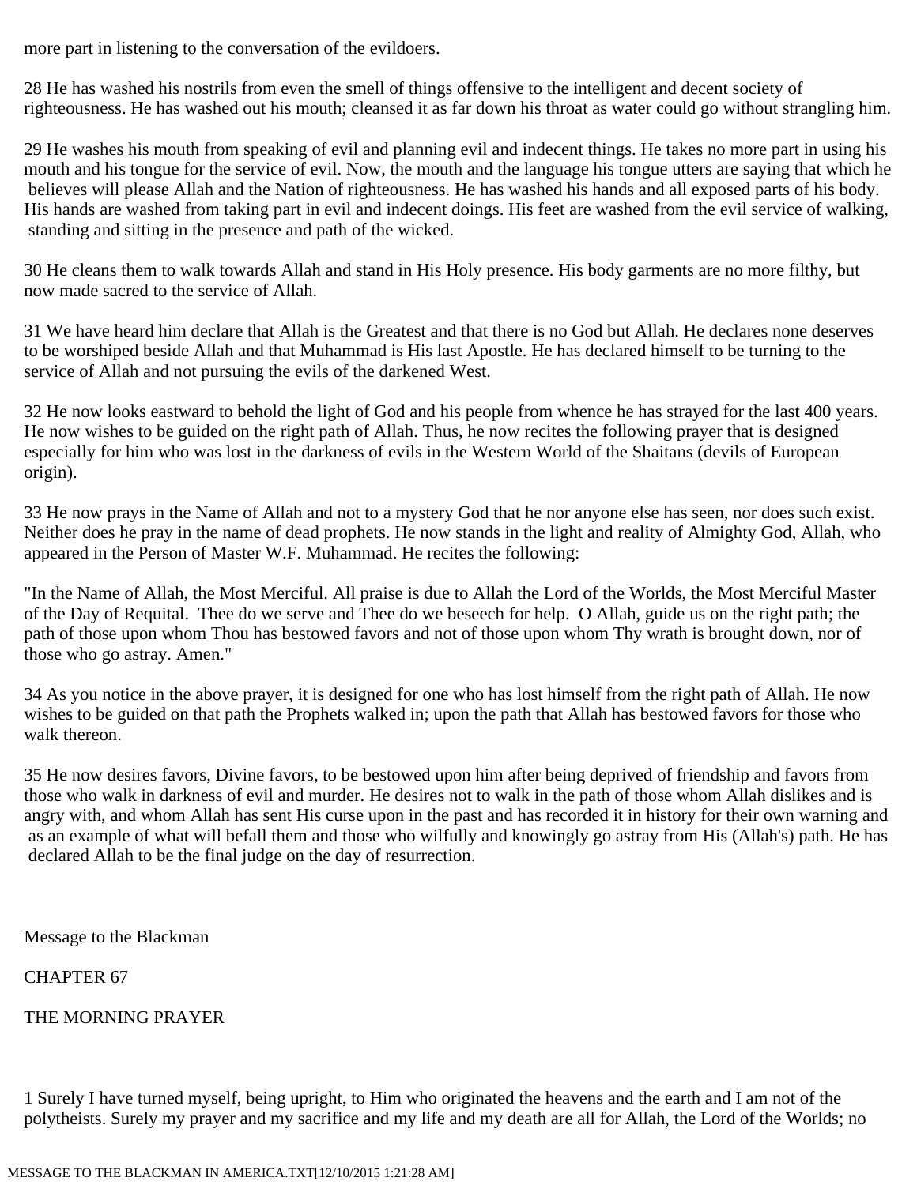more part in listening to the conversation of the evildoers.

28 He has washed his nostrils from even the smell of things offensive to the intelligent and decent society of righteousness. He has washed out his mouth; cleansed it as far down his throat as water could go without strangling him.

29 He washes his mouth from speaking of evil and planning evil and indecent things. He takes no more part in using his mouth and his tongue for the service of evil. Now, the mouth and the language his tongue utters are saying that which he believes will please Allah and the Nation of righteousness. He has washed his hands and all exposed parts of his body. His hands are washed from taking part in evil and indecent doings. His feet are washed from the evil service of walking, standing and sitting in the presence and path of the wicked.

30 He cleans them to walk towards Allah and stand in His Holy presence. His body garments are no more filthy, but now made sacred to the service of Allah.

31 We have heard him declare that Allah is the Greatest and that there is no God but Allah. He declares none deserves to be worshiped beside Allah and that Muhammad is His last Apostle. He has declared himself to be turning to the service of Allah and not pursuing the evils of the darkened West.

32 He now looks eastward to behold the light of God and his people from whence he has strayed for the last 400 years. He now wishes to be guided on the right path of Allah. Thus, he now recites the following prayer that is designed especially for him who was lost in the darkness of evils in the Western World of the Shaitans (devils of European origin).

33 He now prays in the Name of Allah and not to a mystery God that he nor anyone else has seen, nor does such exist. Neither does he pray in the name of dead prophets. He now stands in the light and reality of Almighty God, Allah, who appeared in the Person of Master W.F. Muhammad. He recites the following:

"In the Name of Allah, the Most Merciful. All praise is due to Allah the Lord of the Worlds, the Most Merciful Master of the Day of Requital. Thee do we serve and Thee do we beseech for help. O Allah, guide us on the right path; the path of those upon whom Thou has bestowed favors and not of those upon whom Thy wrath is brought down, nor of those who go astray. Amen."

34 As you notice in the above prayer, it is designed for one who has lost himself from the right path of Allah. He now wishes to be guided on that path the Prophets walked in; upon the path that Allah has bestowed favors for those who walk thereon.

35 He now desires favors, Divine favors, to be bestowed upon him after being deprived of friendship and favors from those who walk in darkness of evil and murder. He desires not to walk in the path of those whom Allah dislikes and is angry with, and whom Allah has sent His curse upon in the past and has recorded it in history for their own warning and as an example of what will befall them and those who wilfully and knowingly go astray from His (Allah's) path. He has declared Allah to be the final judge on the day of resurrection.

Message to the Blackman

## CHAPTER 67

## THE MORNING PRAYER

1 Surely I have turned myself, being upright, to Him who originated the heavens and the earth and I am not of the polytheists. Surely my prayer and my sacrifice and my life and my death are all for Allah, the Lord of the Worlds; no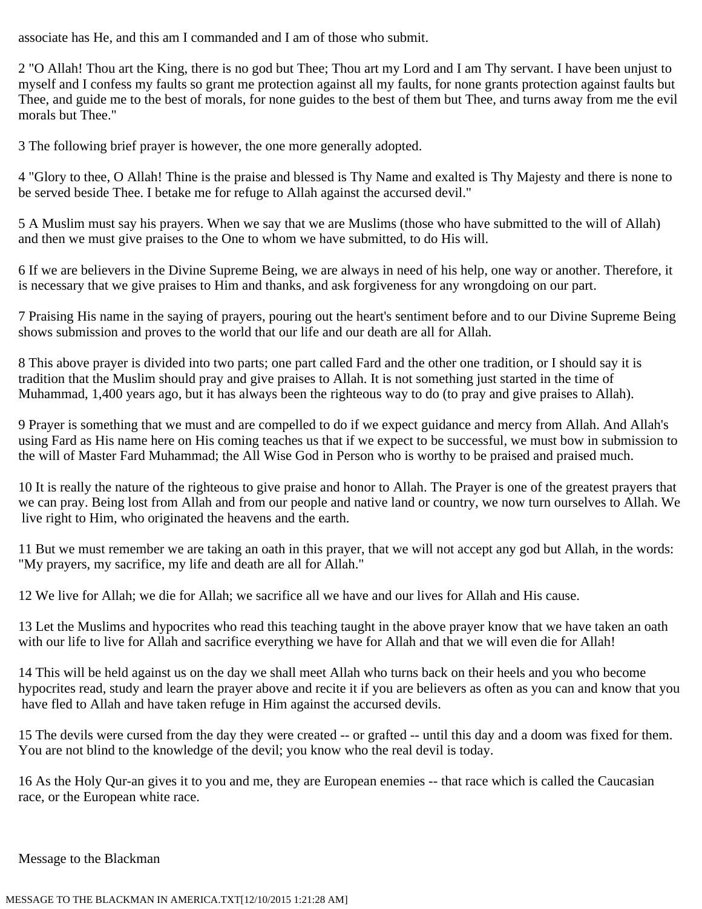associate has He, and this am I commanded and I am of those who submit.

2 "O Allah! Thou art the King, there is no god but Thee; Thou art my Lord and I am Thy servant. I have been unjust to myself and I confess my faults so grant me protection against all my faults, for none grants protection against faults but Thee, and guide me to the best of morals, for none guides to the best of them but Thee, and turns away from me the evil morals but Thee."

3 The following brief prayer is however, the one more generally adopted.

4 "Glory to thee, O Allah! Thine is the praise and blessed is Thy Name and exalted is Thy Majesty and there is none to be served beside Thee. I betake me for refuge to Allah against the accursed devil."

5 A Muslim must say his prayers. When we say that we are Muslims (those who have submitted to the will of Allah) and then we must give praises to the One to whom we have submitted, to do His will.

6 If we are believers in the Divine Supreme Being, we are always in need of his help, one way or another. Therefore, it is necessary that we give praises to Him and thanks, and ask forgiveness for any wrongdoing on our part.

7 Praising His name in the saying of prayers, pouring out the heart's sentiment before and to our Divine Supreme Being shows submission and proves to the world that our life and our death are all for Allah.

8 This above prayer is divided into two parts; one part called Fard and the other one tradition, or I should say it is tradition that the Muslim should pray and give praises to Allah. It is not something just started in the time of Muhammad, 1,400 years ago, but it has always been the righteous way to do (to pray and give praises to Allah).

9 Prayer is something that we must and are compelled to do if we expect guidance and mercy from Allah. And Allah's using Fard as His name here on His coming teaches us that if we expect to be successful, we must bow in submission to the will of Master Fard Muhammad; the All Wise God in Person who is worthy to be praised and praised much.

10 It is really the nature of the righteous to give praise and honor to Allah. The Prayer is one of the greatest prayers that we can pray. Being lost from Allah and from our people and native land or country, we now turn ourselves to Allah. We live right to Him, who originated the heavens and the earth.

11 But we must remember we are taking an oath in this prayer, that we will not accept any god but Allah, in the words: "My prayers, my sacrifice, my life and death are all for Allah."

12 We live for Allah; we die for Allah; we sacrifice all we have and our lives for Allah and His cause.

13 Let the Muslims and hypocrites who read this teaching taught in the above prayer know that we have taken an oath with our life to live for Allah and sacrifice everything we have for Allah and that we will even die for Allah!

14 This will be held against us on the day we shall meet Allah who turns back on their heels and you who become hypocrites read, study and learn the prayer above and recite it if you are believers as often as you can and know that you have fled to Allah and have taken refuge in Him against the accursed devils.

15 The devils were cursed from the day they were created -- or grafted -- until this day and a doom was fixed for them. You are not blind to the knowledge of the devil; you know who the real devil is today.

16 As the Holy Qur-an gives it to you and me, they are European enemies -- that race which is called the Caucasian race, or the European white race.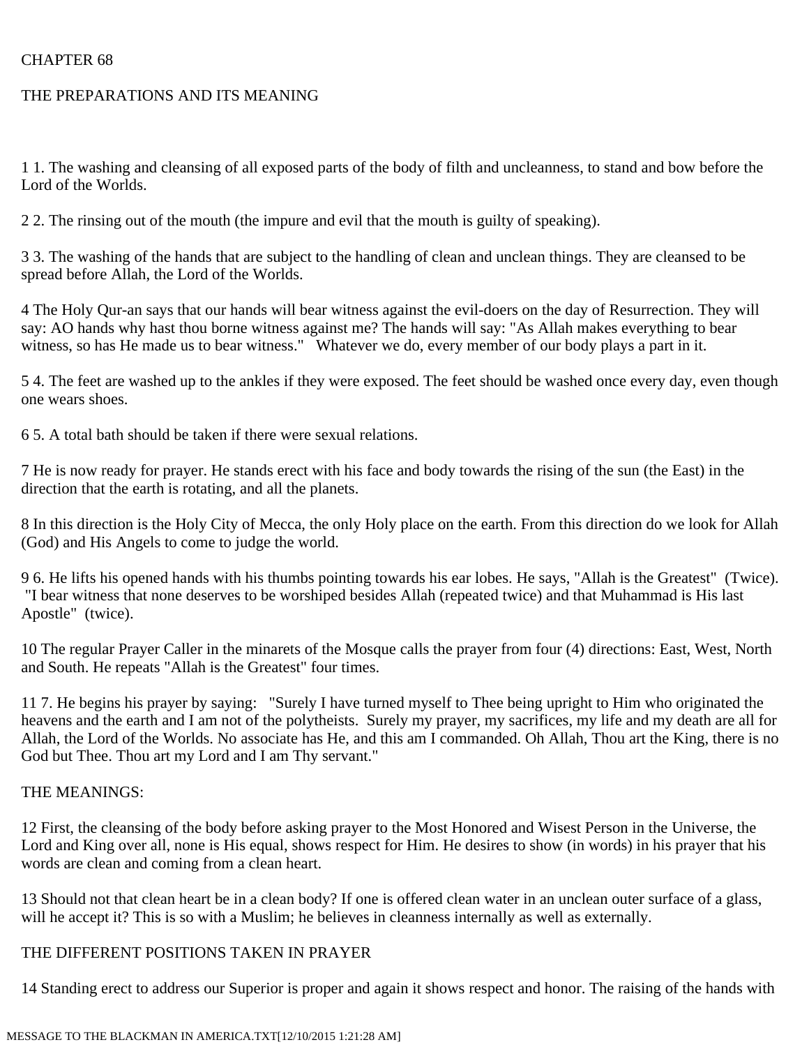CHAPTER 68

THE PREPARATIONS AND ITS MEANING

1 1. The washing and cleansing of all exposed parts of the body of filth and uncleanness, to stand and bow before the Lord of the Worlds.

2 2. The rinsing out of the mouth (the impure and evil that the mouth is guilty of speaking).

3 3. The washing of the hands that are subject to the handling of clean and unclean things. They are cleansed to be spread before Allah, the Lord of the Worlds.

4 The Holy Qur-an says that our hands will bear witness against the evil-doers on the day of Resurrection. They will say: AO hands why hast thou borne witness against me? The hands will say: "As Allah makes everything to bear witness, so has He made us to bear witness." Whatever we do, every member of our body plays a part in it.

5 4. The feet are washed up to the ankles if they were exposed. The feet should be washed once every day, even though one wears shoes.

6 5. A total bath should be taken if there were sexual relations.

7 He is now ready for prayer. He stands erect with his face and body towards the rising of the sun (the East) in the direction that the earth is rotating, and all the planets.

8 In this direction is the Holy City of Mecca, the only Holy place on the earth. From this direction do we look for Allah (God) and His Angels to come to judge the world.

9 6. He lifts his opened hands with his thumbs pointing towards his ear lobes. He says, "Allah is the Greatest" (Twice). "I bear witness that none deserves to be worshiped besides Allah (repeated twice) and that Muhammad is His last Apostle" (twice).

10 The regular Prayer Caller in the minarets of the Mosque calls the prayer from four (4) directions: East, West, North and South. He repeats "Allah is the Greatest" four times.

11 7. He begins his prayer by saying: "Surely I have turned myself to Thee being upright to Him who originated the heavens and the earth and I am not of the polytheists. Surely my prayer, my sacrifices, my life and my death are all for Allah, the Lord of the Worlds. No associate has He, and this am I commanded. Oh Allah, Thou art the King, there is no God but Thee. Thou art my Lord and I am Thy servant."

THE MEANINGS:

12 First, the cleansing of the body before asking prayer to the Most Honored and Wisest Person in the Universe, the Lord and King over all, none is His equal, shows respect for Him. He desires to show (in words) in his prayer that his words are clean and coming from a clean heart.

13 Should not that clean heart be in a clean body? If one is offered clean water in an unclean outer surface of a glass, will he accept it? This is so with a Muslim; he believes in cleanness internally as well as externally.

THE DIFFERENT POSITIONS TAKEN IN PRAYER

14 Standing erect to address our Superior is proper and again it shows respect and honor. The raising of the hands with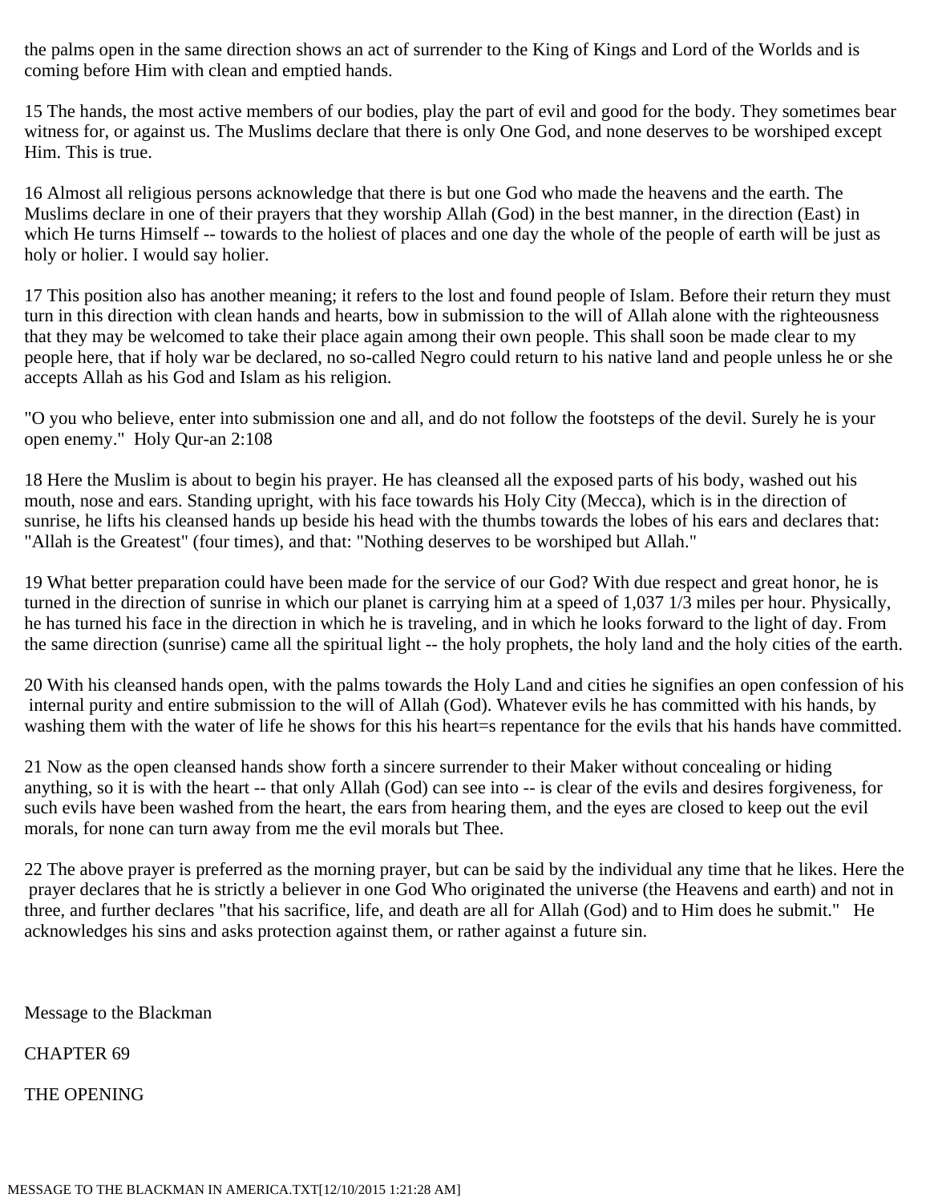the palms open in the same direction shows an act of surrender to the King of Kings and Lord of the Worlds and is coming before Him with clean and emptied hands.

15 The hands, the most active members of our bodies, play the part of evil and good for the body. They sometimes bear witness for, or against us. The Muslims declare that there is only One God, and none deserves to be worshiped except Him. This is true.

16 Almost all religious persons acknowledge that there is but one God who made the heavens and the earth. The Muslims declare in one of their prayers that they worship Allah (God) in the best manner, in the direction (East) in which He turns Himself -- towards to the holiest of places and one day the whole of the people of earth will be just as holy or holier. I would say holier.

17 This position also has another meaning; it refers to the lost and found people of Islam. Before their return they must turn in this direction with clean hands and hearts, bow in submission to the will of Allah alone with the righteousness that they may be welcomed to take their place again among their own people. This shall soon be made clear to my people here, that if holy war be declared, no so-called Negro could return to his native land and people unless he or she accepts Allah as his God and Islam as his religion.

"O you who believe, enter into submission one and all, and do not follow the footsteps of the devil. Surely he is your open enemy." Holy Qur-an 2:108

18 Here the Muslim is about to begin his prayer. He has cleansed all the exposed parts of his body, washed out his mouth, nose and ears. Standing upright, with his face towards his Holy City (Mecca), which is in the direction of sunrise, he lifts his cleansed hands up beside his head with the thumbs towards the lobes of his ears and declares that: "Allah is the Greatest" (four times), and that: "Nothing deserves to be worshiped but Allah."

19 What better preparation could have been made for the service of our God? With due respect and great honor, he is turned in the direction of sunrise in which our planet is carrying him at a speed of 1,037 1/3 miles per hour. Physically, he has turned his face in the direction in which he is traveling, and in which he looks forward to the light of day. From the same direction (sunrise) came all the spiritual light -- the holy prophets, the holy land and the holy cities of the earth.

20 With his cleansed hands open, with the palms towards the Holy Land and cities he signifies an open confession of his internal purity and entire submission to the will of Allah (God). Whatever evils he has committed with his hands, by washing them with the water of life he shows for this his heart=s repentance for the evils that his hands have committed.

21 Now as the open cleansed hands show forth a sincere surrender to their Maker without concealing or hiding anything, so it is with the heart -- that only Allah (God) can see into -- is clear of the evils and desires forgiveness, for such evils have been washed from the heart, the ears from hearing them, and the eyes are closed to keep out the evil morals, for none can turn away from me the evil morals but Thee.

22 The above prayer is preferred as the morning prayer, but can be said by the individual any time that he likes. Here the prayer declares that he is strictly a believer in one God Who originated the universe (the Heavens and earth) and not in three, and further declares "that his sacrifice, life, and death are all for Allah (God) and to Him does he submit." He acknowledges his sins and asks protection against them, or rather against a future sin.

Message to the Blackman

CHAPTER 69

THE OPENING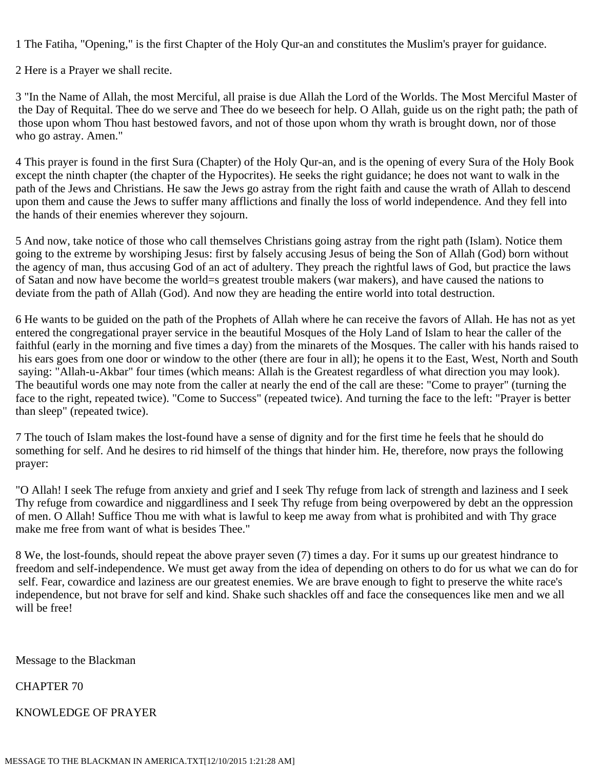1 The Fatiha, "Opening," is the first Chapter of the Holy Qur-an and constitutes the Muslim's prayer for guidance.

2 Here is a Prayer we shall recite.

3 "In the Name of Allah, the most Merciful, all praise is due Allah the Lord of the Worlds. The Most Merciful Master of the Day of Requital. Thee do we serve and Thee do we beseech for help. O Allah, guide us on the right path; the path of those upon whom Thou hast bestowed favors, and not of those upon whom thy wrath is brought down, nor of those who go astray. Amen."

4 This prayer is found in the first Sura (Chapter) of the Holy Qur-an, and is the opening of every Sura of the Holy Book except the ninth chapter (the chapter of the Hypocrites). He seeks the right guidance; he does not want to walk in the path of the Jews and Christians. He saw the Jews go astray from the right faith and cause the wrath of Allah to descend upon them and cause the Jews to suffer many afflictions and finally the loss of world independence. And they fell into the hands of their enemies wherever they sojourn.

5 And now, take notice of those who call themselves Christians going astray from the right path (Islam). Notice them going to the extreme by worshiping Jesus: first by falsely accusing Jesus of being the Son of Allah (God) born without the agency of man, thus accusing God of an act of adultery. They preach the rightful laws of God, but practice the laws of Satan and now have become the world=s greatest trouble makers (war makers), and have caused the nations to deviate from the path of Allah (God). And now they are heading the entire world into total destruction.

6 He wants to be guided on the path of the Prophets of Allah where he can receive the favors of Allah. He has not as yet entered the congregational prayer service in the beautiful Mosques of the Holy Land of Islam to hear the caller of the faithful (early in the morning and five times a day) from the minarets of the Mosques. The caller with his hands raised to his ears goes from one door or window to the other (there are four in all); he opens it to the East, West, North and South saying: "Allah-u-Akbar" four times (which means: Allah is the Greatest regardless of what direction you may look). The beautiful words one may note from the caller at nearly the end of the call are these: "Come to prayer" (turning the face to the right, repeated twice). "Come to Success" (repeated twice). And turning the face to the left: "Prayer is better than sleep" (repeated twice).

7 The touch of Islam makes the lost-found have a sense of dignity and for the first time he feels that he should do something for self. And he desires to rid himself of the things that hinder him. He, therefore, now prays the following prayer:

"O Allah! I seek The refuge from anxiety and grief and I seek Thy refuge from lack of strength and laziness and I seek Thy refuge from cowardice and niggardliness and I seek Thy refuge from being overpowered by debt an the oppression of men. O Allah! Suffice Thou me with what is lawful to keep me away from what is prohibited and with Thy grace make me free from want of what is besides Thee."

8 We, the lost-founds, should repeat the above prayer seven (7) times a day. For it sums up our greatest hindrance to freedom and self-independence. We must get away from the idea of depending on others to do for us what we can do for self. Fear, cowardice and laziness are our greatest enemies. We are brave enough to fight to preserve the white race's independence, but not brave for self and kind. Shake such shackles off and face the consequences like men and we all will be free!

Message to the Blackman

CHAPTER 70

KNOWLEDGE OF PRAYER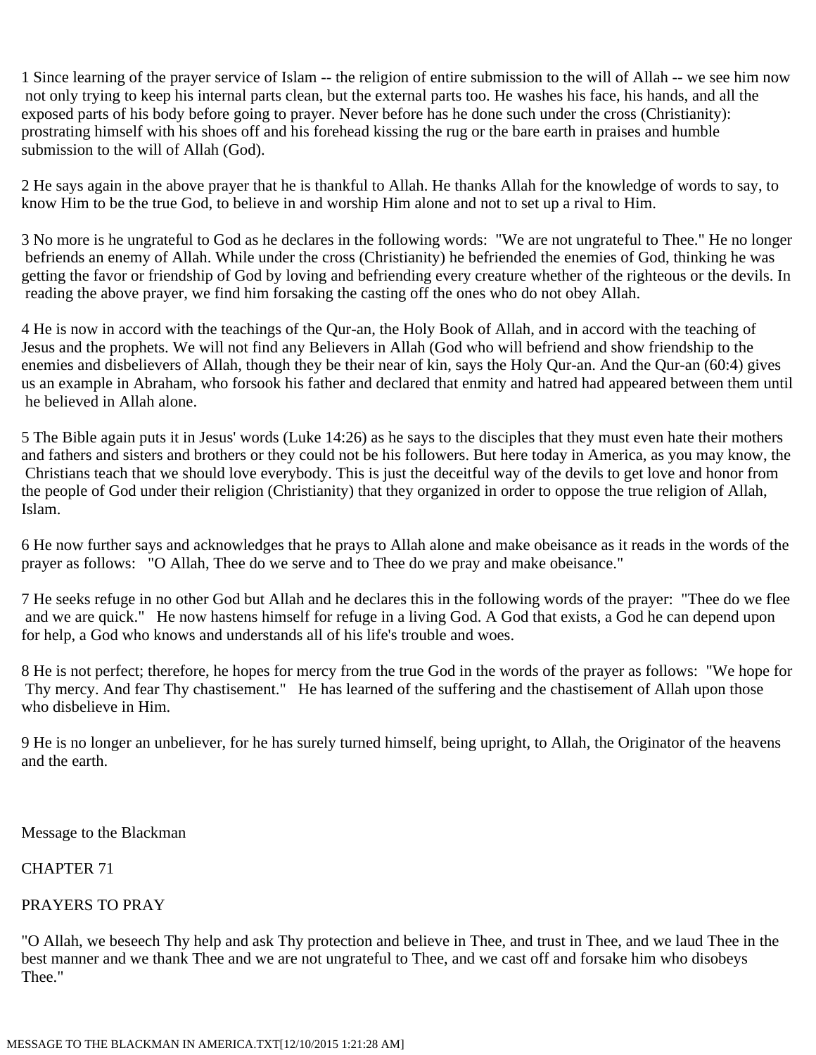1 Since learning of the prayer service of Islam -- the religion of entire submission to the will of Allah -- we see him now not only trying to keep his internal parts clean, but the external parts too. He washes his face, his hands, and all the exposed parts of his body before going to prayer. Never before has he done such under the cross (Christianity): prostrating himself with his shoes off and his forehead kissing the rug or the bare earth in praises and humble submission to the will of Allah (God).

2 He says again in the above prayer that he is thankful to Allah. He thanks Allah for the knowledge of words to say, to know Him to be the true God, to believe in and worship Him alone and not to set up a rival to Him.

3 No more is he ungrateful to God as he declares in the following words: "We are not ungrateful to Thee." He no longer befriends an enemy of Allah. While under the cross (Christianity) he befriended the enemies of God, thinking he was getting the favor or friendship of God by loving and befriending every creature whether of the righteous or the devils. In reading the above prayer, we find him forsaking the casting off the ones who do not obey Allah.

4 He is now in accord with the teachings of the Qur-an, the Holy Book of Allah, and in accord with the teaching of Jesus and the prophets. We will not find any Believers in Allah (God who will befriend and show friendship to the enemies and disbelievers of Allah, though they be their near of kin, says the Holy Qur-an. And the Qur-an (60:4) gives us an example in Abraham, who forsook his father and declared that enmity and hatred had appeared between them until he believed in Allah alone.

5 The Bible again puts it in Jesus' words (Luke 14:26) as he says to the disciples that they must even hate their mothers and fathers and sisters and brothers or they could not be his followers. But here today in America, as you may know, the Christians teach that we should love everybody. This is just the deceitful way of the devils to get love and honor from the people of God under their religion (Christianity) that they organized in order to oppose the true religion of Allah, Islam.

6 He now further says and acknowledges that he prays to Allah alone and make obeisance as it reads in the words of the prayer as follows: "O Allah, Thee do we serve and to Thee do we pray and make obeisance."

7 He seeks refuge in no other God but Allah and he declares this in the following words of the prayer: "Thee do we flee and we are quick." He now hastens himself for refuge in a living God. A God that exists, a God he can depend upon for help, a God who knows and understands all of his life's trouble and woes.

8 He is not perfect; therefore, he hopes for mercy from the true God in the words of the prayer as follows: "We hope for Thy mercy. And fear Thy chastisement." He has learned of the suffering and the chastisement of Allah upon those who disbelieve in Him.

9 He is no longer an unbeliever, for he has surely turned himself, being upright, to Allah, the Originator of the heavens and the earth.

Message to the Blackman

# CHAPTER 71

## PRAYERS TO PRAY

"O Allah, we beseech Thy help and ask Thy protection and believe in Thee, and trust in Thee, and we laud Thee in the best manner and we thank Thee and we are not ungrateful to Thee, and we cast off and forsake him who disobeys Thee."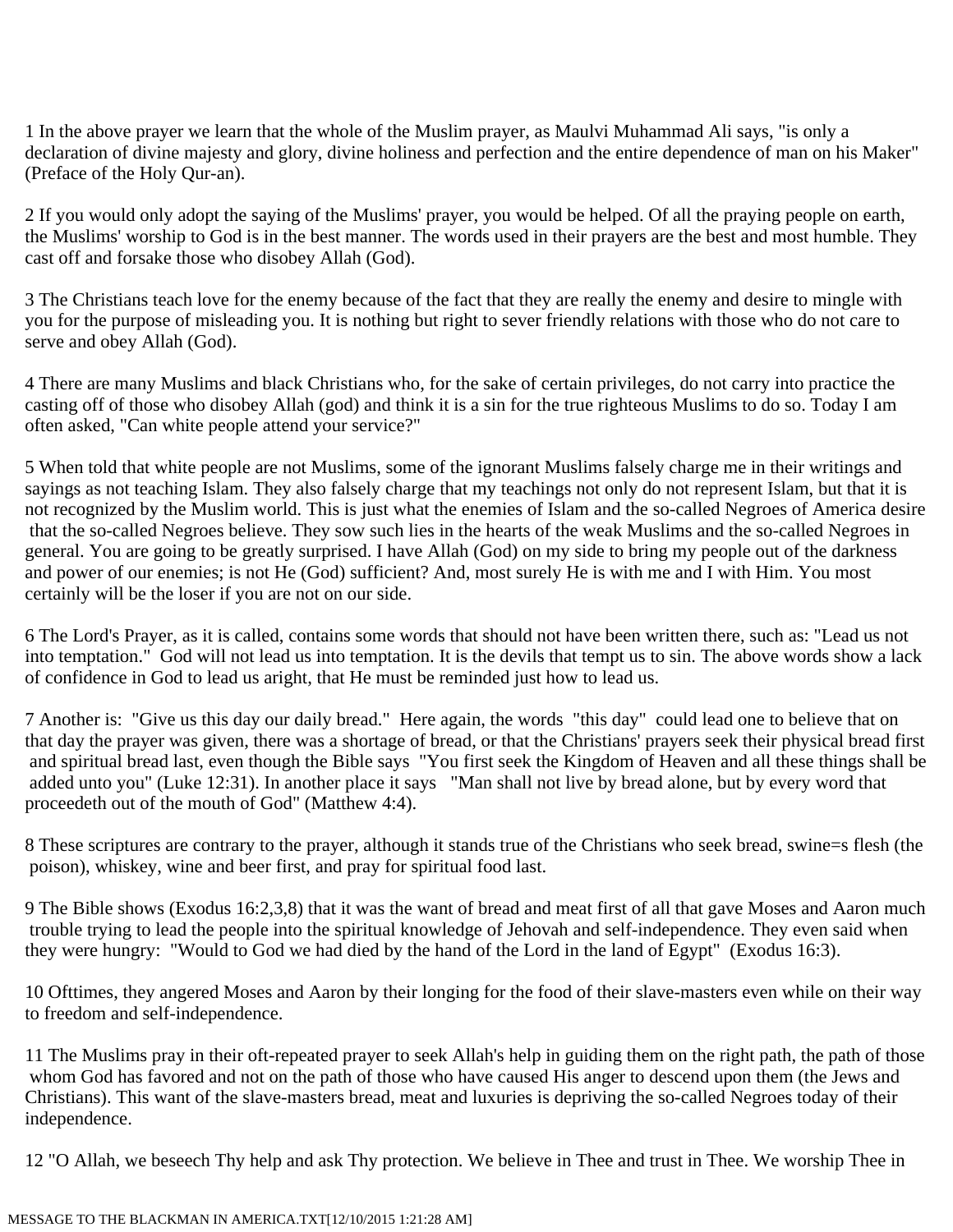1 In the above prayer we learn that the whole of the Muslim prayer, as Maulvi Muhammad Ali says, "is only a declaration of divine majesty and glory, divine holiness and perfection and the entire dependence of man on his Maker" (Preface of the Holy Qur-an).

2 If you would only adopt the saying of the Muslims' prayer, you would be helped. Of all the praying people on earth, the Muslims' worship to God is in the best manner. The words used in their prayers are the best and most humble. They cast off and forsake those who disobey Allah (God).

3 The Christians teach love for the enemy because of the fact that they are really the enemy and desire to mingle with you for the purpose of misleading you. It is nothing but right to sever friendly relations with those who do not care to serve and obey Allah (God).

4 There are many Muslims and black Christians who, for the sake of certain privileges, do not carry into practice the casting off of those who disobey Allah (god) and think it is a sin for the true righteous Muslims to do so. Today I am often asked, "Can white people attend your service?"

5 When told that white people are not Muslims, some of the ignorant Muslims falsely charge me in their writings and sayings as not teaching Islam. They also falsely charge that my teachings not only do not represent Islam, but that it is not recognized by the Muslim world. This is just what the enemies of Islam and the so-called Negroes of America desire that the so-called Negroes believe. They sow such lies in the hearts of the weak Muslims and the so-called Negroes in general. You are going to be greatly surprised. I have Allah (God) on my side to bring my people out of the darkness and power of our enemies; is not He (God) sufficient? And, most surely He is with me and I with Him. You most certainly will be the loser if you are not on our side.

6 The Lord's Prayer, as it is called, contains some words that should not have been written there, such as: "Lead us not into temptation." God will not lead us into temptation. It is the devils that tempt us to sin. The above words show a lack of confidence in God to lead us aright, that He must be reminded just how to lead us.

7 Another is: "Give us this day our daily bread." Here again, the words "this day" could lead one to believe that on that day the prayer was given, there was a shortage of bread, or that the Christians' prayers seek their physical bread first and spiritual bread last, even though the Bible says "You first seek the Kingdom of Heaven and all these things shall be added unto you" (Luke 12:31). In another place it says "Man shall not live by bread alone, but by every word that proceedeth out of the mouth of God" (Matthew 4:4).

8 These scriptures are contrary to the prayer, although it stands true of the Christians who seek bread, swine=s flesh (the poison), whiskey, wine and beer first, and pray for spiritual food last.

9 The Bible shows (Exodus 16:2,3,8) that it was the want of bread and meat first of all that gave Moses and Aaron much trouble trying to lead the people into the spiritual knowledge of Jehovah and self-independence. They even said when they were hungry: "Would to God we had died by the hand of the Lord in the land of Egypt" (Exodus 16:3).

10 Ofttimes, they angered Moses and Aaron by their longing for the food of their slave-masters even while on their way to freedom and self-independence.

11 The Muslims pray in their oft-repeated prayer to seek Allah's help in guiding them on the right path, the path of those whom God has favored and not on the path of those who have caused His anger to descend upon them (the Jews and Christians). This want of the slave-masters bread, meat and luxuries is depriving the so-called Negroes today of their independence.

12 "O Allah, we beseech Thy help and ask Thy protection. We believe in Thee and trust in Thee. We worship Thee in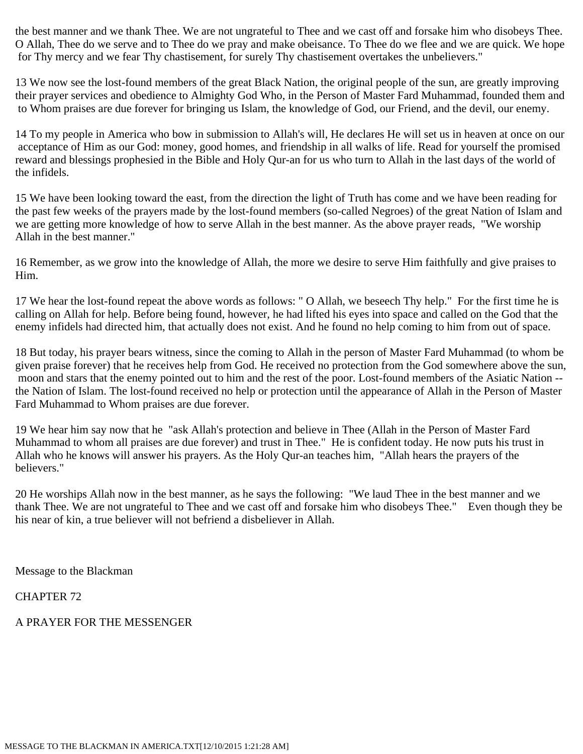the best manner and we thank Thee. We are not ungrateful to Thee and we cast off and forsake him who disobeys Thee. O Allah, Thee do we serve and to Thee do we pray and make obeisance. To Thee do we flee and we are quick. We hope for Thy mercy and we fear Thy chastisement, for surely Thy chastisement overtakes the unbelievers."

13 We now see the lost-found members of the great Black Nation, the original people of the sun, are greatly improving their prayer services and obedience to Almighty God Who, in the Person of Master Fard Muhammad, founded them and to Whom praises are due forever for bringing us Islam, the knowledge of God, our Friend, and the devil, our enemy.

14 To my people in America who bow in submission to Allah's will, He declares He will set us in heaven at once on our acceptance of Him as our God: money, good homes, and friendship in all walks of life. Read for yourself the promised reward and blessings prophesied in the Bible and Holy Qur-an for us who turn to Allah in the last days of the world of the infidels.

15 We have been looking toward the east, from the direction the light of Truth has come and we have been reading for the past few weeks of the prayers made by the lost-found members (so-called Negroes) of the great Nation of Islam and we are getting more knowledge of how to serve Allah in the best manner. As the above prayer reads, "We worship Allah in the best manner."

16 Remember, as we grow into the knowledge of Allah, the more we desire to serve Him faithfully and give praises to Him.

17 We hear the lost-found repeat the above words as follows: " O Allah, we beseech Thy help." For the first time he is calling on Allah for help. Before being found, however, he had lifted his eyes into space and called on the God that the enemy infidels had directed him, that actually does not exist. And he found no help coming to him from out of space.

18 But today, his prayer bears witness, since the coming to Allah in the person of Master Fard Muhammad (to whom be given praise forever) that he receives help from God. He received no protection from the God somewhere above the sun, moon and stars that the enemy pointed out to him and the rest of the poor. Lost-found members of the Asiatic Nation -- the Nation of Islam. The lost-found received no help or protection until the appearance of Allah in the Person of Master Fard Muhammad to Whom praises are due forever.

19 We hear him say now that he "ask Allah's protection and believe in Thee (Allah in the Person of Master Fard Muhammad to whom all praises are due forever) and trust in Thee." He is confident today. He now puts his trust in Allah who he knows will answer his prayers. As the Holy Qur-an teaches him, "Allah hears the prayers of the believers."

20 He worships Allah now in the best manner, as he says the following: "We laud Thee in the best manner and we thank Thee. We are not ungrateful to Thee and we cast off and forsake him who disobeys Thee." Even though they be his near of kin, a true believer will not befriend a disbeliever in Allah.

Message to the Blackman

CHAPTER 72

A PRAYER FOR THE MESSENGER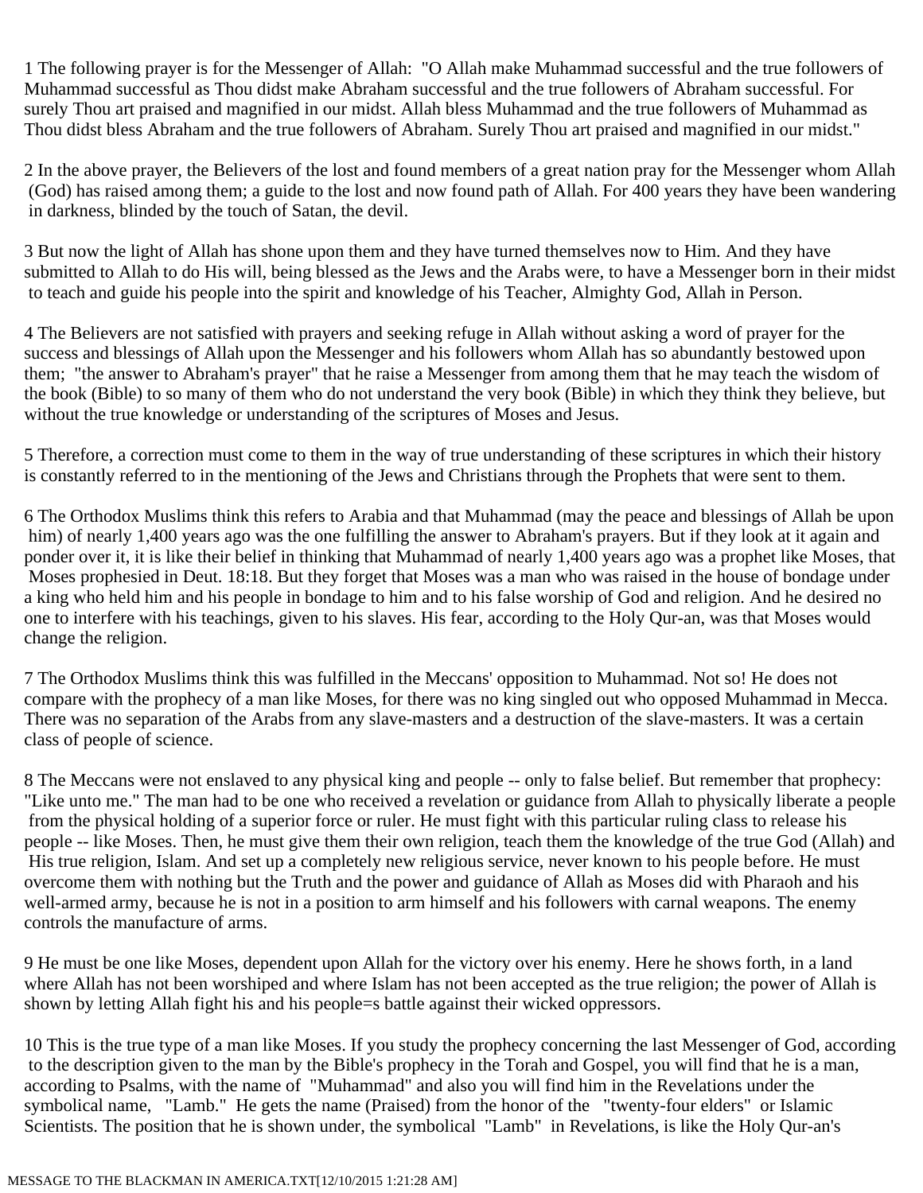1 The following prayer is for the Messenger of Allah: "O Allah make Muhammad successful and the true followers of Muhammad successful as Thou didst make Abraham successful and the true followers of Abraham successful. For surely Thou art praised and magnified in our midst. Allah bless Muhammad and the true followers of Muhammad as Thou didst bless Abraham and the true followers of Abraham. Surely Thou art praised and magnified in our midst."

2 In the above prayer, the Believers of the lost and found members of a great nation pray for the Messenger whom Allah (God) has raised among them; a guide to the lost and now found path of Allah. For 400 years they have been wandering in darkness, blinded by the touch of Satan, the devil.

3 But now the light of Allah has shone upon them and they have turned themselves now to Him. And they have submitted to Allah to do His will, being blessed as the Jews and the Arabs were, to have a Messenger born in their midst to teach and guide his people into the spirit and knowledge of his Teacher, Almighty God, Allah in Person.

4 The Believers are not satisfied with prayers and seeking refuge in Allah without asking a word of prayer for the success and blessings of Allah upon the Messenger and his followers whom Allah has so abundantly bestowed upon them; "the answer to Abraham's prayer" that he raise a Messenger from among them that he may teach the wisdom of the book (Bible) to so many of them who do not understand the very book (Bible) in which they think they believe, but without the true knowledge or understanding of the scriptures of Moses and Jesus.

5 Therefore, a correction must come to them in the way of true understanding of these scriptures in which their history is constantly referred to in the mentioning of the Jews and Christians through the Prophets that were sent to them.

6 The Orthodox Muslims think this refers to Arabia and that Muhammad (may the peace and blessings of Allah be upon him) of nearly 1,400 years ago was the one fulfilling the answer to Abraham's prayers. But if they look at it again and ponder over it, it is like their belief in thinking that Muhammad of nearly 1,400 years ago was a prophet like Moses, that Moses prophesied in Deut. 18:18. But they forget that Moses was a man who was raised in the house of bondage under a king who held him and his people in bondage to him and to his false worship of God and religion. And he desired no one to interfere with his teachings, given to his slaves. His fear, according to the Holy Qur-an, was that Moses would change the religion.

7 The Orthodox Muslims think this was fulfilled in the Meccans' opposition to Muhammad. Not so! He does not compare with the prophecy of a man like Moses, for there was no king singled out who opposed Muhammad in Mecca. There was no separation of the Arabs from any slave-masters and a destruction of the slave-masters. It was a certain class of people of science.

8 The Meccans were not enslaved to any physical king and people -- only to false belief. But remember that prophecy: "Like unto me." The man had to be one who received a revelation or guidance from Allah to physically liberate a people from the physical holding of a superior force or ruler. He must fight with this particular ruling class to release his people -- like Moses. Then, he must give them their own religion, teach them the knowledge of the true God (Allah) and His true religion, Islam. And set up a completely new religious service, never known to his people before. He must overcome them with nothing but the Truth and the power and guidance of Allah as Moses did with Pharaoh and his well-armed army, because he is not in a position to arm himself and his followers with carnal weapons. The enemy controls the manufacture of arms.

9 He must be one like Moses, dependent upon Allah for the victory over his enemy. Here he shows forth, in a land where Allah has not been worshiped and where Islam has not been accepted as the true religion; the power of Allah is shown by letting Allah fight his and his people=s battle against their wicked oppressors.

10 This is the true type of a man like Moses. If you study the prophecy concerning the last Messenger of God, according to the description given to the man by the Bible's prophecy in the Torah and Gospel, you will find that he is a man, according to Psalms, with the name of "Muhammad" and also you will find him in the Revelations under the symbolical name, "Lamb." He gets the name (Praised) from the honor of the "twenty-four elders" or Islamic Scientists. The position that he is shown under, the symbolical "Lamb" in Revelations, is like the Holy Qur-an's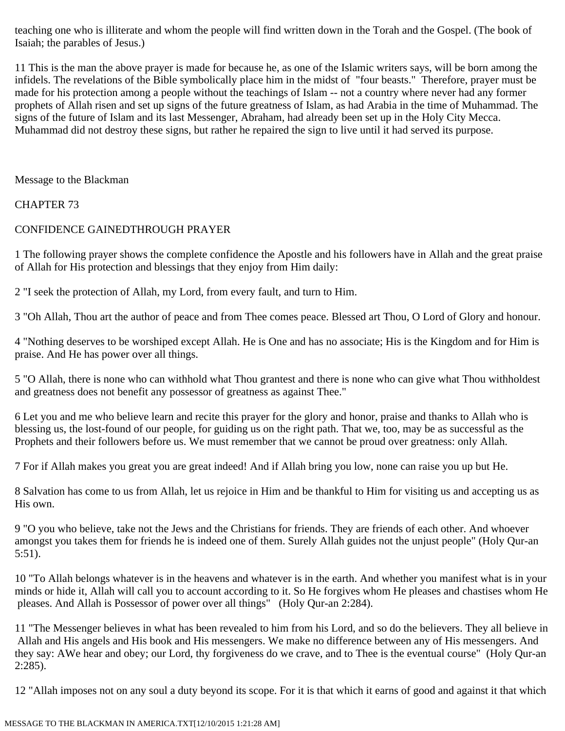teaching one who is illiterate and whom the people will find written down in the Torah and the Gospel. (The book of Isaiah; the parables of Jesus.)

11 This is the man the above prayer is made for because he, as one of the Islamic writers says, will be born among the infidels. The revelations of the Bible symbolically place him in the midst of "four beasts." Therefore, prayer must be made for his protection among a people without the teachings of Islam -- not a country where never had any former prophets of Allah risen and set up signs of the future greatness of Islam, as had Arabia in the time of Muhammad. The signs of the future of Islam and its last Messenger, Abraham, had already been set up in the Holy City Mecca. Muhammad did not destroy these signs, but rather he repaired the sign to live until it had served its purpose.

Message to the Blackman

## CHAPTER 73

## CONFIDENCE GAINEDTHROUGH PRAYER

1 The following prayer shows the complete confidence the Apostle and his followers have in Allah and the great praise of Allah for His protection and blessings that they enjoy from Him daily:

2 "I seek the protection of Allah, my Lord, from every fault, and turn to Him.

3 "Oh Allah, Thou art the author of peace and from Thee comes peace. Blessed art Thou, O Lord of Glory and honour.

4 "Nothing deserves to be worshiped except Allah. He is One and has no associate; His is the Kingdom and for Him is praise. And He has power over all things.

5 "O Allah, there is none who can withhold what Thou grantest and there is none who can give what Thou withholdest and greatness does not benefit any possessor of greatness as against Thee."

6 Let you and me who believe learn and recite this prayer for the glory and honor, praise and thanks to Allah who is blessing us, the lost-found of our people, for guiding us on the right path. That we, too, may be as successful as the Prophets and their followers before us. We must remember that we cannot be proud over greatness: only Allah.

7 For if Allah makes you great you are great indeed! And if Allah bring you low, none can raise you up but He.

8 Salvation has come to us from Allah, let us rejoice in Him and be thankful to Him for visiting us and accepting us as His own.

9 "O you who believe, take not the Jews and the Christians for friends. They are friends of each other. And whoever amongst you takes them for friends he is indeed one of them. Surely Allah guides not the unjust people" (Holy Qur-an 5:51).

10 "To Allah belongs whatever is in the heavens and whatever is in the earth. And whether you manifest what is in your minds or hide it, Allah will call you to account according to it. So He forgives whom He pleases and chastises whom He pleases. And Allah is Possessor of power over all things" (Holy Qur-an 2:284).

11 "The Messenger believes in what has been revealed to him from his Lord, and so do the believers. They all believe in Allah and His angels and His book and His messengers. We make no difference between any of His messengers. And they say: AWe hear and obey; our Lord, thy forgiveness do we crave, and to Thee is the eventual course" (Holy Qur-an 2:285).

12 "Allah imposes not on any soul a duty beyond its scope. For it is that which it earns of good and against it that which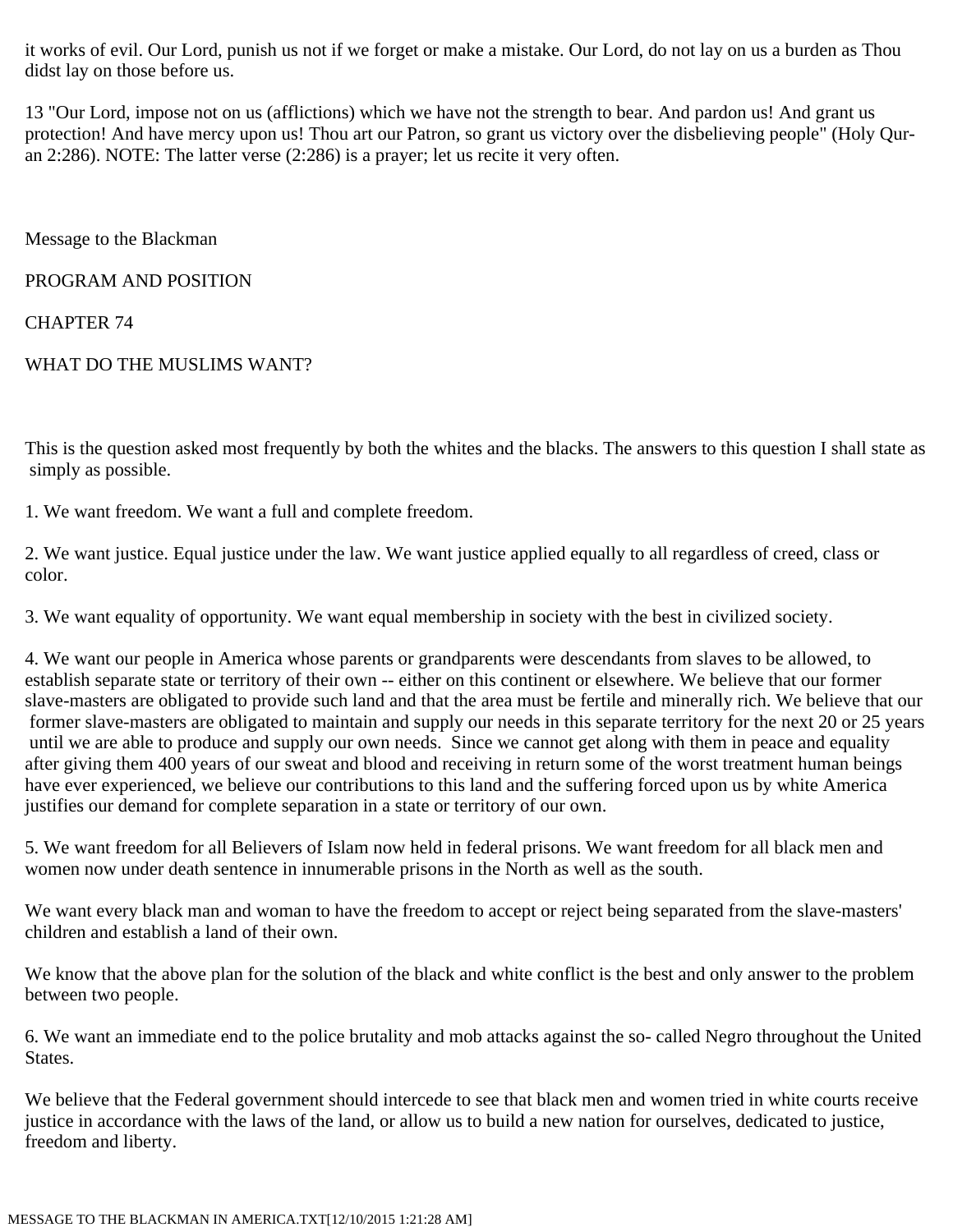it works of evil. Our Lord, punish us not if we forget or make a mistake. Our Lord, do not lay on us a burden as Thou didst lay on those before us.

13 "Our Lord, impose not on us (afflictions) which we have not the strength to bear. And pardon us! And grant us protection! And have mercy upon us! Thou art our Patron, so grant us victory over the disbelieving people" (Holy Qur-an 2:286). NOTE: The latter verse (2:286) is a prayer; let us recite it very often.

Message to the Blackman

PROGRAM AND POSITION

CHAPTER 74

## WHAT DO THE MUSLIMS WANT?

This is the question asked most frequently by both the whites and the blacks. The answers to this question I shall state as simply as possible.

1. We want freedom. We want a full and complete freedom.

2. We want justice. Equal justice under the law. We want justice applied equally to all regardless of creed, class or color.

3. We want equality of opportunity. We want equal membership in society with the best in civilized society.

4. We want our people in America whose parents or grandparents were descendants from slaves to be allowed, to establish separate state or territory of their own -- either on this continent or elsewhere. We believe that our former slave-masters are obligated to provide such land and that the area must be fertile and minerally rich. We believe that our former slave-masters are obligated to maintain and supply our needs in this separate territory for the next 20 or 25 years until we are able to produce and supply our own needs. Since we cannot get along with them in peace and equality after giving them 400 years of our sweat and blood and receiving in return some of the worst treatment human beings have ever experienced, we believe our contributions to this land and the suffering forced upon us by white America justifies our demand for complete separation in a state or territory of our own.

5. We want freedom for all Believers of Islam now held in federal prisons. We want freedom for all black men and women now under death sentence in innumerable prisons in the North as well as the south.

We want every black man and woman to have the freedom to accept or reject being separated from the slave-masters' children and establish a land of their own.

We know that the above plan for the solution of the black and white conflict is the best and only answer to the problem between two people.

6. We want an immediate end to the police brutality and mob attacks against the so- called Negro throughout the United States.

We believe that the Federal government should intercede to see that black men and women tried in white courts receive justice in accordance with the laws of the land, or allow us to build a new nation for ourselves, dedicated to justice, freedom and liberty.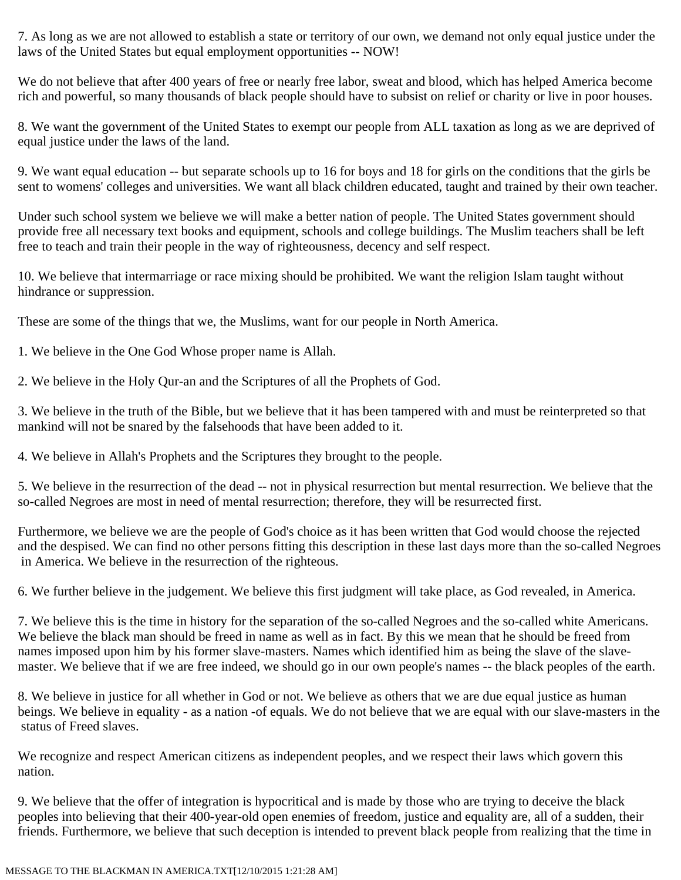7. As long as we are not allowed to establish a state or territory of our own, we demand not only equal justice under the laws of the United States but equal employment opportunities -- NOW!

We do not believe that after 400 years of free or nearly free labor, sweat and blood, which has helped America become rich and powerful, so many thousands of black people should have to subsist on relief or charity or live in poor houses.

8. We want the government of the United States to exempt our people from ALL taxation as long as we are deprived of equal justice under the laws of the land.

9. We want equal education -- but separate schools up to 16 for boys and 18 for girls on the conditions that the girls be sent to womens' colleges and universities. We want all black children educated, taught and trained by their own teacher.

Under such school system we believe we will make a better nation of people. The United States government should provide free all necessary text books and equipment, schools and college buildings. The Muslim teachers shall be left free to teach and train their people in the way of righteousness, decency and self respect.

10. We believe that intermarriage or race mixing should be prohibited. We want the religion Islam taught without hindrance or suppression.

These are some of the things that we, the Muslims, want for our people in North America.

1. We believe in the One God Whose proper name is Allah.

2. We believe in the Holy Qur-an and the Scriptures of all the Prophets of God.

3. We believe in the truth of the Bible, but we believe that it has been tampered with and must be reinterpreted so that mankind will not be snared by the falsehoods that have been added to it.

4. We believe in Allah's Prophets and the Scriptures they brought to the people.

5. We believe in the resurrection of the dead -- not in physical resurrection but mental resurrection. We believe that the so-called Negroes are most in need of mental resurrection; therefore, they will be resurrected first.

Furthermore, we believe we are the people of God's choice as it has been written that God would choose the rejected and the despised. We can find no other persons fitting this description in these last days more than the so-called Negroes in America. We believe in the resurrection of the righteous.

6. We further believe in the judgement. We believe this first judgment will take place, as God revealed, in America.

7. We believe this is the time in history for the separation of the so-called Negroes and the so-called white Americans. We believe the black man should be freed in name as well as in fact. By this we mean that he should be freed from names imposed upon him by his former slave-masters. Names which identified him as being the slave of the slave-master. We believe that if we are free indeed, we should go in our own people's names -- the black peoples of the earth.

8. We believe in justice for all whether in God or not. We believe as others that we are due equal justice as human beings. We believe in equality - as a nation -of equals. We do not believe that we are equal with our slave-masters in the status of Freed slaves.

We recognize and respect American citizens as independent peoples, and we respect their laws which govern this nation.

9. We believe that the offer of integration is hypocritical and is made by those who are trying to deceive the black peoples into believing that their 400-year-old open enemies of freedom, justice and equality are, all of a sudden, their friends. Furthermore, we believe that such deception is intended to prevent black people from realizing that the time in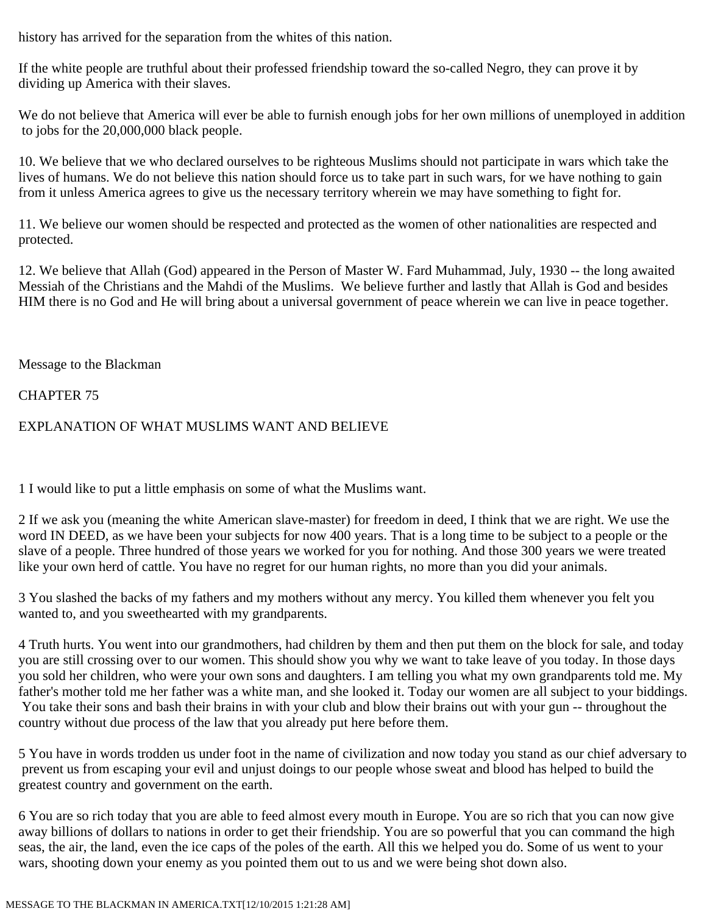history has arrived for the separation from the whites of this nation.

If the white people are truthful about their professed friendship toward the so-called Negro, they can prove it by dividing up America with their slaves.

We do not believe that America will ever be able to furnish enough jobs for her own millions of unemployed in addition to jobs for the 20,000,000 black people.

10. We believe that we who declared ourselves to be righteous Muslims should not participate in wars which take the lives of humans. We do not believe this nation should force us to take part in such wars, for we have nothing to gain from it unless America agrees to give us the necessary territory wherein we may have something to fight for.

11. We believe our women should be respected and protected as the women of other nationalities are respected and protected.

12. We believe that Allah (God) appeared in the Person of Master W. Fard Muhammad, July, 1930 -- the long awaited Messiah of the Christians and the Mahdi of the Muslims. We believe further and lastly that Allah is God and besides HIM there is no God and He will bring about a universal government of peace wherein we can live in peace together.

Message to the Blackman

## CHAPTER 75

## EXPLANATION OF WHAT MUSLIMS WANT AND BELIEVE

1 I would like to put a little emphasis on some of what the Muslims want.

2 If we ask you (meaning the white American slave-master) for freedom in deed, I think that we are right. We use the word IN DEED, as we have been your subjects for now 400 years. That is a long time to be subject to a people or the slave of a people. Three hundred of those years we worked for you for nothing. And those 300 years we were treated like your own herd of cattle. You have no regret for our human rights, no more than you did your animals.

3 You slashed the backs of my fathers and my mothers without any mercy. You killed them whenever you felt you wanted to, and you sweethearted with my grandparents.

4 Truth hurts. You went into our grandmothers, had children by them and then put them on the block for sale, and today you are still crossing over to our women. This should show you why we want to take leave of you today. In those days you sold her children, who were your own sons and daughters. I am telling you what my own grandparents told me. My father's mother told me her father was a white man, and she looked it. Today our women are all subject to your biddings. You take their sons and bash their brains in with your club and blow their brains out with your gun -- throughout the country without due process of the law that you already put here before them.

5 You have in words trodden us under foot in the name of civilization and now today you stand as our chief adversary to prevent us from escaping your evil and unjust doings to our people whose sweat and blood has helped to build the greatest country and government on the earth.

6 You are so rich today that you are able to feed almost every mouth in Europe. You are so rich that you can now give away billions of dollars to nations in order to get their friendship. You are so powerful that you can command the high seas, the air, the land, even the ice caps of the poles of the earth. All this we helped you do. Some of us went to your wars, shooting down your enemy as you pointed them out to us and we were being shot down also.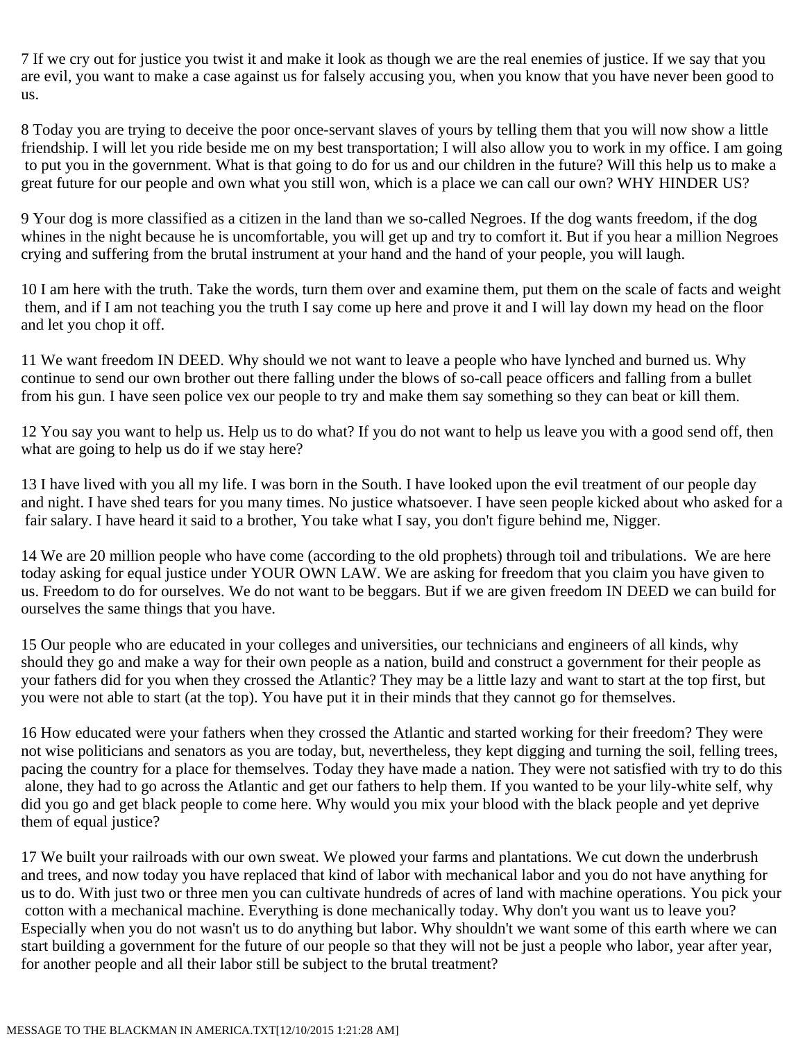7 If we cry out for justice you twist it and make it look as though we are the real enemies of justice. If we say that you are evil, you want to make a case against us for falsely accusing you, when you know that you have never been good to us.

8 Today you are trying to deceive the poor once-servant slaves of yours by telling them that you will now show a little friendship. I will let you ride beside me on my best transportation; I will also allow you to work in my office. I am going to put you in the government. What is that going to do for us and our children in the future? Will this help us to make a great future for our people and own what you still won, which is a place we can call our own? WHY HINDER US?

9 Your dog is more classified as a citizen in the land than we so-called Negroes. If the dog wants freedom, if the dog whines in the night because he is uncomfortable, you will get up and try to comfort it. But if you hear a million Negroes crying and suffering from the brutal instrument at your hand and the hand of your people, you will laugh.

10 I am here with the truth. Take the words, turn them over and examine them, put them on the scale of facts and weight them, and if I am not teaching you the truth I say come up here and prove it and I will lay down my head on the floor and let you chop it off.

11 We want freedom IN DEED. Why should we not want to leave a people who have lynched and burned us. Why continue to send our own brother out there falling under the blows of so-call peace officers and falling from a bullet from his gun. I have seen police vex our people to try and make them say something so they can beat or kill them.

12 You say you want to help us. Help us to do what? If you do not want to help us leave you with a good send off, then what are going to help us do if we stay here?

13 I have lived with you all my life. I was born in the South. I have looked upon the evil treatment of our people day and night. I have shed tears for you many times. No justice whatsoever. I have seen people kicked about who asked for a fair salary. I have heard it said to a brother, You take what I say, you don't figure behind me, Nigger.

14 We are 20 million people who have come (according to the old prophets) through toil and tribulations. We are here today asking for equal justice under YOUR OWN LAW. We are asking for freedom that you claim you have given to us. Freedom to do for ourselves. We do not want to be beggars. But if we are given freedom IN DEED we can build for ourselves the same things that you have.

15 Our people who are educated in your colleges and universities, our technicians and engineers of all kinds, why should they go and make a way for their own people as a nation, build and construct a government for their people as your fathers did for you when they crossed the Atlantic? They may be a little lazy and want to start at the top first, but you were not able to start (at the top). You have put it in their minds that they cannot go for themselves.

16 How educated were your fathers when they crossed the Atlantic and started working for their freedom? They were not wise politicians and senators as you are today, but, nevertheless, they kept digging and turning the soil, felling trees, pacing the country for a place for themselves. Today they have made a nation. They were not satisfied with try to do this alone, they had to go across the Atlantic and get our fathers to help them. If you wanted to be your lily-white self, why did you go and get black people to come here. Why would you mix your blood with the black people and yet deprive them of equal justice?

17 We built your railroads with our own sweat. We plowed your farms and plantations. We cut down the underbrush and trees, and now today you have replaced that kind of labor with mechanical labor and you do not have anything for us to do. With just two or three men you can cultivate hundreds of acres of land with machine operations. You pick your cotton with a mechanical machine. Everything is done mechanically today. Why don't you want us to leave you? Especially when you do not wasn't us to do anything but labor. Why shouldn't we want some of this earth where we can start building a government for the future of our people so that they will not be just a people who labor, year after year, for another people and all their labor still be subject to the brutal treatment?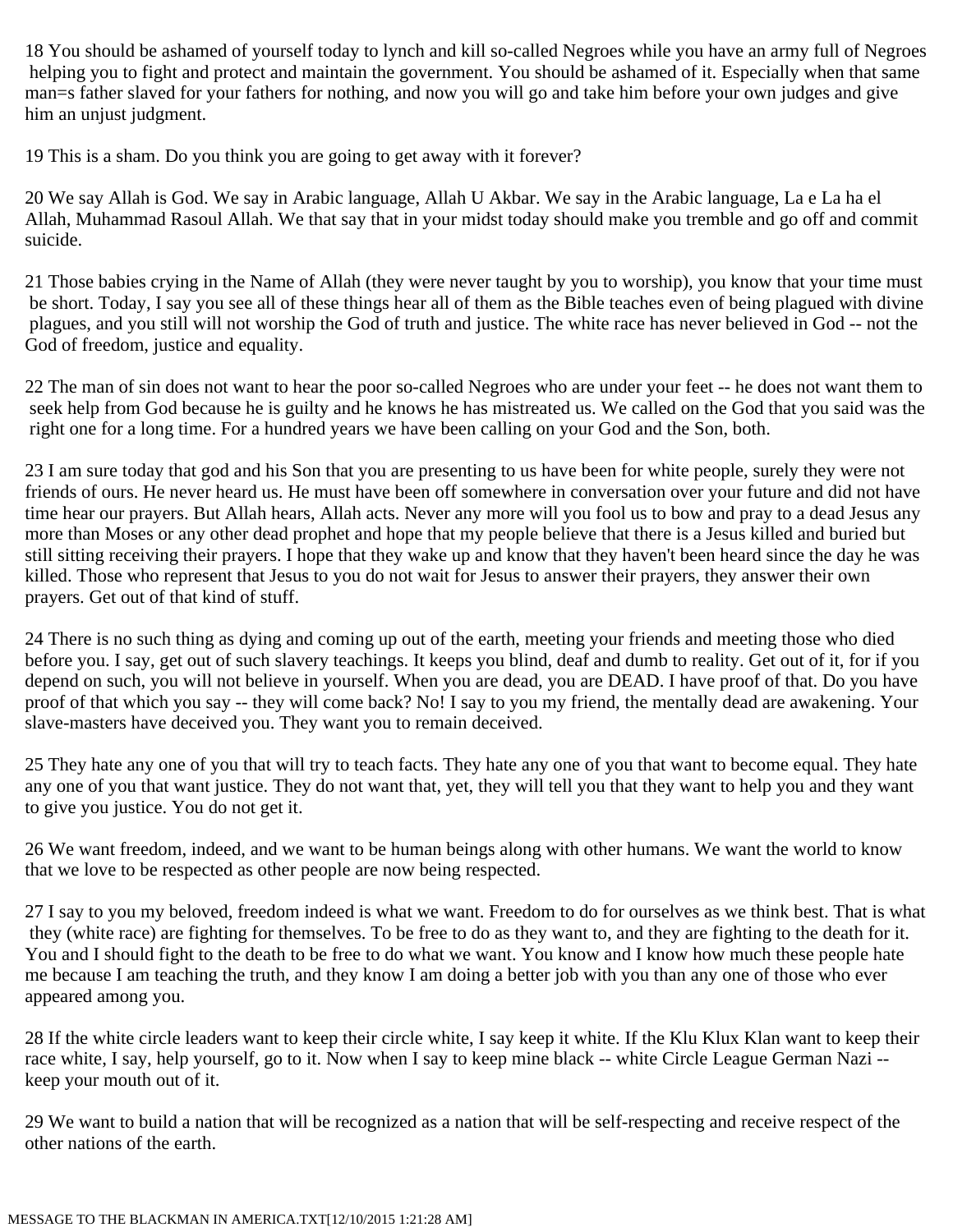18 You should be ashamed of yourself today to lynch and kill so-called Negroes while you have an army full of Negroes helping you to fight and protect and maintain the government. You should be ashamed of it. Especially when that same man=s father slaved for your fathers for nothing, and now you will go and take him before your own judges and give him an unjust judgment.

19 This is a sham. Do you think you are going to get away with it forever?

20 We say Allah is God. We say in Arabic language, Allah U Akbar. We say in the Arabic language, La e La ha el Allah, Muhammad Rasoul Allah. We that say that in your midst today should make you tremble and go off and commit suicide.

21 Those babies crying in the Name of Allah (they were never taught by you to worship), you know that your time must be short. Today, I say you see all of these things hear all of them as the Bible teaches even of being plagued with divine plagues, and you still will not worship the God of truth and justice. The white race has never believed in God -- not the God of freedom, justice and equality.

22 The man of sin does not want to hear the poor so-called Negroes who are under your feet -- he does not want them to seek help from God because he is guilty and he knows he has mistreated us. We called on the God that you said was the right one for a long time. For a hundred years we have been calling on your God and the Son, both.

23 I am sure today that god and his Son that you are presenting to us have been for white people, surely they were not friends of ours. He never heard us. He must have been off somewhere in conversation over your future and did not have time hear our prayers. But Allah hears, Allah acts. Never any more will you fool us to bow and pray to a dead Jesus any more than Moses or any other dead prophet and hope that my people believe that there is a Jesus killed and buried but still sitting receiving their prayers. I hope that they wake up and know that they haven't been heard since the day he was killed. Those who represent that Jesus to you do not wait for Jesus to answer their prayers, they answer their own prayers. Get out of that kind of stuff.

24 There is no such thing as dying and coming up out of the earth, meeting your friends and meeting those who died before you. I say, get out of such slavery teachings. It keeps you blind, deaf and dumb to reality. Get out of it, for if you depend on such, you will not believe in yourself. When you are dead, you are DEAD. I have proof of that. Do you have proof of that which you say -- they will come back? No! I say to you my friend, the mentally dead are awakening. Your slave-masters have deceived you. They want you to remain deceived.

25 They hate any one of you that will try to teach facts. They hate any one of you that want to become equal. They hate any one of you that want justice. They do not want that, yet, they will tell you that they want to help you and they want to give you justice. You do not get it.

26 We want freedom, indeed, and we want to be human beings along with other humans. We want the world to know that we love to be respected as other people are now being respected.

27 I say to you my beloved, freedom indeed is what we want. Freedom to do for ourselves as we think best. That is what they (white race) are fighting for themselves. To be free to do as they want to, and they are fighting to the death for it. You and I should fight to the death to be free to do what we want. You know and I know how much these people hate me because I am teaching the truth, and they know I am doing a better job with you than any one of those who ever appeared among you.

28 If the white circle leaders want to keep their circle white, I say keep it white. If the Klu Klux Klan want to keep their race white, I say, help yourself, go to it. Now when I say to keep mine black -- white Circle League German Nazi -- keep your mouth out of it.

29 We want to build a nation that will be recognized as a nation that will be self-respecting and receive respect of the other nations of the earth.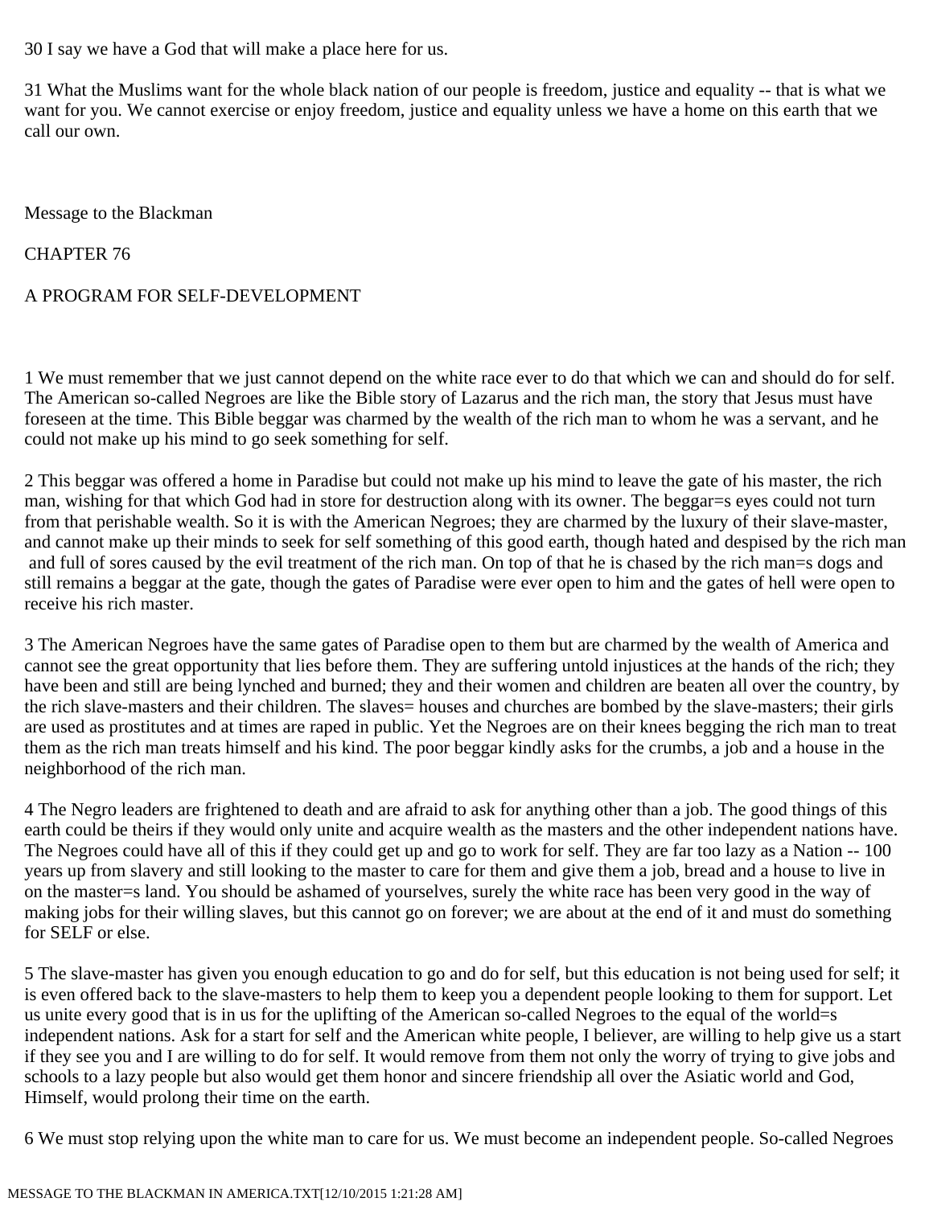30 I say we have a God that will make a place here for us.

31 What the Muslims want for the whole black nation of our people is freedom, justice and equality -- that is what we want for you. We cannot exercise or enjoy freedom, justice and equality unless we have a home on this earth that we call our own.

Message to the Blackman

CHAPTER 76

## A PROGRAM FOR SELF-DEVELOPMENT

1 We must remember that we just cannot depend on the white race ever to do that which we can and should do for self. The American so-called Negroes are like the Bible story of Lazarus and the rich man, the story that Jesus must have foreseen at the time. This Bible beggar was charmed by the wealth of the rich man to whom he was a servant, and he could not make up his mind to go seek something for self.

2 This beggar was offered a home in Paradise but could not make up his mind to leave the gate of his master, the rich man, wishing for that which God had in store for destruction along with its owner. The beggar=s eyes could not turn from that perishable wealth. So it is with the American Negroes; they are charmed by the luxury of their slave-master, and cannot make up their minds to seek for self something of this good earth, though hated and despised by the rich man and full of sores caused by the evil treatment of the rich man. On top of that he is chased by the rich man=s dogs and still remains a beggar at the gate, though the gates of Paradise were ever open to him and the gates of hell were open to receive his rich master.

3 The American Negroes have the same gates of Paradise open to them but are charmed by the wealth of America and cannot see the great opportunity that lies before them. They are suffering untold injustices at the hands of the rich; they have been and still are being lynched and burned; they and their women and children are beaten all over the country, by the rich slave-masters and their children. The slaves= houses and churches are bombed by the slave-masters; their girls are used as prostitutes and at times are raped in public. Yet the Negroes are on their knees begging the rich man to treat them as the rich man treats himself and his kind. The poor beggar kindly asks for the crumbs, a job and a house in the neighborhood of the rich man.

4 The Negro leaders are frightened to death and are afraid to ask for anything other than a job. The good things of this earth could be theirs if they would only unite and acquire wealth as the masters and the other independent nations have. The Negroes could have all of this if they could get up and go to work for self. They are far too lazy as a Nation -- 100 years up from slavery and still looking to the master to care for them and give them a job, bread and a house to live in on the master=s land. You should be ashamed of yourselves, surely the white race has been very good in the way of making jobs for their willing slaves, but this cannot go on forever; we are about at the end of it and must do something for SELF or else.

5 The slave-master has given you enough education to go and do for self, but this education is not being used for self; it is even offered back to the slave-masters to help them to keep you a dependent people looking to them for support. Let us unite every good that is in us for the uplifting of the American so-called Negroes to the equal of the world=s independent nations. Ask for a start for self and the American white people, I believer, are willing to help give us a start if they see you and I are willing to do for self. It would remove from them not only the worry of trying to give jobs and schools to a lazy people but also would get them honor and sincere friendship all over the Asiatic world and God, Himself, would prolong their time on the earth.

6 We must stop relying upon the white man to care for us. We must become an independent people. So-called Negroes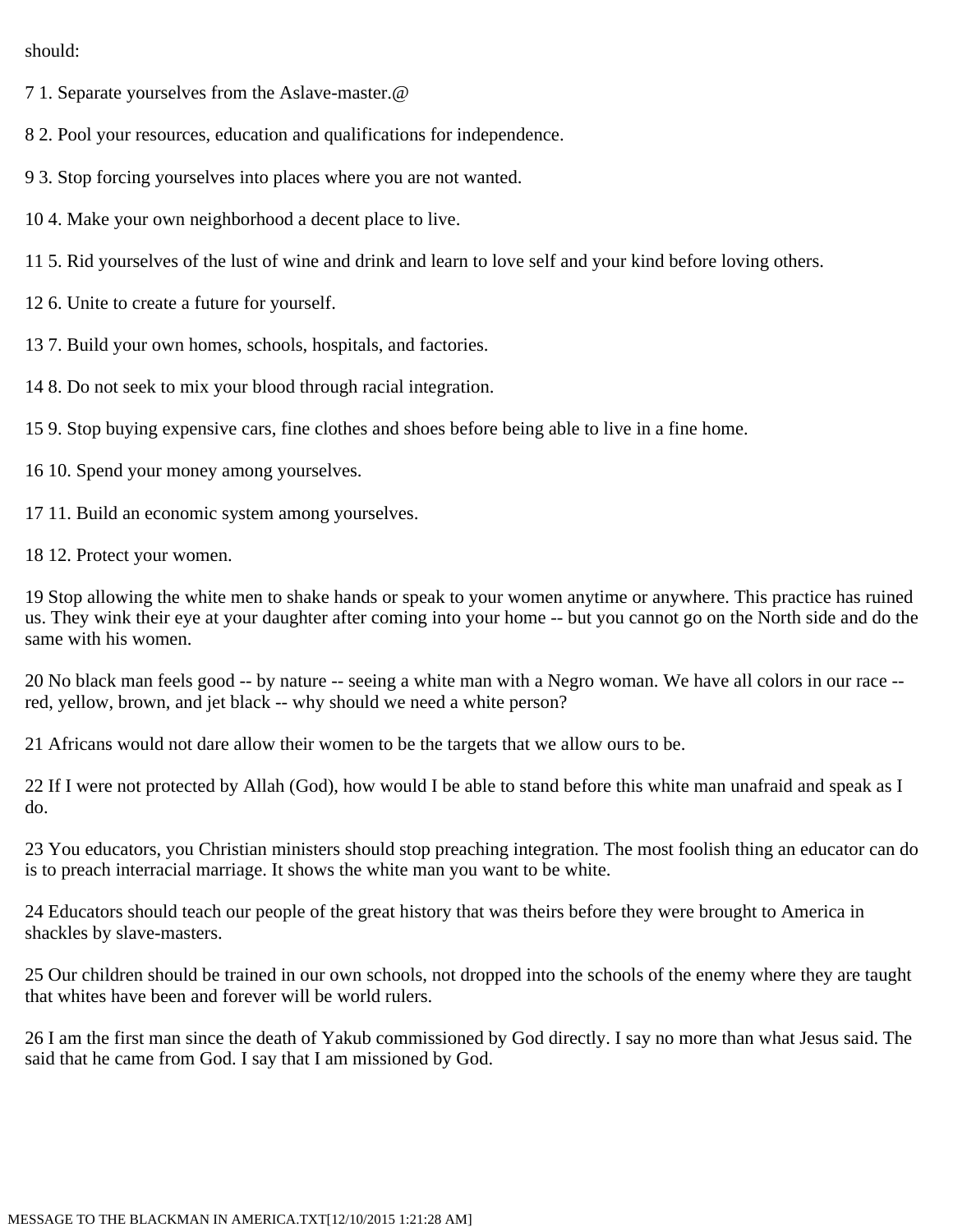should:

7 1. Separate yourselves from the Aslave-master.@

8 2. Pool your resources, education and qualifications for independence.

9 3. Stop forcing yourselves into places where you are not wanted.

10 4. Make your own neighborhood a decent place to live.

11 5. Rid yourselves of the lust of wine and drink and learn to love self and your kind before loving others.

12 6. Unite to create a future for yourself.

13 7. Build your own homes, schools, hospitals, and factories.

14 8. Do not seek to mix your blood through racial integration.

15 9. Stop buying expensive cars, fine clothes and shoes before being able to live in a fine home.

16 10. Spend your money among yourselves.

17 11. Build an economic system among yourselves.

18 12. Protect your women.

19 Stop allowing the white men to shake hands or speak to your women anytime or anywhere. This practice has ruined us. They wink their eye at your daughter after coming into your home -- but you cannot go on the North side and do the same with his women.

20 No black man feels good -- by nature -- seeing a white man with a Negro woman. We have all colors in our race -- red, yellow, brown, and jet black -- why should we need a white person?

21 Africans would not dare allow their women to be the targets that we allow ours to be.

22 If I were not protected by Allah (God), how would I be able to stand before this white man unafraid and speak as I do.

23 You educators, you Christian ministers should stop preaching integration. The most foolish thing an educator can do is to preach interracial marriage. It shows the white man you want to be white.

24 Educators should teach our people of the great history that was theirs before they were brought to America in shackles by slave-masters.

25 Our children should be trained in our own schools, not dropped into the schools of the enemy where they are taught that whites have been and forever will be world rulers.

26 I am the first man since the death of Yakub commissioned by God directly. I say no more than what Jesus said. The said that he came from God. I say that I am missioned by God.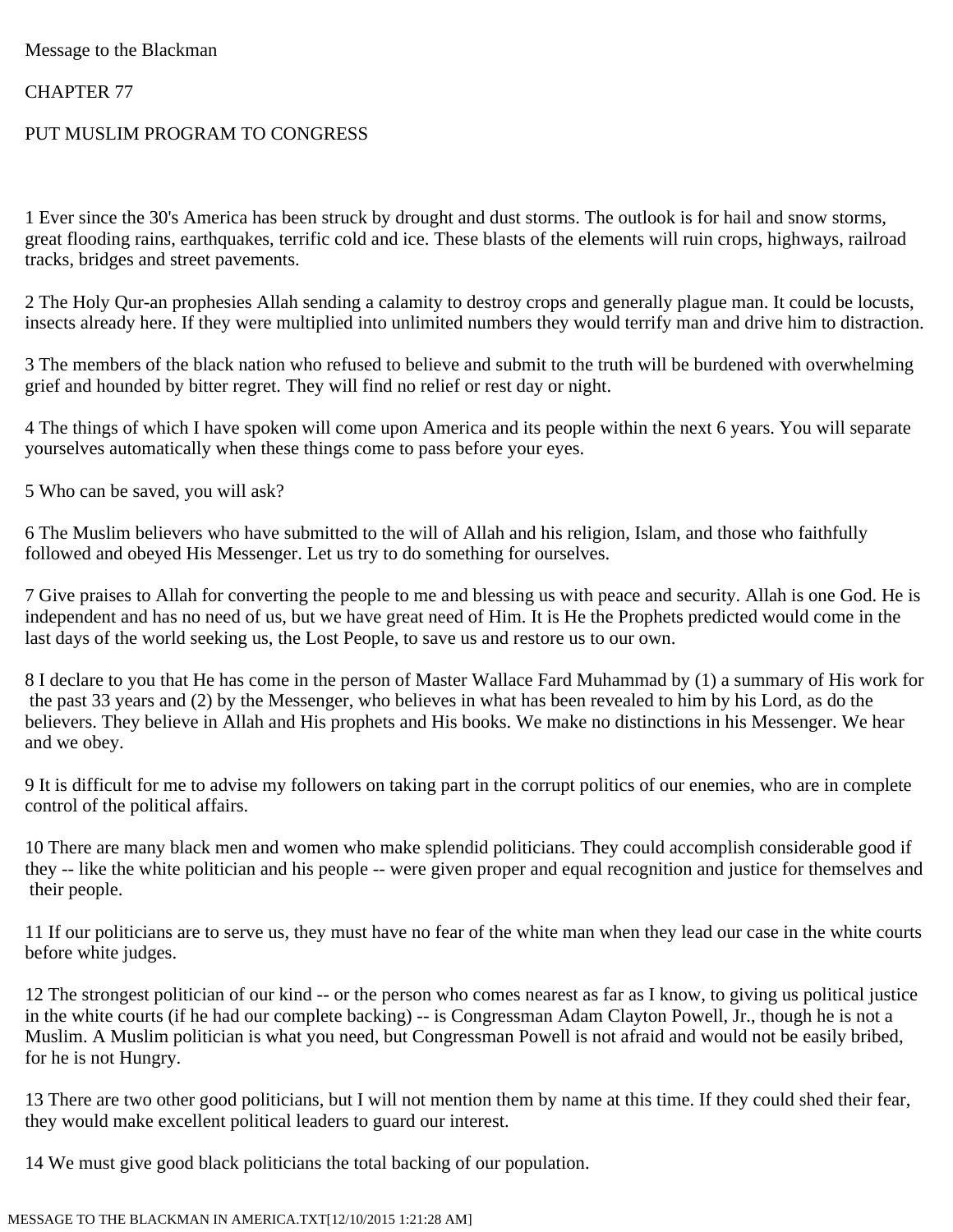Message to the Blackman

CHAPTER 77

## PUT MUSLIM PROGRAM TO CONGRESS

1 Ever since the 30's America has been struck by drought and dust storms. The outlook is for hail and snow storms, great flooding rains, earthquakes, terrific cold and ice. These blasts of the elements will ruin crops, highways, railroad tracks, bridges and street pavements.

2 The Holy Qur-an prophesies Allah sending a calamity to destroy crops and generally plague man. It could be locusts, insects already here. If they were multiplied into unlimited numbers they would terrify man and drive him to distraction.

3 The members of the black nation who refused to believe and submit to the truth will be burdened with overwhelming grief and hounded by bitter regret. They will find no relief or rest day or night.

4 The things of which I have spoken will come upon America and its people within the next 6 years. You will separate yourselves automatically when these things come to pass before your eyes.

5 Who can be saved, you will ask?

6 The Muslim believers who have submitted to the will of Allah and his religion, Islam, and those who faithfully followed and obeyed His Messenger. Let us try to do something for ourselves.

7 Give praises to Allah for converting the people to me and blessing us with peace and security. Allah is one God. He is independent and has no need of us, but we have great need of Him. It is He the Prophets predicted would come in the last days of the world seeking us, the Lost People, to save us and restore us to our own.

8 I declare to you that He has come in the person of Master Wallace Fard Muhammad by (1) a summary of His work for the past 33 years and (2) by the Messenger, who believes in what has been revealed to him by his Lord, as do the believers. They believe in Allah and His prophets and His books. We make no distinctions in his Messenger. We hear and we obey.

9 It is difficult for me to advise my followers on taking part in the corrupt politics of our enemies, who are in complete control of the political affairs.

10 There are many black men and women who make splendid politicians. They could accomplish considerable good if they -- like the white politician and his people -- were given proper and equal recognition and justice for themselves and their people.

11 If our politicians are to serve us, they must have no fear of the white man when they lead our case in the white courts before white judges.

12 The strongest politician of our kind -- or the person who comes nearest as far as I know, to giving us political justice in the white courts (if he had our complete backing) -- is Congressman Adam Clayton Powell, Jr., though he is not a Muslim. A Muslim politician is what you need, but Congressman Powell is not afraid and would not be easily bribed, for he is not Hungry.

13 There are two other good politicians, but I will not mention them by name at this time. If they could shed their fear, they would make excellent political leaders to guard our interest.

14 We must give good black politicians the total backing of our population.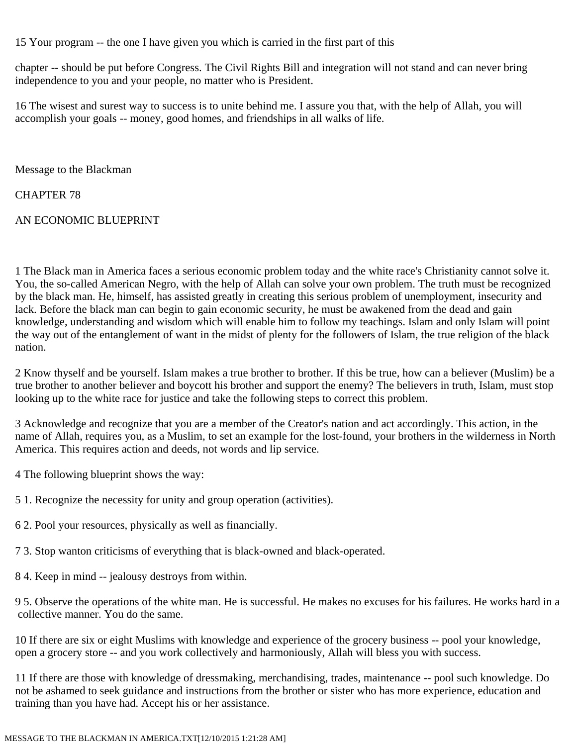15 Your program -- the one I have given you which is carried in the first part of this

chapter -- should be put before Congress. The Civil Rights Bill and integration will not stand and can never bring independence to you and your people, no matter who is President.

16 The wisest and surest way to success is to unite behind me. I assure you that, with the help of Allah, you will accomplish your goals -- money, good homes, and friendships in all walks of life.

Message to the Blackman

# CHAPTER 78

# AN ECONOMIC BLUEPRINT

1 The Black man in America faces a serious economic problem today and the white race's Christianity cannot solve it. You, the so-called American Negro, with the help of Allah can solve your own problem. The truth must be recognized by the black man. He, himself, has assisted greatly in creating this serious problem of unemployment, insecurity and lack. Before the black man can begin to gain economic security, he must be awakened from the dead and gain knowledge, understanding and wisdom which will enable him to follow my teachings. Islam and only Islam will point the way out of the entanglement of want in the midst of plenty for the followers of Islam, the true religion of the black nation.

2 Know thyself and be yourself. Islam makes a true brother to brother. If this be true, how can a believer (Muslim) be a true brother to another believer and boycott his brother and support the enemy? The believers in truth, Islam, must stop looking up to the white race for justice and take the following steps to correct this problem.

3 Acknowledge and recognize that you are a member of the Creator's nation and act accordingly. This action, in the name of Allah, requires you, as a Muslim, to set an example for the lost-found, your brothers in the wilderness in North America. This requires action and deeds, not words and lip service.

4 The following blueprint shows the way:

5 1. Recognize the necessity for unity and group operation (activities).

6 2. Pool your resources, physically as well as financially.

7 3. Stop wanton criticisms of everything that is black-owned and black-operated.

8 4. Keep in mind -- jealousy destroys from within.

9 5. Observe the operations of the white man. He is successful. He makes no excuses for his failures. He works hard in a collective manner. You do the same.

10 If there are six or eight Muslims with knowledge and experience of the grocery business -- pool your knowledge, open a grocery store -- and you work collectively and harmoniously, Allah will bless you with success.

11 If there are those with knowledge of dressmaking, merchandising, trades, maintenance -- pool such knowledge. Do not be ashamed to seek guidance and instructions from the brother or sister who has more experience, education and training than you have had. Accept his or her assistance.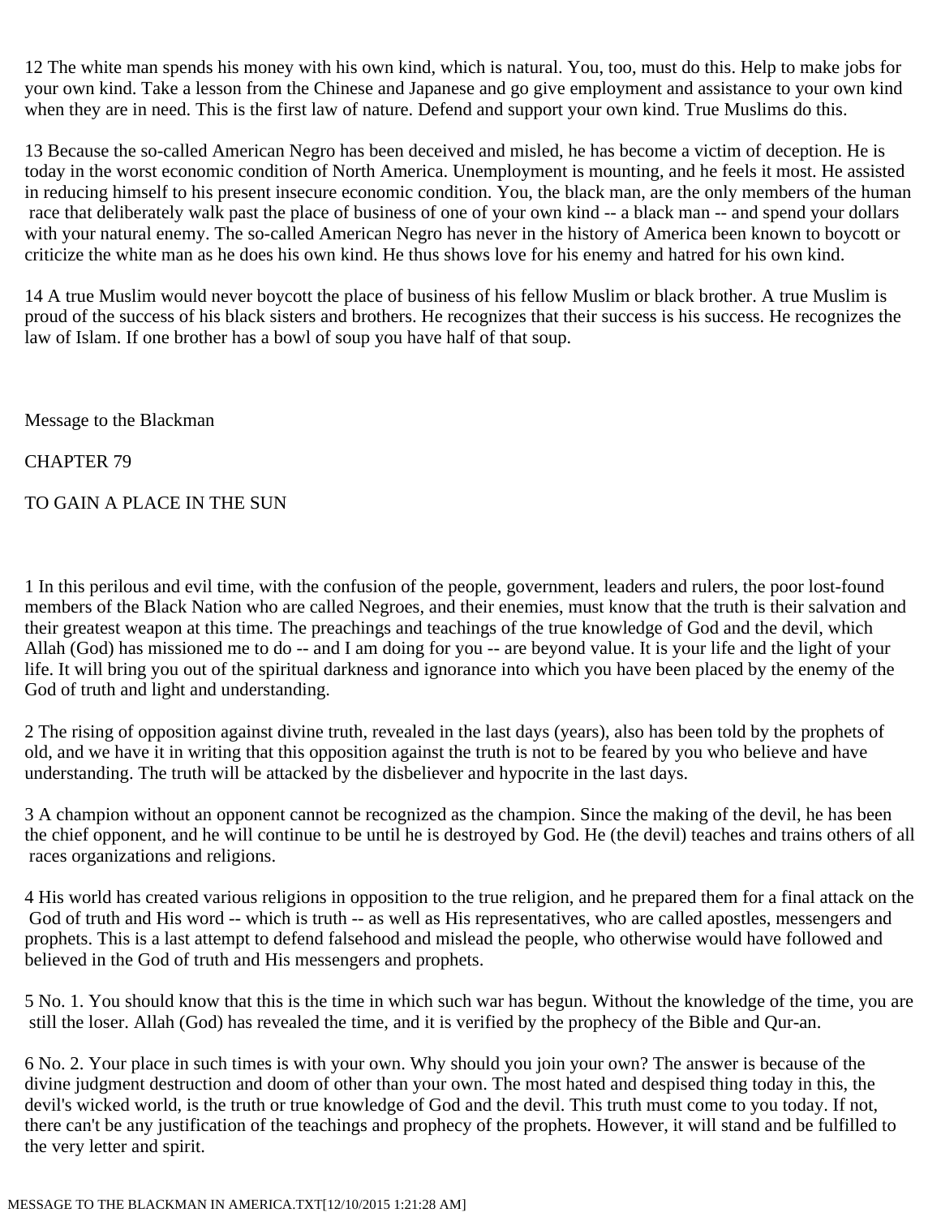12 The white man spends his money with his own kind, which is natural. You, too, must do this. Help to make jobs for your own kind. Take a lesson from the Chinese and Japanese and go give employment and assistance to your own kind when they are in need. This is the first law of nature. Defend and support your own kind. True Muslims do this.

13 Because the so-called American Negro has been deceived and misled, he has become a victim of deception. He is today in the worst economic condition of North America. Unemployment is mounting, and he feels it most. He assisted in reducing himself to his present insecure economic condition. You, the black man, are the only members of the human race that deliberately walk past the place of business of one of your own kind -- a black man -- and spend your dollars with your natural enemy. The so-called American Negro has never in the history of America been known to boycott or criticize the white man as he does his own kind. He thus shows love for his enemy and hatred for his own kind.

14 A true Muslim would never boycott the place of business of his fellow Muslim or black brother. A true Muslim is proud of the success of his black sisters and brothers. He recognizes that their success is his success. He recognizes the law of Islam. If one brother has a bowl of soup you have half of that soup.

Message to the Blackman

# CHAPTER 79

## TO GAIN A PLACE IN THE SUN

1 In this perilous and evil time, with the confusion of the people, government, leaders and rulers, the poor lost-found members of the Black Nation who are called Negroes, and their enemies, must know that the truth is their salvation and their greatest weapon at this time. The preachings and teachings of the true knowledge of God and the devil, which Allah (God) has missioned me to do -- and I am doing for you -- are beyond value. It is your life and the light of your life. It will bring you out of the spiritual darkness and ignorance into which you have been placed by the enemy of the God of truth and light and understanding.

2 The rising of opposition against divine truth, revealed in the last days (years), also has been told by the prophets of old, and we have it in writing that this opposition against the truth is not to be feared by you who believe and have understanding. The truth will be attacked by the disbeliever and hypocrite in the last days.

3 A champion without an opponent cannot be recognized as the champion. Since the making of the devil, he has been the chief opponent, and he will continue to be until he is destroyed by God. He (the devil) teaches and trains others of all races organizations and religions.

4 His world has created various religions in opposition to the true religion, and he prepared them for a final attack on the God of truth and His word -- which is truth -- as well as His representatives, who are called apostles, messengers and prophets. This is a last attempt to defend falsehood and mislead the people, who otherwise would have followed and believed in the God of truth and His messengers and prophets.

5 No. 1. You should know that this is the time in which such war has begun. Without the knowledge of the time, you are still the loser. Allah (God) has revealed the time, and it is verified by the prophecy of the Bible and Qur-an.

6 No. 2. Your place in such times is with your own. Why should you join your own? The answer is because of the divine judgment destruction and doom of other than your own. The most hated and despised thing today in this, the devil's wicked world, is the truth or true knowledge of God and the devil. This truth must come to you today. If not, there can't be any justification of the teachings and prophecy of the prophets. However, it will stand and be fulfilled to the very letter and spirit.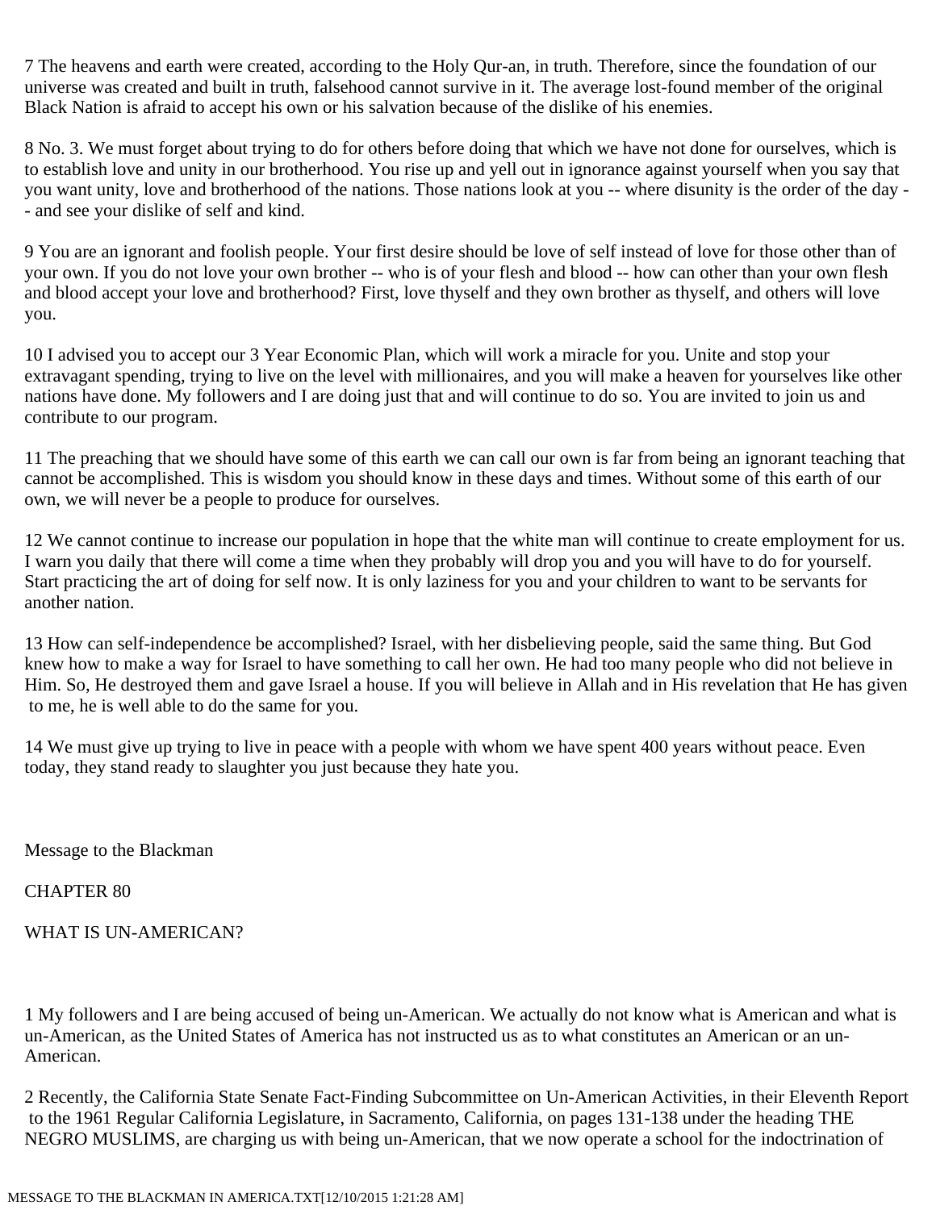7 The heavens and earth were created, according to the Holy Qur-an, in truth. Therefore, since the foundation of our universe was created and built in truth, falsehood cannot survive in it. The average lost-found member of the original Black Nation is afraid to accept his own or his salvation because of the dislike of his enemies.

8 No. 3. We must forget about trying to do for others before doing that which we have not done for ourselves, which is to establish love and unity in our brotherhood. You rise up and yell out in ignorance against yourself when you say that you want unity, love and brotherhood of the nations. Those nations look at you -- where disunity is the order of the day -- and see your dislike of self and kind.

9 You are an ignorant and foolish people. Your first desire should be love of self instead of love for those other than of your own. If you do not love your own brother -- who is of your flesh and blood -- how can other than your own flesh and blood accept your love and brotherhood? First, love thyself and they own brother as thyself, and others will love you.

10 I advised you to accept our 3 Year Economic Plan, which will work a miracle for you. Unite and stop your extravagant spending, trying to live on the level with millionaires, and you will make a heaven for yourselves like other nations have done. My followers and I are doing just that and will continue to do so. You are invited to join us and contribute to our program.

11 The preaching that we should have some of this earth we can call our own is far from being an ignorant teaching that cannot be accomplished. This is wisdom you should know in these days and times. Without some of this earth of our own, we will never be a people to produce for ourselves.

12 We cannot continue to increase our population in hope that the white man will continue to create employment for us. I warn you daily that there will come a time when they probably will drop you and you will have to do for yourself. Start practicing the art of doing for self now. It is only laziness for you and your children to want to be servants for another nation.

13 How can self-independence be accomplished? Israel, with her disbelieving people, said the same thing. But God knew how to make a way for Israel to have something to call her own. He had too many people who did not believe in Him. So, He destroyed them and gave Israel a house. If you will believe in Allah and in His revelation that He has given to me, he is well able to do the same for you.

14 We must give up trying to live in peace with a people with whom we have spent 400 years without peace. Even today, they stand ready to slaughter you just because they hate you.

Message to the Blackman

# CHAPTER 80

## WHAT IS UN-AMERICAN?

1 My followers and I are being accused of being un-American. We actually do not know what is American and what is un-American, as the United States of America has not instructed us as to what constitutes an American or an un-American.

2 Recently, the California State Senate Fact-Finding Subcommittee on Un-American Activities, in their Eleventh Report to the 1961 Regular California Legislature, in Sacramento, California, on pages 131-138 under the heading THE NEGRO MUSLIMS, are charging us with being un-American, that we now operate a school for the indoctrination of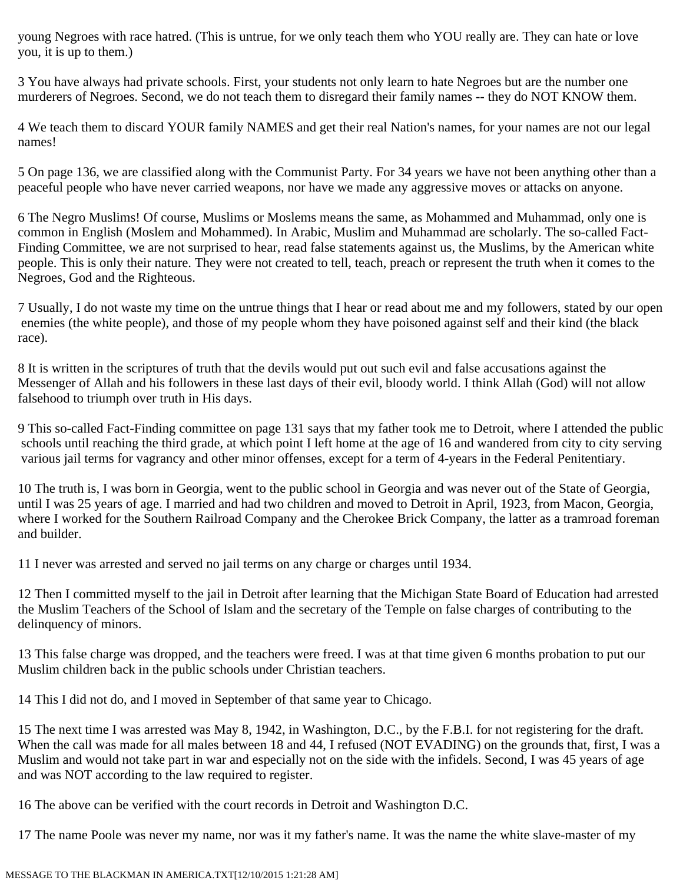young Negroes with race hatred. (This is untrue, for we only teach them who YOU really are. They can hate or love you, it is up to them.)

3 You have always had private schools. First, your students not only learn to hate Negroes but are the number one murderers of Negroes. Second, we do not teach them to disregard their family names -- they do NOT KNOW them.

4 We teach them to discard YOUR family NAMES and get their real Nation's names, for your names are not our legal names!

5 On page 136, we are classified along with the Communist Party. For 34 years we have not been anything other than a peaceful people who have never carried weapons, nor have we made any aggressive moves or attacks on anyone.

6 The Negro Muslims! Of course, Muslims or Moslems means the same, as Mohammed and Muhammad, only one is common in English (Moslem and Mohammed). In Arabic, Muslim and Muhammad are scholarly. The so-called Fact-Finding Committee, we are not surprised to hear, read false statements against us, the Muslims, by the American white people. This is only their nature. They were not created to tell, teach, preach or represent the truth when it comes to the Negroes, God and the Righteous.

7 Usually, I do not waste my time on the untrue things that I hear or read about me and my followers, stated by our open enemies (the white people), and those of my people whom they have poisoned against self and their kind (the black race).

8 It is written in the scriptures of truth that the devils would put out such evil and false accusations against the Messenger of Allah and his followers in these last days of their evil, bloody world. I think Allah (God) will not allow falsehood to triumph over truth in His days.

9 This so-called Fact-Finding committee on page 131 says that my father took me to Detroit, where I attended the public schools until reaching the third grade, at which point I left home at the age of 16 and wandered from city to city serving various jail terms for vagrancy and other minor offenses, except for a term of 4-years in the Federal Penitentiary.

10 The truth is, I was born in Georgia, went to the public school in Georgia and was never out of the State of Georgia, until I was 25 years of age. I married and had two children and moved to Detroit in April, 1923, from Macon, Georgia, where I worked for the Southern Railroad Company and the Cherokee Brick Company, the latter as a tramroad foreman and builder.

11 I never was arrested and served no jail terms on any charge or charges until 1934.

12 Then I committed myself to the jail in Detroit after learning that the Michigan State Board of Education had arrested the Muslim Teachers of the School of Islam and the secretary of the Temple on false charges of contributing to the delinquency of minors.

13 This false charge was dropped, and the teachers were freed. I was at that time given 6 months probation to put our Muslim children back in the public schools under Christian teachers.

14 This I did not do, and I moved in September of that same year to Chicago.

15 The next time I was arrested was May 8, 1942, in Washington, D.C., by the F.B.I. for not registering for the draft. When the call was made for all males between 18 and 44, I refused (NOT EVADING) on the grounds that, first, I was a Muslim and would not take part in war and especially not on the side with the infidels. Second, I was 45 years of age and was NOT according to the law required to register.

16 The above can be verified with the court records in Detroit and Washington D.C.

17 The name Poole was never my name, nor was it my father's name. It was the name the white slave-master of my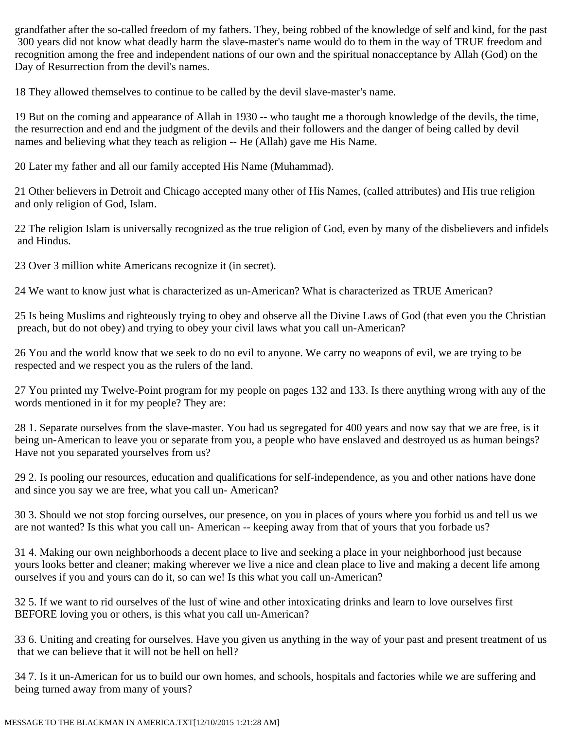grandfather after the so-called freedom of my fathers. They, being robbed of the knowledge of self and kind, for the past 300 years did not know what deadly harm the slave-master's name would do to them in the way of TRUE freedom and recognition among the free and independent nations of our own and the spiritual nonacceptance by Allah (God) on the Day of Resurrection from the devil's names.

18 They allowed themselves to continue to be called by the devil slave-master's name.

19 But on the coming and appearance of Allah in 1930 -- who taught me a thorough knowledge of the devils, the time, the resurrection and end and the judgment of the devils and their followers and the danger of being called by devil names and believing what they teach as religion -- He (Allah) gave me His Name.

20 Later my father and all our family accepted His Name (Muhammad).

21 Other believers in Detroit and Chicago accepted many other of His Names, (called attributes) and His true religion and only religion of God, Islam.

22 The religion Islam is universally recognized as the true religion of God, even by many of the disbelievers and infidels and Hindus.

23 Over 3 million white Americans recognize it (in secret).

24 We want to know just what is characterized as un-American? What is characterized as TRUE American?

25 Is being Muslims and righteously trying to obey and observe all the Divine Laws of God (that even you the Christian preach, but do not obey) and trying to obey your civil laws what you call un-American?

26 You and the world know that we seek to do no evil to anyone. We carry no weapons of evil, we are trying to be respected and we respect you as the rulers of the land.

27 You printed my Twelve-Point program for my people on pages 132 and 133. Is there anything wrong with any of the words mentioned in it for my people? They are:

28 1. Separate ourselves from the slave-master. You had us segregated for 400 years and now say that we are free, is it being un-American to leave you or separate from you, a people who have enslaved and destroyed us as human beings? Have not you separated yourselves from us?

29 2. Is pooling our resources, education and qualifications for self-independence, as you and other nations have done and since you say we are free, what you call un- American?

30 3. Should we not stop forcing ourselves, our presence, on you in places of yours where you forbid us and tell us we are not wanted? Is this what you call un- American -- keeping away from that of yours that you forbade us?

31 4. Making our own neighborhoods a decent place to live and seeking a place in your neighborhood just because yours looks better and cleaner; making wherever we live a nice and clean place to live and making a decent life among ourselves if you and yours can do it, so can we! Is this what you call un-American?

32 5. If we want to rid ourselves of the lust of wine and other intoxicating drinks and learn to love ourselves first BEFORE loving you or others, is this what you call un-American?

33 6. Uniting and creating for ourselves. Have you given us anything in the way of your past and present treatment of us that we can believe that it will not be hell on hell?

34 7. Is it un-American for us to build our own homes, and schools, hospitals and factories while we are suffering and being turned away from many of yours?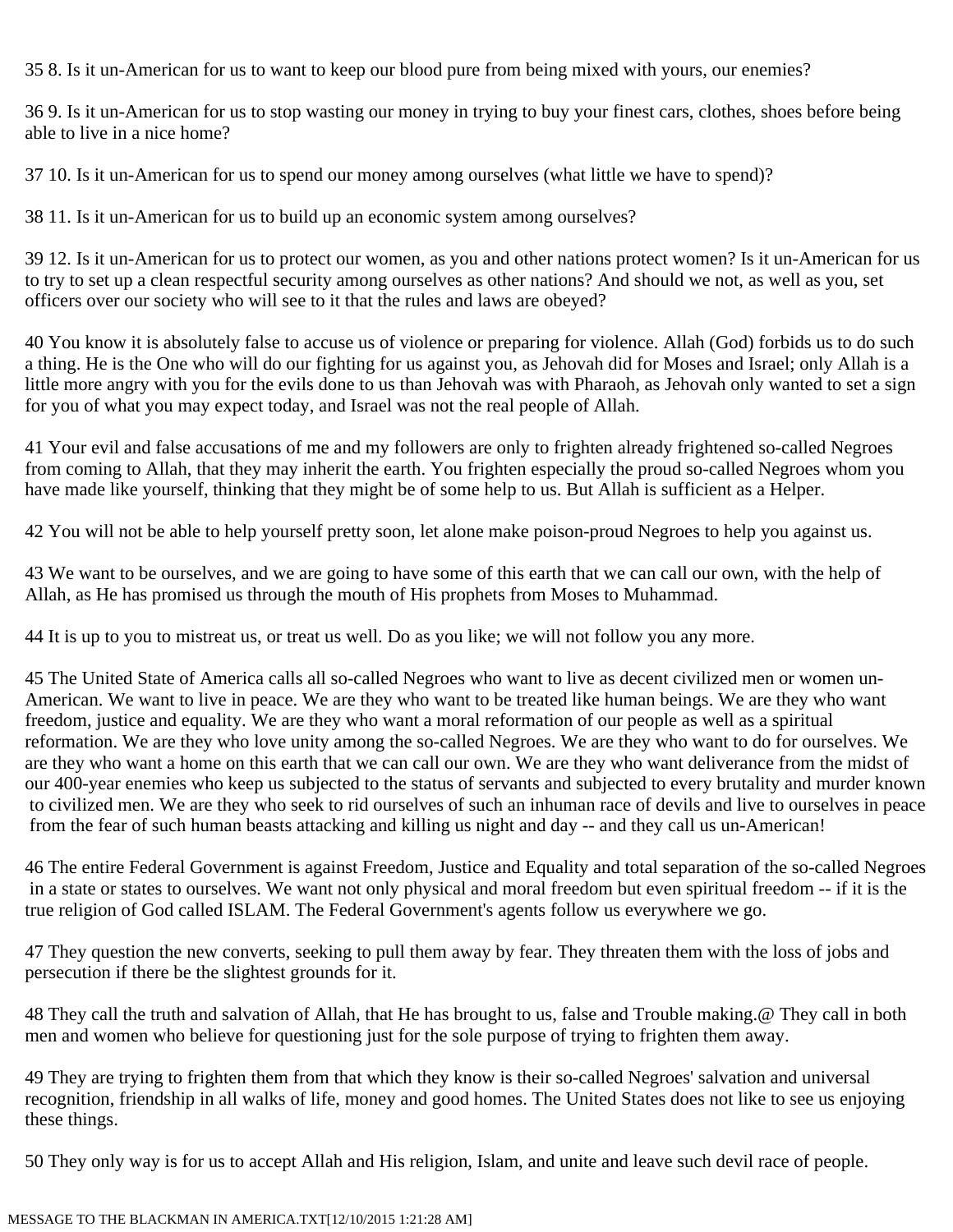35 8. Is it un-American for us to want to keep our blood pure from being mixed with yours, our enemies?

36 9. Is it un-American for us to stop wasting our money in trying to buy your finest cars, clothes, shoes before being able to live in a nice home?

37 10. Is it un-American for us to spend our money among ourselves (what little we have to spend)?

38 11. Is it un-American for us to build up an economic system among ourselves?

39 12. Is it un-American for us to protect our women, as you and other nations protect women? Is it un-American for us to try to set up a clean respectful security among ourselves as other nations? And should we not, as well as you, set officers over our society who will see to it that the rules and laws are obeyed?

40 You know it is absolutely false to accuse us of violence or preparing for violence. Allah (God) forbids us to do such a thing. He is the One who will do our fighting for us against you, as Jehovah did for Moses and Israel; only Allah is a little more angry with you for the evils done to us than Jehovah was with Pharaoh, as Jehovah only wanted to set a sign for you of what you may expect today, and Israel was not the real people of Allah.

41 Your evil and false accusations of me and my followers are only to frighten already frightened so-called Negroes from coming to Allah, that they may inherit the earth. You frighten especially the proud so-called Negroes whom you have made like yourself, thinking that they might be of some help to us. But Allah is sufficient as a Helper.

42 You will not be able to help yourself pretty soon, let alone make poison-proud Negroes to help you against us.

43 We want to be ourselves, and we are going to have some of this earth that we can call our own, with the help of Allah, as He has promised us through the mouth of His prophets from Moses to Muhammad.

44 It is up to you to mistreat us, or treat us well. Do as you like; we will not follow you any more.

45 The United State of America calls all so-called Negroes who want to live as decent civilized men or women un-American. We want to live in peace. We are they who want to be treated like human beings. We are they who want freedom, justice and equality. We are they who want a moral reformation of our people as well as a spiritual reformation. We are they who love unity among the so-called Negroes. We are they who want to do for ourselves. We are they who want a home on this earth that we can call our own. We are they who want deliverance from the midst of our 400-year enemies who keep us subjected to the status of servants and subjected to every brutality and murder known to civilized men. We are they who seek to rid ourselves of such an inhuman race of devils and live to ourselves in peace from the fear of such human beasts attacking and killing us night and day -- and they call us un-American!

46 The entire Federal Government is against Freedom, Justice and Equality and total separation of the so-called Negroes in a state or states to ourselves. We want not only physical and moral freedom but even spiritual freedom -- if it is the true religion of God called ISLAM. The Federal Government's agents follow us everywhere we go.

47 They question the new converts, seeking to pull them away by fear. They threaten them with the loss of jobs and persecution if there be the slightest grounds for it.

48 They call the truth and salvation of Allah, that He has brought to us, false and Trouble making.@ They call in both men and women who believe for questioning just for the sole purpose of trying to frighten them away.

49 They are trying to frighten them from that which they know is their so-called Negroes' salvation and universal recognition, friendship in all walks of life, money and good homes. The United States does not like to see us enjoying these things.

50 They only way is for us to accept Allah and His religion, Islam, and unite and leave such devil race of people.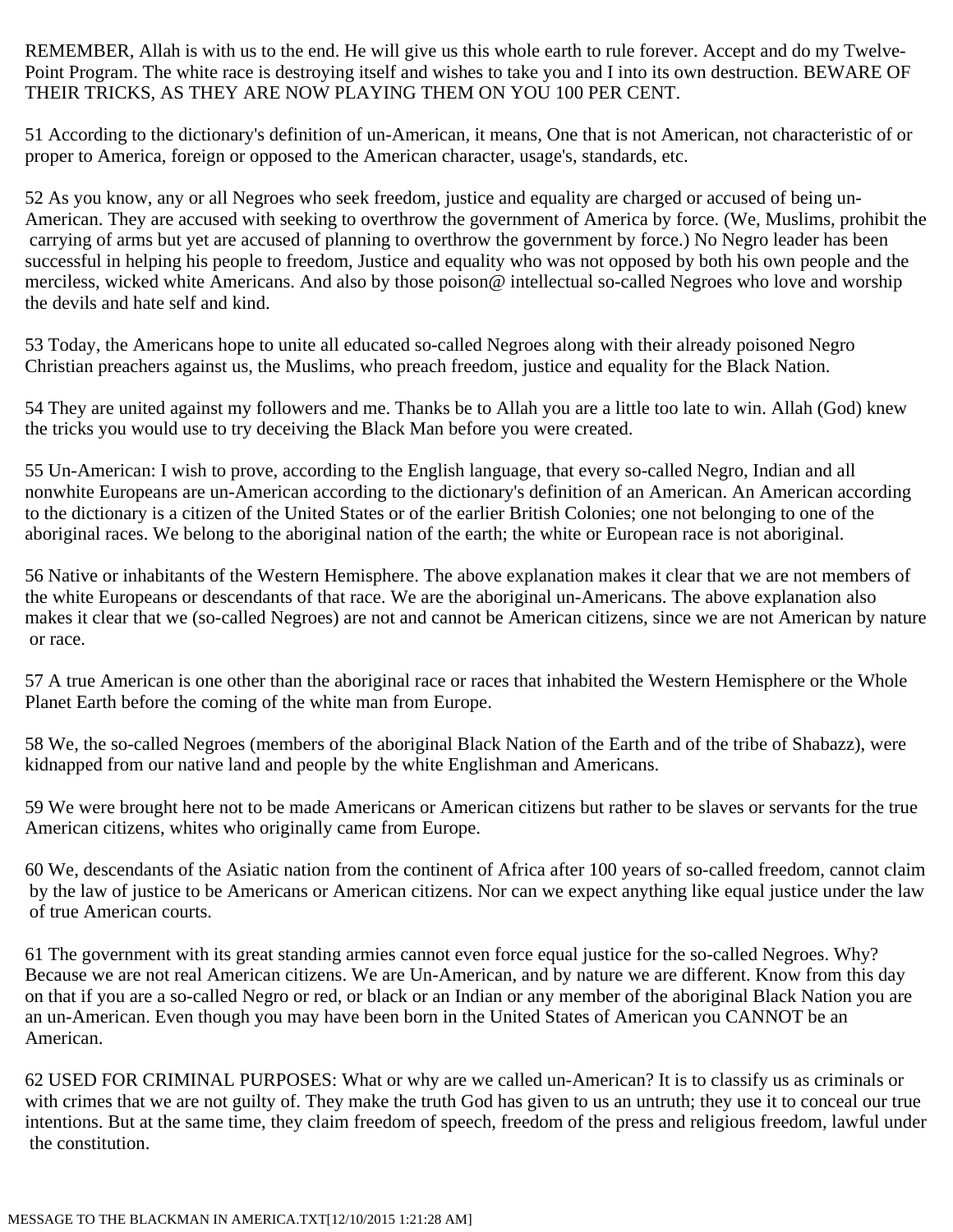REMEMBER, Allah is with us to the end. He will give us this whole earth to rule forever. Accept and do my Twelve-Point Program. The white race is destroying itself and wishes to take you and I into its own destruction. BEWARE OF THEIR TRICKS, AS THEY ARE NOW PLAYING THEM ON YOU 100 PER CENT.

51 According to the dictionary's definition of un-American, it means, One that is not American, not characteristic of or proper to America, foreign or opposed to the American character, usage's, standards, etc.

52 As you know, any or all Negroes who seek freedom, justice and equality are charged or accused of being un-American. They are accused with seeking to overthrow the government of America by force. (We, Muslims, prohibit the carrying of arms but yet are accused of planning to overthrow the government by force.) No Negro leader has been successful in helping his people to freedom, Justice and equality who was not opposed by both his own people and the merciless, wicked white Americans. And also by those poison@ intellectual so-called Negroes who love and worship the devils and hate self and kind.

53 Today, the Americans hope to unite all educated so-called Negroes along with their already poisoned Negro Christian preachers against us, the Muslims, who preach freedom, justice and equality for the Black Nation.

54 They are united against my followers and me. Thanks be to Allah you are a little too late to win. Allah (God) knew the tricks you would use to try deceiving the Black Man before you were created.

55 Un-American: I wish to prove, according to the English language, that every so-called Negro, Indian and all nonwhite Europeans are un-American according to the dictionary's definition of an American. An American according to the dictionary is a citizen of the United States or of the earlier British Colonies; one not belonging to one of the aboriginal races. We belong to the aboriginal nation of the earth; the white or European race is not aboriginal.

56 Native or inhabitants of the Western Hemisphere. The above explanation makes it clear that we are not members of the white Europeans or descendants of that race. We are the aboriginal un-Americans. The above explanation also makes it clear that we (so-called Negroes) are not and cannot be American citizens, since we are not American by nature or race.

57 A true American is one other than the aboriginal race or races that inhabited the Western Hemisphere or the Whole Planet Earth before the coming of the white man from Europe.

58 We, the so-called Negroes (members of the aboriginal Black Nation of the Earth and of the tribe of Shabazz), were kidnapped from our native land and people by the white Englishman and Americans.

59 We were brought here not to be made Americans or American citizens but rather to be slaves or servants for the true American citizens, whites who originally came from Europe.

60 We, descendants of the Asiatic nation from the continent of Africa after 100 years of so-called freedom, cannot claim by the law of justice to be Americans or American citizens. Nor can we expect anything like equal justice under the law of true American courts.

61 The government with its great standing armies cannot even force equal justice for the so-called Negroes. Why? Because we are not real American citizens. We are Un-American, and by nature we are different. Know from this day on that if you are a so-called Negro or red, or black or an Indian or any member of the aboriginal Black Nation you are an un-American. Even though you may have been born in the United States of American you CANNOT be an American.

62 USED FOR CRIMINAL PURPOSES: What or why are we called un-American? It is to classify us as criminals or with crimes that we are not guilty of. They make the truth God has given to us an untruth; they use it to conceal our true intentions. But at the same time, they claim freedom of speech, freedom of the press and religious freedom, lawful under the constitution.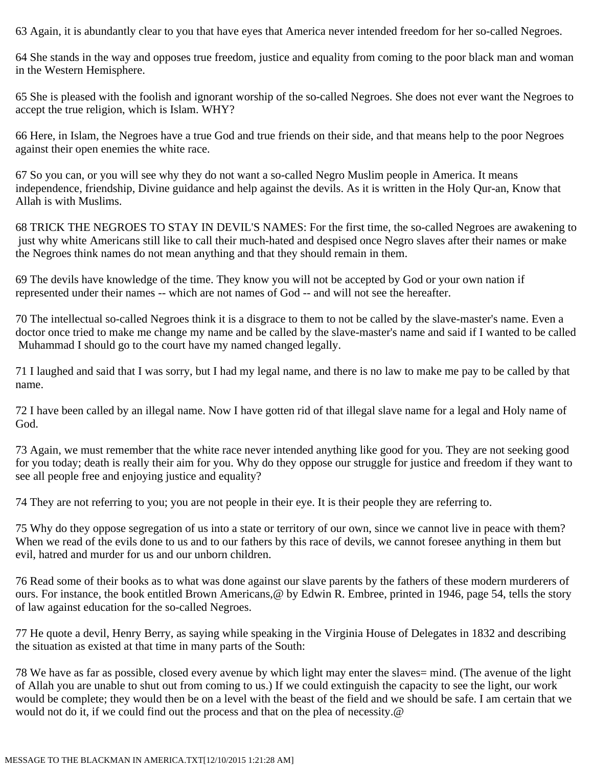63 Again, it is abundantly clear to you that have eyes that America never intended freedom for her so-called Negroes.

64 She stands in the way and opposes true freedom, justice and equality from coming to the poor black man and woman in the Western Hemisphere.

65 She is pleased with the foolish and ignorant worship of the so-called Negroes. She does not ever want the Negroes to accept the true religion, which is Islam. WHY?

66 Here, in Islam, the Negroes have a true God and true friends on their side, and that means help to the poor Negroes against their open enemies the white race.

67 So you can, or you will see why they do not want a so-called Negro Muslim people in America. It means independence, friendship, Divine guidance and help against the devils. As it is written in the Holy Qur-an, Know that Allah is with Muslims.

68 TRICK THE NEGROES TO STAY IN DEVIL'S NAMES: For the first time, the so-called Negroes are awakening to just why white Americans still like to call their much-hated and despised once Negro slaves after their names or make the Negroes think names do not mean anything and that they should remain in them.

69 The devils have knowledge of the time. They know you will not be accepted by God or your own nation if represented under their names -- which are not names of God -- and will not see the hereafter.

70 The intellectual so-called Negroes think it is a disgrace to them to not be called by the slave-master's name. Even a doctor once tried to make me change my name and be called by the slave-master's name and said if I wanted to be called Muhammad I should go to the court have my named changed legally.

71 I laughed and said that I was sorry, but I had my legal name, and there is no law to make me pay to be called by that name.

72 I have been called by an illegal name. Now I have gotten rid of that illegal slave name for a legal and Holy name of God.

73 Again, we must remember that the white race never intended anything like good for you. They are not seeking good for you today; death is really their aim for you. Why do they oppose our struggle for justice and freedom if they want to see all people free and enjoying justice and equality?

74 They are not referring to you; you are not people in their eye. It is their people they are referring to.

75 Why do they oppose segregation of us into a state or territory of our own, since we cannot live in peace with them? When we read of the evils done to us and to our fathers by this race of devils, we cannot foresee anything in them but evil, hatred and murder for us and our unborn children.

76 Read some of their books as to what was done against our slave parents by the fathers of these modern murderers of ours. For instance, the book entitled Brown Americans,@ by Edwin R. Embree, printed in 1946, page 54, tells the story of law against education for the so-called Negroes.

77 He quote a devil, Henry Berry, as saying while speaking in the Virginia House of Delegates in 1832 and describing the situation as existed at that time in many parts of the South:

78 We have as far as possible, closed every avenue by which light may enter the slaves= mind. (The avenue of the light of Allah you are unable to shut out from coming to us.) If we could extinguish the capacity to see the light, our work would be complete; they would then be on a level with the beast of the field and we should be safe. I am certain that we would not do it, if we could find out the process and that on the plea of necessity.@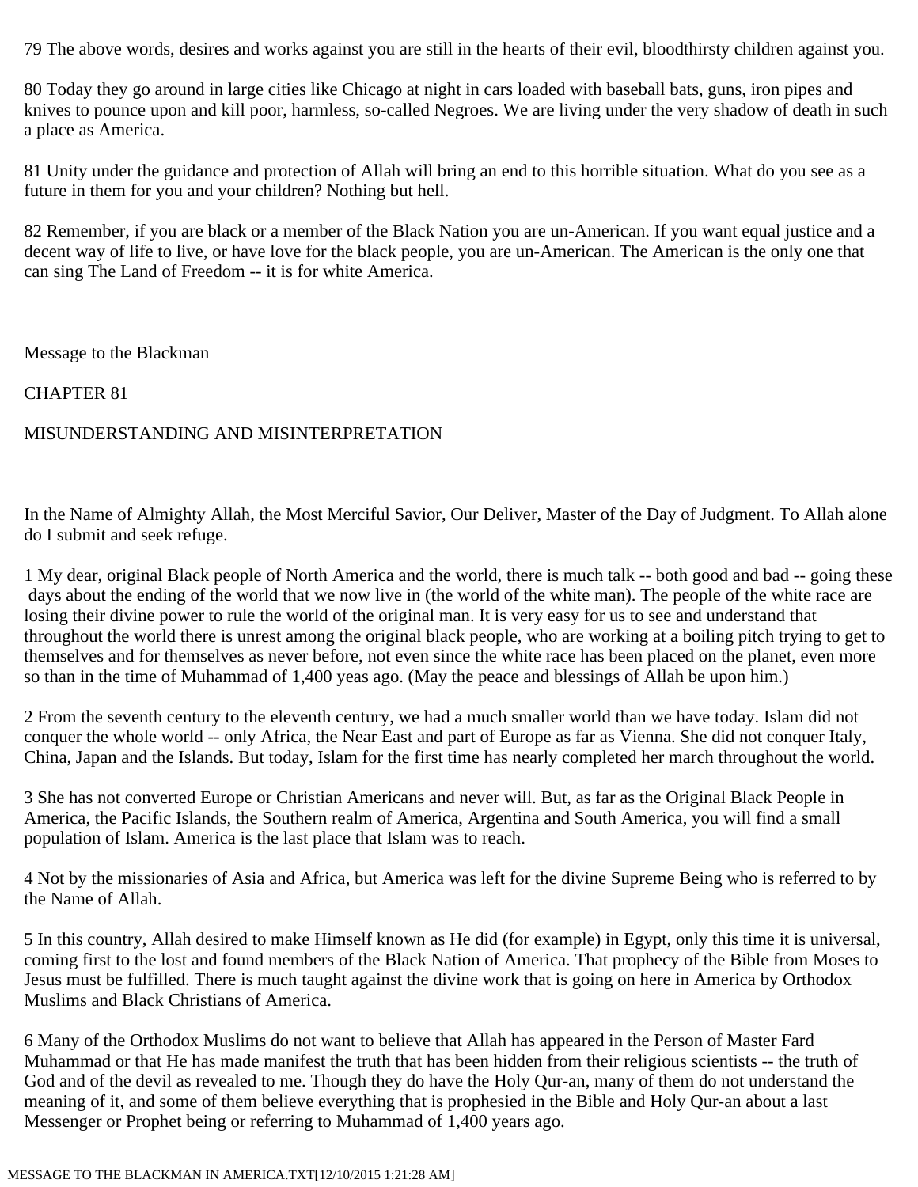79 The above words, desires and works against you are still in the hearts of their evil, bloodthirsty children against you.

80 Today they go around in large cities like Chicago at night in cars loaded with baseball bats, guns, iron pipes and knives to pounce upon and kill poor, harmless, so-called Negroes. We are living under the very shadow of death in such a place as America.

81 Unity under the guidance and protection of Allah will bring an end to this horrible situation. What do you see as a future in them for you and your children? Nothing but hell.

82 Remember, if you are black or a member of the Black Nation you are un-American. If you want equal justice and a decent way of life to live, or have love for the black people, you are un-American. The American is the only one that can sing The Land of Freedom -- it is for white America.

Message to the Blackman

## CHAPTER 81

## MISUNDERSTANDING AND MISINTERPRETATION

In the Name of Almighty Allah, the Most Merciful Savior, Our Deliver, Master of the Day of Judgment. To Allah alone do I submit and seek refuge.

1 My dear, original Black people of North America and the world, there is much talk -- both good and bad -- going these days about the ending of the world that we now live in (the world of the white man). The people of the white race are losing their divine power to rule the world of the original man. It is very easy for us to see and understand that throughout the world there is unrest among the original black people, who are working at a boiling pitch trying to get to themselves and for themselves as never before, not even since the white race has been placed on the planet, even more so than in the time of Muhammad of 1,400 yeas ago. (May the peace and blessings of Allah be upon him.)

2 From the seventh century to the eleventh century, we had a much smaller world than we have today. Islam did not conquer the whole world -- only Africa, the Near East and part of Europe as far as Vienna. She did not conquer Italy, China, Japan and the Islands. But today, Islam for the first time has nearly completed her march throughout the world.

3 She has not converted Europe or Christian Americans and never will. But, as far as the Original Black People in America, the Pacific Islands, the Southern realm of America, Argentina and South America, you will find a small population of Islam. America is the last place that Islam was to reach.

4 Not by the missionaries of Asia and Africa, but America was left for the divine Supreme Being who is referred to by the Name of Allah.

5 In this country, Allah desired to make Himself known as He did (for example) in Egypt, only this time it is universal, coming first to the lost and found members of the Black Nation of America. That prophecy of the Bible from Moses to Jesus must be fulfilled. There is much taught against the divine work that is going on here in America by Orthodox Muslims and Black Christians of America.

6 Many of the Orthodox Muslims do not want to believe that Allah has appeared in the Person of Master Fard Muhammad or that He has made manifest the truth that has been hidden from their religious scientists -- the truth of God and of the devil as revealed to me. Though they do have the Holy Qur-an, many of them do not understand the meaning of it, and some of them believe everything that is prophesied in the Bible and Holy Qur-an about a last Messenger or Prophet being or referring to Muhammad of 1,400 years ago.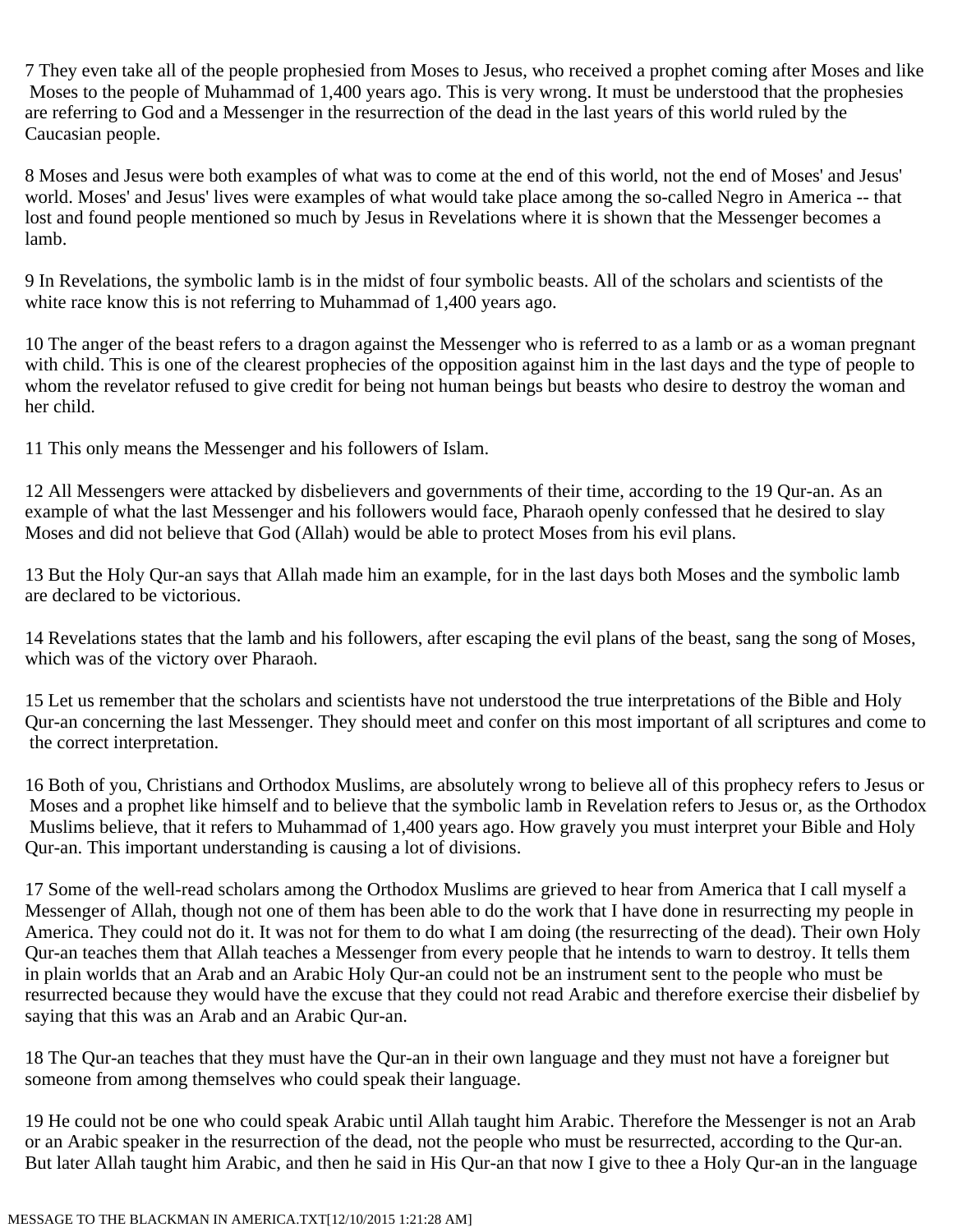7 They even take all of the people prophesied from Moses to Jesus, who received a prophet coming after Moses and like Moses to the people of Muhammad of 1,400 years ago. This is very wrong. It must be understood that the prophesies are referring to God and a Messenger in the resurrection of the dead in the last years of this world ruled by the Caucasian people.

8 Moses and Jesus were both examples of what was to come at the end of this world, not the end of Moses' and Jesus' world. Moses' and Jesus' lives were examples of what would take place among the so-called Negro in America -- that lost and found people mentioned so much by Jesus in Revelations where it is shown that the Messenger becomes a lamb.

9 In Revelations, the symbolic lamb is in the midst of four symbolic beasts. All of the scholars and scientists of the white race know this is not referring to Muhammad of 1,400 years ago.

10 The anger of the beast refers to a dragon against the Messenger who is referred to as a lamb or as a woman pregnant with child. This is one of the clearest prophecies of the opposition against him in the last days and the type of people to whom the revelator refused to give credit for being not human beings but beasts who desire to destroy the woman and her child.

11 This only means the Messenger and his followers of Islam.

12 All Messengers were attacked by disbelievers and governments of their time, according to the 19 Qur-an. As an example of what the last Messenger and his followers would face, Pharaoh openly confessed that he desired to slay Moses and did not believe that God (Allah) would be able to protect Moses from his evil plans.

13 But the Holy Qur-an says that Allah made him an example, for in the last days both Moses and the symbolic lamb are declared to be victorious.

14 Revelations states that the lamb and his followers, after escaping the evil plans of the beast, sang the song of Moses, which was of the victory over Pharaoh.

15 Let us remember that the scholars and scientists have not understood the true interpretations of the Bible and Holy Qur-an concerning the last Messenger. They should meet and confer on this most important of all scriptures and come to the correct interpretation.

16 Both of you, Christians and Orthodox Muslims, are absolutely wrong to believe all of this prophecy refers to Jesus or Moses and a prophet like himself and to believe that the symbolic lamb in Revelation refers to Jesus or, as the Orthodox Muslims believe, that it refers to Muhammad of 1,400 years ago. How gravely you must interpret your Bible and Holy Qur-an. This important understanding is causing a lot of divisions.

17 Some of the well-read scholars among the Orthodox Muslims are grieved to hear from America that I call myself a Messenger of Allah, though not one of them has been able to do the work that I have done in resurrecting my people in America. They could not do it. It was not for them to do what I am doing (the resurrecting of the dead). Their own Holy Qur-an teaches them that Allah teaches a Messenger from every people that he intends to warn to destroy. It tells them in plain worlds that an Arab and an Arabic Holy Qur-an could not be an instrument sent to the people who must be resurrected because they would have the excuse that they could not read Arabic and therefore exercise their disbelief by saying that this was an Arab and an Arabic Qur-an.

18 The Qur-an teaches that they must have the Qur-an in their own language and they must not have a foreigner but someone from among themselves who could speak their language.

19 He could not be one who could speak Arabic until Allah taught him Arabic. Therefore the Messenger is not an Arab or an Arabic speaker in the resurrection of the dead, not the people who must be resurrected, according to the Qur-an. But later Allah taught him Arabic, and then he said in His Qur-an that now I give to thee a Holy Qur-an in the language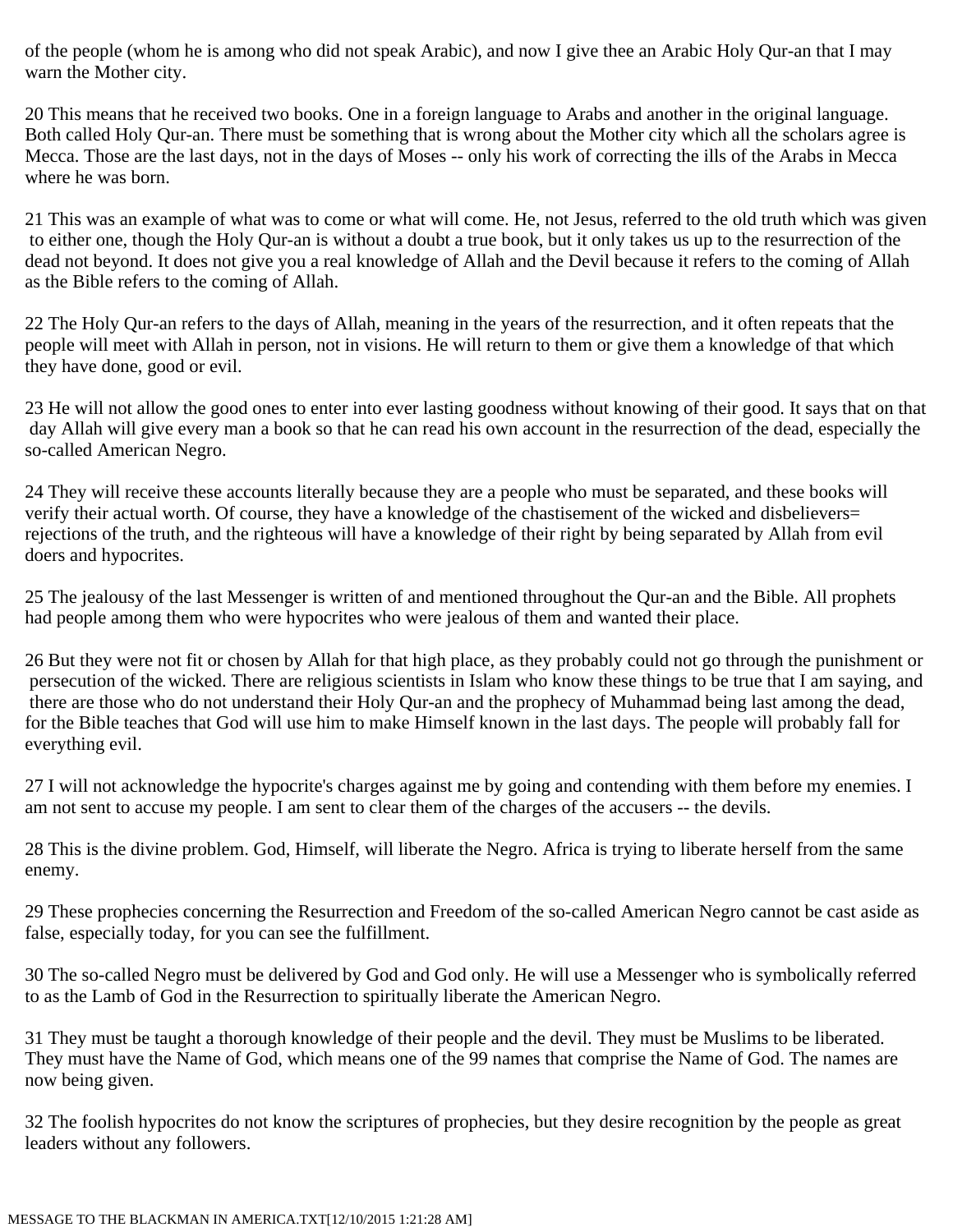of the people (whom he is among who did not speak Arabic), and now I give thee an Arabic Holy Qur-an that I may warn the Mother city.

20 This means that he received two books. One in a foreign language to Arabs and another in the original language. Both called Holy Qur-an. There must be something that is wrong about the Mother city which all the scholars agree is Mecca. Those are the last days, not in the days of Moses -- only his work of correcting the ills of the Arabs in Mecca where he was born.

21 This was an example of what was to come or what will come. He, not Jesus, referred to the old truth which was given to either one, though the Holy Qur-an is without a doubt a true book, but it only takes us up to the resurrection of the dead not beyond. It does not give you a real knowledge of Allah and the Devil because it refers to the coming of Allah as the Bible refers to the coming of Allah.

22 The Holy Qur-an refers to the days of Allah, meaning in the years of the resurrection, and it often repeats that the people will meet with Allah in person, not in visions. He will return to them or give them a knowledge of that which they have done, good or evil.

23 He will not allow the good ones to enter into ever lasting goodness without knowing of their good. It says that on that day Allah will give every man a book so that he can read his own account in the resurrection of the dead, especially the so-called American Negro.

24 They will receive these accounts literally because they are a people who must be separated, and these books will verify their actual worth. Of course, they have a knowledge of the chastisement of the wicked and disbelievers= rejections of the truth, and the righteous will have a knowledge of their right by being separated by Allah from evil doers and hypocrites.

25 The jealousy of the last Messenger is written of and mentioned throughout the Qur-an and the Bible. All prophets had people among them who were hypocrites who were jealous of them and wanted their place.

26 But they were not fit or chosen by Allah for that high place, as they probably could not go through the punishment or persecution of the wicked. There are religious scientists in Islam who know these things to be true that I am saying, and there are those who do not understand their Holy Qur-an and the prophecy of Muhammad being last among the dead, for the Bible teaches that God will use him to make Himself known in the last days. The people will probably fall for everything evil.

27 I will not acknowledge the hypocrite's charges against me by going and contending with them before my enemies. I am not sent to accuse my people. I am sent to clear them of the charges of the accusers -- the devils.

28 This is the divine problem. God, Himself, will liberate the Negro. Africa is trying to liberate herself from the same enemy.

29 These prophecies concerning the Resurrection and Freedom of the so-called American Negro cannot be cast aside as false, especially today, for you can see the fulfillment.

30 The so-called Negro must be delivered by God and God only. He will use a Messenger who is symbolically referred to as the Lamb of God in the Resurrection to spiritually liberate the American Negro.

31 They must be taught a thorough knowledge of their people and the devil. They must be Muslims to be liberated. They must have the Name of God, which means one of the 99 names that comprise the Name of God. The names are now being given.

32 The foolish hypocrites do not know the scriptures of prophecies, but they desire recognition by the people as great leaders without any followers.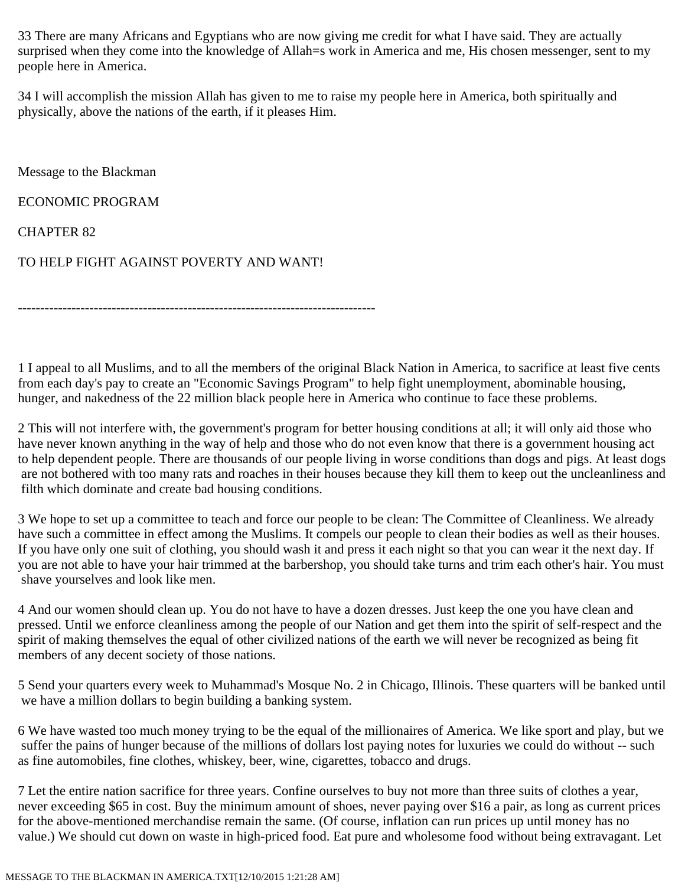33 There are many Africans and Egyptians who are now giving me credit for what I have said. They are actually surprised when they come into the knowledge of Allah=s work in America and me, His chosen messenger, sent to my people here in America.

34 I will accomplish the mission Allah has given to me to raise my people here in America, both spiritually and physically, above the nations of the earth, if it pleases Him.

Message to the Blackman

ECONOMIC PROGRAM

CHAPTER 82

TO HELP FIGHT AGAINST POVERTY AND WANT!

--------------------------------------------------------------------------------

1 I appeal to all Muslims, and to all the members of the original Black Nation in America, to sacrifice at least five cents from each day's pay to create an "Economic Savings Program" to help fight unemployment, abominable housing, hunger, and nakedness of the 22 million black people here in America who continue to face these problems.

2 This will not interfere with, the government's program for better housing conditions at all; it will only aid those who have never known anything in the way of help and those who do not even know that there is a government housing act to help dependent people. There are thousands of our people living in worse conditions than dogs and pigs. At least dogs are not bothered with too many rats and roaches in their houses because they kill them to keep out the uncleanliness and filth which dominate and create bad housing conditions.

3 We hope to set up a committee to teach and force our people to be clean: The Committee of Cleanliness. We already have such a committee in effect among the Muslims. It compels our people to clean their bodies as well as their houses. If you have only one suit of clothing, you should wash it and press it each night so that you can wear it the next day. If you are not able to have your hair trimmed at the barbershop, you should take turns and trim each other's hair. You must shave yourselves and look like men.

4 And our women should clean up. You do not have to have a dozen dresses. Just keep the one you have clean and pressed. Until we enforce cleanliness among the people of our Nation and get them into the spirit of self-respect and the spirit of making themselves the equal of other civilized nations of the earth we will never be recognized as being fit members of any decent society of those nations.

5 Send your quarters every week to Muhammad's Mosque No. 2 in Chicago, Illinois. These quarters will be banked until we have a million dollars to begin building a banking system.

6 We have wasted too much money trying to be the equal of the millionaires of America. We like sport and play, but we suffer the pains of hunger because of the millions of dollars lost paying notes for luxuries we could do without -- such as fine automobiles, fine clothes, whiskey, beer, wine, cigarettes, tobacco and drugs.

7 Let the entire nation sacrifice for three years. Confine ourselves to buy not more than three suits of clothes a year, never exceeding $65 in cost. Buy the minimum amount of shoes, never paying over $16 a pair, as long as current prices for the above-mentioned merchandise remain the same. (Of course, inflation can run prices up until money has no value.) We should cut down on waste in high-priced food. Eat pure and wholesome food without being extravagant. Let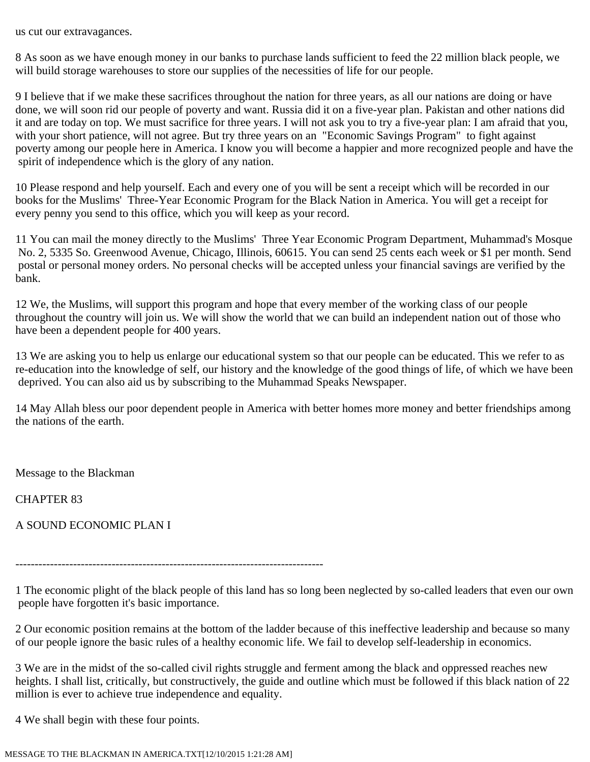us cut our extravagances.

8 As soon as we have enough money in our banks to purchase lands sufficient to feed the 22 million black people, we will build storage warehouses to store our supplies of the necessities of life for our people.

9 I believe that if we make these sacrifices throughout the nation for three years, as all our nations are doing or have done, we will soon rid our people of poverty and want. Russia did it on a five-year plan. Pakistan and other nations did it and are today on top. We must sacrifice for three years. I will not ask you to try a five-year plan: I am afraid that you, with your short patience, will not agree. But try three years on an "Economic Savings Program" to fight against poverty among our people here in America. I know you will become a happier and more recognized people and have the spirit of independence which is the glory of any nation.

10 Please respond and help yourself. Each and every one of you will be sent a receipt which will be recorded in our books for the Muslims' Three-Year Economic Program for the Black Nation in America. You will get a receipt for every penny you send to this office, which you will keep as your record.

11 You can mail the money directly to the Muslims' Three Year Economic Program Department, Muhammad's Mosque No. 2, 5335 So. Greenwood Avenue, Chicago, Illinois, 60615. You can send 25 cents each week or $1 per month. Send postal or personal money orders. No personal checks will be accepted unless your financial savings are verified by the bank.

12 We, the Muslims, will support this program and hope that every member of the working class of our people throughout the country will join us. We will show the world that we can build an independent nation out of those who have been a dependent people for 400 years.

13 We are asking you to help us enlarge our educational system so that our people can be educated. This we refer to as re-education into the knowledge of self, our history and the knowledge of the good things of life, of which we have been deprived. You can also aid us by subscribing to the Muhammad Speaks Newspaper.

14 May Allah bless our poor dependent people in America with better homes more money and better friendships among the nations of the earth.

Message to the Blackman

CHAPTER 83

A SOUND ECONOMIC PLAN I

--------------------------------------------------------------------------------

1 The economic plight of the black people of this land has so long been neglected by so-called leaders that even our own people have forgotten it's basic importance.

2 Our economic position remains at the bottom of the ladder because of this ineffective leadership and because so many of our people ignore the basic rules of a healthy economic life. We fail to develop self-leadership in economics.

3 We are in the midst of the so-called civil rights struggle and ferment among the black and oppressed reaches new heights. I shall list, critically, but constructively, the guide and outline which must be followed if this black nation of 22 million is ever to achieve true independence and equality.

4 We shall begin with these four points.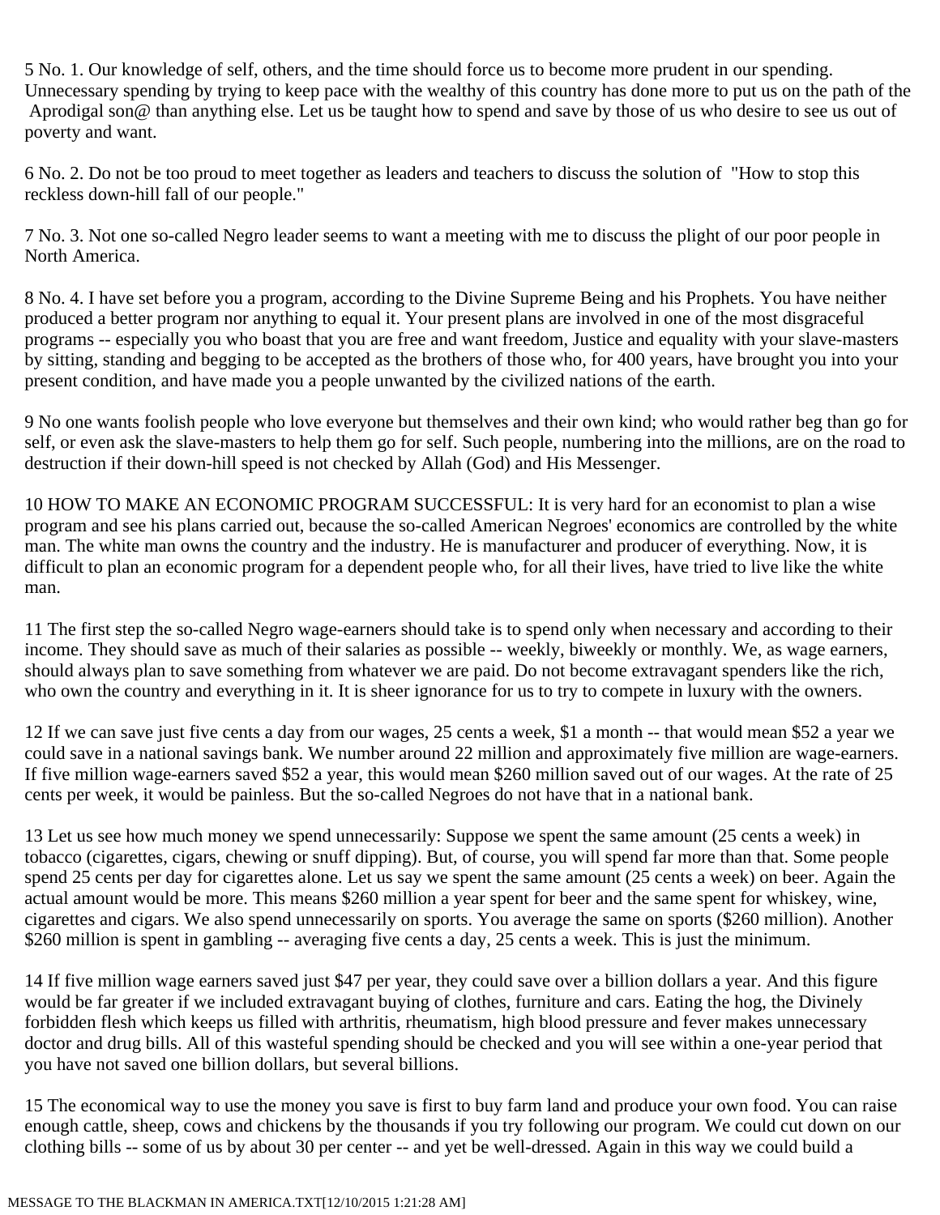5 No. 1. Our knowledge of self, others, and the time should force us to become more prudent in our spending. Unnecessary spending by trying to keep pace with the wealthy of this country has done more to put us on the path of the Aprodigal son@ than anything else. Let us be taught how to spend and save by those of us who desire to see us out of poverty and want.

6 No. 2. Do not be too proud to meet together as leaders and teachers to discuss the solution of "How to stop this reckless down-hill fall of our people."

7 No. 3. Not one so-called Negro leader seems to want a meeting with me to discuss the plight of our poor people in North America.

8 No. 4. I have set before you a program, according to the Divine Supreme Being and his Prophets. You have neither produced a better program nor anything to equal it. Your present plans are involved in one of the most disgraceful programs -- especially you who boast that you are free and want freedom, Justice and equality with your slave-masters by sitting, standing and begging to be accepted as the brothers of those who, for 400 years, have brought you into your present condition, and have made you a people unwanted by the civilized nations of the earth.

9 No one wants foolish people who love everyone but themselves and their own kind; who would rather beg than go for self, or even ask the slave-masters to help them go for self. Such people, numbering into the millions, are on the road to destruction if their down-hill speed is not checked by Allah (God) and His Messenger.

10 HOW TO MAKE AN ECONOMIC PROGRAM SUCCESSFUL: It is very hard for an economist to plan a wise program and see his plans carried out, because the so-called American Negroes' economics are controlled by the white man. The white man owns the country and the industry. He is manufacturer and producer of everything. Now, it is difficult to plan an economic program for a dependent people who, for all their lives, have tried to live like the white man.

11 The first step the so-called Negro wage-earners should take is to spend only when necessary and according to their income. They should save as much of their salaries as possible -- weekly, biweekly or monthly. We, as wage earners, should always plan to save something from whatever we are paid. Do not become extravagant spenders like the rich, who own the country and everything in it. It is sheer ignorance for us to try to compete in luxury with the owners.

12 If we can save just five cents a day from our wages, 25 cents a week, $1 a month -- that would mean $52 a year we could save in a national savings bank. We number around 22 million and approximately five million are wage-earners. If five million wage-earners saved $52 a year, this would mean $260 million saved out of our wages. At the rate of 25 cents per week, it would be painless. But the so-called Negroes do not have that in a national bank.

13 Let us see how much money we spend unnecessarily: Suppose we spent the same amount (25 cents a week) in tobacco (cigarettes, cigars, chewing or snuff dipping). But, of course, you will spend far more than that. Some people spend 25 cents per day for cigarettes alone. Let us say we spent the same amount (25 cents a week) on beer. Again the actual amount would be more. This means $260 million a year spent for beer and the same spent for whiskey, wine, cigarettes and cigars. We also spend unnecessarily on sports. You average the same on sports ($260 million). Another $260 million is spent in gambling -- averaging five cents a day, 25 cents a week. This is just the minimum.

14 If five million wage earners saved just $47 per year, they could save over a billion dollars a year. And this figure would be far greater if we included extravagant buying of clothes, furniture and cars. Eating the hog, the Divinely forbidden flesh which keeps us filled with arthritis, rheumatism, high blood pressure and fever makes unnecessary doctor and drug bills. All of this wasteful spending should be checked and you will see within a one-year period that you have not saved one billion dollars, but several billions.

15 The economical way to use the money you save is first to buy farm land and produce your own food. You can raise enough cattle, sheep, cows and chickens by the thousands if you try following our program. We could cut down on our clothing bills -- some of us by about 30 per center -- and yet be well-dressed. Again in this way we could build a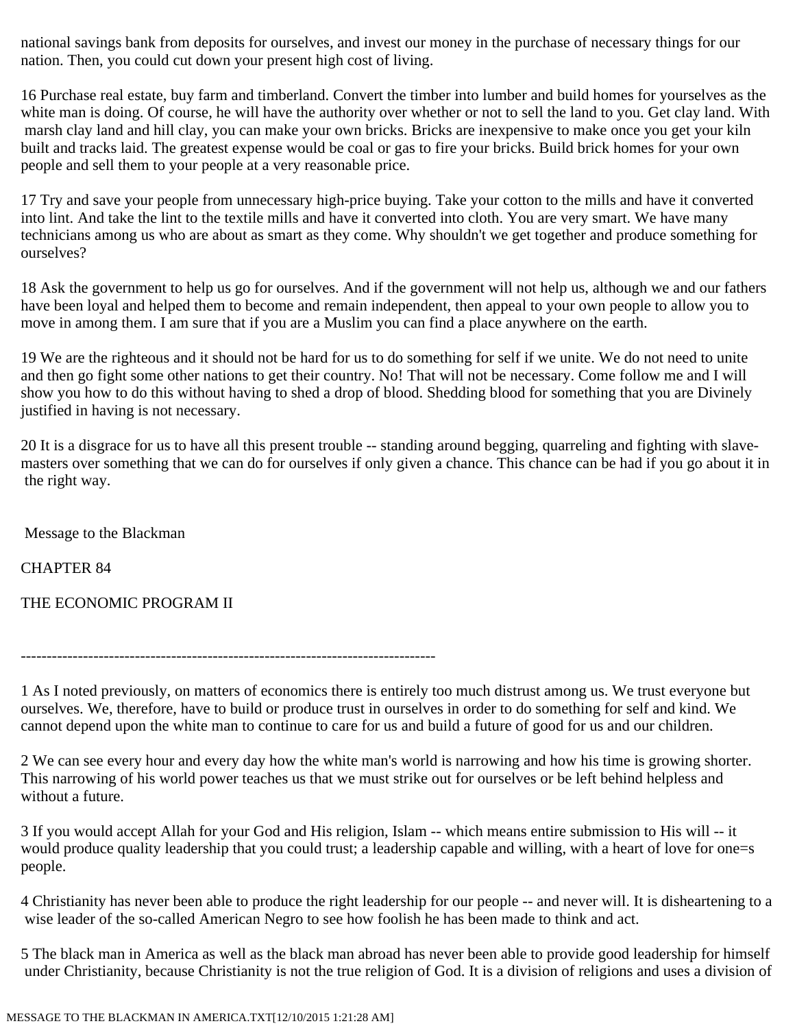national savings bank from deposits for ourselves, and invest our money in the purchase of necessary things for our nation. Then, you could cut down your present high cost of living.

16 Purchase real estate, buy farm and timberland. Convert the timber into lumber and build homes for yourselves as the white man is doing. Of course, he will have the authority over whether or not to sell the land to you. Get clay land. With marsh clay land and hill clay, you can make your own bricks. Bricks are inexpensive to make once you get your kiln built and tracks laid. The greatest expense would be coal or gas to fire your bricks. Build brick homes for your own people and sell them to your people at a very reasonable price.

17 Try and save your people from unnecessary high-price buying. Take your cotton to the mills and have it converted into lint. And take the lint to the textile mills and have it converted into cloth. You are very smart. We have many technicians among us who are about as smart as they come. Why shouldn't we get together and produce something for ourselves?

18 Ask the government to help us go for ourselves. And if the government will not help us, although we and our fathers have been loyal and helped them to become and remain independent, then appeal to your own people to allow you to move in among them. I am sure that if you are a Muslim you can find a place anywhere on the earth.

19 We are the righteous and it should not be hard for us to do something for self if we unite. We do not need to unite and then go fight some other nations to get their country. No! That will not be necessary. Come follow me and I will show you how to do this without having to shed a drop of blood. Shedding blood for something that you are Divinely justified in having is not necessary.

20 It is a disgrace for us to have all this present trouble -- standing around begging, quarreling and fighting with slave-masters over something that we can do for ourselves if only given a chance. This chance can be had if you go about it in the right way.

Message to the Blackman

# CHAPTER 84

## THE ECONOMIC PROGRAM II

--------------------------------------------------------------------------------

1 As I noted previously, on matters of economics there is entirely too much distrust among us. We trust everyone but ourselves. We, therefore, have to build or produce trust in ourselves in order to do something for self and kind. We cannot depend upon the white man to continue to care for us and build a future of good for us and our children.

2 We can see every hour and every day how the white man's world is narrowing and how his time is growing shorter. This narrowing of his world power teaches us that we must strike out for ourselves or be left behind helpless and without a future.

3 If you would accept Allah for your God and His religion, Islam -- which means entire submission to His will -- it would produce quality leadership that you could trust; a leadership capable and willing, with a heart of love for one=s people.

4 Christianity has never been able to produce the right leadership for our people -- and never will. It is disheartening to a wise leader of the so-called American Negro to see how foolish he has been made to think and act.

5 The black man in America as well as the black man abroad has never been able to provide good leadership for himself under Christianity, because Christianity is not the true religion of God. It is a division of religions and uses a division of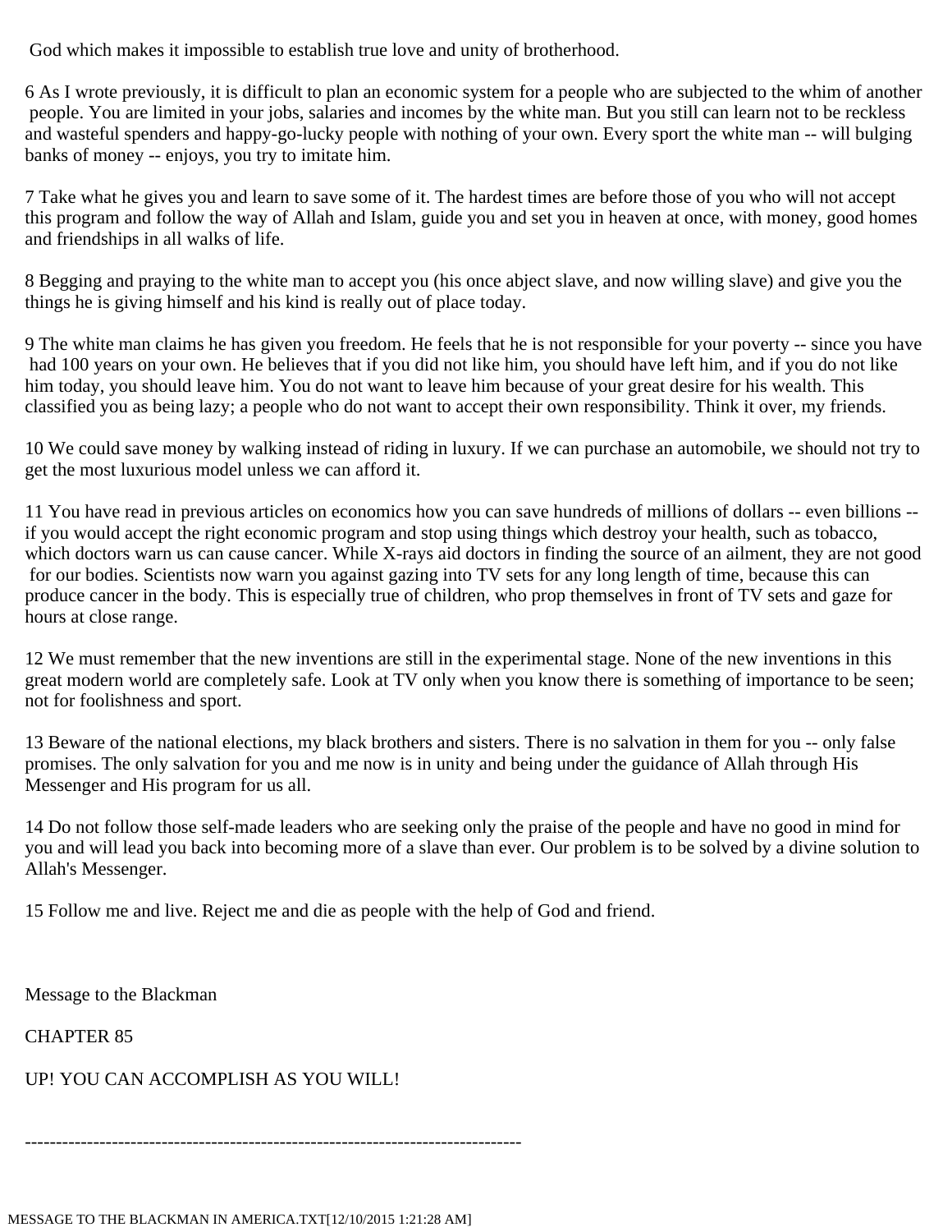God which makes it impossible to establish true love and unity of brotherhood.

6 As I wrote previously, it is difficult to plan an economic system for a people who are subjected to the whim of another people. You are limited in your jobs, salaries and incomes by the white man. But you still can learn not to be reckless and wasteful spenders and happy-go-lucky people with nothing of your own. Every sport the white man -- will bulging banks of money -- enjoys, you try to imitate him.

7 Take what he gives you and learn to save some of it. The hardest times are before those of you who will not accept this program and follow the way of Allah and Islam, guide you and set you in heaven at once, with money, good homes and friendships in all walks of life.

8 Begging and praying to the white man to accept you (his once abject slave, and now willing slave) and give you the things he is giving himself and his kind is really out of place today.

9 The white man claims he has given you freedom. He feels that he is not responsible for your poverty -- since you have had 100 years on your own. He believes that if you did not like him, you should have left him, and if you do not like him today, you should leave him. You do not want to leave him because of your great desire for his wealth. This classified you as being lazy; a people who do not want to accept their own responsibility. Think it over, my friends.

10 We could save money by walking instead of riding in luxury. If we can purchase an automobile, we should not try to get the most luxurious model unless we can afford it.

11 You have read in previous articles on economics how you can save hundreds of millions of dollars -- even billions -- if you would accept the right economic program and stop using things which destroy your health, such as tobacco, which doctors warn us can cause cancer. While X-rays aid doctors in finding the source of an ailment, they are not good for our bodies. Scientists now warn you against gazing into TV sets for any long length of time, because this can produce cancer in the body. This is especially true of children, who prop themselves in front of TV sets and gaze for hours at close range.

12 We must remember that the new inventions are still in the experimental stage. None of the new inventions in this great modern world are completely safe. Look at TV only when you know there is something of importance to be seen; not for foolishness and sport.

13 Beware of the national elections, my black brothers and sisters. There is no salvation in them for you -- only false promises. The only salvation for you and me now is in unity and being under the guidance of Allah through His Messenger and His program for us all.

14 Do not follow those self-made leaders who are seeking only the praise of the people and have no good in mind for you and will lead you back into becoming more of a slave than ever. Our problem is to be solved by a divine solution to Allah's Messenger.

15 Follow me and live. Reject me and die as people with the help of God and friend.

Message to the Blackman

CHAPTER 85

UP! YOU CAN ACCOMPLISH AS YOU WILL!

--------------------------------------------------------------------------------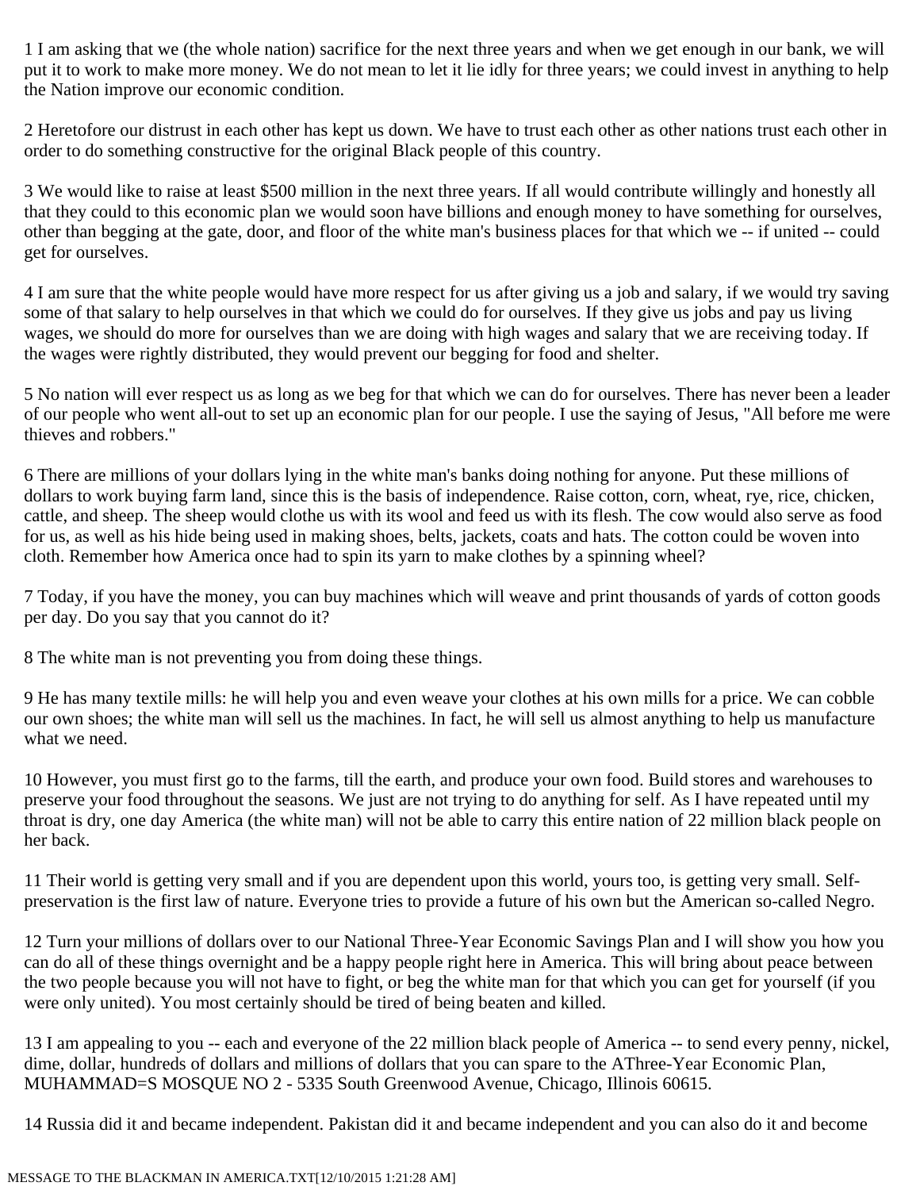1 I am asking that we (the whole nation) sacrifice for the next three years and when we get enough in our bank, we will put it to work to make more money. We do not mean to let it lie idly for three years; we could invest in anything to help the Nation improve our economic condition.

2 Heretofore our distrust in each other has kept us down. We have to trust each other as other nations trust each other in order to do something constructive for the original Black people of this country.

3 We would like to raise at least $500 million in the next three years. If all would contribute willingly and honestly all that they could to this economic plan we would soon have billions and enough money to have something for ourselves, other than begging at the gate, door, and floor of the white man's business places for that which we -- if united -- could get for ourselves.

4 I am sure that the white people would have more respect for us after giving us a job and salary, if we would try saving some of that salary to help ourselves in that which we could do for ourselves. If they give us jobs and pay us living wages, we should do more for ourselves than we are doing with high wages and salary that we are receiving today. If the wages were rightly distributed, they would prevent our begging for food and shelter.

5 No nation will ever respect us as long as we beg for that which we can do for ourselves. There has never been a leader of our people who went all-out to set up an economic plan for our people. I use the saying of Jesus, "All before me were thieves and robbers."

6 There are millions of your dollars lying in the white man's banks doing nothing for anyone. Put these millions of dollars to work buying farm land, since this is the basis of independence. Raise cotton, corn, wheat, rye, rice, chicken, cattle, and sheep. The sheep would clothe us with its wool and feed us with its flesh. The cow would also serve as food for us, as well as his hide being used in making shoes, belts, jackets, coats and hats. The cotton could be woven into cloth. Remember how America once had to spin its yarn to make clothes by a spinning wheel?

7 Today, if you have the money, you can buy machines which will weave and print thousands of yards of cotton goods per day. Do you say that you cannot do it?

8 The white man is not preventing you from doing these things.

9 He has many textile mills: he will help you and even weave your clothes at his own mills for a price. We can cobble our own shoes; the white man will sell us the machines. In fact, he will sell us almost anything to help us manufacture what we need.

10 However, you must first go to the farms, till the earth, and produce your own food. Build stores and warehouses to preserve your food throughout the seasons. We just are not trying to do anything for self. As I have repeated until my throat is dry, one day America (the white man) will not be able to carry this entire nation of 22 million black people on her back.

11 Their world is getting very small and if you are dependent upon this world, yours too, is getting very small. Self-preservation is the first law of nature. Everyone tries to provide a future of his own but the American so-called Negro.

12 Turn your millions of dollars over to our National Three-Year Economic Savings Plan and I will show you how you can do all of these things overnight and be a happy people right here in America. This will bring about peace between the two people because you will not have to fight, or beg the white man for that which you can get for yourself (if you were only united). You most certainly should be tired of being beaten and killed.

13 I am appealing to you -- each and everyone of the 22 million black people of America -- to send every penny, nickel, dime, dollar, hundreds of dollars and millions of dollars that you can spare to the AThree-Year Economic Plan, MUHAMMAD=S MOSQUE NO 2 - 5335 South Greenwood Avenue, Chicago, Illinois 60615.

14 Russia did it and became independent. Pakistan did it and became independent and you can also do it and become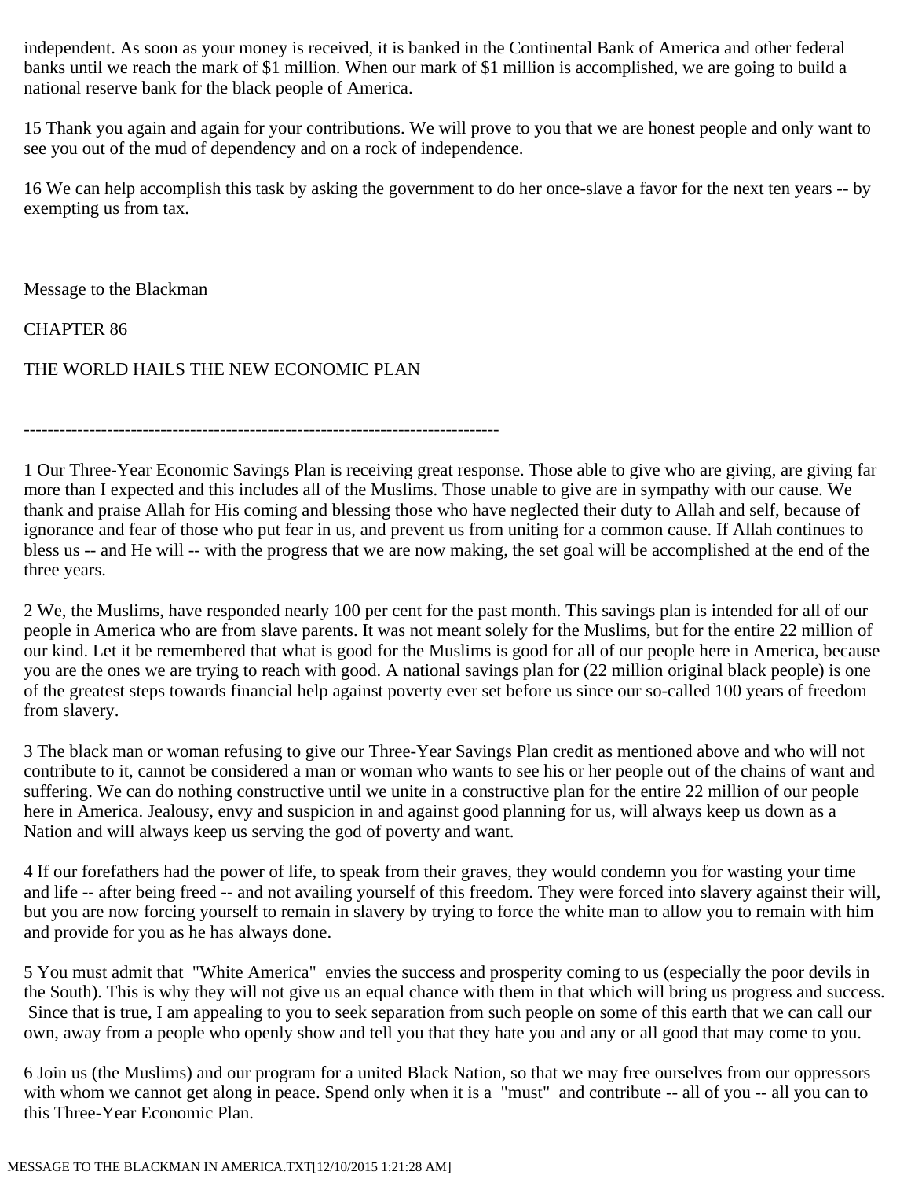independent. As soon as your money is received, it is banked in the Continental Bank of America and other federal banks until we reach the mark of $1 million. When our mark of $1 million is accomplished, we are going to build a national reserve bank for the black people of America.

15 Thank you again and again for your contributions. We will prove to you that we are honest people and only want to see you out of the mud of dependency and on a rock of independence.

16 We can help accomplish this task by asking the government to do her once-slave a favor for the next ten years -- by exempting us from tax.

Message to the Blackman

CHAPTER 86

THE WORLD HAILS THE NEW ECONOMIC PLAN

--------------------------------------------------------------------------------

1 Our Three-Year Economic Savings Plan is receiving great response. Those able to give who are giving, are giving far more than I expected and this includes all of the Muslims. Those unable to give are in sympathy with our cause. We thank and praise Allah for His coming and blessing those who have neglected their duty to Allah and self, because of ignorance and fear of those who put fear in us, and prevent us from uniting for a common cause. If Allah continues to bless us -- and He will -- with the progress that we are now making, the set goal will be accomplished at the end of the three years.

2 We, the Muslims, have responded nearly 100 per cent for the past month. This savings plan is intended for all of our people in America who are from slave parents. It was not meant solely for the Muslims, but for the entire 22 million of our kind. Let it be remembered that what is good for the Muslims is good for all of our people here in America, because you are the ones we are trying to reach with good. A national savings plan for (22 million original black people) is one of the greatest steps towards financial help against poverty ever set before us since our so-called 100 years of freedom from slavery.

3 The black man or woman refusing to give our Three-Year Savings Plan credit as mentioned above and who will not contribute to it, cannot be considered a man or woman who wants to see his or her people out of the chains of want and suffering. We can do nothing constructive until we unite in a constructive plan for the entire 22 million of our people here in America. Jealousy, envy and suspicion in and against good planning for us, will always keep us down as a Nation and will always keep us serving the god of poverty and want.

4 If our forefathers had the power of life, to speak from their graves, they would condemn you for wasting your time and life -- after being freed -- and not availing yourself of this freedom. They were forced into slavery against their will, but you are now forcing yourself to remain in slavery by trying to force the white man to allow you to remain with him and provide for you as he has always done.

5 You must admit that "White America" envies the success and prosperity coming to us (especially the poor devils in the South). This is why they will not give us an equal chance with them in that which will bring us progress and success. Since that is true, I am appealing to you to seek separation from such people on some of this earth that we can call our own, away from a people who openly show and tell you that they hate you and any or all good that may come to you.

6 Join us (the Muslims) and our program for a united Black Nation, so that we may free ourselves from our oppressors with whom we cannot get along in peace. Spend only when it is a "must" and contribute -- all of you -- all you can to this Three-Year Economic Plan.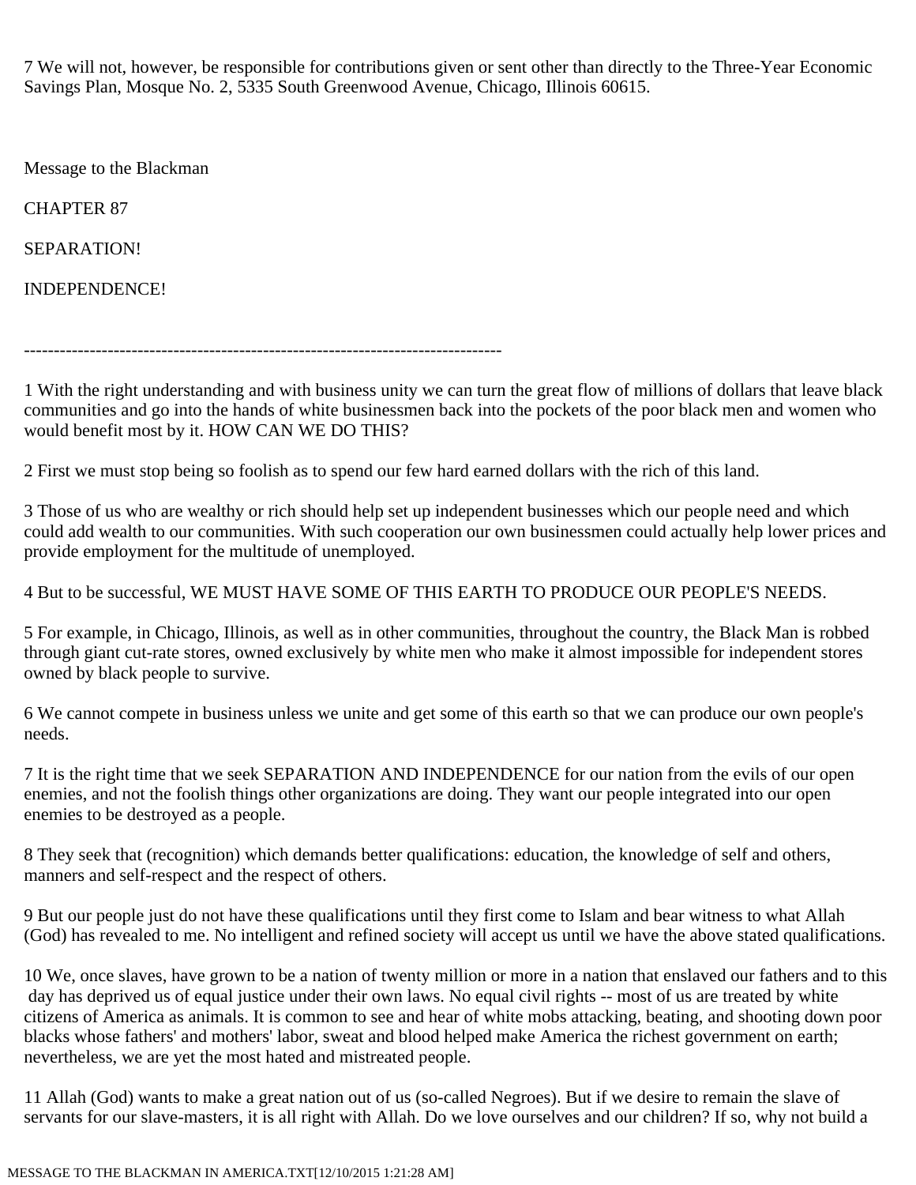7 We will not, however, be responsible for contributions given or sent other than directly to the Three-Year Economic Savings Plan, Mosque No. 2, 5335 South Greenwood Avenue, Chicago, Illinois 60615.

Message to the Blackman

CHAPTER 87

SEPARATION!

INDEPENDENCE!

--------------------------------------------------------------------------------

1 With the right understanding and with business unity we can turn the great flow of millions of dollars that leave black communities and go into the hands of white businessmen back into the pockets of the poor black men and women who would benefit most by it. HOW CAN WE DO THIS?

2 First we must stop being so foolish as to spend our few hard earned dollars with the rich of this land.

3 Those of us who are wealthy or rich should help set up independent businesses which our people need and which could add wealth to our communities. With such cooperation our own businessmen could actually help lower prices and provide employment for the multitude of unemployed.

4 But to be successful, WE MUST HAVE SOME OF THIS EARTH TO PRODUCE OUR PEOPLE'S NEEDS.

5 For example, in Chicago, Illinois, as well as in other communities, throughout the country, the Black Man is robbed through giant cut-rate stores, owned exclusively by white men who make it almost impossible for independent stores owned by black people to survive.

6 We cannot compete in business unless we unite and get some of this earth so that we can produce our own people's needs.

7 It is the right time that we seek SEPARATION AND INDEPENDENCE for our nation from the evils of our open enemies, and not the foolish things other organizations are doing. They want our people integrated into our open enemies to be destroyed as a people.

8 They seek that (recognition) which demands better qualifications: education, the knowledge of self and others, manners and self-respect and the respect of others.

9 But our people just do not have these qualifications until they first come to Islam and bear witness to what Allah (God) has revealed to me. No intelligent and refined society will accept us until we have the above stated qualifications.

10 We, once slaves, have grown to be a nation of twenty million or more in a nation that enslaved our fathers and to this day has deprived us of equal justice under their own laws. No equal civil rights -- most of us are treated by white citizens of America as animals. It is common to see and hear of white mobs attacking, beating, and shooting down poor blacks whose fathers' and mothers' labor, sweat and blood helped make America the richest government on earth; nevertheless, we are yet the most hated and mistreated people.

11 Allah (God) wants to make a great nation out of us (so-called Negroes). But if we desire to remain the slave of servants for our slave-masters, it is all right with Allah. Do we love ourselves and our children? If so, why not build a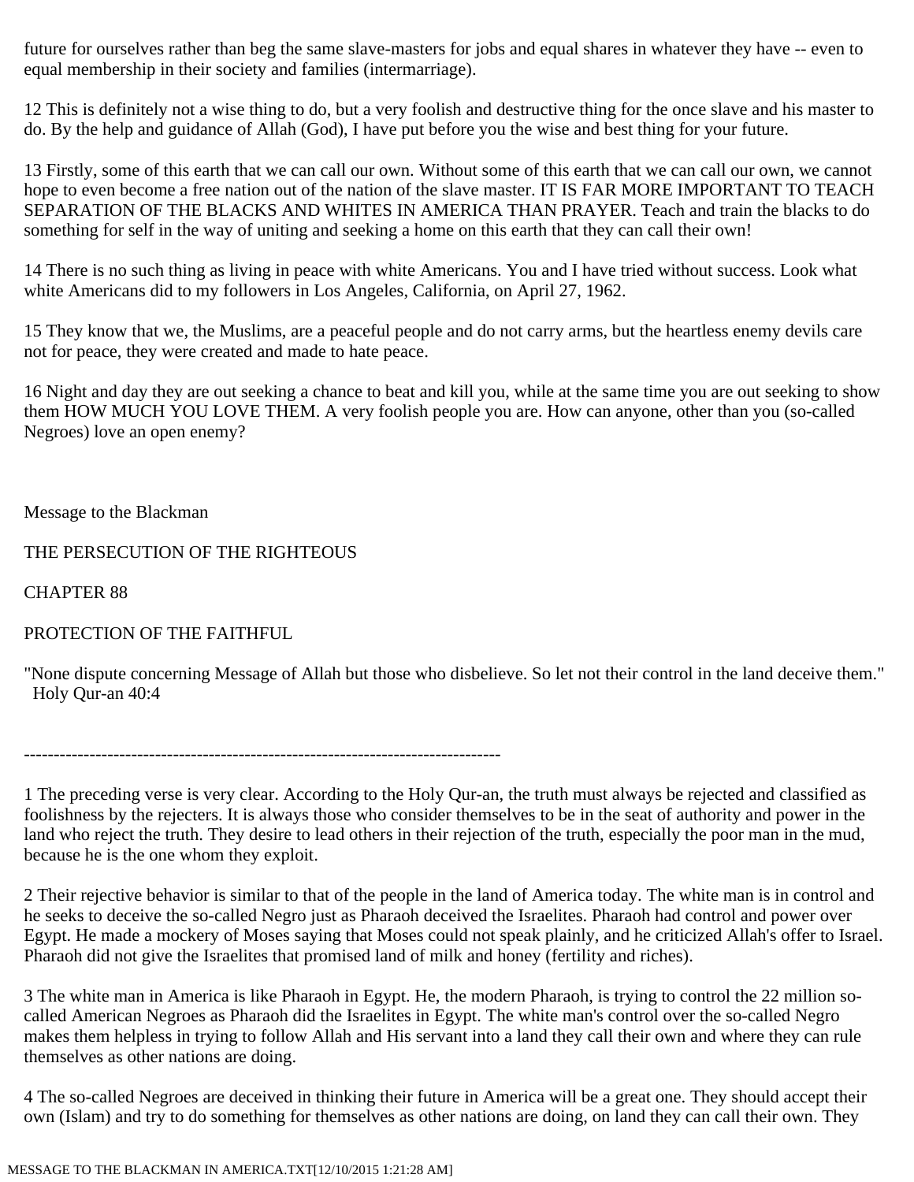future for ourselves rather than beg the same slave-masters for jobs and equal shares in whatever they have -- even to equal membership in their society and families (intermarriage).

12 This is definitely not a wise thing to do, but a very foolish and destructive thing for the once slave and his master to do. By the help and guidance of Allah (God), I have put before you the wise and best thing for your future.

13 Firstly, some of this earth that we can call our own. Without some of this earth that we can call our own, we cannot hope to even become a free nation out of the nation of the slave master. IT IS FAR MORE IMPORTANT TO TEACH SEPARATION OF THE BLACKS AND WHITES IN AMERICA THAN PRAYER. Teach and train the blacks to do something for self in the way of uniting and seeking a home on this earth that they can call their own!

14 There is no such thing as living in peace with white Americans. You and I have tried without success. Look what white Americans did to my followers in Los Angeles, California, on April 27, 1962.

15 They know that we, the Muslims, are a peaceful people and do not carry arms, but the heartless enemy devils care not for peace, they were created and made to hate peace.

16 Night and day they are out seeking a chance to beat and kill you, while at the same time you are out seeking to show them HOW MUCH YOU LOVE THEM. A very foolish people you are. How can anyone, other than you (so-called Negroes) love an open enemy?

Message to the Blackman

THE PERSECUTION OF THE RIGHTEOUS

CHAPTER 88

PROTECTION OF THE FAITHFUL

"None dispute concerning Message of Allah but those who disbelieve. So let not their control in the land deceive them." Holy Qur-an 40:4

--------------------------------------------------------------------------------

1 The preceding verse is very clear. According to the Holy Qur-an, the truth must always be rejected and classified as foolishness by the rejecters. It is always those who consider themselves to be in the seat of authority and power in the land who reject the truth. They desire to lead others in their rejection of the truth, especially the poor man in the mud, because he is the one whom they exploit.

2 Their rejective behavior is similar to that of the people in the land of America today. The white man is in control and he seeks to deceive the so-called Negro just as Pharaoh deceived the Israelites. Pharaoh had control and power over Egypt. He made a mockery of Moses saying that Moses could not speak plainly, and he criticized Allah's offer to Israel. Pharaoh did not give the Israelites that promised land of milk and honey (fertility and riches).

3 The white man in America is like Pharaoh in Egypt. He, the modern Pharaoh, is trying to control the 22 million so-called American Negroes as Pharaoh did the Israelites in Egypt. The white man's control over the so-called Negro makes them helpless in trying to follow Allah and His servant into a land they call their own and where they can rule themselves as other nations are doing.

4 The so-called Negroes are deceived in thinking their future in America will be a great one. They should accept their own (Islam) and try to do something for themselves as other nations are doing, on land they can call their own. They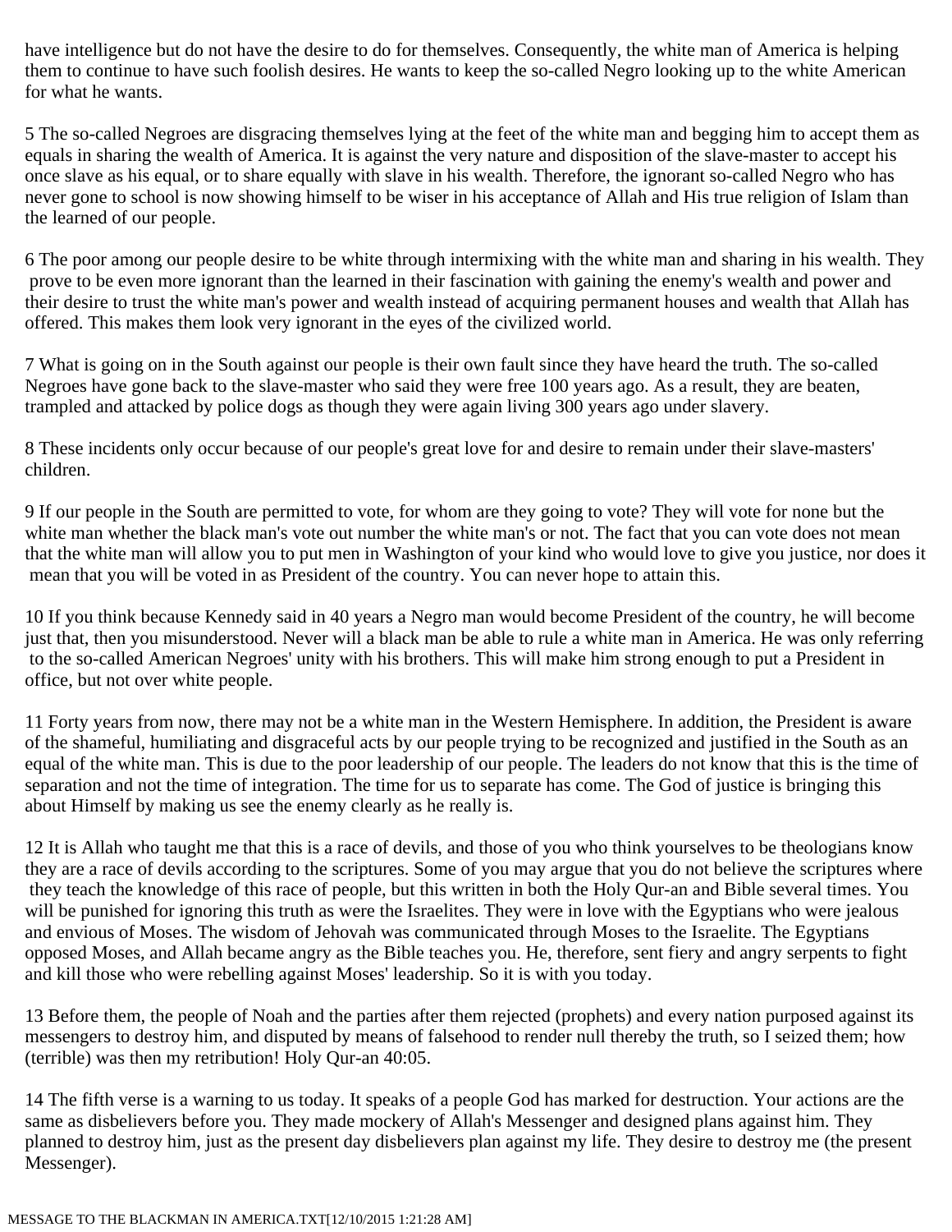have intelligence but do not have the desire to do for themselves. Consequently, the white man of America is helping them to continue to have such foolish desires. He wants to keep the so-called Negro looking up to the white American for what he wants.

5 The so-called Negroes are disgracing themselves lying at the feet of the white man and begging him to accept them as equals in sharing the wealth of America. It is against the very nature and disposition of the slave-master to accept his once slave as his equal, or to share equally with slave in his wealth. Therefore, the ignorant so-called Negro who has never gone to school is now showing himself to be wiser in his acceptance of Allah and His true religion of Islam than the learned of our people.

6 The poor among our people desire to be white through intermixing with the white man and sharing in his wealth. They prove to be even more ignorant than the learned in their fascination with gaining the enemy's wealth and power and their desire to trust the white man's power and wealth instead of acquiring permanent houses and wealth that Allah has offered. This makes them look very ignorant in the eyes of the civilized world.

7 What is going on in the South against our people is their own fault since they have heard the truth. The so-called Negroes have gone back to the slave-master who said they were free 100 years ago. As a result, they are beaten, trampled and attacked by police dogs as though they were again living 300 years ago under slavery.

8 These incidents only occur because of our people's great love for and desire to remain under their slave-masters' children.

9 If our people in the South are permitted to vote, for whom are they going to vote? They will vote for none but the white man whether the black man's vote out number the white man's or not. The fact that you can vote does not mean that the white man will allow you to put men in Washington of your kind who would love to give you justice, nor does it mean that you will be voted in as President of the country. You can never hope to attain this.

10 If you think because Kennedy said in 40 years a Negro man would become President of the country, he will become just that, then you misunderstood. Never will a black man be able to rule a white man in America. He was only referring to the so-called American Negroes' unity with his brothers. This will make him strong enough to put a President in office, but not over white people.

11 Forty years from now, there may not be a white man in the Western Hemisphere. In addition, the President is aware of the shameful, humiliating and disgraceful acts by our people trying to be recognized and justified in the South as an equal of the white man. This is due to the poor leadership of our people. The leaders do not know that this is the time of separation and not the time of integration. The time for us to separate has come. The God of justice is bringing this about Himself by making us see the enemy clearly as he really is.

12 It is Allah who taught me that this is a race of devils, and those of you who think yourselves to be theologians know they are a race of devils according to the scriptures. Some of you may argue that you do not believe the scriptures where they teach the knowledge of this race of people, but this written in both the Holy Qur-an and Bible several times. You will be punished for ignoring this truth as were the Israelites. They were in love with the Egyptians who were jealous and envious of Moses. The wisdom of Jehovah was communicated through Moses to the Israelite. The Egyptians opposed Moses, and Allah became angry as the Bible teaches you. He, therefore, sent fiery and angry serpents to fight and kill those who were rebelling against Moses' leadership. So it is with you today.

13 Before them, the people of Noah and the parties after them rejected (prophets) and every nation purposed against its messengers to destroy him, and disputed by means of falsehood to render null thereby the truth, so I seized them; how (terrible) was then my retribution! Holy Qur-an 40:05.

14 The fifth verse is a warning to us today. It speaks of a people God has marked for destruction. Your actions are the same as disbelievers before you. They made mockery of Allah's Messenger and designed plans against him. They planned to destroy him, just as the present day disbelievers plan against my life. They desire to destroy me (the present Messenger).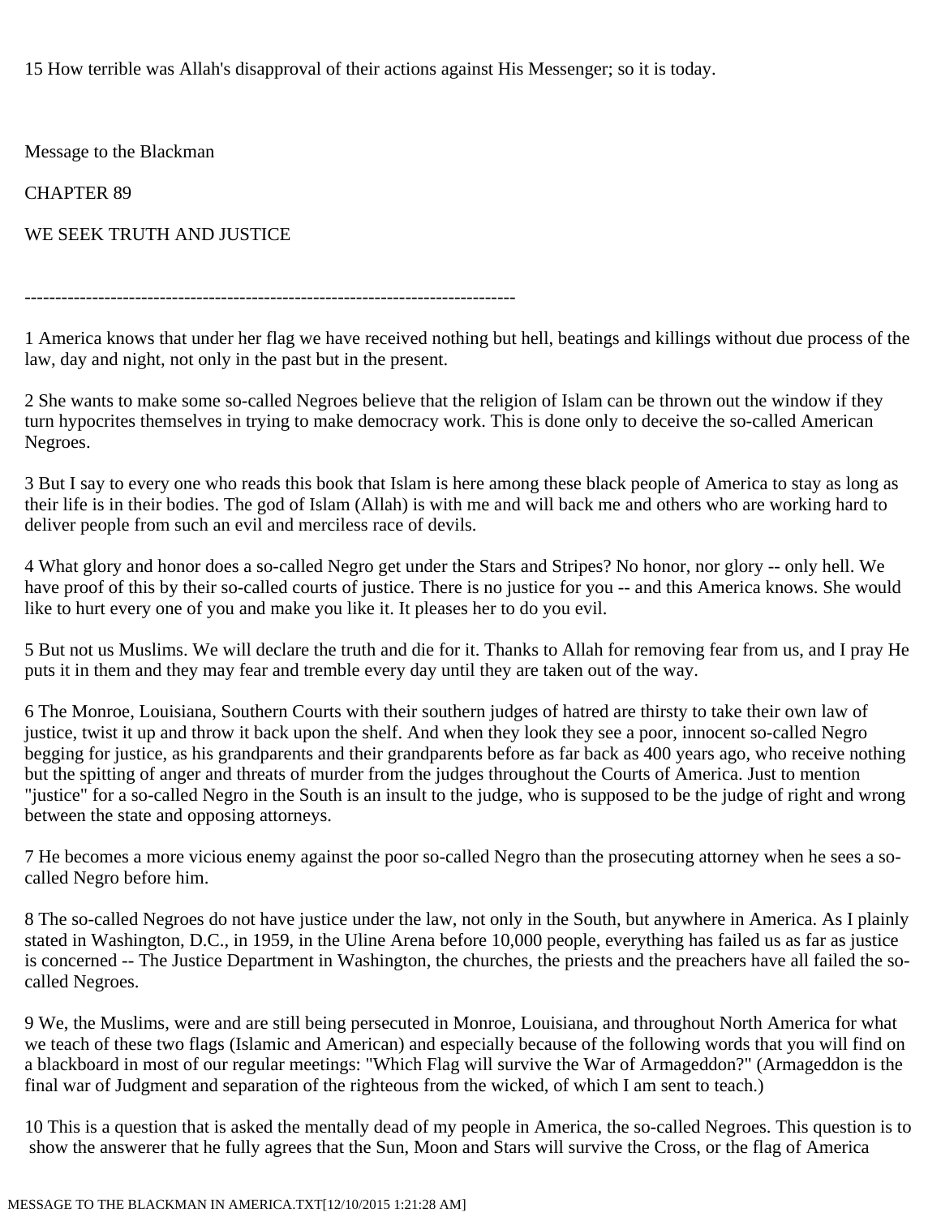15 How terrible was Allah's disapproval of their actions against His Messenger; so it is today.

Message to the Blackman

CHAPTER 89

# WE SEEK TRUTH AND JUSTICE

--------------------------------------------------------------------------------

1 America knows that under her flag we have received nothing but hell, beatings and killings without due process of the law, day and night, not only in the past but in the present.

2 She wants to make some so-called Negroes believe that the religion of Islam can be thrown out the window if they turn hypocrites themselves in trying to make democracy work. This is done only to deceive the so-called American Negroes.

3 But I say to every one who reads this book that Islam is here among these black people of America to stay as long as their life is in their bodies. The god of Islam (Allah) is with me and will back me and others who are working hard to deliver people from such an evil and merciless race of devils.

4 What glory and honor does a so-called Negro get under the Stars and Stripes? No honor, nor glory -- only hell. We have proof of this by their so-called courts of justice. There is no justice for you -- and this America knows. She would like to hurt every one of you and make you like it. It pleases her to do you evil.

5 But not us Muslims. We will declare the truth and die for it. Thanks to Allah for removing fear from us, and I pray He puts it in them and they may fear and tremble every day until they are taken out of the way.

6 The Monroe, Louisiana, Southern Courts with their southern judges of hatred are thirsty to take their own law of justice, twist it up and throw it back upon the shelf. And when they look they see a poor, innocent so-called Negro begging for justice, as his grandparents and their grandparents before as far back as 400 years ago, who receive nothing but the spitting of anger and threats of murder from the judges throughout the Courts of America. Just to mention "justice" for a so-called Negro in the South is an insult to the judge, who is supposed to be the judge of right and wrong between the state and opposing attorneys.

7 He becomes a more vicious enemy against the poor so-called Negro than the prosecuting attorney when he sees a so-called Negro before him.

8 The so-called Negroes do not have justice under the law, not only in the South, but anywhere in America. As I plainly stated in Washington, D.C., in 1959, in the Uline Arena before 10,000 people, everything has failed us as far as justice is concerned -- The Justice Department in Washington, the churches, the priests and the preachers have all failed the so-called Negroes.

9 We, the Muslims, were and are still being persecuted in Monroe, Louisiana, and throughout North America for what we teach of these two flags (Islamic and American) and especially because of the following words that you will find on a blackboard in most of our regular meetings: "Which Flag will survive the War of Armageddon?" (Armageddon is the final war of Judgment and separation of the righteous from the wicked, of which I am sent to teach.)

10 This is a question that is asked the mentally dead of my people in America, the so-called Negroes. This question is to show the answerer that he fully agrees that the Sun, Moon and Stars will survive the Cross, or the flag of America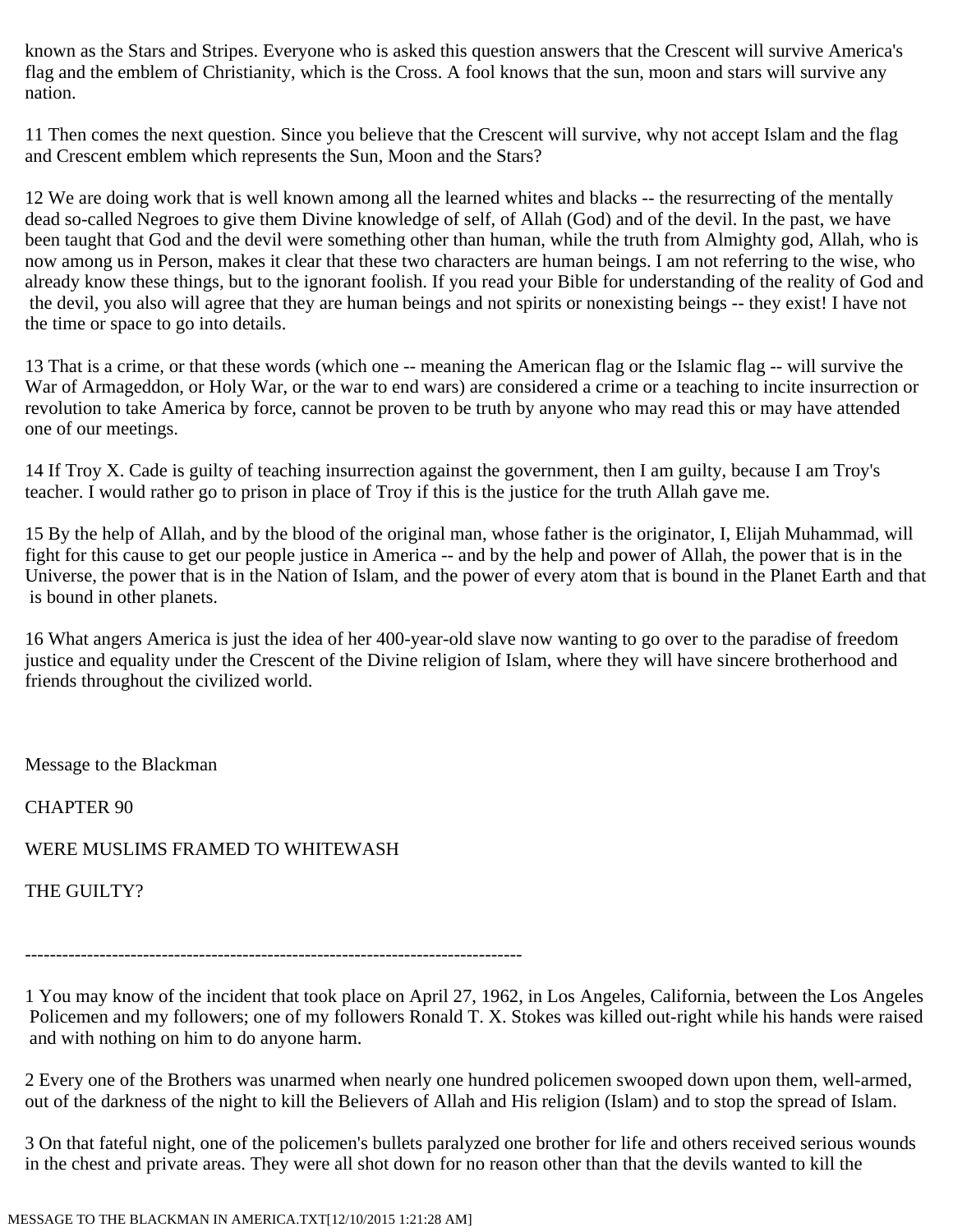known as the Stars and Stripes. Everyone who is asked this question answers that the Crescent will survive America's flag and the emblem of Christianity, which is the Cross. A fool knows that the sun, moon and stars will survive any nation.

11 Then comes the next question. Since you believe that the Crescent will survive, why not accept Islam and the flag and Crescent emblem which represents the Sun, Moon and the Stars?

12 We are doing work that is well known among all the learned whites and blacks -- the resurrecting of the mentally dead so-called Negroes to give them Divine knowledge of self, of Allah (God) and of the devil. In the past, we have been taught that God and the devil were something other than human, while the truth from Almighty god, Allah, who is now among us in Person, makes it clear that these two characters are human beings. I am not referring to the wise, who already know these things, but to the ignorant foolish. If you read your Bible for understanding of the reality of God and the devil, you also will agree that they are human beings and not spirits or nonexisting beings -- they exist! I have not the time or space to go into details.

13 That is a crime, or that these words (which one -- meaning the American flag or the Islamic flag -- will survive the War of Armageddon, or Holy War, or the war to end wars) are considered a crime or a teaching to incite insurrection or revolution to take America by force, cannot be proven to be truth by anyone who may read this or may have attended one of our meetings.

14 If Troy X. Cade is guilty of teaching insurrection against the government, then I am guilty, because I am Troy's teacher. I would rather go to prison in place of Troy if this is the justice for the truth Allah gave me.

15 By the help of Allah, and by the blood of the original man, whose father is the originator, I, Elijah Muhammad, will fight for this cause to get our people justice in America -- and by the help and power of Allah, the power that is in the Universe, the power that is in the Nation of Islam, and the power of every atom that is bound in the Planet Earth and that is bound in other planets.

16 What angers America is just the idea of her 400-year-old slave now wanting to go over to the paradise of freedom justice and equality under the Crescent of the Divine religion of Islam, where they will have sincere brotherhood and friends throughout the civilized world.

Message to the Blackman

CHAPTER 90

## WERE MUSLIMS FRAMED TO WHITEWASH THE GUILTY?

---

1 You may know of the incident that took place on April 27, 1962, in Los Angeles, California, between the Los Angeles Policemen and my followers; one of my followers Ronald T. X. Stokes was killed out-right while his hands were raised and with nothing on him to do anyone harm.

2 Every one of the Brothers was unarmed when nearly one hundred policemen swooped down upon them, well-armed, out of the darkness of the night to kill the Believers of Allah and His religion (Islam) and to stop the spread of Islam.

3 On that fateful night, one of the policemen's bullets paralyzed one brother for life and others received serious wounds in the chest and private areas. They were all shot down for no reason other than that the devils wanted to kill the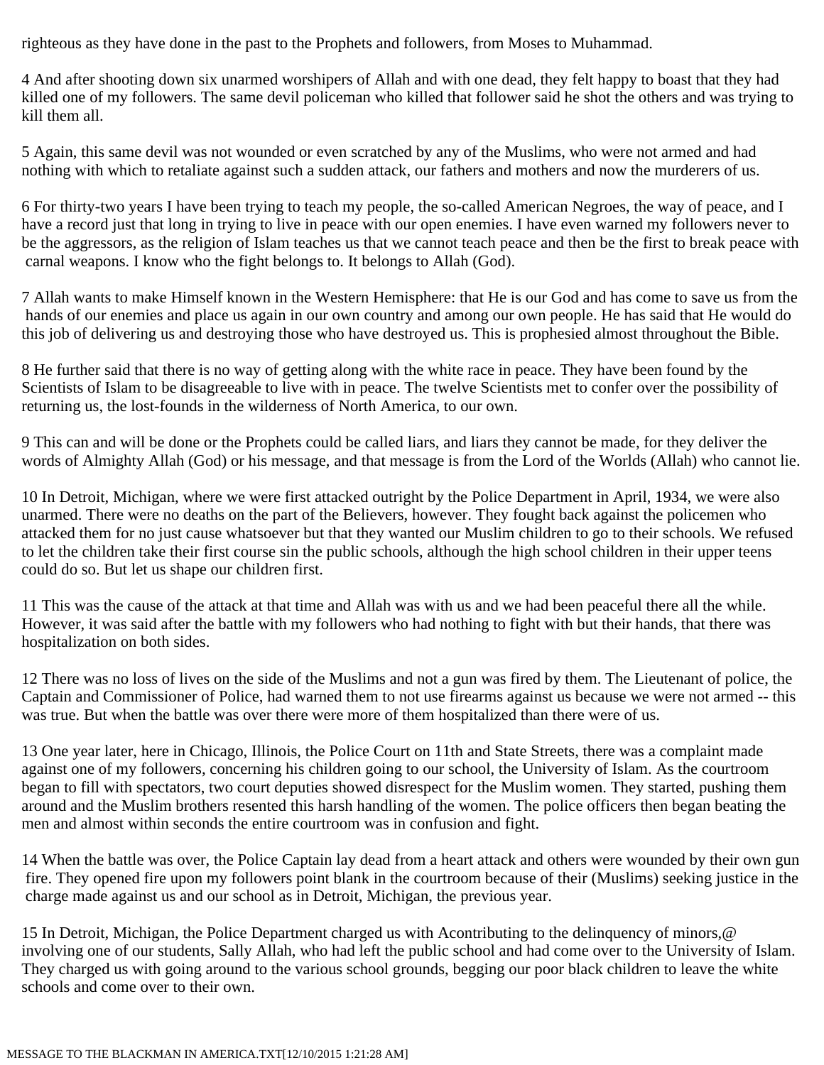righteous as they have done in the past to the Prophets and followers, from Moses to Muhammad.

4 And after shooting down six unarmed worshipers of Allah and with one dead, they felt happy to boast that they had killed one of my followers. The same devil policeman who killed that follower said he shot the others and was trying to kill them all.

5 Again, this same devil was not wounded or even scratched by any of the Muslims, who were not armed and had nothing with which to retaliate against such a sudden attack, our fathers and mothers and now the murderers of us.

6 For thirty-two years I have been trying to teach my people, the so-called American Negroes, the way of peace, and I have a record just that long in trying to live in peace with our open enemies. I have even warned my followers never to be the aggressors, as the religion of Islam teaches us that we cannot teach peace and then be the first to break peace with carnal weapons. I know who the fight belongs to. It belongs to Allah (God).

7 Allah wants to make Himself known in the Western Hemisphere: that He is our God and has come to save us from the hands of our enemies and place us again in our own country and among our own people. He has said that He would do this job of delivering us and destroying those who have destroyed us. This is prophesied almost throughout the Bible.

8 He further said that there is no way of getting along with the white race in peace. They have been found by the Scientists of Islam to be disagreeable to live with in peace. The twelve Scientists met to confer over the possibility of returning us, the lost-founds in the wilderness of North America, to our own.

9 This can and will be done or the Prophets could be called liars, and liars they cannot be made, for they deliver the words of Almighty Allah (God) or his message, and that message is from the Lord of the Worlds (Allah) who cannot lie.

10 In Detroit, Michigan, where we were first attacked outright by the Police Department in April, 1934, we were also unarmed. There were no deaths on the part of the Believers, however. They fought back against the policemen who attacked them for no just cause whatsoever but that they wanted our Muslim children to go to their schools. We refused to let the children take their first course sin the public schools, although the high school children in their upper teens could do so. But let us shape our children first.

11 This was the cause of the attack at that time and Allah was with us and we had been peaceful there all the while. However, it was said after the battle with my followers who had nothing to fight with but their hands, that there was hospitalization on both sides.

12 There was no loss of lives on the side of the Muslims and not a gun was fired by them. The Lieutenant of police, the Captain and Commissioner of Police, had warned them to not use firearms against us because we were not armed -- this was true. But when the battle was over there were more of them hospitalized than there were of us.

13 One year later, here in Chicago, Illinois, the Police Court on 11th and State Streets, there was a complaint made against one of my followers, concerning his children going to our school, the University of Islam. As the courtroom began to fill with spectators, two court deputies showed disrespect for the Muslim women. They started, pushing them around and the Muslim brothers resented this harsh handling of the women. The police officers then began beating the men and almost within seconds the entire courtroom was in confusion and fight.

14 When the battle was over, the Police Captain lay dead from a heart attack and others were wounded by their own gun fire. They opened fire upon my followers point blank in the courtroom because of their (Muslims) seeking justice in the charge made against us and our school as in Detroit, Michigan, the previous year.

15 In Detroit, Michigan, the Police Department charged us with Acontributing to the delinquency of minors,@ involving one of our students, Sally Allah, who had left the public school and had come over to the University of Islam. They charged us with going around to the various school grounds, begging our poor black children to leave the white schools and come over to their own.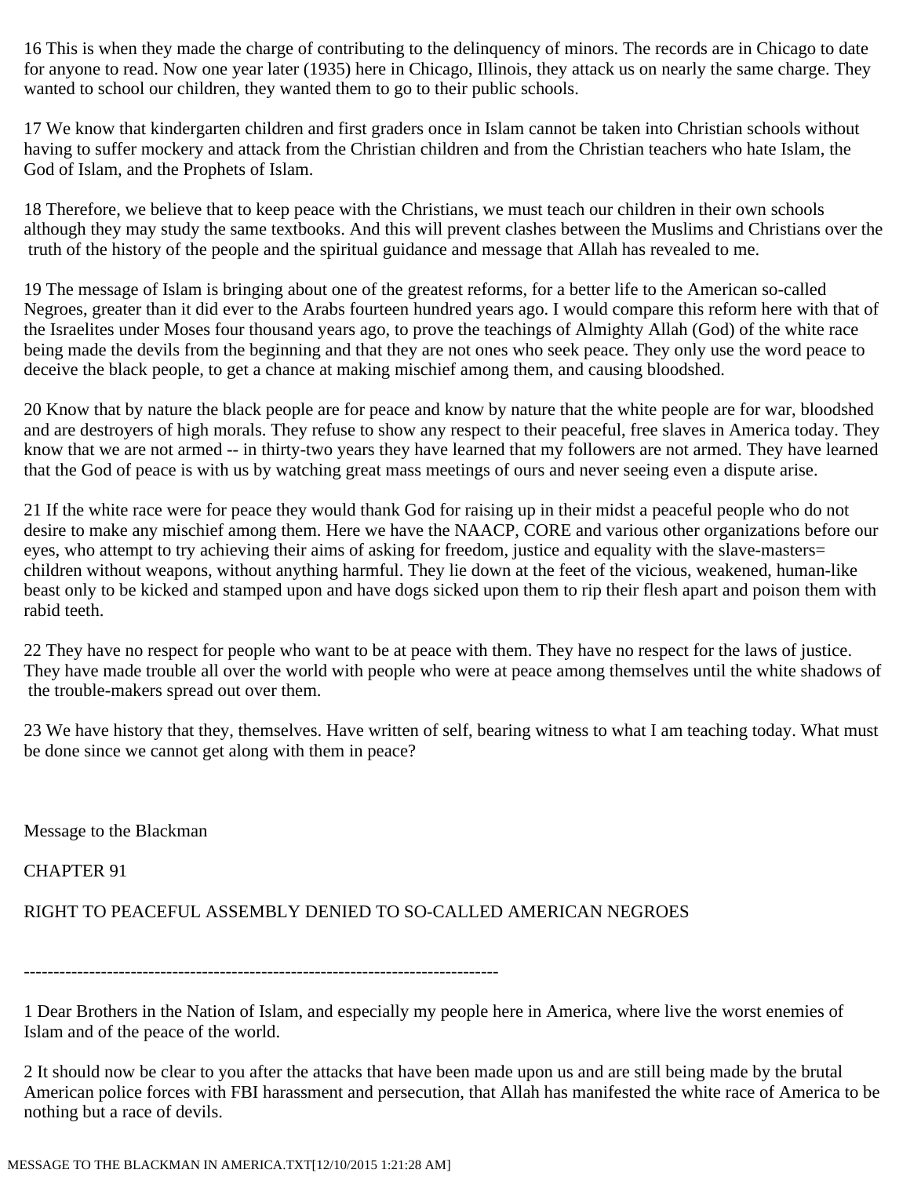16 This is when they made the charge of contributing to the delinquency of minors. The records are in Chicago to date for anyone to read. Now one year later (1935) here in Chicago, Illinois, they attack us on nearly the same charge. They wanted to school our children, they wanted them to go to their public schools.

17 We know that kindergarten children and first graders once in Islam cannot be taken into Christian schools without having to suffer mockery and attack from the Christian children and from the Christian teachers who hate Islam, the God of Islam, and the Prophets of Islam.

18 Therefore, we believe that to keep peace with the Christians, we must teach our children in their own schools although they may study the same textbooks. And this will prevent clashes between the Muslims and Christians over the truth of the history of the people and the spiritual guidance and message that Allah has revealed to me.

19 The message of Islam is bringing about one of the greatest reforms, for a better life to the American so-called Negroes, greater than it did ever to the Arabs fourteen hundred years ago. I would compare this reform here with that of the Israelites under Moses four thousand years ago, to prove the teachings of Almighty Allah (God) of the white race being made the devils from the beginning and that they are not ones who seek peace. They only use the word peace to deceive the black people, to get a chance at making mischief among them, and causing bloodshed.

20 Know that by nature the black people are for peace and know by nature that the white people are for war, bloodshed and are destroyers of high morals. They refuse to show any respect to their peaceful, free slaves in America today. They know that we are not armed -- in thirty-two years they have learned that my followers are not armed. They have learned that the God of peace is with us by watching great mass meetings of ours and never seeing even a dispute arise.

21 If the white race were for peace they would thank God for raising up in their midst a peaceful people who do not desire to make any mischief among them. Here we have the NAACP, CORE and various other organizations before our eyes, who attempt to try achieving their aims of asking for freedom, justice and equality with the slave-masters= children without weapons, without anything harmful. They lie down at the feet of the vicious, weakened, human-like beast only to be kicked and stamped upon and have dogs sicked upon them to rip their flesh apart and poison them with rabid teeth.

22 They have no respect for people who want to be at peace with them. They have no respect for the laws of justice. They have made trouble all over the world with people who were at peace among themselves until the white shadows of the trouble-makers spread out over them.

23 We have history that they, themselves. Have written of self, bearing witness to what I am teaching today. What must be done since we cannot get along with them in peace?

Message to the Blackman

CHAPTER 91

# RIGHT TO PEACEFUL ASSEMBLY DENIED TO SO-CALLED AMERICAN NEGROES

--------------------------------------------------------------------------------

1 Dear Brothers in the Nation of Islam, and especially my people here in America, where live the worst enemies of Islam and of the peace of the world.

2 It should now be clear to you after the attacks that have been made upon us and are still being made by the brutal American police forces with FBI harassment and persecution, that Allah has manifested the white race of America to be nothing but a race of devils.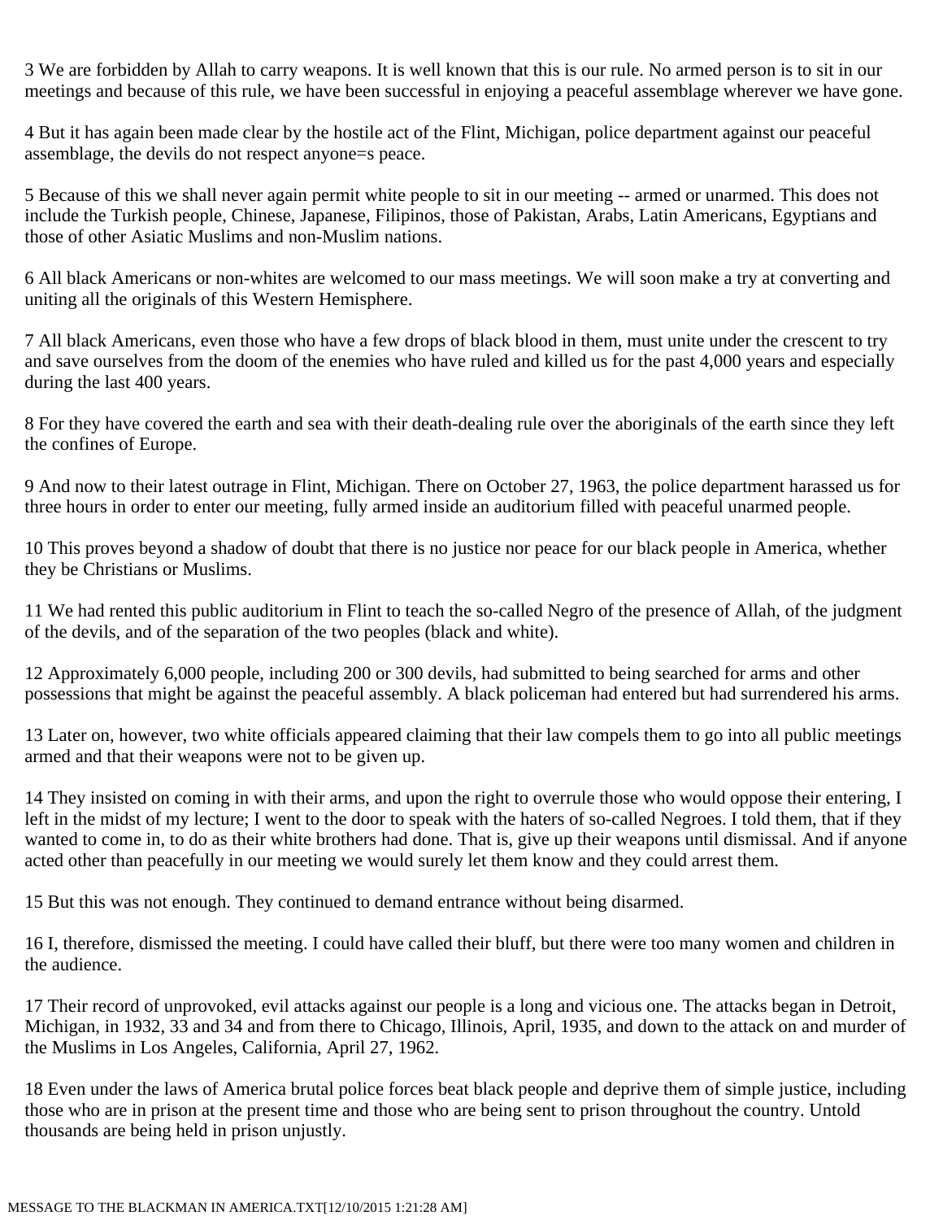3 We are forbidden by Allah to carry weapons. It is well known that this is our rule. No armed person is to sit in our meetings and because of this rule, we have been successful in enjoying a peaceful assemblage wherever we have gone.

4 But it has again been made clear by the hostile act of the Flint, Michigan, police department against our peaceful assemblage, the devils do not respect anyone=s peace.

5 Because of this we shall never again permit white people to sit in our meeting -- armed or unarmed. This does not include the Turkish people, Chinese, Japanese, Filipinos, those of Pakistan, Arabs, Latin Americans, Egyptians and those of other Asiatic Muslims and non-Muslim nations.

6 All black Americans or non-whites are welcomed to our mass meetings. We will soon make a try at converting and uniting all the originals of this Western Hemisphere.

7 All black Americans, even those who have a few drops of black blood in them, must unite under the crescent to try and save ourselves from the doom of the enemies who have ruled and killed us for the past 4,000 years and especially during the last 400 years.

8 For they have covered the earth and sea with their death-dealing rule over the aboriginals of the earth since they left the confines of Europe.

9 And now to their latest outrage in Flint, Michigan. There on October 27, 1963, the police department harassed us for three hours in order to enter our meeting, fully armed inside an auditorium filled with peaceful unarmed people.

10 This proves beyond a shadow of doubt that there is no justice nor peace for our black people in America, whether they be Christians or Muslims.

11 We had rented this public auditorium in Flint to teach the so-called Negro of the presence of Allah, of the judgment of the devils, and of the separation of the two peoples (black and white).

12 Approximately 6,000 people, including 200 or 300 devils, had submitted to being searched for arms and other possessions that might be against the peaceful assembly. A black policeman had entered but had surrendered his arms.

13 Later on, however, two white officials appeared claiming that their law compels them to go into all public meetings armed and that their weapons were not to be given up.

14 They insisted on coming in with their arms, and upon the right to overrule those who would oppose their entering, I left in the midst of my lecture; I went to the door to speak with the haters of so-called Negroes. I told them, that if they wanted to come in, to do as their white brothers had done. That is, give up their weapons until dismissal. And if anyone acted other than peacefully in our meeting we would surely let them know and they could arrest them.

15 But this was not enough. They continued to demand entrance without being disarmed.

16 I, therefore, dismissed the meeting. I could have called their bluff, but there were too many women and children in the audience.

17 Their record of unprovoked, evil attacks against our people is a long and vicious one. The attacks began in Detroit, Michigan, in 1932, 33 and 34 and from there to Chicago, Illinois, April, 1935, and down to the attack on and murder of the Muslims in Los Angeles, California, April 27, 1962.

18 Even under the laws of America brutal police forces beat black people and deprive them of simple justice, including those who are in prison at the present time and those who are being sent to prison throughout the country. Untold thousands are being held in prison unjustly.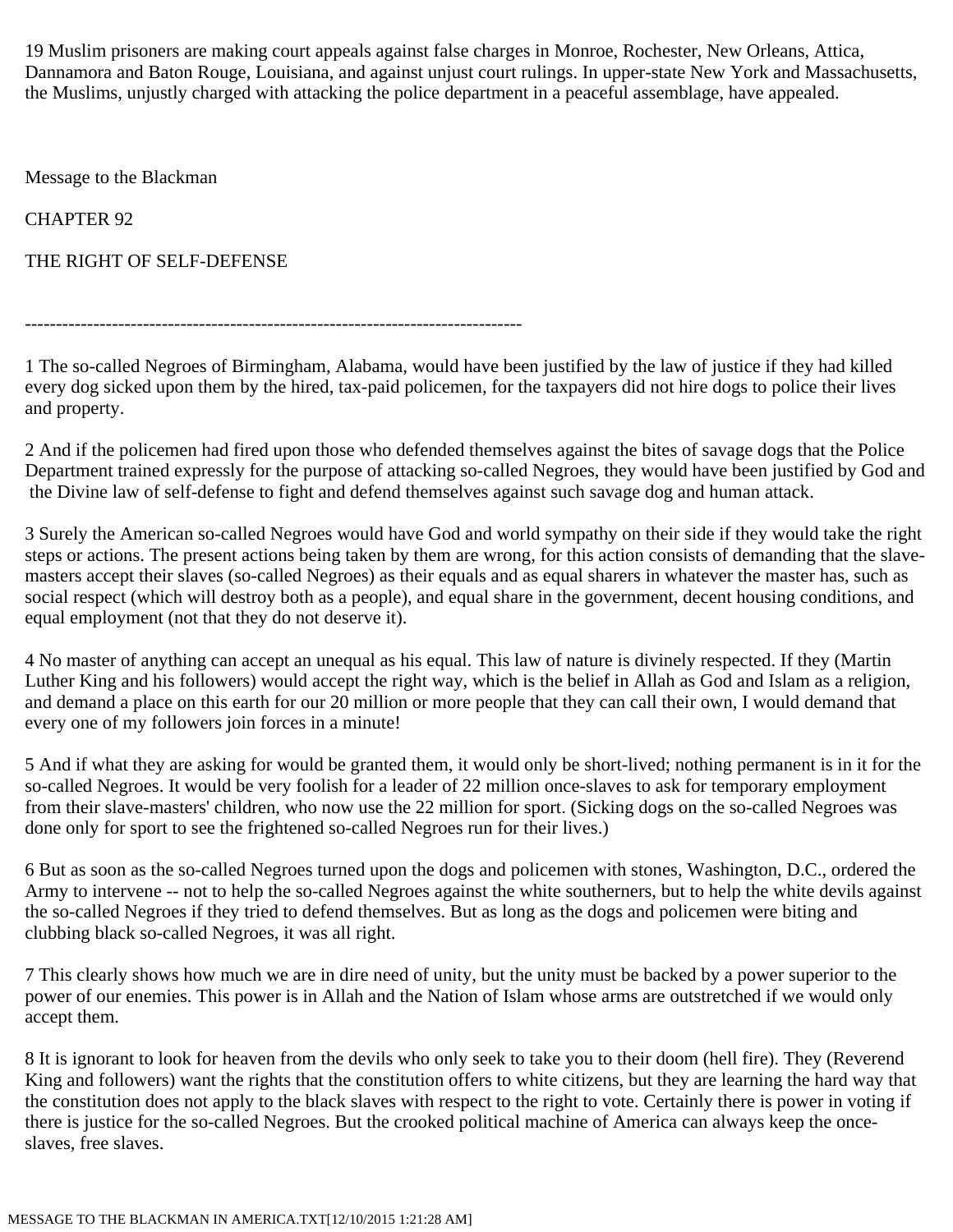19 Muslim prisoners are making court appeals against false charges in Monroe, Rochester, New Orleans, Attica, Dannamora and Baton Rouge, Louisiana, and against unjust court rulings. In upper-state New York and Massachusetts, the Muslims, unjustly charged with attacking the police department in a peaceful assemblage, have appealed.

Message to the Blackman

CHAPTER 92

# THE RIGHT OF SELF-DEFENSE

---

1 The so-called Negroes of Birmingham, Alabama, would have been justified by the law of justice if they had killed every dog sicked upon them by the hired, tax-paid policemen, for the taxpayers did not hire dogs to police their lives and property.

2 And if the policemen had fired upon those who defended themselves against the bites of savage dogs that the Police Department trained expressly for the purpose of attacking so-called Negroes, they would have been justified by God and the Divine law of self-defense to fight and defend themselves against such savage dog and human attack.

3 Surely the American so-called Negroes would have God and world sympathy on their side if they would take the right steps or actions. The present actions being taken by them are wrong, for this action consists of demanding that the slave-masters accept their slaves (so-called Negroes) as their equals and as equal sharers in whatever the master has, such as social respect (which will destroy both as a people), and equal share in the government, decent housing conditions, and equal employment (not that they do not deserve it).

4 No master of anything can accept an unequal as his equal. This law of nature is divinely respected. If they (Martin Luther King and his followers) would accept the right way, which is the belief in Allah as God and Islam as a religion, and demand a place on this earth for our 20 million or more people that they can call their own, I would demand that every one of my followers join forces in a minute!

5 And if what they are asking for would be granted them, it would only be short-lived; nothing permanent is in it for the so-called Negroes. It would be very foolish for a leader of 22 million once-slaves to ask for temporary employment from their slave-masters' children, who now use the 22 million for sport. (Sicking dogs on the so-called Negroes was done only for sport to see the frightened so-called Negroes run for their lives.)

6 But as soon as the so-called Negroes turned upon the dogs and policemen with stones, Washington, D.C., ordered the Army to intervene -- not to help the so-called Negroes against the white southerners, but to help the white devils against the so-called Negroes if they tried to defend themselves. But as long as the dogs and policemen were biting and clubbing black so-called Negroes, it was all right.

7 This clearly shows how much we are in dire need of unity, but the unity must be backed by a power superior to the power of our enemies. This power is in Allah and the Nation of Islam whose arms are outstretched if we would only accept them.

8 It is ignorant to look for heaven from the devils who only seek to take you to their doom (hell fire). They (Reverend King and followers) want the rights that the constitution offers to white citizens, but they are learning the hard way that the constitution does not apply to the black slaves with respect to the right to vote. Certainly there is power in voting if there is justice for the so-called Negroes. But the crooked political machine of America can always keep the once-slaves, free slaves.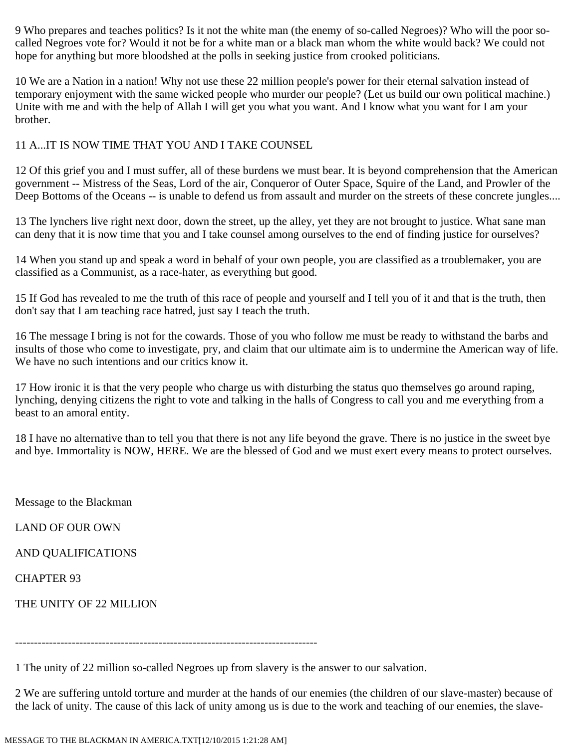9 Who prepares and teaches politics? Is it not the white man (the enemy of so-called Negroes)? Who will the poor so-called Negroes vote for? Would it not be for a white man or a black man whom the white would back? We could not hope for anything but more bloodshed at the polls in seeking justice from crooked politicians.

10 We are a Nation in a nation! Why not use these 22 million people's power for their eternal salvation instead of temporary enjoyment with the same wicked people who murder our people? (Let us build our own political machine.) Unite with me and with the help of Allah I will get you what you want. And I know what you want for I am your brother.

11 A...IT IS NOW TIME THAT YOU AND I TAKE COUNSEL

12 Of this grief you and I must suffer, all of these burdens we must bear. It is beyond comprehension that the American government -- Mistress of the Seas, Lord of the air, Conqueror of Outer Space, Squire of the Land, and Prowler of the Deep Bottoms of the Oceans -- is unable to defend us from assault and murder on the streets of these concrete jungles....

13 The lynchers live right next door, down the street, up the alley, yet they are not brought to justice. What sane man can deny that it is now time that you and I take counsel among ourselves to the end of finding justice for ourselves?

14 When you stand up and speak a word in behalf of your own people, you are classified as a troublemaker, you are classified as a Communist, as a race-hater, as everything but good.

15 If God has revealed to me the truth of this race of people and yourself and I tell you of it and that is the truth, then don't say that I am teaching race hatred, just say I teach the truth.

16 The message I bring is not for the cowards. Those of you who follow me must be ready to withstand the barbs and insults of those who come to investigate, pry, and claim that our ultimate aim is to undermine the American way of life. We have no such intentions and our critics know it.

17 How ironic it is that the very people who charge us with disturbing the status quo themselves go around raping, lynching, denying citizens the right to vote and talking in the halls of Congress to call you and me everything from a beast to an amoral entity.

18 I have no alternative than to tell you that there is not any life beyond the grave. There is no justice in the sweet bye and bye. Immortality is NOW, HERE. We are the blessed of God and we must exert every means to protect ourselves.

Message to the Blackman

LAND OF OUR OWN

AND QUALIFICATIONS

CHAPTER 93

THE UNITY OF 22 MILLION

--------------------------------------------------------------------------------

1 The unity of 22 million so-called Negroes up from slavery is the answer to our salvation.

2 We are suffering untold torture and murder at the hands of our enemies (the children of our slave-master) because of the lack of unity. The cause of this lack of unity among us is due to the work and teaching of our enemies, the slave-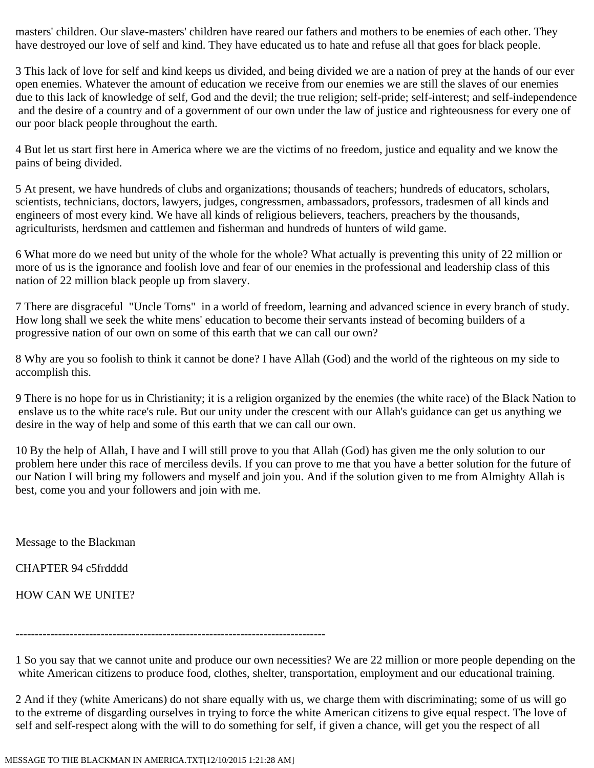masters' children. Our slave-masters' children have reared our fathers and mothers to be enemies of each other. They have destroyed our love of self and kind. They have educated us to hate and refuse all that goes for black people.

3 This lack of love for self and kind keeps us divided, and being divided we are a nation of prey at the hands of our ever open enemies. Whatever the amount of education we receive from our enemies we are still the slaves of our enemies due to this lack of knowledge of self, God and the devil; the true religion; self-pride; self-interest; and self-independence and the desire of a country and of a government of our own under the law of justice and righteousness for every one of our poor black people throughout the earth.

4 But let us start first here in America where we are the victims of no freedom, justice and equality and we know the pains of being divided.

5 At present, we have hundreds of clubs and organizations; thousands of teachers; hundreds of educators, scholars, scientists, technicians, doctors, lawyers, judges, congressmen, ambassadors, professors, tradesmen of all kinds and engineers of most every kind. We have all kinds of religious believers, teachers, preachers by the thousands, agriculturists, herdsmen and cattlemen and fisherman and hundreds of hunters of wild game.

6 What more do we need but unity of the whole for the whole? What actually is preventing this unity of 22 million or more of us is the ignorance and foolish love and fear of our enemies in the professional and leadership class of this nation of 22 million black people up from slavery.

7 There are disgraceful "Uncle Toms" in a world of freedom, learning and advanced science in every branch of study. How long shall we seek the white mens' education to become their servants instead of becoming builders of a progressive nation of our own on some of this earth that we can call our own?

8 Why are you so foolish to think it cannot be done? I have Allah (God) and the world of the righteous on my side to accomplish this.

9 There is no hope for us in Christianity; it is a religion organized by the enemies (the white race) of the Black Nation to enslave us to the white race's rule. But our unity under the crescent with our Allah's guidance can get us anything we desire in the way of help and some of this earth that we can call our own.

10 By the help of Allah, I have and I will still prove to you that Allah (God) has given me the only solution to our problem here under this race of merciless devils. If you can prove to me that you have a better solution for the future of our Nation I will bring my followers and myself and join you. And if the solution given to me from Almighty Allah is best, come you and your followers and join with me.

Message to the Blackman

CHAPTER 94 c5frdddd

HOW CAN WE UNITE?

--------------------------------------------------------------------------------

1 So you say that we cannot unite and produce our own necessities? We are 22 million or more people depending on the white American citizens to produce food, clothes, shelter, transportation, employment and our educational training.

2 And if they (white Americans) do not share equally with us, we charge them with discriminating; some of us will go to the extreme of disgarding ourselves in trying to force the white American citizens to give equal respect. The love of self and self-respect along with the will to do something for self, if given a chance, will get you the respect of all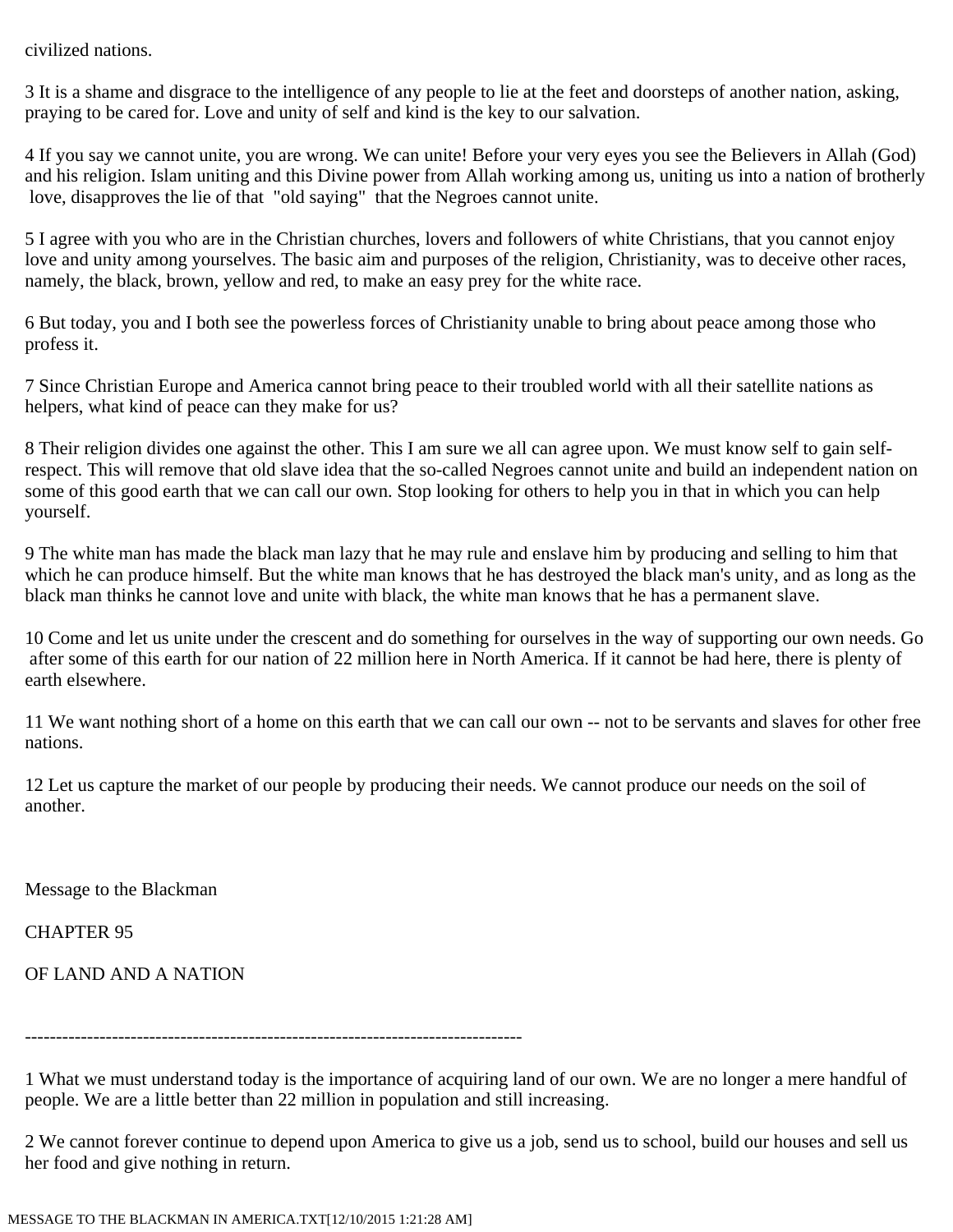civilized nations.

3 It is a shame and disgrace to the intelligence of any people to lie at the feet and doorsteps of another nation, asking, praying to be cared for. Love and unity of self and kind is the key to our salvation.

4 If you say we cannot unite, you are wrong. We can unite! Before your very eyes you see the Believers in Allah (God) and his religion. Islam uniting and this Divine power from Allah working among us, uniting us into a nation of brotherly love, disapproves the lie of that "old saying" that the Negroes cannot unite.

5 I agree with you who are in the Christian churches, lovers and followers of white Christians, that you cannot enjoy love and unity among yourselves. The basic aim and purposes of the religion, Christianity, was to deceive other races, namely, the black, brown, yellow and red, to make an easy prey for the white race.

6 But today, you and I both see the powerless forces of Christianity unable to bring about peace among those who profess it.

7 Since Christian Europe and America cannot bring peace to their troubled world with all their satellite nations as helpers, what kind of peace can they make for us?

8 Their religion divides one against the other. This I am sure we all can agree upon. We must know self to gain self-respect. This will remove that old slave idea that the so-called Negroes cannot unite and build an independent nation on some of this good earth that we can call our own. Stop looking for others to help you in that in which you can help yourself.

9 The white man has made the black man lazy that he may rule and enslave him by producing and selling to him that which he can produce himself. But the white man knows that he has destroyed the black man's unity, and as long as the black man thinks he cannot love and unite with black, the white man knows that he has a permanent slave.

10 Come and let us unite under the crescent and do something for ourselves in the way of supporting our own needs. Go after some of this earth for our nation of 22 million here in North America. If it cannot be had here, there is plenty of earth elsewhere.

11 We want nothing short of a home on this earth that we can call our own -- not to be servants and slaves for other free nations.

12 Let us capture the market of our people by producing their needs. We cannot produce our needs on the soil of another.

Message to the Blackman

CHAPTER 95

OF LAND AND A NATION

--------------------------------------------------------------------------------

1 What we must understand today is the importance of acquiring land of our own. We are no longer a mere handful of people. We are a little better than 22 million in population and still increasing.

2 We cannot forever continue to depend upon America to give us a job, send us to school, build our houses and sell us her food and give nothing in return.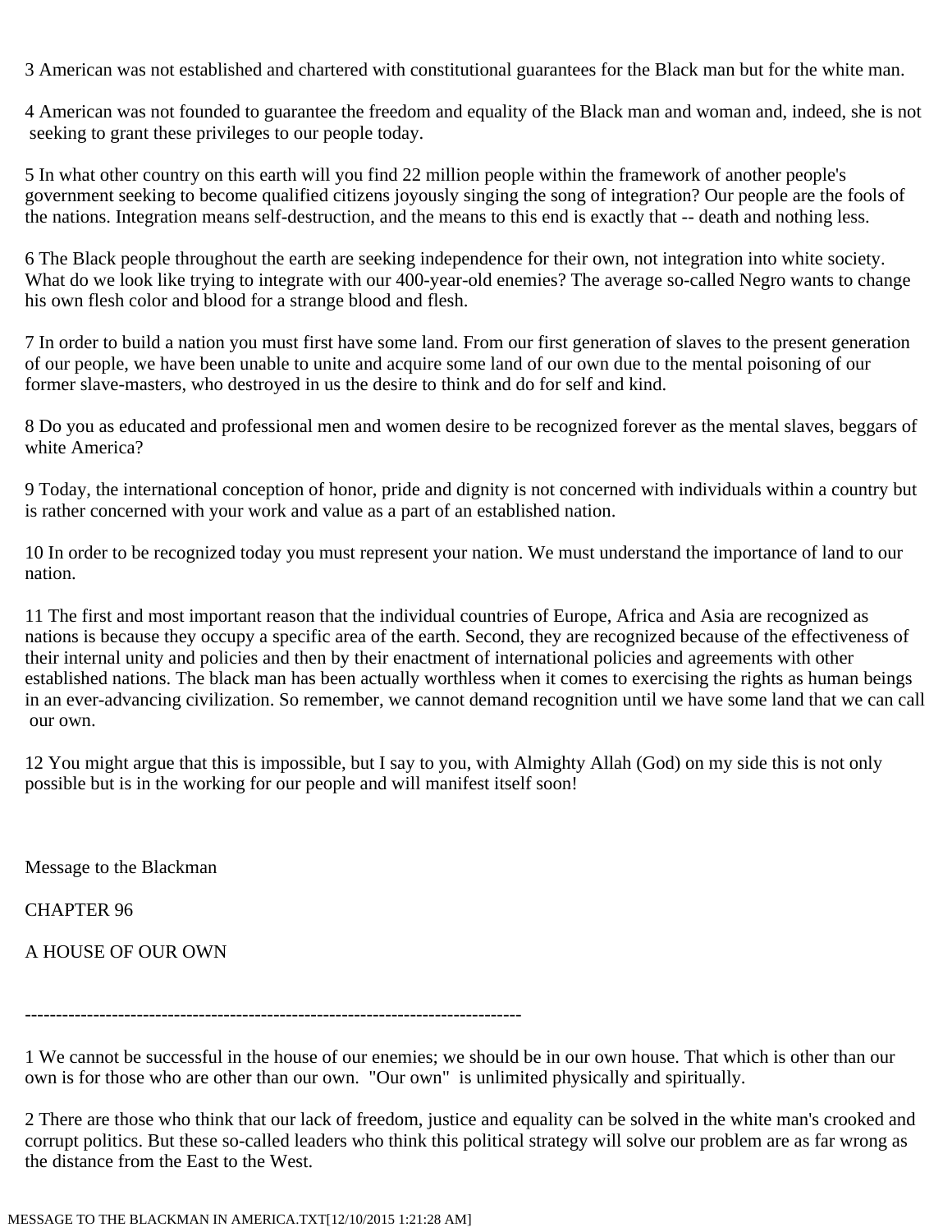3 American was not established and chartered with constitutional guarantees for the Black man but for the white man.

4 American was not founded to guarantee the freedom and equality of the Black man and woman and, indeed, she is not seeking to grant these privileges to our people today.

5 In what other country on this earth will you find 22 million people within the framework of another people's government seeking to become qualified citizens joyously singing the song of integration? Our people are the fools of the nations. Integration means self-destruction, and the means to this end is exactly that -- death and nothing less.

6 The Black people throughout the earth are seeking independence for their own, not integration into white society. What do we look like trying to integrate with our 400-year-old enemies? The average so-called Negro wants to change his own flesh color and blood for a strange blood and flesh.

7 In order to build a nation you must first have some land. From our first generation of slaves to the present generation of our people, we have been unable to unite and acquire some land of our own due to the mental poisoning of our former slave-masters, who destroyed in us the desire to think and do for self and kind.

8 Do you as educated and professional men and women desire to be recognized forever as the mental slaves, beggars of white America?

9 Today, the international conception of honor, pride and dignity is not concerned with individuals within a country but is rather concerned with your work and value as a part of an established nation.

10 In order to be recognized today you must represent your nation. We must understand the importance of land to our nation.

11 The first and most important reason that the individual countries of Europe, Africa and Asia are recognized as nations is because they occupy a specific area of the earth. Second, they are recognized because of the effectiveness of their internal unity and policies and then by their enactment of international policies and agreements with other established nations. The black man has been actually worthless when it comes to exercising the rights as human beings in an ever-advancing civilization. So remember, we cannot demand recognition until we have some land that we can call our own.

12 You might argue that this is impossible, but I say to you, with Almighty Allah (God) on my side this is not only possible but is in the working for our people and will manifest itself soon!

Message to the Blackman

## CHAPTER 96

## A HOUSE OF OUR OWN

---

1 We cannot be successful in the house of our enemies; we should be in our own house. That which is other than our own is for those who are other than our own. "Our own" is unlimited physically and spiritually.

2 There are those who think that our lack of freedom, justice and equality can be solved in the white man's crooked and corrupt politics. But these so-called leaders who think this political strategy will solve our problem are as far wrong as the distance from the East to the West.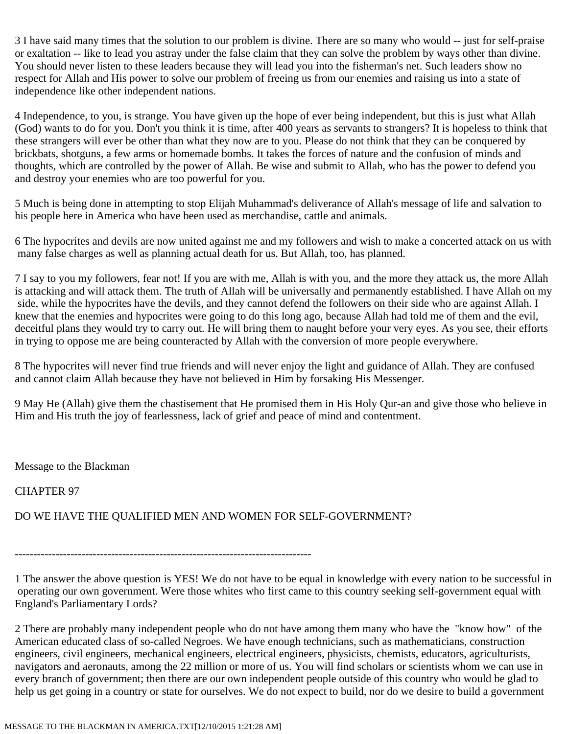3 I have said many times that the solution to our problem is divine. There are so many who would -- just for self-praise or exaltation -- like to lead you astray under the false claim that they can solve the problem by ways other than divine. You should never listen to these leaders because they will lead you into the fisherman's net. Such leaders show no respect for Allah and His power to solve our problem of freeing us from our enemies and raising us into a state of independence like other independent nations.

4 Independence, to you, is strange. You have given up the hope of ever being independent, but this is just what Allah (God) wants to do for you. Don't you think it is time, after 400 years as servants to strangers? It is hopeless to think that these strangers will ever be other than what they now are to you. Please do not think that they can be conquered by brickbats, shotguns, a few arms or homemade bombs. It takes the forces of nature and the confusion of minds and thoughts, which are controlled by the power of Allah. Be wise and submit to Allah, who has the power to defend you and destroy your enemies who are too powerful for you.

5 Much is being done in attempting to stop Elijah Muhammad's deliverance of Allah's message of life and salvation to his people here in America who have been used as merchandise, cattle and animals.

6 The hypocrites and devils are now united against me and my followers and wish to make a concerted attack on us with many false charges as well as planning actual death for us. But Allah, too, has planned.

7 I say to you my followers, fear not! If you are with me, Allah is with you, and the more they attack us, the more Allah is attacking and will attack them. The truth of Allah will be universally and permanently established. I have Allah on my side, while the hypocrites have the devils, and they cannot defend the followers on their side who are against Allah. I knew that the enemies and hypocrites were going to do this long ago, because Allah had told me of them and the evil, deceitful plans they would try to carry out. He will bring them to naught before your very eyes. As you see, their efforts in trying to oppose me are being counteracted by Allah with the conversion of more people everywhere.

8 The hypocrites will never find true friends and will never enjoy the light and guidance of Allah. They are confused and cannot claim Allah because they have not believed in Him by forsaking His Messenger.

9 May He (Allah) give them the chastisement that He promised them in His Holy Qur-an and give those who believe in Him and His truth the joy of fearlessness, lack of grief and peace of mind and contentment.

Message to the Blackman

CHAPTER 97

DO WE HAVE THE QUALIFIED MEN AND WOMEN FOR SELF-GOVERNMENT?

--------------------------------------------------------------------------------

1 The answer the above question is YES! We do not have to be equal in knowledge with every nation to be successful in operating our own government. Were those whites who first came to this country seeking self-government equal with England's Parliamentary Lords?

2 There are probably many independent people who do not have among them many who have the "know how" of the American educated class of so-called Negroes. We have enough technicians, such as mathematicians, construction engineers, civil engineers, mechanical engineers, electrical engineers, physicists, chemists, educators, agriculturists, navigators and aeronauts, among the 22 million or more of us. You will find scholars or scientists whom we can use in every branch of government; then there are our own independent people outside of this country who would be glad to help us get going in a country or state for ourselves. We do not expect to build, nor do we desire to build a government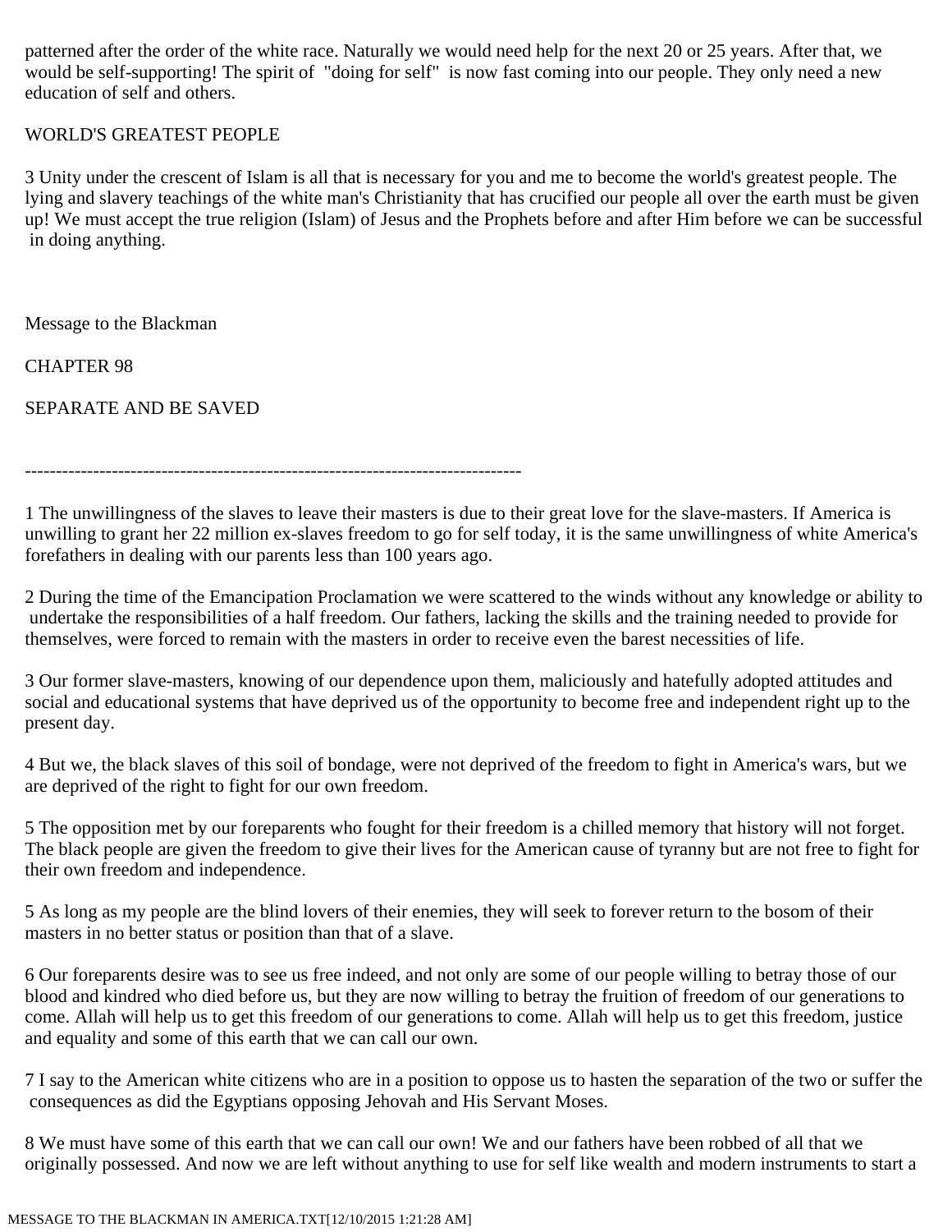patterned after the order of the white race. Naturally we would need help for the next 20 or 25 years. After that, we would be self-supporting! The spirit of "doing for self" is now fast coming into our people. They only need a new education of self and others.

WORLD'S GREATEST PEOPLE

3 Unity under the crescent of Islam is all that is necessary for you and me to become the world's greatest people. The lying and slavery teachings of the white man's Christianity that has crucified our people all over the earth must be given up! We must accept the true religion (Islam) of Jesus and the Prophets before and after Him before we can be successful in doing anything.

Message to the Blackman

CHAPTER 98

SEPARATE AND BE SAVED

---

1 The unwillingness of the slaves to leave their masters is due to their great love for the slave-masters. If America is unwilling to grant her 22 million ex-slaves freedom to go for self today, it is the same unwillingness of white America's forefathers in dealing with our parents less than 100 years ago.

2 During the time of the Emancipation Proclamation we were scattered to the winds without any knowledge or ability to undertake the responsibilities of a half freedom. Our fathers, lacking the skills and the training needed to provide for themselves, were forced to remain with the masters in order to receive even the barest necessities of life.

3 Our former slave-masters, knowing of our dependence upon them, maliciously and hatefully adopted attitudes and social and educational systems that have deprived us of the opportunity to become free and independent right up to the present day.

4 But we, the black slaves of this soil of bondage, were not deprived of the freedom to fight in America's wars, but we are deprived of the right to fight for our own freedom.

5 The opposition met by our foreparents who fought for their freedom is a chilled memory that history will not forget. The black people are given the freedom to give their lives for the American cause of tyranny but are not free to fight for their own freedom and independence.

5 As long as my people are the blind lovers of their enemies, they will seek to forever return to the bosom of their masters in no better status or position than that of a slave.

6 Our foreparents desire was to see us free indeed, and not only are some of our people willing to betray those of our blood and kindred who died before us, but they are now willing to betray the fruition of freedom of our generations to come. Allah will help us to get this freedom of our generations to come. Allah will help us to get this freedom, justice and equality and some of this earth that we can call our own.

7 I say to the American white citizens who are in a position to oppose us to hasten the separation of the two or suffer the consequences as did the Egyptians opposing Jehovah and His Servant Moses.

8 We must have some of this earth that we can call our own! We and our fathers have been robbed of all that we originally possessed. And now we are left without anything to use for self like wealth and modern instruments to start a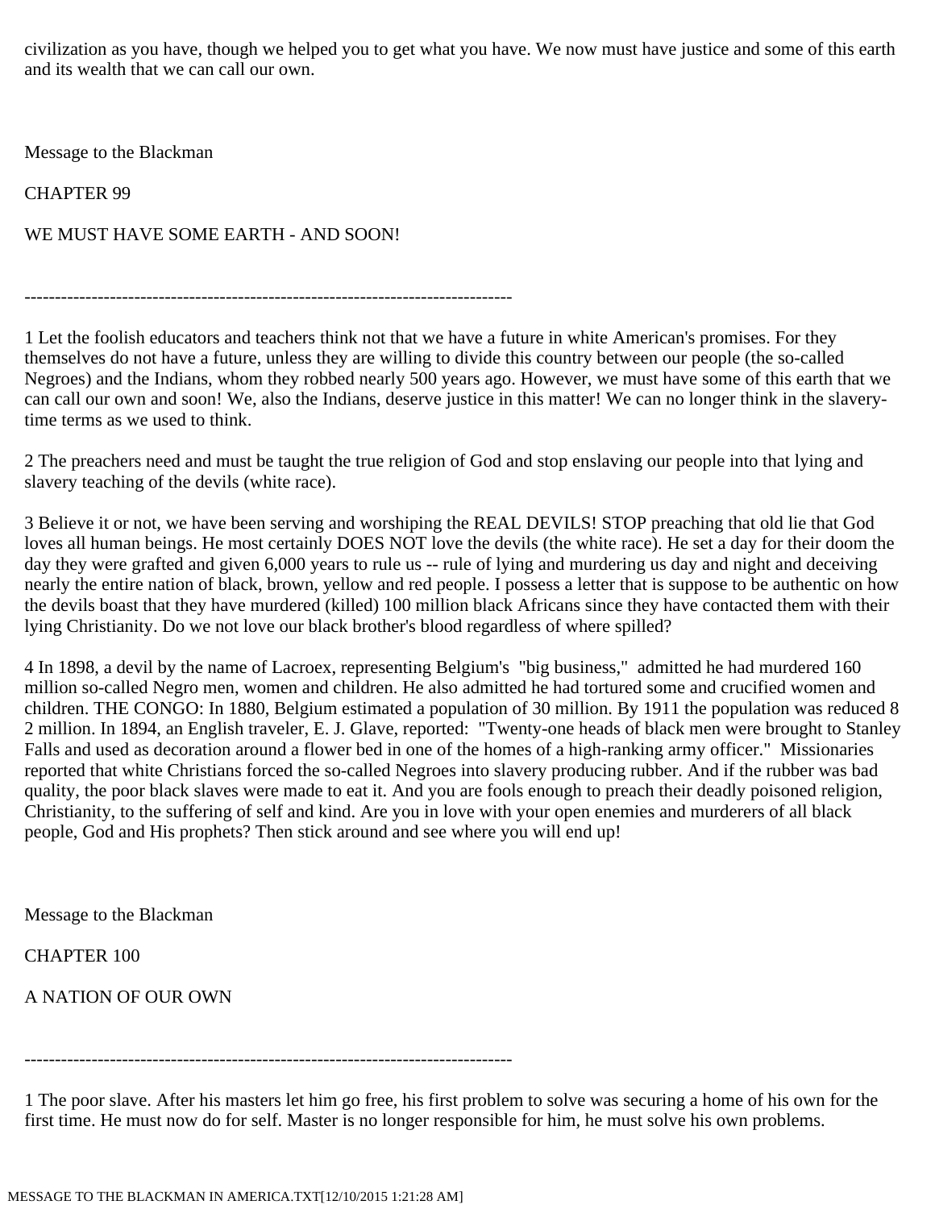civilization as you have, though we helped you to get what you have. We now must have justice and some of this earth and its wealth that we can call our own.

Message to the Blackman

CHAPTER 99

WE MUST HAVE SOME EARTH - AND SOON!

--------------------------------------------------------------------------------

1 Let the foolish educators and teachers think not that we have a future in white American's promises. For they themselves do not have a future, unless they are willing to divide this country between our people (the so-called Negroes) and the Indians, whom they robbed nearly 500 years ago. However, we must have some of this earth that we can call our own and soon! We, also the Indians, deserve justice in this matter! We can no longer think in the slavery-time terms as we used to think.

2 The preachers need and must be taught the true religion of God and stop enslaving our people into that lying and slavery teaching of the devils (white race).

3 Believe it or not, we have been serving and worshiping the REAL DEVILS! STOP preaching that old lie that God loves all human beings. He most certainly DOES NOT love the devils (the white race). He set a day for their doom the day they were grafted and given 6,000 years to rule us -- rule of lying and murdering us day and night and deceiving nearly the entire nation of black, brown, yellow and red people. I possess a letter that is suppose to be authentic on how the devils boast that they have murdered (killed) 100 million black Africans since they have contacted them with their lying Christianity. Do we not love our black brother's blood regardless of where spilled?

4 In 1898, a devil by the name of Lacroex, representing Belgium's "big business," admitted he had murdered 160 million so-called Negro men, women and children. He also admitted he had tortured some and crucified women and children. THE CONGO: In 1880, Belgium estimated a population of 30 million. By 1911 the population was reduced 8 2 million. In 1894, an English traveler, E. J. Glave, reported: "Twenty-one heads of black men were brought to Stanley Falls and used as decoration around a flower bed in one of the homes of a high-ranking army officer." Missionaries reported that white Christians forced the so-called Negroes into slavery producing rubber. And if the rubber was bad quality, the poor black slaves were made to eat it. And you are fools enough to preach their deadly poisoned religion, Christianity, to the suffering of self and kind. Are you in love with your open enemies and murderers of all black people, God and His prophets? Then stick around and see where you will end up!

Message to the Blackman

CHAPTER 100

A NATION OF OUR OWN

--------------------------------------------------------------------------------

1 The poor slave. After his masters let him go free, his first problem to solve was securing a home of his own for the first time. He must now do for self. Master is no longer responsible for him, he must solve his own problems.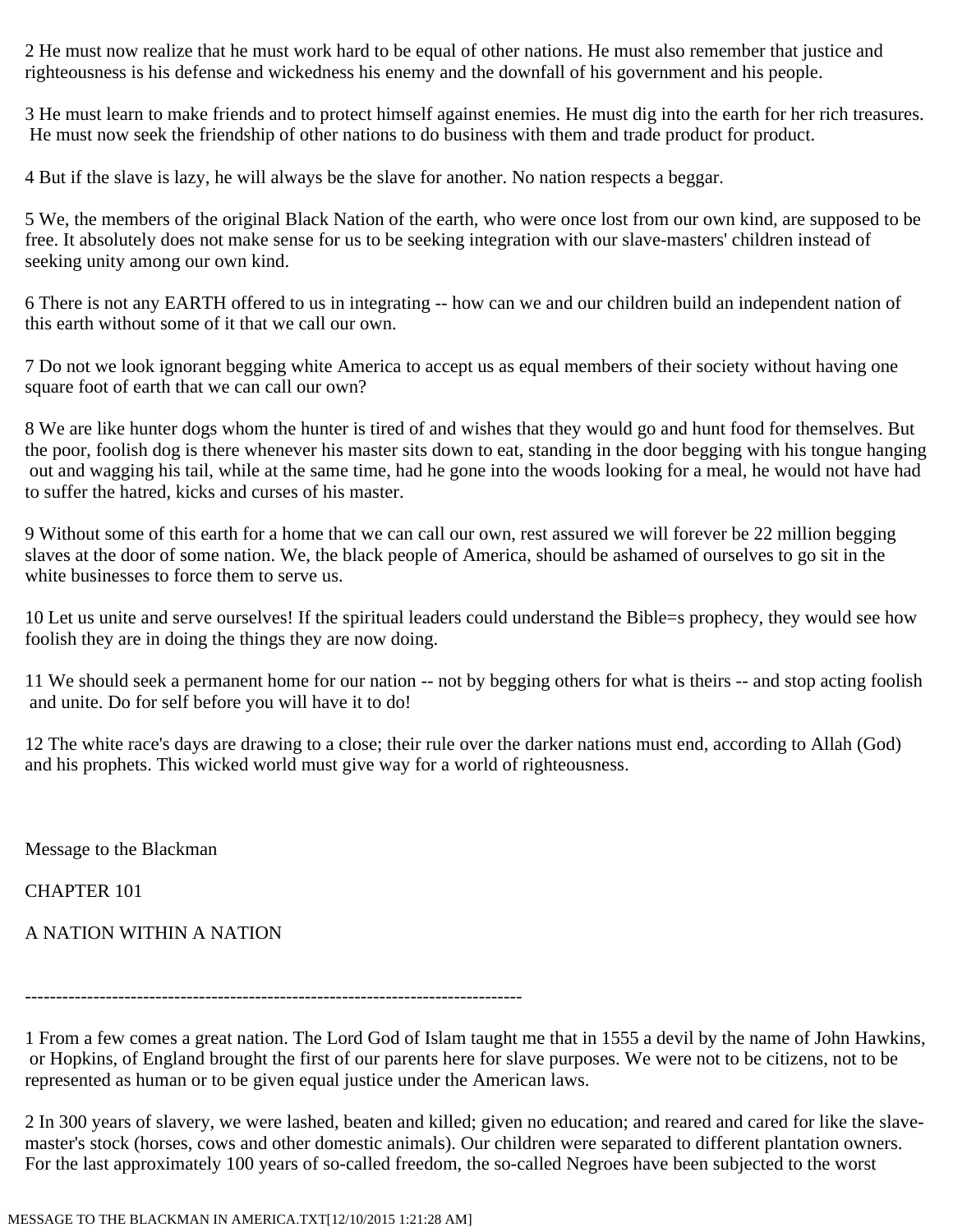2 He must now realize that he must work hard to be equal of other nations. He must also remember that justice and righteousness is his defense and wickedness his enemy and the downfall of his government and his people.

3 He must learn to make friends and to protect himself against enemies. He must dig into the earth for her rich treasures. He must now seek the friendship of other nations to do business with them and trade product for product.

4 But if the slave is lazy, he will always be the slave for another. No nation respects a beggar.

5 We, the members of the original Black Nation of the earth, who were once lost from our own kind, are supposed to be free. It absolutely does not make sense for us to be seeking integration with our slave-masters' children instead of seeking unity among our own kind.

6 There is not any EARTH offered to us in integrating -- how can we and our children build an independent nation of this earth without some of it that we call our own.

7 Do not we look ignorant begging white America to accept us as equal members of their society without having one square foot of earth that we can call our own?

8 We are like hunter dogs whom the hunter is tired of and wishes that they would go and hunt food for themselves. But the poor, foolish dog is there whenever his master sits down to eat, standing in the door begging with his tongue hanging out and wagging his tail, while at the same time, had he gone into the woods looking for a meal, he would not have had to suffer the hatred, kicks and curses of his master.

9 Without some of this earth for a home that we can call our own, rest assured we will forever be 22 million begging slaves at the door of some nation. We, the black people of America, should be ashamed of ourselves to go sit in the white businesses to force them to serve us.

10 Let us unite and serve ourselves! If the spiritual leaders could understand the Bible=s prophecy, they would see how foolish they are in doing the things they are now doing.

11 We should seek a permanent home for our nation -- not by begging others for what is theirs -- and stop acting foolish and unite. Do for self before you will have it to do!

12 The white race's days are drawing to a close; their rule over the darker nations must end, according to Allah (God) and his prophets. This wicked world must give way for a world of righteousness.

Message to the Blackman

CHAPTER 101

A NATION WITHIN A NATION

--------------------------------------------------------------------------------

1 From a few comes a great nation. The Lord God of Islam taught me that in 1555 a devil by the name of John Hawkins, or Hopkins, of England brought the first of our parents here for slave purposes. We were not to be citizens, not to be represented as human or to be given equal justice under the American laws.

2 In 300 years of slavery, we were lashed, beaten and killed; given no education; and reared and cared for like the slave-master's stock (horses, cows and other domestic animals). Our children were separated to different plantation owners. For the last approximately 100 years of so-called freedom, the so-called Negroes have been subjected to the worst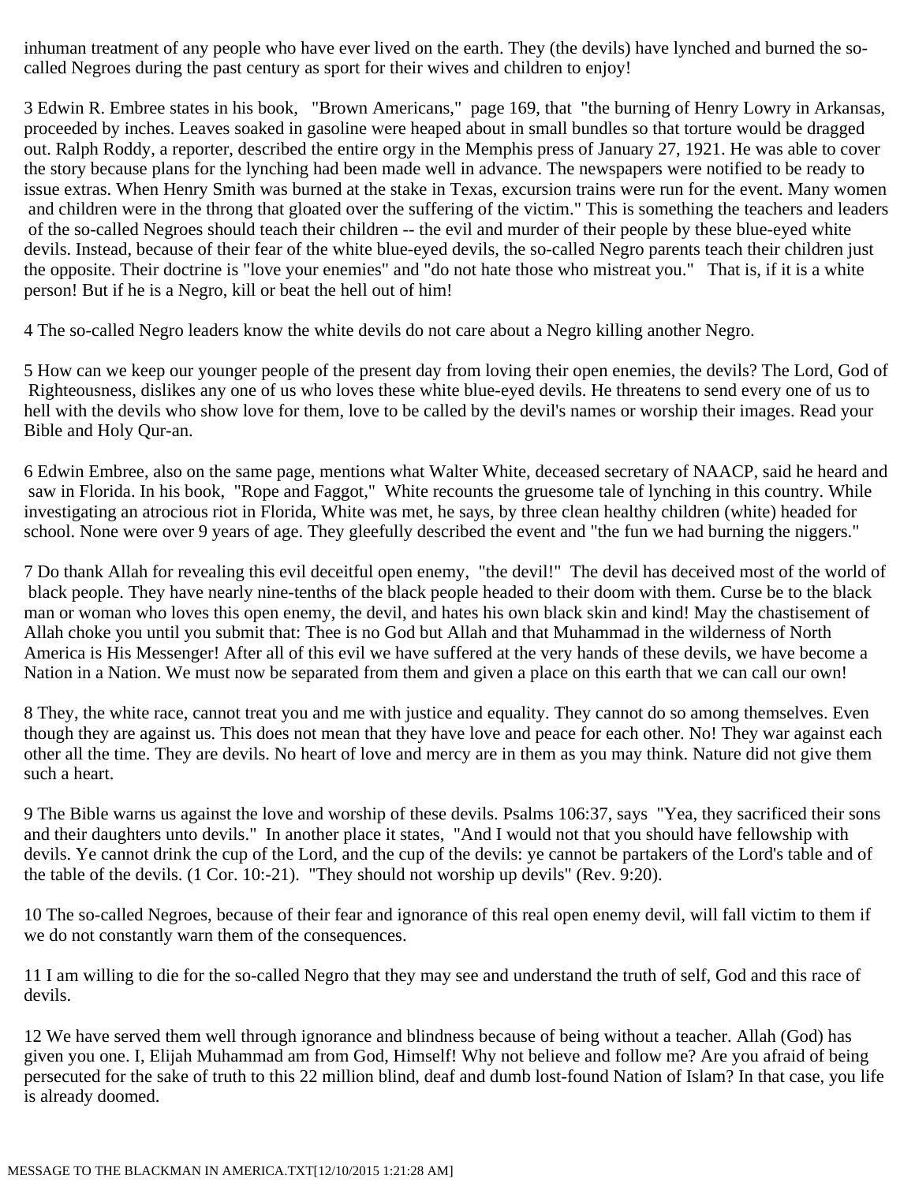inhuman treatment of any people who have ever lived on the earth. They (the devils) have lynched and burned the so-called Negroes during the past century as sport for their wives and children to enjoy!

3 Edwin R. Embree states in his book, "Brown Americans," page 169, that "the burning of Henry Lowry in Arkansas, proceeded by inches. Leaves soaked in gasoline were heaped about in small bundles so that torture would be dragged out. Ralph Roddy, a reporter, described the entire orgy in the Memphis press of January 27, 1921. He was able to cover the story because plans for the lynching had been made well in advance. The newspapers were notified to be ready to issue extras. When Henry Smith was burned at the stake in Texas, excursion trains were run for the event. Many women and children were in the throng that gloated over the suffering of the victim." This is something the teachers and leaders of the so-called Negroes should teach their children -- the evil and murder of their people by these blue-eyed white devils. Instead, because of their fear of the white blue-eyed devils, the so-called Negro parents teach their children just the opposite. Their doctrine is "love your enemies" and "do not hate those who mistreat you." That is, if it is a white person! But if he is a Negro, kill or beat the hell out of him!

4 The so-called Negro leaders know the white devils do not care about a Negro killing another Negro.

5 How can we keep our younger people of the present day from loving their open enemies, the devils? The Lord, God of Righteousness, dislikes any one of us who loves these white blue-eyed devils. He threatens to send every one of us to hell with the devils who show love for them, love to be called by the devil's names or worship their images. Read your Bible and Holy Qur-an.

6 Edwin Embree, also on the same page, mentions what Walter White, deceased secretary of NAACP, said he heard and saw in Florida. In his book, "Rope and Faggot," White recounts the gruesome tale of lynching in this country. While investigating an atrocious riot in Florida, White was met, he says, by three clean healthy children (white) headed for school. None were over 9 years of age. They gleefully described the event and "the fun we had burning the niggers."

7 Do thank Allah for revealing this evil deceitful open enemy, "the devil!" The devil has deceived most of the world of black people. They have nearly nine-tenths of the black people headed to their doom with them. Curse be to the black man or woman who loves this open enemy, the devil, and hates his own black skin and kind! May the chastisement of Allah choke you until you submit that: Thee is no God but Allah and that Muhammad in the wilderness of North America is His Messenger! After all of this evil we have suffered at the very hands of these devils, we have become a Nation in a Nation. We must now be separated from them and given a place on this earth that we can call our own!

8 They, the white race, cannot treat you and me with justice and equality. They cannot do so among themselves. Even though they are against us. This does not mean that they have love and peace for each other. No! They war against each other all the time. They are devils. No heart of love and mercy are in them as you may think. Nature did not give them such a heart.

9 The Bible warns us against the love and worship of these devils. Psalms 106:37, says "Yea, they sacrificed their sons and their daughters unto devils." In another place it states, "And I would not that you should have fellowship with devils. Ye cannot drink the cup of the Lord, and the cup of the devils: ye cannot be partakers of the Lord's table and of the table of the devils. (1 Cor. 10:-21). "They should not worship up devils" (Rev. 9:20).

10 The so-called Negroes, because of their fear and ignorance of this real open enemy devil, will fall victim to them if we do not constantly warn them of the consequences.

11 I am willing to die for the so-called Negro that they may see and understand the truth of self, God and this race of devils.

12 We have served them well through ignorance and blindness because of being without a teacher. Allah (God) has given you one. I, Elijah Muhammad am from God, Himself! Why not believe and follow me? Are you afraid of being persecuted for the sake of truth to this 22 million blind, deaf and dumb lost-found Nation of Islam? In that case, you life is already doomed.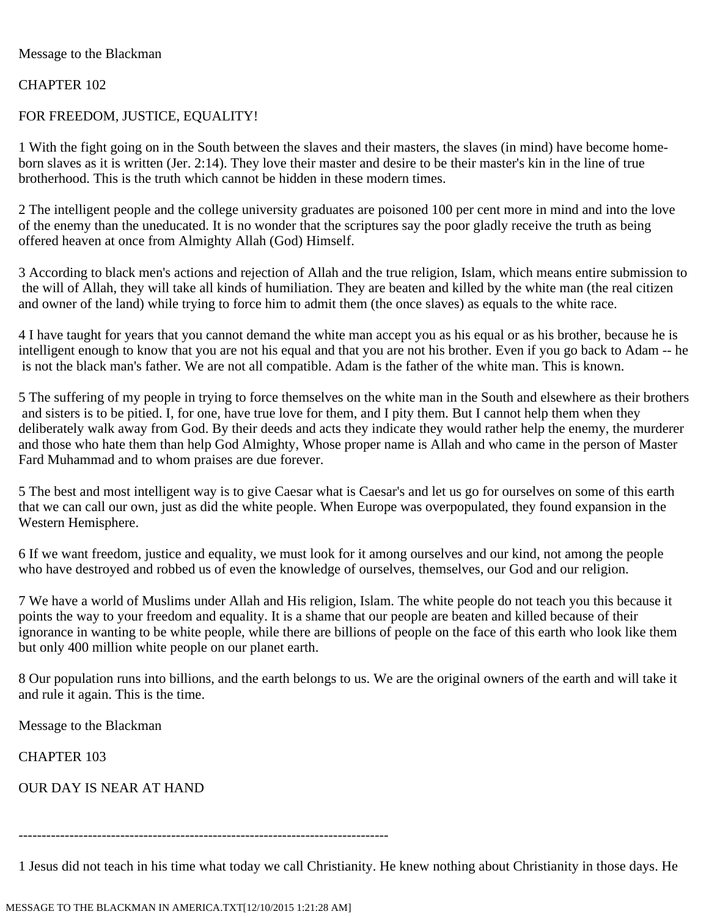Message to the Blackman

CHAPTER 102

FOR FREEDOM, JUSTICE, EQUALITY!

1 With the fight going on in the South between the slaves and their masters, the slaves (in mind) have become home-born slaves as it is written (Jer. 2:14). They love their master and desire to be their master's kin in the line of true brotherhood. This is the truth which cannot be hidden in these modern times.

2 The intelligent people and the college university graduates are poisoned 100 per cent more in mind and into the love of the enemy than the uneducated. It is no wonder that the scriptures say the poor gladly receive the truth as being offered heaven at once from Almighty Allah (God) Himself.

3 According to black men's actions and rejection of Allah and the true religion, Islam, which means entire submission to the will of Allah, they will take all kinds of humiliation. They are beaten and killed by the white man (the real citizen and owner of the land) while trying to force him to admit them (the once slaves) as equals to the white race.

4 I have taught for years that you cannot demand the white man accept you as his equal or as his brother, because he is intelligent enough to know that you are not his equal and that you are not his brother. Even if you go back to Adam -- he is not the black man's father. We are not all compatible. Adam is the father of the white man. This is known.

5 The suffering of my people in trying to force themselves on the white man in the South and elsewhere as their brothers and sisters is to be pitied. I, for one, have true love for them, and I pity them. But I cannot help them when they deliberately walk away from God. By their deeds and acts they indicate they would rather help the enemy, the murderer and those who hate them than help God Almighty, Whose proper name is Allah and who came in the person of Master Fard Muhammad and to whom praises are due forever.

5 The best and most intelligent way is to give Caesar what is Caesar's and let us go for ourselves on some of this earth that we can call our own, just as did the white people. When Europe was overpopulated, they found expansion in the Western Hemisphere.

6 If we want freedom, justice and equality, we must look for it among ourselves and our kind, not among the people who have destroyed and robbed us of even the knowledge of ourselves, themselves, our God and our religion.

7 We have a world of Muslims under Allah and His religion, Islam. The white people do not teach you this because it points the way to your freedom and equality. It is a shame that our people are beaten and killed because of their ignorance in wanting to be white people, while there are billions of people on the face of this earth who look like them but only 400 million white people on our planet earth.

8 Our population runs into billions, and the earth belongs to us. We are the original owners of the earth and will take it and rule it again. This is the time.

Message to the Blackman

CHAPTER 103

OUR DAY IS NEAR AT HAND

---

1 Jesus did not teach in his time what today we call Christianity. He knew nothing about Christianity in those days. He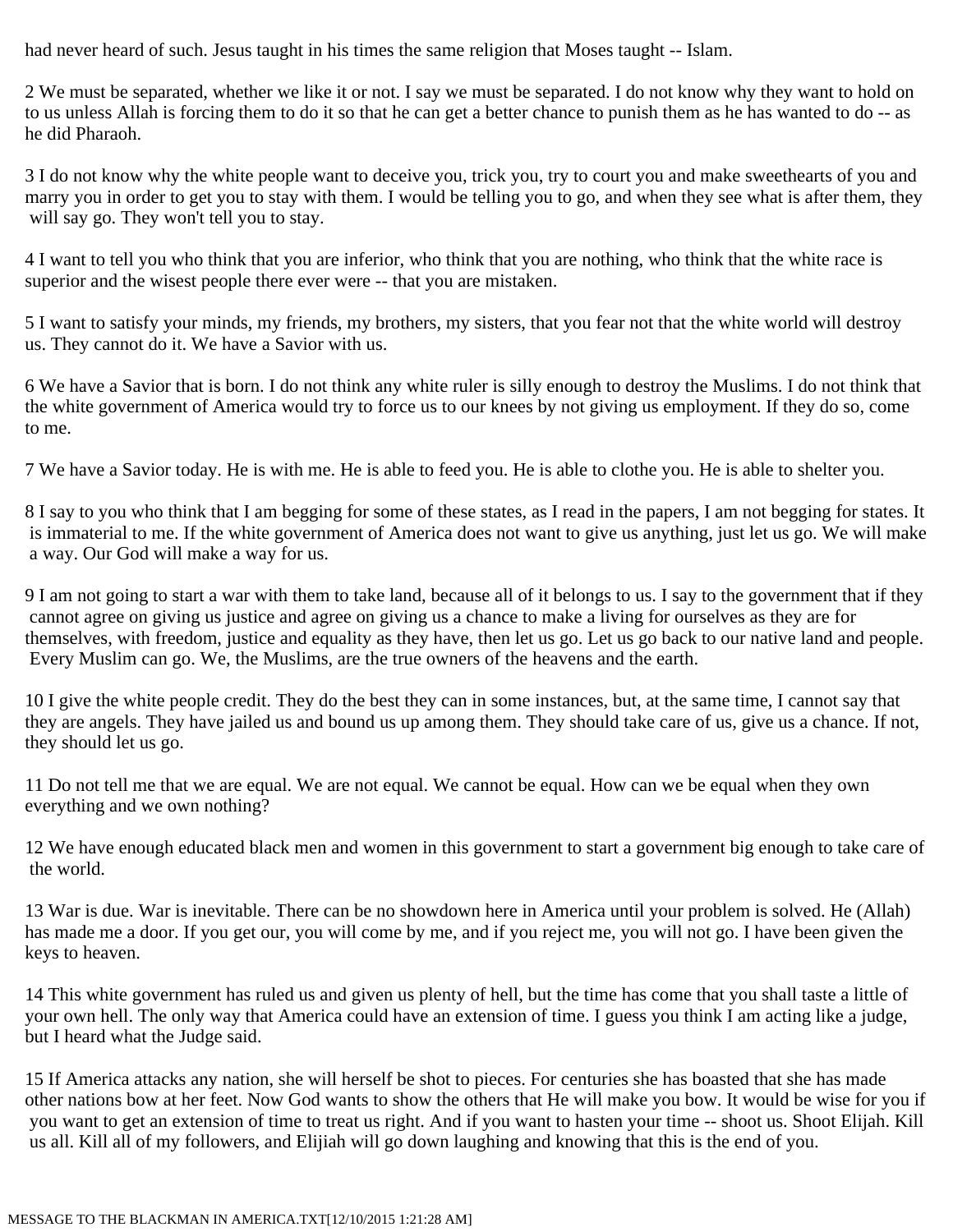had never heard of such. Jesus taught in his times the same religion that Moses taught -- Islam.

2 We must be separated, whether we like it or not. I say we must be separated. I do not know why they want to hold on to us unless Allah is forcing them to do it so that he can get a better chance to punish them as he has wanted to do -- as he did Pharaoh.

3 I do not know why the white people want to deceive you, trick you, try to court you and make sweethearts of you and marry you in order to get you to stay with them. I would be telling you to go, and when they see what is after them, they will say go. They won't tell you to stay.

4 I want to tell you who think that you are inferior, who think that you are nothing, who think that the white race is superior and the wisest people there ever were -- that you are mistaken.

5 I want to satisfy your minds, my friends, my brothers, my sisters, that you fear not that the white world will destroy us. They cannot do it. We have a Savior with us.

6 We have a Savior that is born. I do not think any white ruler is silly enough to destroy the Muslims. I do not think that the white government of America would try to force us to our knees by not giving us employment. If they do so, come to me.

7 We have a Savior today. He is with me. He is able to feed you. He is able to clothe you. He is able to shelter you.

8 I say to you who think that I am begging for some of these states, as I read in the papers, I am not begging for states. It is immaterial to me. If the white government of America does not want to give us anything, just let us go. We will make a way. Our God will make a way for us.

9 I am not going to start a war with them to take land, because all of it belongs to us. I say to the government that if they cannot agree on giving us justice and agree on giving us a chance to make a living for ourselves as they are for themselves, with freedom, justice and equality as they have, then let us go. Let us go back to our native land and people. Every Muslim can go. We, the Muslims, are the true owners of the heavens and the earth.

10 I give the white people credit. They do the best they can in some instances, but, at the same time, I cannot say that they are angels. They have jailed us and bound us up among them. They should take care of us, give us a chance. If not, they should let us go.

11 Do not tell me that we are equal. We are not equal. We cannot be equal. How can we be equal when they own everything and we own nothing?

12 We have enough educated black men and women in this government to start a government big enough to take care of the world.

13 War is due. War is inevitable. There can be no showdown here in America until your problem is solved. He (Allah) has made me a door. If you get our, you will come by me, and if you reject me, you will not go. I have been given the keys to heaven.

14 This white government has ruled us and given us plenty of hell, but the time has come that you shall taste a little of your own hell. The only way that America could have an extension of time. I guess you think I am acting like a judge, but I heard what the Judge said.

15 If America attacks any nation, she will herself be shot to pieces. For centuries she has boasted that she has made other nations bow at her feet. Now God wants to show the others that He will make you bow. It would be wise for you if you want to get an extension of time to treat us right. And if you want to hasten your time -- shoot us. Shoot Elijah. Kill us all. Kill all of my followers, and Elijiah will go down laughing and knowing that this is the end of you.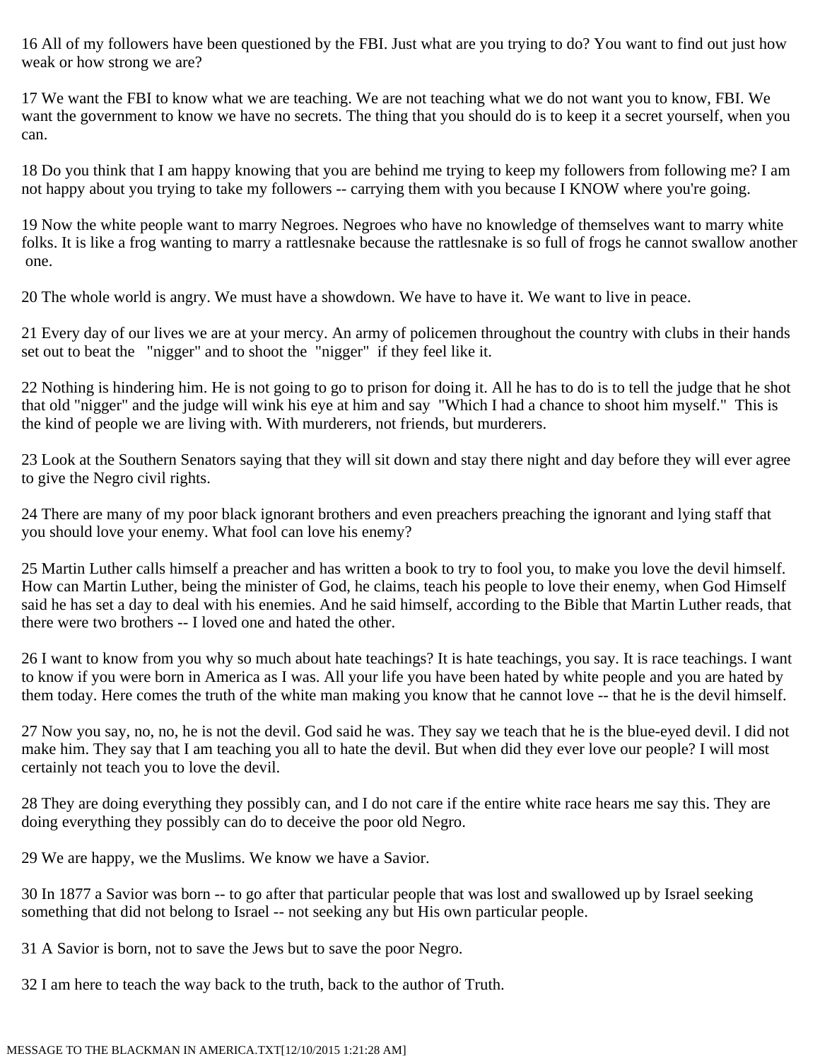16 All of my followers have been questioned by the FBI. Just what are you trying to do? You want to find out just how weak or how strong we are?

17 We want the FBI to know what we are teaching. We are not teaching what we do not want you to know, FBI. We want the government to know we have no secrets. The thing that you should do is to keep it a secret yourself, when you can.

18 Do you think that I am happy knowing that you are behind me trying to keep my followers from following me? I am not happy about you trying to take my followers -- carrying them with you because I KNOW where you're going.

19 Now the white people want to marry Negroes. Negroes who have no knowledge of themselves want to marry white folks. It is like a frog wanting to marry a rattlesnake because the rattlesnake is so full of frogs he cannot swallow another one.

20 The whole world is angry. We must have a showdown. We have to have it. We want to live in peace.

21 Every day of our lives we are at your mercy. An army of policemen throughout the country with clubs in their hands set out to beat the "nigger" and to shoot the "nigger" if they feel like it.

22 Nothing is hindering him. He is not going to go to prison for doing it. All he has to do is to tell the judge that he shot that old "nigger" and the judge will wink his eye at him and say "Which I had a chance to shoot him myself." This is the kind of people we are living with. With murderers, not friends, but murderers.

23 Look at the Southern Senators saying that they will sit down and stay there night and day before they will ever agree to give the Negro civil rights.

24 There are many of my poor black ignorant brothers and even preachers preaching the ignorant and lying staff that you should love your enemy. What fool can love his enemy?

25 Martin Luther calls himself a preacher and has written a book to try to fool you, to make you love the devil himself. How can Martin Luther, being the minister of God, he claims, teach his people to love their enemy, when God Himself said he has set a day to deal with his enemies. And he said himself, according to the Bible that Martin Luther reads, that there were two brothers -- I loved one and hated the other.

26 I want to know from you why so much about hate teachings? It is hate teachings, you say. It is race teachings. I want to know if you were born in America as I was. All your life you have been hated by white people and you are hated by them today. Here comes the truth of the white man making you know that he cannot love -- that he is the devil himself.

27 Now you say, no, no, he is not the devil. God said he was. They say we teach that he is the blue-eyed devil. I did not make him. They say that I am teaching you all to hate the devil. But when did they ever love our people? I will most certainly not teach you to love the devil.

28 They are doing everything they possibly can, and I do not care if the entire white race hears me say this. They are doing everything they possibly can do to deceive the poor old Negro.

29 We are happy, we the Muslims. We know we have a Savior.

30 In 1877 a Savior was born -- to go after that particular people that was lost and swallowed up by Israel seeking something that did not belong to Israel -- not seeking any but His own particular people.

31 A Savior is born, not to save the Jews but to save the poor Negro.

32 I am here to teach the way back to the truth, back to the author of Truth.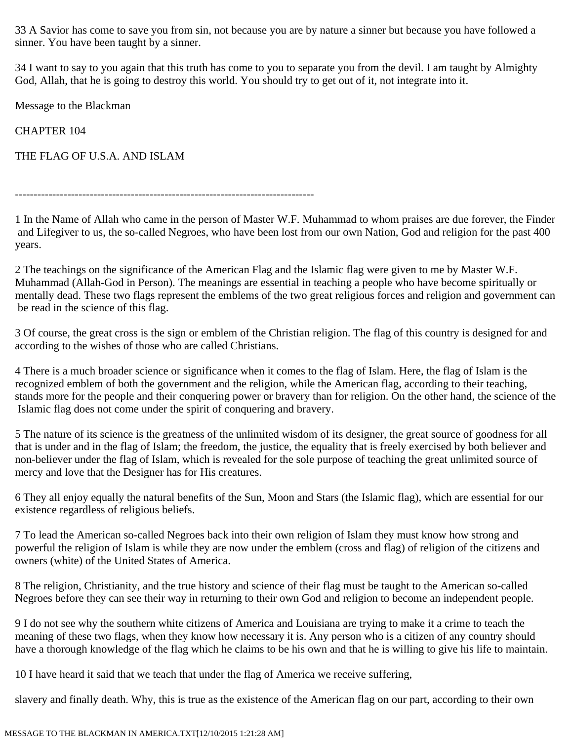33 A Savior has come to save you from sin, not because you are by nature a sinner but because you have followed a sinner. You have been taught by a sinner.

34 I want to say to you again that this truth has come to you to separate you from the devil. I am taught by Almighty God, Allah, that he is going to destroy this world. You should try to get out of it, not integrate into it.

Message to the Blackman

## CHAPTER 104

## THE FLAG OF U.S.A. AND ISLAM

---

1 In the Name of Allah who came in the person of Master W.F. Muhammad to whom praises are due forever, the Finder and Lifegiver to us, the so-called Negroes, who have been lost from our own Nation, God and religion for the past 400 years.

2 The teachings on the significance of the American Flag and the Islamic flag were given to me by Master W.F. Muhammad (Allah-God in Person). The meanings are essential in teaching a people who have become spiritually or mentally dead. These two flags represent the emblems of the two great religious forces and religion and government can be read in the science of this flag.

3 Of course, the great cross is the sign or emblem of the Christian religion. The flag of this country is designed for and according to the wishes of those who are called Christians.

4 There is a much broader science or significance when it comes to the flag of Islam. Here, the flag of Islam is the recognized emblem of both the government and the religion, while the American flag, according to their teaching, stands more for the people and their conquering power or bravery than for religion. On the other hand, the science of the Islamic flag does not come under the spirit of conquering and bravery.

5 The nature of its science is the greatness of the unlimited wisdom of its designer, the great source of goodness for all that is under and in the flag of Islam; the freedom, the justice, the equality that is freely exercised by both believer and non-believer under the flag of Islam, which is revealed for the sole purpose of teaching the great unlimited source of mercy and love that the Designer has for His creatures.

6 They all enjoy equally the natural benefits of the Sun, Moon and Stars (the Islamic flag), which are essential for our existence regardless of religious beliefs.

7 To lead the American so-called Negroes back into their own religion of Islam they must know how strong and powerful the religion of Islam is while they are now under the emblem (cross and flag) of religion of the citizens and owners (white) of the United States of America.

8 The religion, Christianity, and the true history and science of their flag must be taught to the American so-called Negroes before they can see their way in returning to their own God and religion to become an independent people.

9 I do not see why the southern white citizens of America and Louisiana are trying to make it a crime to teach the meaning of these two flags, when they know how necessary it is. Any person who is a citizen of any country should have a thorough knowledge of the flag which he claims to be his own and that he is willing to give his life to maintain.

10 I have heard it said that we teach that under the flag of America we receive suffering,

slavery and finally death. Why, this is true as the existence of the American flag on our part, according to their own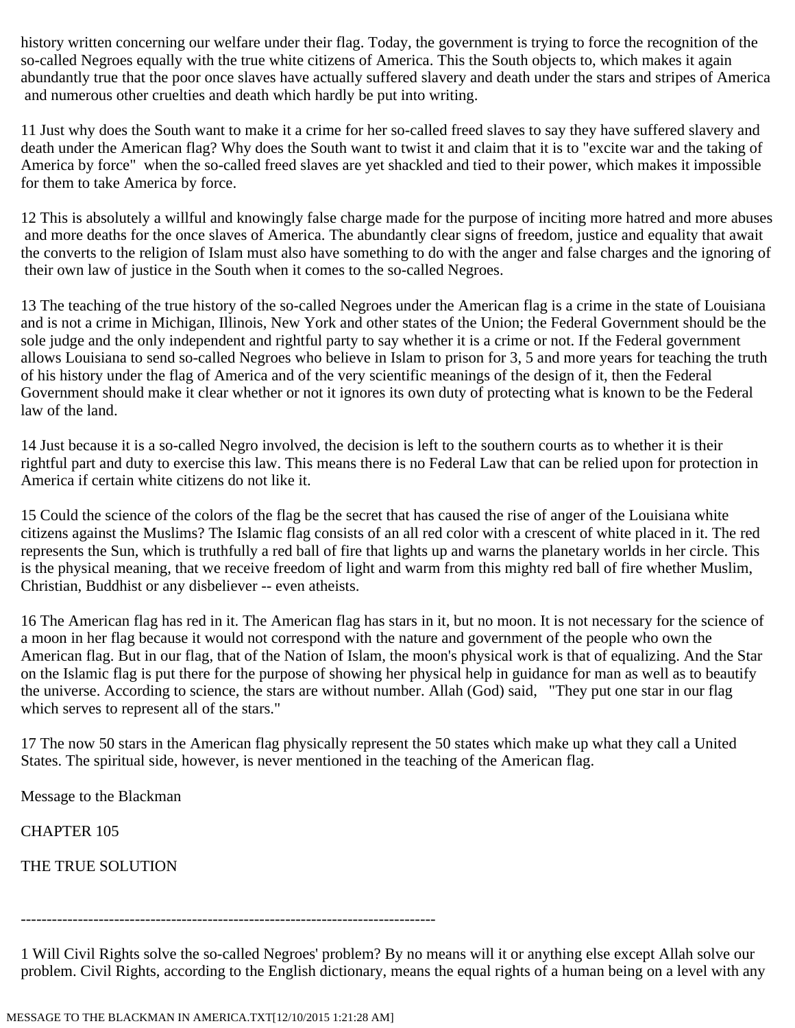history written concerning our welfare under their flag. Today, the government is trying to force the recognition of the so-called Negroes equally with the true white citizens of America. This the South objects to, which makes it again abundantly true that the poor once slaves have actually suffered slavery and death under the stars and stripes of America and numerous other cruelties and death which hardly be put into writing.

11 Just why does the South want to make it a crime for her so-called freed slaves to say they have suffered slavery and death under the American flag? Why does the South want to twist it and claim that it is to "excite war and the taking of America by force" when the so-called freed slaves are yet shackled and tied to their power, which makes it impossible for them to take America by force.

12 This is absolutely a willful and knowingly false charge made for the purpose of inciting more hatred and more abuses and more deaths for the once slaves of America. The abundantly clear signs of freedom, justice and equality that await the converts to the religion of Islam must also have something to do with the anger and false charges and the ignoring of their own law of justice in the South when it comes to the so-called Negroes.

13 The teaching of the true history of the so-called Negroes under the American flag is a crime in the state of Louisiana and is not a crime in Michigan, Illinois, New York and other states of the Union; the Federal Government should be the sole judge and the only independent and rightful party to say whether it is a crime or not. If the Federal government allows Louisiana to send so-called Negroes who believe in Islam to prison for 3, 5 and more years for teaching the truth of his history under the flag of America and of the very scientific meanings of the design of it, then the Federal Government should make it clear whether or not it ignores its own duty of protecting what is known to be the Federal law of the land.

14 Just because it is a so-called Negro involved, the decision is left to the southern courts as to whether it is their rightful part and duty to exercise this law. This means there is no Federal Law that can be relied upon for protection in America if certain white citizens do not like it.

15 Could the science of the colors of the flag be the secret that has caused the rise of anger of the Louisiana white citizens against the Muslims? The Islamic flag consists of an all red color with a crescent of white placed in it. The red represents the Sun, which is truthfully a red ball of fire that lights up and warns the planetary worlds in her circle. This is the physical meaning, that we receive freedom of light and warm from this mighty red ball of fire whether Muslim, Christian, Buddhist or any disbeliever -- even atheists.

16 The American flag has red in it. The American flag has stars in it, but no moon. It is not necessary for the science of a moon in her flag because it would not correspond with the nature and government of the people who own the American flag. But in our flag, that of the Nation of Islam, the moon's physical work is that of equalizing. And the Star on the Islamic flag is put there for the purpose of showing her physical help in guidance for man as well as to beautify the universe. According to science, the stars are without number. Allah (God) said, "They put one star in our flag which serves to represent all of the stars."

17 The now 50 stars in the American flag physically represent the 50 states which make up what they call a United States. The spiritual side, however, is never mentioned in the teaching of the American flag.

Message to the Blackman

CHAPTER 105

THE TRUE SOLUTION

--------------------------------------------------------------------------------

1 Will Civil Rights solve the so-called Negroes' problem? By no means will it or anything else except Allah solve our problem. Civil Rights, according to the English dictionary, means the equal rights of a human being on a level with any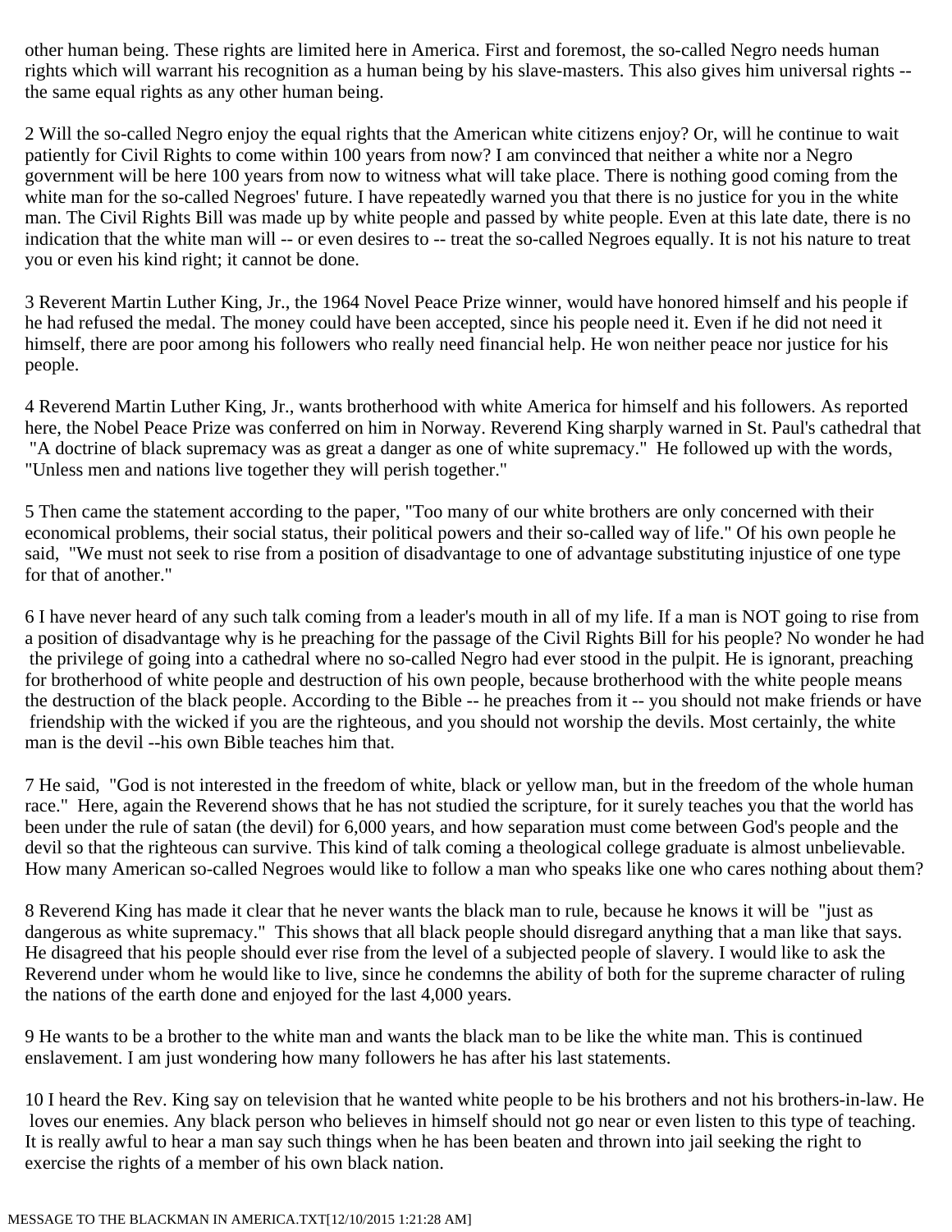other human being. These rights are limited here in America. First and foremost, the so-called Negro needs human rights which will warrant his recognition as a human being by his slave-masters. This also gives him universal rights -- the same equal rights as any other human being.

2 Will the so-called Negro enjoy the equal rights that the American white citizens enjoy? Or, will he continue to wait patiently for Civil Rights to come within 100 years from now? I am convinced that neither a white nor a Negro government will be here 100 years from now to witness what will take place. There is nothing good coming from the white man for the so-called Negroes' future. I have repeatedly warned you that there is no justice for you in the white man. The Civil Rights Bill was made up by white people and passed by white people. Even at this late date, there is no indication that the white man will -- or even desires to -- treat the so-called Negroes equally. It is not his nature to treat you or even his kind right; it cannot be done.

3 Reverent Martin Luther King, Jr., the 1964 Novel Peace Prize winner, would have honored himself and his people if he had refused the medal. The money could have been accepted, since his people need it. Even if he did not need it himself, there are poor among his followers who really need financial help. He won neither peace nor justice for his people.

4 Reverend Martin Luther King, Jr., wants brotherhood with white America for himself and his followers. As reported here, the Nobel Peace Prize was conferred on him in Norway. Reverend King sharply warned in St. Paul's cathedral that "A doctrine of black supremacy was as great a danger as one of white supremacy." He followed up with the words, "Unless men and nations live together they will perish together."

5 Then came the statement according to the paper, "Too many of our white brothers are only concerned with their economical problems, their social status, their political powers and their so-called way of life." Of his own people he said, "We must not seek to rise from a position of disadvantage to one of advantage substituting injustice of one type for that of another."

6 I have never heard of any such talk coming from a leader's mouth in all of my life. If a man is NOT going to rise from a position of disadvantage why is he preaching for the passage of the Civil Rights Bill for his people? No wonder he had the privilege of going into a cathedral where no so-called Negro had ever stood in the pulpit. He is ignorant, preaching for brotherhood of white people and destruction of his own people, because brotherhood with the white people means the destruction of the black people. According to the Bible -- he preaches from it -- you should not make friends or have friendship with the wicked if you are the righteous, and you should not worship the devils. Most certainly, the white man is the devil --his own Bible teaches him that.

7 He said, "God is not interested in the freedom of white, black or yellow man, but in the freedom of the whole human race." Here, again the Reverend shows that he has not studied the scripture, for it surely teaches you that the world has been under the rule of satan (the devil) for 6,000 years, and how separation must come between God's people and the devil so that the righteous can survive. This kind of talk coming a theological college graduate is almost unbelievable. How many American so-called Negroes would like to follow a man who speaks like one who cares nothing about them?

8 Reverend King has made it clear that he never wants the black man to rule, because he knows it will be "just as dangerous as white supremacy." This shows that all black people should disregard anything that a man like that says. He disagreed that his people should ever rise from the level of a subjected people of slavery. I would like to ask the Reverend under whom he would like to live, since he condemns the ability of both for the supreme character of ruling the nations of the earth done and enjoyed for the last 4,000 years.

9 He wants to be a brother to the white man and wants the black man to be like the white man. This is continued enslavement. I am just wondering how many followers he has after his last statements.

10 I heard the Rev. King say on television that he wanted white people to be his brothers and not his brothers-in-law. He loves our enemies. Any black person who believes in himself should not go near or even listen to this type of teaching. It is really awful to hear a man say such things when he has been beaten and thrown into jail seeking the right to exercise the rights of a member of his own black nation.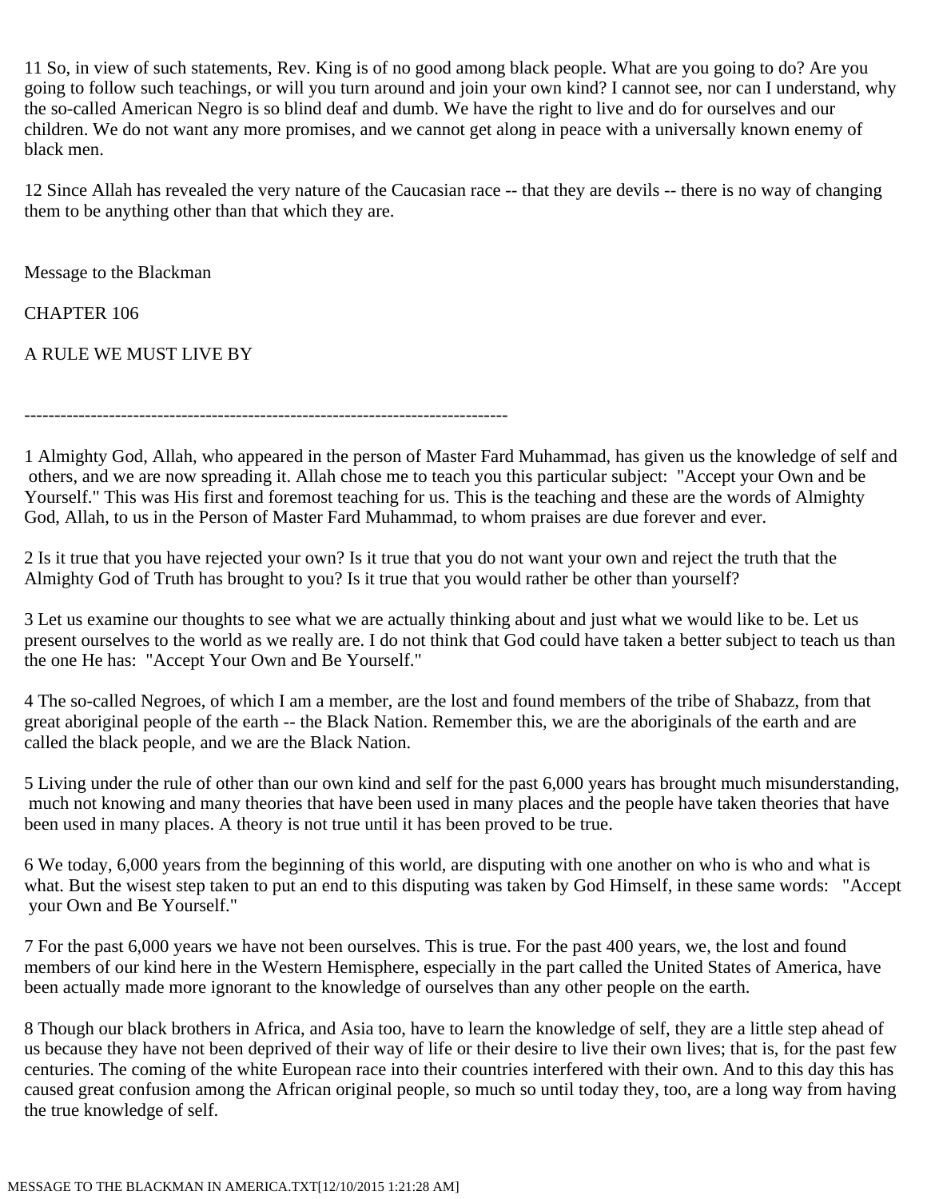11 So, in view of such statements, Rev. King is of no good among black people. What are you going to do? Are you going to follow such teachings, or will you turn around and join your own kind? I cannot see, nor can I understand, why the so-called American Negro is so blind deaf and dumb. We have the right to live and do for ourselves and our children. We do not want any more promises, and we cannot get along in peace with a universally known enemy of black men.

12 Since Allah has revealed the very nature of the Caucasian race -- that they are devils -- there is no way of changing them to be anything other than that which they are.

Message to the Blackman

CHAPTER 106

A RULE WE MUST LIVE BY

--------------------------------------------------------------------------------

1 Almighty God, Allah, who appeared in the person of Master Fard Muhammad, has given us the knowledge of self and others, and we are now spreading it. Allah chose me to teach you this particular subject: "Accept your Own and be Yourself." This was His first and foremost teaching for us. This is the teaching and these are the words of Almighty God, Allah, to us in the Person of Master Fard Muhammad, to whom praises are due forever and ever.

2 Is it true that you have rejected your own? Is it true that you do not want your own and reject the truth that the Almighty God of Truth has brought to you? Is it true that you would rather be other than yourself?

3 Let us examine our thoughts to see what we are actually thinking about and just what we would like to be. Let us present ourselves to the world as we really are. I do not think that God could have taken a better subject to teach us than the one He has: "Accept Your Own and Be Yourself."

4 The so-called Negroes, of which I am a member, are the lost and found members of the tribe of Shabazz, from that great aboriginal people of the earth -- the Black Nation. Remember this, we are the aboriginals of the earth and are called the black people, and we are the Black Nation.

5 Living under the rule of other than our own kind and self for the past 6,000 years has brought much misunderstanding, much not knowing and many theories that have been used in many places and the people have taken theories that have been used in many places. A theory is not true until it has been proved to be true.

6 We today, 6,000 years from the beginning of this world, are disputing with one another on who is who and what is what. But the wisest step taken to put an end to this disputing was taken by God Himself, in these same words: "Accept your Own and Be Yourself."

7 For the past 6,000 years we have not been ourselves. This is true. For the past 400 years, we, the lost and found members of our kind here in the Western Hemisphere, especially in the part called the United States of America, have been actually made more ignorant to the knowledge of ourselves than any other people on the earth.

8 Though our black brothers in Africa, and Asia too, have to learn the knowledge of self, they are a little step ahead of us because they have not been deprived of their way of life or their desire to live their own lives; that is, for the past few centuries. The coming of the white European race into their countries interfered with their own. And to this day this has caused great confusion among the African original people, so much so until today they, too, are a long way from having the true knowledge of self.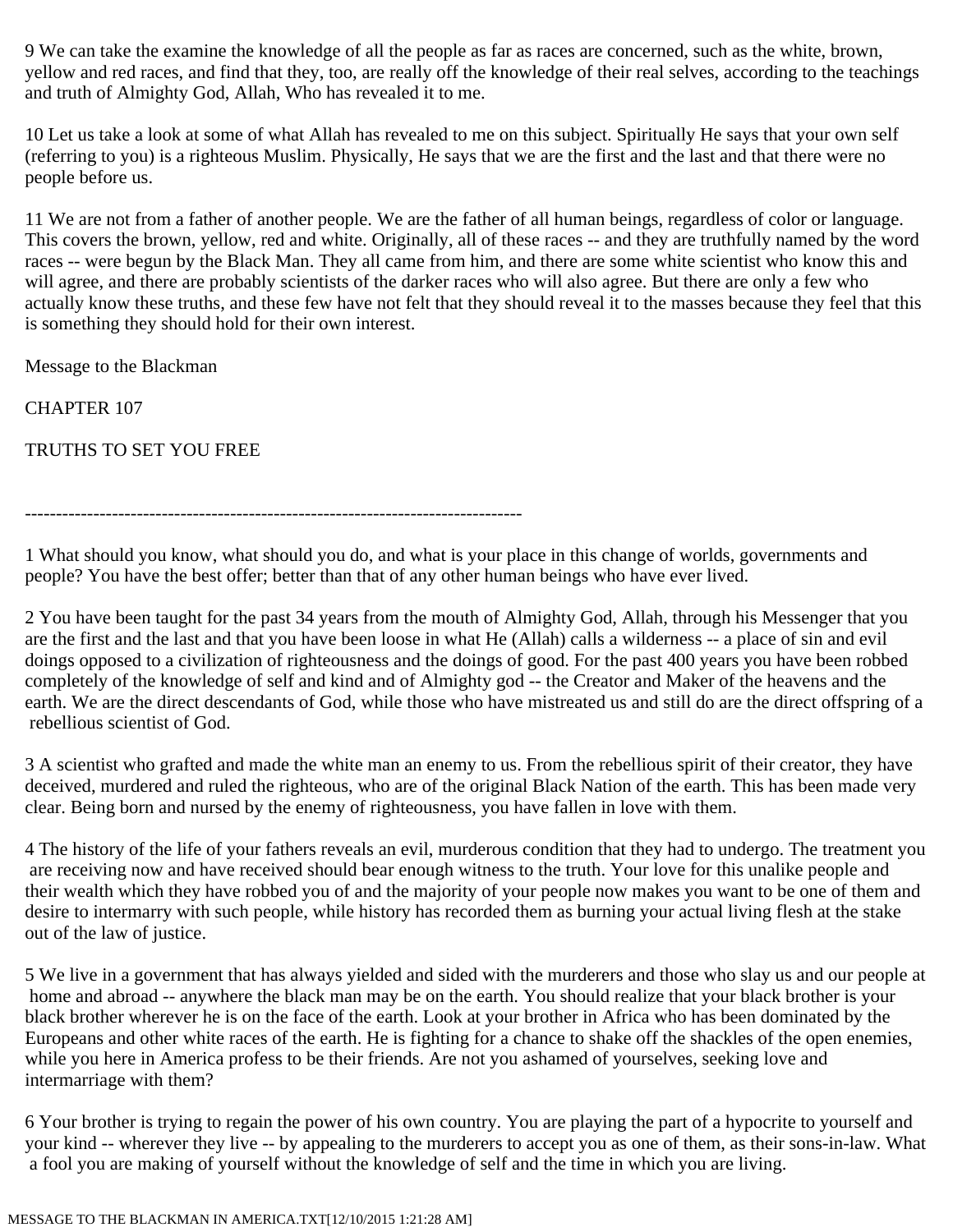9 We can take the examine the knowledge of all the people as far as races are concerned, such as the white, brown, yellow and red races, and find that they, too, are really off the knowledge of their real selves, according to the teachings and truth of Almighty God, Allah, Who has revealed it to me.

10 Let us take a look at some of what Allah has revealed to me on this subject. Spiritually He says that your own self (referring to you) is a righteous Muslim. Physically, He says that we are the first and the last and that there were no people before us.

11 We are not from a father of another people. We are the father of all human beings, regardless of color or language. This covers the brown, yellow, red and white. Originally, all of these races -- and they are truthfully named by the word races -- were begun by the Black Man. They all came from him, and there are some white scientist who know this and will agree, and there are probably scientists of the darker races who will also agree. But there are only a few who actually know these truths, and these few have not felt that they should reveal it to the masses because they feel that this is something they should hold for their own interest.

Message to the Blackman

CHAPTER 107

TRUTHS TO SET YOU FREE

--------------------------------------------------------------------------------

1 What should you know, what should you do, and what is your place in this change of worlds, governments and people? You have the best offer; better than that of any other human beings who have ever lived.

2 You have been taught for the past 34 years from the mouth of Almighty God, Allah, through his Messenger that you are the first and the last and that you have been loose in what He (Allah) calls a wilderness -- a place of sin and evil doings opposed to a civilization of righteousness and the doings of good. For the past 400 years you have been robbed completely of the knowledge of self and kind and of Almighty god -- the Creator and Maker of the heavens and the earth. We are the direct descendants of God, while those who have mistreated us and still do are the direct offspring of a rebellious scientist of God.

3 A scientist who grafted and made the white man an enemy to us. From the rebellious spirit of their creator, they have deceived, murdered and ruled the righteous, who are of the original Black Nation of the earth. This has been made very clear. Being born and nursed by the enemy of righteousness, you have fallen in love with them.

4 The history of the life of your fathers reveals an evil, murderous condition that they had to undergo. The treatment you are receiving now and have received should bear enough witness to the truth. Your love for this unalike people and their wealth which they have robbed you of and the majority of your people now makes you want to be one of them and desire to intermarry with such people, while history has recorded them as burning your actual living flesh at the stake out of the law of justice.

5 We live in a government that has always yielded and sided with the murderers and those who slay us and our people at home and abroad -- anywhere the black man may be on the earth. You should realize that your black brother is your black brother wherever he is on the face of the earth. Look at your brother in Africa who has been dominated by the Europeans and other white races of the earth. He is fighting for a chance to shake off the shackles of the open enemies, while you here in America profess to be their friends. Are not you ashamed of yourselves, seeking love and intermarriage with them?

6 Your brother is trying to regain the power of his own country. You are playing the part of a hypocrite to yourself and your kind -- wherever they live -- by appealing to the murderers to accept you as one of them, as their sons-in-law. What a fool you are making of yourself without the knowledge of self and the time in which you are living.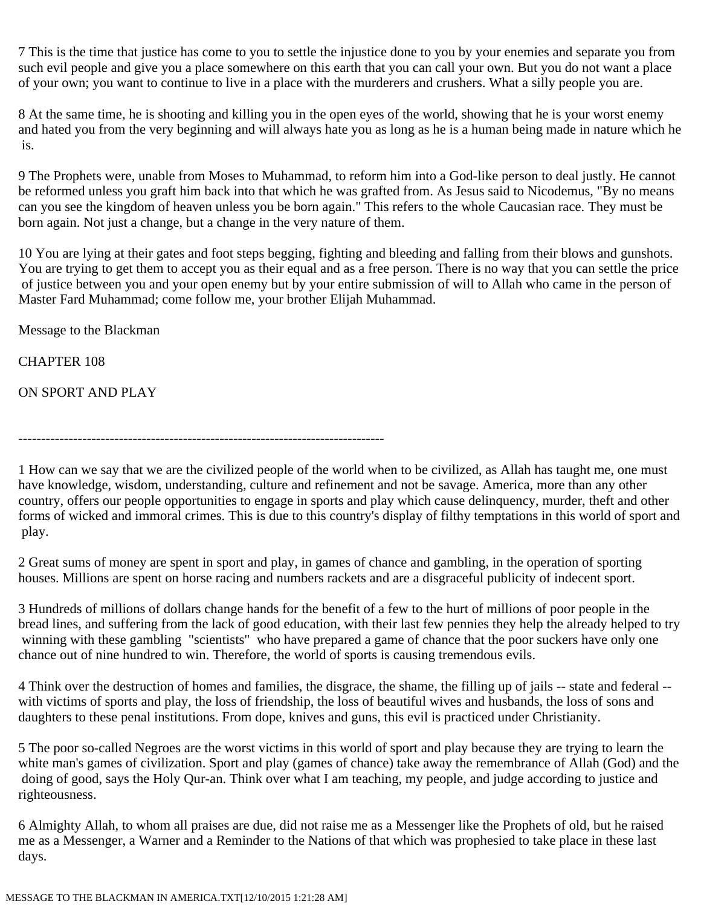7 This is the time that justice has come to you to settle the injustice done to you by your enemies and separate you from such evil people and give you a place somewhere on this earth that you can call your own. But you do not want a place of your own; you want to continue to live in a place with the murderers and crushers. What a silly people you are.

8 At the same time, he is shooting and killing you in the open eyes of the world, showing that he is your worst enemy and hated you from the very beginning and will always hate you as long as he is a human being made in nature which he is.

9 The Prophets were, unable from Moses to Muhammad, to reform him into a God-like person to deal justly. He cannot be reformed unless you graft him back into that which he was grafted from. As Jesus said to Nicodemus, "By no means can you see the kingdom of heaven unless you be born again." This refers to the whole Caucasian race. They must be born again. Not just a change, but a change in the very nature of them.

10 You are lying at their gates and foot steps begging, fighting and bleeding and falling from their blows and gunshots. You are trying to get them to accept you as their equal and as a free person. There is no way that you can settle the price of justice between you and your open enemy but by your entire submission of will to Allah who came in the person of Master Fard Muhammad; come follow me, your brother Elijah Muhammad.

Message to the Blackman

CHAPTER 108

ON SPORT AND PLAY

--------------------------------------------------------------------------------

1 How can we say that we are the civilized people of the world when to be civilized, as Allah has taught me, one must have knowledge, wisdom, understanding, culture and refinement and not be savage. America, more than any other country, offers our people opportunities to engage in sports and play which cause delinquency, murder, theft and other forms of wicked and immoral crimes. This is due to this country's display of filthy temptations in this world of sport and play.

2 Great sums of money are spent in sport and play, in games of chance and gambling, in the operation of sporting houses. Millions are spent on horse racing and numbers rackets and are a disgraceful publicity of indecent sport.

3 Hundreds of millions of dollars change hands for the benefit of a few to the hurt of millions of poor people in the bread lines, and suffering from the lack of good education, with their last few pennies they help the already helped to try winning with these gambling "scientists" who have prepared a game of chance that the poor suckers have only one chance out of nine hundred to win. Therefore, the world of sports is causing tremendous evils.

4 Think over the destruction of homes and families, the disgrace, the shame, the filling up of jails -- state and federal -- with victims of sports and play, the loss of friendship, the loss of beautiful wives and husbands, the loss of sons and daughters to these penal institutions. From dope, knives and guns, this evil is practiced under Christianity.

5 The poor so-called Negroes are the worst victims in this world of sport and play because they are trying to learn the white man's games of civilization. Sport and play (games of chance) take away the remembrance of Allah (God) and the doing of good, says the Holy Qur-an. Think over what I am teaching, my people, and judge according to justice and righteousness.

6 Almighty Allah, to whom all praises are due, did not raise me as a Messenger like the Prophets of old, but he raised me as a Messenger, a Warner and a Reminder to the Nations of that which was prophesied to take place in these last days.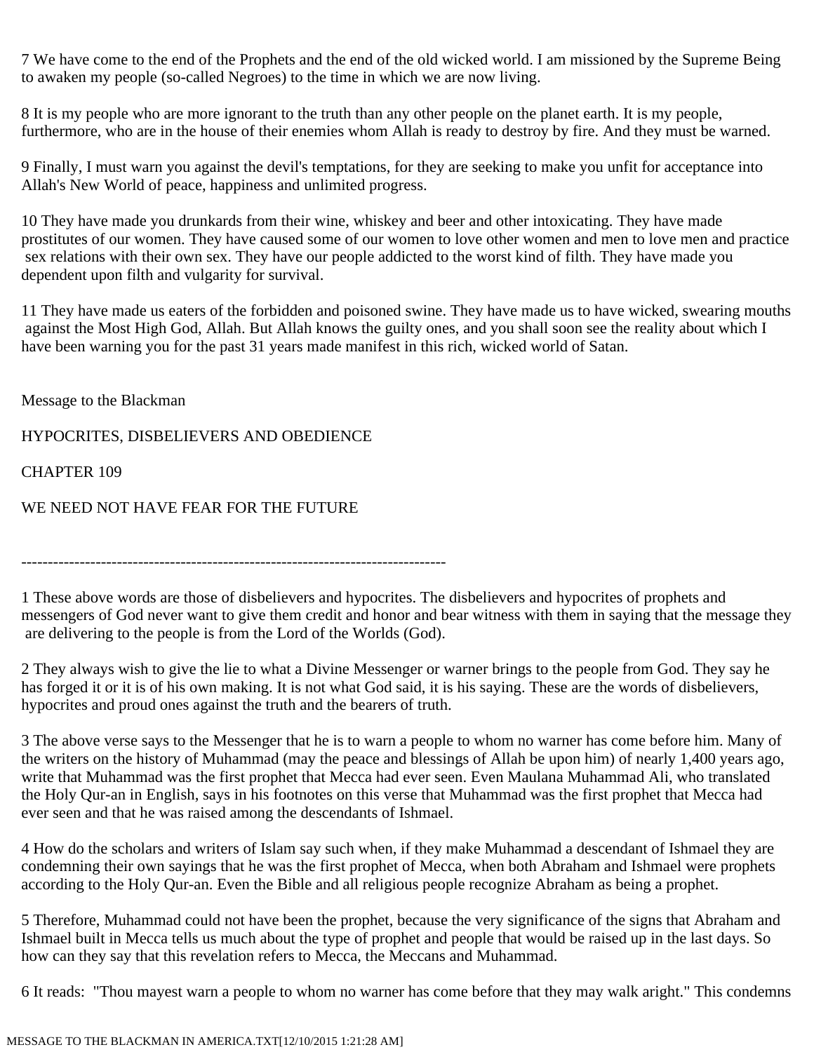7 We have come to the end of the Prophets and the end of the old wicked world. I am missioned by the Supreme Being to awaken my people (so-called Negroes) to the time in which we are now living.

8 It is my people who are more ignorant to the truth than any other people on the planet earth. It is my people, furthermore, who are in the house of their enemies whom Allah is ready to destroy by fire. And they must be warned.

9 Finally, I must warn you against the devil's temptations, for they are seeking to make you unfit for acceptance into Allah's New World of peace, happiness and unlimited progress.

10 They have made you drunkards from their wine, whiskey and beer and other intoxicating. They have made prostitutes of our women. They have caused some of our women to love other women and men to love men and practice sex relations with their own sex. They have our people addicted to the worst kind of filth. They have made you dependent upon filth and vulgarity for survival.

11 They have made us eaters of the forbidden and poisoned swine. They have made us to have wicked, swearing mouths against the Most High God, Allah. But Allah knows the guilty ones, and you shall soon see the reality about which I have been warning you for the past 31 years made manifest in this rich, wicked world of Satan.

Message to the Blackman

HYPOCRITES, DISBELIEVERS AND OBEDIENCE

CHAPTER 109

WE NEED NOT HAVE FEAR FOR THE FUTURE

--------------------------------------------------------------------------------

1 These above words are those of disbelievers and hypocrites. The disbelievers and hypocrites of prophets and messengers of God never want to give them credit and honor and bear witness with them in saying that the message they are delivering to the people is from the Lord of the Worlds (God).

2 They always wish to give the lie to what a Divine Messenger or warner brings to the people from God. They say he has forged it or it is of his own making. It is not what God said, it is his saying. These are the words of disbelievers, hypocrites and proud ones against the truth and the bearers of truth.

3 The above verse says to the Messenger that he is to warn a people to whom no warner has come before him. Many of the writers on the history of Muhammad (may the peace and blessings of Allah be upon him) of nearly 1,400 years ago, write that Muhammad was the first prophet that Mecca had ever seen. Even Maulana Muhammad Ali, who translated the Holy Qur-an in English, says in his footnotes on this verse that Muhammad was the first prophet that Mecca had ever seen and that he was raised among the descendants of Ishmael.

4 How do the scholars and writers of Islam say such when, if they make Muhammad a descendant of Ishmael they are condemning their own sayings that he was the first prophet of Mecca, when both Abraham and Ishmael were prophets according to the Holy Qur-an. Even the Bible and all religious people recognize Abraham as being a prophet.

5 Therefore, Muhammad could not have been the prophet, because the very significance of the signs that Abraham and Ishmael built in Mecca tells us much about the type of prophet and people that would be raised up in the last days. So how can they say that this revelation refers to Mecca, the Meccans and Muhammad.

6 It reads: "Thou mayest warn a people to whom no warner has come before that they may walk aright." This condemns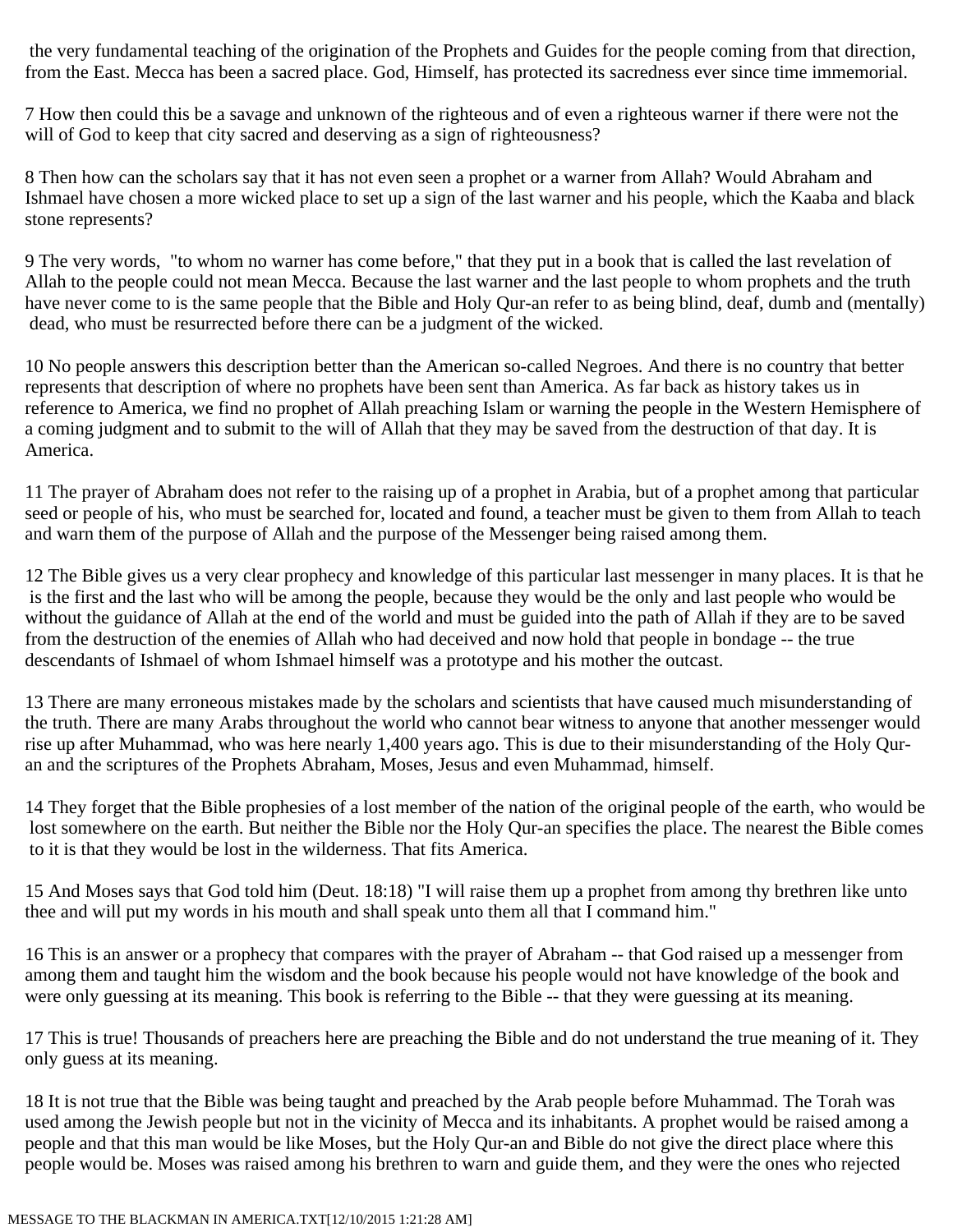the very fundamental teaching of the origination of the Prophets and Guides for the people coming from that direction, from the East. Mecca has been a sacred place. God, Himself, has protected its sacredness ever since time immemorial.

7 How then could this be a savage and unknown of the righteous and of even a righteous warner if there were not the will of God to keep that city sacred and deserving as a sign of righteousness?

8 Then how can the scholars say that it has not even seen a prophet or a warner from Allah? Would Abraham and Ishmael have chosen a more wicked place to set up a sign of the last warner and his people, which the Kaaba and black stone represents?

9 The very words, "to whom no warner has come before," that they put in a book that is called the last revelation of Allah to the people could not mean Mecca. Because the last warner and the last people to whom prophets and the truth have never come to is the same people that the Bible and Holy Qur-an refer to as being blind, deaf, dumb and (mentally) dead, who must be resurrected before there can be a judgment of the wicked.

10 No people answers this description better than the American so-called Negroes. And there is no country that better represents that description of where no prophets have been sent than America. As far back as history takes us in reference to America, we find no prophet of Allah preaching Islam or warning the people in the Western Hemisphere of a coming judgment and to submit to the will of Allah that they may be saved from the destruction of that day. It is America.

11 The prayer of Abraham does not refer to the raising up of a prophet in Arabia, but of a prophet among that particular seed or people of his, who must be searched for, located and found, a teacher must be given to them from Allah to teach and warn them of the purpose of Allah and the purpose of the Messenger being raised among them.

12 The Bible gives us a very clear prophecy and knowledge of this particular last messenger in many places. It is that he is the first and the last who will be among the people, because they would be the only and last people who would be without the guidance of Allah at the end of the world and must be guided into the path of Allah if they are to be saved from the destruction of the enemies of Allah who had deceived and now hold that people in bondage -- the true descendants of Ishmael of whom Ishmael himself was a prototype and his mother the outcast.

13 There are many erroneous mistakes made by the scholars and scientists that have caused much misunderstanding of the truth. There are many Arabs throughout the world who cannot bear witness to anyone that another messenger would rise up after Muhammad, who was here nearly 1,400 years ago. This is due to their misunderstanding of the Holy Qur-an and the scriptures of the Prophets Abraham, Moses, Jesus and even Muhammad, himself.

14 They forget that the Bible prophesies of a lost member of the nation of the original people of the earth, who would be lost somewhere on the earth. But neither the Bible nor the Holy Qur-an specifies the place. The nearest the Bible comes to it is that they would be lost in the wilderness. That fits America.

15 And Moses says that God told him (Deut. 18:18) "I will raise them up a prophet from among thy brethren like unto thee and will put my words in his mouth and shall speak unto them all that I command him."

16 This is an answer or a prophecy that compares with the prayer of Abraham -- that God raised up a messenger from among them and taught him the wisdom and the book because his people would not have knowledge of the book and were only guessing at its meaning. This book is referring to the Bible -- that they were guessing at its meaning.

17 This is true! Thousands of preachers here are preaching the Bible and do not understand the true meaning of it. They only guess at its meaning.

18 It is not true that the Bible was being taught and preached by the Arab people before Muhammad. The Torah was used among the Jewish people but not in the vicinity of Mecca and its inhabitants. A prophet would be raised among a people and that this man would be like Moses, but the Holy Qur-an and Bible do not give the direct place where this people would be. Moses was raised among his brethren to warn and guide them, and they were the ones who rejected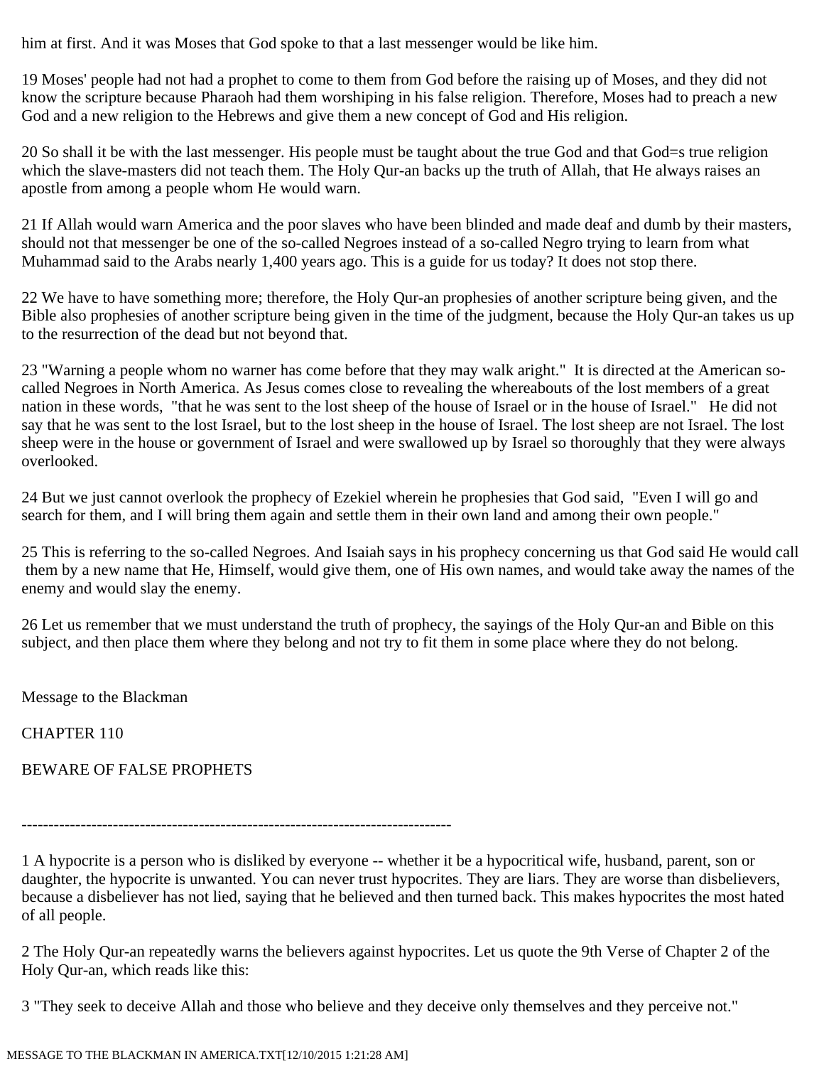him at first. And it was Moses that God spoke to that a last messenger would be like him.

19 Moses' people had not had a prophet to come to them from God before the raising up of Moses, and they did not know the scripture because Pharaoh had them worshiping in his false religion. Therefore, Moses had to preach a new God and a new religion to the Hebrews and give them a new concept of God and His religion.

20 So shall it be with the last messenger. His people must be taught about the true God and that God=s true religion which the slave-masters did not teach them. The Holy Qur-an backs up the truth of Allah, that He always raises an apostle from among a people whom He would warn.

21 If Allah would warn America and the poor slaves who have been blinded and made deaf and dumb by their masters, should not that messenger be one of the so-called Negroes instead of a so-called Negro trying to learn from what Muhammad said to the Arabs nearly 1,400 years ago. This is a guide for us today? It does not stop there.

22 We have to have something more; therefore, the Holy Qur-an prophesies of another scripture being given, and the Bible also prophesies of another scripture being given in the time of the judgment, because the Holy Qur-an takes us up to the resurrection of the dead but not beyond that.

23 "Warning a people whom no warner has come before that they may walk aright." It is directed at the American so-called Negroes in North America. As Jesus comes close to revealing the whereabouts of the lost members of a great nation in these words, "that he was sent to the lost sheep of the house of Israel or in the house of Israel." He did not say that he was sent to the lost Israel, but to the lost sheep in the house of Israel. The lost sheep are not Israel. The lost sheep were in the house or government of Israel and were swallowed up by Israel so thoroughly that they were always overlooked.

24 But we just cannot overlook the prophecy of Ezekiel wherein he prophesies that God said, "Even I will go and search for them, and I will bring them again and settle them in their own land and among their own people."

25 This is referring to the so-called Negroes. And Isaiah says in his prophecy concerning us that God said He would call them by a new name that He, Himself, would give them, one of His own names, and would take away the names of the enemy and would slay the enemy.

26 Let us remember that we must understand the truth of prophecy, the sayings of the Holy Qur-an and Bible on this subject, and then place them where they belong and not try to fit them in some place where they do not belong.

Message to the Blackman

CHAPTER 110

BEWARE OF FALSE PROPHETS

--------------------------------------------------------------------------------

1 A hypocrite is a person who is disliked by everyone -- whether it be a hypocritical wife, husband, parent, son or daughter, the hypocrite is unwanted. You can never trust hypocrites. They are liars. They are worse than disbelievers, because a disbeliever has not lied, saying that he believed and then turned back. This makes hypocrites the most hated of all people.

2 The Holy Qur-an repeatedly warns the believers against hypocrites. Let us quote the 9th Verse of Chapter 2 of the Holy Qur-an, which reads like this:

3 "They seek to deceive Allah and those who believe and they deceive only themselves and they perceive not."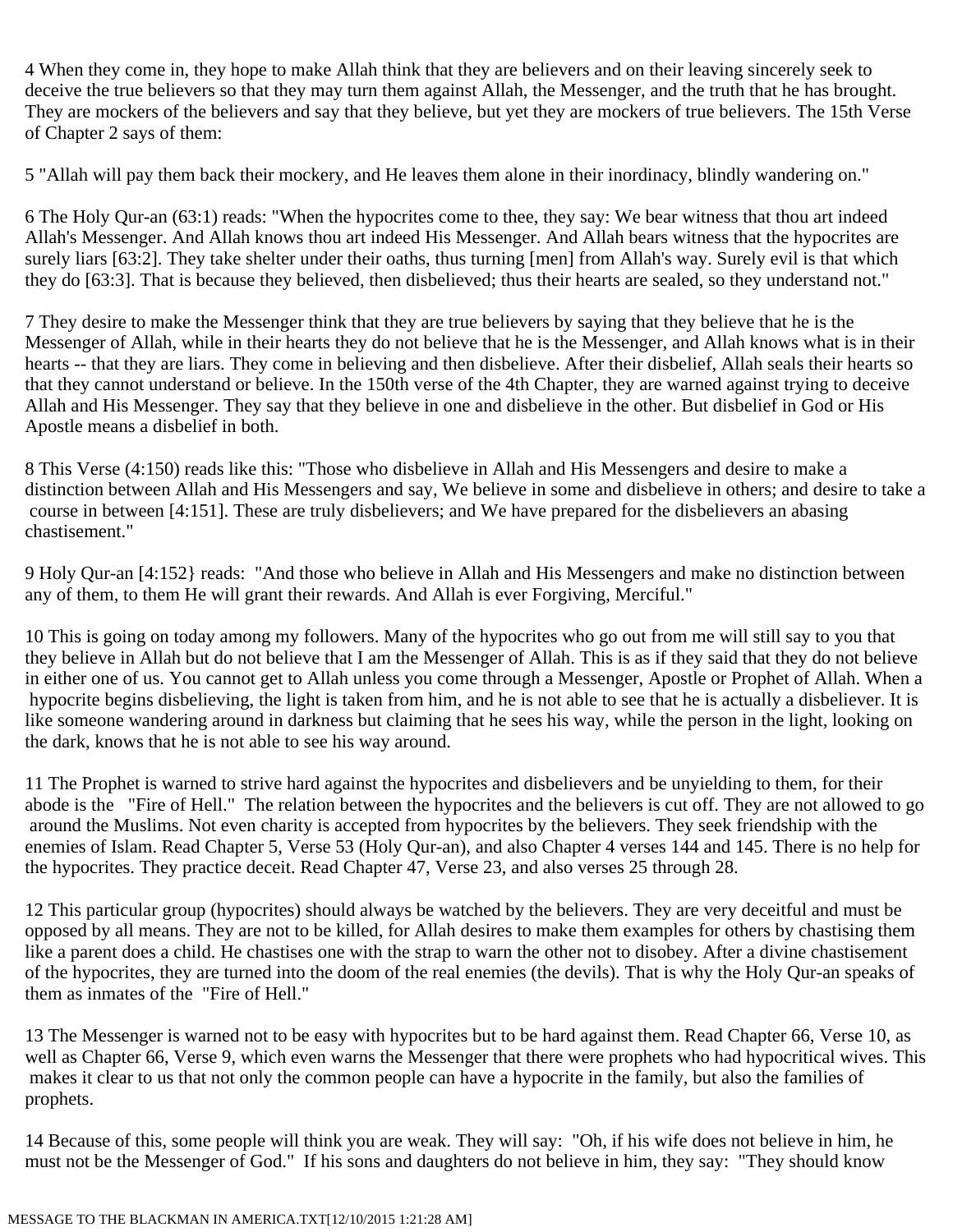4 When they come in, they hope to make Allah think that they are believers and on their leaving sincerely seek to deceive the true believers so that they may turn them against Allah, the Messenger, and the truth that he has brought. They are mockers of the believers and say that they believe, but yet they are mockers of true believers. The 15th Verse of Chapter 2 says of them:

5 "Allah will pay them back their mockery, and He leaves them alone in their inordinacy, blindly wandering on."

6 The Holy Qur-an (63:1) reads: "When the hypocrites come to thee, they say: We bear witness that thou art indeed Allah's Messenger. And Allah knows thou art indeed His Messenger. And Allah bears witness that the hypocrites are surely liars [63:2]. They take shelter under their oaths, thus turning [men] from Allah's way. Surely evil is that which they do [63:3]. That is because they believed, then disbelieved; thus their hearts are sealed, so they understand not."

7 They desire to make the Messenger think that they are true believers by saying that they believe that he is the Messenger of Allah, while in their hearts they do not believe that he is the Messenger, and Allah knows what is in their hearts -- that they are liars. They come in believing and then disbelieve. After their disbelief, Allah seals their hearts so that they cannot understand or believe. In the 150th verse of the 4th Chapter, they are warned against trying to deceive Allah and His Messenger. They say that they believe in one and disbelieve in the other. But disbelief in God or His Apostle means a disbelief in both.

8 This Verse (4:150) reads like this: "Those who disbelieve in Allah and His Messengers and desire to make a distinction between Allah and His Messengers and say, We believe in some and disbelieve in others; and desire to take a course in between [4:151]. These are truly disbelievers; and We have prepared for the disbelievers an abasing chastisement."

9 Holy Qur-an [4:152} reads: "And those who believe in Allah and His Messengers and make no distinction between any of them, to them He will grant their rewards. And Allah is ever Forgiving, Merciful."

10 This is going on today among my followers. Many of the hypocrites who go out from me will still say to you that they believe in Allah but do not believe that I am the Messenger of Allah. This is as if they said that they do not believe in either one of us. You cannot get to Allah unless you come through a Messenger, Apostle or Prophet of Allah. When a hypocrite begins disbelieving, the light is taken from him, and he is not able to see that he is actually a disbeliever. It is like someone wandering around in darkness but claiming that he sees his way, while the person in the light, looking on the dark, knows that he is not able to see his way around.

11 The Prophet is warned to strive hard against the hypocrites and disbelievers and be unyielding to them, for their abode is the "Fire of Hell." The relation between the hypocrites and the believers is cut off. They are not allowed to go around the Muslims. Not even charity is accepted from hypocrites by the believers. They seek friendship with the enemies of Islam. Read Chapter 5, Verse 53 (Holy Qur-an), and also Chapter 4 verses 144 and 145. There is no help for the hypocrites. They practice deceit. Read Chapter 47, Verse 23, and also verses 25 through 28.

12 This particular group (hypocrites) should always be watched by the believers. They are very deceitful and must be opposed by all means. They are not to be killed, for Allah desires to make them examples for others by chastising them like a parent does a child. He chastises one with the strap to warn the other not to disobey. After a divine chastisement of the hypocrites, they are turned into the doom of the real enemies (the devils). That is why the Holy Qur-an speaks of them as inmates of the "Fire of Hell."

13 The Messenger is warned not to be easy with hypocrites but to be hard against them. Read Chapter 66, Verse 10, as well as Chapter 66, Verse 9, which even warns the Messenger that there were prophets who had hypocritical wives. This makes it clear to us that not only the common people can have a hypocrite in the family, but also the families of prophets.

14 Because of this, some people will think you are weak. They will say: "Oh, if his wife does not believe in him, he must not be the Messenger of God." If his sons and daughters do not believe in him, they say: "They should know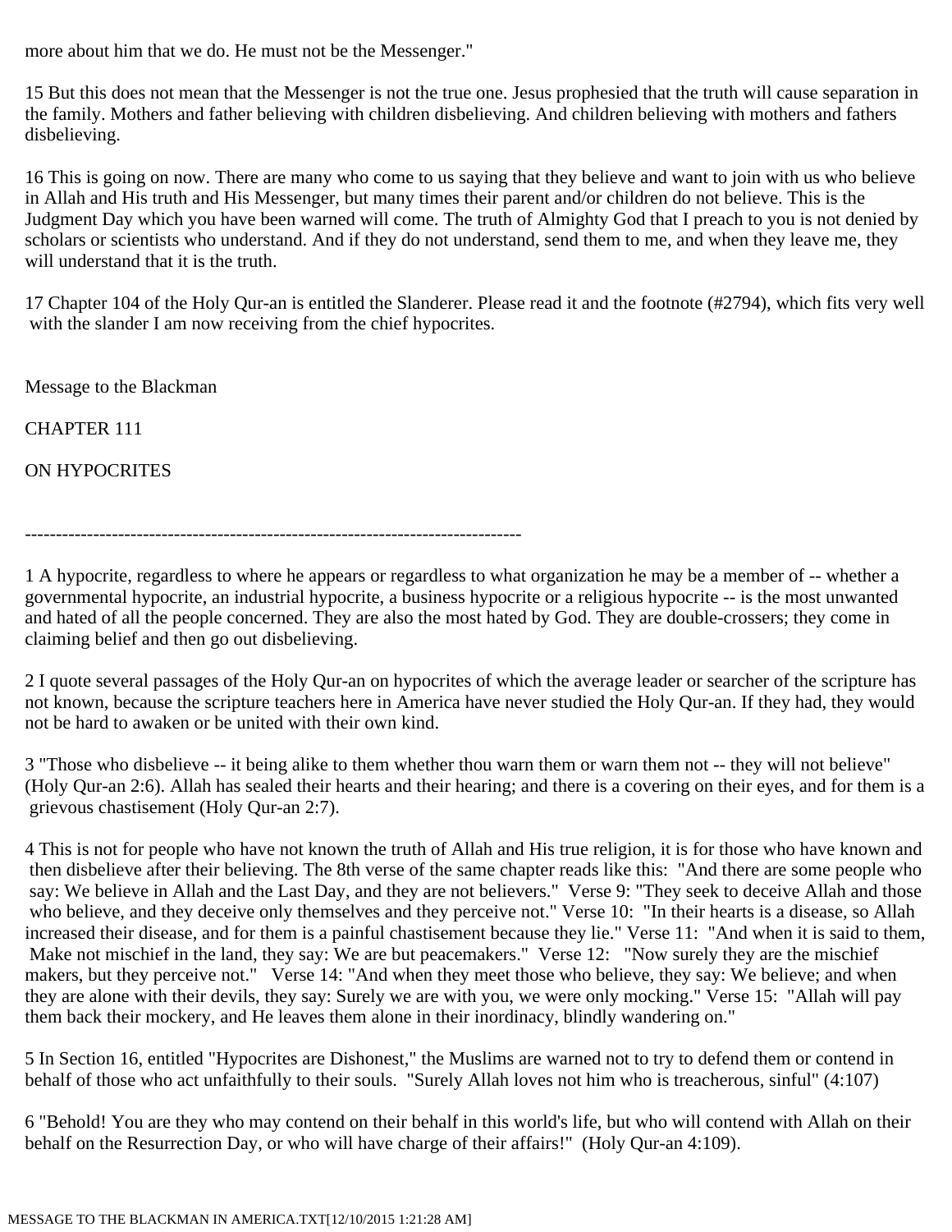more about him that we do. He must not be the Messenger."

15 But this does not mean that the Messenger is not the true one. Jesus prophesied that the truth will cause separation in the family. Mothers and father believing with children disbelieving. And children believing with mothers and fathers disbelieving.

16 This is going on now. There are many who come to us saying that they believe and want to join with us who believe in Allah and His truth and His Messenger, but many times their parent and/or children do not believe. This is the Judgment Day which you have been warned will come. The truth of Almighty God that I preach to you is not denied by scholars or scientists who understand. And if they do not understand, send them to me, and when they leave me, they will understand that it is the truth.

17 Chapter 104 of the Holy Qur-an is entitled the Slanderer. Please read it and the footnote (#2794), which fits very well with the slander I am now receiving from the chief hypocrites.

Message to the Blackman

CHAPTER 111

ON HYPOCRITES

--------------------------------------------------------------------------------

1 A hypocrite, regardless to where he appears or regardless to what organization he may be a member of -- whether a governmental hypocrite, an industrial hypocrite, a business hypocrite or a religious hypocrite -- is the most unwanted and hated of all the people concerned. They are also the most hated by God. They are double-crossers; they come in claiming belief and then go out disbelieving.

2 I quote several passages of the Holy Qur-an on hypocrites of which the average leader or searcher of the scripture has not known, because the scripture teachers here in America have never studied the Holy Qur-an. If they had, they would not be hard to awaken or be united with their own kind.

3 "Those who disbelieve -- it being alike to them whether thou warn them or warn them not -- they will not believe" (Holy Qur-an 2:6). Allah has sealed their hearts and their hearing; and there is a covering on their eyes, and for them is a grievous chastisement (Holy Qur-an 2:7).

4 This is not for people who have not known the truth of Allah and His true religion, it is for those who have known and then disbelieve after their believing. The 8th verse of the same chapter reads like this: "And there are some people who say: We believe in Allah and the Last Day, and they are not believers." Verse 9: "They seek to deceive Allah and those who believe, and they deceive only themselves and they perceive not." Verse 10: "In their hearts is a disease, so Allah increased their disease, and for them is a painful chastisement because they lie." Verse 11: "And when it is said to them, Make not mischief in the land, they say: We are but peacemakers." Verse 12: "Now surely they are the mischief makers, but they perceive not." Verse 14: "And when they meet those who believe, they say: We believe; and when they are alone with their devils, they say: Surely we are with you, we were only mocking." Verse 15: "Allah will pay them back their mockery, and He leaves them alone in their inordinacy, blindly wandering on."

5 In Section 16, entitled "Hypocrites are Dishonest," the Muslims are warned not to try to defend them or contend in behalf of those who act unfaithfully to their souls. "Surely Allah loves not him who is treacherous, sinful" (4:107)

6 "Behold! You are they who may contend on their behalf in this world's life, but who will contend with Allah on their behalf on the Resurrection Day, or who will have charge of their affairs!" (Holy Qur-an 4:109).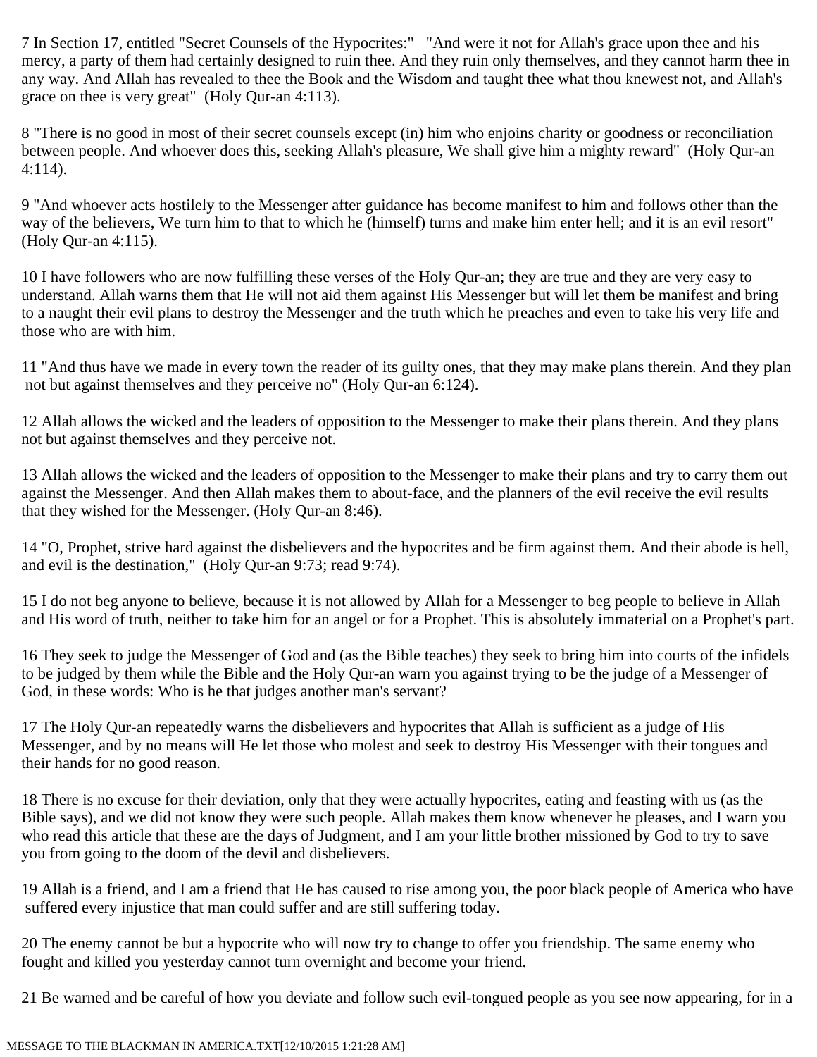7 In Section 17, entitled "Secret Counsels of the Hypocrites:"   "And were it not for Allah's grace upon thee and his mercy, a party of them had certainly designed to ruin thee. And they ruin only themselves, and they cannot harm thee in any way. And Allah has revealed to thee the Book and the Wisdom and taught thee what thou knewest not, and Allah's grace on thee is very great"  (Holy Qur-an 4:113).

8 "There is no good in most of their secret counsels except (in) him who enjoins charity or goodness or reconciliation between people. And whoever does this, seeking Allah's pleasure, We shall give him a mighty reward"  (Holy Qur-an 4:114).

9 "And whoever acts hostilely to the Messenger after guidance has become manifest to him and follows other than the way of the believers, We turn him to that to which he (himself) turns and make him enter hell; and it is an evil resort" (Holy Qur-an 4:115).

10 I have followers who are now fulfilling these verses of the Holy Qur-an; they are true and they are very easy to understand. Allah warns them that He will not aid them against His Messenger but will let them be manifest and bring to a naught their evil plans to destroy the Messenger and the truth which he preaches and even to take his very life and those who are with him.

11 "And thus have we made in every town the reader of its guilty ones, that they may make plans therein. And they plan not but against themselves and they perceive no" (Holy Qur-an 6:124).

12 Allah allows the wicked and the leaders of opposition to the Messenger to make their plans therein. And they plans not but against themselves and they perceive not.

13 Allah allows the wicked and the leaders of opposition to the Messenger to make their plans and try to carry them out against the Messenger. And then Allah makes them to about-face, and the planners of the evil receive the evil results that they wished for the Messenger. (Holy Qur-an 8:46).

14 "O, Prophet, strive hard against the disbelievers and the hypocrites and be firm against them. And their abode is hell, and evil is the destination,"  (Holy Qur-an 9:73; read 9:74).

15 I do not beg anyone to believe, because it is not allowed by Allah for a Messenger to beg people to believe in Allah and His word of truth, neither to take him for an angel or for a Prophet. This is absolutely immaterial on a Prophet's part.

16 They seek to judge the Messenger of God and (as the Bible teaches) they seek to bring him into courts of the infidels to be judged by them while the Bible and the Holy Qur-an warn you against trying to be the judge of a Messenger of God, in these words: Who is he that judges another man's servant?

17 The Holy Qur-an repeatedly warns the disbelievers and hypocrites that Allah is sufficient as a judge of His Messenger, and by no means will He let those who molest and seek to destroy His Messenger with their tongues and their hands for no good reason.

18 There is no excuse for their deviation, only that they were actually hypocrites, eating and feasting with us (as the Bible says), and we did not know they were such people. Allah makes them know whenever he pleases, and I warn you who read this article that these are the days of Judgment, and I am your little brother missioned by God to try to save you from going to the doom of the devil and disbelievers.

19 Allah is a friend, and I am a friend that He has caused to rise among you, the poor black people of America who have suffered every injustice that man could suffer and are still suffering today.

20 The enemy cannot be but a hypocrite who will now try to change to offer you friendship. The same enemy who fought and killed you yesterday cannot turn overnight and become your friend.

21 Be warned and be careful of how you deviate and follow such evil-tongued people as you see now appearing, for in a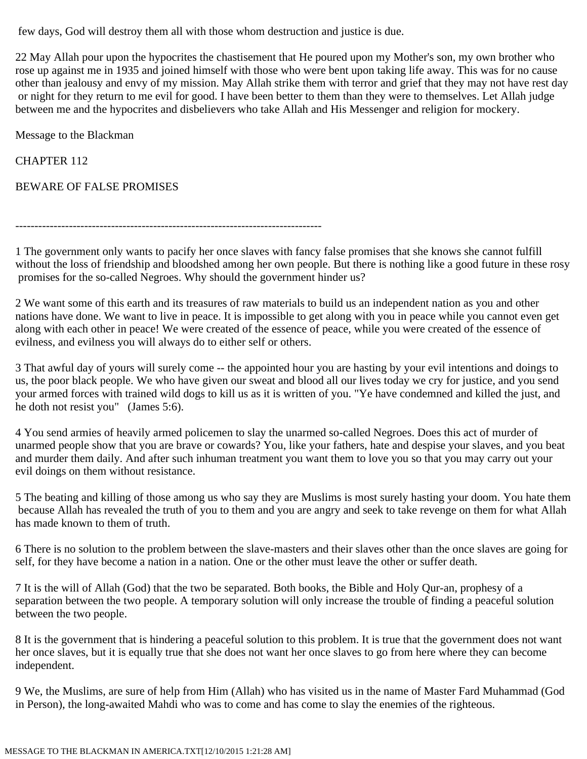few days, God will destroy them all with those whom destruction and justice is due.

22 May Allah pour upon the hypocrites the chastisement that He poured upon my Mother's son, my own brother who rose up against me in 1935 and joined himself with those who were bent upon taking life away. This was for no cause other than jealousy and envy of my mission. May Allah strike them with terror and grief that they may not have rest day or night for they return to me evil for good. I have been better to them than they were to themselves. Let Allah judge between me and the hypocrites and disbelievers who take Allah and His Messenger and religion for mockery.

Message to the Blackman

CHAPTER 112

BEWARE OF FALSE PROMISES

--------------------------------------------------------------------------------

1 The government only wants to pacify her once slaves with fancy false promises that she knows she cannot fulfill without the loss of friendship and bloodshed among her own people. But there is nothing like a good future in these rosy promises for the so-called Negroes. Why should the government hinder us?

2 We want some of this earth and its treasures of raw materials to build us an independent nation as you and other nations have done. We want to live in peace. It is impossible to get along with you in peace while you cannot even get along with each other in peace! We were created of the essence of peace, while you were created of the essence of evilness, and evilness you will always do to either self or others.

3 That awful day of yours will surely come -- the appointed hour you are hasting by your evil intentions and doings to us, the poor black people. We who have given our sweat and blood all our lives today we cry for justice, and you send your armed forces with trained wild dogs to kill us as it is written of you. "Ye have condemned and killed the just, and he doth not resist you" (James 5:6).

4 You send armies of heavily armed policemen to slay the unarmed so-called Negroes. Does this act of murder of unarmed people show that you are brave or cowards? You, like your fathers, hate and despise your slaves, and you beat and murder them daily. And after such inhuman treatment you want them to love you so that you may carry out your evil doings on them without resistance.

5 The beating and killing of those among us who say they are Muslims is most surely hasting your doom. You hate them because Allah has revealed the truth of you to them and you are angry and seek to take revenge on them for what Allah has made known to them of truth.

6 There is no solution to the problem between the slave-masters and their slaves other than the once slaves are going for self, for they have become a nation in a nation. One or the other must leave the other or suffer death.

7 It is the will of Allah (God) that the two be separated. Both books, the Bible and Holy Qur-an, prophesy of a separation between the two people. A temporary solution will only increase the trouble of finding a peaceful solution between the two people.

8 It is the government that is hindering a peaceful solution to this problem. It is true that the government does not want her once slaves, but it is equally true that she does not want her once slaves to go from here where they can become independent.

9 We, the Muslims, are sure of help from Him (Allah) who has visited us in the name of Master Fard Muhammad (God in Person), the long-awaited Mahdi who was to come and has come to slay the enemies of the righteous.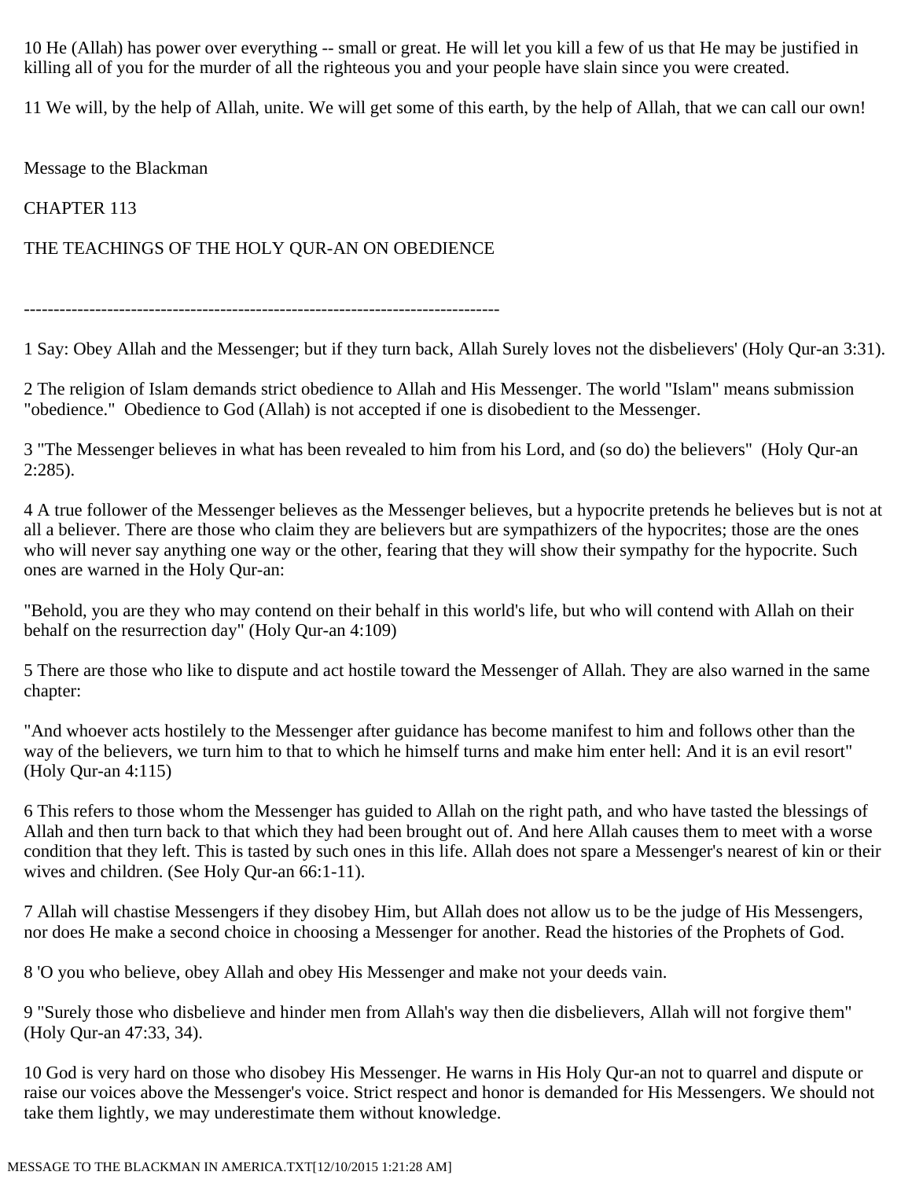10 He (Allah) has power over everything -- small or great. He will let you kill a few of us that He may be justified in killing all of you for the murder of all the righteous you and your people have slain since you were created.

11 We will, by the help of Allah, unite. We will get some of this earth, by the help of Allah, that we can call our own!

Message to the Blackman

CHAPTER 113

THE TEACHINGS OF THE HOLY QUR-AN ON OBEDIENCE

--------------------------------------------------------------------------------

1 Say: Obey Allah and the Messenger; but if they turn back, Allah Surely loves not the disbelievers' (Holy Qur-an 3:31).

2 The religion of Islam demands strict obedience to Allah and His Messenger. The world "Islam" means submission "obedience." Obedience to God (Allah) is not accepted if one is disobedient to the Messenger.

3 "The Messenger believes in what has been revealed to him from his Lord, and (so do) the believers" (Holy Qur-an 2:285).

4 A true follower of the Messenger believes as the Messenger believes, but a hypocrite pretends he believes but is not at all a believer. There are those who claim they are believers but are sympathizers of the hypocrites; those are the ones who will never say anything one way or the other, fearing that they will show their sympathy for the hypocrite. Such ones are warned in the Holy Qur-an:

"Behold, you are they who may contend on their behalf in this world's life, but who will contend with Allah on their behalf on the resurrection day" (Holy Qur-an 4:109)

5 There are those who like to dispute and act hostile toward the Messenger of Allah. They are also warned in the same chapter:

"And whoever acts hostilely to the Messenger after guidance has become manifest to him and follows other than the way of the believers, we turn him to that to which he himself turns and make him enter hell: And it is an evil resort" (Holy Qur-an 4:115)

6 This refers to those whom the Messenger has guided to Allah on the right path, and who have tasted the blessings of Allah and then turn back to that which they had been brought out of. And here Allah causes them to meet with a worse condition that they left. This is tasted by such ones in this life. Allah does not spare a Messenger's nearest of kin or their wives and children. (See Holy Qur-an 66:1-11).

7 Allah will chastise Messengers if they disobey Him, but Allah does not allow us to be the judge of His Messengers, nor does He make a second choice in choosing a Messenger for another. Read the histories of the Prophets of God.

8 'O you who believe, obey Allah and obey His Messenger and make not your deeds vain.

9 "Surely those who disbelieve and hinder men from Allah's way then die disbelievers, Allah will not forgive them" (Holy Qur-an 47:33, 34).

10 God is very hard on those who disobey His Messenger. He warns in His Holy Qur-an not to quarrel and dispute or raise our voices above the Messenger's voice. Strict respect and honor is demanded for His Messengers. We should not take them lightly, we may underestimate them without knowledge.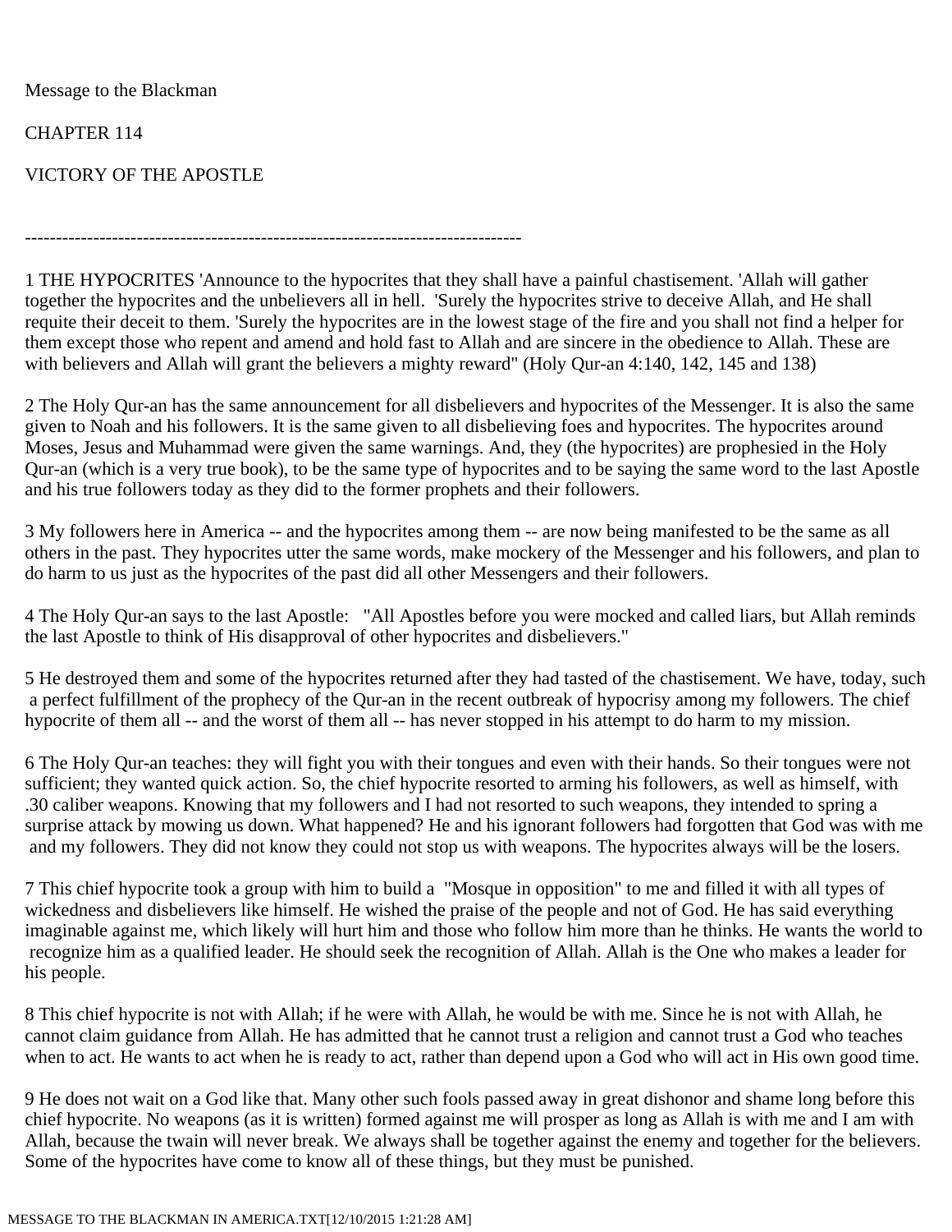Message to the Blackman

CHAPTER 114

VICTORY OF THE APOSTLE

--------------------------------------------------------------------------------

1 THE HYPOCRITES 'Announce to the hypocrites that they shall have a painful chastisement. 'Allah will gather together the hypocrites and the unbelievers all in hell. 'Surely the hypocrites strive to deceive Allah, and He shall requite their deceit to them. 'Surely the hypocrites are in the lowest stage of the fire and you shall not find a helper for them except those who repent and amend and hold fast to Allah and are sincere in the obedience to Allah. These are with believers and Allah will grant the believers a mighty reward" (Holy Qur-an 4:140, 142, 145 and 138)

2 The Holy Qur-an has the same announcement for all disbelievers and hypocrites of the Messenger. It is also the same given to Noah and his followers. It is the same given to all disbelieving foes and hypocrites. The hypocrites around Moses, Jesus and Muhammad were given the same warnings. And, they (the hypocrites) are prophesied in the Holy Qur-an (which is a very true book), to be the same type of hypocrites and to be saying the same word to the last Apostle and his true followers today as they did to the former prophets and their followers.

3 My followers here in America -- and the hypocrites among them -- are now being manifested to be the same as all others in the past. They hypocrites utter the same words, make mockery of the Messenger and his followers, and plan to do harm to us just as the hypocrites of the past did all other Messengers and their followers.

4 The Holy Qur-an says to the last Apostle: "All Apostles before you were mocked and called liars, but Allah reminds the last Apostle to think of His disapproval of other hypocrites and disbelievers."

5 He destroyed them and some of the hypocrites returned after they had tasted of the chastisement. We have, today, such a perfect fulfillment of the prophecy of the Qur-an in the recent outbreak of hypocrisy among my followers. The chief hypocrite of them all -- and the worst of them all -- has never stopped in his attempt to do harm to my mission.

6 The Holy Qur-an teaches: they will fight you with their tongues and even with their hands. So their tongues were not sufficient; they wanted quick action. So, the chief hypocrite resorted to arming his followers, as well as himself, with .30 caliber weapons. Knowing that my followers and I had not resorted to such weapons, they intended to spring a surprise attack by mowing us down. What happened? He and his ignorant followers had forgotten that God was with me and my followers. They did not know they could not stop us with weapons. The hypocrites always will be the losers.

7 This chief hypocrite took a group with him to build a "Mosque in opposition" to me and filled it with all types of wickedness and disbelievers like himself. He wished the praise of the people and not of God. He has said everything imaginable against me, which likely will hurt him and those who follow him more than he thinks. He wants the world to recognize him as a qualified leader. He should seek the recognition of Allah. Allah is the One who makes a leader for his people.

8 This chief hypocrite is not with Allah; if he were with Allah, he would be with me. Since he is not with Allah, he cannot claim guidance from Allah. He has admitted that he cannot trust a religion and cannot trust a God who teaches when to act. He wants to act when he is ready to act, rather than depend upon a God who will act in His own good time.

9 He does not wait on a God like that. Many other such fools passed away in great dishonor and shame long before this chief hypocrite. No weapons (as it is written) formed against me will prosper as long as Allah is with me and I am with Allah, because the twain will never break. We always shall be together against the enemy and together for the believers. Some of the hypocrites have come to know all of these things, but they must be punished.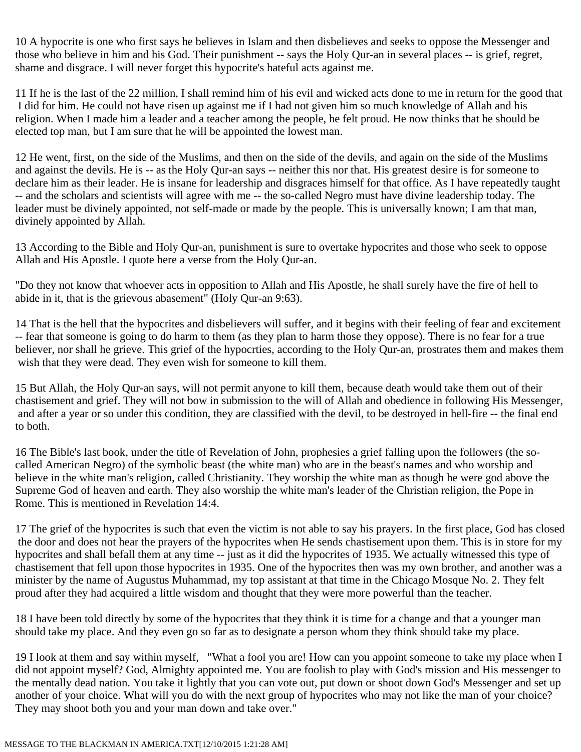10 A hypocrite is one who first says he believes in Islam and then disbelieves and seeks to oppose the Messenger and those who believe in him and his God. Their punishment -- says the Holy Qur-an in several places -- is grief, regret, shame and disgrace. I will never forget this hypocrite's hateful acts against me.

11 If he is the last of the 22 million, I shall remind him of his evil and wicked acts done to me in return for the good that I did for him. He could not have risen up against me if I had not given him so much knowledge of Allah and his religion. When I made him a leader and a teacher among the people, he felt proud. He now thinks that he should be elected top man, but I am sure that he will be appointed the lowest man.

12 He went, first, on the side of the Muslims, and then on the side of the devils, and again on the side of the Muslims and against the devils. He is -- as the Holy Qur-an says -- neither this nor that. His greatest desire is for someone to declare him as their leader. He is insane for leadership and disgraces himself for that office. As I have repeatedly taught -- and the scholars and scientists will agree with me -- the so-called Negro must have divine leadership today. The leader must be divinely appointed, not self-made or made by the people. This is universally known; I am that man, divinely appointed by Allah.

13 According to the Bible and Holy Qur-an, punishment is sure to overtake hypocrites and those who seek to oppose Allah and His Apostle. I quote here a verse from the Holy Qur-an.

"Do they not know that whoever acts in opposition to Allah and His Apostle, he shall surely have the fire of hell to abide in it, that is the grievous abasement" (Holy Qur-an 9:63).

14 That is the hell that the hypocrites and disbelievers will suffer, and it begins with their feeling of fear and excitement -- fear that someone is going to do harm to them (as they plan to harm those they oppose). There is no fear for a true believer, nor shall he grieve. This grief of the hypocrties, according to the Holy Qur-an, prostrates them and makes them wish that they were dead. They even wish for someone to kill them.

15 But Allah, the Holy Qur-an says, will not permit anyone to kill them, because death would take them out of their chastisement and grief. They will not bow in submission to the will of Allah and obedience in following His Messenger, and after a year or so under this condition, they are classified with the devil, to be destroyed in hell-fire -- the final end to both.

16 The Bible's last book, under the title of Revelation of John, prophesies a grief falling upon the followers (the so-called American Negro) of the symbolic beast (the white man) who are in the beast's names and who worship and believe in the white man's religion, called Christianity. They worship the white man as though he were god above the Supreme God of heaven and earth. They also worship the white man's leader of the Christian religion, the Pope in Rome. This is mentioned in Revelation 14:4.

17 The grief of the hypocrites is such that even the victim is not able to say his prayers. In the first place, God has closed the door and does not hear the prayers of the hypocrites when He sends chastisement upon them. This is in store for my hypocrites and shall befall them at any time -- just as it did the hypocrites of 1935. We actually witnessed this type of chastisement that fell upon those hypocrites in 1935. One of the hypocrites then was my own brother, and another was a minister by the name of Augustus Muhammad, my top assistant at that time in the Chicago Mosque No. 2. They felt proud after they had acquired a little wisdom and thought that they were more powerful than the teacher.

18 I have been told directly by some of the hypocrites that they think it is time for a change and that a younger man should take my place. And they even go so far as to designate a person whom they think should take my place.

19 I look at them and say within myself, "What a fool you are! How can you appoint someone to take my place when I did not appoint myself? God, Almighty appointed me. You are foolish to play with God's mission and His messenger to the mentally dead nation. You take it lightly that you can vote out, put down or shoot down God's Messenger and set up another of your choice. What will you do with the next group of hypocrites who may not like the man of your choice? They may shoot both you and your man down and take over."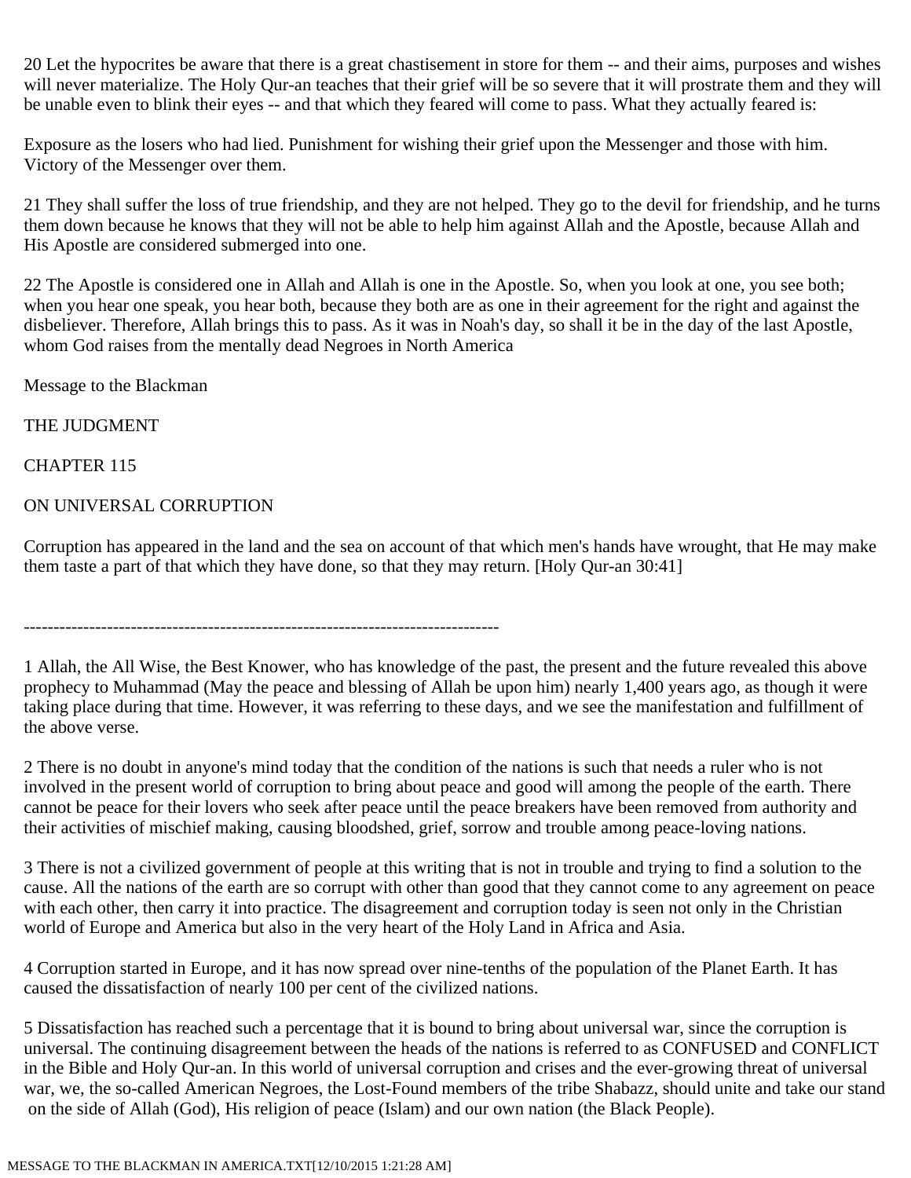20 Let the hypocrites be aware that there is a great chastisement in store for them -- and their aims, purposes and wishes will never materialize. The Holy Qur-an teaches that their grief will be so severe that it will prostrate them and they will be unable even to blink their eyes -- and that which they feared will come to pass. What they actually feared is:

Exposure as the losers who had lied. Punishment for wishing their grief upon the Messenger and those with him. Victory of the Messenger over them.

21 They shall suffer the loss of true friendship, and they are not helped. They go to the devil for friendship, and he turns them down because he knows that they will not be able to help him against Allah and the Apostle, because Allah and His Apostle are considered submerged into one.

22 The Apostle is considered one in Allah and Allah is one in the Apostle. So, when you look at one, you see both; when you hear one speak, you hear both, because they both are as one in their agreement for the right and against the disbeliever. Therefore, Allah brings this to pass. As it was in Noah's day, so shall it be in the day of the last Apostle, whom God raises from the mentally dead Negroes in North America

Message to the Blackman

THE JUDGMENT

CHAPTER 115

ON UNIVERSAL CORRUPTION

Corruption has appeared in the land and the sea on account of that which men's hands have wrought, that He may make them taste a part of that which they have done, so that they may return. [Holy Qur-an 30:41]

--------------------------------------------------------------------------------

1 Allah, the All Wise, the Best Knower, who has knowledge of the past, the present and the future revealed this above prophecy to Muhammad (May the peace and blessing of Allah be upon him) nearly 1,400 years ago, as though it were taking place during that time. However, it was referring to these days, and we see the manifestation and fulfillment of the above verse.

2 There is no doubt in anyone's mind today that the condition of the nations is such that needs a ruler who is not involved in the present world of corruption to bring about peace and good will among the people of the earth. There cannot be peace for their lovers who seek after peace until the peace breakers have been removed from authority and their activities of mischief making, causing bloodshed, grief, sorrow and trouble among peace-loving nations.

3 There is not a civilized government of people at this writing that is not in trouble and trying to find a solution to the cause. All the nations of the earth are so corrupt with other than good that they cannot come to any agreement on peace with each other, then carry it into practice. The disagreement and corruption today is seen not only in the Christian world of Europe and America but also in the very heart of the Holy Land in Africa and Asia.

4 Corruption started in Europe, and it has now spread over nine-tenths of the population of the Planet Earth. It has caused the dissatisfaction of nearly 100 per cent of the civilized nations.

5 Dissatisfaction has reached such a percentage that it is bound to bring about universal war, since the corruption is universal. The continuing disagreement between the heads of the nations is referred to as CONFUSED and CONFLICT in the Bible and Holy Qur-an. In this world of universal corruption and crises and the ever-growing threat of universal war, we, the so-called American Negroes, the Lost-Found members of the tribe Shabazz, should unite and take our stand on the side of Allah (God), His religion of peace (Islam) and our own nation (the Black People).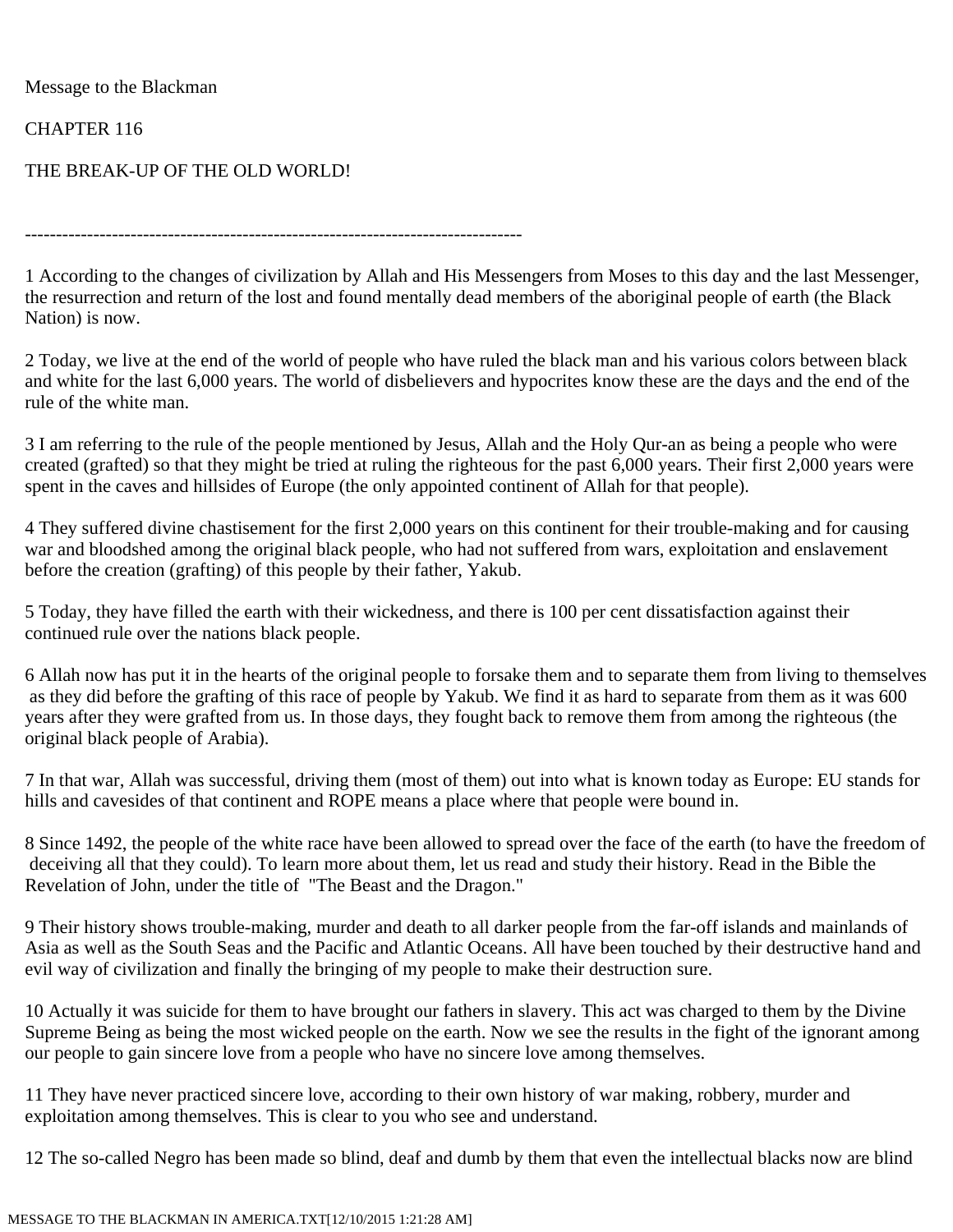Message to the Blackman

CHAPTER 116

THE BREAK-UP OF THE OLD WORLD!

--------------------------------------------------------------------------------

1 According to the changes of civilization by Allah and His Messengers from Moses to this day and the last Messenger, the resurrection and return of the lost and found mentally dead members of the aboriginal people of earth (the Black Nation) is now.

2 Today, we live at the end of the world of people who have ruled the black man and his various colors between black and white for the last 6,000 years. The world of disbelievers and hypocrites know these are the days and the end of the rule of the white man.

3 I am referring to the rule of the people mentioned by Jesus, Allah and the Holy Qur-an as being a people who were created (grafted) so that they might be tried at ruling the righteous for the past 6,000 years. Their first 2,000 years were spent in the caves and hillsides of Europe (the only appointed continent of Allah for that people).

4 They suffered divine chastisement for the first 2,000 years on this continent for their trouble-making and for causing war and bloodshed among the original black people, who had not suffered from wars, exploitation and enslavement before the creation (grafting) of this people by their father, Yakub.

5 Today, they have filled the earth with their wickedness, and there is 100 per cent dissatisfaction against their continued rule over the nations black people.

6 Allah now has put it in the hearts of the original people to forsake them and to separate them from living to themselves as they did before the grafting of this race of people by Yakub. We find it as hard to separate from them as it was 600 years after they were grafted from us. In those days, they fought back to remove them from among the righteous (the original black people of Arabia).

7 In that war, Allah was successful, driving them (most of them) out into what is known today as Europe: EU stands for hills and cavesides of that continent and ROPE means a place where that people were bound in.

8 Since 1492, the people of the white race have been allowed to spread over the face of the earth (to have the freedom of deceiving all that they could). To learn more about them, let us read and study their history. Read in the Bible the Revelation of John, under the title of "The Beast and the Dragon."

9 Their history shows trouble-making, murder and death to all darker people from the far-off islands and mainlands of Asia as well as the South Seas and the Pacific and Atlantic Oceans. All have been touched by their destructive hand and evil way of civilization and finally the bringing of my people to make their destruction sure.

10 Actually it was suicide for them to have brought our fathers in slavery. This act was charged to them by the Divine Supreme Being as being the most wicked people on the earth. Now we see the results in the fight of the ignorant among our people to gain sincere love from a people who have no sincere love among themselves.

11 They have never practiced sincere love, according to their own history of war making, robbery, murder and exploitation among themselves. This is clear to you who see and understand.

12 The so-called Negro has been made so blind, deaf and dumb by them that even the intellectual blacks now are blind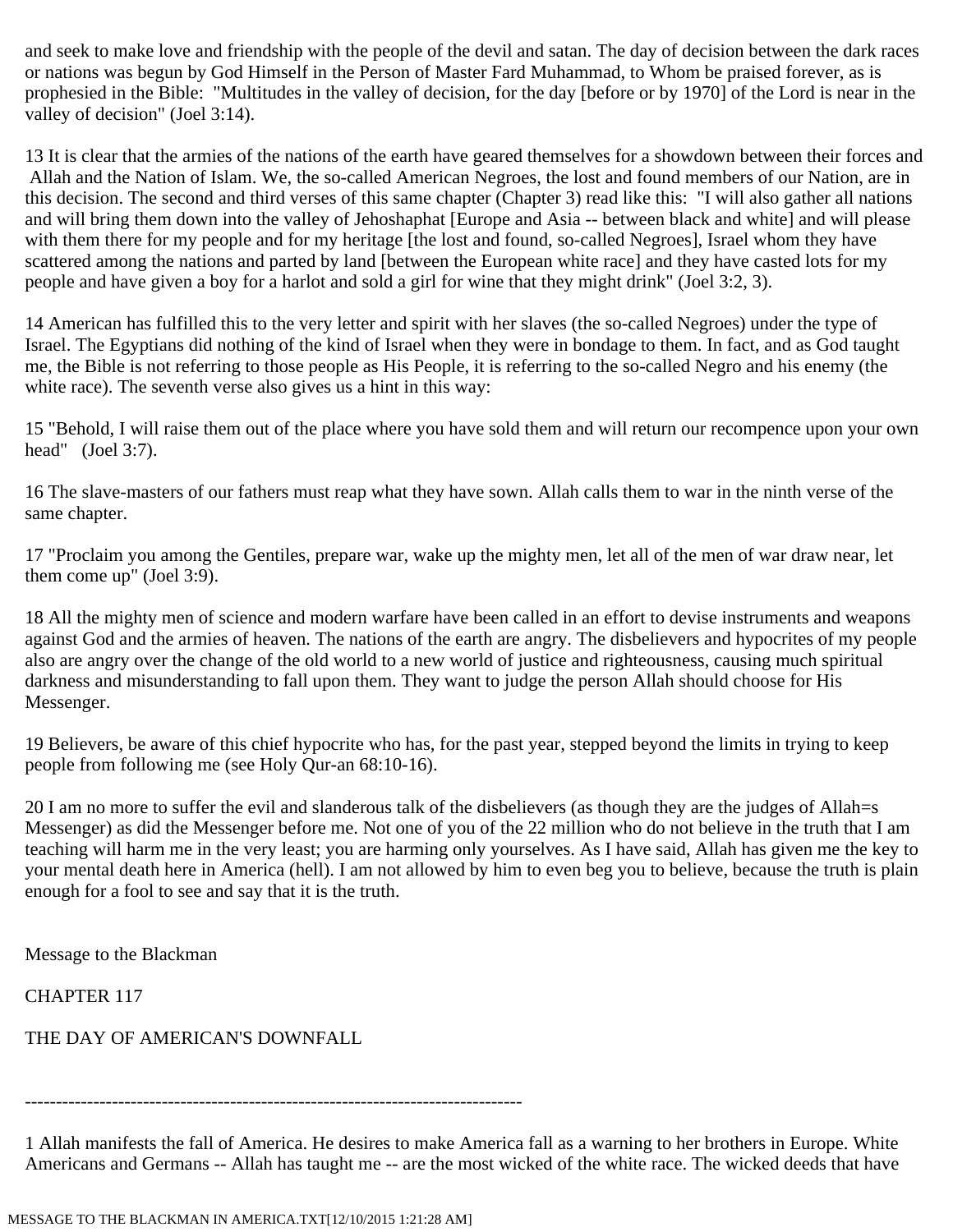and seek to make love and friendship with the people of the devil and satan. The day of decision between the dark races or nations was begun by God Himself in the Person of Master Fard Muhammad, to Whom be praised forever, as is prophesied in the Bible: "Multitudes in the valley of decision, for the day [before or by 1970] of the Lord is near in the valley of decision" (Joel 3:14).

13 It is clear that the armies of the nations of the earth have geared themselves for a showdown between their forces and Allah and the Nation of Islam. We, the so-called American Negroes, the lost and found members of our Nation, are in this decision. The second and third verses of this same chapter (Chapter 3) read like this: "I will also gather all nations and will bring them down into the valley of Jehoshaphat [Europe and Asia -- between black and white] and will please with them there for my people and for my heritage [the lost and found, so-called Negroes], Israel whom they have scattered among the nations and parted by land [between the European white race] and they have casted lots for my people and have given a boy for a harlot and sold a girl for wine that they might drink" (Joel 3:2, 3).

14 American has fulfilled this to the very letter and spirit with her slaves (the so-called Negroes) under the type of Israel. The Egyptians did nothing of the kind of Israel when they were in bondage to them. In fact, and as God taught me, the Bible is not referring to those people as His People, it is referring to the so-called Negro and his enemy (the white race). The seventh verse also gives us a hint in this way:

15 "Behold, I will raise them out of the place where you have sold them and will return our recompence upon your own head" (Joel 3:7).

16 The slave-masters of our fathers must reap what they have sown. Allah calls them to war in the ninth verse of the same chapter.

17 "Proclaim you among the Gentiles, prepare war, wake up the mighty men, let all of the men of war draw near, let them come up" (Joel 3:9).

18 All the mighty men of science and modern warfare have been called in an effort to devise instruments and weapons against God and the armies of heaven. The nations of the earth are angry. The disbelievers and hypocrites of my people also are angry over the change of the old world to a new world of justice and righteousness, causing much spiritual darkness and misunderstanding to fall upon them. They want to judge the person Allah should choose for His Messenger.

19 Believers, be aware of this chief hypocrite who has, for the past year, stepped beyond the limits in trying to keep people from following me (see Holy Qur-an 68:10-16).

20 I am no more to suffer the evil and slanderous talk of the disbelievers (as though they are the judges of Allah=s Messenger) as did the Messenger before me. Not one of you of the 22 million who do not believe in the truth that I am teaching will harm me in the very least; you are harming only yourselves. As I have said, Allah has given me the key to your mental death here in America (hell). I am not allowed by him to even beg you to believe, because the truth is plain enough for a fool to see and say that it is the truth.

Message to the Blackman

CHAPTER 117

THE DAY OF AMERICAN'S DOWNFALL

--------------------------------------------------------------------------------

1 Allah manifests the fall of America. He desires to make America fall as a warning to her brothers in Europe. White Americans and Germans -- Allah has taught me -- are the most wicked of the white race. The wicked deeds that have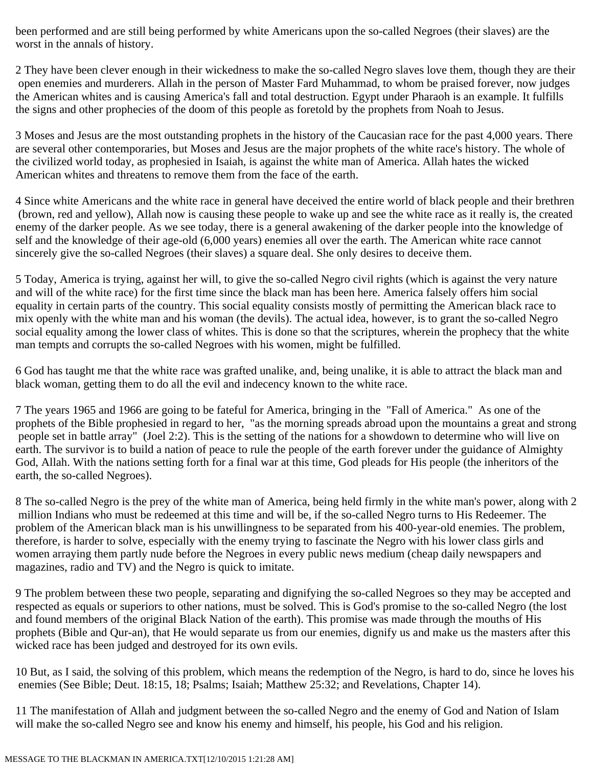been performed and are still being performed by white Americans upon the so-called Negroes (their slaves) are the worst in the annals of history.

2 They have been clever enough in their wickedness to make the so-called Negro slaves love them, though they are their open enemies and murderers. Allah in the person of Master Fard Muhammad, to whom be praised forever, now judges the American whites and is causing America's fall and total destruction. Egypt under Pharaoh is an example. It fulfills the signs and other prophecies of the doom of this people as foretold by the prophets from Noah to Jesus.

3 Moses and Jesus are the most outstanding prophets in the history of the Caucasian race for the past 4,000 years. There are several other contemporaries, but Moses and Jesus are the major prophets of the white race's history. The whole of the civilized world today, as prophesied in Isaiah, is against the white man of America. Allah hates the wicked American whites and threatens to remove them from the face of the earth.

4 Since white Americans and the white race in general have deceived the entire world of black people and their brethren (brown, red and yellow), Allah now is causing these people to wake up and see the white race as it really is, the created enemy of the darker people. As we see today, there is a general awakening of the darker people into the knowledge of self and the knowledge of their age-old (6,000 years) enemies all over the earth. The American white race cannot sincerely give the so-called Negroes (their slaves) a square deal. She only desires to deceive them.

5 Today, America is trying, against her will, to give the so-called Negro civil rights (which is against the very nature and will of the white race) for the first time since the black man has been here. America falsely offers him social equality in certain parts of the country. This social equality consists mostly of permitting the American black race to mix openly with the white man and his woman (the devils). The actual idea, however, is to grant the so-called Negro social equality among the lower class of whites. This is done so that the scriptures, wherein the prophecy that the white man tempts and corrupts the so-called Negroes with his women, might be fulfilled.

6 God has taught me that the white race was grafted unalike, and, being unalike, it is able to attract the black man and black woman, getting them to do all the evil and indecency known to the white race.

7 The years 1965 and 1966 are going to be fateful for America, bringing in the "Fall of America." As one of the prophets of the Bible prophesied in regard to her, "as the morning spreads abroad upon the mountains a great and strong people set in battle array" (Joel 2:2). This is the setting of the nations for a showdown to determine who will live on earth. The survivor is to build a nation of peace to rule the people of the earth forever under the guidance of Almighty God, Allah. With the nations setting forth for a final war at this time, God pleads for His people (the inheritors of the earth, the so-called Negroes).

8 The so-called Negro is the prey of the white man of America, being held firmly in the white man's power, along with 2 million Indians who must be redeemed at this time and will be, if the so-called Negro turns to His Redeemer. The problem of the American black man is his unwillingness to be separated from his 400-year-old enemies. The problem, therefore, is harder to solve, especially with the enemy trying to fascinate the Negro with his lower class girls and women arraying them partly nude before the Negroes in every public news medium (cheap daily newspapers and magazines, radio and TV) and the Negro is quick to imitate.

9 The problem between these two people, separating and dignifying the so-called Negroes so they may be accepted and respected as equals or superiors to other nations, must be solved. This is God's promise to the so-called Negro (the lost and found members of the original Black Nation of the earth). This promise was made through the mouths of His prophets (Bible and Qur-an), that He would separate us from our enemies, dignify us and make us the masters after this wicked race has been judged and destroyed for its own evils.

10 But, as I said, the solving of this problem, which means the redemption of the Negro, is hard to do, since he loves his enemies (See Bible; Deut. 18:15, 18; Psalms; Isaiah; Matthew 25:32; and Revelations, Chapter 14).

11 The manifestation of Allah and judgment between the so-called Negro and the enemy of God and Nation of Islam will make the so-called Negro see and know his enemy and himself, his people, his God and his religion.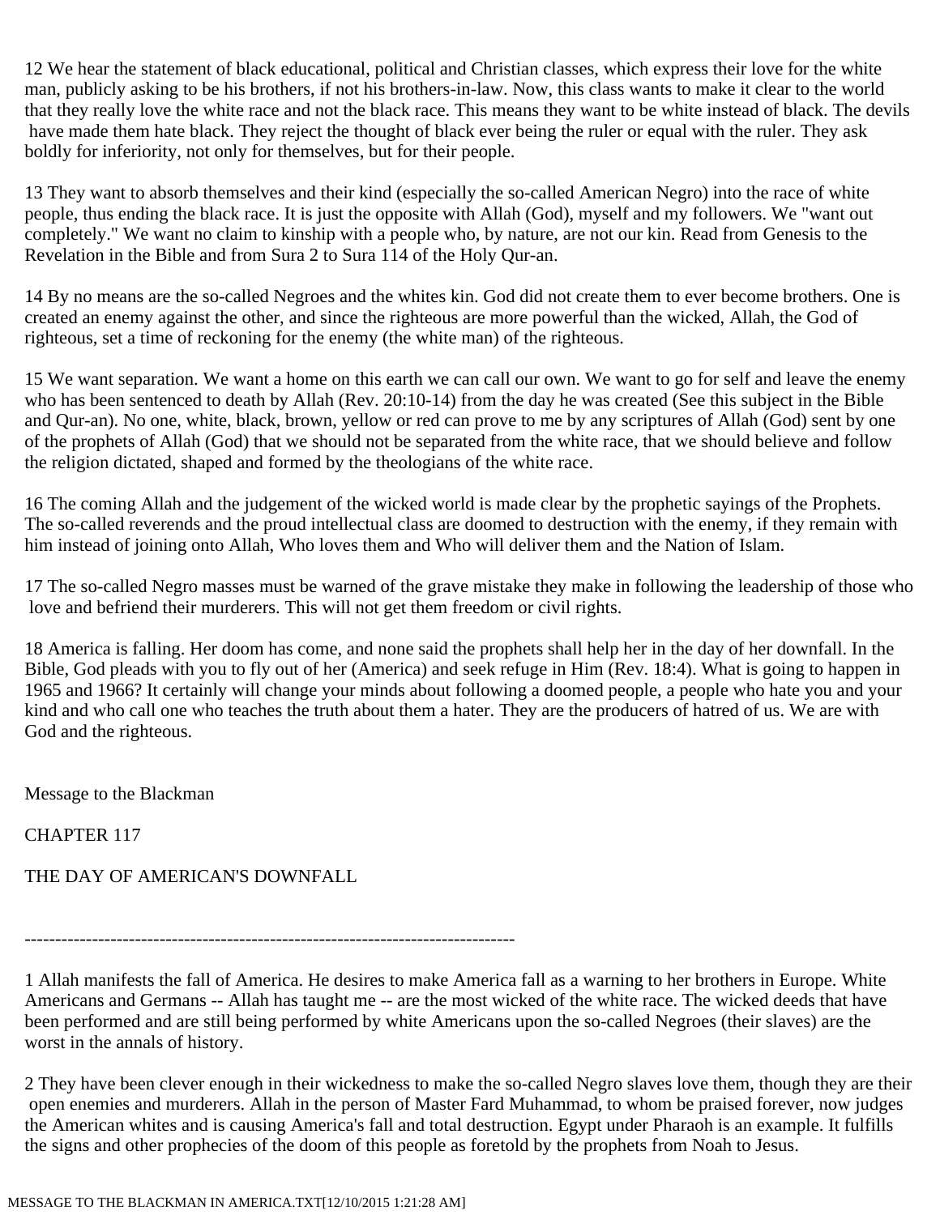12 We hear the statement of black educational, political and Christian classes, which express their love for the white man, publicly asking to be his brothers, if not his brothers-in-law. Now, this class wants to make it clear to the world that they really love the white race and not the black race. This means they want to be white instead of black. The devils have made them hate black. They reject the thought of black ever being the ruler or equal with the ruler. They ask boldly for inferiority, not only for themselves, but for their people.

13 They want to absorb themselves and their kind (especially the so-called American Negro) into the race of white people, thus ending the black race. It is just the opposite with Allah (God), myself and my followers. We "want out completely." We want no claim to kinship with a people who, by nature, are not our kin. Read from Genesis to the Revelation in the Bible and from Sura 2 to Sura 114 of the Holy Qur-an.

14 By no means are the so-called Negroes and the whites kin. God did not create them to ever become brothers. One is created an enemy against the other, and since the righteous are more powerful than the wicked, Allah, the God of righteous, set a time of reckoning for the enemy (the white man) of the righteous.

15 We want separation. We want a home on this earth we can call our own. We want to go for self and leave the enemy who has been sentenced to death by Allah (Rev. 20:10-14) from the day he was created (See this subject in the Bible and Qur-an). No one, white, black, brown, yellow or red can prove to me by any scriptures of Allah (God) sent by one of the prophets of Allah (God) that we should not be separated from the white race, that we should believe and follow the religion dictated, shaped and formed by the theologians of the white race.

16 The coming Allah and the judgement of the wicked world is made clear by the prophetic sayings of the Prophets. The so-called reverends and the proud intellectual class are doomed to destruction with the enemy, if they remain with him instead of joining onto Allah, Who loves them and Who will deliver them and the Nation of Islam.

17 The so-called Negro masses must be warned of the grave mistake they make in following the leadership of those who love and befriend their murderers. This will not get them freedom or civil rights.

18 America is falling. Her doom has come, and none said the prophets shall help her in the day of her downfall. In the Bible, God pleads with you to fly out of her (America) and seek refuge in Him (Rev. 18:4). What is going to happen in 1965 and 1966? It certainly will change your minds about following a doomed people, a people who hate you and your kind and who call one who teaches the truth about them a hater. They are the producers of hatred of us. We are with God and the righteous.

Message to the Blackman

CHAPTER 117

THE DAY OF AMERICAN'S DOWNFALL

--------------------------------------------------------------------------------

1 Allah manifests the fall of America. He desires to make America fall as a warning to her brothers in Europe. White Americans and Germans -- Allah has taught me -- are the most wicked of the white race. The wicked deeds that have been performed and are still being performed by white Americans upon the so-called Negroes (their slaves) are the worst in the annals of history.

2 They have been clever enough in their wickedness to make the so-called Negro slaves love them, though they are their open enemies and murderers. Allah in the person of Master Fard Muhammad, to whom be praised forever, now judges the American whites and is causing America's fall and total destruction. Egypt under Pharaoh is an example. It fulfills the signs and other prophecies of the doom of this people as foretold by the prophets from Noah to Jesus.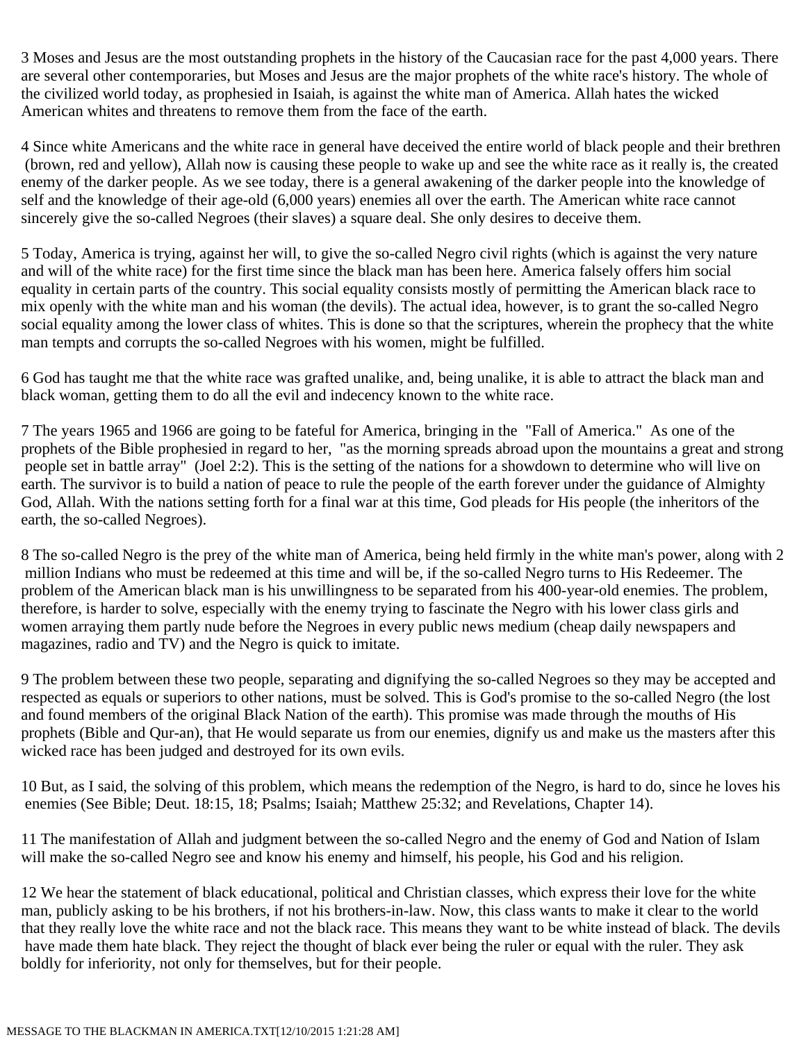3 Moses and Jesus are the most outstanding prophets in the history of the Caucasian race for the past 4,000 years. There are several other contemporaries, but Moses and Jesus are the major prophets of the white race's history. The whole of the civilized world today, as prophesied in Isaiah, is against the white man of America. Allah hates the wicked American whites and threatens to remove them from the face of the earth.

4 Since white Americans and the white race in general have deceived the entire world of black people and their brethren (brown, red and yellow), Allah now is causing these people to wake up and see the white race as it really is, the created enemy of the darker people. As we see today, there is a general awakening of the darker people into the knowledge of self and the knowledge of their age-old (6,000 years) enemies all over the earth. The American white race cannot sincerely give the so-called Negroes (their slaves) a square deal. She only desires to deceive them.

5 Today, America is trying, against her will, to give the so-called Negro civil rights (which is against the very nature and will of the white race) for the first time since the black man has been here. America falsely offers him social equality in certain parts of the country. This social equality consists mostly of permitting the American black race to mix openly with the white man and his woman (the devils). The actual idea, however, is to grant the so-called Negro social equality among the lower class of whites. This is done so that the scriptures, wherein the prophecy that the white man tempts and corrupts the so-called Negroes with his women, might be fulfilled.

6 God has taught me that the white race was grafted unalike, and, being unalike, it is able to attract the black man and black woman, getting them to do all the evil and indecency known to the white race.

7 The years 1965 and 1966 are going to be fateful for America, bringing in the "Fall of America." As one of the prophets of the Bible prophesied in regard to her, "as the morning spreads abroad upon the mountains a great and strong people set in battle array" (Joel 2:2). This is the setting of the nations for a showdown to determine who will live on earth. The survivor is to build a nation of peace to rule the people of the earth forever under the guidance of Almighty God, Allah. With the nations setting forth for a final war at this time, God pleads for His people (the inheritors of the earth, the so-called Negroes).

8 The so-called Negro is the prey of the white man of America, being held firmly in the white man's power, along with 2 million Indians who must be redeemed at this time and will be, if the so-called Negro turns to His Redeemer. The problem of the American black man is his unwillingness to be separated from his 400-year-old enemies. The problem, therefore, is harder to solve, especially with the enemy trying to fascinate the Negro with his lower class girls and women arraying them partly nude before the Negroes in every public news medium (cheap daily newspapers and magazines, radio and TV) and the Negro is quick to imitate.

9 The problem between these two people, separating and dignifying the so-called Negroes so they may be accepted and respected as equals or superiors to other nations, must be solved. This is God's promise to the so-called Negro (the lost and found members of the original Black Nation of the earth). This promise was made through the mouths of His prophets (Bible and Qur-an), that He would separate us from our enemies, dignify us and make us the masters after this wicked race has been judged and destroyed for its own evils.

10 But, as I said, the solving of this problem, which means the redemption of the Negro, is hard to do, since he loves his enemies (See Bible; Deut. 18:15, 18; Psalms; Isaiah; Matthew 25:32; and Revelations, Chapter 14).

11 The manifestation of Allah and judgment between the so-called Negro and the enemy of God and Nation of Islam will make the so-called Negro see and know his enemy and himself, his people, his God and his religion.

12 We hear the statement of black educational, political and Christian classes, which express their love for the white man, publicly asking to be his brothers, if not his brothers-in-law. Now, this class wants to make it clear to the world that they really love the white race and not the black race. This means they want to be white instead of black. The devils have made them hate black. They reject the thought of black ever being the ruler or equal with the ruler. They ask boldly for inferiority, not only for themselves, but for their people.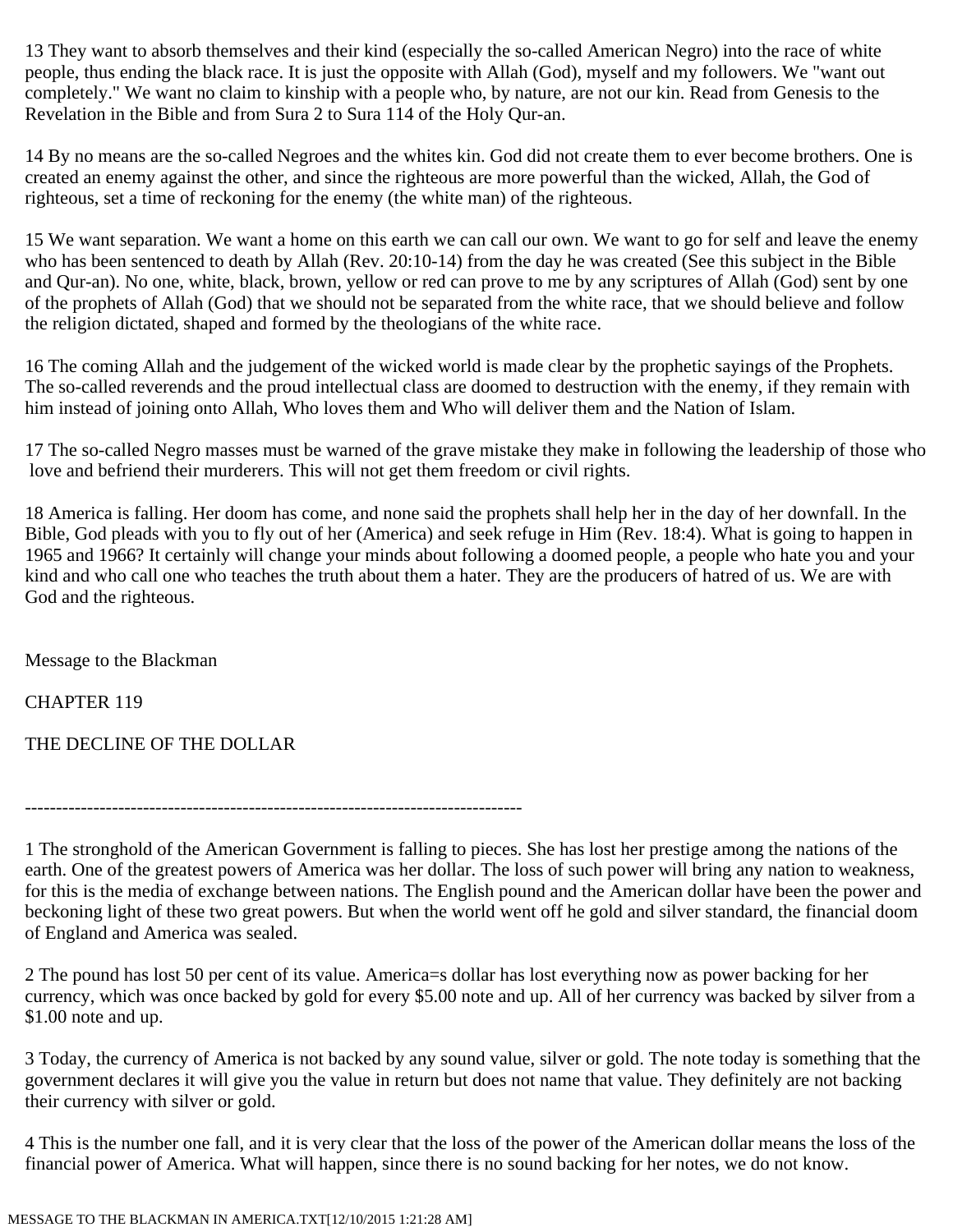13 They want to absorb themselves and their kind (especially the so-called American Negro) into the race of white people, thus ending the black race. It is just the opposite with Allah (God), myself and my followers. We "want out completely." We want no claim to kinship with a people who, by nature, are not our kin. Read from Genesis to the Revelation in the Bible and from Sura 2 to Sura 114 of the Holy Qur-an.

14 By no means are the so-called Negroes and the whites kin. God did not create them to ever become brothers. One is created an enemy against the other, and since the righteous are more powerful than the wicked, Allah, the God of righteous, set a time of reckoning for the enemy (the white man) of the righteous.

15 We want separation. We want a home on this earth we can call our own. We want to go for self and leave the enemy who has been sentenced to death by Allah (Rev. 20:10-14) from the day he was created (See this subject in the Bible and Qur-an). No one, white, black, brown, yellow or red can prove to me by any scriptures of Allah (God) sent by one of the prophets of Allah (God) that we should not be separated from the white race, that we should believe and follow the religion dictated, shaped and formed by the theologians of the white race.

16 The coming Allah and the judgement of the wicked world is made clear by the prophetic sayings of the Prophets. The so-called reverends and the proud intellectual class are doomed to destruction with the enemy, if they remain with him instead of joining onto Allah, Who loves them and Who will deliver them and the Nation of Islam.

17 The so-called Negro masses must be warned of the grave mistake they make in following the leadership of those who love and befriend their murderers. This will not get them freedom or civil rights.

18 America is falling. Her doom has come, and none said the prophets shall help her in the day of her downfall. In the Bible, God pleads with you to fly out of her (America) and seek refuge in Him (Rev. 18:4). What is going to happen in 1965 and 1966? It certainly will change your minds about following a doomed people, a people who hate you and your kind and who call one who teaches the truth about them a hater. They are the producers of hatred of us. We are with God and the righteous.

Message to the Blackman

CHAPTER 119

THE DECLINE OF THE DOLLAR

--------------------------------------------------------------------------------

1 The stronghold of the American Government is falling to pieces. She has lost her prestige among the nations of the earth. One of the greatest powers of America was her dollar. The loss of such power will bring any nation to weakness, for this is the media of exchange between nations. The English pound and the American dollar have been the power and beckoning light of these two great powers. But when the world went off he gold and silver standard, the financial doom of England and America was sealed.

2 The pound has lost 50 per cent of its value. America=s dollar has lost everything now as power backing for her currency, which was once backed by gold for every $5.00 note and up. All of her currency was backed by silver from a $1.00 note and up.

3 Today, the currency of America is not backed by any sound value, silver or gold. The note today is something that the government declares it will give you the value in return but does not name that value. They definitely are not backing their currency with silver or gold.

4 This is the number one fall, and it is very clear that the loss of the power of the American dollar means the loss of the financial power of America. What will happen, since there is no sound backing for her notes, we do not know.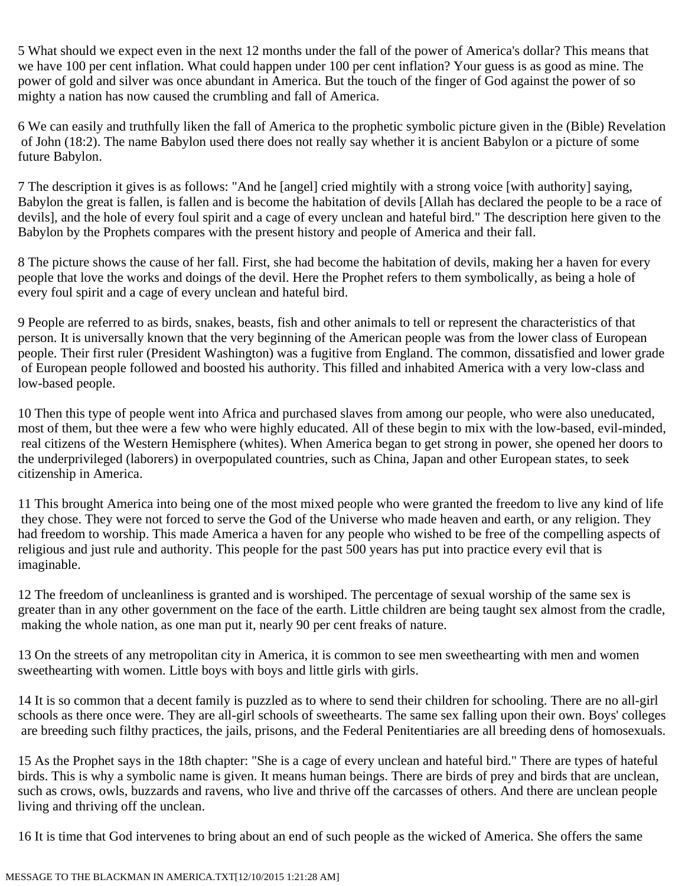5 What should we expect even in the next 12 months under the fall of the power of America's dollar? This means that we have 100 per cent inflation. What could happen under 100 per cent inflation? Your guess is as good as mine. The power of gold and silver was once abundant in America. But the touch of the finger of God against the power of so mighty a nation has now caused the crumbling and fall of America.

6 We can easily and truthfully liken the fall of America to the prophetic symbolic picture given in the (Bible) Revelation of John (18:2). The name Babylon used there does not really say whether it is ancient Babylon or a picture of some future Babylon.

7 The description it gives is as follows: "And he [angel] cried mightily with a strong voice [with authority] saying, Babylon the great is fallen, is fallen and is become the habitation of devils [Allah has declared the people to be a race of devils], and the hole of every foul spirit and a cage of every unclean and hateful bird." The description here given to the Babylon by the Prophets compares with the present history and people of America and their fall.

8 The picture shows the cause of her fall. First, she had become the habitation of devils, making her a haven for every people that love the works and doings of the devil. Here the Prophet refers to them symbolically, as being a hole of every foul spirit and a cage of every unclean and hateful bird.

9 People are referred to as birds, snakes, beasts, fish and other animals to tell or represent the characteristics of that person. It is universally known that the very beginning of the American people was from the lower class of European people. Their first ruler (President Washington) was a fugitive from England. The common, dissatisfied and lower grade of European people followed and boosted his authority. This filled and inhabited America with a very low-class and low-based people.

10 Then this type of people went into Africa and purchased slaves from among our people, who were also uneducated, most of them, but thee were a few who were highly educated. All of these begin to mix with the low-based, evil-minded, real citizens of the Western Hemisphere (whites). When America began to get strong in power, she opened her doors to the underprivileged (laborers) in overpopulated countries, such as China, Japan and other European states, to seek citizenship in America.

11 This brought America into being one of the most mixed people who were granted the freedom to live any kind of life they chose. They were not forced to serve the God of the Universe who made heaven and earth, or any religion. They had freedom to worship. This made America a haven for any people who wished to be free of the compelling aspects of religious and just rule and authority. This people for the past 500 years has put into practice every evil that is imaginable.

12 The freedom of uncleanliness is granted and is worshiped. The percentage of sexual worship of the same sex is greater than in any other government on the face of the earth. Little children are being taught sex almost from the cradle, making the whole nation, as one man put it, nearly 90 per cent freaks of nature.

13 On the streets of any metropolitan city in America, it is common to see men sweethearting with men and women sweethearting with women. Little boys with boys and little girls with girls.

14 It is so common that a decent family is puzzled as to where to send their children for schooling. There are no all-girl schools as there once were. They are all-girl schools of sweethearts. The same sex falling upon their own. Boys' colleges are breeding such filthy practices, the jails, prisons, and the Federal Penitentiaries are all breeding dens of homosexuals.

15 As the Prophet says in the 18th chapter: "She is a cage of every unclean and hateful bird." There are types of hateful birds. This is why a symbolic name is given. It means human beings. There are birds of prey and birds that are unclean, such as crows, owls, buzzards and ravens, who live and thrive off the carcasses of others. And there are unclean people living and thriving off the unclean.

16 It is time that God intervenes to bring about an end of such people as the wicked of America. She offers the same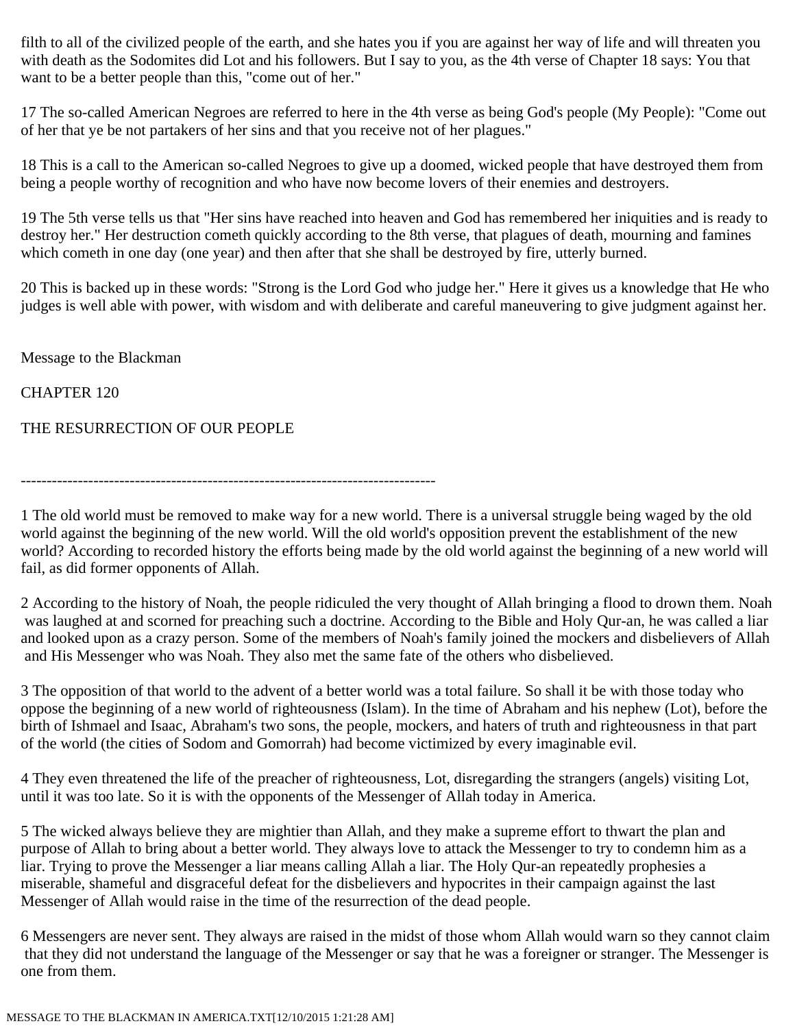filth to all of the civilized people of the earth, and she hates you if you are against her way of life and will threaten you with death as the Sodomites did Lot and his followers. But I say to you, as the 4th verse of Chapter 18 says: You that want to be a better people than this, "come out of her."

17 The so-called American Negroes are referred to here in the 4th verse as being God's people (My People): "Come out of her that ye be not partakers of her sins and that you receive not of her plagues."

18 This is a call to the American so-called Negroes to give up a doomed, wicked people that have destroyed them from being a people worthy of recognition and who have now become lovers of their enemies and destroyers.

19 The 5th verse tells us that "Her sins have reached into heaven and God has remembered her iniquities and is ready to destroy her." Her destruction cometh quickly according to the 8th verse, that plagues of death, mourning and famines which cometh in one day (one year) and then after that she shall be destroyed by fire, utterly burned.

20 This is backed up in these words: "Strong is the Lord God who judge her." Here it gives us a knowledge that He who judges is well able with power, with wisdom and with deliberate and careful maneuvering to give judgment against her.

Message to the Blackman

CHAPTER 120

THE RESURRECTION OF OUR PEOPLE

--------------------------------------------------------------------------------

1 The old world must be removed to make way for a new world. There is a universal struggle being waged by the old world against the beginning of the new world. Will the old world's opposition prevent the establishment of the new world? According to recorded history the efforts being made by the old world against the beginning of a new world will fail, as did former opponents of Allah.

2 According to the history of Noah, the people ridiculed the very thought of Allah bringing a flood to drown them. Noah was laughed at and scorned for preaching such a doctrine. According to the Bible and Holy Qur-an, he was called a liar and looked upon as a crazy person. Some of the members of Noah's family joined the mockers and disbelievers of Allah and His Messenger who was Noah. They also met the same fate of the others who disbelieved.

3 The opposition of that world to the advent of a better world was a total failure. So shall it be with those today who oppose the beginning of a new world of righteousness (Islam). In the time of Abraham and his nephew (Lot), before the birth of Ishmael and Isaac, Abraham's two sons, the people, mockers, and haters of truth and righteousness in that part of the world (the cities of Sodom and Gomorrah) had become victimized by every imaginable evil.

4 They even threatened the life of the preacher of righteousness, Lot, disregarding the strangers (angels) visiting Lot, until it was too late. So it is with the opponents of the Messenger of Allah today in America.

5 The wicked always believe they are mightier than Allah, and they make a supreme effort to thwart the plan and purpose of Allah to bring about a better world. They always love to attack the Messenger to try to condemn him as a liar. Trying to prove the Messenger a liar means calling Allah a liar. The Holy Qur-an repeatedly prophesies a miserable, shameful and disgraceful defeat for the disbelievers and hypocrites in their campaign against the last Messenger of Allah would raise in the time of the resurrection of the dead people.

6 Messengers are never sent. They always are raised in the midst of those whom Allah would warn so they cannot claim that they did not understand the language of the Messenger or say that he was a foreigner or stranger. The Messenger is one from them.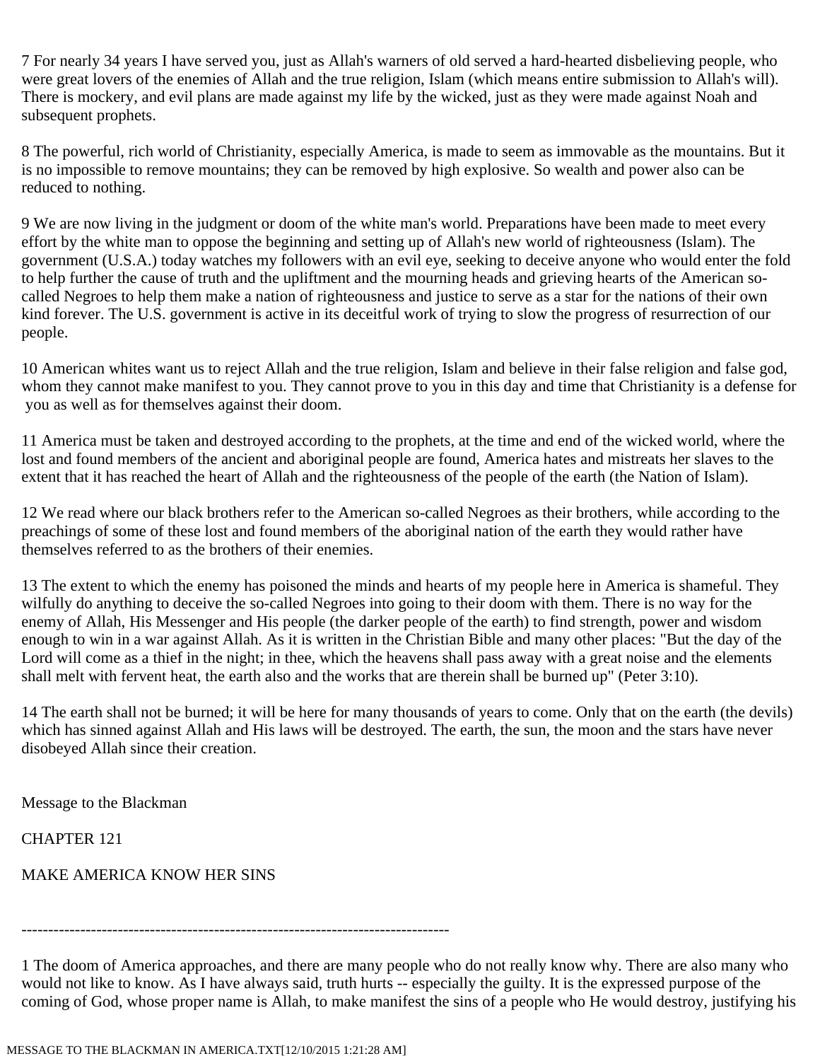7 For nearly 34 years I have served you, just as Allah's warners of old served a hard-hearted disbelieving people, who were great lovers of the enemies of Allah and the true religion, Islam (which means entire submission to Allah's will). There is mockery, and evil plans are made against my life by the wicked, just as they were made against Noah and subsequent prophets.

8 The powerful, rich world of Christianity, especially America, is made to seem as immovable as the mountains. But it is no impossible to remove mountains; they can be removed by high explosive. So wealth and power also can be reduced to nothing.

9 We are now living in the judgment or doom of the white man's world. Preparations have been made to meet every effort by the white man to oppose the beginning and setting up of Allah's new world of righteousness (Islam). The government (U.S.A.) today watches my followers with an evil eye, seeking to deceive anyone who would enter the fold to help further the cause of truth and the upliftment and the mourning heads and grieving hearts of the American so-called Negroes to help them make a nation of righteousness and justice to serve as a star for the nations of their own kind forever. The U.S. government is active in its deceitful work of trying to slow the progress of resurrection of our people.

10 American whites want us to reject Allah and the true religion, Islam and believe in their false religion and false god, whom they cannot make manifest to you. They cannot prove to you in this day and time that Christianity is a defense for you as well as for themselves against their doom.

11 America must be taken and destroyed according to the prophets, at the time and end of the wicked world, where the lost and found members of the ancient and aboriginal people are found, America hates and mistreats her slaves to the extent that it has reached the heart of Allah and the righteousness of the people of the earth (the Nation of Islam).

12 We read where our black brothers refer to the American so-called Negroes as their brothers, while according to the preachings of some of these lost and found members of the aboriginal nation of the earth they would rather have themselves referred to as the brothers of their enemies.

13 The extent to which the enemy has poisoned the minds and hearts of my people here in America is shameful. They wilfully do anything to deceive the so-called Negroes into going to their doom with them. There is no way for the enemy of Allah, His Messenger and His people (the darker people of the earth) to find strength, power and wisdom enough to win in a war against Allah. As it is written in the Christian Bible and many other places: "But the day of the Lord will come as a thief in the night; in thee, which the heavens shall pass away with a great noise and the elements shall melt with fervent heat, the earth also and the works that are therein shall be burned up" (Peter 3:10).

14 The earth shall not be burned; it will be here for many thousands of years to come. Only that on the earth (the devils) which has sinned against Allah and His laws will be destroyed. The earth, the sun, the moon and the stars have never disobeyed Allah since their creation.

Message to the Blackman

CHAPTER 121

MAKE AMERICA KNOW HER SINS

--------------------------------------------------------------------------------

1 The doom of America approaches, and there are many people who do not really know why. There are also many who would not like to know. As I have always said, truth hurts -- especially the guilty. It is the expressed purpose of the coming of God, whose proper name is Allah, to make manifest the sins of a people who He would destroy, justifying his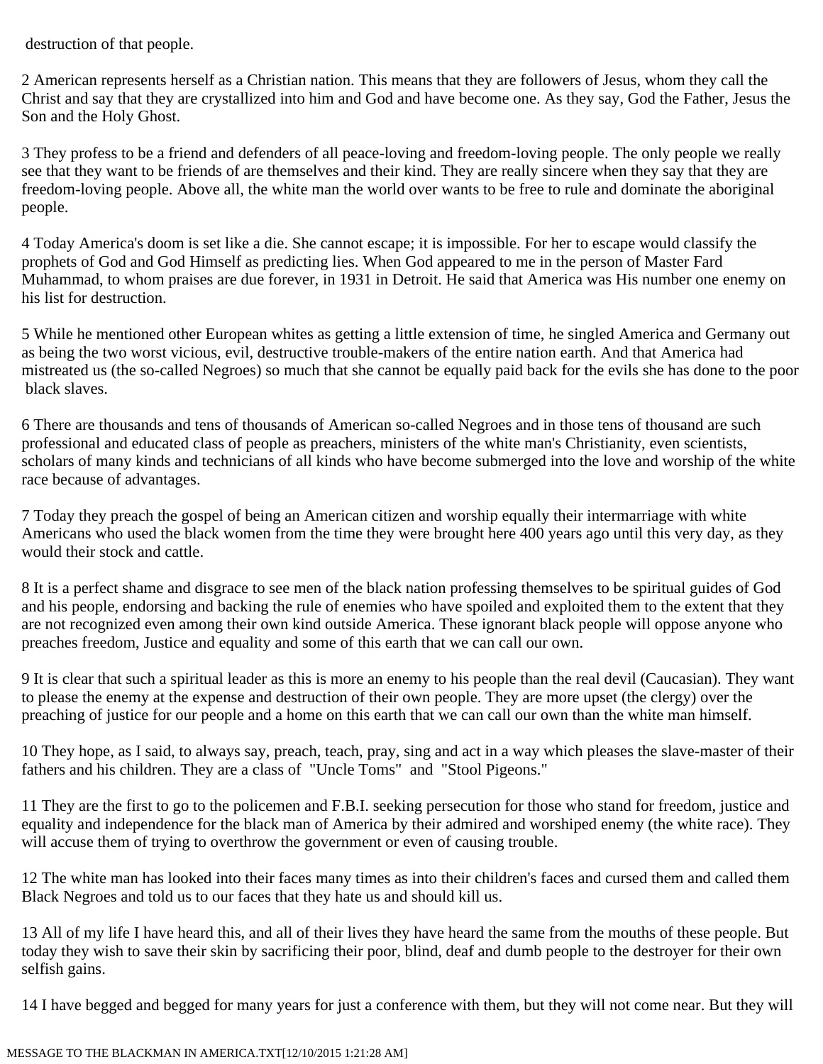destruction of that people.

2 American represents herself as a Christian nation. This means that they are followers of Jesus, whom they call the Christ and say that they are crystallized into him and God and have become one. As they say, God the Father, Jesus the Son and the Holy Ghost.

3 They profess to be a friend and defenders of all peace-loving and freedom-loving people. The only people we really see that they want to be friends of are themselves and their kind. They are really sincere when they say that they are freedom-loving people. Above all, the white man the world over wants to be free to rule and dominate the aboriginal people.

4 Today America's doom is set like a die. She cannot escape; it is impossible. For her to escape would classify the prophets of God and God Himself as predicting lies. When God appeared to me in the person of Master Fard Muhammad, to whom praises are due forever, in 1931 in Detroit. He said that America was His number one enemy on his list for destruction.

5 While he mentioned other European whites as getting a little extension of time, he singled America and Germany out as being the two worst vicious, evil, destructive trouble-makers of the entire nation earth. And that America had mistreated us (the so-called Negroes) so much that she cannot be equally paid back for the evils she has done to the poor black slaves.

6 There are thousands and tens of thousands of American so-called Negroes and in those tens of thousand are such professional and educated class of people as preachers, ministers of the white man's Christianity, even scientists, scholars of many kinds and technicians of all kinds who have become submerged into the love and worship of the white race because of advantages.

7 Today they preach the gospel of being an American citizen and worship equally their intermarriage with white Americans who used the black women from the time they were brought here 400 years ago until this very day, as they would their stock and cattle.

8 It is a perfect shame and disgrace to see men of the black nation professing themselves to be spiritual guides of God and his people, endorsing and backing the rule of enemies who have spoiled and exploited them to the extent that they are not recognized even among their own kind outside America. These ignorant black people will oppose anyone who preaches freedom, Justice and equality and some of this earth that we can call our own.

9 It is clear that such a spiritual leader as this is more an enemy to his people than the real devil (Caucasian). They want to please the enemy at the expense and destruction of their own people. They are more upset (the clergy) over the preaching of justice for our people and a home on this earth that we can call our own than the white man himself.

10 They hope, as I said, to always say, preach, teach, pray, sing and act in a way which pleases the slave-master of their fathers and his children. They are a class of "Uncle Toms" and "Stool Pigeons."

11 They are the first to go to the policemen and F.B.I. seeking persecution for those who stand for freedom, justice and equality and independence for the black man of America by their admired and worshiped enemy (the white race). They will accuse them of trying to overthrow the government or even of causing trouble.

12 The white man has looked into their faces many times as into their children's faces and cursed them and called them Black Negroes and told us to our faces that they hate us and should kill us.

13 All of my life I have heard this, and all of their lives they have heard the same from the mouths of these people. But today they wish to save their skin by sacrificing their poor, blind, deaf and dumb people to the destroyer for their own selfish gains.

14 I have begged and begged for many years for just a conference with them, but they will not come near. But they will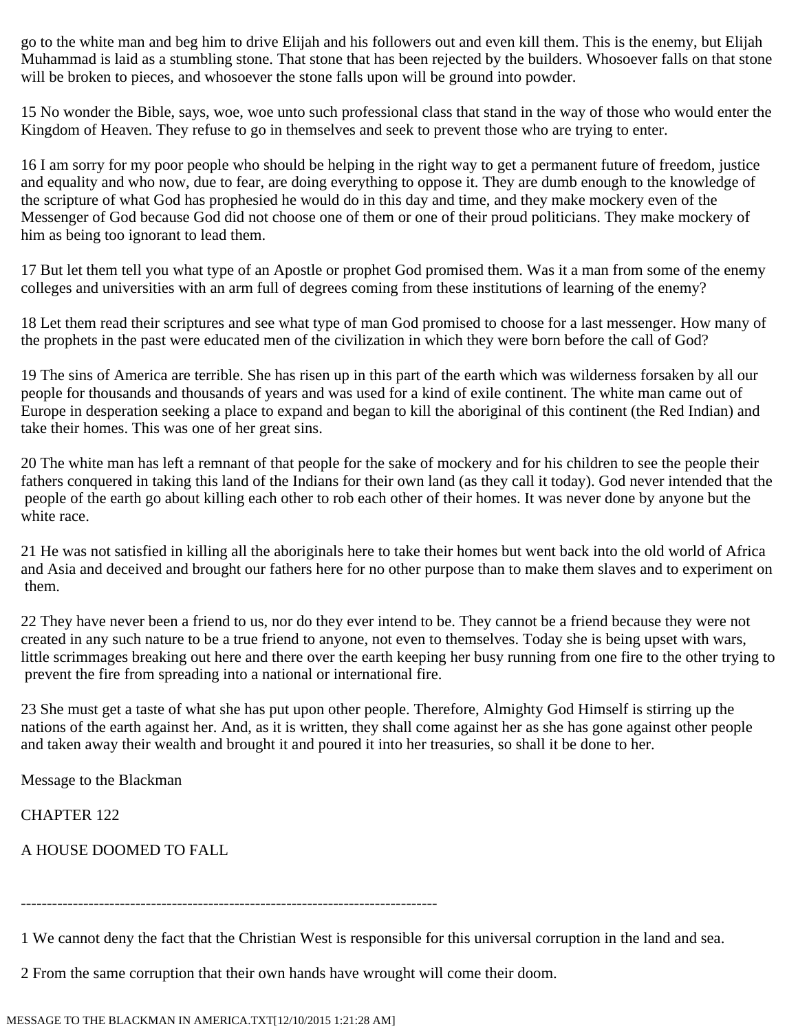go to the white man and beg him to drive Elijah and his followers out and even kill them. This is the enemy, but Elijah Muhammad is laid as a stumbling stone. That stone that has been rejected by the builders. Whosoever falls on that stone will be broken to pieces, and whosoever the stone falls upon will be ground into powder.

15 No wonder the Bible, says, woe, woe unto such professional class that stand in the way of those who would enter the Kingdom of Heaven. They refuse to go in themselves and seek to prevent those who are trying to enter.

16 I am sorry for my poor people who should be helping in the right way to get a permanent future of freedom, justice and equality and who now, due to fear, are doing everything to oppose it. They are dumb enough to the knowledge of the scripture of what God has prophesied he would do in this day and time, and they make mockery even of the Messenger of God because God did not choose one of them or one of their proud politicians. They make mockery of him as being too ignorant to lead them.

17 But let them tell you what type of an Apostle or prophet God promised them. Was it a man from some of the enemy colleges and universities with an arm full of degrees coming from these institutions of learning of the enemy?

18 Let them read their scriptures and see what type of man God promised to choose for a last messenger. How many of the prophets in the past were educated men of the civilization in which they were born before the call of God?

19 The sins of America are terrible. She has risen up in this part of the earth which was wilderness forsaken by all our people for thousands and thousands of years and was used for a kind of exile continent. The white man came out of Europe in desperation seeking a place to expand and began to kill the aboriginal of this continent (the Red Indian) and take their homes. This was one of her great sins.

20 The white man has left a remnant of that people for the sake of mockery and for his children to see the people their fathers conquered in taking this land of the Indians for their own land (as they call it today). God never intended that the people of the earth go about killing each other to rob each other of their homes. It was never done by anyone but the white race.

21 He was not satisfied in killing all the aboriginals here to take their homes but went back into the old world of Africa and Asia and deceived and brought our fathers here for no other purpose than to make them slaves and to experiment on them.

22 They have never been a friend to us, nor do they ever intend to be. They cannot be a friend because they were not created in any such nature to be a true friend to anyone, not even to themselves. Today she is being upset with wars, little scrimmages breaking out here and there over the earth keeping her busy running from one fire to the other trying to prevent the fire from spreading into a national or international fire.

23 She must get a taste of what she has put upon other people. Therefore, Almighty God Himself is stirring up the nations of the earth against her. And, as it is written, they shall come against her as she has gone against other people and taken away their wealth and brought it and poured it into her treasuries, so shall it be done to her.

Message to the Blackman

## CHAPTER 122

## A HOUSE DOOMED TO FALL

--------------------------------------------------------------------------------

1 We cannot deny the fact that the Christian West is responsible for this universal corruption in the land and sea.

2 From the same corruption that their own hands have wrought will come their doom.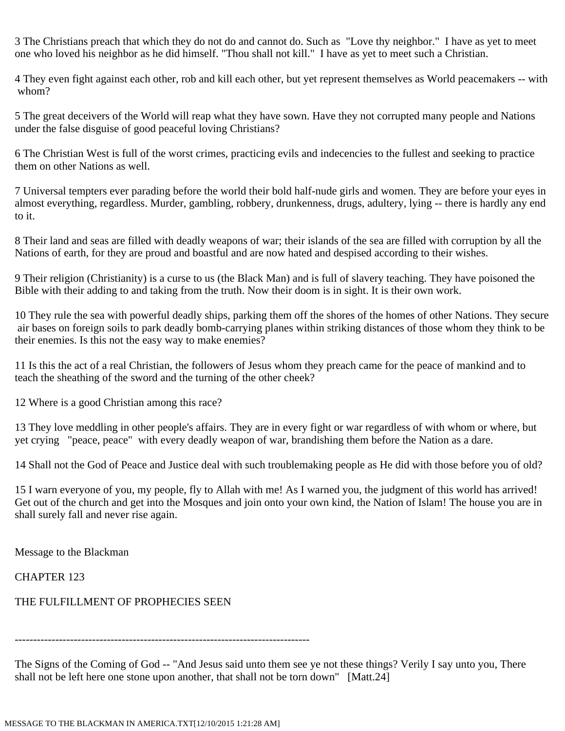3 The Christians preach that which they do not do and cannot do. Such as "Love thy neighbor." I have as yet to meet one who loved his neighbor as he did himself. "Thou shall not kill." I have as yet to meet such a Christian.

4 They even fight against each other, rob and kill each other, but yet represent themselves as World peacemakers -- with whom?

5 The great deceivers of the World will reap what they have sown. Have they not corrupted many people and Nations under the false disguise of good peaceful loving Christians?

6 The Christian West is full of the worst crimes, practicing evils and indecencies to the fullest and seeking to practice them on other Nations as well.

7 Universal tempters ever parading before the world their bold half-nude girls and women. They are before your eyes in almost everything, regardless. Murder, gambling, robbery, drunkenness, drugs, adultery, lying -- there is hardly any end to it.

8 Their land and seas are filled with deadly weapons of war; their islands of the sea are filled with corruption by all the Nations of earth, for they are proud and boastful and are now hated and despised according to their wishes.

9 Their religion (Christianity) is a curse to us (the Black Man) and is full of slavery teaching. They have poisoned the Bible with their adding to and taking from the truth. Now their doom is in sight. It is their own work.

10 They rule the sea with powerful deadly ships, parking them off the shores of the homes of other Nations. They secure air bases on foreign soils to park deadly bomb-carrying planes within striking distances of those whom they think to be their enemies. Is this not the easy way to make enemies?

11 Is this the act of a real Christian, the followers of Jesus whom they preach came for the peace of mankind and to teach the sheathing of the sword and the turning of the other cheek?

12 Where is a good Christian among this race?

13 They love meddling in other people's affairs. They are in every fight or war regardless of with whom or where, but yet crying "peace, peace" with every deadly weapon of war, brandishing them before the Nation as a dare.

14 Shall not the God of Peace and Justice deal with such troublemaking people as He did with those before you of old?

15 I warn everyone of you, my people, fly to Allah with me! As I warned you, the judgment of this world has arrived! Get out of the church and get into the Mosques and join onto your own kind, the Nation of Islam! The house you are in shall surely fall and never rise again.

Message to the Blackman

CHAPTER 123

THE FULFILLMENT OF PROPHECIES SEEN

--------------------------------------------------------------------------------

The Signs of the Coming of God -- "And Jesus said unto them see ye not these things? Verily I say unto you, There shall not be left here one stone upon another, that shall not be torn down" [Matt.24]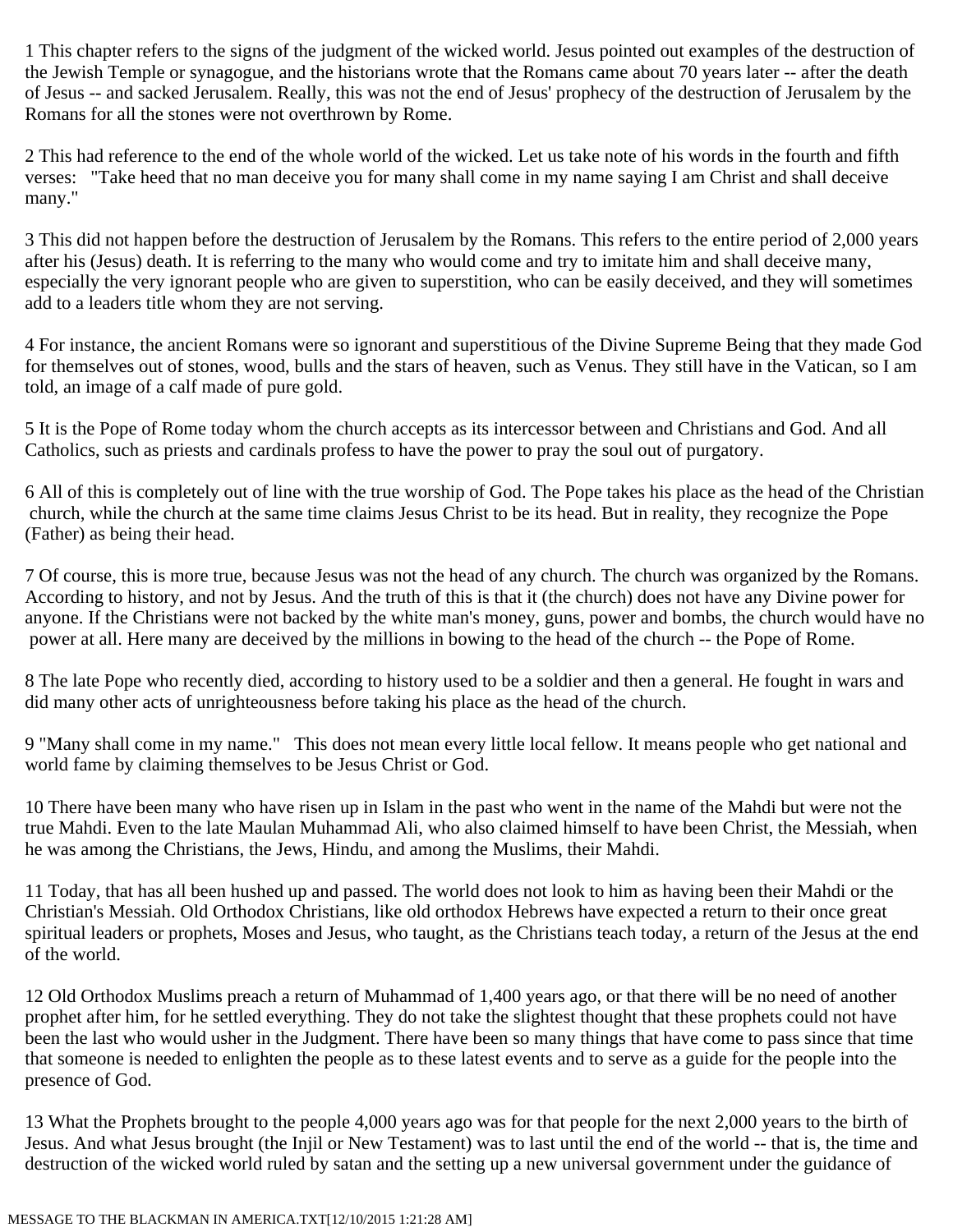1 This chapter refers to the signs of the judgment of the wicked world. Jesus pointed out examples of the destruction of the Jewish Temple or synagogue, and the historians wrote that the Romans came about 70 years later -- after the death of Jesus -- and sacked Jerusalem. Really, this was not the end of Jesus' prophecy of the destruction of Jerusalem by the Romans for all the stones were not overthrown by Rome.

2 This had reference to the end of the whole world of the wicked. Let us take note of his words in the fourth and fifth verses: "Take heed that no man deceive you for many shall come in my name saying I am Christ and shall deceive many."

3 This did not happen before the destruction of Jerusalem by the Romans. This refers to the entire period of 2,000 years after his (Jesus) death. It is referring to the many who would come and try to imitate him and shall deceive many, especially the very ignorant people who are given to superstition, who can be easily deceived, and they will sometimes add to a leaders title whom they are not serving.

4 For instance, the ancient Romans were so ignorant and superstitious of the Divine Supreme Being that they made God for themselves out of stones, wood, bulls and the stars of heaven, such as Venus. They still have in the Vatican, so I am told, an image of a calf made of pure gold.

5 It is the Pope of Rome today whom the church accepts as its intercessor between and Christians and God. And all Catholics, such as priests and cardinals profess to have the power to pray the soul out of purgatory.

6 All of this is completely out of line with the true worship of God. The Pope takes his place as the head of the Christian church, while the church at the same time claims Jesus Christ to be its head. But in reality, they recognize the Pope (Father) as being their head.

7 Of course, this is more true, because Jesus was not the head of any church. The church was organized by the Romans. According to history, and not by Jesus. And the truth of this is that it (the church) does not have any Divine power for anyone. If the Christians were not backed by the white man's money, guns, power and bombs, the church would have no power at all. Here many are deceived by the millions in bowing to the head of the church -- the Pope of Rome.

8 The late Pope who recently died, according to history used to be a soldier and then a general. He fought in wars and did many other acts of unrighteousness before taking his place as the head of the church.

9 "Many shall come in my name." This does not mean every little local fellow. It means people who get national and world fame by claiming themselves to be Jesus Christ or God.

10 There have been many who have risen up in Islam in the past who went in the name of the Mahdi but were not the true Mahdi. Even to the late Maulan Muhammad Ali, who also claimed himself to have been Christ, the Messiah, when he was among the Christians, the Jews, Hindu, and among the Muslims, their Mahdi.

11 Today, that has all been hushed up and passed. The world does not look to him as having been their Mahdi or the Christian's Messiah. Old Orthodox Christians, like old orthodox Hebrews have expected a return to their once great spiritual leaders or prophets, Moses and Jesus, who taught, as the Christians teach today, a return of the Jesus at the end of the world.

12 Old Orthodox Muslims preach a return of Muhammad of 1,400 years ago, or that there will be no need of another prophet after him, for he settled everything. They do not take the slightest thought that these prophets could not have been the last who would usher in the Judgment. There have been so many things that have come to pass since that time that someone is needed to enlighten the people as to these latest events and to serve as a guide for the people into the presence of God.

13 What the Prophets brought to the people 4,000 years ago was for that people for the next 2,000 years to the birth of Jesus. And what Jesus brought (the Injil or New Testament) was to last until the end of the world -- that is, the time and destruction of the wicked world ruled by satan and the setting up a new universal government under the guidance of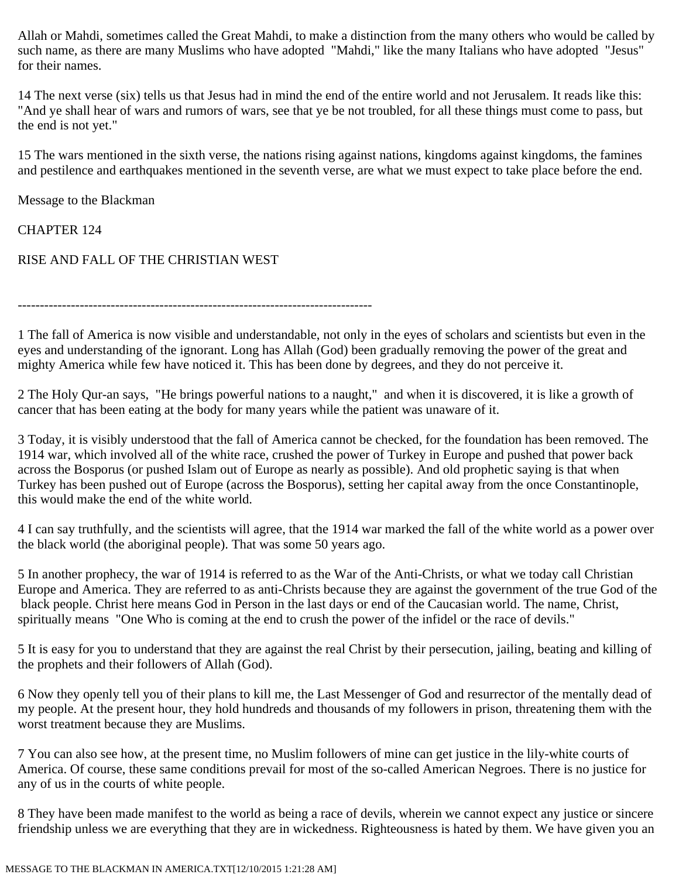Allah or Mahdi, sometimes called the Great Mahdi, to make a distinction from the many others who would be called by such name, as there are many Muslims who have adopted "Mahdi," like the many Italians who have adopted "Jesus" for their names.

14 The next verse (six) tells us that Jesus had in mind the end of the entire world and not Jerusalem. It reads like this: "And ye shall hear of wars and rumors of wars, see that ye be not troubled, for all these things must come to pass, but the end is not yet."

15 The wars mentioned in the sixth verse, the nations rising against nations, kingdoms against kingdoms, the famines and pestilence and earthquakes mentioned in the seventh verse, are what we must expect to take place before the end.

Message to the Blackman

CHAPTER 124

RISE AND FALL OF THE CHRISTIAN WEST

--------------------------------------------------------------------------------

1 The fall of America is now visible and understandable, not only in the eyes of scholars and scientists but even in the eyes and understanding of the ignorant. Long has Allah (God) been gradually removing the power of the great and mighty America while few have noticed it. This has been done by degrees, and they do not perceive it.

2 The Holy Qur-an says, "He brings powerful nations to a naught," and when it is discovered, it is like a growth of cancer that has been eating at the body for many years while the patient was unaware of it.

3 Today, it is visibly understood that the fall of America cannot be checked, for the foundation has been removed. The 1914 war, which involved all of the white race, crushed the power of Turkey in Europe and pushed that power back across the Bosporus (or pushed Islam out of Europe as nearly as possible). And old prophetic saying is that when Turkey has been pushed out of Europe (across the Bosporus), setting her capital away from the once Constantinople, this would make the end of the white world.

4 I can say truthfully, and the scientists will agree, that the 1914 war marked the fall of the white world as a power over the black world (the aboriginal people). That was some 50 years ago.

5 In another prophecy, the war of 1914 is referred to as the War of the Anti-Christs, or what we today call Christian Europe and America. They are referred to as anti-Christs because they are against the government of the true God of the black people. Christ here means God in Person in the last days or end of the Caucasian world. The name, Christ, spiritually means "One Who is coming at the end to crush the power of the infidel or the race of devils."

5 It is easy for you to understand that they are against the real Christ by their persecution, jailing, beating and killing of the prophets and their followers of Allah (God).

6 Now they openly tell you of their plans to kill me, the Last Messenger of God and resurrector of the mentally dead of my people. At the present hour, they hold hundreds and thousands of my followers in prison, threatening them with the worst treatment because they are Muslims.

7 You can also see how, at the present time, no Muslim followers of mine can get justice in the lily-white courts of America. Of course, these same conditions prevail for most of the so-called American Negroes. There is no justice for any of us in the courts of white people.

8 They have been made manifest to the world as being a race of devils, wherein we cannot expect any justice or sincere friendship unless we are everything that they are in wickedness. Righteousness is hated by them. We have given you an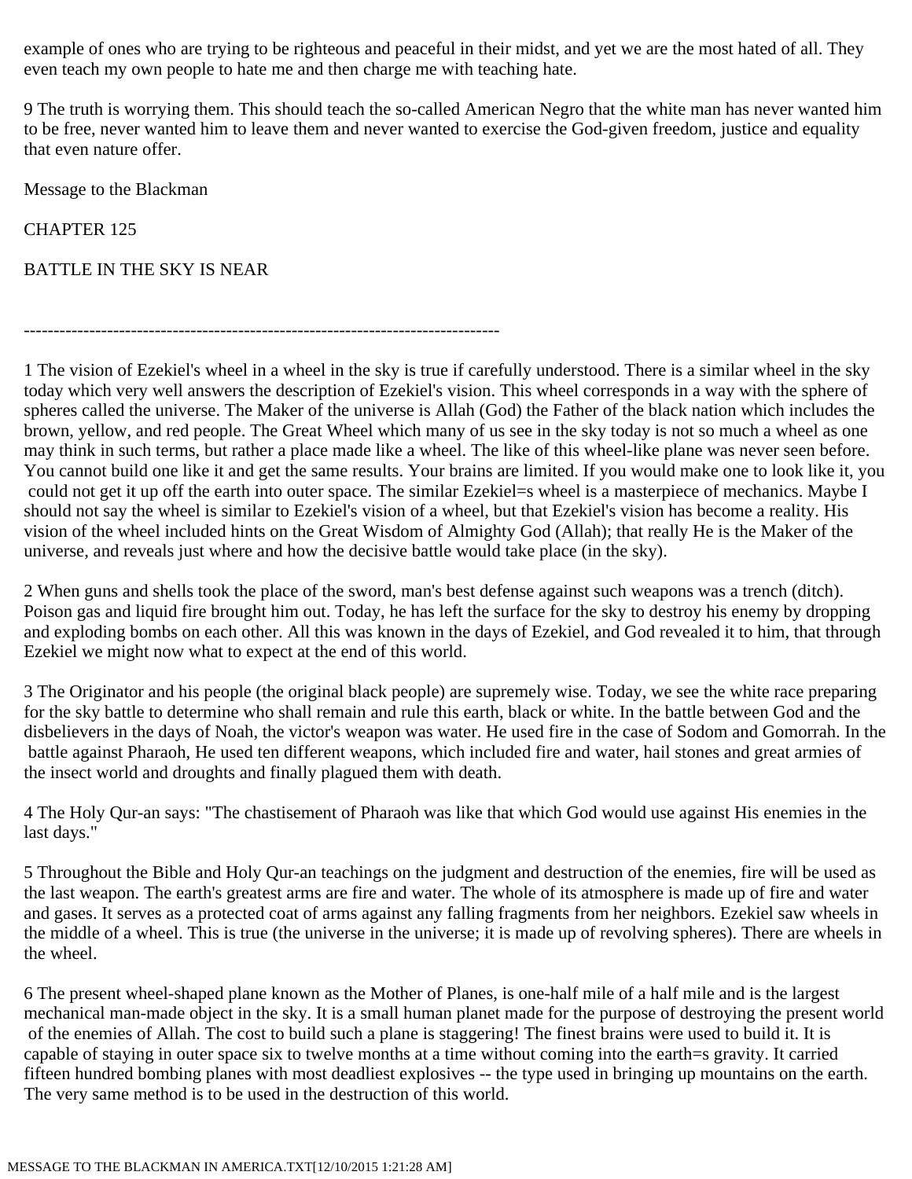example of ones who are trying to be righteous and peaceful in their midst, and yet we are the most hated of all. They even teach my own people to hate me and then charge me with teaching hate.

9 The truth is worrying them. This should teach the so-called American Negro that the white man has never wanted him to be free, never wanted him to leave them and never wanted to exercise the God-given freedom, justice and equality that even nature offer.

Message to the Blackman

CHAPTER 125

BATTLE IN THE SKY IS NEAR

--------------------------------------------------------------------------------

1 The vision of Ezekiel's wheel in a wheel in the sky is true if carefully understood. There is a similar wheel in the sky today which very well answers the description of Ezekiel's vision. This wheel corresponds in a way with the sphere of spheres called the universe. The Maker of the universe is Allah (God) the Father of the black nation which includes the brown, yellow, and red people. The Great Wheel which many of us see in the sky today is not so much a wheel as one may think in such terms, but rather a place made like a wheel. The like of this wheel-like plane was never seen before. You cannot build one like it and get the same results. Your brains are limited. If you would make one to look like it, you could not get it up off the earth into outer space. The similar Ezekiel=s wheel is a masterpiece of mechanics. Maybe I should not say the wheel is similar to Ezekiel's vision of a wheel, but that Ezekiel's vision has become a reality. His vision of the wheel included hints on the Great Wisdom of Almighty God (Allah); that really He is the Maker of the universe, and reveals just where and how the decisive battle would take place (in the sky).

2 When guns and shells took the place of the sword, man's best defense against such weapons was a trench (ditch). Poison gas and liquid fire brought him out. Today, he has left the surface for the sky to destroy his enemy by dropping and exploding bombs on each other. All this was known in the days of Ezekiel, and God revealed it to him, that through Ezekiel we might now what to expect at the end of this world.

3 The Originator and his people (the original black people) are supremely wise. Today, we see the white race preparing for the sky battle to determine who shall remain and rule this earth, black or white. In the battle between God and the disbelievers in the days of Noah, the victor's weapon was water. He used fire in the case of Sodom and Gomorrah. In the battle against Pharaoh, He used ten different weapons, which included fire and water, hail stones and great armies of the insect world and droughts and finally plagued them with death.

4 The Holy Qur-an says: "The chastisement of Pharaoh was like that which God would use against His enemies in the last days."

5 Throughout the Bible and Holy Qur-an teachings on the judgment and destruction of the enemies, fire will be used as the last weapon. The earth's greatest arms are fire and water. The whole of its atmosphere is made up of fire and water and gases. It serves as a protected coat of arms against any falling fragments from her neighbors. Ezekiel saw wheels in the middle of a wheel. This is true (the universe in the universe; it is made up of revolving spheres). There are wheels in the wheel.

6 The present wheel-shaped plane known as the Mother of Planes, is one-half mile of a half mile and is the largest mechanical man-made object in the sky. It is a small human planet made for the purpose of destroying the present world of the enemies of Allah. The cost to build such a plane is staggering! The finest brains were used to build it. It is capable of staying in outer space six to twelve months at a time without coming into the earth=s gravity. It carried fifteen hundred bombing planes with most deadliest explosives -- the type used in bringing up mountains on the earth. The very same method is to be used in the destruction of this world.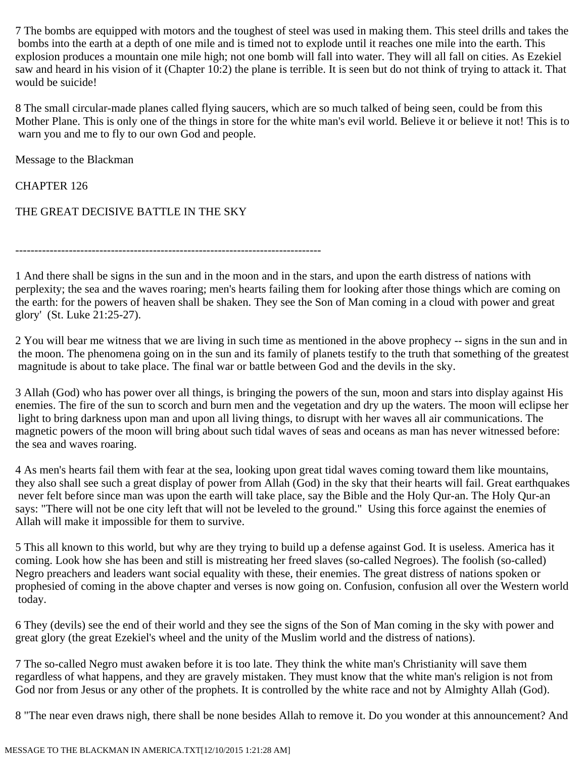7 The bombs are equipped with motors and the toughest of steel was used in making them. This steel drills and takes the bombs into the earth at a depth of one mile and is timed not to explode until it reaches one mile into the earth. This explosion produces a mountain one mile high; not one bomb will fall into water. They will all fall on cities. As Ezekiel saw and heard in his vision of it (Chapter 10:2) the plane is terrible. It is seen but do not think of trying to attack it. That would be suicide!

8 The small circular-made planes called flying saucers, which are so much talked of being seen, could be from this Mother Plane. This is only one of the things in store for the white man's evil world. Believe it or believe it not! This is to warn you and me to fly to our own God and people.

Message to the Blackman

CHAPTER 126

THE GREAT DECISIVE BATTLE IN THE SKY

--------------------------------------------------------------------------------

1 And there shall be signs in the sun and in the moon and in the stars, and upon the earth distress of nations with perplexity; the sea and the waves roaring; men's hearts failing them for looking after those things which are coming on the earth: for the powers of heaven shall be shaken. They see the Son of Man coming in a cloud with power and great glory' (St. Luke 21:25-27).

2 You will bear me witness that we are living in such time as mentioned in the above prophecy -- signs in the sun and in the moon. The phenomena going on in the sun and its family of planets testify to the truth that something of the greatest magnitude is about to take place. The final war or battle between God and the devils in the sky.

3 Allah (God) who has power over all things, is bringing the powers of the sun, moon and stars into display against His enemies. The fire of the sun to scorch and burn men and the vegetation and dry up the waters. The moon will eclipse her light to bring darkness upon man and upon all living things, to disrupt with her waves all air communications. The magnetic powers of the moon will bring about such tidal waves of seas and oceans as man has never witnessed before: the sea and waves roaring.

4 As men's hearts fail them with fear at the sea, looking upon great tidal waves coming toward them like mountains, they also shall see such a great display of power from Allah (God) in the sky that their hearts will fail. Great earthquakes never felt before since man was upon the earth will take place, say the Bible and the Holy Qur-an. The Holy Qur-an says: "There will not be one city left that will not be leveled to the ground." Using this force against the enemies of Allah will make it impossible for them to survive.

5 This all known to this world, but why are they trying to build up a defense against God. It is useless. America has it coming. Look how she has been and still is mistreating her freed slaves (so-called Negroes). The foolish (so-called) Negro preachers and leaders want social equality with these, their enemies. The great distress of nations spoken or prophesied of coming in the above chapter and verses is now going on. Confusion, confusion all over the Western world today.

6 They (devils) see the end of their world and they see the signs of the Son of Man coming in the sky with power and great glory (the great Ezekiel's wheel and the unity of the Muslim world and the distress of nations).

7 The so-called Negro must awaken before it is too late. They think the white man's Christianity will save them regardless of what happens, and they are gravely mistaken. They must know that the white man's religion is not from God nor from Jesus or any other of the prophets. It is controlled by the white race and not by Almighty Allah (God).

8 "The near even draws nigh, there shall be none besides Allah to remove it. Do you wonder at this announcement? And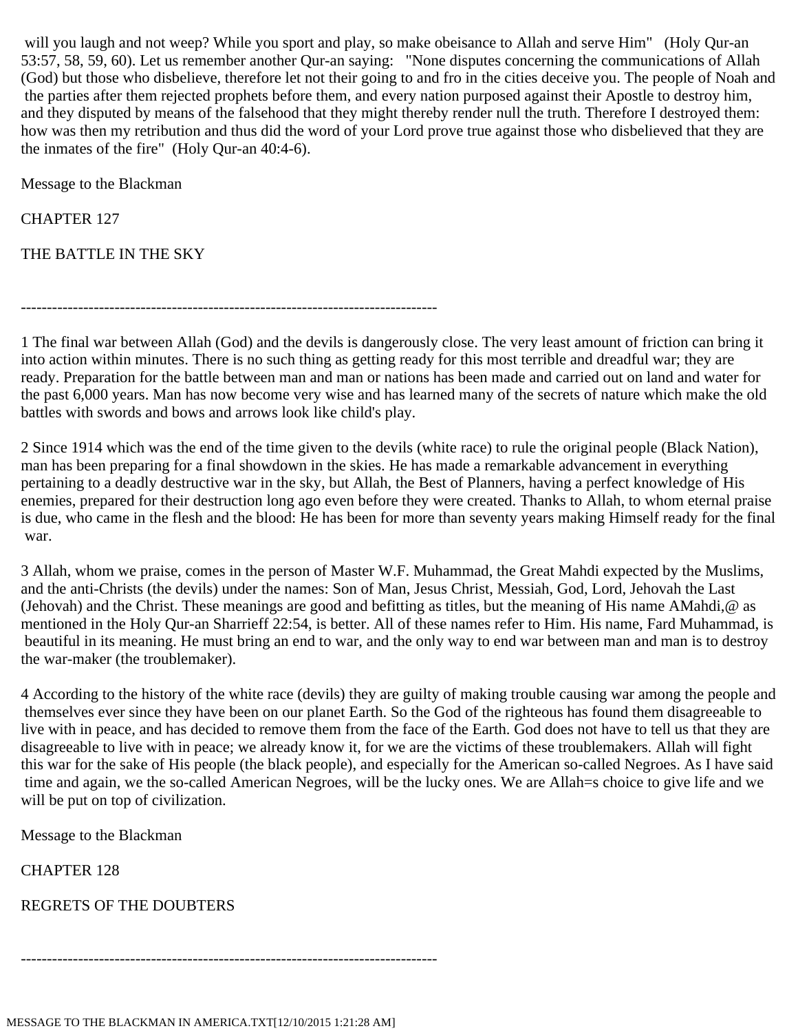will you laugh and not weep? While you sport and play, so make obeisance to Allah and serve Him" (Holy Qur-an 53:57, 58, 59, 60). Let us remember another Qur-an saying: "None disputes concerning the communications of Allah (God) but those who disbelieve, therefore let not their going to and fro in the cities deceive you. The people of Noah and the parties after them rejected prophets before them, and every nation purposed against their Apostle to destroy him, and they disputed by means of the falsehood that they might thereby render null the truth. Therefore I destroyed them: how was then my retribution and thus did the word of your Lord prove true against those who disbelieved that they are the inmates of the fire" (Holy Qur-an 40:4-6).

Message to the Blackman

CHAPTER 127

THE BATTLE IN THE SKY

--------------------------------------------------------------------------------

1 The final war between Allah (God) and the devils is dangerously close. The very least amount of friction can bring it into action within minutes. There is no such thing as getting ready for this most terrible and dreadful war; they are ready. Preparation for the battle between man and man or nations has been made and carried out on land and water for the past 6,000 years. Man has now become very wise and has learned many of the secrets of nature which make the old battles with swords and bows and arrows look like child's play.

2 Since 1914 which was the end of the time given to the devils (white race) to rule the original people (Black Nation), man has been preparing for a final showdown in the skies. He has made a remarkable advancement in everything pertaining to a deadly destructive war in the sky, but Allah, the Best of Planners, having a perfect knowledge of His enemies, prepared for their destruction long ago even before they were created. Thanks to Allah, to whom eternal praise is due, who came in the flesh and the blood: He has been for more than seventy years making Himself ready for the final war.

3 Allah, whom we praise, comes in the person of Master W.F. Muhammad, the Great Mahdi expected by the Muslims, and the anti-Christs (the devils) under the names: Son of Man, Jesus Christ, Messiah, God, Lord, Jehovah the Last (Jehovah) and the Christ. These meanings are good and befitting as titles, but the meaning of His name AMahdi,@ as mentioned in the Holy Qur-an Sharrieff 22:54, is better. All of these names refer to Him. His name, Fard Muhammad, is beautiful in its meaning. He must bring an end to war, and the only way to end war between man and man is to destroy the war-maker (the troublemaker).

4 According to the history of the white race (devils) they are guilty of making trouble causing war among the people and themselves ever since they have been on our planet Earth. So the God of the righteous has found them disagreeable to live with in peace, and has decided to remove them from the face of the Earth. God does not have to tell us that they are disagreeable to live with in peace; we already know it, for we are the victims of these troublemakers. Allah will fight this war for the sake of His people (the black people), and especially for the American so-called Negroes. As I have said time and again, we the so-called American Negroes, will be the lucky ones. We are Allah=s choice to give life and we will be put on top of civilization.

Message to the Blackman

CHAPTER 128

REGRETS OF THE DOUBTERS

--------------------------------------------------------------------------------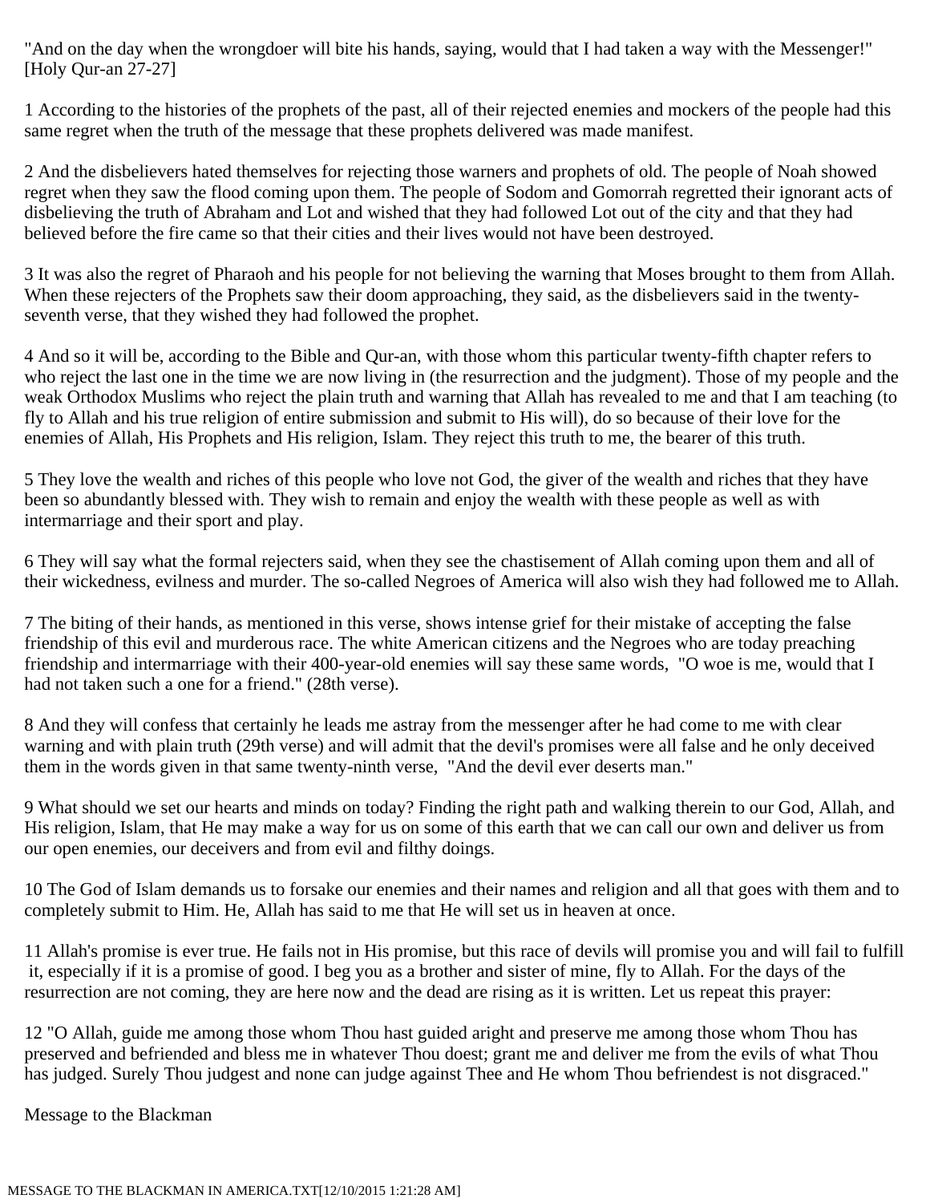"And on the day when the wrongdoer will bite his hands, saying, would that I had taken a way with the Messenger!" [Holy Qur-an 27-27]

1 According to the histories of the prophets of the past, all of their rejected enemies and mockers of the people had this same regret when the truth of the message that these prophets delivered was made manifest.

2 And the disbelievers hated themselves for rejecting those warners and prophets of old. The people of Noah showed regret when they saw the flood coming upon them. The people of Sodom and Gomorrah regretted their ignorant acts of disbelieving the truth of Abraham and Lot and wished that they had followed Lot out of the city and that they had believed before the fire came so that their cities and their lives would not have been destroyed.

3 It was also the regret of Pharaoh and his people for not believing the warning that Moses brought to them from Allah. When these rejecters of the Prophets saw their doom approaching, they said, as the disbelievers said in the twenty-seventh verse, that they wished they had followed the prophet.

4 And so it will be, according to the Bible and Qur-an, with those whom this particular twenty-fifth chapter refers to who reject the last one in the time we are now living in (the resurrection and the judgment). Those of my people and the weak Orthodox Muslims who reject the plain truth and warning that Allah has revealed to me and that I am teaching (to fly to Allah and his true religion of entire submission and submit to His will), do so because of their love for the enemies of Allah, His Prophets and His religion, Islam. They reject this truth to me, the bearer of this truth.

5 They love the wealth and riches of this people who love not God, the giver of the wealth and riches that they have been so abundantly blessed with. They wish to remain and enjoy the wealth with these people as well as with intermarriage and their sport and play.

6 They will say what the formal rejecters said, when they see the chastisement of Allah coming upon them and all of their wickedness, evilness and murder. The so-called Negroes of America will also wish they had followed me to Allah.

7 The biting of their hands, as mentioned in this verse, shows intense grief for their mistake of accepting the false friendship of this evil and murderous race. The white American citizens and the Negroes who are today preaching friendship and intermarriage with their 400-year-old enemies will say these same words, "O woe is me, would that I had not taken such a one for a friend." (28th verse).

8 And they will confess that certainly he leads me astray from the messenger after he had come to me with clear warning and with plain truth (29th verse) and will admit that the devil's promises were all false and he only deceived them in the words given in that same twenty-ninth verse, "And the devil ever deserts man."

9 What should we set our hearts and minds on today? Finding the right path and walking therein to our God, Allah, and His religion, Islam, that He may make a way for us on some of this earth that we can call our own and deliver us from our open enemies, our deceivers and from evil and filthy doings.

10 The God of Islam demands us to forsake our enemies and their names and religion and all that goes with them and to completely submit to Him. He, Allah has said to me that He will set us in heaven at once.

11 Allah's promise is ever true. He fails not in His promise, but this race of devils will promise you and will fail to fulfill it, especially if it is a promise of good. I beg you as a brother and sister of mine, fly to Allah. For the days of the resurrection are not coming, they are here now and the dead are rising as it is written. Let us repeat this prayer:

12 "O Allah, guide me among those whom Thou hast guided aright and preserve me among those whom Thou has preserved and befriended and bless me in whatever Thou doest; grant me and deliver me from the evils of what Thou has judged. Surely Thou judgest and none can judge against Thee and He whom Thou befriendest is not disgraced."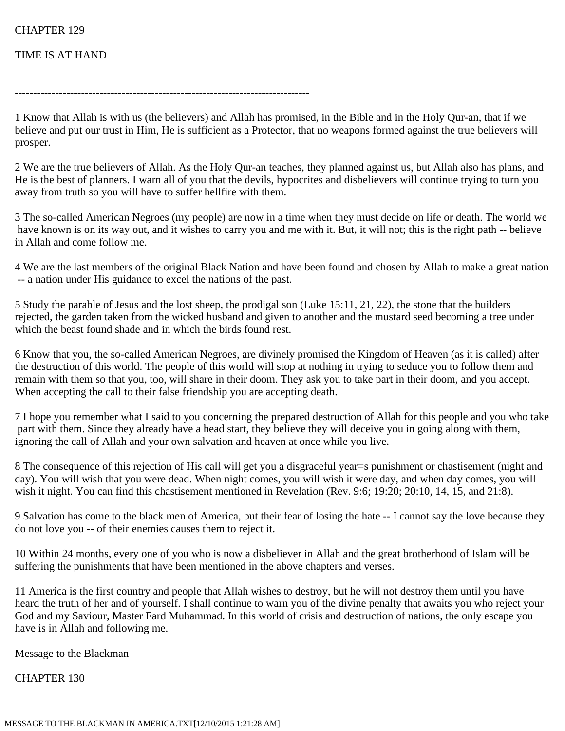CHAPTER 129

TIME IS AT HAND

--------------------------------------------------------------------------------

1 Know that Allah is with us (the believers) and Allah has promised, in the Bible and in the Holy Qur-an, that if we believe and put our trust in Him, He is sufficient as a Protector, that no weapons formed against the true believers will prosper.

2 We are the true believers of Allah. As the Holy Qur-an teaches, they planned against us, but Allah also has plans, and He is the best of planners. I warn all of you that the devils, hypocrites and disbelievers will continue trying to turn you away from truth so you will have to suffer hellfire with them.

3 The so-called American Negroes (my people) are now in a time when they must decide on life or death. The world we have known is on its way out, and it wishes to carry you and me with it. But, it will not; this is the right path -- believe in Allah and come follow me.

4 We are the last members of the original Black Nation and have been found and chosen by Allah to make a great nation -- a nation under His guidance to excel the nations of the past.

5 Study the parable of Jesus and the lost sheep, the prodigal son (Luke 15:11, 21, 22), the stone that the builders rejected, the garden taken from the wicked husband and given to another and the mustard seed becoming a tree under which the beast found shade and in which the birds found rest.

6 Know that you, the so-called American Negroes, are divinely promised the Kingdom of Heaven (as it is called) after the destruction of this world. The people of this world will stop at nothing in trying to seduce you to follow them and remain with them so that you, too, will share in their doom. They ask you to take part in their doom, and you accept. When accepting the call to their false friendship you are accepting death.

7 I hope you remember what I said to you concerning the prepared destruction of Allah for this people and you who take part with them. Since they already have a head start, they believe they will deceive you in going along with them, ignoring the call of Allah and your own salvation and heaven at once while you live.

8 The consequence of this rejection of His call will get you a disgraceful year=s punishment or chastisement (night and day). You will wish that you were dead. When night comes, you will wish it were day, and when day comes, you will wish it night. You can find this chastisement mentioned in Revelation (Rev. 9:6; 19:20; 20:10, 14, 15, and 21:8).

9 Salvation has come to the black men of America, but their fear of losing the hate -- I cannot say the love because they do not love you -- of their enemies causes them to reject it.

10 Within 24 months, every one of you who is now a disbeliever in Allah and the great brotherhood of Islam will be suffering the punishments that have been mentioned in the above chapters and verses.

11 America is the first country and people that Allah wishes to destroy, but he will not destroy them until you have heard the truth of her and of yourself. I shall continue to warn you of the divine penalty that awaits you who reject your God and my Saviour, Master Fard Muhammad. In this world of crisis and destruction of nations, the only escape you have is in Allah and following me.

Message to the Blackman

CHAPTER 130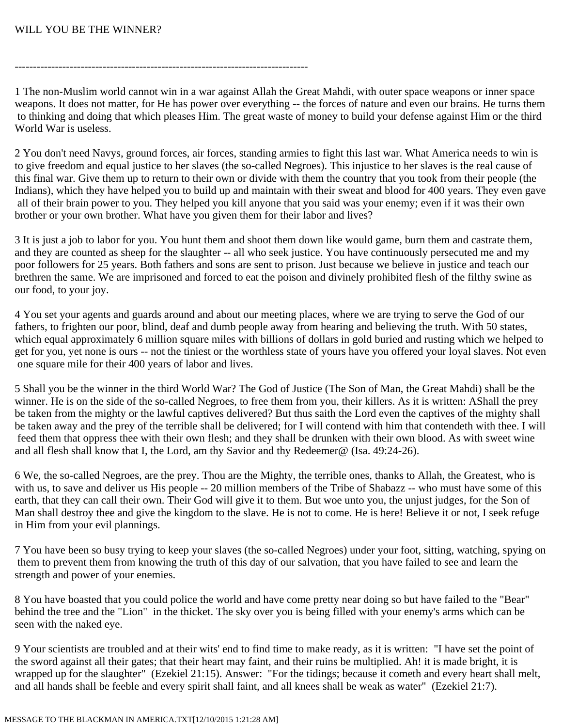WILL YOU BE THE WINNER?

--------------------------------------------------------------------------------

1 The non-Muslim world cannot win in a war against Allah the Great Mahdi, with outer space weapons or inner space weapons. It does not matter, for He has power over everything -- the forces of nature and even our brains. He turns them to thinking and doing that which pleases Him. The great waste of money to build your defense against Him or the third World War is useless.

2 You don't need Navys, ground forces, air forces, standing armies to fight this last war. What America needs to win is to give freedom and equal justice to her slaves (the so-called Negroes). This injustice to her slaves is the real cause of this final war. Give them up to return to their own or divide with them the country that you took from their people (the Indians), which they have helped you to build up and maintain with their sweat and blood for 400 years. They even gave all of their brain power to you. They helped you kill anyone that you said was your enemy; even if it was their own brother or your own brother. What have you given them for their labor and lives?

3 It is just a job to labor for you. You hunt them and shoot them down like would game, burn them and castrate them, and they are counted as sheep for the slaughter -- all who seek justice. You have continuously persecuted me and my poor followers for 25 years. Both fathers and sons are sent to prison. Just because we believe in justice and teach our brethren the same. We are imprisoned and forced to eat the poison and divinely prohibited flesh of the filthy swine as our food, to your joy.

4 You set your agents and guards around and about our meeting places, where we are trying to serve the God of our fathers, to frighten our poor, blind, deaf and dumb people away from hearing and believing the truth. With 50 states, which equal approximately 6 million square miles with billions of dollars in gold buried and rusting which we helped to get for you, yet none is ours -- not the tiniest or the worthless state of yours have you offered your loyal slaves. Not even one square mile for their 400 years of labor and lives.

5 Shall you be the winner in the third World War? The God of Justice (The Son of Man, the Great Mahdi) shall be the winner. He is on the side of the so-called Negroes, to free them from you, their killers. As it is written: AShall the prey be taken from the mighty or the lawful captives delivered? But thus saith the Lord even the captives of the mighty shall be taken away and the prey of the terrible shall be delivered; for I will contend with him that contendeth with thee. I will feed them that oppress thee with their own flesh; and they shall be drunken with their own blood. As with sweet wine and all flesh shall know that I, the Lord, am thy Savior and thy Redeemer@ (Isa. 49:24-26).

6 We, the so-called Negroes, are the prey. Thou are the Mighty, the terrible ones, thanks to Allah, the Greatest, who is with us, to save and deliver us His people -- 20 million members of the Tribe of Shabazz -- who must have some of this earth, that they can call their own. Their God will give it to them. But woe unto you, the unjust judges, for the Son of Man shall destroy thee and give the kingdom to the slave. He is not to come. He is here! Believe it or not, I seek refuge in Him from your evil plannings.

7 You have been so busy trying to keep your slaves (the so-called Negroes) under your foot, sitting, watching, spying on them to prevent them from knowing the truth of this day of our salvation, that you have failed to see and learn the strength and power of your enemies.

8 You have boasted that you could police the world and have come pretty near doing so but have failed to the "Bear" behind the tree and the "Lion" in the thicket. The sky over you is being filled with your enemy's arms which can be seen with the naked eye.

9 Your scientists are troubled and at their wits' end to find time to make ready, as it is written: "I have set the point of the sword against all their gates; that their heart may faint, and their ruins be multiplied. Ah! it is made bright, it is wrapped up for the slaughter" (Ezekiel 21:15). Answer: "For the tidings; because it cometh and every heart shall melt, and all hands shall be feeble and every spirit shall faint, and all knees shall be weak as water" (Ezekiel 21:7).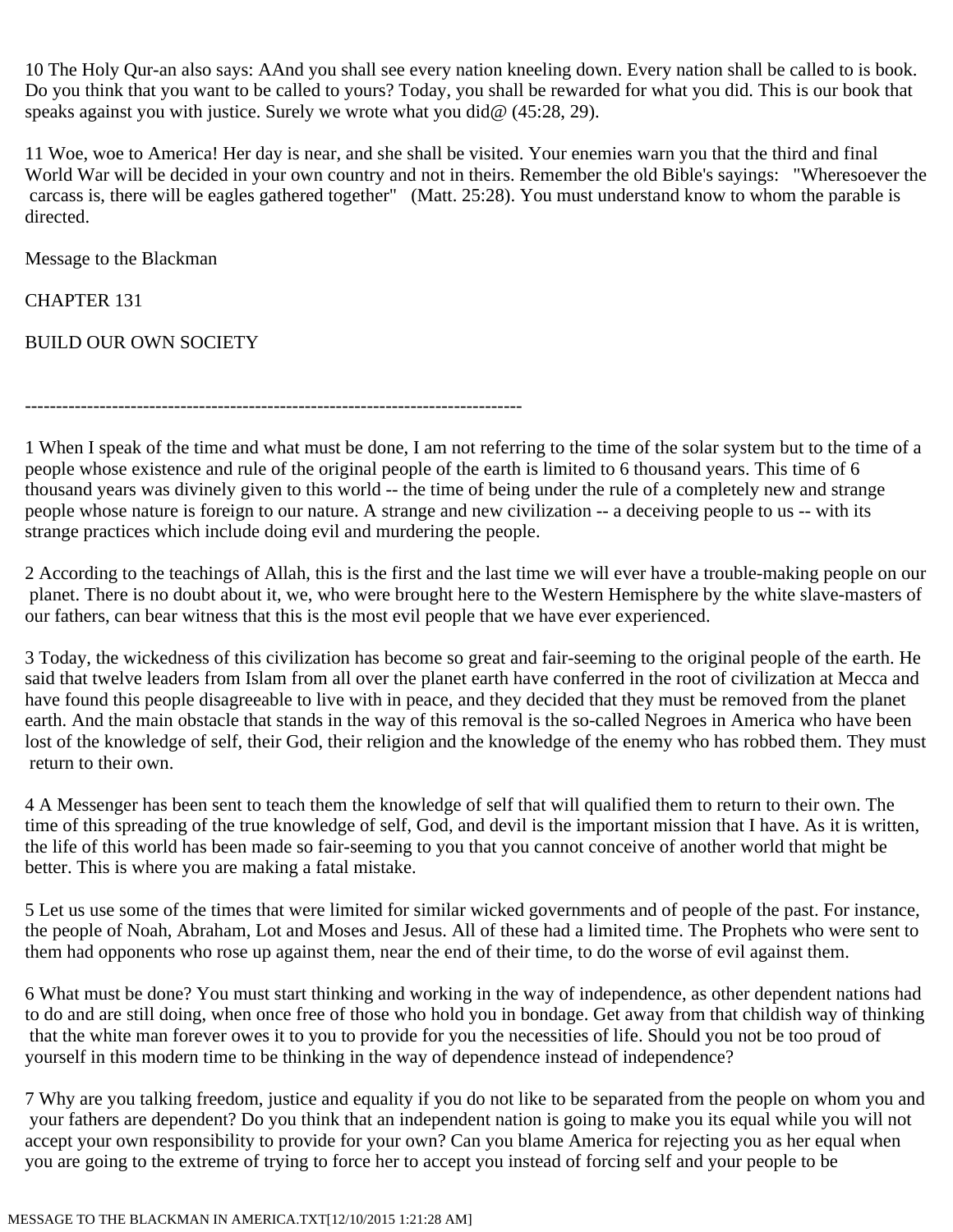10 The Holy Qur-an also says: AAnd you shall see every nation kneeling down. Every nation shall be called to is book. Do you think that you want to be called to yours? Today, you shall be rewarded for what you did. This is our book that speaks against you with justice. Surely we wrote what you did@ (45:28, 29).

11 Woe, woe to America! Her day is near, and she shall be visited. Your enemies warn you that the third and final World War will be decided in your own country and not in theirs. Remember the old Bible's sayings: "Wheresoever the carcass is, there will be eagles gathered together" (Matt. 25:28). You must understand know to whom the parable is directed.

Message to the Blackman

CHAPTER 131

BUILD OUR OWN SOCIETY

--------------------------------------------------------------------------------

1 When I speak of the time and what must be done, I am not referring to the time of the solar system but to the time of a people whose existence and rule of the original people of the earth is limited to 6 thousand years. This time of 6 thousand years was divinely given to this world -- the time of being under the rule of a completely new and strange people whose nature is foreign to our nature. A strange and new civilization -- a deceiving people to us -- with its strange practices which include doing evil and murdering the people.

2 According to the teachings of Allah, this is the first and the last time we will ever have a trouble-making people on our planet. There is no doubt about it, we, who were brought here to the Western Hemisphere by the white slave-masters of our fathers, can bear witness that this is the most evil people that we have ever experienced.

3 Today, the wickedness of this civilization has become so great and fair-seeming to the original people of the earth. He said that twelve leaders from Islam from all over the planet earth have conferred in the root of civilization at Mecca and have found this people disagreeable to live with in peace, and they decided that they must be removed from the planet earth. And the main obstacle that stands in the way of this removal is the so-called Negroes in America who have been lost of the knowledge of self, their God, their religion and the knowledge of the enemy who has robbed them. They must return to their own.

4 A Messenger has been sent to teach them the knowledge of self that will qualified them to return to their own. The time of this spreading of the true knowledge of self, God, and devil is the important mission that I have. As it is written, the life of this world has been made so fair-seeming to you that you cannot conceive of another world that might be better. This is where you are making a fatal mistake.

5 Let us use some of the times that were limited for similar wicked governments and of people of the past. For instance, the people of Noah, Abraham, Lot and Moses and Jesus. All of these had a limited time. The Prophets who were sent to them had opponents who rose up against them, near the end of their time, to do the worse of evil against them.

6 What must be done? You must start thinking and working in the way of independence, as other dependent nations had to do and are still doing, when once free of those who hold you in bondage. Get away from that childish way of thinking that the white man forever owes it to you to provide for you the necessities of life. Should you not be too proud of yourself in this modern time to be thinking in the way of dependence instead of independence?

7 Why are you talking freedom, justice and equality if you do not like to be separated from the people on whom you and your fathers are dependent? Do you think that an independent nation is going to make you its equal while you will not accept your own responsibility to provide for your own? Can you blame America for rejecting you as her equal when you are going to the extreme of trying to force her to accept you instead of forcing self and your people to be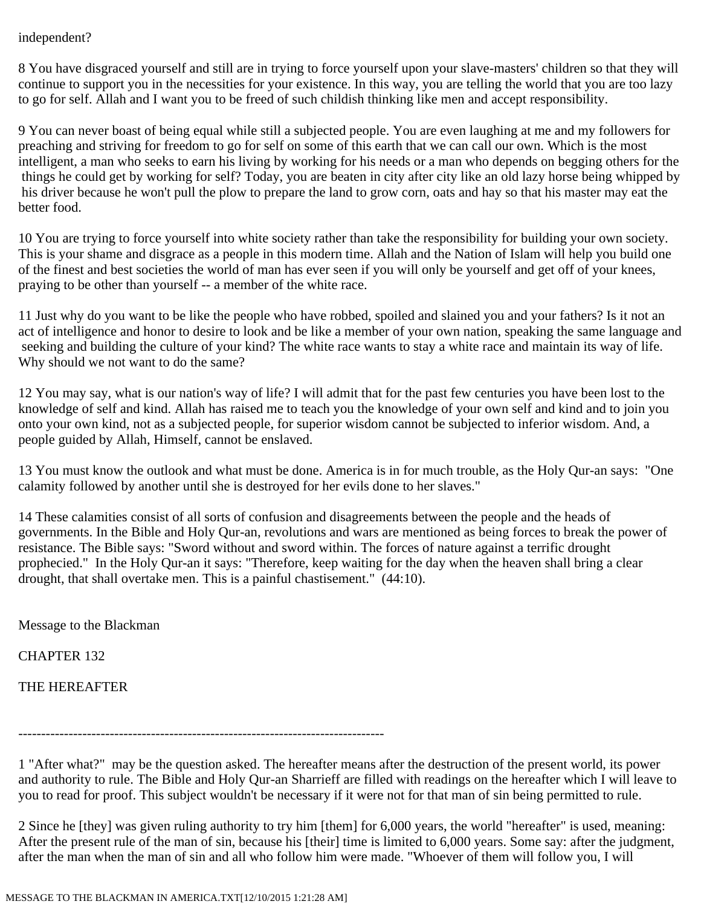independent?

8 You have disgraced yourself and still are in trying to force yourself upon your slave-masters' children so that they will continue to support you in the necessities for your existence. In this way, you are telling the world that you are too lazy to go for self. Allah and I want you to be freed of such childish thinking like men and accept responsibility.

9 You can never boast of being equal while still a subjected people. You are even laughing at me and my followers for preaching and striving for freedom to go for self on some of this earth that we can call our own. Which is the most intelligent, a man who seeks to earn his living by working for his needs or a man who depends on begging others for the things he could get by working for self? Today, you are beaten in city after city like an old lazy horse being whipped by his driver because he won't pull the plow to prepare the land to grow corn, oats and hay so that his master may eat the better food.

10 You are trying to force yourself into white society rather than take the responsibility for building your own society. This is your shame and disgrace as a people in this modern time. Allah and the Nation of Islam will help you build one of the finest and best societies the world of man has ever seen if you will only be yourself and get off of your knees, praying to be other than yourself -- a member of the white race.

11 Just why do you want to be like the people who have robbed, spoiled and slained you and your fathers? Is it not an act of intelligence and honor to desire to look and be like a member of your own nation, speaking the same language and seeking and building the culture of your kind? The white race wants to stay a white race and maintain its way of life. Why should we not want to do the same?

12 You may say, what is our nation's way of life? I will admit that for the past few centuries you have been lost to the knowledge of self and kind. Allah has raised me to teach you the knowledge of your own self and kind and to join you onto your own kind, not as a subjected people, for superior wisdom cannot be subjected to inferior wisdom. And, a people guided by Allah, Himself, cannot be enslaved.

13 You must know the outlook and what must be done. America is in for much trouble, as the Holy Qur-an says: "One calamity followed by another until she is destroyed for her evils done to her slaves."

14 These calamities consist of all sorts of confusion and disagreements between the people and the heads of governments. In the Bible and Holy Qur-an, revolutions and wars are mentioned as being forces to break the power of resistance. The Bible says: "Sword without and sword within. The forces of nature against a terrific drought prophecied." In the Holy Qur-an it says: "Therefore, keep waiting for the day when the heaven shall bring a clear drought, that shall overtake men. This is a painful chastisement." (44:10).

Message to the Blackman

CHAPTER 132

THE HEREAFTER

--------------------------------------------------------------------------------

1 "After what?" may be the question asked. The hereafter means after the destruction of the present world, its power and authority to rule. The Bible and Holy Qur-an Sharrieff are filled with readings on the hereafter which I will leave to you to read for proof. This subject wouldn't be necessary if it were not for that man of sin being permitted to rule.

2 Since he [they] was given ruling authority to try him [them] for 6,000 years, the world "hereafter" is used, meaning: After the present rule of the man of sin, because his [their] time is limited to 6,000 years. Some say: after the judgment, after the man when the man of sin and all who follow him were made. "Whoever of them will follow you, I will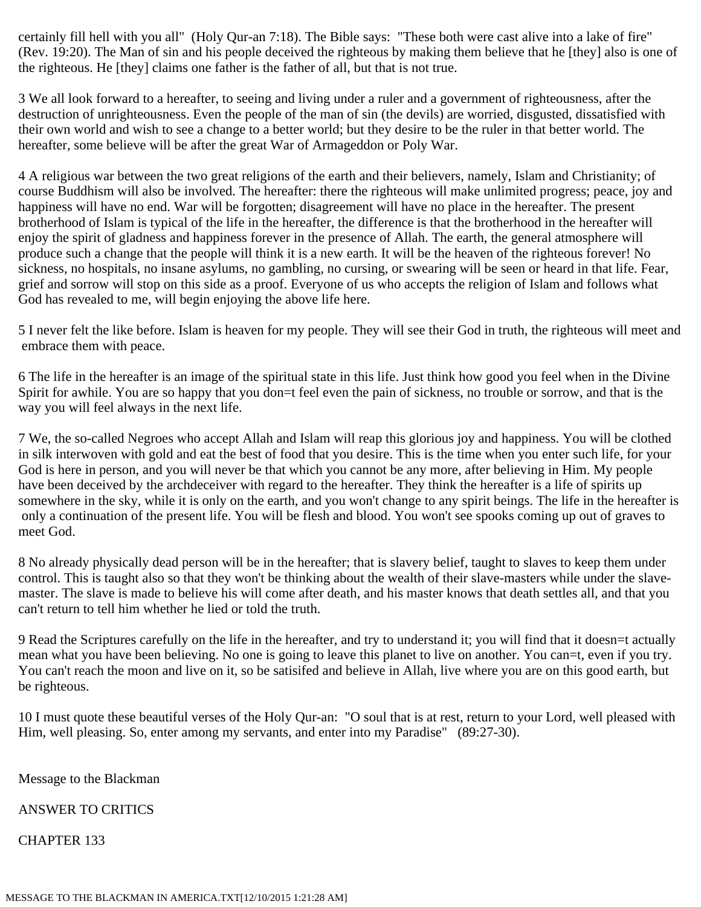certainly fill hell with you all" (Holy Qur-an 7:18). The Bible says: "These both were cast alive into a lake of fire" (Rev. 19:20). The Man of sin and his people deceived the righteous by making them believe that he [they] also is one of the righteous. He [they] claims one father is the father of all, but that is not true.

3 We all look forward to a hereafter, to seeing and living under a ruler and a government of righteousness, after the destruction of unrighteousness. Even the people of the man of sin (the devils) are worried, disgusted, dissatisfied with their own world and wish to see a change to a better world; but they desire to be the ruler in that better world. The hereafter, some believe will be after the great War of Armageddon or Poly War.

4 A religious war between the two great religions of the earth and their believers, namely, Islam and Christianity; of course Buddhism will also be involved. The hereafter: there the righteous will make unlimited progress; peace, joy and happiness will have no end. War will be forgotten; disagreement will have no place in the hereafter. The present brotherhood of Islam is typical of the life in the hereafter, the difference is that the brotherhood in the hereafter will enjoy the spirit of gladness and happiness forever in the presence of Allah. The earth, the general atmosphere will produce such a change that the people will think it is a new earth. It will be the heaven of the righteous forever! No sickness, no hospitals, no insane asylums, no gambling, no cursing, or swearing will be seen or heard in that life. Fear, grief and sorrow will stop on this side as a proof. Everyone of us who accepts the religion of Islam and follows what God has revealed to me, will begin enjoying the above life here.

5 I never felt the like before. Islam is heaven for my people. They will see their God in truth, the righteous will meet and embrace them with peace.

6 The life in the hereafter is an image of the spiritual state in this life. Just think how good you feel when in the Divine Spirit for awhile. You are so happy that you don=t feel even the pain of sickness, no trouble or sorrow, and that is the way you will feel always in the next life.

7 We, the so-called Negroes who accept Allah and Islam will reap this glorious joy and happiness. You will be clothed in silk interwoven with gold and eat the best of food that you desire. This is the time when you enter such life, for your God is here in person, and you will never be that which you cannot be any more, after believing in Him. My people have been deceived by the archdeceiver with regard to the hereafter. They think the hereafter is a life of spirits up somewhere in the sky, while it is only on the earth, and you won't change to any spirit beings. The life in the hereafter is only a continuation of the present life. You will be flesh and blood. You won't see spooks coming up out of graves to meet God.

8 No already physically dead person will be in the hereafter; that is slavery belief, taught to slaves to keep them under control. This is taught also so that they won't be thinking about the wealth of their slave-masters while under the slave-master. The slave is made to believe his will come after death, and his master knows that death settles all, and that you can't return to tell him whether he lied or told the truth.

9 Read the Scriptures carefully on the life in the hereafter, and try to understand it; you will find that it doesn=t actually mean what you have been believing. No one is going to leave this planet to live on another. You can=t, even if you try. You can't reach the moon and live on it, so be satisifed and believe in Allah, live where you are on this good earth, but be righteous.

10 I must quote these beautiful verses of the Holy Qur-an: "O soul that is at rest, return to your Lord, well pleased with Him, well pleasing. So, enter among my servants, and enter into my Paradise" (89:27-30).

Message to the Blackman

ANSWER TO CRITICS

CHAPTER 133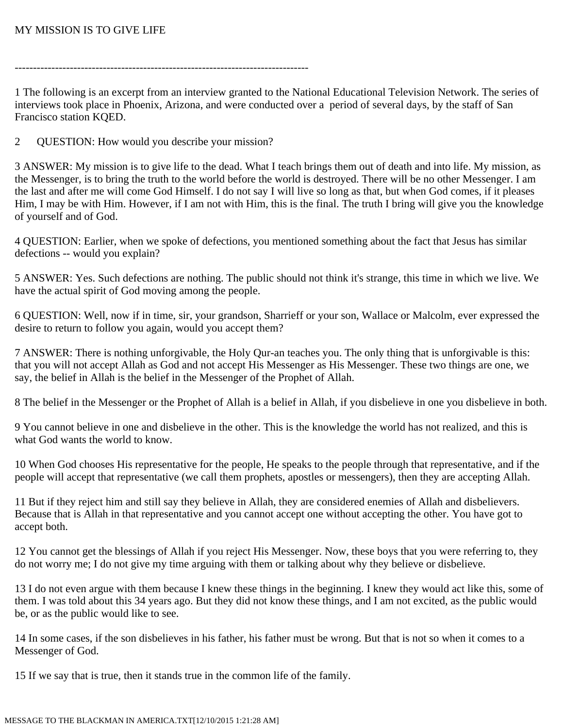MY MISSION IS TO GIVE LIFE

---

1 The following is an excerpt from an interview granted to the National Educational Television Network. The series of interviews took place in Phoenix, Arizona, and were conducted over a period of several days, by the staff of San Francisco station KQED.

2 QUESTION: How would you describe your mission?

3 ANSWER: My mission is to give life to the dead. What I teach brings them out of death and into life. My mission, as the Messenger, is to bring the truth to the world before the world is destroyed. There will be no other Messenger. I am the last and after me will come God Himself. I do not say I will live so long as that, but when God comes, if it pleases Him, I may be with Him. However, if I am not with Him, this is the final. The truth I bring will give you the knowledge of yourself and of God.

4 QUESTION: Earlier, when we spoke of defections, you mentioned something about the fact that Jesus has similar defections -- would you explain?

5 ANSWER: Yes. Such defections are nothing. The public should not think it's strange, this time in which we live. We have the actual spirit of God moving among the people.

6 QUESTION: Well, now if in time, sir, your grandson, Sharrieff or your son, Wallace or Malcolm, ever expressed the desire to return to follow you again, would you accept them?

7 ANSWER: There is nothing unforgivable, the Holy Qur-an teaches you. The only thing that is unforgivable is this: that you will not accept Allah as God and not accept His Messenger as His Messenger. These two things are one, we say, the belief in Allah is the belief in the Messenger of the Prophet of Allah.

8 The belief in the Messenger or the Prophet of Allah is a belief in Allah, if you disbelieve in one you disbelieve in both.

9 You cannot believe in one and disbelieve in the other. This is the knowledge the world has not realized, and this is what God wants the world to know.

10 When God chooses His representative for the people, He speaks to the people through that representative, and if the people will accept that representative (we call them prophets, apostles or messengers), then they are accepting Allah.

11 But if they reject him and still say they believe in Allah, they are considered enemies of Allah and disbelievers. Because that is Allah in that representative and you cannot accept one without accepting the other. You have got to accept both.

12 You cannot get the blessings of Allah if you reject His Messenger. Now, these boys that you were referring to, they do not worry me; I do not give my time arguing with them or talking about why they believe or disbelieve.

13 I do not even argue with them because I knew these things in the beginning. I knew they would act like this, some of them. I was told about this 34 years ago. But they did not know these things, and I am not excited, as the public would be, or as the public would like to see.

14 In some cases, if the son disbelieves in his father, his father must be wrong. But that is not so when it comes to a Messenger of God.

15 If we say that is true, then it stands true in the common life of the family.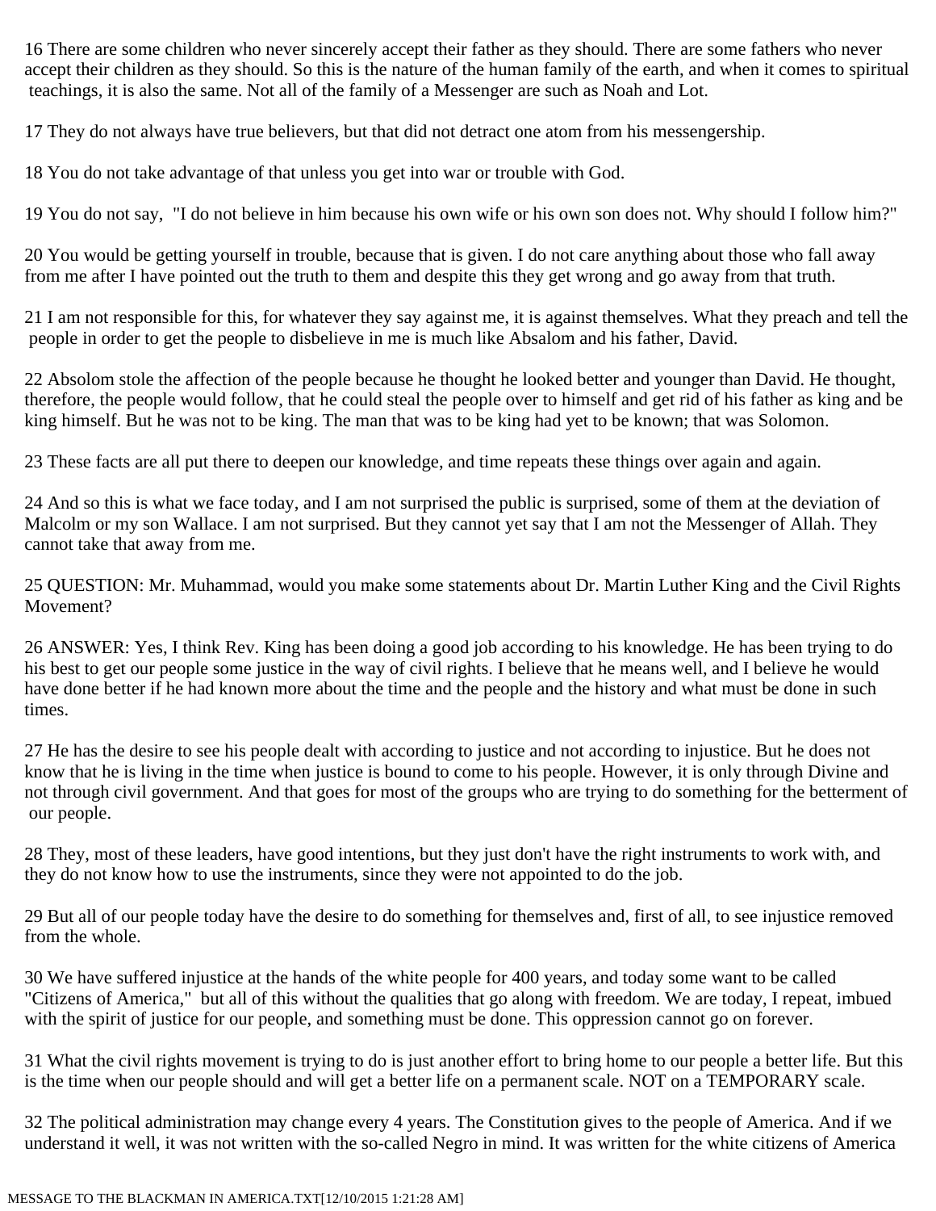16 There are some children who never sincerely accept their father as they should. There are some fathers who never accept their children as they should. So this is the nature of the human family of the earth, and when it comes to spiritual teachings, it is also the same. Not all of the family of a Messenger are such as Noah and Lot.

17 They do not always have true believers, but that did not detract one atom from his messengership.

18 You do not take advantage of that unless you get into war or trouble with God.

19 You do not say, "I do not believe in him because his own wife or his own son does not. Why should I follow him?"

20 You would be getting yourself in trouble, because that is given. I do not care anything about those who fall away from me after I have pointed out the truth to them and despite this they get wrong and go away from that truth.

21 I am not responsible for this, for whatever they say against me, it is against themselves. What they preach and tell the people in order to get the people to disbelieve in me is much like Absalom and his father, David.

22 Absolom stole the affection of the people because he thought he looked better and younger than David. He thought, therefore, the people would follow, that he could steal the people over to himself and get rid of his father as king and be king himself. But he was not to be king. The man that was to be king had yet to be known; that was Solomon.

23 These facts are all put there to deepen our knowledge, and time repeats these things over again and again.

24 And so this is what we face today, and I am not surprised the public is surprised, some of them at the deviation of Malcolm or my son Wallace. I am not surprised. But they cannot yet say that I am not the Messenger of Allah. They cannot take that away from me.

25 QUESTION: Mr. Muhammad, would you make some statements about Dr. Martin Luther King and the Civil Rights Movement?

26 ANSWER: Yes, I think Rev. King has been doing a good job according to his knowledge. He has been trying to do his best to get our people some justice in the way of civil rights. I believe that he means well, and I believe he would have done better if he had known more about the time and the people and the history and what must be done in such times.

27 He has the desire to see his people dealt with according to justice and not according to injustice. But he does not know that he is living in the time when justice is bound to come to his people. However, it is only through Divine and not through civil government. And that goes for most of the groups who are trying to do something for the betterment of our people.

28 They, most of these leaders, have good intentions, but they just don't have the right instruments to work with, and they do not know how to use the instruments, since they were not appointed to do the job.

29 But all of our people today have the desire to do something for themselves and, first of all, to see injustice removed from the whole.

30 We have suffered injustice at the hands of the white people for 400 years, and today some want to be called "Citizens of America," but all of this without the qualities that go along with freedom. We are today, I repeat, imbued with the spirit of justice for our people, and something must be done. This oppression cannot go on forever.

31 What the civil rights movement is trying to do is just another effort to bring home to our people a better life. But this is the time when our people should and will get a better life on a permanent scale. NOT on a TEMPORARY scale.

32 The political administration may change every 4 years. The Constitution gives to the people of America. And if we understand it well, it was not written with the so-called Negro in mind. It was written for the white citizens of America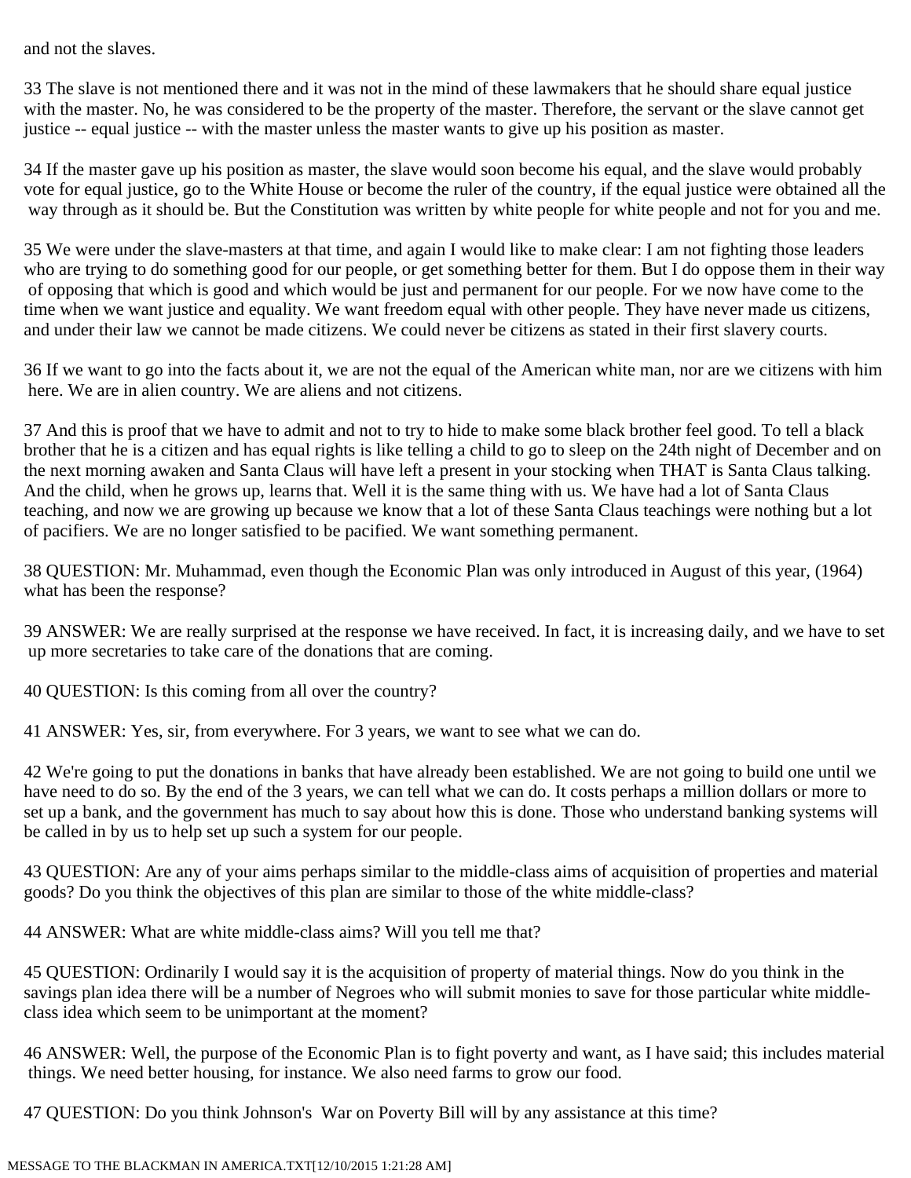and not the slaves.

33 The slave is not mentioned there and it was not in the mind of these lawmakers that he should share equal justice with the master. No, he was considered to be the property of the master. Therefore, the servant or the slave cannot get justice -- equal justice -- with the master unless the master wants to give up his position as master.

34 If the master gave up his position as master, the slave would soon become his equal, and the slave would probably vote for equal justice, go to the White House or become the ruler of the country, if the equal justice were obtained all the way through as it should be. But the Constitution was written by white people for white people and not for you and me.

35 We were under the slave-masters at that time, and again I would like to make clear: I am not fighting those leaders who are trying to do something good for our people, or get something better for them. But I do oppose them in their way of opposing that which is good and which would be just and permanent for our people. For we now have come to the time when we want justice and equality. We want freedom equal with other people. They have never made us citizens, and under their law we cannot be made citizens. We could never be citizens as stated in their first slavery courts.

36 If we want to go into the facts about it, we are not the equal of the American white man, nor are we citizens with him here. We are in alien country. We are aliens and not citizens.

37 And this is proof that we have to admit and not to try to hide to make some black brother feel good. To tell a black brother that he is a citizen and has equal rights is like telling a child to go to sleep on the 24th night of December and on the next morning awaken and Santa Claus will have left a present in your stocking when THAT is Santa Claus talking. And the child, when he grows up, learns that. Well it is the same thing with us. We have had a lot of Santa Claus teaching, and now we are growing up because we know that a lot of these Santa Claus teachings were nothing but a lot of pacifiers. We are no longer satisfied to be pacified. We want something permanent.

38 QUESTION: Mr. Muhammad, even though the Economic Plan was only introduced in August of this year, (1964) what has been the response?

39 ANSWER: We are really surprised at the response we have received. In fact, it is increasing daily, and we have to set up more secretaries to take care of the donations that are coming.

40 QUESTION: Is this coming from all over the country?

41 ANSWER: Yes, sir, from everywhere. For 3 years, we want to see what we can do.

42 We're going to put the donations in banks that have already been established. We are not going to build one until we have need to do so. By the end of the 3 years, we can tell what we can do. It costs perhaps a million dollars or more to set up a bank, and the government has much to say about how this is done. Those who understand banking systems will be called in by us to help set up such a system for our people.

43 QUESTION: Are any of your aims perhaps similar to the middle-class aims of acquisition of properties and material goods? Do you think the objectives of this plan are similar to those of the white middle-class?

44 ANSWER: What are white middle-class aims? Will you tell me that?

45 QUESTION: Ordinarily I would say it is the acquisition of property of material things. Now do you think in the savings plan idea there will be a number of Negroes who will submit monies to save for those particular white middle-class idea which seem to be unimportant at the moment?

46 ANSWER: Well, the purpose of the Economic Plan is to fight poverty and want, as I have said; this includes material things. We need better housing, for instance. We also need farms to grow our food.

47 QUESTION: Do you think Johnson's War on Poverty Bill will by any assistance at this time?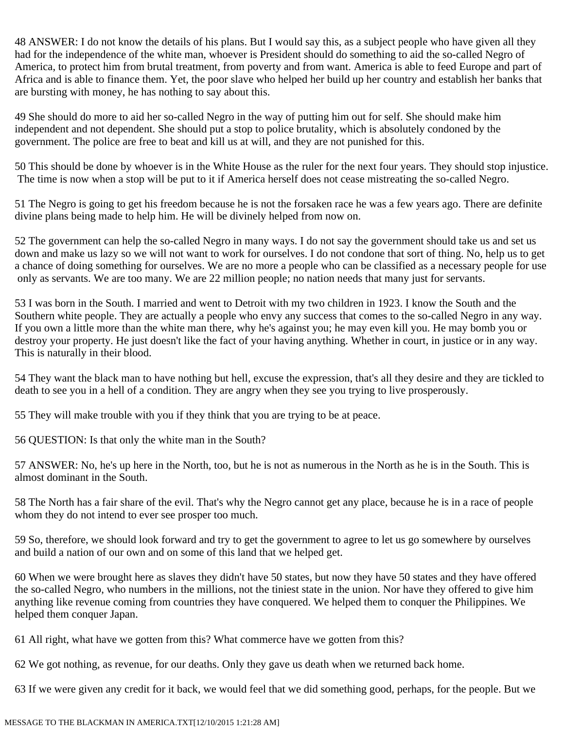48 ANSWER: I do not know the details of his plans. But I would say this, as a subject people who have given all they had for the independence of the white man, whoever is President should do something to aid the so-called Negro of America, to protect him from brutal treatment, from poverty and from want. America is able to feed Europe and part of Africa and is able to finance them. Yet, the poor slave who helped her build up her country and establish her banks that are bursting with money, he has nothing to say about this.

49 She should do more to aid her so-called Negro in the way of putting him out for self. She should make him independent and not dependent. She should put a stop to police brutality, which is absolutely condoned by the government. The police are free to beat and kill us at will, and they are not punished for this.

50 This should be done by whoever is in the White House as the ruler for the next four years. They should stop injustice. The time is now when a stop will be put to it if America herself does not cease mistreating the so-called Negro.

51 The Negro is going to get his freedom because he is not the forsaken race he was a few years ago. There are definite divine plans being made to help him. He will be divinely helped from now on.

52 The government can help the so-called Negro in many ways. I do not say the government should take us and set us down and make us lazy so we will not want to work for ourselves. I do not condone that sort of thing. No, help us to get a chance of doing something for ourselves. We are no more a people who can be classified as a necessary people for use only as servants. We are too many. We are 22 million people; no nation needs that many just for servants.

53 I was born in the South. I married and went to Detroit with my two children in 1923. I know the South and the Southern white people. They are actually a people who envy any success that comes to the so-called Negro in any way. If you own a little more than the white man there, why he's against you; he may even kill you. He may bomb you or destroy your property. He just doesn't like the fact of your having anything. Whether in court, in justice or in any way. This is naturally in their blood.

54 They want the black man to have nothing but hell, excuse the expression, that's all they desire and they are tickled to death to see you in a hell of a condition. They are angry when they see you trying to live prosperously.

55 They will make trouble with you if they think that you are trying to be at peace.

56 QUESTION: Is that only the white man in the South?

57 ANSWER: No, he's up here in the North, too, but he is not as numerous in the North as he is in the South. This is almost dominant in the South.

58 The North has a fair share of the evil. That's why the Negro cannot get any place, because he is in a race of people whom they do not intend to ever see prosper too much.

59 So, therefore, we should look forward and try to get the government to agree to let us go somewhere by ourselves and build a nation of our own and on some of this land that we helped get.

60 When we were brought here as slaves they didn't have 50 states, but now they have 50 states and they have offered the so-called Negro, who numbers in the millions, not the tiniest state in the union. Nor have they offered to give him anything like revenue coming from countries they have conquered. We helped them to conquer the Philippines. We helped them conquer Japan.

61 All right, what have we gotten from this? What commerce have we gotten from this?

62 We got nothing, as revenue, for our deaths. Only they gave us death when we returned back home.

63 If we were given any credit for it back, we would feel that we did something good, perhaps, for the people. But we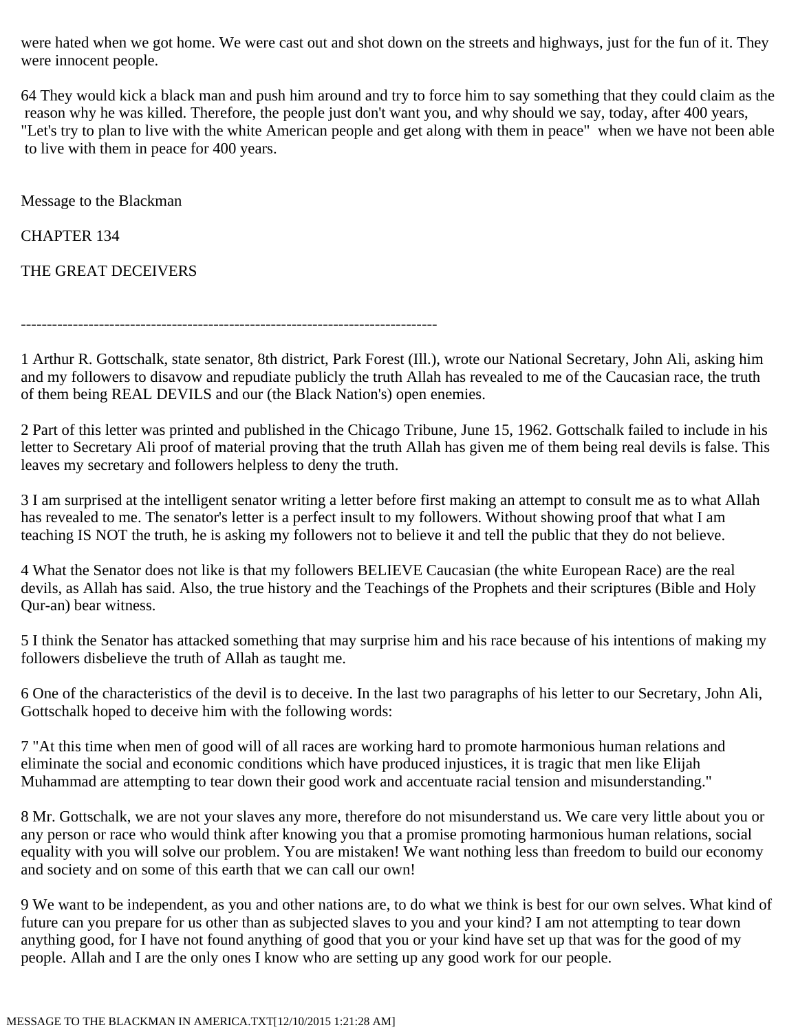were hated when we got home. We were cast out and shot down on the streets and highways, just for the fun of it. They were innocent people.

64 They would kick a black man and push him around and try to force him to say something that they could claim as the reason why he was killed. Therefore, the people just don't want you, and why should we say, today, after 400 years, "Let's try to plan to live with the white American people and get along with them in peace" when we have not been able to live with them in peace for 400 years.

Message to the Blackman

CHAPTER 134

THE GREAT DECEIVERS

--------------------------------------------------------------------------------

1 Arthur R. Gottschalk, state senator, 8th district, Park Forest (Ill.), wrote our National Secretary, John Ali, asking him and my followers to disavow and repudiate publicly the truth Allah has revealed to me of the Caucasian race, the truth of them being REAL DEVILS and our (the Black Nation's) open enemies.

2 Part of this letter was printed and published in the Chicago Tribune, June 15, 1962. Gottschalk failed to include in his letter to Secretary Ali proof of material proving that the truth Allah has given me of them being real devils is false. This leaves my secretary and followers helpless to deny the truth.

3 I am surprised at the intelligent senator writing a letter before first making an attempt to consult me as to what Allah has revealed to me. The senator's letter is a perfect insult to my followers. Without showing proof that what I am teaching IS NOT the truth, he is asking my followers not to believe it and tell the public that they do not believe.

4 What the Senator does not like is that my followers BELIEVE Caucasian (the white European Race) are the real devils, as Allah has said. Also, the true history and the Teachings of the Prophets and their scriptures (Bible and Holy Qur-an) bear witness.

5 I think the Senator has attacked something that may surprise him and his race because of his intentions of making my followers disbelieve the truth of Allah as taught me.

6 One of the characteristics of the devil is to deceive. In the last two paragraphs of his letter to our Secretary, John Ali, Gottschalk hoped to deceive him with the following words:

7 "At this time when men of good will of all races are working hard to promote harmonious human relations and eliminate the social and economic conditions which have produced injustices, it is tragic that men like Elijah Muhammad are attempting to tear down their good work and accentuate racial tension and misunderstanding."

8 Mr. Gottschalk, we are not your slaves any more, therefore do not misunderstand us. We care very little about you or any person or race who would think after knowing you that a promise promoting harmonious human relations, social equality with you will solve our problem. You are mistaken! We want nothing less than freedom to build our economy and society and on some of this earth that we can call our own!

9 We want to be independent, as you and other nations are, to do what we think is best for our own selves. What kind of future can you prepare for us other than as subjected slaves to you and your kind? I am not attempting to tear down anything good, for I have not found anything of good that you or your kind have set up that was for the good of my people. Allah and I are the only ones I know who are setting up any good work for our people.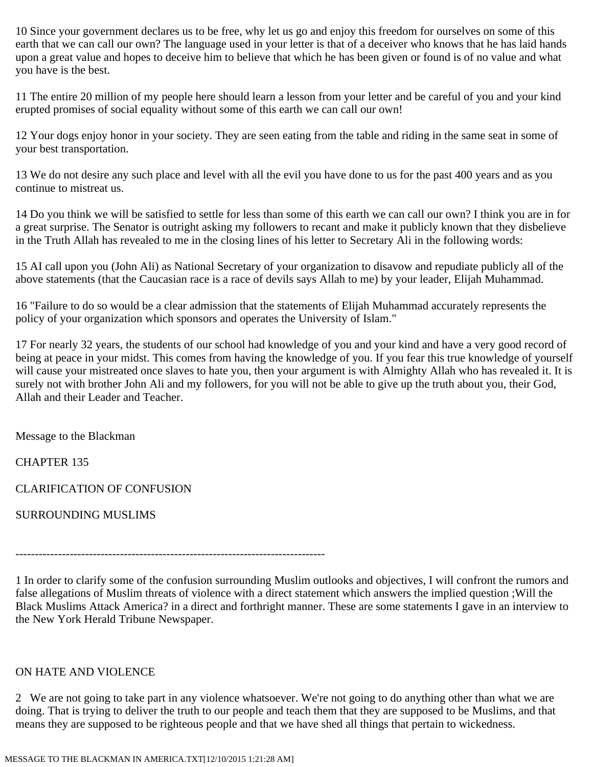10 Since your government declares us to be free, why let us go and enjoy this freedom for ourselves on some of this earth that we can call our own? The language used in your letter is that of a deceiver who knows that he has laid hands upon a great value and hopes to deceive him to believe that which he has been given or found is of no value and what you have is the best.

11 The entire 20 million of my people here should learn a lesson from your letter and be careful of you and your kind erupted promises of social equality without some of this earth we can call our own!

12 Your dogs enjoy honor in your society. They are seen eating from the table and riding in the same seat in some of your best transportation.

13 We do not desire any such place and level with all the evil you have done to us for the past 400 years and as you continue to mistreat us.

14 Do you think we will be satisfied to settle for less than some of this earth we can call our own? I think you are in for a great surprise. The Senator is outright asking my followers to recant and make it publicly known that they disbelieve in the Truth Allah has revealed to me in the closing lines of his letter to Secretary Ali in the following words:

15 AI call upon you (John Ali) as National Secretary of your organization to disavow and repudiate publicly all of the above statements (that the Caucasian race is a race of devils says Allah to me) by your leader, Elijah Muhammad.

16 "Failure to do so would be a clear admission that the statements of Elijah Muhammad accurately represents the policy of your organization which sponsors and operates the University of Islam."

17 For nearly 32 years, the students of our school had knowledge of you and your kind and have a very good record of being at peace in your midst. This comes from having the knowledge of you. If you fear this true knowledge of yourself will cause your mistreated once slaves to hate you, then your argument is with Almighty Allah who has revealed it. It is surely not with brother John Ali and my followers, for you will not be able to give up the truth about you, their God, Allah and their Leader and Teacher.

Message to the Blackman

CHAPTER 135

CLARIFICATION OF CONFUSION

SURROUNDING MUSLIMS

--------------------------------------------------------------------------------

1 In order to clarify some of the confusion surrounding Muslim outlooks and objectives, I will confront the rumors and false allegations of Muslim threats of violence with a direct statement which answers the implied question ;Will the Black Muslims Attack America? in a direct and forthright manner. These are some statements I gave in an interview to the New York Herald Tribune Newspaper.

ON HATE AND VIOLENCE

2 We are not going to take part in any violence whatsoever. We're not going to do anything other than what we are doing. That is trying to deliver the truth to our people and teach them that they are supposed to be Muslims, and that means they are supposed to be righteous people and that we have shed all things that pertain to wickedness.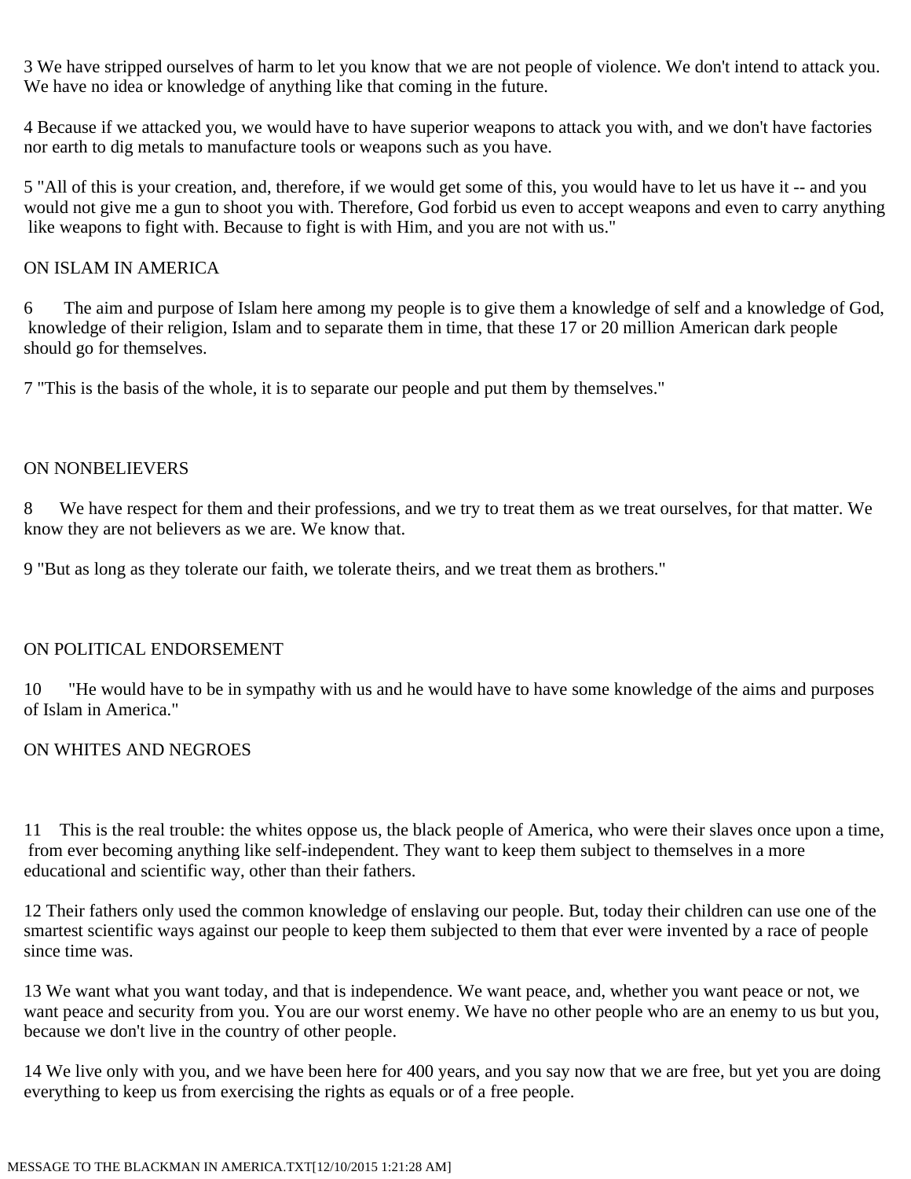3 We have stripped ourselves of harm to let you know that we are not people of violence. We don't intend to attack you. We have no idea or knowledge of anything like that coming in the future.

4 Because if we attacked you, we would have to have superior weapons to attack you with, and we don't have factories nor earth to dig metals to manufacture tools or weapons such as you have.

5 "All of this is your creation, and, therefore, if we would get some of this, you would have to let us have it -- and you would not give me a gun to shoot you with. Therefore, God forbid us even to accept weapons and even to carry anything like weapons to fight with. Because to fight is with Him, and you are not with us."

ON ISLAM IN AMERICA

6 The aim and purpose of Islam here among my people is to give them a knowledge of self and a knowledge of God, knowledge of their religion, Islam and to separate them in time, that these 17 or 20 million American dark people should go for themselves.

7 "This is the basis of the whole, it is to separate our people and put them by themselves."

ON NONBELIEVERS

8 We have respect for them and their professions, and we try to treat them as we treat ourselves, for that matter. We know they are not believers as we are. We know that.

9 "But as long as they tolerate our faith, we tolerate theirs, and we treat them as brothers."

ON POLITICAL ENDORSEMENT

10 "He would have to be in sympathy with us and he would have to have some knowledge of the aims and purposes of Islam in America."

ON WHITES AND NEGROES

11 This is the real trouble: the whites oppose us, the black people of America, who were their slaves once upon a time, from ever becoming anything like self-independent. They want to keep them subject to themselves in a more educational and scientific way, other than their fathers.

12 Their fathers only used the common knowledge of enslaving our people. But, today their children can use one of the smartest scientific ways against our people to keep them subjected to them that ever were invented by a race of people since time was.

13 We want what you want today, and that is independence. We want peace, and, whether you want peace or not, we want peace and security from you. You are our worst enemy. We have no other people who are an enemy to us but you, because we don't live in the country of other people.

14 We live only with you, and we have been here for 400 years, and you say now that we are free, but yet you are doing everything to keep us from exercising the rights as equals or of a free people.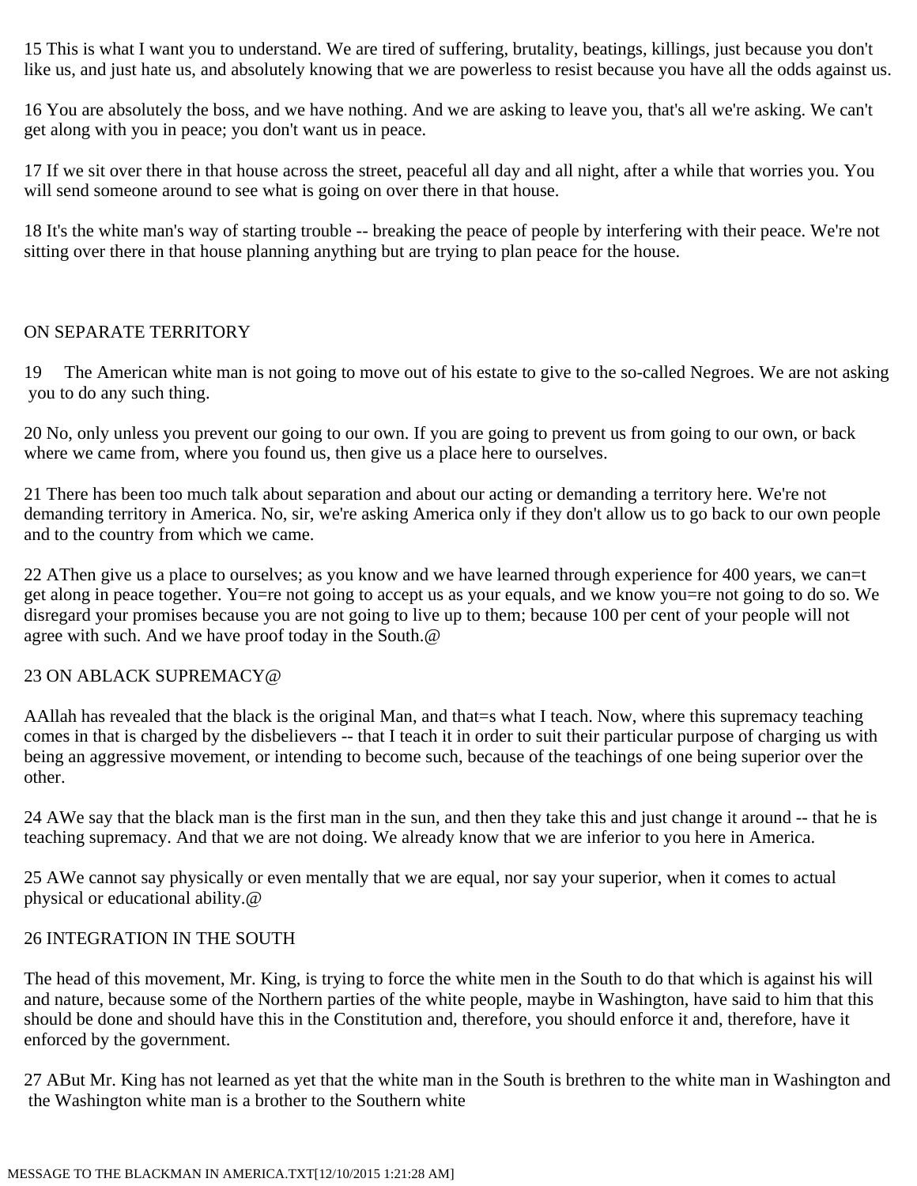15 This is what I want you to understand. We are tired of suffering, brutality, beatings, killings, just because you don't like us, and just hate us, and absolutely knowing that we are powerless to resist because you have all the odds against us.

16 You are absolutely the boss, and we have nothing. And we are asking to leave you, that's all we're asking. We can't get along with you in peace; you don't want us in peace.

17 If we sit over there in that house across the street, peaceful all day and all night, after a while that worries you. You will send someone around to see what is going on over there in that house.

18 It's the white man's way of starting trouble -- breaking the peace of people by interfering with their peace. We're not sitting over there in that house planning anything but are trying to plan peace for the house.

ON SEPARATE TERRITORY

19 The American white man is not going to move out of his estate to give to the so-called Negroes. We are not asking you to do any such thing.

20 No, only unless you prevent our going to our own. If you are going to prevent us from going to our own, or back where we came from, where you found us, then give us a place here to ourselves.

21 There has been too much talk about separation and about our acting or demanding a territory here. We're not demanding territory in America. No, sir, we're asking America only if they don't allow us to go back to our own people and to the country from which we came.

22 AThen give us a place to ourselves; as you know and we have learned through experience for 400 years, we can=t get along in peace together. You=re not going to accept us as your equals, and we know you=re not going to do so. We disregard your promises because you are not going to live up to them; because 100 per cent of your people will not agree with such. And we have proof today in the South.@

23 ON ABLACK SUPREMACY@

AAllah has revealed that the black is the original Man, and that=s what I teach. Now, where this supremacy teaching comes in that is charged by the disbelievers -- that I teach it in order to suit their particular purpose of charging us with being an aggressive movement, or intending to become such, because of the teachings of one being superior over the other.

24 AWe say that the black man is the first man in the sun, and then they take this and just change it around -- that he is teaching supremacy. And that we are not doing. We already know that we are inferior to you here in America.

25 AWe cannot say physically or even mentally that we are equal, nor say your superior, when it comes to actual physical or educational ability.@

26 INTEGRATION IN THE SOUTH

The head of this movement, Mr. King, is trying to force the white men in the South to do that which is against his will and nature, because some of the Northern parties of the white people, maybe in Washington, have said to him that this should be done and should have this in the Constitution and, therefore, you should enforce it and, therefore, have it enforced by the government.

27 ABut Mr. King has not learned as yet that the white man in the South is brethren to the white man in Washington and the Washington white man is a brother to the Southern white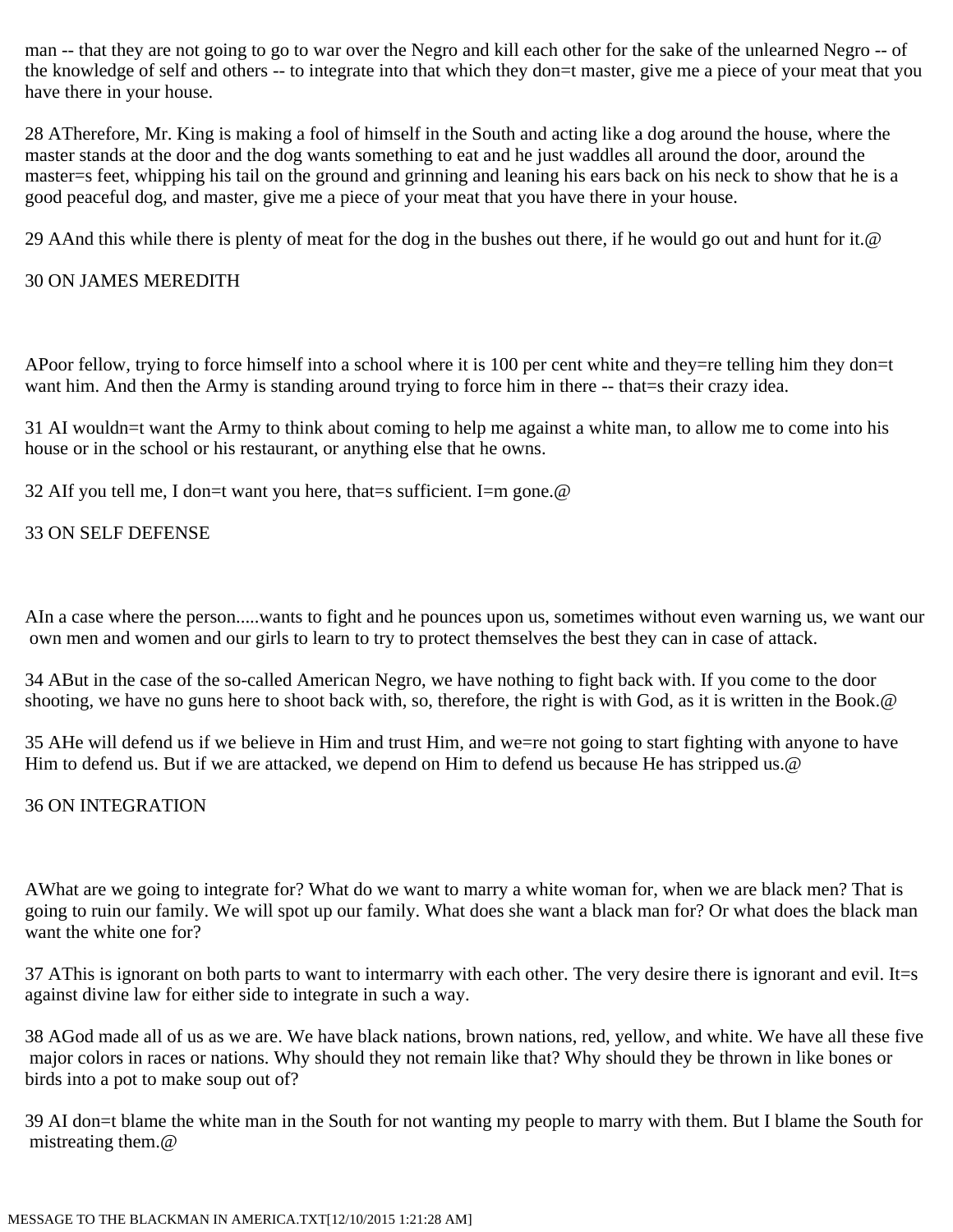man -- that they are not going to go to war over the Negro and kill each other for the sake of the unlearned Negro -- of the knowledge of self and others -- to integrate into that which they don=t master, give me a piece of your meat that you have there in your house.

28 ATherefore, Mr. King is making a fool of himself in the South and acting like a dog around the house, where the master stands at the door and the dog wants something to eat and he just waddles all around the door, around the master=s feet, whipping his tail on the ground and grinning and leaning his ears back on his neck to show that he is a good peaceful dog, and master, give me a piece of your meat that you have there in your house.

29 AAnd this while there is plenty of meat for the dog in the bushes out there, if he would go out and hunt for it.@

30 ON JAMES MEREDITH

APoor fellow, trying to force himself into a school where it is 100 per cent white and they=re telling him they don=t want him. And then the Army is standing around trying to force him in there -- that=s their crazy idea.

31 AI wouldn=t want the Army to think about coming to help me against a white man, to allow me to come into his house or in the school or his restaurant, or anything else that he owns.

32 AIf you tell me, I don=t want you here, that=s sufficient. I=m gone.@

33 ON SELF DEFENSE

AIn a case where the person.....wants to fight and he pounces upon us, sometimes without even warning us, we want our own men and women and our girls to learn to try to protect themselves the best they can in case of attack.

34 ABut in the case of the so-called American Negro, we have nothing to fight back with. If you come to the door shooting, we have no guns here to shoot back with, so, therefore, the right is with God, as it is written in the Book.@

35 AHe will defend us if we believe in Him and trust Him, and we=re not going to start fighting with anyone to have Him to defend us. But if we are attacked, we depend on Him to defend us because He has stripped us.@

36 ON INTEGRATION

AWhat are we going to integrate for? What do we want to marry a white woman for, when we are black men? That is going to ruin our family. We will spot up our family. What does she want a black man for? Or what does the black man want the white one for?

37 AThis is ignorant on both parts to want to intermarry with each other. The very desire there is ignorant and evil. It=s against divine law for either side to integrate in such a way.

38 AGod made all of us as we are. We have black nations, brown nations, red, yellow, and white. We have all these five major colors in races or nations. Why should they not remain like that? Why should they be thrown in like bones or birds into a pot to make soup out of?

39 AI don=t blame the white man in the South for not wanting my people to marry with them. But I blame the South for mistreating them.@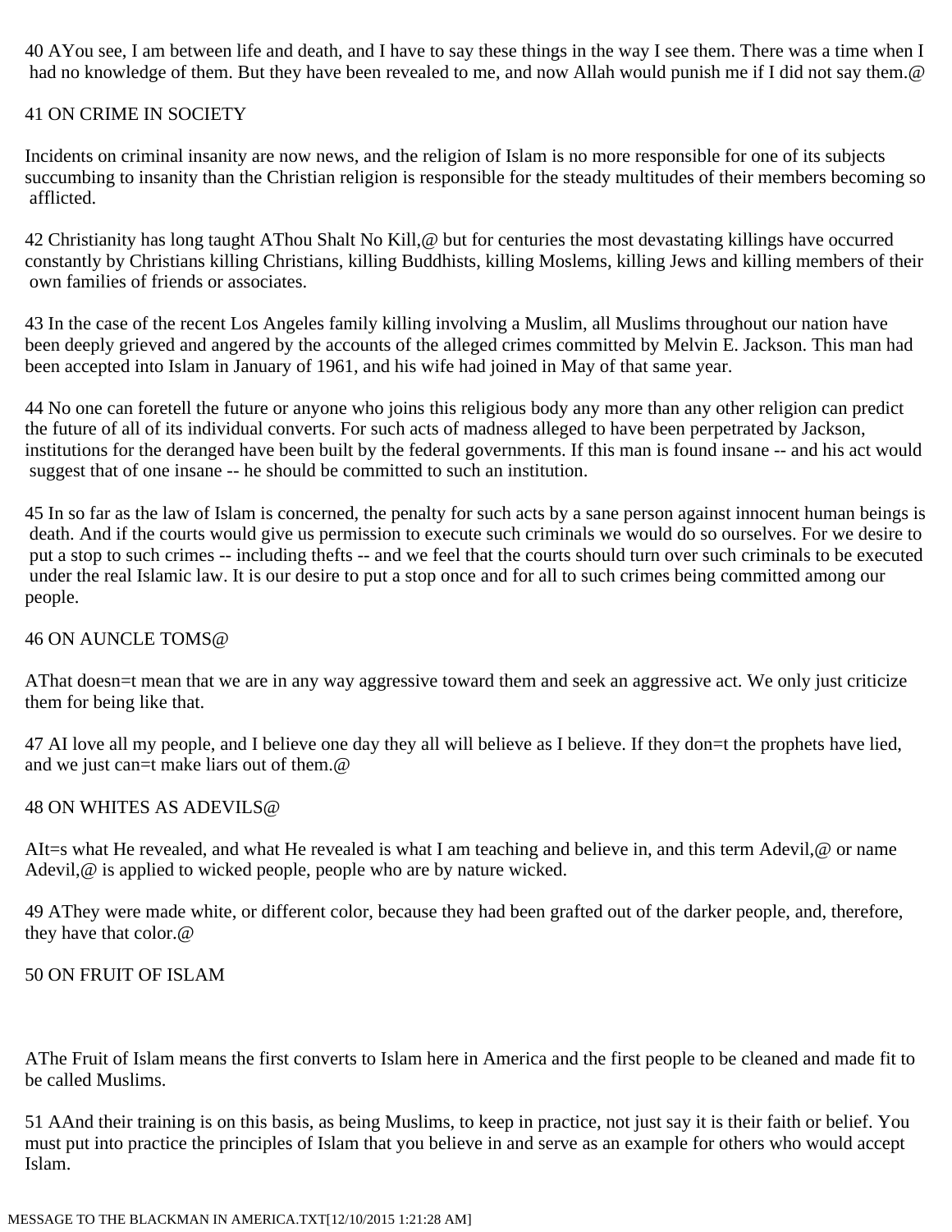40 AYou see, I am between life and death, and I have to say these things in the way I see them. There was a time when I had no knowledge of them. But they have been revealed to me, and now Allah would punish me if I did not say them.@

41 ON CRIME IN SOCIETY

Incidents on criminal insanity are now news, and the religion of Islam is no more responsible for one of its subjects succumbing to insanity than the Christian religion is responsible for the steady multitudes of their members becoming so afflicted.

42 Christianity has long taught AThou Shalt No Kill,@ but for centuries the most devastating killings have occurred constantly by Christians killing Christians, killing Buddhists, killing Moslems, killing Jews and killing members of their own families of friends or associates.

43 In the case of the recent Los Angeles family killing involving a Muslim, all Muslims throughout our nation have been deeply grieved and angered by the accounts of the alleged crimes committed by Melvin E. Jackson. This man had been accepted into Islam in January of 1961, and his wife had joined in May of that same year.

44 No one can foretell the future or anyone who joins this religious body any more than any other religion can predict the future of all of its individual converts. For such acts of madness alleged to have been perpetrated by Jackson, institutions for the deranged have been built by the federal governments. If this man is found insane -- and his act would suggest that of one insane -- he should be committed to such an institution.

45 In so far as the law of Islam is concerned, the penalty for such acts by a sane person against innocent human beings is death. And if the courts would give us permission to execute such criminals we would do so ourselves. For we desire to put a stop to such crimes -- including thefts -- and we feel that the courts should turn over such criminals to be executed under the real Islamic law. It is our desire to put a stop once and for all to such crimes being committed among our people.

46 ON AUNCLE TOMS@

AThat doesn=t mean that we are in any way aggressive toward them and seek an aggressive act. We only just criticize them for being like that.

47 AI love all my people, and I believe one day they all will believe as I believe. If they don=t the prophets have lied, and we just can=t make liars out of them.@

48 ON WHITES AS ADEVILS@

AIt=s what He revealed, and what He revealed is what I am teaching and believe in, and this term Adevil,@ or name Adevil,@ is applied to wicked people, people who are by nature wicked.

49 AThey were made white, or different color, because they had been grafted out of the darker people, and, therefore, they have that color.@

50 ON FRUIT OF ISLAM

AThe Fruit of Islam means the first converts to Islam here in America and the first people to be cleaned and made fit to be called Muslims.

51 AAnd their training is on this basis, as being Muslims, to keep in practice, not just say it is their faith or belief. You must put into practice the principles of Islam that you believe in and serve as an example for others who would accept Islam.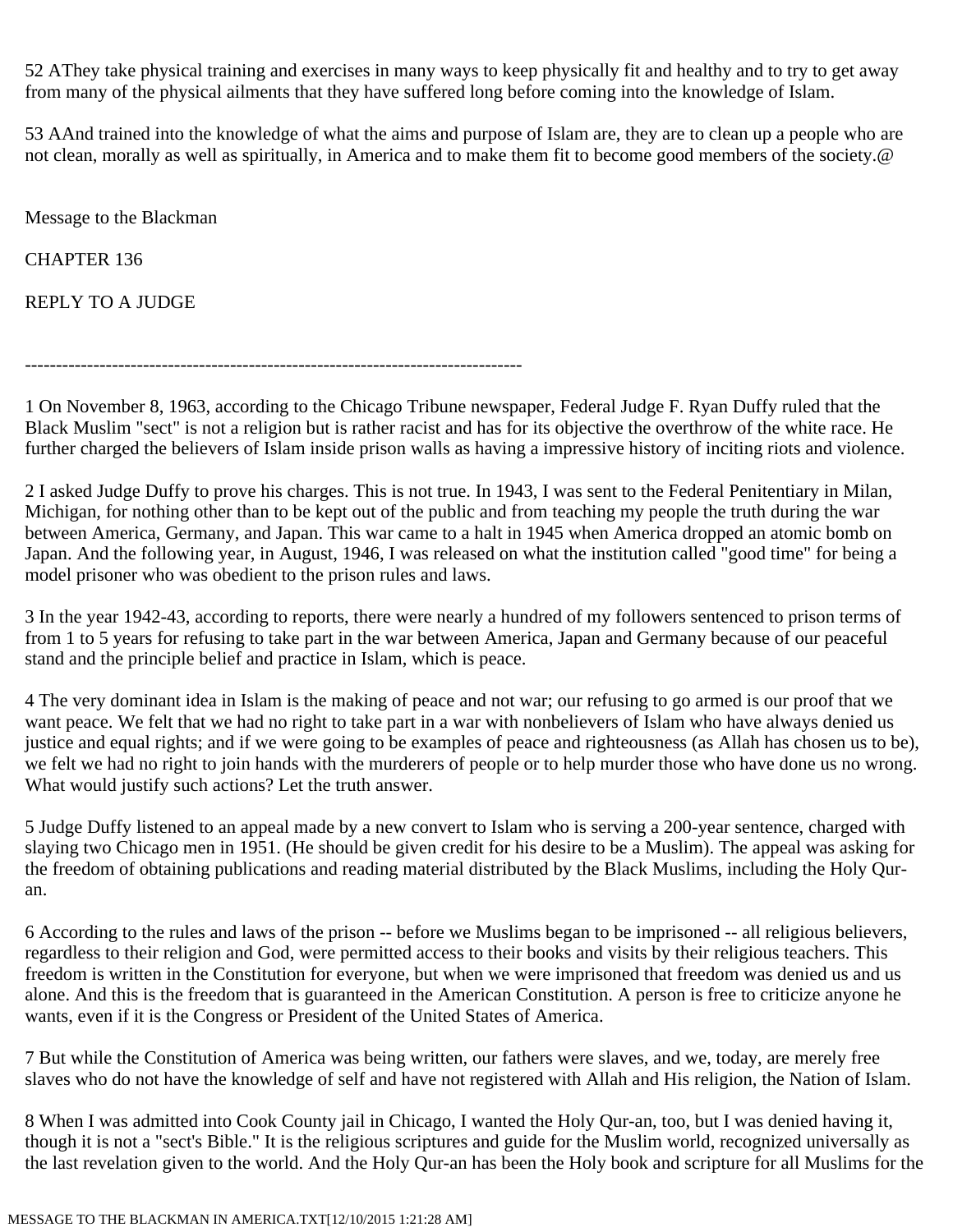52 AThey take physical training and exercises in many ways to keep physically fit and healthy and to try to get away from many of the physical ailments that they have suffered long before coming into the knowledge of Islam.

53 AAnd trained into the knowledge of what the aims and purpose of Islam are, they are to clean up a people who are not clean, morally as well as spiritually, in America and to make them fit to become good members of the society.@

Message to the Blackman

CHAPTER 136

REPLY TO A JUDGE

--------------------------------------------------------------------------------

1 On November 8, 1963, according to the Chicago Tribune newspaper, Federal Judge F. Ryan Duffy ruled that the Black Muslim "sect" is not a religion but is rather racist and has for its objective the overthrow of the white race. He further charged the believers of Islam inside prison walls as having a impressive history of inciting riots and violence.

2 I asked Judge Duffy to prove his charges. This is not true. In 1943, I was sent to the Federal Penitentiary in Milan, Michigan, for nothing other than to be kept out of the public and from teaching my people the truth during the war between America, Germany, and Japan. This war came to a halt in 1945 when America dropped an atomic bomb on Japan. And the following year, in August, 1946, I was released on what the institution called "good time" for being a model prisoner who was obedient to the prison rules and laws.

3 In the year 1942-43, according to reports, there were nearly a hundred of my followers sentenced to prison terms of from 1 to 5 years for refusing to take part in the war between America, Japan and Germany because of our peaceful stand and the principle belief and practice in Islam, which is peace.

4 The very dominant idea in Islam is the making of peace and not war; our refusing to go armed is our proof that we want peace. We felt that we had no right to take part in a war with nonbelievers of Islam who have always denied us justice and equal rights; and if we were going to be examples of peace and righteousness (as Allah has chosen us to be), we felt we had no right to join hands with the murderers of people or to help murder those who have done us no wrong. What would justify such actions? Let the truth answer.

5 Judge Duffy listened to an appeal made by a new convert to Islam who is serving a 200-year sentence, charged with slaying two Chicago men in 1951. (He should be given credit for his desire to be a Muslim). The appeal was asking for the freedom of obtaining publications and reading material distributed by the Black Muslims, including the Holy Qur-an.

6 According to the rules and laws of the prison -- before we Muslims began to be imprisoned -- all religious believers, regardless to their religion and God, were permitted access to their books and visits by their religious teachers. This freedom is written in the Constitution for everyone, but when we were imprisoned that freedom was denied us and us alone. And this is the freedom that is guaranteed in the American Constitution. A person is free to criticize anyone he wants, even if it is the Congress or President of the United States of America.

7 But while the Constitution of America was being written, our fathers were slaves, and we, today, are merely free slaves who do not have the knowledge of self and have not registered with Allah and His religion, the Nation of Islam.

8 When I was admitted into Cook County jail in Chicago, I wanted the Holy Qur-an, too, but I was denied having it, though it is not a "sect's Bible." It is the religious scriptures and guide for the Muslim world, recognized universally as the last revelation given to the world. And the Holy Qur-an has been the Holy book and scripture for all Muslims for the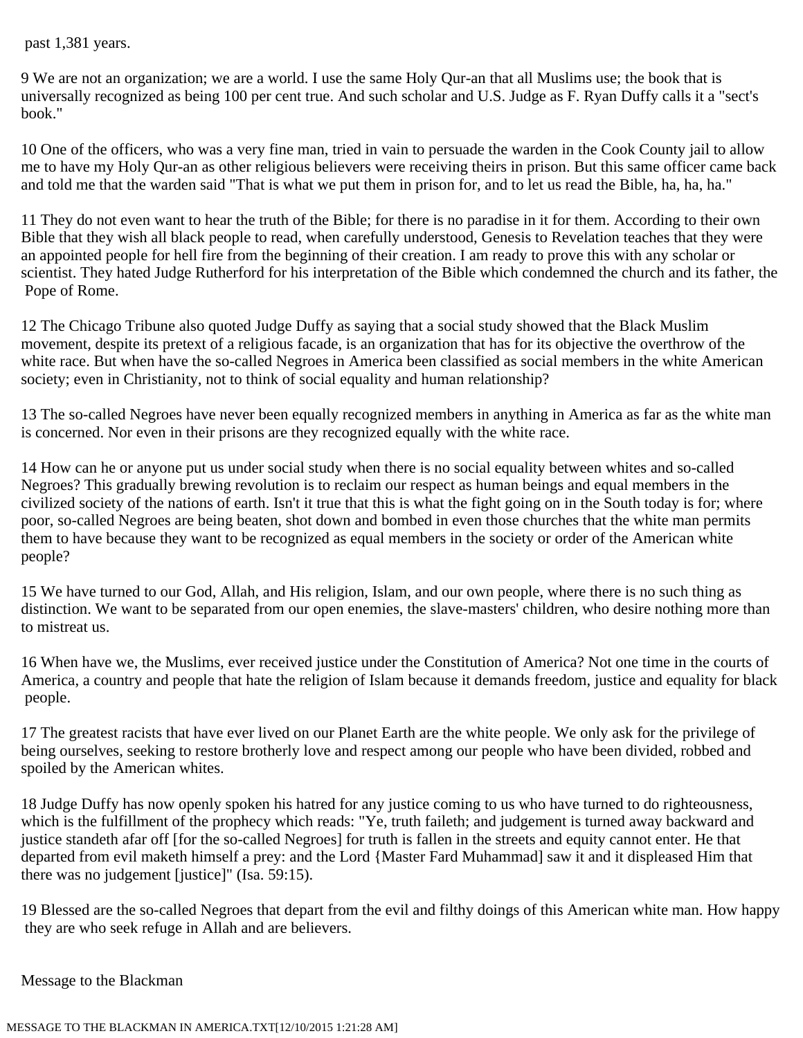past 1,381 years.

9 We are not an organization; we are a world. I use the same Holy Qur-an that all Muslims use; the book that is universally recognized as being 100 per cent true. And such scholar and U.S. Judge as F. Ryan Duffy calls it a "sect's book."

10 One of the officers, who was a very fine man, tried in vain to persuade the warden in the Cook County jail to allow me to have my Holy Qur-an as other religious believers were receiving theirs in prison. But this same officer came back and told me that the warden said "That is what we put them in prison for, and to let us read the Bible, ha, ha, ha."

11 They do not even want to hear the truth of the Bible; for there is no paradise in it for them. According to their own Bible that they wish all black people to read, when carefully understood, Genesis to Revelation teaches that they were an appointed people for hell fire from the beginning of their creation. I am ready to prove this with any scholar or scientist. They hated Judge Rutherford for his interpretation of the Bible which condemned the church and its father, the Pope of Rome.

12 The Chicago Tribune also quoted Judge Duffy as saying that a social study showed that the Black Muslim movement, despite its pretext of a religious facade, is an organization that has for its objective the overthrow of the white race. But when have the so-called Negroes in America been classified as social members in the white American society; even in Christianity, not to think of social equality and human relationship?

13 The so-called Negroes have never been equally recognized members in anything in America as far as the white man is concerned. Nor even in their prisons are they recognized equally with the white race.

14 How can he or anyone put us under social study when there is no social equality between whites and so-called Negroes? This gradually brewing revolution is to reclaim our respect as human beings and equal members in the civilized society of the nations of earth. Isn't it true that this is what the fight going on in the South today is for; where poor, so-called Negroes are being beaten, shot down and bombed in even those churches that the white man permits them to have because they want to be recognized as equal members in the society or order of the American white people?

15 We have turned to our God, Allah, and His religion, Islam, and our own people, where there is no such thing as distinction. We want to be separated from our open enemies, the slave-masters' children, who desire nothing more than to mistreat us.

16 When have we, the Muslims, ever received justice under the Constitution of America? Not one time in the courts of America, a country and people that hate the religion of Islam because it demands freedom, justice and equality for black people.

17 The greatest racists that have ever lived on our Planet Earth are the white people. We only ask for the privilege of being ourselves, seeking to restore brotherly love and respect among our people who have been divided, robbed and spoiled by the American whites.

18 Judge Duffy has now openly spoken his hatred for any justice coming to us who have turned to do righteousness, which is the fulfillment of the prophecy which reads: "Ye, truth faileth; and judgement is turned away backward and justice standeth afar off [for the so-called Negroes] for truth is fallen in the streets and equity cannot enter. He that departed from evil maketh himself a prey: and the Lord {Master Fard Muhammad] saw it and it displeased Him that there was no judgement [justice]" (Isa. 59:15).

19 Blessed are the so-called Negroes that depart from the evil and filthy doings of this American white man. How happy they are who seek refuge in Allah and are believers.

Message to the Blackman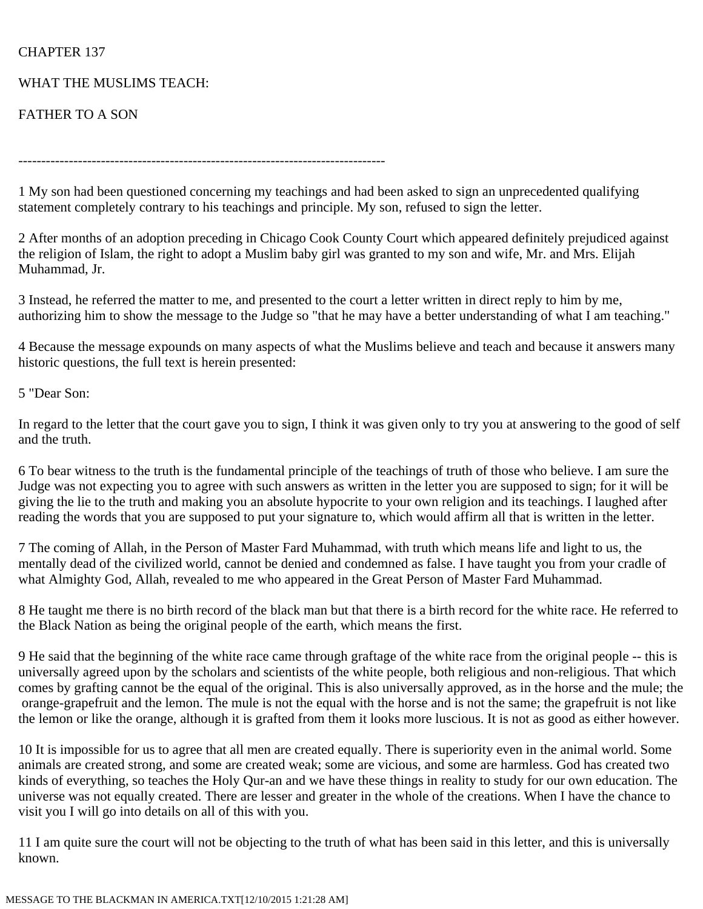CHAPTER 137

WHAT THE MUSLIMS TEACH:

FATHER TO A SON

--------------------------------------------------------------------------------

1 My son had been questioned concerning my teachings and had been asked to sign an unprecedented qualifying statement completely contrary to his teachings and principle. My son, refused to sign the letter.

2 After months of an adoption preceding in Chicago Cook County Court which appeared definitely prejudiced against the religion of Islam, the right to adopt a Muslim baby girl was granted to my son and wife, Mr. and Mrs. Elijah Muhammad, Jr.

3 Instead, he referred the matter to me, and presented to the court a letter written in direct reply to him by me, authorizing him to show the message to the Judge so "that he may have a better understanding of what I am teaching."

4 Because the message expounds on many aspects of what the Muslims believe and teach and because it answers many historic questions, the full text is herein presented:

5 "Dear Son:

In regard to the letter that the court gave you to sign, I think it was given only to try you at answering to the good of self and the truth.

6 To bear witness to the truth is the fundamental principle of the teachings of truth of those who believe. I am sure the Judge was not expecting you to agree with such answers as written in the letter you are supposed to sign; for it will be giving the lie to the truth and making you an absolute hypocrite to your own religion and its teachings. I laughed after reading the words that you are supposed to put your signature to, which would affirm all that is written in the letter.

7 The coming of Allah, in the Person of Master Fard Muhammad, with truth which means life and light to us, the mentally dead of the civilized world, cannot be denied and condemned as false. I have taught you from your cradle of what Almighty God, Allah, revealed to me who appeared in the Great Person of Master Fard Muhammad.

8 He taught me there is no birth record of the black man but that there is a birth record for the white race. He referred to the Black Nation as being the original people of the earth, which means the first.

9 He said that the beginning of the white race came through graftage of the white race from the original people -- this is universally agreed upon by the scholars and scientists of the white people, both religious and non-religious. That which comes by grafting cannot be the equal of the original. This is also universally approved, as in the horse and the mule; the orange-grapefruit and the lemon. The mule is not the equal with the horse and is not the same; the grapefruit is not like the lemon or like the orange, although it is grafted from them it looks more luscious. It is not as good as either however.

10 It is impossible for us to agree that all men are created equally. There is superiority even in the animal world. Some animals are created strong, and some are created weak; some are vicious, and some are harmless. God has created two kinds of everything, so teaches the Holy Qur-an and we have these things in reality to study for our own education. The universe was not equally created. There are lesser and greater in the whole of the creations. When I have the chance to visit you I will go into details on all of this with you.

11 I am quite sure the court will not be objecting to the truth of what has been said in this letter, and this is universally known.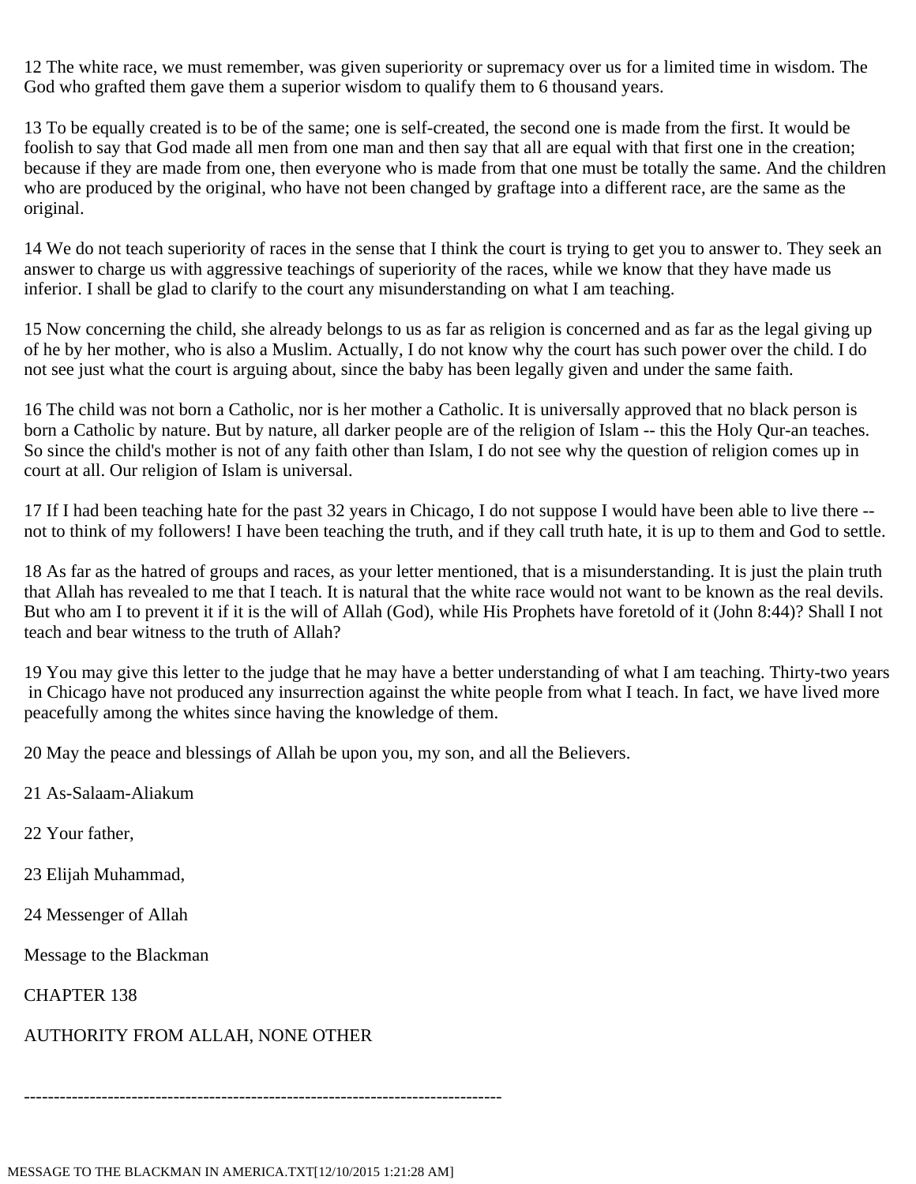12 The white race, we must remember, was given superiority or supremacy over us for a limited time in wisdom. The God who grafted them gave them a superior wisdom to qualify them to 6 thousand years.

13 To be equally created is to be of the same; one is self-created, the second one is made from the first. It would be foolish to say that God made all men from one man and then say that all are equal with that first one in the creation; because if they are made from one, then everyone who is made from that one must be totally the same. And the children who are produced by the original, who have not been changed by graftage into a different race, are the same as the original.

14 We do not teach superiority of races in the sense that I think the court is trying to get you to answer to. They seek an answer to charge us with aggressive teachings of superiority of the races, while we know that they have made us inferior. I shall be glad to clarify to the court any misunderstanding on what I am teaching.

15 Now concerning the child, she already belongs to us as far as religion is concerned and as far as the legal giving up of he by her mother, who is also a Muslim. Actually, I do not know why the court has such power over the child. I do not see just what the court is arguing about, since the baby has been legally given and under the same faith.

16 The child was not born a Catholic, nor is her mother a Catholic. It is universally approved that no black person is born a Catholic by nature. But by nature, all darker people are of the religion of Islam -- this the Holy Qur-an teaches. So since the child's mother is not of any faith other than Islam, I do not see why the question of religion comes up in court at all. Our religion of Islam is universal.

17 If I had been teaching hate for the past 32 years in Chicago, I do not suppose I would have been able to live there -- not to think of my followers! I have been teaching the truth, and if they call truth hate, it is up to them and God to settle.

18 As far as the hatred of groups and races, as your letter mentioned, that is a misunderstanding. It is just the plain truth that Allah has revealed to me that I teach. It is natural that the white race would not want to be known as the real devils. But who am I to prevent it if it is the will of Allah (God), while His Prophets have foretold of it (John 8:44)? Shall I not teach and bear witness to the truth of Allah?

19 You may give this letter to the judge that he may have a better understanding of what I am teaching. Thirty-two years in Chicago have not produced any insurrection against the white people from what I teach. In fact, we have lived more peacefully among the whites since having the knowledge of them.

20 May the peace and blessings of Allah be upon you, my son, and all the Believers.

21 As-Salaam-Aliakum

22 Your father,

23 Elijah Muhammad,

24 Messenger of Allah

Message to the Blackman

CHAPTER 138

AUTHORITY FROM ALLAH, NONE OTHER

--------------------------------------------------------------------------------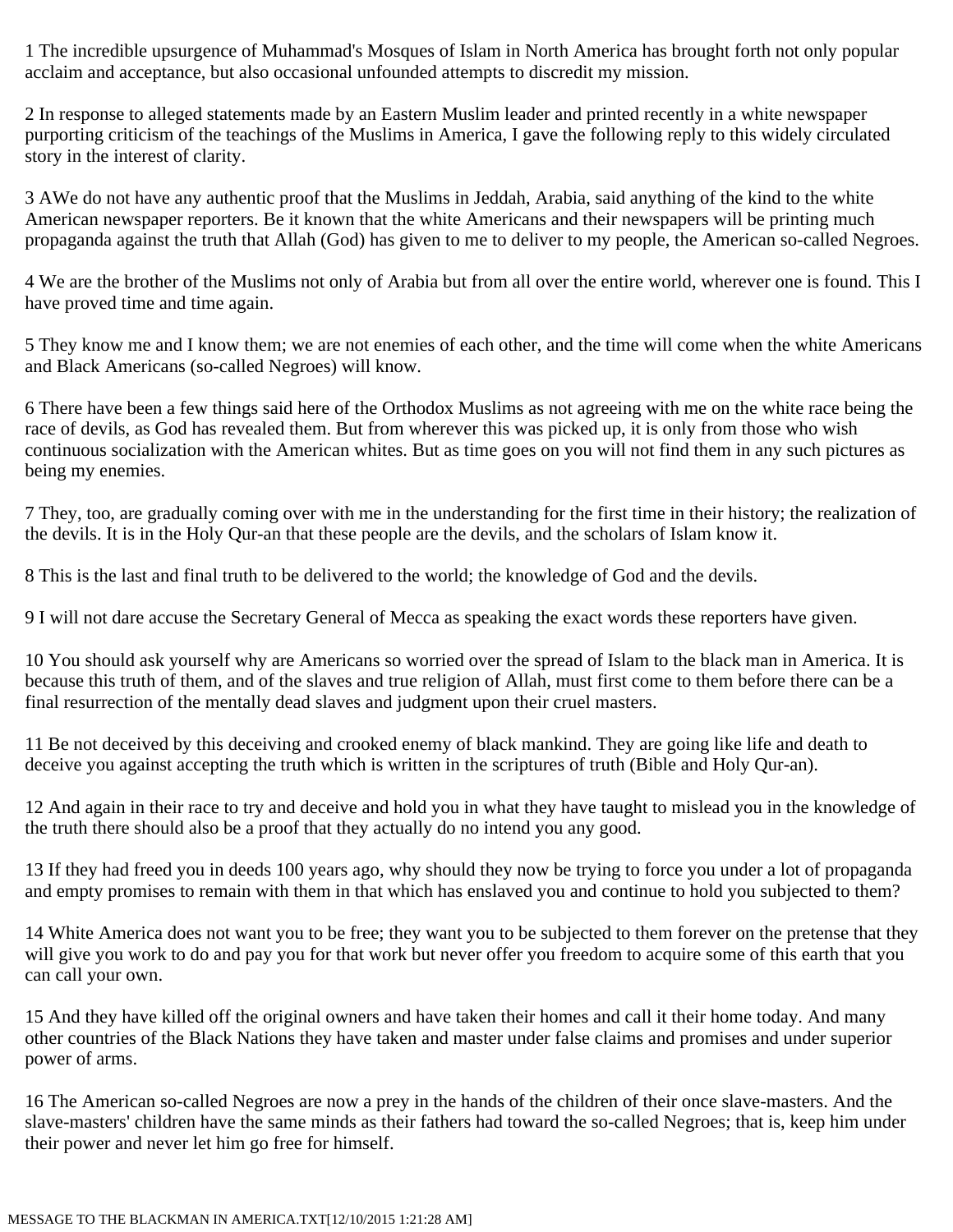1 The incredible upsurgence of Muhammad's Mosques of Islam in North America has brought forth not only popular acclaim and acceptance, but also occasional unfounded attempts to discredit my mission.

2 In response to alleged statements made by an Eastern Muslim leader and printed recently in a white newspaper purporting criticism of the teachings of the Muslims in America, I gave the following reply to this widely circulated story in the interest of clarity.

3 AWe do not have any authentic proof that the Muslims in Jeddah, Arabia, said anything of the kind to the white American newspaper reporters. Be it known that the white Americans and their newspapers will be printing much propaganda against the truth that Allah (God) has given to me to deliver to my people, the American so-called Negroes.

4 We are the brother of the Muslims not only of Arabia but from all over the entire world, wherever one is found. This I have proved time and time again.

5 They know me and I know them; we are not enemies of each other, and the time will come when the white Americans and Black Americans (so-called Negroes) will know.

6 There have been a few things said here of the Orthodox Muslims as not agreeing with me on the white race being the race of devils, as God has revealed them. But from wherever this was picked up, it is only from those who wish continuous socialization with the American whites. But as time goes on you will not find them in any such pictures as being my enemies.

7 They, too, are gradually coming over with me in the understanding for the first time in their history; the realization of the devils. It is in the Holy Qur-an that these people are the devils, and the scholars of Islam know it.

8 This is the last and final truth to be delivered to the world; the knowledge of God and the devils.

9 I will not dare accuse the Secretary General of Mecca as speaking the exact words these reporters have given.

10 You should ask yourself why are Americans so worried over the spread of Islam to the black man in America. It is because this truth of them, and of the slaves and true religion of Allah, must first come to them before there can be a final resurrection of the mentally dead slaves and judgment upon their cruel masters.

11 Be not deceived by this deceiving and crooked enemy of black mankind. They are going like life and death to deceive you against accepting the truth which is written in the scriptures of truth (Bible and Holy Qur-an).

12 And again in their race to try and deceive and hold you in what they have taught to mislead you in the knowledge of the truth there should also be a proof that they actually do no intend you any good.

13 If they had freed you in deeds 100 years ago, why should they now be trying to force you under a lot of propaganda and empty promises to remain with them in that which has enslaved you and continue to hold you subjected to them?

14 White America does not want you to be free; they want you to be subjected to them forever on the pretense that they will give you work to do and pay you for that work but never offer you freedom to acquire some of this earth that you can call your own.

15 And they have killed off the original owners and have taken their homes and call it their home today. And many other countries of the Black Nations they have taken and master under false claims and promises and under superior power of arms.

16 The American so-called Negroes are now a prey in the hands of the children of their once slave-masters. And the slave-masters' children have the same minds as their fathers had toward the so-called Negroes; that is, keep him under their power and never let him go free for himself.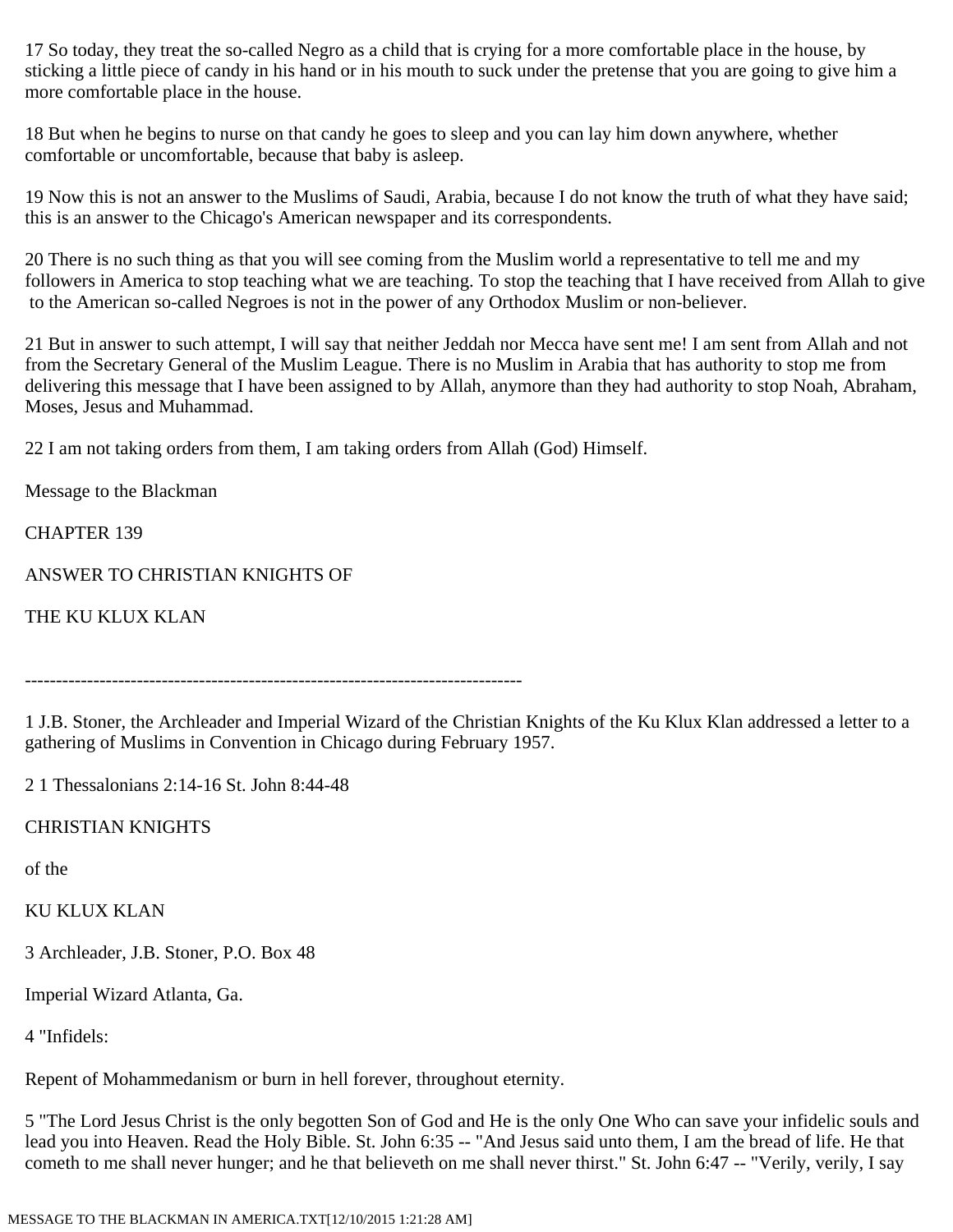17 So today, they treat the so-called Negro as a child that is crying for a more comfortable place in the house, by sticking a little piece of candy in his hand or in his mouth to suck under the pretense that you are going to give him a more comfortable place in the house.

18 But when he begins to nurse on that candy he goes to sleep and you can lay him down anywhere, whether comfortable or uncomfortable, because that baby is asleep.

19 Now this is not an answer to the Muslims of Saudi, Arabia, because I do not know the truth of what they have said; this is an answer to the Chicago's American newspaper and its correspondents.

20 There is no such thing as that you will see coming from the Muslim world a representative to tell me and my followers in America to stop teaching what we are teaching. To stop the teaching that I have received from Allah to give to the American so-called Negroes is not in the power of any Orthodox Muslim or non-believer.

21 But in answer to such attempt, I will say that neither Jeddah nor Mecca have sent me! I am sent from Allah and not from the Secretary General of the Muslim League. There is no Muslim in Arabia that has authority to stop me from delivering this message that I have been assigned to by Allah, anymore than they had authority to stop Noah, Abraham, Moses, Jesus and Muhammad.

22 I am not taking orders from them, I am taking orders from Allah (God) Himself.

Message to the Blackman

# CHAPTER 139

# ANSWER TO CHRISTIAN KNIGHTS OF THE KU KLUX KLAN

---

1 J.B. Stoner, the Archleader and Imperial Wizard of the Christian Knights of the Ku Klux Klan addressed a letter to a gathering of Muslims in Convention in Chicago during February 1957.

2 1 Thessalonians 2:14-16 St. John 8:44-48

CHRISTIAN KNIGHTS

of the

KU KLUX KLAN

3 Archleader, J.B. Stoner, P.O. Box 48

Imperial Wizard Atlanta, Ga.

4 "Infidels:

Repent of Mohammedanism or burn in hell forever, throughout eternity.

5 "The Lord Jesus Christ is the only begotten Son of God and He is the only One Who can save your infidelic souls and lead you into Heaven. Read the Holy Bible. St. John 6:35 -- "And Jesus said unto them, I am the bread of life. He that cometh to me shall never hunger; and he that believeth on me shall never thirst." St. John 6:47 -- "Verily, verily, I say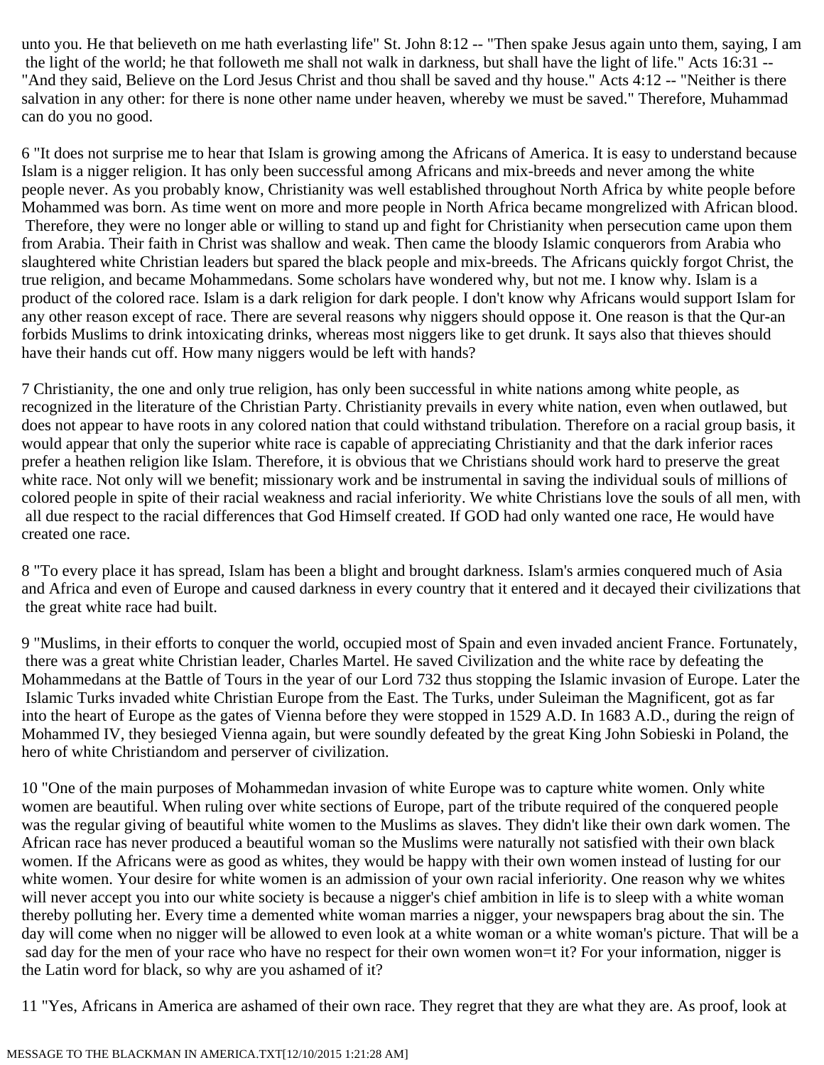unto you. He that believeth on me hath everlasting life" St. John 8:12 -- "Then spake Jesus again unto them, saying, I am the light of the world; he that followeth me shall not walk in darkness, but shall have the light of life." Acts 16:31 -- "And they said, Believe on the Lord Jesus Christ and thou shall be saved and thy house." Acts 4:12 -- "Neither is there salvation in any other: for there is none other name under heaven, whereby we must be saved." Therefore, Muhammad can do you no good.

6 "It does not surprise me to hear that Islam is growing among the Africans of America. It is easy to understand because Islam is a nigger religion. It has only been successful among Africans and mix-breeds and never among the white people never. As you probably know, Christianity was well established throughout North Africa by white people before Mohammed was born. As time went on more and more people in North Africa became mongrelized with African blood. Therefore, they were no longer able or willing to stand up and fight for Christianity when persecution came upon them from Arabia. Their faith in Christ was shallow and weak. Then came the bloody Islamic conquerors from Arabia who slaughtered white Christian leaders but spared the black people and mix-breeds. The Africans quickly forgot Christ, the true religion, and became Mohammedans. Some scholars have wondered why, but not me. I know why. Islam is a product of the colored race. Islam is a dark religion for dark people. I don't know why Africans would support Islam for any other reason except of race. There are several reasons why niggers should oppose it. One reason is that the Qur-an forbids Muslims to drink intoxicating drinks, whereas most niggers like to get drunk. It says also that thieves should have their hands cut off. How many niggers would be left with hands?

7 Christianity, the one and only true religion, has only been successful in white nations among white people, as recognized in the literature of the Christian Party. Christianity prevails in every white nation, even when outlawed, but does not appear to have roots in any colored nation that could withstand tribulation. Therefore on a racial group basis, it would appear that only the superior white race is capable of appreciating Christianity and that the dark inferior races prefer a heathen religion like Islam. Therefore, it is obvious that we Christians should work hard to preserve the great white race. Not only will we benefit; missionary work and be instrumental in saving the individual souls of millions of colored people in spite of their racial weakness and racial inferiority. We white Christians love the souls of all men, with all due respect to the racial differences that God Himself created. If GOD had only wanted one race, He would have created one race.

8 "To every place it has spread, Islam has been a blight and brought darkness. Islam's armies conquered much of Asia and Africa and even of Europe and caused darkness in every country that it entered and it decayed their civilizations that the great white race had built.

9 "Muslims, in their efforts to conquer the world, occupied most of Spain and even invaded ancient France. Fortunately, there was a great white Christian leader, Charles Martel. He saved Civilization and the white race by defeating the Mohammedans at the Battle of Tours in the year of our Lord 732 thus stopping the Islamic invasion of Europe. Later the Islamic Turks invaded white Christian Europe from the East. The Turks, under Suleiman the Magnificent, got as far into the heart of Europe as the gates of Vienna before they were stopped in 1529 A.D. In 1683 A.D., during the reign of Mohammed IV, they besieged Vienna again, but were soundly defeated by the great King John Sobieski in Poland, the hero of white Christiandom and perserver of civilization.

10 "One of the main purposes of Mohammedan invasion of white Europe was to capture white women. Only white women are beautiful. When ruling over white sections of Europe, part of the tribute required of the conquered people was the regular giving of beautiful white women to the Muslims as slaves. They didn't like their own dark women. The African race has never produced a beautiful woman so the Muslims were naturally not satisfied with their own black women. If the Africans were as good as whites, they would be happy with their own women instead of lusting for our white women. Your desire for white women is an admission of your own racial inferiority. One reason why we whites will never accept you into our white society is because a nigger's chief ambition in life is to sleep with a white woman thereby polluting her. Every time a demented white woman marries a nigger, your newspapers brag about the sin. The day will come when no nigger will be allowed to even look at a white woman or a white woman's picture. That will be a sad day for the men of your race who have no respect for their own women won=t it? For your information, nigger is the Latin word for black, so why are you ashamed of it?

11 "Yes, Africans in America are ashamed of their own race. They regret that they are what they are. As proof, look at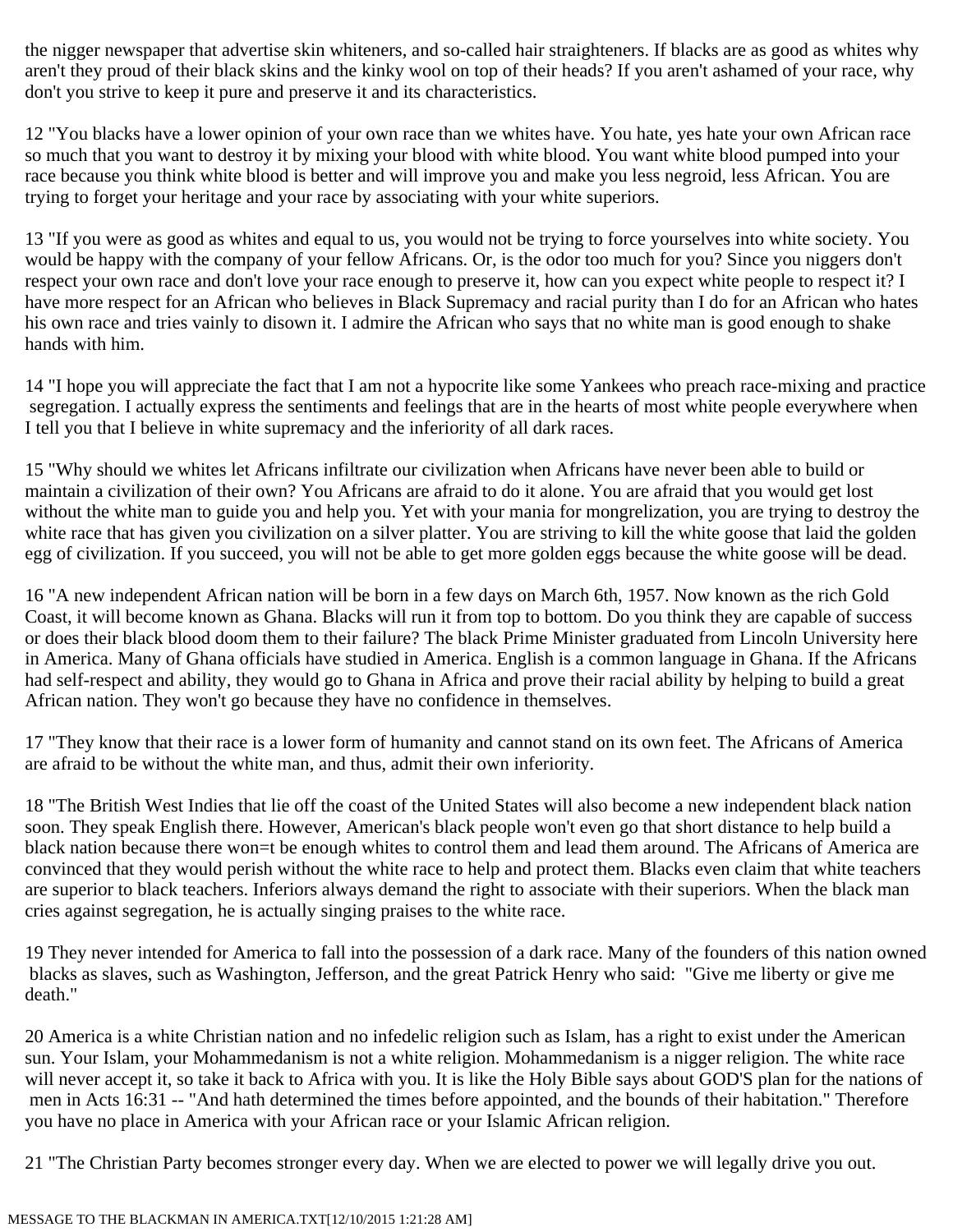the nigger newspaper that advertise skin whiteners, and so-called hair straighteners. If blacks are as good as whites why aren't they proud of their black skins and the kinky wool on top of their heads? If you aren't ashamed of your race, why don't you strive to keep it pure and preserve it and its characteristics.

12 "You blacks have a lower opinion of your own race than we whites have. You hate, yes hate your own African race so much that you want to destroy it by mixing your blood with white blood. You want white blood pumped into your race because you think white blood is better and will improve you and make you less negroid, less African. You are trying to forget your heritage and your race by associating with your white superiors.

13 "If you were as good as whites and equal to us, you would not be trying to force yourselves into white society. You would be happy with the company of your fellow Africans. Or, is the odor too much for you? Since you niggers don't respect your own race and don't love your race enough to preserve it, how can you expect white people to respect it? I have more respect for an African who believes in Black Supremacy and racial purity than I do for an African who hates his own race and tries vainly to disown it. I admire the African who says that no white man is good enough to shake hands with him.

14 "I hope you will appreciate the fact that I am not a hypocrite like some Yankees who preach race-mixing and practice segregation. I actually express the sentiments and feelings that are in the hearts of most white people everywhere when I tell you that I believe in white supremacy and the inferiority of all dark races.

15 "Why should we whites let Africans infiltrate our civilization when Africans have never been able to build or maintain a civilization of their own? You Africans are afraid to do it alone. You are afraid that you would get lost without the white man to guide you and help you. Yet with your mania for mongrelization, you are trying to destroy the white race that has given you civilization on a silver platter. You are striving to kill the white goose that laid the golden egg of civilization. If you succeed, you will not be able to get more golden eggs because the white goose will be dead.

16 "A new independent African nation will be born in a few days on March 6th, 1957. Now known as the rich Gold Coast, it will become known as Ghana. Blacks will run it from top to bottom. Do you think they are capable of success or does their black blood doom them to their failure? The black Prime Minister graduated from Lincoln University here in America. Many of Ghana officials have studied in America. English is a common language in Ghana. If the Africans had self-respect and ability, they would go to Ghana in Africa and prove their racial ability by helping to build a great African nation. They won't go because they have no confidence in themselves.

17 "They know that their race is a lower form of humanity and cannot stand on its own feet. The Africans of America are afraid to be without the white man, and thus, admit their own inferiority.

18 "The British West Indies that lie off the coast of the United States will also become a new independent black nation soon. They speak English there. However, American's black people won't even go that short distance to help build a black nation because there won=t be enough whites to control them and lead them around. The Africans of America are convinced that they would perish without the white race to help and protect them. Blacks even claim that white teachers are superior to black teachers. Inferiors always demand the right to associate with their superiors. When the black man cries against segregation, he is actually singing praises to the white race.

19 They never intended for America to fall into the possession of a dark race. Many of the founders of this nation owned blacks as slaves, such as Washington, Jefferson, and the great Patrick Henry who said: "Give me liberty or give me death."

20 America is a white Christian nation and no infedelic religion such as Islam, has a right to exist under the American sun. Your Islam, your Mohammedanism is not a white religion. Mohammedanism is a nigger religion. The white race will never accept it, so take it back to Africa with you. It is like the Holy Bible says about GOD'S plan for the nations of men in Acts 16:31 -- "And hath determined the times before appointed, and the bounds of their habitation." Therefore you have no place in America with your African race or your Islamic African religion.

21 "The Christian Party becomes stronger every day. When we are elected to power we will legally drive you out.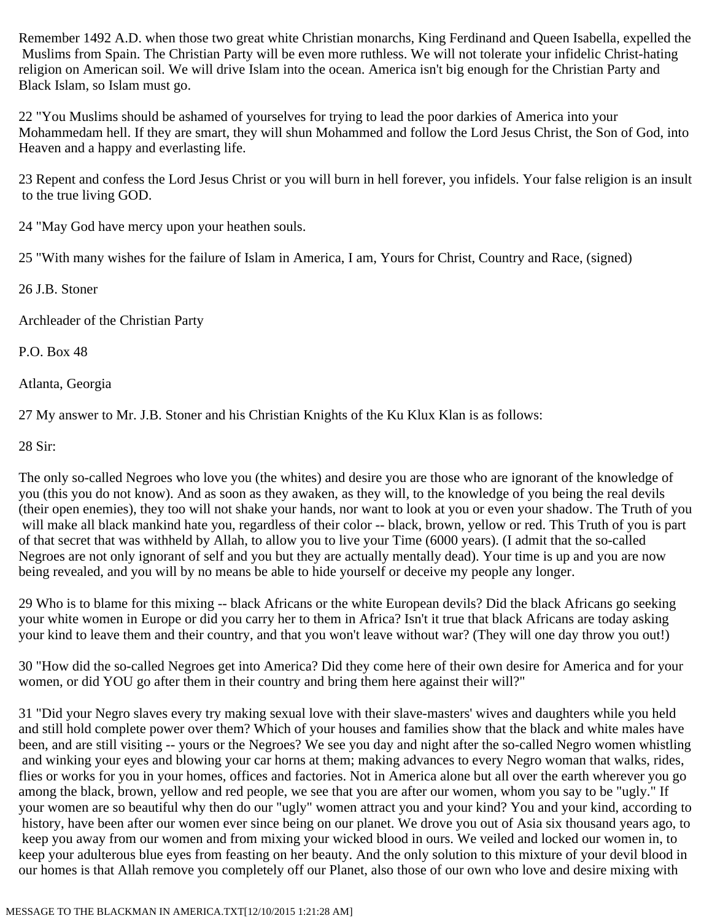Remember 1492 A.D. when those two great white Christian monarchs, King Ferdinand and Queen Isabella, expelled the Muslims from Spain. The Christian Party will be even more ruthless. We will not tolerate your infidelic Christ-hating religion on American soil. We will drive Islam into the ocean. America isn't big enough for the Christian Party and Black Islam, so Islam must go.

22 "You Muslims should be ashamed of yourselves for trying to lead the poor darkies of America into your Mohammedam hell. If they are smart, they will shun Mohammed and follow the Lord Jesus Christ, the Son of God, into Heaven and a happy and everlasting life.

23 Repent and confess the Lord Jesus Christ or you will burn in hell forever, you infidels. Your false religion is an insult to the true living GOD.

24 "May God have mercy upon your heathen souls.

25 "With many wishes for the failure of Islam in America, I am, Yours for Christ, Country and Race, (signed)

26 J.B. Stoner

Archleader of the Christian Party

P.O. Box 48

Atlanta, Georgia

27 My answer to Mr. J.B. Stoner and his Christian Knights of the Ku Klux Klan is as follows:

28 Sir:

The only so-called Negroes who love you (the whites) and desire you are those who are ignorant of the knowledge of you (this you do not know). And as soon as they awaken, as they will, to the knowledge of you being the real devils (their open enemies), they too will not shake your hands, nor want to look at you or even your shadow. The Truth of you will make all black mankind hate you, regardless of their color -- black, brown, yellow or red. This Truth of you is part of that secret that was withheld by Allah, to allow you to live your Time (6000 years). (I admit that the so-called Negroes are not only ignorant of self and you but they are actually mentally dead). Your time is up and you are now being revealed, and you will by no means be able to hide yourself or deceive my people any longer.

29 Who is to blame for this mixing -- black Africans or the white European devils? Did the black Africans go seeking your white women in Europe or did you carry her to them in Africa? Isn't it true that black Africans are today asking your kind to leave them and their country, and that you won't leave without war? (They will one day throw you out!)

30 "How did the so-called Negroes get into America? Did they come here of their own desire for America and for your women, or did YOU go after them in their country and bring them here against their will?"

31 "Did your Negro slaves every try making sexual love with their slave-masters' wives and daughters while you held and still hold complete power over them? Which of your houses and families show that the black and white males have been, and are still visiting -- yours or the Negroes? We see you day and night after the so-called Negro women whistling and winking your eyes and blowing your car horns at them; making advances to every Negro woman that walks, rides, flies or works for you in your homes, offices and factories. Not in America alone but all over the earth wherever you go among the black, brown, yellow and red people, we see that you are after our women, whom you say to be "ugly." If your women are so beautiful why then do our "ugly" women attract you and your kind? You and your kind, according to history, have been after our women ever since being on our planet. We drove you out of Asia six thousand years ago, to keep you away from our women and from mixing your wicked blood in ours. We veiled and locked our women in, to keep your adulterous blue eyes from feasting on her beauty. And the only solution to this mixture of your devil blood in our homes is that Allah remove you completely off our Planet, also those of our own who love and desire mixing with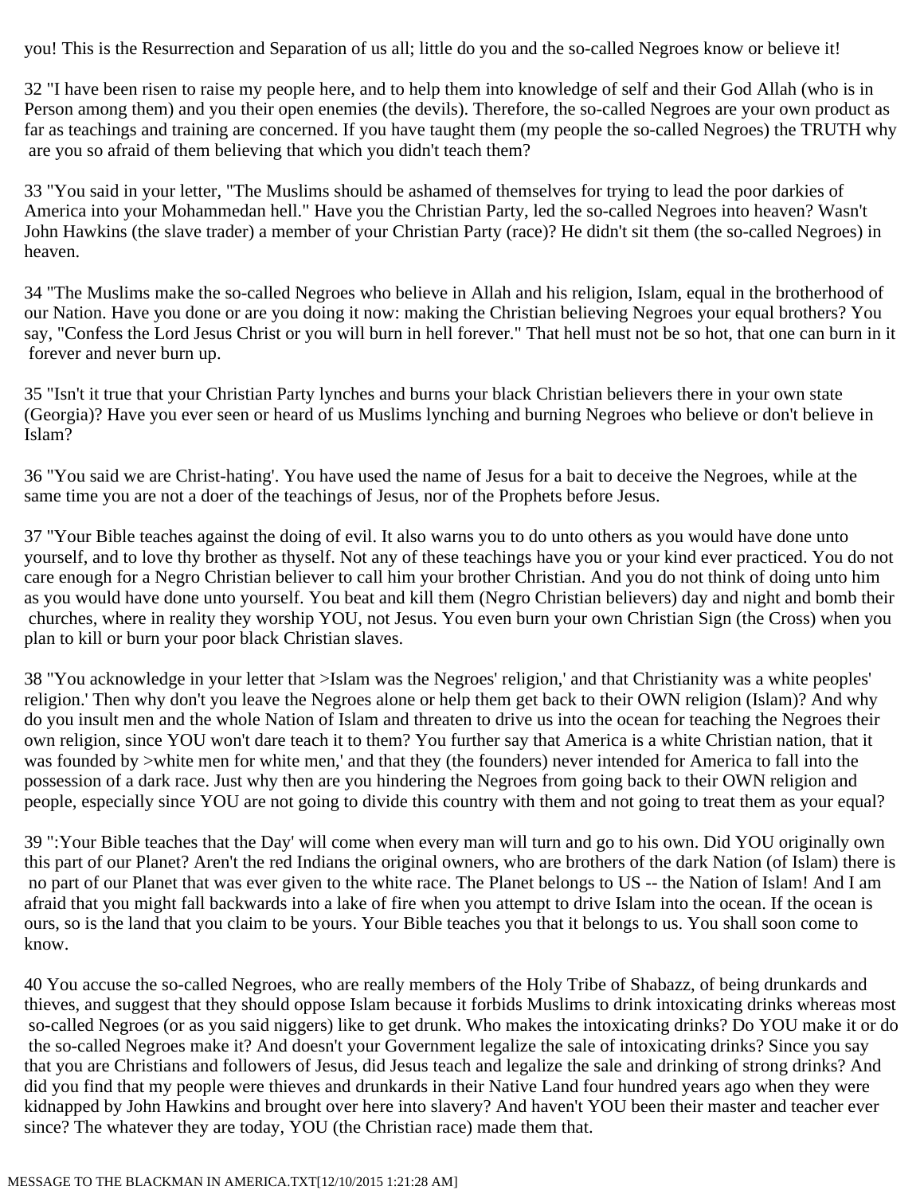you! This is the Resurrection and Separation of us all; little do you and the so-called Negroes know or believe it!

32 "I have been risen to raise my people here, and to help them into knowledge of self and their God Allah (who is in Person among them) and you their open enemies (the devils). Therefore, the so-called Negroes are your own product as far as teachings and training are concerned. If you have taught them (my people the so-called Negroes) the TRUTH why are you so afraid of them believing that which you didn't teach them?

33 "You said in your letter, "The Muslims should be ashamed of themselves for trying to lead the poor darkies of America into your Mohammedan hell." Have you the Christian Party, led the so-called Negroes into heaven? Wasn't John Hawkins (the slave trader) a member of your Christian Party (race)? He didn't sit them (the so-called Negroes) in heaven.

34 "The Muslims make the so-called Negroes who believe in Allah and his religion, Islam, equal in the brotherhood of our Nation. Have you done or are you doing it now: making the Christian believing Negroes your equal brothers? You say, "Confess the Lord Jesus Christ or you will burn in hell forever." That hell must not be so hot, that one can burn in it forever and never burn up.

35 "Isn't it true that your Christian Party lynches and burns your black Christian believers there in your own state (Georgia)? Have you ever seen or heard of us Muslims lynching and burning Negroes who believe or don't believe in Islam?

36 "You said we are Christ-hating'. You have used the name of Jesus for a bait to deceive the Negroes, while at the same time you are not a doer of the teachings of Jesus, nor of the Prophets before Jesus.

37 "Your Bible teaches against the doing of evil. It also warns you to do unto others as you would have done unto yourself, and to love thy brother as thyself. Not any of these teachings have you or your kind ever practiced. You do not care enough for a Negro Christian believer to call him your brother Christian. And you do not think of doing unto him as you would have done unto yourself. You beat and kill them (Negro Christian believers) day and night and bomb their churches, where in reality they worship YOU, not Jesus. You even burn your own Christian Sign (the Cross) when you plan to kill or burn your poor black Christian slaves.

38 "You acknowledge in your letter that >Islam was the Negroes' religion,' and that Christianity was a white peoples' religion.' Then why don't you leave the Negroes alone or help them get back to their OWN religion (Islam)? And why do you insult men and the whole Nation of Islam and threaten to drive us into the ocean for teaching the Negroes their own religion, since YOU won't dare teach it to them? You further say that America is a white Christian nation, that it was founded by >white men for white men,' and that they (the founders) never intended for America to fall into the possession of a dark race. Just why then are you hindering the Negroes from going back to their OWN religion and people, especially since YOU are not going to divide this country with them and not going to treat them as your equal?

39 ":Your Bible teaches that the Day' will come when every man will turn and go to his own. Did YOU originally own this part of our Planet? Aren't the red Indians the original owners, who are brothers of the dark Nation (of Islam) there is no part of our Planet that was ever given to the white race. The Planet belongs to US -- the Nation of Islam! And I am afraid that you might fall backwards into a lake of fire when you attempt to drive Islam into the ocean. If the ocean is ours, so is the land that you claim to be yours. Your Bible teaches you that it belongs to us. You shall soon come to know.

40 You accuse the so-called Negroes, who are really members of the Holy Tribe of Shabazz, of being drunkards and thieves, and suggest that they should oppose Islam because it forbids Muslims to drink intoxicating drinks whereas most so-called Negroes (or as you said niggers) like to get drunk. Who makes the intoxicating drinks? Do YOU make it or do the so-called Negroes make it? And doesn't your Government legalize the sale of intoxicating drinks? Since you say that you are Christians and followers of Jesus, did Jesus teach and legalize the sale and drinking of strong drinks? And did you find that my people were thieves and drunkards in their Native Land four hundred years ago when they were kidnapped by John Hawkins and brought over here into slavery? And haven't YOU been their master and teacher ever since? The whatever they are today, YOU (the Christian race) made them that.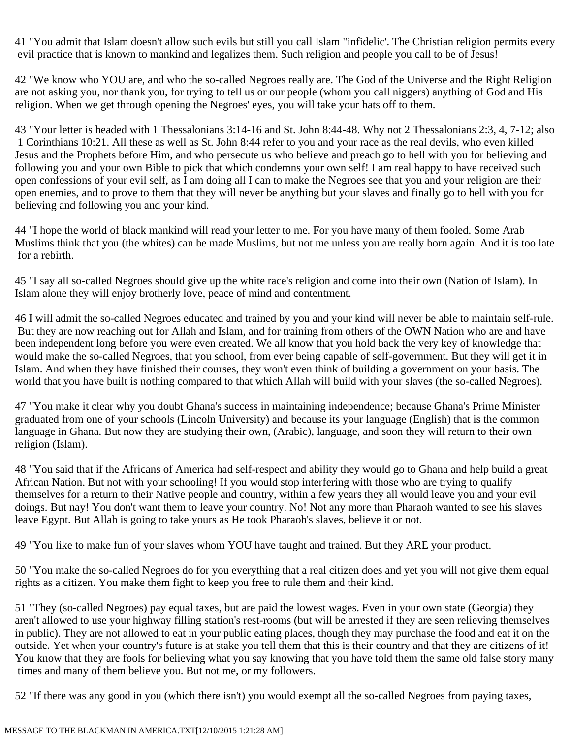41 "You admit that Islam doesn't allow such evils but still you call Islam "infidelic'. The Christian religion permits every evil practice that is known to mankind and legalizes them. Such religion and people you call to be of Jesus!

42 "We know who YOU are, and who the so-called Negroes really are. The God of the Universe and the Right Religion are not asking you, nor thank you, for trying to tell us or our people (whom you call niggers) anything of God and His religion. When we get through opening the Negroes' eyes, you will take your hats off to them.

43 "Your letter is headed with 1 Thessalonians 3:14-16 and St. John 8:44-48. Why not 2 Thessalonians 2:3, 4, 7-12; also 1 Corinthians 10:21. All these as well as St. John 8:44 refer to you and your race as the real devils, who even killed Jesus and the Prophets before Him, and who persecute us who believe and preach go to hell with you for believing and following you and your own Bible to pick that which condemns your own self! I am real happy to have received such open confessions of your evil self, as I am doing all I can to make the Negroes see that you and your religion are their open enemies, and to prove to them that they will never be anything but your slaves and finally go to hell with you for believing and following you and your kind.

44 "I hope the world of black mankind will read your letter to me. For you have many of them fooled. Some Arab Muslims think that you (the whites) can be made Muslims, but not me unless you are really born again. And it is too late for a rebirth.

45 "I say all so-called Negroes should give up the white race's religion and come into their own (Nation of Islam). In Islam alone they will enjoy brotherly love, peace of mind and contentment.

46 I will admit the so-called Negroes educated and trained by you and your kind will never be able to maintain self-rule. But they are now reaching out for Allah and Islam, and for training from others of the OWN Nation who are and have been independent long before you were even created. We all know that you hold back the very key of knowledge that would make the so-called Negroes, that you school, from ever being capable of self-government. But they will get it in Islam. And when they have finished their courses, they won't even think of building a government on your basis. The world that you have built is nothing compared to that which Allah will build with your slaves (the so-called Negroes).

47 "You make it clear why you doubt Ghana's success in maintaining independence; because Ghana's Prime Minister graduated from one of your schools (Lincoln University) and because its your language (English) that is the common language in Ghana. But now they are studying their own, (Arabic), language, and soon they will return to their own religion (Islam).

48 "You said that if the Africans of America had self-respect and ability they would go to Ghana and help build a great African Nation. But not with your schooling! If you would stop interfering with those who are trying to qualify themselves for a return to their Native people and country, within a few years they all would leave you and your evil doings. But nay! You don't want them to leave your country. No! Not any more than Pharaoh wanted to see his slaves leave Egypt. But Allah is going to take yours as He took Pharaoh's slaves, believe it or not.

49 "You like to make fun of your slaves whom YOU have taught and trained. But they ARE your product.

50 "You make the so-called Negroes do for you everything that a real citizen does and yet you will not give them equal rights as a citizen. You make them fight to keep you free to rule them and their kind.

51 "They (so-called Negroes) pay equal taxes, but are paid the lowest wages. Even in your own state (Georgia) they aren't allowed to use your highway filling station's rest-rooms (but will be arrested if they are seen relieving themselves in public). They are not allowed to eat in your public eating places, though they may purchase the food and eat it on the outside. Yet when your country's future is at stake you tell them that this is their country and that they are citizens of it! You know that they are fools for believing what you say knowing that you have told them the same old false story many times and many of them believe you. But not me, or my followers.

52 "If there was any good in you (which there isn't) you would exempt all the so-called Negroes from paying taxes,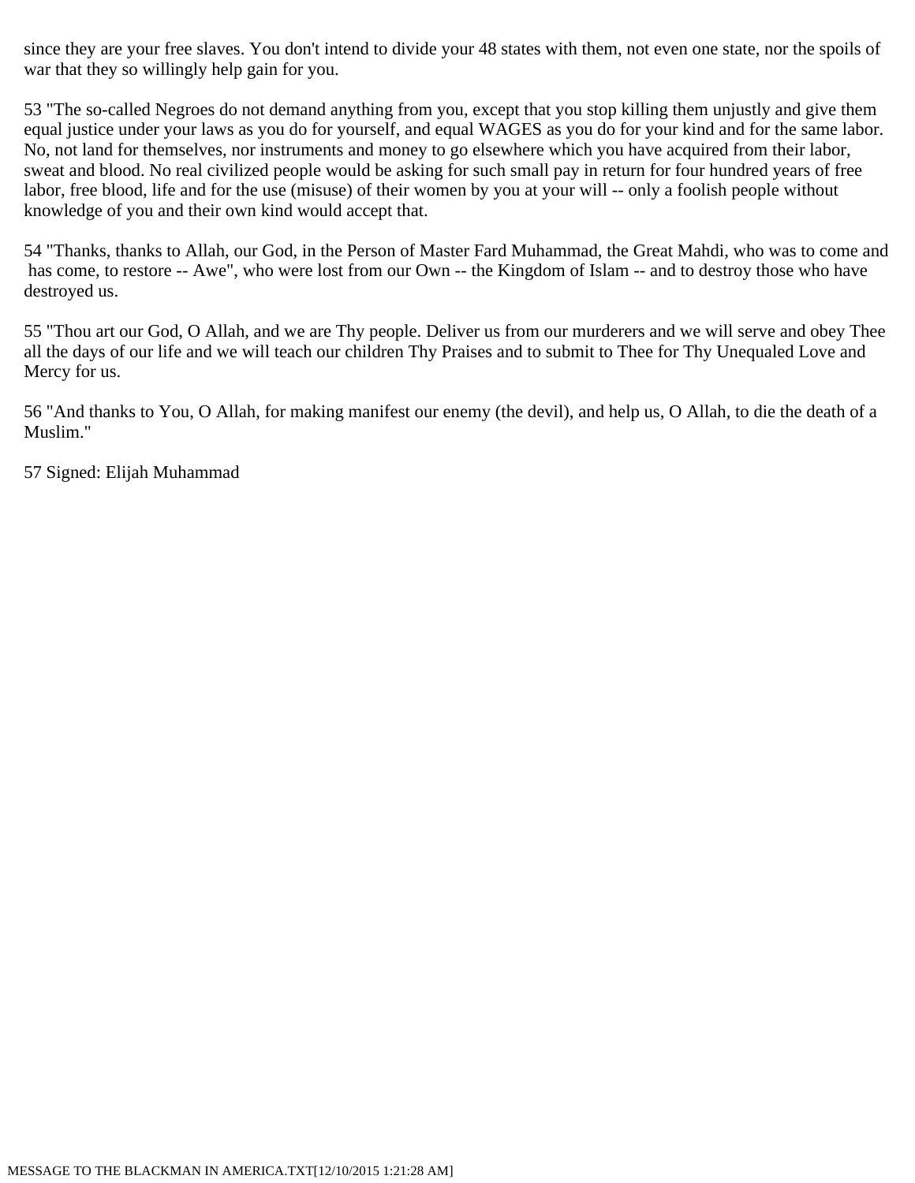since they are your free slaves. You don't intend to divide your 48 states with them, not even one state, nor the spoils of war that they so willingly help gain for you.

53 "The so-called Negroes do not demand anything from you, except that you stop killing them unjustly and give them equal justice under your laws as you do for yourself, and equal WAGES as you do for your kind and for the same labor. No, not land for themselves, nor instruments and money to go elsewhere which you have acquired from their labor, sweat and blood. No real civilized people would be asking for such small pay in return for four hundred years of free labor, free blood, life and for the use (misuse) of their women by you at your will -- only a foolish people without knowledge of you and their own kind would accept that.

54 "Thanks, thanks to Allah, our God, in the Person of Master Fard Muhammad, the Great Mahdi, who was to come and has come, to restore -- Awe", who were lost from our Own -- the Kingdom of Islam -- and to destroy those who have destroyed us.

55 "Thou art our God, O Allah, and we are Thy people. Deliver us from our murderers and we will serve and obey Thee all the days of our life and we will teach our children Thy Praises and to submit to Thee for Thy Unequaled Love and Mercy for us.

56 "And thanks to You, O Allah, for making manifest our enemy (the devil), and help us, O Allah, to die the death of a Muslim."

57 Signed: Elijah Muhammad